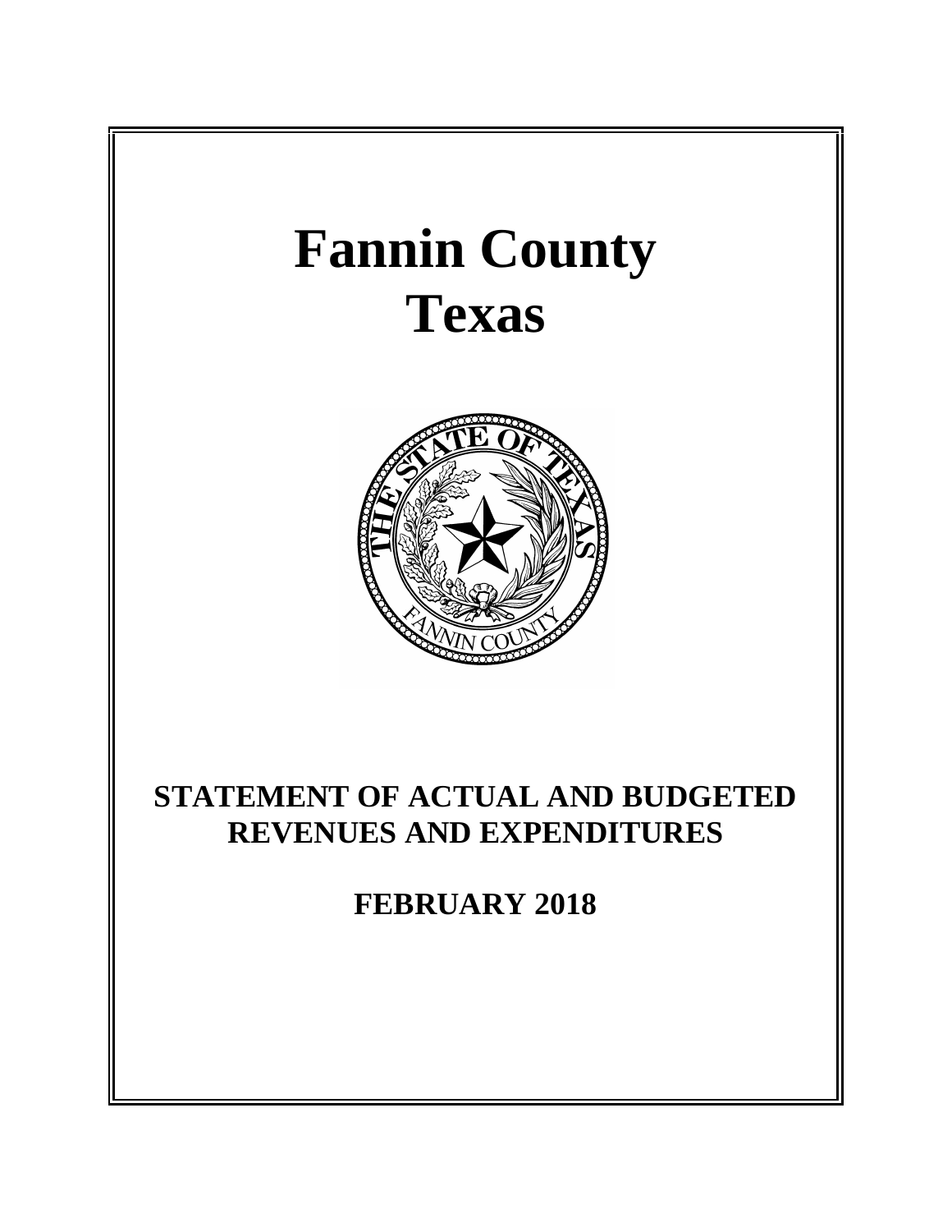# Fannin County
# Texas

## STATEMENT OF ACTUAL AND BUDGETED REVENUES AND EXPENDITURES

## FEBRUARY 2018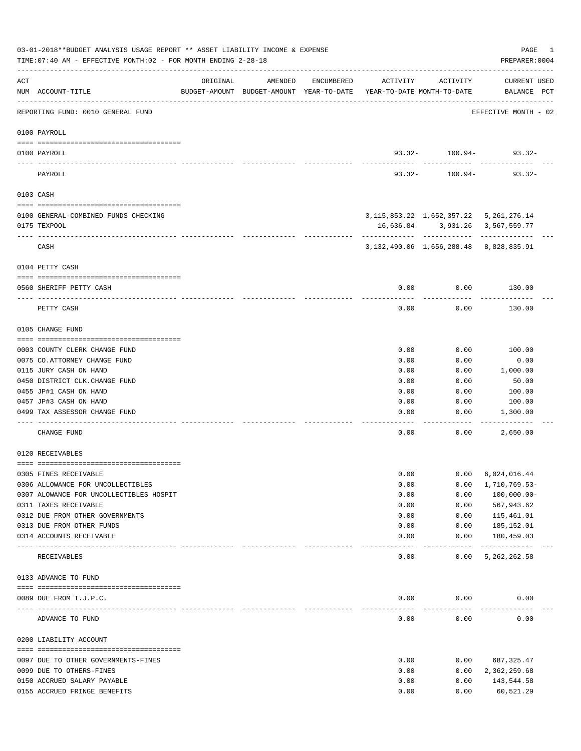03-01-2018**BUDGET ANALYSIS USAGE REPORT ** ASSET LIABILITY INCOME & EXPENSE

TIME:07:40 AM - EFFECTIVE MONTH:02 - FOR MONTH ENDING 2-28-18

PREPARER:0004

| ACT NUM | ACCOUNT-TITLE | ORIGINAL BUDGET-AMOUNT | AMENDED BUDGET-AMOUNT | ENCUMBERED YEAR-TO-DATE | ACTIVITY YEAR-TO-DATE | ACTIVITY MONTH-TO-DATE | CURRENT BALANCE | USED PCT |
|---|---|---|---|---|---|---|---|---|
| | REPORTING FUND: 0010 GENERAL FUND | | | | | | EFFECTIVE MONTH - 02 | |
| | 0100 PAYROLL | | | | | | | |
| 0100 | PAYROLL | | | | 93.32- | 100.94- | 93.32- | |
| | PAYROLL | | | | 93.32- | 100.94- | 93.32- | |
| | 0103 CASH | | | | | | | |
| 0100 | GENERAL-COMBINED FUNDS CHECKING | | | | 3,115,853.22 | 1,652,357.22 | 5,261,276.14 | |
| 0175 | TEXPOOL | | | | 16,636.84 | 3,931.26 | 3,567,559.77 | |
| | CASH | | | | 3,132,490.06 | 1,656,288.48 | 8,828,835.91 | |
| | 0104 PETTY CASH | | | | | | | |
| 0560 | SHERIFF PETTY CASH | | | | 0.00 | 0.00 | 130.00 | |
| | PETTY CASH | | | | 0.00 | 0.00 | 130.00 | |
| | 0105 CHANGE FUND | | | | | | | |
| 0003 | COUNTY CLERK CHANGE FUND | | | | 0.00 | 0.00 | 100.00 | |
| 0075 | CO.ATTORNEY CHANGE FUND | | | | 0.00 | 0.00 | 0.00 | |
| 0115 | JURY CASH ON HAND | | | | 0.00 | 0.00 | 1,000.00 | |
| 0450 | DISTRICT CLK.CHANGE FUND | | | | 0.00 | 0.00 | 50.00 | |
| 0455 | JP#1 CASH ON HAND | | | | 0.00 | 0.00 | 100.00 | |
| 0457 | JP#3 CASH ON HAND | | | | 0.00 | 0.00 | 100.00 | |
| 0499 | TAX ASSESSOR CHANGE FUND | | | | 0.00 | 0.00 | 1,300.00 | |
| | CHANGE FUND | | | | 0.00 | 0.00 | 2,650.00 | |
| | 0120 RECEIVABLES | | | | | | | |
| 0305 | FINES RECEIVABLE | | | | 0.00 | 0.00 | 6,024,016.44 | |
| 0306 | ALLOWANCE FOR UNCOLLECTIBLES | | | | 0.00 | 0.00 | 1,710,769.53- | |
| 0307 | ALOWANCE FOR UNCOLLECTIBLES HOSPIT | | | | 0.00 | 0.00 | 100,000.00- | |
| 0311 | TAXES RECEIVABLE | | | | 0.00 | 0.00 | 567,943.62 | |
| 0312 | DUE FROM OTHER GOVERNMENTS | | | | 0.00 | 0.00 | 115,461.01 | |
| 0313 | DUE FROM OTHER FUNDS | | | | 0.00 | 0.00 | 185,152.01 | |
| 0314 | ACCOUNTS RECEIVABLE | | | | 0.00 | 0.00 | 180,459.03 | |
| | RECEIVABLES | | | | 0.00 | 0.00 | 5,262,262.58 | |
| | 0133 ADVANCE TO FUND | | | | | | | |
| 0089 | DUE FROM T.J.P.C. | | | | 0.00 | 0.00 | 0.00 | |
| | ADVANCE TO FUND | | | | 0.00 | 0.00 | 0.00 | |
| | 0200 LIABILITY ACCOUNT | | | | | | | |
| 0097 | DUE TO OTHER GOVERNMENTS-FINES | | | | 0.00 | 0.00 | 687,325.47 | |
| 0099 | DUE TO OTHERS-FINES | | | | 0.00 | 0.00 | 2,362,259.68 | |
| 0150 | ACCRUED SALARY PAYABLE | | | | 0.00 | 0.00 | 143,544.58 | |
| 0155 | ACCRUED FRINGE BENEFITS | | | | 0.00 | 0.00 | 60,521.29 | |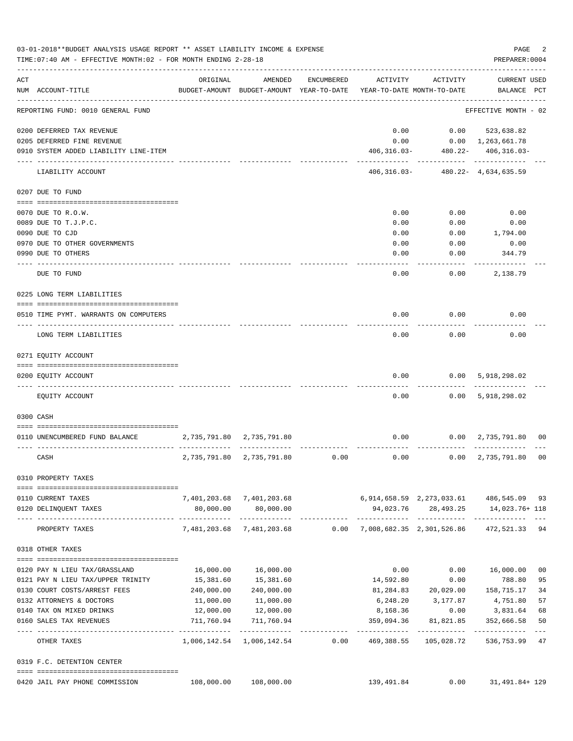03-01-2018**BUDGET ANALYSIS USAGE REPORT ** ASSET LIABILITY INCOME & EXPENSE

TIME:07:40 AM - EFFECTIVE MONTH:02 - FOR MONTH ENDING 2-28-18

| ACT NUM | ACCOUNT-TITLE | ORIGINAL BUDGET-AMOUNT | AMENDED BUDGET-AMOUNT | ENCUMBERED YEAR-TO-DATE | ACTIVITY YEAR-TO-DATE | ACTIVITY MONTH-TO-DATE | CURRENT BALANCE | USED PCT |
|---|---|---|---|---|---|---|---|---|
| | REPORTING FUND: 0010 GENERAL FUND | | | | | | EFFECTIVE MONTH - 02 | |
| 0200 | DEFERRED TAX REVENUE | | | | 0.00 | 0.00 | 523,638.82 | |
| 0205 | DEFERRED FINE REVENUE | | | | 0.00 | 0.00 | 1,263,661.78 | |
| 0910 | SYSTEM ADDED LIABILITY LINE-ITEM | | | | 406,316.03- | 480.22- | 406,316.03- | |
| | LIABILITY ACCOUNT | | | | 406,316.03- | 480.22- | 4,634,635.59 | |
| | 0207 DUE TO FUND | | | | | | | |
| 0070 | DUE TO R.O.W. | | | | 0.00 | 0.00 | 0.00 | |
| 0089 | DUE TO T.J.P.C. | | | | 0.00 | 0.00 | 0.00 | |
| 0090 | DUE TO CJD | | | | 0.00 | 0.00 | 1,794.00 | |
| 0970 | DUE TO OTHER GOVERNMENTS | | | | 0.00 | 0.00 | 0.00 | |
| 0990 | DUE TO OTHERS | | | | 0.00 | 0.00 | 344.79 | |
| | DUE TO FUND | | | | 0.00 | 0.00 | 2,138.79 | |
| | 0225 LONG TERM LIABILITIES | | | | | | | |
| 0510 | TIME PYMT. WARRANTS ON COMPUTERS | | | | 0.00 | 0.00 | 0.00 | |
| | LONG TERM LIABILITIES | | | | 0.00 | 0.00 | 0.00 | |
| | 0271 EQUITY ACCOUNT | | | | | | | |
| 0200 | EQUITY ACCOUNT | | | | 0.00 | 0.00 | 5,918,298.02 | |
| | EQUITY ACCOUNT | | | | 0.00 | 0.00 | 5,918,298.02 | |
| | 0300 CASH | | | | | | | |
| 0110 | UNENCUMBERED FUND BALANCE | 2,735,791.80 | 2,735,791.80 | | 0.00 | 0.00 | 2,735,791.80 | 00 |
| | CASH | 2,735,791.80 | 2,735,791.80 | 0.00 | 0.00 | 0.00 | 2,735,791.80 | 00 |
| | 0310 PROPERTY TAXES | | | | | | | |
| 0110 | CURRENT TAXES | 7,401,203.68 | 7,401,203.68 | | 6,914,658.59 | 2,273,033.61 | 486,545.09 | 93 |
| 0120 | DELINQUENT TAXES | 80,000.00 | 80,000.00 | | 94,023.76 | 28,493.25 | 14,023.76+ | 118 |
| | PROPERTY TAXES | 7,481,203.68 | 7,481,203.68 | 0.00 | 7,008,682.35 | 2,301,526.86 | 472,521.33 | 94 |
| | 0318 OTHER TAXES | | | | | | | |
| 0120 | PAY N LIEU TAX/GRASSLAND | 16,000.00 | 16,000.00 | | 0.00 | 0.00 | 16,000.00 | 00 |
| 0121 | PAY N LIEU TAX/UPPER TRINITY | 15,381.60 | 15,381.60 | | 14,592.80 | 0.00 | 788.80 | 95 |
| 0130 | COURT COSTS/ARREST FEES | 240,000.00 | 240,000.00 | | 81,284.83 | 20,029.00 | 158,715.17 | 34 |
| 0132 | ATTORNEYS & DOCTORS | 11,000.00 | 11,000.00 | | 6,248.20 | 3,177.87 | 4,751.80 | 57 |
| 0140 | TAX ON MIXED DRINKS | 12,000.00 | 12,000.00 | | 8,168.36 | 0.00 | 3,831.64 | 68 |
| 0160 | SALES TAX REVENUES | 711,760.94 | 711,760.94 | | 359,094.36 | 81,821.85 | 352,666.58 | 50 |
| | OTHER TAXES | 1,006,142.54 | 1,006,142.54 | 0.00 | 469,388.55 | 105,028.72 | 536,753.99 | 47 |
| | 0319 F.C. DETENTION CENTER | | | | | | | |
| 0420 | JAIL PAY PHONE COMMISSION | 108,000.00 | 108,000.00 | | 139,491.84 | 0.00 | 31,491.84+ | 129 |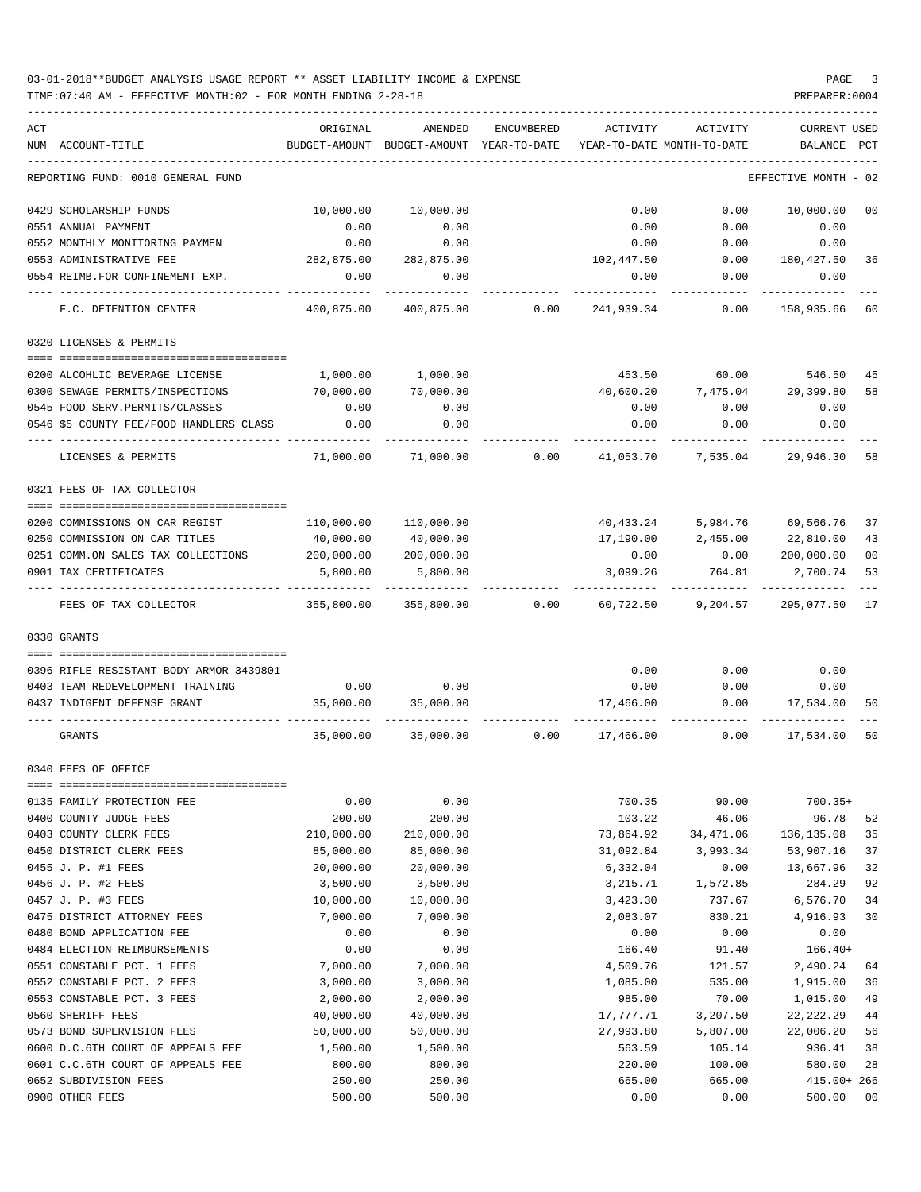03-01-2018**BUDGET ANALYSIS USAGE REPORT ** ASSET LIABILITY INCOME & EXPENSE

TIME:07:40 AM - EFFECTIVE MONTH:02 - FOR MONTH ENDING 2-28-18

PREPARER:0004

| ACT NUM | ACCOUNT-TITLE | ORIGINAL BUDGET-AMOUNT | AMENDED BUDGET-AMOUNT | ENCUMBERED YEAR-TO-DATE | ACTIVITY YEAR-TO-DATE | ACTIVITY MONTH-TO-DATE | CURRENT BALANCE | USED PCT |
|---|---|---|---|---|---|---|---|---|
| | REPORTING FUND: 0010 GENERAL FUND | | | | | | EFFECTIVE MONTH - 02 | |
| 0429 | SCHOLARSHIP FUNDS | 10,000.00 | 10,000.00 | | 0.00 | 0.00 | 10,000.00 | 00 |
| 0551 | ANNUAL PAYMENT | 0.00 | 0.00 | | 0.00 | 0.00 | 0.00 | |
| 0552 | MONTHLY MONITORING PAYMEN | 0.00 | 0.00 | | 0.00 | 0.00 | 0.00 | |
| 0553 | ADMINISTRATIVE FEE | 282,875.00 | 282,875.00 | | 102,447.50 | 0.00 | 180,427.50 | 36 |
| 0554 | REIMB.FOR CONFINEMENT EXP. | 0.00 | 0.00 | | 0.00 | 0.00 | 0.00 | |
| | F.C. DETENTION CENTER | 400,875.00 | 400,875.00 | 0.00 | 241,939.34 | 0.00 | 158,935.66 | 60 |
| | 0320 LICENSES & PERMITS | | | | | | | |
| 0200 | ALCOHLIC BEVERAGE LICENSE | 1,000.00 | 1,000.00 | | 453.50 | 60.00 | 546.50 | 45 |
| 0300 | SEWAGE PERMITS/INSPECTIONS | 70,000.00 | 70,000.00 | | 40,600.20 | 7,475.04 | 29,399.80 | 58 |
| 0545 | FOOD SERV.PERMITS/CLASSES | 0.00 | 0.00 | | 0.00 | 0.00 | 0.00 | |
| 0546 | $5 COUNTY FEE/FOOD HANDLERS CLASS | 0.00 | 0.00 | | 0.00 | 0.00 | 0.00 | |
| | LICENSES & PERMITS | 71,000.00 | 71,000.00 | 0.00 | 41,053.70 | 7,535.04 | 29,946.30 | 58 |
| | 0321 FEES OF TAX COLLECTOR | | | | | | | |
| 0200 | COMMISSIONS ON CAR REGIST | 110,000.00 | 110,000.00 | | 40,433.24 | 5,984.76 | 69,566.76 | 37 |
| 0250 | COMMISSION ON CAR TITLES | 40,000.00 | 40,000.00 | | 17,190.00 | 2,455.00 | 22,810.00 | 43 |
| 0251 | COMM.ON SALES TAX COLLECTIONS | 200,000.00 | 200,000.00 | | 0.00 | 0.00 | 200,000.00 | 00 |
| 0901 | TAX CERTIFICATES | 5,800.00 | 5,800.00 | | 3,099.26 | 764.81 | 2,700.74 | 53 |
| | FEES OF TAX COLLECTOR | 355,800.00 | 355,800.00 | 0.00 | 60,722.50 | 9,204.57 | 295,077.50 | 17 |
| | 0330 GRANTS | | | | | | | |
| 0396 | RIFLE RESISTANT BODY ARMOR 3439801 | | | | 0.00 | 0.00 | 0.00 | |
| 0403 | TEAM REDEVELOPMENT TRAINING | 0.00 | 0.00 | | 0.00 | 0.00 | 0.00 | |
| 0437 | INDIGENT DEFENSE GRANT | 35,000.00 | 35,000.00 | | 17,466.00 | 0.00 | 17,534.00 | 50 |
| | GRANTS | 35,000.00 | 35,000.00 | 0.00 | 17,466.00 | 0.00 | 17,534.00 | 50 |
| | 0340 FEES OF OFFICE | | | | | | | |
| 0135 | FAMILY PROTECTION FEE | 0.00 | 0.00 | | 700.35 | 90.00 | 700.35+ | |
| 0400 | COUNTY JUDGE FEES | 200.00 | 200.00 | | 103.22 | 46.06 | 96.78 | 52 |
| 0403 | COUNTY CLERK FEES | 210,000.00 | 210,000.00 | | 73,864.92 | 34,471.06 | 136,135.08 | 35 |
| 0450 | DISTRICT CLERK FEES | 85,000.00 | 85,000.00 | | 31,092.84 | 3,993.34 | 53,907.16 | 37 |
| 0455 | J. P. #1 FEES | 20,000.00 | 20,000.00 | | 6,332.04 | 0.00 | 13,667.96 | 32 |
| 0456 | J. P. #2 FEES | 3,500.00 | 3,500.00 | | 3,215.71 | 1,572.85 | 284.29 | 92 |
| 0457 | J. P. #3 FEES | 10,000.00 | 10,000.00 | | 3,423.30 | 737.67 | 6,576.70 | 34 |
| 0475 | DISTRICT ATTORNEY FEES | 7,000.00 | 7,000.00 | | 2,083.07 | 830.21 | 4,916.93 | 30 |
| 0480 | BOND APPLICATION FEE | 0.00 | 0.00 | | 0.00 | 0.00 | 0.00 | |
| 0484 | ELECTION REIMBURSEMENTS | 0.00 | 0.00 | | 166.40 | 91.40 | 166.40+ | |
| 0551 | CONSTABLE PCT. 1 FEES | 7,000.00 | 7,000.00 | | 4,509.76 | 121.57 | 2,490.24 | 64 |
| 0552 | CONSTABLE PCT. 2 FEES | 3,000.00 | 3,000.00 | | 1,085.00 | 535.00 | 1,915.00 | 36 |
| 0553 | CONSTABLE PCT. 3 FEES | 2,000.00 | 2,000.00 | | 985.00 | 70.00 | 1,015.00 | 49 |
| 0560 | SHERIFF FEES | 40,000.00 | 40,000.00 | | 17,777.71 | 3,207.50 | 22,222.29 | 44 |
| 0573 | BOND SUPERVISION FEES | 50,000.00 | 50,000.00 | | 27,993.80 | 5,807.00 | 22,006.20 | 56 |
| 0600 | D.C.6TH COURT OF APPEALS FEE | 1,500.00 | 1,500.00 | | 563.59 | 105.14 | 936.41 | 38 |
| 0601 | C.C.6TH COURT OF APPEALS FEE | 800.00 | 800.00 | | 220.00 | 100.00 | 580.00 | 28 |
| 0652 | SUBDIVISION FEES | 250.00 | 250.00 | | 665.00 | 665.00 | 415.00+ | 266 |
| 0900 | OTHER FEES | 500.00 | 500.00 | | 0.00 | 0.00 | 500.00 | 00 |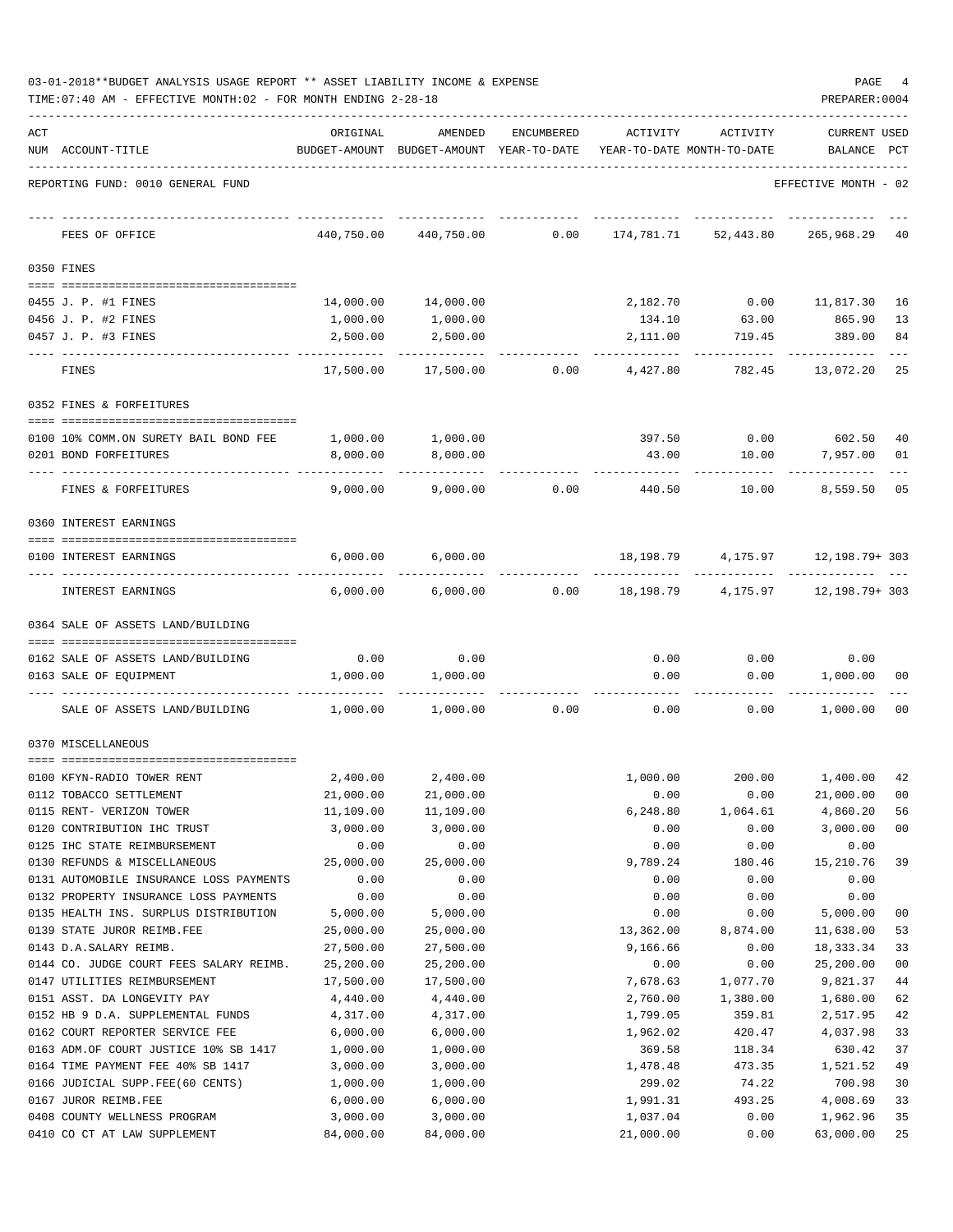03-01-2018**BUDGET ANALYSIS USAGE REPORT ** ASSET LIABILITY INCOME & EXPENSE

TIME:07:40 AM - EFFECTIVE MONTH:02 - FOR MONTH ENDING 2-28-18

PREPARER:0004

REPORTING FUND: 0010 GENERAL FUND — EFFECTIVE MONTH - 02

| ACT NUM | ACCOUNT-TITLE | ORIGINAL BUDGET-AMOUNT | AMENDED BUDGET-AMOUNT | ENCUMBERED YEAR-TO-DATE | ACTIVITY YEAR-TO-DATE | ACTIVITY MONTH-TO-DATE | CURRENT BALANCE | USED PCT |
|---|---|---|---|---|---|---|---|---|
| | FEES OF OFFICE | 440,750.00 | 440,750.00 | 0.00 | 174,781.71 | 52,443.80 | 265,968.29 | 40 |
| **0350** | **FINES** | | | | | | | |
| 0455 | J. P. #1 FINES | 14,000.00 | 14,000.00 | | 2,182.70 | 0.00 | 11,817.30 | 16 |
| 0456 | J. P. #2 FINES | 1,000.00 | 1,000.00 | | 134.10 | 63.00 | 865.90 | 13 |
| 0457 | J. P. #3 FINES | 2,500.00 | 2,500.00 | | 2,111.00 | 719.45 | 389.00 | 84 |
| | FINES | 17,500.00 | 17,500.00 | 0.00 | 4,427.80 | 782.45 | 13,072.20 | 25 |
| **0352** | **FINES & FORFEITURES** | | | | | | | |
| 0100 | 10% COMM.ON SURETY BAIL BOND FEE | 1,000.00 | 1,000.00 | | 397.50 | 0.00 | 602.50 | 40 |
| 0201 | BOND FORFEITURES | 8,000.00 | 8,000.00 | | 43.00 | 10.00 | 7,957.00 | 01 |
| | FINES & FORFEITURES | 9,000.00 | 9,000.00 | 0.00 | 440.50 | 10.00 | 8,559.50 | 05 |
| **0360** | **INTEREST EARNINGS** | | | | | | | |
| 0100 | INTEREST EARNINGS | 6,000.00 | 6,000.00 | | 18,198.79 | 4,175.97 | 12,198.79+ | 303 |
| | INTEREST EARNINGS | 6,000.00 | 6,000.00 | 0.00 | 18,198.79 | 4,175.97 | 12,198.79+ | 303 |
| **0364** | **SALE OF ASSETS LAND/BUILDING** | | | | | | | |
| 0162 | SALE OF ASSETS LAND/BUILDING | 0.00 | 0.00 | | 0.00 | 0.00 | 0.00 | |
| 0163 | SALE OF EQUIPMENT | 1,000.00 | 1,000.00 | | 0.00 | 0.00 | 1,000.00 | 00 |
| | SALE OF ASSETS LAND/BUILDING | 1,000.00 | 1,000.00 | 0.00 | 0.00 | 0.00 | 1,000.00 | 00 |
| **0370** | **MISCELLANEOUS** | | | | | | | |
| 0100 | KFYN-RADIO TOWER RENT | 2,400.00 | 2,400.00 | | 1,000.00 | 200.00 | 1,400.00 | 42 |
| 0112 | TOBACCO SETTLEMENT | 21,000.00 | 21,000.00 | | 0.00 | 0.00 | 21,000.00 | 00 |
| 0115 | RENT- VERIZON TOWER | 11,109.00 | 11,109.00 | | 6,248.80 | 1,064.61 | 4,860.20 | 56 |
| 0120 | CONTRIBUTION IHC TRUST | 3,000.00 | 3,000.00 | | 0.00 | 0.00 | 3,000.00 | 00 |
| 0125 | IHC STATE REIMBURSEMENT | 0.00 | 0.00 | | 0.00 | 0.00 | 0.00 | |
| 0130 | REFUNDS & MISCELLANEOUS | 25,000.00 | 25,000.00 | | 9,789.24 | 180.46 | 15,210.76 | 39 |
| 0131 | AUTOMOBILE INSURANCE LOSS PAYMENTS | 0.00 | 0.00 | | 0.00 | 0.00 | 0.00 | |
| 0132 | PROPERTY INSURANCE LOSS PAYMENTS | 0.00 | 0.00 | | 0.00 | 0.00 | 0.00 | |
| 0135 | HEALTH INS. SURPLUS DISTRIBUTION | 5,000.00 | 5,000.00 | | 0.00 | 0.00 | 5,000.00 | 00 |
| 0139 | STATE JUROR REIMB.FEE | 25,000.00 | 25,000.00 | | 13,362.00 | 8,874.00 | 11,638.00 | 53 |
| 0143 | D.A.SALARY REIMB. | 27,500.00 | 27,500.00 | | 9,166.66 | 0.00 | 18,333.34 | 33 |
| 0144 | CO. JUDGE COURT FEES SALARY REIMB. | 25,200.00 | 25,200.00 | | 0.00 | 0.00 | 25,200.00 | 00 |
| 0147 | UTILITIES REIMBURSEMENT | 17,500.00 | 17,500.00 | | 7,678.63 | 1,077.70 | 9,821.37 | 44 |
| 0151 | ASST. DA LONGEVITY PAY | 4,440.00 | 4,440.00 | | 2,760.00 | 1,380.00 | 1,680.00 | 62 |
| 0152 | HB 9 D.A. SUPPLEMENTAL FUNDS | 4,317.00 | 4,317.00 | | 1,799.05 | 359.81 | 2,517.95 | 42 |
| 0162 | COURT REPORTER SERVICE FEE | 6,000.00 | 6,000.00 | | 1,962.02 | 420.47 | 4,037.98 | 33 |
| 0163 | ADM.OF COURT JUSTICE 10% SB 1417 | 1,000.00 | 1,000.00 | | 369.58 | 118.34 | 630.42 | 37 |
| 0164 | TIME PAYMENT FEE 40% SB 1417 | 3,000.00 | 3,000.00 | | 1,478.48 | 473.35 | 1,521.52 | 49 |
| 0166 | JUDICIAL SUPP.FEE(60 CENTS) | 1,000.00 | 1,000.00 | | 299.02 | 74.22 | 700.98 | 30 |
| 0167 | JUROR REIMB.FEE | 6,000.00 | 6,000.00 | | 1,991.31 | 493.25 | 4,008.69 | 33 |
| 0408 | COUNTY WELLNESS PROGRAM | 3,000.00 | 3,000.00 | | 1,037.04 | 0.00 | 1,962.96 | 35 |
| 0410 | CO CT AT LAW SUPPLEMENT | 84,000.00 | 84,000.00 | | 21,000.00 | 0.00 | 63,000.00 | 25 |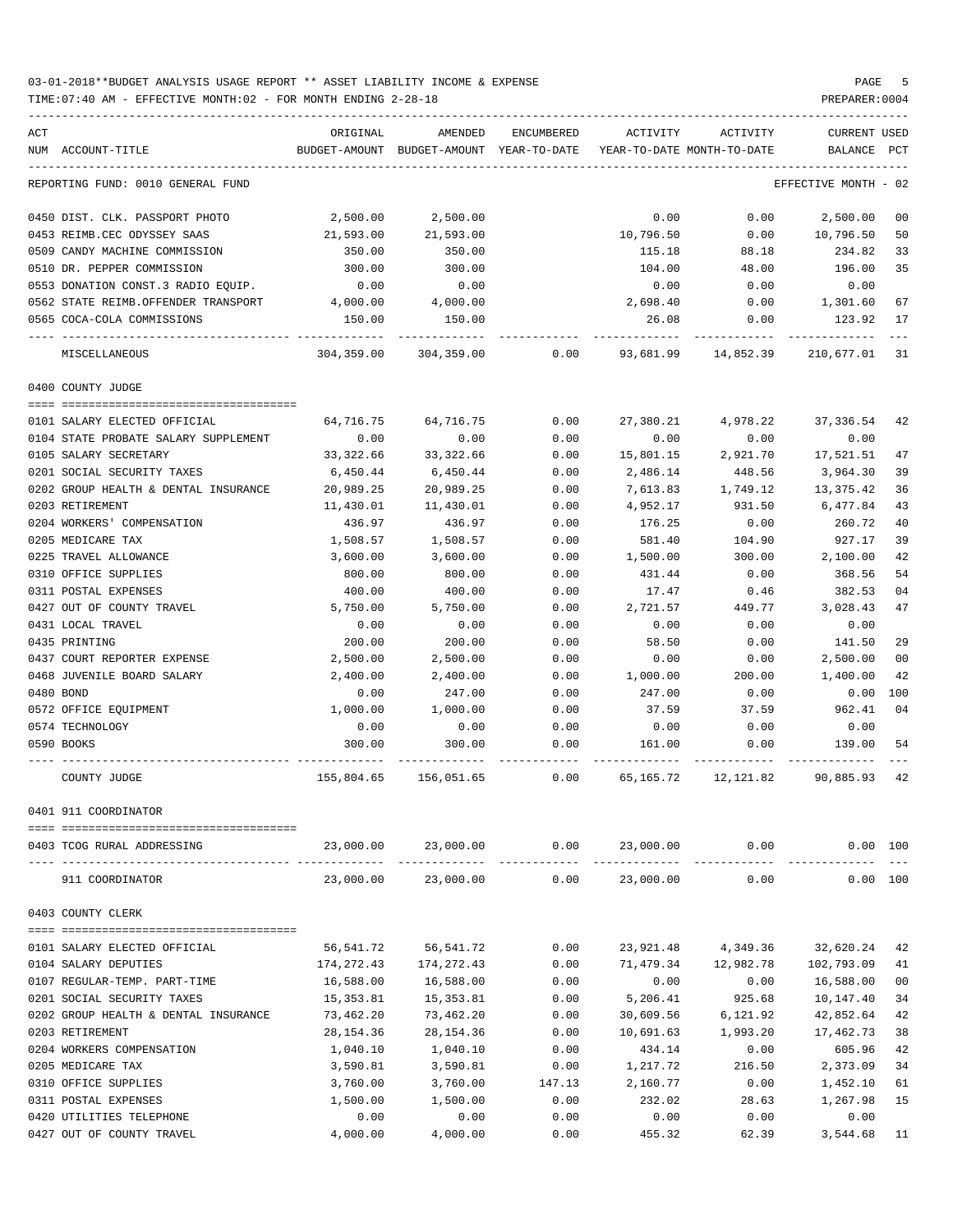03-01-2018**BUDGET ANALYSIS USAGE REPORT ** ASSET LIABILITY INCOME & EXPENSE

TIME:07:40 AM - EFFECTIVE MONTH:02 - FOR MONTH ENDING 2-28-18

PREPARER:0004

REPORTING FUND: 0010 GENERAL FUND — EFFECTIVE MONTH - 02

| ACT NUM | ACCOUNT-TITLE | ORIGINAL BUDGET-AMOUNT | AMENDED BUDGET-AMOUNT | ENCUMBERED YEAR-TO-DATE | ACTIVITY YEAR-TO-DATE | ACTIVITY MONTH-TO-DATE | CURRENT BALANCE | USED PCT |
|---|---|---|---|---|---|---|---|---|
| 0450 | DIST. CLK. PASSPORT PHOTO | 2,500.00 | 2,500.00 | | 0.00 | 0.00 | 2,500.00 | 00 |
| 0453 | REIMB.CEC ODYSSEY SAAS | 21,593.00 | 21,593.00 | | 10,796.50 | 0.00 | 10,796.50 | 50 |
| 0509 | CANDY MACHINE COMMISSION | 350.00 | 350.00 | | 115.18 | 88.18 | 234.82 | 33 |
| 0510 | DR. PEPPER COMMISSION | 300.00 | 300.00 | | 104.00 | 48.00 | 196.00 | 35 |
| 0553 | DONATION CONST.3 RADIO EQUIP. | 0.00 | 0.00 | | 0.00 | 0.00 | 0.00 | |
| 0562 | STATE REIMB.OFFENDER TRANSPORT | 4,000.00 | 4,000.00 | | 2,698.40 | 0.00 | 1,301.60 | 67 |
| 0565 | COCA-COLA COMMISSIONS | 150.00 | 150.00 | | 26.08 | 0.00 | 123.92 | 17 |
| | MISCELLANEOUS | 304,359.00 | 304,359.00 | 0.00 | 93,681.99 | 14,852.39 | 210,677.01 | 31 |

0400 COUNTY JUDGE

| ACT NUM | ACCOUNT-TITLE | ORIGINAL BUDGET-AMOUNT | AMENDED BUDGET-AMOUNT | ENCUMBERED YEAR-TO-DATE | ACTIVITY YEAR-TO-DATE | ACTIVITY MONTH-TO-DATE | CURRENT BALANCE | USED PCT |
|---|---|---|---|---|---|---|---|---|
| 0101 | SALARY ELECTED OFFICIAL | 64,716.75 | 64,716.75 | 0.00 | 27,380.21 | 4,978.22 | 37,336.54 | 42 |
| 0104 | STATE PROBATE SALARY SUPPLEMENT | 0.00 | 0.00 | 0.00 | 0.00 | 0.00 | 0.00 | |
| 0105 | SALARY SECRETARY | 33,322.66 | 33,322.66 | 0.00 | 15,801.15 | 2,921.70 | 17,521.51 | 47 |
| 0201 | SOCIAL SECURITY TAXES | 6,450.44 | 6,450.44 | 0.00 | 2,486.14 | 448.56 | 3,964.30 | 39 |
| 0202 | GROUP HEALTH & DENTAL INSURANCE | 20,989.25 | 20,989.25 | 0.00 | 7,613.83 | 1,749.12 | 13,375.42 | 36 |
| 0203 | RETIREMENT | 11,430.01 | 11,430.01 | 0.00 | 4,952.17 | 931.50 | 6,477.84 | 43 |
| 0204 | WORKERS' COMPENSATION | 436.97 | 436.97 | 0.00 | 176.25 | 0.00 | 260.72 | 40 |
| 0205 | MEDICARE TAX | 1,508.57 | 1,508.57 | 0.00 | 581.40 | 104.90 | 927.17 | 39 |
| 0225 | TRAVEL ALLOWANCE | 3,600.00 | 3,600.00 | 0.00 | 1,500.00 | 300.00 | 2,100.00 | 42 |
| 0310 | OFFICE SUPPLIES | 800.00 | 800.00 | 0.00 | 431.44 | 0.00 | 368.56 | 54 |
| 0311 | POSTAL EXPENSES | 400.00 | 400.00 | 0.00 | 17.47 | 0.46 | 382.53 | 04 |
| 0427 | OUT OF COUNTY TRAVEL | 5,750.00 | 5,750.00 | 0.00 | 2,721.57 | 449.77 | 3,028.43 | 47 |
| 0431 | LOCAL TRAVEL | 0.00 | 0.00 | 0.00 | 0.00 | 0.00 | 0.00 | |
| 0435 | PRINTING | 200.00 | 200.00 | 0.00 | 58.50 | 0.00 | 141.50 | 29 |
| 0437 | COURT REPORTER EXPENSE | 2,500.00 | 2,500.00 | 0.00 | 0.00 | 0.00 | 2,500.00 | 00 |
| 0468 | JUVENILE BOARD SALARY | 2,400.00 | 2,400.00 | 0.00 | 1,000.00 | 200.00 | 1,400.00 | 42 |
| 0480 | BOND | 0.00 | 247.00 | 0.00 | 247.00 | 0.00 | 0.00 | 100 |
| 0572 | OFFICE EQUIPMENT | 1,000.00 | 1,000.00 | 0.00 | 37.59 | 37.59 | 962.41 | 04 |
| 0574 | TECHNOLOGY | 0.00 | 0.00 | 0.00 | 0.00 | 0.00 | 0.00 | |
| 0590 | BOOKS | 300.00 | 300.00 | 0.00 | 161.00 | 0.00 | 139.00 | 54 |
| | COUNTY JUDGE | 155,804.65 | 156,051.65 | 0.00 | 65,165.72 | 12,121.82 | 90,885.93 | 42 |

0401 911 COORDINATOR

| ACT NUM | ACCOUNT-TITLE | ORIGINAL BUDGET-AMOUNT | AMENDED BUDGET-AMOUNT | ENCUMBERED YEAR-TO-DATE | ACTIVITY YEAR-TO-DATE | ACTIVITY MONTH-TO-DATE | CURRENT BALANCE | USED PCT |
|---|---|---|---|---|---|---|---|---|
| 0403 | TCOG RURAL ADDRESSING | 23,000.00 | 23,000.00 | 0.00 | 23,000.00 | 0.00 | 0.00 | 100 |
| | 911 COORDINATOR | 23,000.00 | 23,000.00 | 0.00 | 23,000.00 | 0.00 | 0.00 | 100 |

0403 COUNTY CLERK

| ACT NUM | ACCOUNT-TITLE | ORIGINAL BUDGET-AMOUNT | AMENDED BUDGET-AMOUNT | ENCUMBERED YEAR-TO-DATE | ACTIVITY YEAR-TO-DATE | ACTIVITY MONTH-TO-DATE | CURRENT BALANCE | USED PCT |
|---|---|---|---|---|---|---|---|---|
| 0101 | SALARY ELECTED OFFICIAL | 56,541.72 | 56,541.72 | 0.00 | 23,921.48 | 4,349.36 | 32,620.24 | 42 |
| 0104 | SALARY DEPUTIES | 174,272.43 | 174,272.43 | 0.00 | 71,479.34 | 12,982.78 | 102,793.09 | 41 |
| 0107 | REGULAR-TEMP. PART-TIME | 16,588.00 | 16,588.00 | 0.00 | 0.00 | 0.00 | 16,588.00 | 00 |
| 0201 | SOCIAL SECURITY TAXES | 15,353.81 | 15,353.81 | 0.00 | 5,206.41 | 925.68 | 10,147.40 | 34 |
| 0202 | GROUP HEALTH & DENTAL INSURANCE | 73,462.20 | 73,462.20 | 0.00 | 30,609.56 | 6,121.92 | 42,852.64 | 42 |
| 0203 | RETIREMENT | 28,154.36 | 28,154.36 | 0.00 | 10,691.63 | 1,993.20 | 17,462.73 | 38 |
| 0204 | WORKERS COMPENSATION | 1,040.10 | 1,040.10 | 0.00 | 434.14 | 0.00 | 605.96 | 42 |
| 0205 | MEDICARE TAX | 3,590.81 | 3,590.81 | 0.00 | 1,217.72 | 216.50 | 2,373.09 | 34 |
| 0310 | OFFICE SUPPLIES | 3,760.00 | 3,760.00 | 147.13 | 2,160.77 | 0.00 | 1,452.10 | 61 |
| 0311 | POSTAL EXPENSES | 1,500.00 | 1,500.00 | 0.00 | 232.02 | 28.63 | 1,267.98 | 15 |
| 0420 | UTILITIES TELEPHONE | 0.00 | 0.00 | 0.00 | 0.00 | 0.00 | 0.00 | |
| 0427 | OUT OF COUNTY TRAVEL | 4,000.00 | 4,000.00 | 0.00 | 455.32 | 62.39 | 3,544.68 | 11 |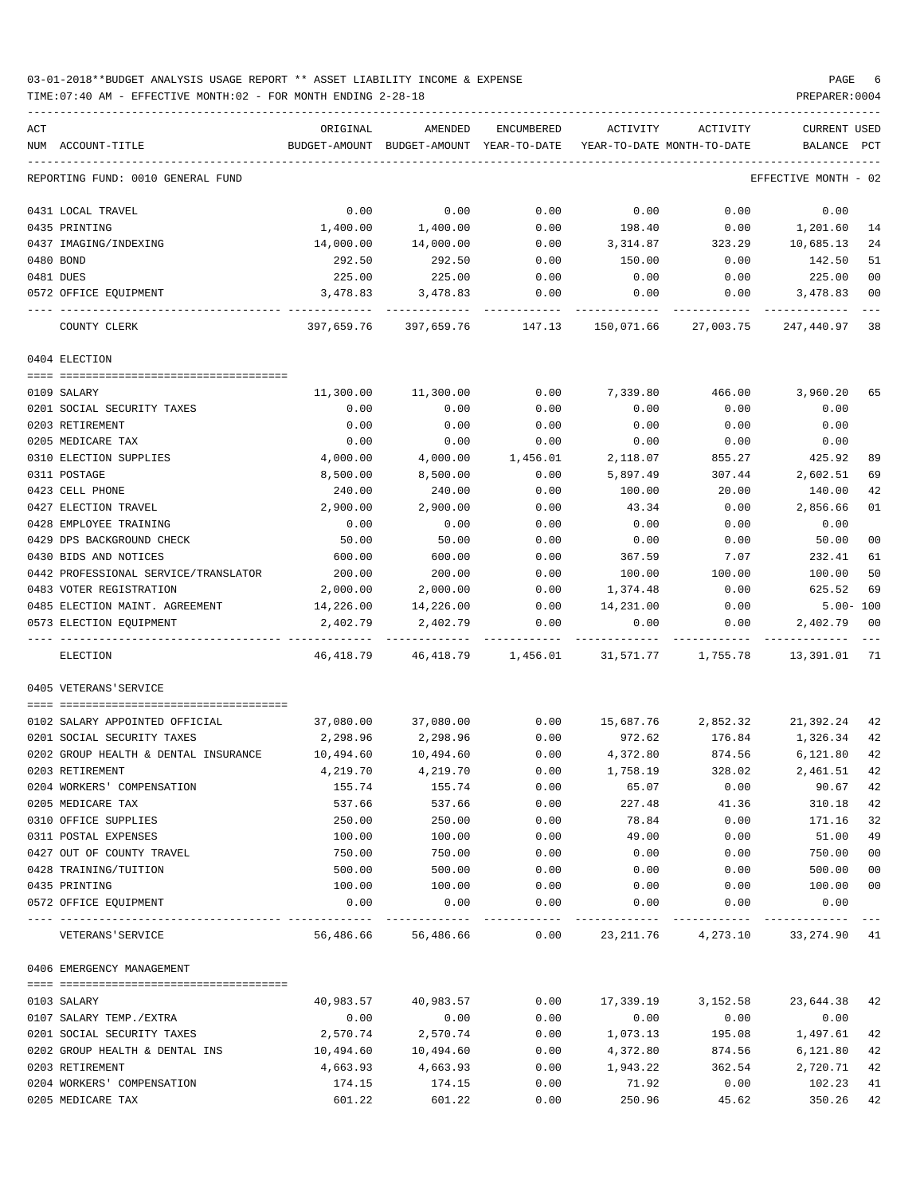03-01-2018**BUDGET ANALYSIS USAGE REPORT ** ASSET LIABILITY INCOME & EXPENSE

TIME:07:40 AM - EFFECTIVE MONTH:02 - FOR MONTH ENDING 2-28-18

PREPARER:0004

| ACT NUM | ACCOUNT-TITLE | ORIGINAL BUDGET-AMOUNT | AMENDED BUDGET-AMOUNT | ENCUMBERED YEAR-TO-DATE | ACTIVITY YEAR-TO-DATE | ACTIVITY MONTH-TO-DATE | CURRENT BALANCE | USED PCT |
|---|---|---|---|---|---|---|---|---|
| | REPORTING FUND: 0010 GENERAL FUND | | | | | | EFFECTIVE MONTH - 02 | |
| 0431 | LOCAL TRAVEL | 0.00 | 0.00 | 0.00 | 0.00 | 0.00 | 0.00 | |
| 0435 | PRINTING | 1,400.00 | 1,400.00 | 0.00 | 198.40 | 0.00 | 1,201.60 | 14 |
| 0437 | IMAGING/INDEXING | 14,000.00 | 14,000.00 | 0.00 | 3,314.87 | 323.29 | 10,685.13 | 24 |
| 0480 | BOND | 292.50 | 292.50 | 0.00 | 150.00 | 0.00 | 142.50 | 51 |
| 0481 | DUES | 225.00 | 225.00 | 0.00 | 0.00 | 0.00 | 225.00 | 00 |
| 0572 | OFFICE EQUIPMENT | 3,478.83 | 3,478.83 | 0.00 | 0.00 | 0.00 | 3,478.83 | 00 |
| | COUNTY CLERK | 397,659.76 | 397,659.76 | 147.13 | 150,071.66 | 27,003.75 | 247,440.97 | 38 |
| | 0404 ELECTION | | | | | | | |
| 0109 | SALARY | 11,300.00 | 11,300.00 | 0.00 | 7,339.80 | 466.00 | 3,960.20 | 65 |
| 0201 | SOCIAL SECURITY TAXES | 0.00 | 0.00 | 0.00 | 0.00 | 0.00 | 0.00 | |
| 0203 | RETIREMENT | 0.00 | 0.00 | 0.00 | 0.00 | 0.00 | 0.00 | |
| 0205 | MEDICARE TAX | 0.00 | 0.00 | 0.00 | 0.00 | 0.00 | 0.00 | |
| 0310 | ELECTION SUPPLIES | 4,000.00 | 4,000.00 | 1,456.01 | 2,118.07 | 855.27 | 425.92 | 89 |
| 0311 | POSTAGE | 8,500.00 | 8,500.00 | 0.00 | 5,897.49 | 307.44 | 2,602.51 | 69 |
| 0423 | CELL PHONE | 240.00 | 240.00 | 0.00 | 100.00 | 20.00 | 140.00 | 42 |
| 0427 | ELECTION TRAVEL | 2,900.00 | 2,900.00 | 0.00 | 43.34 | 0.00 | 2,856.66 | 01 |
| 0428 | EMPLOYEE TRAINING | 0.00 | 0.00 | 0.00 | 0.00 | 0.00 | 0.00 | |
| 0429 | DPS BACKGROUND CHECK | 50.00 | 50.00 | 0.00 | 0.00 | 0.00 | 50.00 | 00 |
| 0430 | BIDS AND NOTICES | 600.00 | 600.00 | 0.00 | 367.59 | 7.07 | 232.41 | 61 |
| 0442 | PROFESSIONAL SERVICE/TRANSLATOR | 200.00 | 200.00 | 0.00 | 100.00 | 100.00 | 100.00 | 50 |
| 0483 | VOTER REGISTRATION | 2,000.00 | 2,000.00 | 0.00 | 1,374.48 | 0.00 | 625.52 | 69 |
| 0485 | ELECTION MAINT. AGREEMENT | 14,226.00 | 14,226.00 | 0.00 | 14,231.00 | 0.00 | 5.00- | 100 |
| 0573 | ELECTION EQUIPMENT | 2,402.79 | 2,402.79 | 0.00 | 0.00 | 0.00 | 2,402.79 | 00 |
| | ELECTION | 46,418.79 | 46,418.79 | 1,456.01 | 31,571.77 | 1,755.78 | 13,391.01 | 71 |
| | 0405 VETERANS'SERVICE | | | | | | | |
| 0102 | SALARY APPOINTED OFFICIAL | 37,080.00 | 37,080.00 | 0.00 | 15,687.76 | 2,852.32 | 21,392.24 | 42 |
| 0201 | SOCIAL SECURITY TAXES | 2,298.96 | 2,298.96 | 0.00 | 972.62 | 176.84 | 1,326.34 | 42 |
| 0202 | GROUP HEALTH & DENTAL INSURANCE | 10,494.60 | 10,494.60 | 0.00 | 4,372.80 | 874.56 | 6,121.80 | 42 |
| 0203 | RETIREMENT | 4,219.70 | 4,219.70 | 0.00 | 1,758.19 | 328.02 | 2,461.51 | 42 |
| 0204 | WORKERS' COMPENSATION | 155.74 | 155.74 | 0.00 | 65.07 | 0.00 | 90.67 | 42 |
| 0205 | MEDICARE TAX | 537.66 | 537.66 | 0.00 | 227.48 | 41.36 | 310.18 | 42 |
| 0310 | OFFICE SUPPLIES | 250.00 | 250.00 | 0.00 | 78.84 | 0.00 | 171.16 | 32 |
| 0311 | POSTAL EXPENSES | 100.00 | 100.00 | 0.00 | 49.00 | 0.00 | 51.00 | 49 |
| 0427 | OUT OF COUNTY TRAVEL | 750.00 | 750.00 | 0.00 | 0.00 | 0.00 | 750.00 | 00 |
| 0428 | TRAINING/TUITION | 500.00 | 500.00 | 0.00 | 0.00 | 0.00 | 500.00 | 00 |
| 0435 | PRINTING | 100.00 | 100.00 | 0.00 | 0.00 | 0.00 | 100.00 | 00 |
| 0572 | OFFICE EQUIPMENT | 0.00 | 0.00 | 0.00 | 0.00 | 0.00 | 0.00 | |
| | VETERANS'SERVICE | 56,486.66 | 56,486.66 | 0.00 | 23,211.76 | 4,273.10 | 33,274.90 | 41 |
| | 0406 EMERGENCY MANAGEMENT | | | | | | | |
| 0103 | SALARY | 40,983.57 | 40,983.57 | 0.00 | 17,339.19 | 3,152.58 | 23,644.38 | 42 |
| 0107 | SALARY TEMP./EXTRA | 0.00 | 0.00 | 0.00 | 0.00 | 0.00 | 0.00 | |
| 0201 | SOCIAL SECURITY TAXES | 2,570.74 | 2,570.74 | 0.00 | 1,073.13 | 195.08 | 1,497.61 | 42 |
| 0202 | GROUP HEALTH & DENTAL INS | 10,494.60 | 10,494.60 | 0.00 | 4,372.80 | 874.56 | 6,121.80 | 42 |
| 0203 | RETIREMENT | 4,663.93 | 4,663.93 | 0.00 | 1,943.22 | 362.54 | 2,720.71 | 42 |
| 0204 | WORKERS' COMPENSATION | 174.15 | 174.15 | 0.00 | 71.92 | 0.00 | 102.23 | 41 |
| 0205 | MEDICARE TAX | 601.22 | 601.22 | 0.00 | 250.96 | 45.62 | 350.26 | 42 |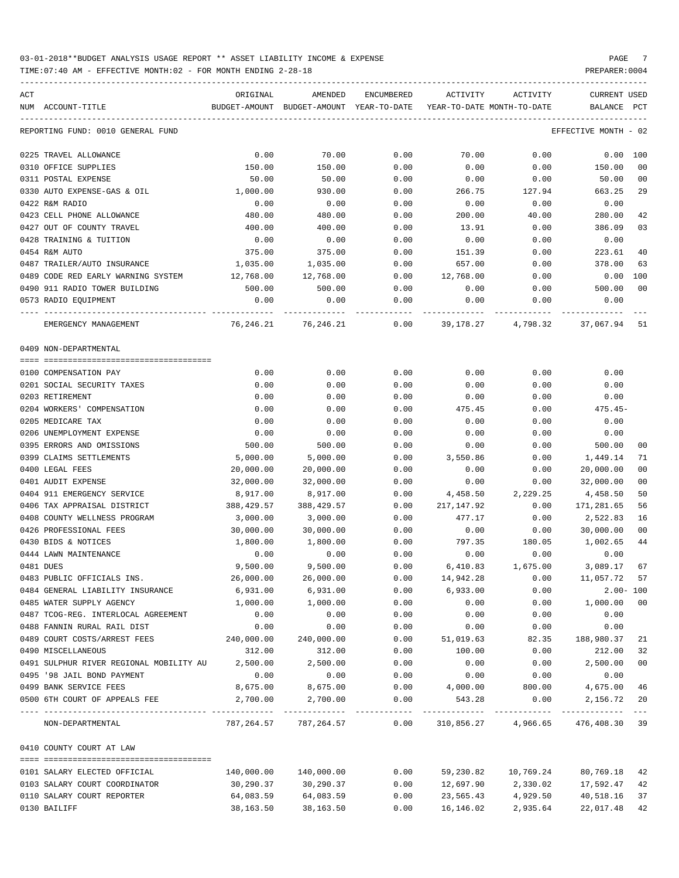03-01-2018**BUDGET ANALYSIS USAGE REPORT ** ASSET LIABILITY INCOME & EXPENSE

TIME:07:40 AM - EFFECTIVE MONTH:02 - FOR MONTH ENDING 2-28-18

PREPARER:0004

| ACT NUM | ACCOUNT-TITLE | ORIGINAL BUDGET-AMOUNT | AMENDED BUDGET-AMOUNT | ENCUMBERED YEAR-TO-DATE | ACTIVITY YEAR-TO-DATE | ACTIVITY MONTH-TO-DATE | CURRENT BALANCE | USED PCT |
|---|---|---|---|---|---|---|---|---|
| | REPORTING FUND: 0010 GENERAL FUND | | | | | | EFFECTIVE MONTH - 02 | |
| 0225 | TRAVEL ALLOWANCE | 0.00 | 70.00 | 0.00 | 70.00 | 0.00 | 0.00 | 100 |
| 0310 | OFFICE SUPPLIES | 150.00 | 150.00 | 0.00 | 0.00 | 0.00 | 150.00 | 00 |
| 0311 | POSTAL EXPENSE | 50.00 | 50.00 | 0.00 | 0.00 | 0.00 | 50.00 | 00 |
| 0330 | AUTO EXPENSE-GAS & OIL | 1,000.00 | 930.00 | 0.00 | 266.75 | 127.94 | 663.25 | 29 |
| 0422 | R&M RADIO | 0.00 | 0.00 | 0.00 | 0.00 | 0.00 | 0.00 | |
| 0423 | CELL PHONE ALLOWANCE | 480.00 | 480.00 | 0.00 | 200.00 | 40.00 | 280.00 | 42 |
| 0427 | OUT OF COUNTY TRAVEL | 400.00 | 400.00 | 0.00 | 13.91 | 0.00 | 386.09 | 03 |
| 0428 | TRAINING & TUITION | 0.00 | 0.00 | 0.00 | 0.00 | 0.00 | 0.00 | |
| 0454 | R&M AUTO | 375.00 | 375.00 | 0.00 | 151.39 | 0.00 | 223.61 | 40 |
| 0487 | TRAILER/AUTO INSURANCE | 1,035.00 | 1,035.00 | 0.00 | 657.00 | 0.00 | 378.00 | 63 |
| 0489 | CODE RED EARLY WARNING SYSTEM | 12,768.00 | 12,768.00 | 0.00 | 12,768.00 | 0.00 | 0.00 | 100 |
| 0490 | 911 RADIO TOWER BUILDING | 500.00 | 500.00 | 0.00 | 0.00 | 0.00 | 500.00 | 00 |
| 0573 | RADIO EQUIPMENT | 0.00 | 0.00 | 0.00 | 0.00 | 0.00 | 0.00 | |
| | EMERGENCY MANAGEMENT | 76,246.21 | 76,246.21 | 0.00 | 39,178.27 | 4,798.32 | 37,067.94 | 51 |
| | 0409 NON-DEPARTMENTAL | | | | | | | |
| 0100 | COMPENSATION PAY | 0.00 | 0.00 | 0.00 | 0.00 | 0.00 | 0.00 | |
| 0201 | SOCIAL SECURITY TAXES | 0.00 | 0.00 | 0.00 | 0.00 | 0.00 | 0.00 | |
| 0203 | RETIREMENT | 0.00 | 0.00 | 0.00 | 0.00 | 0.00 | 0.00 | |
| 0204 | WORKERS' COMPENSATION | 0.00 | 0.00 | 0.00 | 475.45 | 0.00 | 475.45- | |
| 0205 | MEDICARE TAX | 0.00 | 0.00 | 0.00 | 0.00 | 0.00 | 0.00 | |
| 0206 | UNEMPLOYMENT EXPENSE | 0.00 | 0.00 | 0.00 | 0.00 | 0.00 | 0.00 | |
| 0395 | ERRORS AND OMISSIONS | 500.00 | 500.00 | 0.00 | 0.00 | 0.00 | 500.00 | 00 |
| 0399 | CLAIMS SETTLEMENTS | 5,000.00 | 5,000.00 | 0.00 | 3,550.86 | 0.00 | 1,449.14 | 71 |
| 0400 | LEGAL FEES | 20,000.00 | 20,000.00 | 0.00 | 0.00 | 0.00 | 20,000.00 | 00 |
| 0401 | AUDIT EXPENSE | 32,000.00 | 32,000.00 | 0.00 | 0.00 | 0.00 | 32,000.00 | 00 |
| 0404 | 911 EMERGENCY SERVICE | 8,917.00 | 8,917.00 | 0.00 | 4,458.50 | 2,229.25 | 4,458.50 | 50 |
| 0406 | TAX APPRAISAL DISTRICT | 388,429.57 | 388,429.57 | 0.00 | 217,147.92 | 0.00 | 171,281.65 | 56 |
| 0408 | COUNTY WELLNESS PROGRAM | 3,000.00 | 3,000.00 | 0.00 | 477.17 | 0.00 | 2,522.83 | 16 |
| 0426 | PROFESSIONAL FEES | 30,000.00 | 30,000.00 | 0.00 | 0.00 | 0.00 | 30,000.00 | 00 |
| 0430 | BIDS & NOTICES | 1,800.00 | 1,800.00 | 0.00 | 797.35 | 180.05 | 1,002.65 | 44 |
| 0444 | LAWN MAINTENANCE | 0.00 | 0.00 | 0.00 | 0.00 | 0.00 | 0.00 | |
| 0481 | DUES | 9,500.00 | 9,500.00 | 0.00 | 6,410.83 | 1,675.00 | 3,089.17 | 67 |
| 0483 | PUBLIC OFFICIALS INS. | 26,000.00 | 26,000.00 | 0.00 | 14,942.28 | 0.00 | 11,057.72 | 57 |
| 0484 | GENERAL LIABILITY INSURANCE | 6,931.00 | 6,931.00 | 0.00 | 6,933.00 | 0.00 | 2.00- | 100 |
| 0485 | WATER SUPPLY AGENCY | 1,000.00 | 1,000.00 | 0.00 | 0.00 | 0.00 | 1,000.00 | 00 |
| 0487 | TCOG-REG. INTERLOCAL AGREEMENT | 0.00 | 0.00 | 0.00 | 0.00 | 0.00 | 0.00 | |
| 0488 | FANNIN RURAL RAIL DIST | 0.00 | 0.00 | 0.00 | 0.00 | 0.00 | 0.00 | |
| 0489 | COURT COSTS/ARREST FEES | 240,000.00 | 240,000.00 | 0.00 | 51,019.63 | 82.35 | 188,980.37 | 21 |
| 0490 | MISCELLANEOUS | 312.00 | 312.00 | 0.00 | 100.00 | 0.00 | 212.00 | 32 |
| 0491 | SULPHUR RIVER REGIONAL MOBILITY AU | 2,500.00 | 2,500.00 | 0.00 | 0.00 | 0.00 | 2,500.00 | 00 |
| 0495 | '98 JAIL BOND PAYMENT | 0.00 | 0.00 | 0.00 | 0.00 | 0.00 | 0.00 | |
| 0499 | BANK SERVICE FEES | 8,675.00 | 8,675.00 | 0.00 | 4,000.00 | 800.00 | 4,675.00 | 46 |
| 0500 | 6TH COURT OF APPEALS FEE | 2,700.00 | 2,700.00 | 0.00 | 543.28 | 0.00 | 2,156.72 | 20 |
| | NON-DEPARTMENTAL | 787,264.57 | 787,264.57 | 0.00 | 310,856.27 | 4,966.65 | 476,408.30 | 39 |
| | 0410 COUNTY COURT AT LAW | | | | | | | |
| 0101 | SALARY ELECTED OFFICIAL | 140,000.00 | 140,000.00 | 0.00 | 59,230.82 | 10,769.24 | 80,769.18 | 42 |
| 0103 | SALARY COURT COORDINATOR | 30,290.37 | 30,290.37 | 0.00 | 12,697.90 | 2,330.02 | 17,592.47 | 42 |
| 0110 | SALARY COURT REPORTER | 64,083.59 | 64,083.59 | 0.00 | 23,565.43 | 4,929.50 | 40,518.16 | 37 |
| 0130 | BAILIFF | 38,163.50 | 38,163.50 | 0.00 | 16,146.02 | 2,935.64 | 22,017.48 | 42 |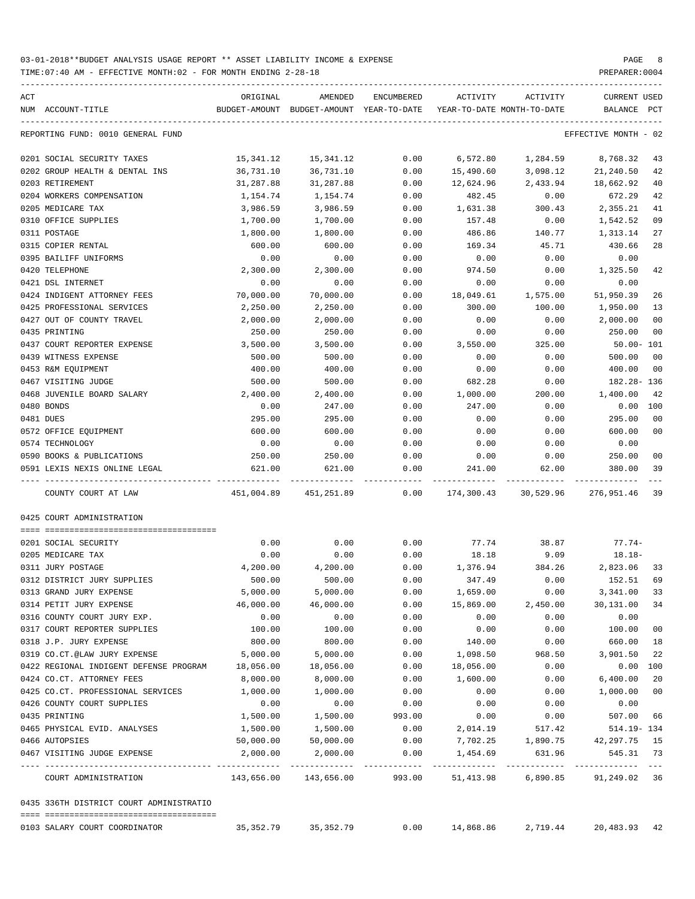03-01-2018**BUDGET ANALYSIS USAGE REPORT ** ASSET LIABILITY INCOME & EXPENSE

TIME:07:40 AM - EFFECTIVE MONTH:02 - FOR MONTH ENDING 2-28-18

REPORTING FUND: 0010 GENERAL FUND — EFFECTIVE MONTH - 02

| ACT NUM | ACCOUNT-TITLE | ORIGINAL BUDGET-AMOUNT | AMENDED BUDGET-AMOUNT | ENCUMBERED YEAR-TO-DATE | ACTIVITY YEAR-TO-DATE | ACTIVITY MONTH-TO-DATE | CURRENT BALANCE | USED PCT |
|---|---|---|---|---|---|---|---|---|
| 0201 | SOCIAL SECURITY TAXES | 15,341.12 | 15,341.12 | 0.00 | 6,572.80 | 1,284.59 | 8,768.32 | 43 |
| 0202 | GROUP HEALTH & DENTAL INS | 36,731.10 | 36,731.10 | 0.00 | 15,490.60 | 3,098.12 | 21,240.50 | 42 |
| 0203 | RETIREMENT | 31,287.88 | 31,287.88 | 0.00 | 12,624.96 | 2,433.94 | 18,662.92 | 40 |
| 0204 | WORKERS COMPENSATION | 1,154.74 | 1,154.74 | 0.00 | 482.45 | 0.00 | 672.29 | 42 |
| 0205 | MEDICARE TAX | 3,986.59 | 3,986.59 | 0.00 | 1,631.38 | 300.43 | 2,355.21 | 41 |
| 0310 | OFFICE SUPPLIES | 1,700.00 | 1,700.00 | 0.00 | 157.48 | 0.00 | 1,542.52 | 09 |
| 0311 | POSTAGE | 1,800.00 | 1,800.00 | 0.00 | 486.86 | 140.77 | 1,313.14 | 27 |
| 0315 | COPIER RENTAL | 600.00 | 600.00 | 0.00 | 169.34 | 45.71 | 430.66 | 28 |
| 0395 | BAILIFF UNIFORMS | 0.00 | 0.00 | 0.00 | 0.00 | 0.00 | 0.00 | |
| 0420 | TELEPHONE | 2,300.00 | 2,300.00 | 0.00 | 974.50 | 0.00 | 1,325.50 | 42 |
| 0421 | DSL INTERNET | 0.00 | 0.00 | 0.00 | 0.00 | 0.00 | 0.00 | |
| 0424 | INDIGENT ATTORNEY FEES | 70,000.00 | 70,000.00 | 0.00 | 18,049.61 | 1,575.00 | 51,950.39 | 26 |
| 0425 | PROFESSIONAL SERVICES | 2,250.00 | 2,250.00 | 0.00 | 300.00 | 100.00 | 1,950.00 | 13 |
| 0427 | OUT OF COUNTY TRAVEL | 2,000.00 | 2,000.00 | 0.00 | 0.00 | 0.00 | 2,000.00 | 00 |
| 0435 | PRINTING | 250.00 | 250.00 | 0.00 | 0.00 | 0.00 | 250.00 | 00 |
| 0437 | COURT REPORTER EXPENSE | 3,500.00 | 3,500.00 | 0.00 | 3,550.00 | 325.00 | 50.00- | 101 |
| 0439 | WITNESS EXPENSE | 500.00 | 500.00 | 0.00 | 0.00 | 0.00 | 500.00 | 00 |
| 0453 | R&M EQUIPMENT | 400.00 | 400.00 | 0.00 | 0.00 | 0.00 | 400.00 | 00 |
| 0467 | VISITING JUDGE | 500.00 | 500.00 | 0.00 | 682.28 | 0.00 | 182.28- | 136 |
| 0468 | JUVENILE BOARD SALARY | 2,400.00 | 2,400.00 | 0.00 | 1,000.00 | 200.00 | 1,400.00 | 42 |
| 0480 | BONDS | 0.00 | 247.00 | 0.00 | 247.00 | 0.00 | 0.00 | 100 |
| 0481 | DUES | 295.00 | 295.00 | 0.00 | 0.00 | 0.00 | 295.00 | 00 |
| 0572 | OFFICE EQUIPMENT | 600.00 | 600.00 | 0.00 | 0.00 | 0.00 | 600.00 | 00 |
| 0574 | TECHNOLOGY | 0.00 | 0.00 | 0.00 | 0.00 | 0.00 | 0.00 | |
| 0590 | BOOKS & PUBLICATIONS | 250.00 | 250.00 | 0.00 | 0.00 | 0.00 | 250.00 | 00 |
| 0591 | LEXIS NEXIS ONLINE LEGAL | 621.00 | 621.00 | 0.00 | 241.00 | 62.00 | 380.00 | 39 |
| | COUNTY COURT AT LAW | 451,004.89 | 451,251.89 | 0.00 | 174,300.43 | 30,529.96 | 276,951.46 | 39 |

## 0425 COURT ADMINISTRATION

| ACT NUM | ACCOUNT-TITLE | ORIGINAL BUDGET-AMOUNT | AMENDED BUDGET-AMOUNT | ENCUMBERED YEAR-TO-DATE | ACTIVITY YEAR-TO-DATE | ACTIVITY MONTH-TO-DATE | CURRENT BALANCE | USED PCT |
|---|---|---|---|---|---|---|---|---|
| 0201 | SOCIAL SECURITY | 0.00 | 0.00 | 0.00 | 77.74 | 38.87 | 77.74- | |
| 0205 | MEDICARE TAX | 0.00 | 0.00 | 0.00 | 18.18 | 9.09 | 18.18- | |
| 0311 | JURY POSTAGE | 4,200.00 | 4,200.00 | 0.00 | 1,376.94 | 384.26 | 2,823.06 | 33 |
| 0312 | DISTRICT JURY SUPPLIES | 500.00 | 500.00 | 0.00 | 347.49 | 0.00 | 152.51 | 69 |
| 0313 | GRAND JURY EXPENSE | 5,000.00 | 5,000.00 | 0.00 | 1,659.00 | 0.00 | 3,341.00 | 33 |
| 0314 | PETIT JURY EXPENSE | 46,000.00 | 46,000.00 | 0.00 | 15,869.00 | 2,450.00 | 30,131.00 | 34 |
| 0316 | COUNTY COURT JURY EXP. | 0.00 | 0.00 | 0.00 | 0.00 | 0.00 | 0.00 | |
| 0317 | COURT REPORTER SUPPLIES | 100.00 | 100.00 | 0.00 | 0.00 | 0.00 | 100.00 | 00 |
| 0318 | J.P. JURY EXPENSE | 800.00 | 800.00 | 0.00 | 140.00 | 0.00 | 660.00 | 18 |
| 0319 | CO.CT.@LAW JURY EXPENSE | 5,000.00 | 5,000.00 | 0.00 | 1,098.50 | 968.50 | 3,901.50 | 22 |
| 0422 | REGIONAL INDIGENT DEFENSE PROGRAM | 18,056.00 | 18,056.00 | 0.00 | 18,056.00 | 0.00 | 0.00 | 100 |
| 0424 | CO.CT. ATTORNEY FEES | 8,000.00 | 8,000.00 | 0.00 | 1,600.00 | 0.00 | 6,400.00 | 20 |
| 0425 | CO.CT. PROFESSIONAL SERVICES | 1,000.00 | 1,000.00 | 0.00 | 0.00 | 0.00 | 1,000.00 | 00 |
| 0426 | COUNTY COURT SUPPLIES | 0.00 | 0.00 | 0.00 | 0.00 | 0.00 | 0.00 | |
| 0435 | PRINTING | 1,500.00 | 1,500.00 | 993.00 | 0.00 | 0.00 | 507.00 | 66 |
| 0465 | PHYSICAL EVID. ANALYSES | 1,500.00 | 1,500.00 | 0.00 | 2,014.19 | 517.42 | 514.19- | 134 |
| 0466 | AUTOPSIES | 50,000.00 | 50,000.00 | 0.00 | 7,702.25 | 1,890.75 | 42,297.75 | 15 |
| 0467 | VISITING JUDGE EXPENSE | 2,000.00 | 2,000.00 | 0.00 | 1,454.69 | 631.96 | 545.31 | 73 |
| | COURT ADMINISTRATION | 143,656.00 | 143,656.00 | 993.00 | 51,413.98 | 6,890.85 | 91,249.02 | 36 |

## 0435 336TH DISTRICT COURT ADMINISTRATIO

| ACT NUM | ACCOUNT-TITLE | ORIGINAL BUDGET-AMOUNT | AMENDED BUDGET-AMOUNT | ENCUMBERED YEAR-TO-DATE | ACTIVITY YEAR-TO-DATE | ACTIVITY MONTH-TO-DATE | CURRENT BALANCE | USED PCT |
|---|---|---|---|---|---|---|---|---|
| 0103 | SALARY COURT COORDINATOR | 35,352.79 | 35,352.79 | 0.00 | 14,868.86 | 2,719.44 | 20,483.93 | 42 |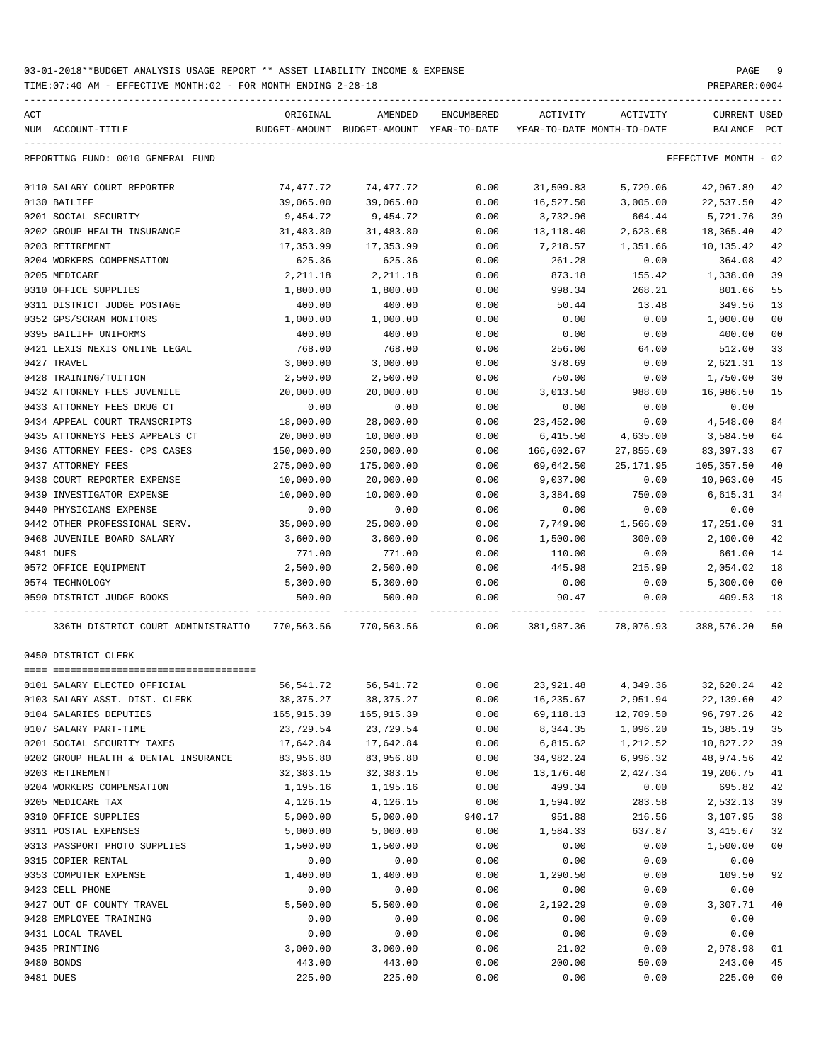03-01-2018**BUDGET ANALYSIS USAGE REPORT ** ASSET LIABILITY INCOME & EXPENSE

TIME:07:40 AM - EFFECTIVE MONTH:02 - FOR MONTH ENDING 2-28-18

PREPARER:0004

REPORTING FUND: 0010 GENERAL FUND — EFFECTIVE MONTH - 02

| ACT NUM | ACCOUNT-TITLE | ORIGINAL BUDGET-AMOUNT | AMENDED BUDGET-AMOUNT | ENCUMBERED YEAR-TO-DATE | ACTIVITY YEAR-TO-DATE | ACTIVITY MONTH-TO-DATE | CURRENT BALANCE | USED PCT |
|---|---|---|---|---|---|---|---|---|
| 0110 | SALARY COURT REPORTER | 74,477.72 | 74,477.72 | 0.00 | 31,509.83 | 5,729.06 | 42,967.89 | 42 |
| 0130 | BAILIFF | 39,065.00 | 39,065.00 | 0.00 | 16,527.50 | 3,005.00 | 22,537.50 | 42 |
| 0201 | SOCIAL SECURITY | 9,454.72 | 9,454.72 | 0.00 | 3,732.96 | 664.44 | 5,721.76 | 39 |
| 0202 | GROUP HEALTH INSURANCE | 31,483.80 | 31,483.80 | 0.00 | 13,118.40 | 2,623.68 | 18,365.40 | 42 |
| 0203 | RETIREMENT | 17,353.99 | 17,353.99 | 0.00 | 7,218.57 | 1,351.66 | 10,135.42 | 42 |
| 0204 | WORKERS COMPENSATION | 625.36 | 625.36 | 0.00 | 261.28 | 0.00 | 364.08 | 42 |
| 0205 | MEDICARE | 2,211.18 | 2,211.18 | 0.00 | 873.18 | 155.42 | 1,338.00 | 39 |
| 0310 | OFFICE SUPPLIES | 1,800.00 | 1,800.00 | 0.00 | 998.34 | 268.21 | 801.66 | 55 |
| 0311 | DISTRICT JUDGE POSTAGE | 400.00 | 400.00 | 0.00 | 50.44 | 13.48 | 349.56 | 13 |
| 0352 | GPS/SCRAM MONITORS | 1,000.00 | 1,000.00 | 0.00 | 0.00 | 0.00 | 1,000.00 | 00 |
| 0395 | BAILIFF UNIFORMS | 400.00 | 400.00 | 0.00 | 0.00 | 0.00 | 400.00 | 00 |
| 0421 | LEXIS NEXIS ONLINE LEGAL | 768.00 | 768.00 | 0.00 | 256.00 | 64.00 | 512.00 | 33 |
| 0427 | TRAVEL | 3,000.00 | 3,000.00 | 0.00 | 378.69 | 0.00 | 2,621.31 | 13 |
| 0428 | TRAINING/TUITION | 2,500.00 | 2,500.00 | 0.00 | 750.00 | 0.00 | 1,750.00 | 30 |
| 0432 | ATTORNEY FEES JUVENILE | 20,000.00 | 20,000.00 | 0.00 | 3,013.50 | 988.00 | 16,986.50 | 15 |
| 0433 | ATTORNEY FEES DRUG CT | 0.00 | 0.00 | 0.00 | 0.00 | 0.00 | 0.00 | |
| 0434 | APPEAL COURT TRANSCRIPTS | 18,000.00 | 28,000.00 | 0.00 | 23,452.00 | 0.00 | 4,548.00 | 84 |
| 0435 | ATTORNEYS FEES APPEALS CT | 20,000.00 | 10,000.00 | 0.00 | 6,415.50 | 4,635.00 | 3,584.50 | 64 |
| 0436 | ATTORNEY FEES- CPS CASES | 150,000.00 | 250,000.00 | 0.00 | 166,602.67 | 27,855.60 | 83,397.33 | 67 |
| 0437 | ATTORNEY FEES | 275,000.00 | 175,000.00 | 0.00 | 69,642.50 | 25,171.95 | 105,357.50 | 40 |
| 0438 | COURT REPORTER EXPENSE | 10,000.00 | 20,000.00 | 0.00 | 9,037.00 | 0.00 | 10,963.00 | 45 |
| 0439 | INVESTIGATOR EXPENSE | 10,000.00 | 10,000.00 | 0.00 | 3,384.69 | 750.00 | 6,615.31 | 34 |
| 0440 | PHYSICIANS EXPENSE | 0.00 | 0.00 | 0.00 | 0.00 | 0.00 | 0.00 | |
| 0442 | OTHER PROFESSIONAL SERV. | 35,000.00 | 25,000.00 | 0.00 | 7,749.00 | 1,566.00 | 17,251.00 | 31 |
| 0468 | JUVENILE BOARD SALARY | 3,600.00 | 3,600.00 | 0.00 | 1,500.00 | 300.00 | 2,100.00 | 42 |
| 0481 | DUES | 771.00 | 771.00 | 0.00 | 110.00 | 0.00 | 661.00 | 14 |
| 0572 | OFFICE EQUIPMENT | 2,500.00 | 2,500.00 | 0.00 | 445.98 | 215.99 | 2,054.02 | 18 |
| 0574 | TECHNOLOGY | 5,300.00 | 5,300.00 | 0.00 | 0.00 | 0.00 | 5,300.00 | 00 |
| 0590 | DISTRICT JUDGE BOOKS | 500.00 | 500.00 | 0.00 | 90.47 | 0.00 | 409.53 | 18 |
| | 336TH DISTRICT COURT ADMINISTRATIO | 770,563.56 | 770,563.56 | 0.00 | 381,987.36 | 78,076.93 | 388,576.20 | 50 |

0450 DISTRICT CLERK

| ACT NUM | ACCOUNT-TITLE | ORIGINAL BUDGET-AMOUNT | AMENDED BUDGET-AMOUNT | ENCUMBERED YEAR-TO-DATE | ACTIVITY YEAR-TO-DATE | ACTIVITY MONTH-TO-DATE | CURRENT BALANCE | USED PCT |
|---|---|---|---|---|---|---|---|---|
| 0101 | SALARY ELECTED OFFICIAL | 56,541.72 | 56,541.72 | 0.00 | 23,921.48 | 4,349.36 | 32,620.24 | 42 |
| 0103 | SALARY ASST. DIST. CLERK | 38,375.27 | 38,375.27 | 0.00 | 16,235.67 | 2,951.94 | 22,139.60 | 42 |
| 0104 | SALARIES DEPUTIES | 165,915.39 | 165,915.39 | 0.00 | 69,118.13 | 12,709.50 | 96,797.26 | 42 |
| 0107 | SALARY PART-TIME | 23,729.54 | 23,729.54 | 0.00 | 8,344.35 | 1,096.20 | 15,385.19 | 35 |
| 0201 | SOCIAL SECURITY TAXES | 17,642.84 | 17,642.84 | 0.00 | 6,815.62 | 1,212.52 | 10,827.22 | 39 |
| 0202 | GROUP HEALTH & DENTAL INSURANCE | 83,956.80 | 83,956.80 | 0.00 | 34,982.24 | 6,996.32 | 48,974.56 | 42 |
| 0203 | RETIREMENT | 32,383.15 | 32,383.15 | 0.00 | 13,176.40 | 2,427.34 | 19,206.75 | 41 |
| 0204 | WORKERS COMPENSATION | 1,195.16 | 1,195.16 | 0.00 | 499.34 | 0.00 | 695.82 | 42 |
| 0205 | MEDICARE TAX | 4,126.15 | 4,126.15 | 0.00 | 1,594.02 | 283.58 | 2,532.13 | 39 |
| 0310 | OFFICE SUPPLIES | 5,000.00 | 5,000.00 | 940.17 | 951.88 | 216.56 | 3,107.95 | 38 |
| 0311 | POSTAL EXPENSES | 5,000.00 | 5,000.00 | 0.00 | 1,584.33 | 637.87 | 3,415.67 | 32 |
| 0313 | PASSPORT PHOTO SUPPLIES | 1,500.00 | 1,500.00 | 0.00 | 0.00 | 0.00 | 1,500.00 | 00 |
| 0315 | COPIER RENTAL | 0.00 | 0.00 | 0.00 | 0.00 | 0.00 | 0.00 | |
| 0353 | COMPUTER EXPENSE | 1,400.00 | 1,400.00 | 0.00 | 1,290.50 | 0.00 | 109.50 | 92 |
| 0423 | CELL PHONE | 0.00 | 0.00 | 0.00 | 0.00 | 0.00 | 0.00 | |
| 0427 | OUT OF COUNTY TRAVEL | 5,500.00 | 5,500.00 | 0.00 | 2,192.29 | 0.00 | 3,307.71 | 40 |
| 0428 | EMPLOYEE TRAINING | 0.00 | 0.00 | 0.00 | 0.00 | 0.00 | 0.00 | |
| 0431 | LOCAL TRAVEL | 0.00 | 0.00 | 0.00 | 0.00 | 0.00 | 0.00 | |
| 0435 | PRINTING | 3,000.00 | 3,000.00 | 0.00 | 21.02 | 0.00 | 2,978.98 | 01 |
| 0480 | BONDS | 443.00 | 443.00 | 0.00 | 200.00 | 50.00 | 243.00 | 45 |
| 0481 | DUES | 225.00 | 225.00 | 0.00 | 0.00 | 0.00 | 225.00 | 00 |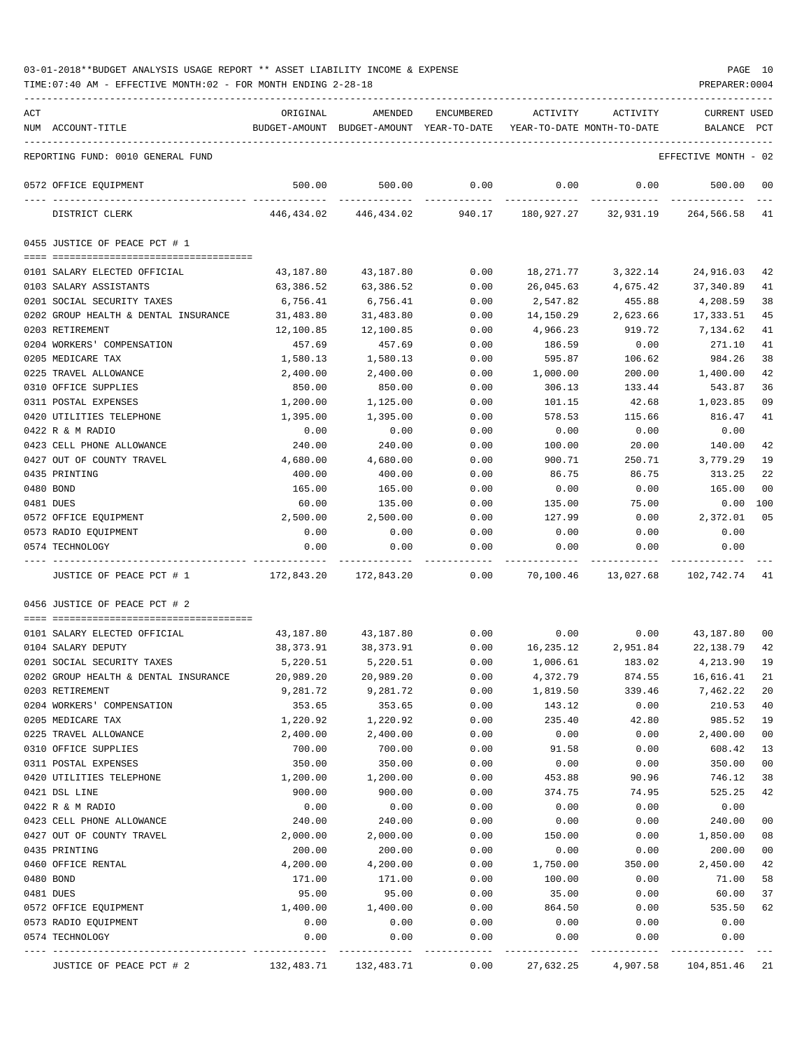03-01-2018**BUDGET ANALYSIS USAGE REPORT ** ASSET LIABILITY INCOME & EXPENSE

TIME:07:40 AM - EFFECTIVE MONTH:02 - FOR MONTH ENDING 2-28-18

PREPARER:0004

| ACT NUM | ACCOUNT-TITLE | ORIGINAL BUDGET-AMOUNT | AMENDED BUDGET-AMOUNT | ENCUMBERED YEAR-TO-DATE | ACTIVITY YEAR-TO-DATE | ACTIVITY MONTH-TO-DATE | CURRENT BALANCE | USED PCT |
|---|---|---|---|---|---|---|---|---|
| | REPORTING FUND: 0010 GENERAL FUND | | | | | | EFFECTIVE MONTH - 02 | |
| 0572 | OFFICE EQUIPMENT | 500.00 | 500.00 | 0.00 | 0.00 | 0.00 | 500.00 | 00 |
| | DISTRICT CLERK | 446,434.02 | 446,434.02 | 940.17 | 180,927.27 | 32,931.19 | 264,566.58 | 41 |
| | **0455 JUSTICE OF PEACE PCT # 1** | | | | | | | |
| 0101 | SALARY ELECTED OFFICIAL | 43,187.80 | 43,187.80 | 0.00 | 18,271.77 | 3,322.14 | 24,916.03 | 42 |
| 0103 | SALARY ASSISTANTS | 63,386.52 | 63,386.52 | 0.00 | 26,045.63 | 4,675.42 | 37,340.89 | 41 |
| 0201 | SOCIAL SECURITY TAXES | 6,756.41 | 6,756.41 | 0.00 | 2,547.82 | 455.88 | 4,208.59 | 38 |
| 0202 | GROUP HEALTH & DENTAL INSURANCE | 31,483.80 | 31,483.80 | 0.00 | 14,150.29 | 2,623.66 | 17,333.51 | 45 |
| 0203 | RETIREMENT | 12,100.85 | 12,100.85 | 0.00 | 4,966.23 | 919.72 | 7,134.62 | 41 |
| 0204 | WORKERS' COMPENSATION | 457.69 | 457.69 | 0.00 | 186.59 | 0.00 | 271.10 | 41 |
| 0205 | MEDICARE TAX | 1,580.13 | 1,580.13 | 0.00 | 595.87 | 106.62 | 984.26 | 38 |
| 0225 | TRAVEL ALLOWANCE | 2,400.00 | 2,400.00 | 0.00 | 1,000.00 | 200.00 | 1,400.00 | 42 |
| 0310 | OFFICE SUPPLIES | 850.00 | 850.00 | 0.00 | 306.13 | 133.44 | 543.87 | 36 |
| 0311 | POSTAL EXPENSES | 1,200.00 | 1,125.00 | 0.00 | 101.15 | 42.68 | 1,023.85 | 09 |
| 0420 | UTILITIES TELEPHONE | 1,395.00 | 1,395.00 | 0.00 | 578.53 | 115.66 | 816.47 | 41 |
| 0422 | R & M RADIO | 0.00 | 0.00 | 0.00 | 0.00 | 0.00 | 0.00 | |
| 0423 | CELL PHONE ALLOWANCE | 240.00 | 240.00 | 0.00 | 100.00 | 20.00 | 140.00 | 42 |
| 0427 | OUT OF COUNTY TRAVEL | 4,680.00 | 4,680.00 | 0.00 | 900.71 | 250.71 | 3,779.29 | 19 |
| 0435 | PRINTING | 400.00 | 400.00 | 0.00 | 86.75 | 86.75 | 313.25 | 22 |
| 0480 | BOND | 165.00 | 165.00 | 0.00 | 0.00 | 0.00 | 165.00 | 00 |
| 0481 | DUES | 60.00 | 135.00 | 0.00 | 135.00 | 75.00 | 0.00 | 100 |
| 0572 | OFFICE EQUIPMENT | 2,500.00 | 2,500.00 | 0.00 | 127.99 | 0.00 | 2,372.01 | 05 |
| 0573 | RADIO EQUIPMENT | 0.00 | 0.00 | 0.00 | 0.00 | 0.00 | 0.00 | |
| 0574 | TECHNOLOGY | 0.00 | 0.00 | 0.00 | 0.00 | 0.00 | 0.00 | |
| | JUSTICE OF PEACE PCT # 1 | 172,843.20 | 172,843.20 | 0.00 | 70,100.46 | 13,027.68 | 102,742.74 | 41 |
| | **0456 JUSTICE OF PEACE PCT # 2** | | | | | | | |
| 0101 | SALARY ELECTED OFFICIAL | 43,187.80 | 43,187.80 | 0.00 | 0.00 | 0.00 | 43,187.80 | 00 |
| 0104 | SALARY DEPUTY | 38,373.91 | 38,373.91 | 0.00 | 16,235.12 | 2,951.84 | 22,138.79 | 42 |
| 0201 | SOCIAL SECURITY TAXES | 5,220.51 | 5,220.51 | 0.00 | 1,006.61 | 183.02 | 4,213.90 | 19 |
| 0202 | GROUP HEALTH & DENTAL INSURANCE | 20,989.20 | 20,989.20 | 0.00 | 4,372.79 | 874.55 | 16,616.41 | 21 |
| 0203 | RETIREMENT | 9,281.72 | 9,281.72 | 0.00 | 1,819.50 | 339.46 | 7,462.22 | 20 |
| 0204 | WORKERS' COMPENSATION | 353.65 | 353.65 | 0.00 | 143.12 | 0.00 | 210.53 | 40 |
| 0205 | MEDICARE TAX | 1,220.92 | 1,220.92 | 0.00 | 235.40 | 42.80 | 985.52 | 19 |
| 0225 | TRAVEL ALLOWANCE | 2,400.00 | 2,400.00 | 0.00 | 0.00 | 0.00 | 2,400.00 | 00 |
| 0310 | OFFICE SUPPLIES | 700.00 | 700.00 | 0.00 | 91.58 | 0.00 | 608.42 | 13 |
| 0311 | POSTAL EXPENSES | 350.00 | 350.00 | 0.00 | 0.00 | 0.00 | 350.00 | 00 |
| 0420 | UTILITIES TELEPHONE | 1,200.00 | 1,200.00 | 0.00 | 453.88 | 90.96 | 746.12 | 38 |
| 0421 | DSL LINE | 900.00 | 900.00 | 0.00 | 374.75 | 74.95 | 525.25 | 42 |
| 0422 | R & M RADIO | 0.00 | 0.00 | 0.00 | 0.00 | 0.00 | 0.00 | |
| 0423 | CELL PHONE ALLOWANCE | 240.00 | 240.00 | 0.00 | 0.00 | 0.00 | 240.00 | 00 |
| 0427 | OUT OF COUNTY TRAVEL | 2,000.00 | 2,000.00 | 0.00 | 150.00 | 0.00 | 1,850.00 | 08 |
| 0435 | PRINTING | 200.00 | 200.00 | 0.00 | 0.00 | 0.00 | 200.00 | 00 |
| 0460 | OFFICE RENTAL | 4,200.00 | 4,200.00 | 0.00 | 1,750.00 | 350.00 | 2,450.00 | 42 |
| 0480 | BOND | 171.00 | 171.00 | 0.00 | 100.00 | 0.00 | 71.00 | 58 |
| 0481 | DUES | 95.00 | 95.00 | 0.00 | 35.00 | 0.00 | 60.00 | 37 |
| 0572 | OFFICE EQUIPMENT | 1,400.00 | 1,400.00 | 0.00 | 864.50 | 0.00 | 535.50 | 62 |
| 0573 | RADIO EQUIPMENT | 0.00 | 0.00 | 0.00 | 0.00 | 0.00 | 0.00 | |
| 0574 | TECHNOLOGY | 0.00 | 0.00 | 0.00 | 0.00 | 0.00 | 0.00 | |
| | JUSTICE OF PEACE PCT # 2 | 132,483.71 | 132,483.71 | 0.00 | 27,632.25 | 4,907.58 | 104,851.46 | 21 |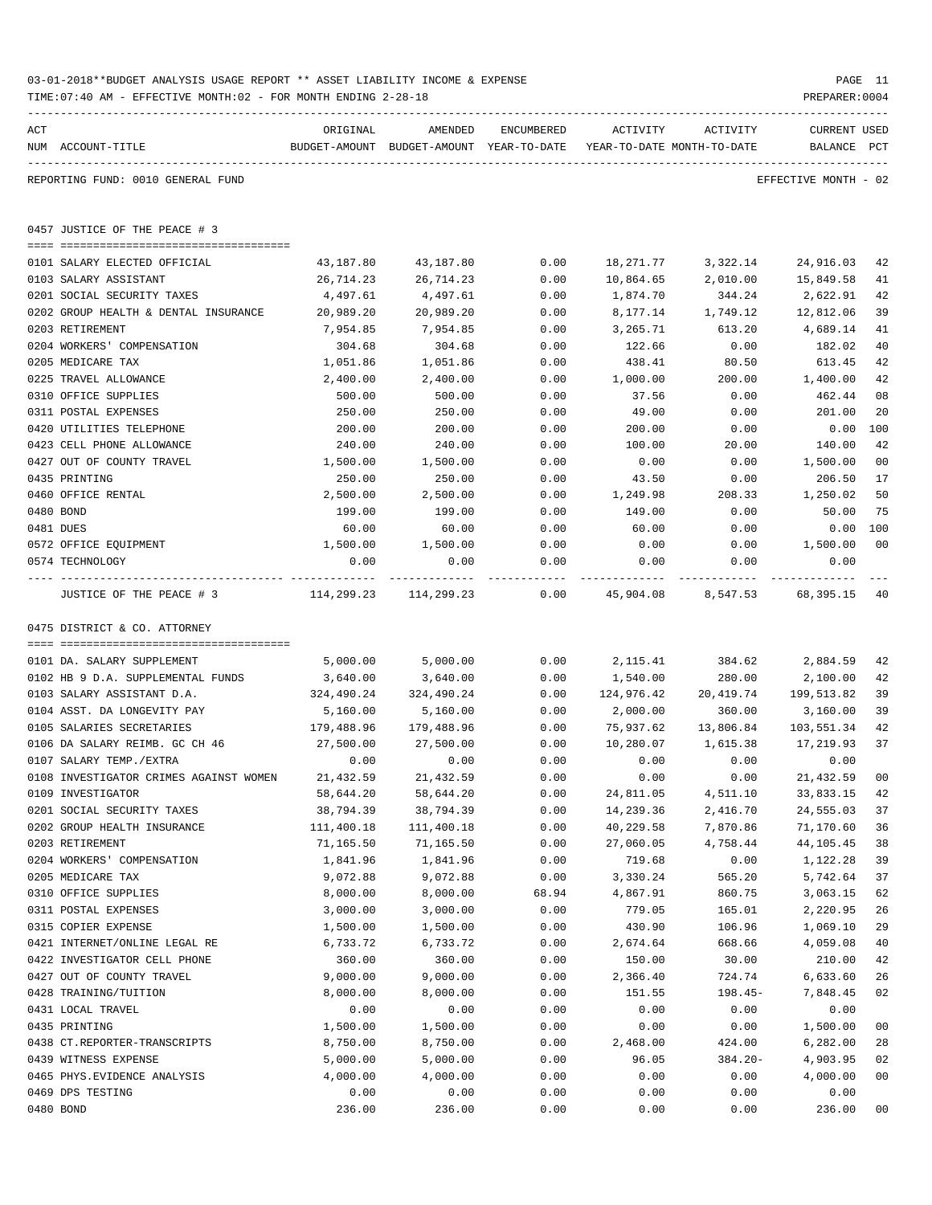03-01-2018**BUDGET ANALYSIS USAGE REPORT ** ASSET LIABILITY INCOME & EXPENSE

TIME:07:40 AM - EFFECTIVE MONTH:02 - FOR MONTH ENDING 2-28-18

PREPARER:0004

REPORTING FUND: 0010 GENERAL FUND — EFFECTIVE MONTH - 02

## 0457 JUSTICE OF THE PEACE # 3

| ACT NUM | ACCOUNT-TITLE | ORIGINAL BUDGET-AMOUNT | AMENDED BUDGET-AMOUNT | ENCUMBERED YEAR-TO-DATE | ACTIVITY YEAR-TO-DATE | ACTIVITY MONTH-TO-DATE | CURRENT BALANCE | USED PCT |
|---|---|---|---|---|---|---|---|---|
| 0101 | SALARY ELECTED OFFICIAL | 43,187.80 | 43,187.80 | 0.00 | 18,271.77 | 3,322.14 | 24,916.03 | 42 |
| 0103 | SALARY ASSISTANT | 26,714.23 | 26,714.23 | 0.00 | 10,864.65 | 2,010.00 | 15,849.58 | 41 |
| 0201 | SOCIAL SECURITY TAXES | 4,497.61 | 4,497.61 | 0.00 | 1,874.70 | 344.24 | 2,622.91 | 42 |
| 0202 | GROUP HEALTH & DENTAL INSURANCE | 20,989.20 | 20,989.20 | 0.00 | 8,177.14 | 1,749.12 | 12,812.06 | 39 |
| 0203 | RETIREMENT | 7,954.85 | 7,954.85 | 0.00 | 3,265.71 | 613.20 | 4,689.14 | 41 |
| 0204 | WORKERS' COMPENSATION | 304.68 | 304.68 | 0.00 | 122.66 | 0.00 | 182.02 | 40 |
| 0205 | MEDICARE TAX | 1,051.86 | 1,051.86 | 0.00 | 438.41 | 80.50 | 613.45 | 42 |
| 0225 | TRAVEL ALLOWANCE | 2,400.00 | 2,400.00 | 0.00 | 1,000.00 | 200.00 | 1,400.00 | 42 |
| 0310 | OFFICE SUPPLIES | 500.00 | 500.00 | 0.00 | 37.56 | 0.00 | 462.44 | 08 |
| 0311 | POSTAL EXPENSES | 250.00 | 250.00 | 0.00 | 49.00 | 0.00 | 201.00 | 20 |
| 0420 | UTILITIES TELEPHONE | 200.00 | 200.00 | 0.00 | 200.00 | 0.00 | 0.00 | 100 |
| 0423 | CELL PHONE ALLOWANCE | 240.00 | 240.00 | 0.00 | 100.00 | 20.00 | 140.00 | 42 |
| 0427 | OUT OF COUNTY TRAVEL | 1,500.00 | 1,500.00 | 0.00 | 0.00 | 0.00 | 1,500.00 | 00 |
| 0435 | PRINTING | 250.00 | 250.00 | 0.00 | 43.50 | 0.00 | 206.50 | 17 |
| 0460 | OFFICE RENTAL | 2,500.00 | 2,500.00 | 0.00 | 1,249.98 | 208.33 | 1,250.02 | 50 |
| 0480 | BOND | 199.00 | 199.00 | 0.00 | 149.00 | 0.00 | 50.00 | 75 |
| 0481 | DUES | 60.00 | 60.00 | 0.00 | 60.00 | 0.00 | 0.00 | 100 |
| 0572 | OFFICE EQUIPMENT | 1,500.00 | 1,500.00 | 0.00 | 0.00 | 0.00 | 1,500.00 | 00 |
| 0574 | TECHNOLOGY | 0.00 | 0.00 | 0.00 | 0.00 | 0.00 | 0.00 | |
| | JUSTICE OF THE PEACE # 3 | 114,299.23 | 114,299.23 | 0.00 | 45,904.08 | 8,547.53 | 68,395.15 | 40 |

## 0475 DISTRICT & CO. ATTORNEY

| ACT NUM | ACCOUNT-TITLE | ORIGINAL BUDGET-AMOUNT | AMENDED BUDGET-AMOUNT | ENCUMBERED YEAR-TO-DATE | ACTIVITY YEAR-TO-DATE | ACTIVITY MONTH-TO-DATE | CURRENT BALANCE | USED PCT |
|---|---|---|---|---|---|---|---|---|
| 0101 | DA. SALARY SUPPLEMENT | 5,000.00 | 5,000.00 | 0.00 | 2,115.41 | 384.62 | 2,884.59 | 42 |
| 0102 | HB 9 D.A. SUPPLEMENTAL FUNDS | 3,640.00 | 3,640.00 | 0.00 | 1,540.00 | 280.00 | 2,100.00 | 42 |
| 0103 | SALARY ASSISTANT D.A. | 324,490.24 | 324,490.24 | 0.00 | 124,976.42 | 20,419.74 | 199,513.82 | 39 |
| 0104 | ASST. DA LONGEVITY PAY | 5,160.00 | 5,160.00 | 0.00 | 2,000.00 | 360.00 | 3,160.00 | 39 |
| 0105 | SALARIES SECRETARIES | 179,488.96 | 179,488.96 | 0.00 | 75,937.62 | 13,806.84 | 103,551.34 | 42 |
| 0106 | DA SALARY REIMB. GC CH 46 | 27,500.00 | 27,500.00 | 0.00 | 10,280.07 | 1,615.38 | 17,219.93 | 37 |
| 0107 | SALARY TEMP./EXTRA | 0.00 | 0.00 | 0.00 | 0.00 | 0.00 | 0.00 | |
| 0108 | INVESTIGATOR CRIMES AGAINST WOMEN | 21,432.59 | 21,432.59 | 0.00 | 0.00 | 0.00 | 21,432.59 | 00 |
| 0109 | INVESTIGATOR | 58,644.20 | 58,644.20 | 0.00 | 24,811.05 | 4,511.10 | 33,833.15 | 42 |
| 0201 | SOCIAL SECURITY TAXES | 38,794.39 | 38,794.39 | 0.00 | 14,239.36 | 2,416.70 | 24,555.03 | 37 |
| 0202 | GROUP HEALTH INSURANCE | 111,400.18 | 111,400.18 | 0.00 | 40,229.58 | 7,870.86 | 71,170.60 | 36 |
| 0203 | RETIREMENT | 71,165.50 | 71,165.50 | 0.00 | 27,060.05 | 4,758.44 | 44,105.45 | 38 |
| 0204 | WORKERS' COMPENSATION | 1,841.96 | 1,841.96 | 0.00 | 719.68 | 0.00 | 1,122.28 | 39 |
| 0205 | MEDICARE TAX | 9,072.88 | 9,072.88 | 0.00 | 3,330.24 | 565.20 | 5,742.64 | 37 |
| 0310 | OFFICE SUPPLIES | 8,000.00 | 8,000.00 | 68.94 | 4,867.91 | 860.75 | 3,063.15 | 62 |
| 0311 | POSTAL EXPENSES | 3,000.00 | 3,000.00 | 0.00 | 779.05 | 165.01 | 2,220.95 | 26 |
| 0315 | COPIER EXPENSE | 1,500.00 | 1,500.00 | 0.00 | 430.90 | 106.96 | 1,069.10 | 29 |
| 0421 | INTERNET/ONLINE LEGAL RE | 6,733.72 | 6,733.72 | 0.00 | 2,674.64 | 668.66 | 4,059.08 | 40 |
| 0422 | INVESTIGATOR CELL PHONE | 360.00 | 360.00 | 0.00 | 150.00 | 30.00 | 210.00 | 42 |
| 0427 | OUT OF COUNTY TRAVEL | 9,000.00 | 9,000.00 | 0.00 | 2,366.40 | 724.74 | 6,633.60 | 26 |
| 0428 | TRAINING/TUITION | 8,000.00 | 8,000.00 | 0.00 | 151.55 | 198.45- | 7,848.45 | 02 |
| 0431 | LOCAL TRAVEL | 0.00 | 0.00 | 0.00 | 0.00 | 0.00 | 0.00 | |
| 0435 | PRINTING | 1,500.00 | 1,500.00 | 0.00 | 0.00 | 0.00 | 1,500.00 | 00 |
| 0438 | CT.REPORTER-TRANSCRIPTS | 8,750.00 | 8,750.00 | 0.00 | 2,468.00 | 424.00 | 6,282.00 | 28 |
| 0439 | WITNESS EXPENSE | 5,000.00 | 5,000.00 | 0.00 | 96.05 | 384.20- | 4,903.95 | 02 |
| 0465 | PHYS.EVIDENCE ANALYSIS | 4,000.00 | 4,000.00 | 0.00 | 0.00 | 0.00 | 4,000.00 | 00 |
| 0469 | DPS TESTING | 0.00 | 0.00 | 0.00 | 0.00 | 0.00 | 0.00 | |
| 0480 | BOND | 236.00 | 236.00 | 0.00 | 0.00 | 0.00 | 236.00 | 00 |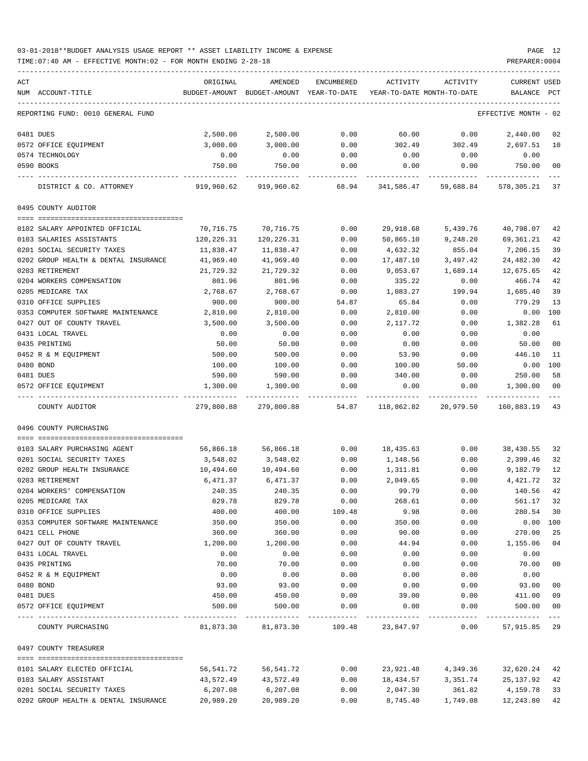03-01-2018**BUDGET ANALYSIS USAGE REPORT ** ASSET LIABILITY INCOME & EXPENSE

TIME:07:40 AM - EFFECTIVE MONTH:02 - FOR MONTH ENDING 2-28-18

PREPARER:0004

REPORTING FUND: 0010 GENERAL FUND — EFFECTIVE MONTH - 02

| ACT NUM | ACCOUNT-TITLE | ORIGINAL BUDGET-AMOUNT | AMENDED BUDGET-AMOUNT | ENCUMBERED YEAR-TO-DATE | ACTIVITY YEAR-TO-DATE | ACTIVITY MONTH-TO-DATE | CURRENT BALANCE | USED PCT |
|---|---|---|---|---|---|---|---|---|
| 0481 | DUES | 2,500.00 | 2,500.00 | 0.00 | 60.00 | 0.00 | 2,440.00 | 02 |
| 0572 | OFFICE EQUIPMENT | 3,000.00 | 3,000.00 | 0.00 | 302.49 | 302.49 | 2,697.51 | 10 |
| 0574 | TECHNOLOGY | 0.00 | 0.00 | 0.00 | 0.00 | 0.00 | 0.00 | |
| 0590 | BOOKS | 750.00 | 750.00 | 0.00 | 0.00 | 0.00 | 750.00 | 00 |
| | DISTRICT & CO. ATTORNEY | 919,960.62 | 919,960.62 | 68.94 | 341,586.47 | 59,688.84 | 578,305.21 | 37 |
| | **0495 COUNTY AUDITOR** | | | | | | | |
| 0102 | SALARY APPOINTED OFFICIAL | 70,716.75 | 70,716.75 | 0.00 | 29,918.68 | 5,439.76 | 40,798.07 | 42 |
| 0103 | SALARIES ASSISTANTS | 120,226.31 | 120,226.31 | 0.00 | 50,865.10 | 9,248.20 | 69,361.21 | 42 |
| 0201 | SOCIAL SECURITY TAXES | 11,838.47 | 11,838.47 | 0.00 | 4,632.32 | 855.04 | 7,206.15 | 39 |
| 0202 | GROUP HEALTH & DENTAL INSURANCE | 41,969.40 | 41,969.40 | 0.00 | 17,487.10 | 3,497.42 | 24,482.30 | 42 |
| 0203 | RETIREMENT | 21,729.32 | 21,729.32 | 0.00 | 9,053.67 | 1,689.14 | 12,675.65 | 42 |
| 0204 | WORKERS COMPENSATION | 801.96 | 801.96 | 0.00 | 335.22 | 0.00 | 466.74 | 42 |
| 0205 | MEDICARE TAX | 2,768.67 | 2,768.67 | 0.00 | 1,083.27 | 199.94 | 1,685.40 | 39 |
| 0310 | OFFICE SUPPLIES | 900.00 | 900.00 | 54.87 | 65.84 | 0.00 | 779.29 | 13 |
| 0353 | COMPUTER SOFTWARE MAINTENANCE | 2,810.00 | 2,810.00 | 0.00 | 2,810.00 | 0.00 | 0.00 | 100 |
| 0427 | OUT OF COUNTY TRAVEL | 3,500.00 | 3,500.00 | 0.00 | 2,117.72 | 0.00 | 1,382.28 | 61 |
| 0431 | LOCAL TRAVEL | 0.00 | 0.00 | 0.00 | 0.00 | 0.00 | 0.00 | |
| 0435 | PRINTING | 50.00 | 50.00 | 0.00 | 0.00 | 0.00 | 50.00 | 00 |
| 0452 | R & M EQUIPMENT | 500.00 | 500.00 | 0.00 | 53.90 | 0.00 | 446.10 | 11 |
| 0480 | BOND | 100.00 | 100.00 | 0.00 | 100.00 | 50.00 | 0.00 | 100 |
| 0481 | DUES | 590.00 | 590.00 | 0.00 | 340.00 | 0.00 | 250.00 | 58 |
| 0572 | OFFICE EQUIPMENT | 1,300.00 | 1,300.00 | 0.00 | 0.00 | 0.00 | 1,300.00 | 00 |
| | COUNTY AUDITOR | 279,800.88 | 279,800.88 | 54.87 | 118,862.82 | 20,979.50 | 160,883.19 | 43 |
| | **0496 COUNTY PURCHASING** | | | | | | | |
| 0103 | SALARY PURCHASING AGENT | 56,866.18 | 56,866.18 | 0.00 | 18,435.63 | 0.00 | 38,430.55 | 32 |
| 0201 | SOCIAL SECURITY TAXES | 3,548.02 | 3,548.02 | 0.00 | 1,148.56 | 0.00 | 2,399.46 | 32 |
| 0202 | GROUP HEALTH INSURANCE | 10,494.60 | 10,494.60 | 0.00 | 1,311.81 | 0.00 | 9,182.79 | 12 |
| 0203 | RETIREMENT | 6,471.37 | 6,471.37 | 0.00 | 2,049.65 | 0.00 | 4,421.72 | 32 |
| 0204 | WORKERS' COMPENSATION | 240.35 | 240.35 | 0.00 | 99.79 | 0.00 | 140.56 | 42 |
| 0205 | MEDICARE TAX | 829.78 | 829.78 | 0.00 | 268.61 | 0.00 | 561.17 | 32 |
| 0310 | OFFICE SUPPLIES | 400.00 | 400.00 | 109.48 | 9.98 | 0.00 | 280.54 | 30 |
| 0353 | COMPUTER SOFTWARE MAINTENANCE | 350.00 | 350.00 | 0.00 | 350.00 | 0.00 | 0.00 | 100 |
| 0421 | CELL PHONE | 360.00 | 360.00 | 0.00 | 90.00 | 0.00 | 270.00 | 25 |
| 0427 | OUT OF COUNTY TRAVEL | 1,200.00 | 1,200.00 | 0.00 | 44.94 | 0.00 | 1,155.06 | 04 |
| 0431 | LOCAL TRAVEL | 0.00 | 0.00 | 0.00 | 0.00 | 0.00 | 0.00 | |
| 0435 | PRINTING | 70.00 | 70.00 | 0.00 | 0.00 | 0.00 | 70.00 | 00 |
| 0452 | R & M EQUIPMENT | 0.00 | 0.00 | 0.00 | 0.00 | 0.00 | 0.00 | |
| 0480 | BOND | 93.00 | 93.00 | 0.00 | 0.00 | 0.00 | 93.00 | 00 |
| 0481 | DUES | 450.00 | 450.00 | 0.00 | 39.00 | 0.00 | 411.00 | 09 |
| 0572 | OFFICE EQUIPMENT | 500.00 | 500.00 | 0.00 | 0.00 | 0.00 | 500.00 | 00 |
| | COUNTY PURCHASING | 81,873.30 | 81,873.30 | 109.48 | 23,847.97 | 0.00 | 57,915.85 | 29 |
| | **0497 COUNTY TREASURER** | | | | | | | |
| 0101 | SALARY ELECTED OFFICIAL | 56,541.72 | 56,541.72 | 0.00 | 23,921.48 | 4,349.36 | 32,620.24 | 42 |
| 0103 | SALARY ASSISTANT | 43,572.49 | 43,572.49 | 0.00 | 18,434.57 | 3,351.74 | 25,137.92 | 42 |
| 0201 | SOCIAL SECURITY TAXES | 6,207.08 | 6,207.08 | 0.00 | 2,047.30 | 361.82 | 4,159.78 | 33 |
| 0202 | GROUP HEALTH & DENTAL INSURANCE | 20,989.20 | 20,989.20 | 0.00 | 8,745.40 | 1,749.08 | 12,243.80 | 42 |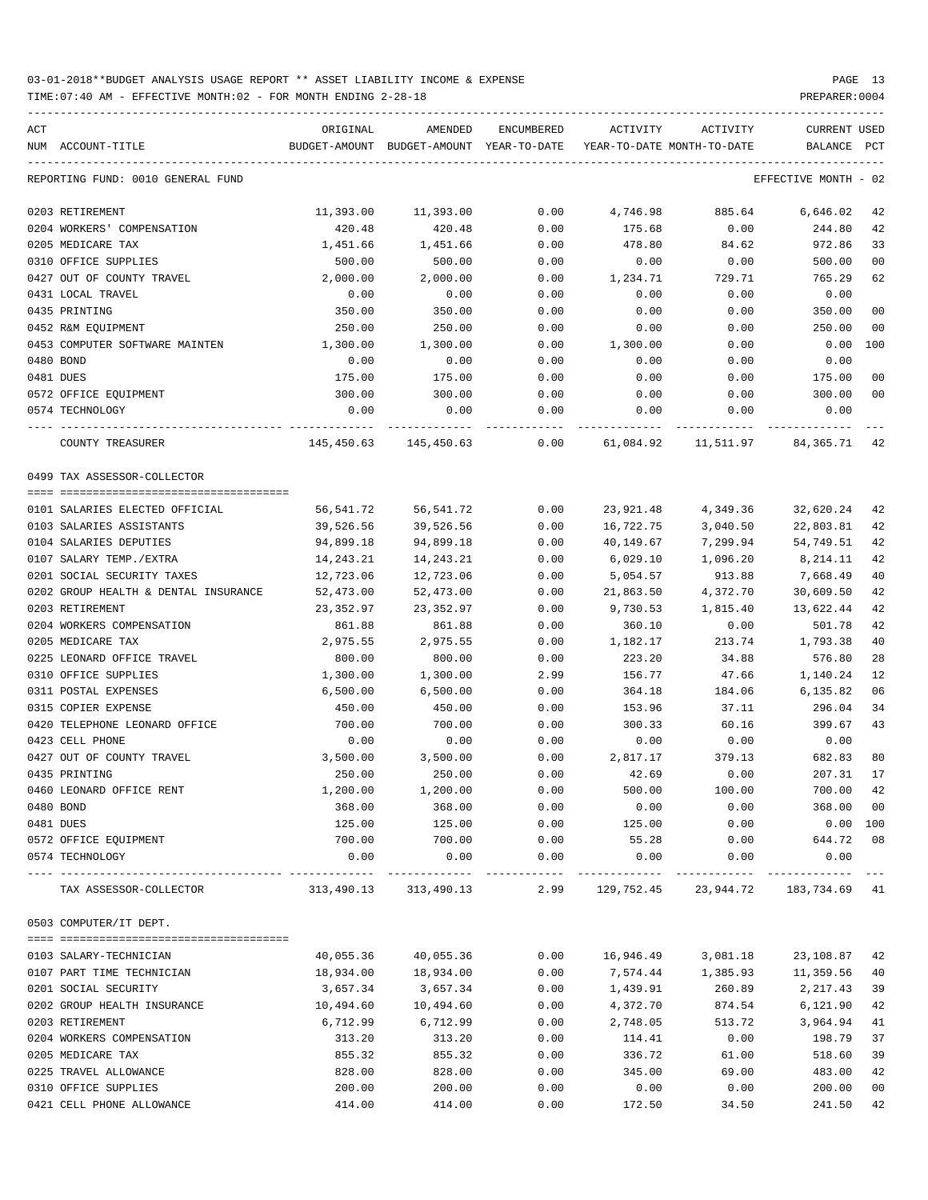03-01-2018**BUDGET ANALYSIS USAGE REPORT ** ASSET LIABILITY INCOME & EXPENSE

TIME:07:40 AM - EFFECTIVE MONTH:02 - FOR MONTH ENDING 2-28-18

| ACT NUM | ACCOUNT-TITLE | ORIGINAL BUDGET-AMOUNT | AMENDED BUDGET-AMOUNT | ENCUMBERED YEAR-TO-DATE | ACTIVITY YEAR-TO-DATE | ACTIVITY MONTH-TO-DATE | CURRENT BALANCE | USED PCT |
|---|---|---|---|---|---|---|---|---|
| | REPORTING FUND: 0010 GENERAL FUND | | | | | | EFFECTIVE MONTH - 02 | |
| 0203 | RETIREMENT | 11,393.00 | 11,393.00 | 0.00 | 4,746.98 | 885.64 | 6,646.02 | 42 |
| 0204 | WORKERS' COMPENSATION | 420.48 | 420.48 | 0.00 | 175.68 | 0.00 | 244.80 | 42 |
| 0205 | MEDICARE TAX | 1,451.66 | 1,451.66 | 0.00 | 478.80 | 84.62 | 972.86 | 33 |
| 0310 | OFFICE SUPPLIES | 500.00 | 500.00 | 0.00 | 0.00 | 0.00 | 500.00 | 00 |
| 0427 | OUT OF COUNTY TRAVEL | 2,000.00 | 2,000.00 | 0.00 | 1,234.71 | 729.71 | 765.29 | 62 |
| 0431 | LOCAL TRAVEL | 0.00 | 0.00 | 0.00 | 0.00 | 0.00 | 0.00 | |
| 0435 | PRINTING | 350.00 | 350.00 | 0.00 | 0.00 | 0.00 | 350.00 | 00 |
| 0452 | R&M EQUIPMENT | 250.00 | 250.00 | 0.00 | 0.00 | 0.00 | 250.00 | 00 |
| 0453 | COMPUTER SOFTWARE MAINTEN | 1,300.00 | 1,300.00 | 0.00 | 1,300.00 | 0.00 | 0.00 | 100 |
| 0480 | BOND | 0.00 | 0.00 | 0.00 | 0.00 | 0.00 | 0.00 | |
| 0481 | DUES | 175.00 | 175.00 | 0.00 | 0.00 | 0.00 | 175.00 | 00 |
| 0572 | OFFICE EQUIPMENT | 300.00 | 300.00 | 0.00 | 0.00 | 0.00 | 300.00 | 00 |
| 0574 | TECHNOLOGY | 0.00 | 0.00 | 0.00 | 0.00 | 0.00 | 0.00 | |
| | COUNTY TREASURER | 145,450.63 | 145,450.63 | 0.00 | 61,084.92 | 11,511.97 | 84,365.71 | 42 |
| | **0499 TAX ASSESSOR-COLLECTOR** | | | | | | | |
| 0101 | SALARIES ELECTED OFFICIAL | 56,541.72 | 56,541.72 | 0.00 | 23,921.48 | 4,349.36 | 32,620.24 | 42 |
| 0103 | SALARIES ASSISTANTS | 39,526.56 | 39,526.56 | 0.00 | 16,722.75 | 3,040.50 | 22,803.81 | 42 |
| 0104 | SALARIES DEPUTIES | 94,899.18 | 94,899.18 | 0.00 | 40,149.67 | 7,299.94 | 54,749.51 | 42 |
| 0107 | SALARY TEMP./EXTRA | 14,243.21 | 14,243.21 | 0.00 | 6,029.10 | 1,096.20 | 8,214.11 | 42 |
| 0201 | SOCIAL SECURITY TAXES | 12,723.06 | 12,723.06 | 0.00 | 5,054.57 | 913.88 | 7,668.49 | 40 |
| 0202 | GROUP HEALTH & DENTAL INSURANCE | 52,473.00 | 52,473.00 | 0.00 | 21,863.50 | 4,372.70 | 30,609.50 | 42 |
| 0203 | RETIREMENT | 23,352.97 | 23,352.97 | 0.00 | 9,730.53 | 1,815.40 | 13,622.44 | 42 |
| 0204 | WORKERS COMPENSATION | 861.88 | 861.88 | 0.00 | 360.10 | 0.00 | 501.78 | 42 |
| 0205 | MEDICARE TAX | 2,975.55 | 2,975.55 | 0.00 | 1,182.17 | 213.74 | 1,793.38 | 40 |
| 0225 | LEONARD OFFICE TRAVEL | 800.00 | 800.00 | 0.00 | 223.20 | 34.88 | 576.80 | 28 |
| 0310 | OFFICE SUPPLIES | 1,300.00 | 1,300.00 | 2.99 | 156.77 | 47.66 | 1,140.24 | 12 |
| 0311 | POSTAL EXPENSES | 6,500.00 | 6,500.00 | 0.00 | 364.18 | 184.06 | 6,135.82 | 06 |
| 0315 | COPIER EXPENSE | 450.00 | 450.00 | 0.00 | 153.96 | 37.11 | 296.04 | 34 |
| 0420 | TELEPHONE LEONARD OFFICE | 700.00 | 700.00 | 0.00 | 300.33 | 60.16 | 399.67 | 43 |
| 0423 | CELL PHONE | 0.00 | 0.00 | 0.00 | 0.00 | 0.00 | 0.00 | |
| 0427 | OUT OF COUNTY TRAVEL | 3,500.00 | 3,500.00 | 0.00 | 2,817.17 | 379.13 | 682.83 | 80 |
| 0435 | PRINTING | 250.00 | 250.00 | 0.00 | 42.69 | 0.00 | 207.31 | 17 |
| 0460 | LEONARD OFFICE RENT | 1,200.00 | 1,200.00 | 0.00 | 500.00 | 100.00 | 700.00 | 42 |
| 0480 | BOND | 368.00 | 368.00 | 0.00 | 0.00 | 0.00 | 368.00 | 00 |
| 0481 | DUES | 125.00 | 125.00 | 0.00 | 125.00 | 0.00 | 0.00 | 100 |
| 0572 | OFFICE EQUIPMENT | 700.00 | 700.00 | 0.00 | 55.28 | 0.00 | 644.72 | 08 |
| 0574 | TECHNOLOGY | 0.00 | 0.00 | 0.00 | 0.00 | 0.00 | 0.00 | |
| | TAX ASSESSOR-COLLECTOR | 313,490.13 | 313,490.13 | 2.99 | 129,752.45 | 23,944.72 | 183,734.69 | 41 |
| | **0503 COMPUTER/IT DEPT.** | | | | | | | |
| 0103 | SALARY-TECHNICIAN | 40,055.36 | 40,055.36 | 0.00 | 16,946.49 | 3,081.18 | 23,108.87 | 42 |
| 0107 | PART TIME TECHNICIAN | 18,934.00 | 18,934.00 | 0.00 | 7,574.44 | 1,385.93 | 11,359.56 | 40 |
| 0201 | SOCIAL SECURITY | 3,657.34 | 3,657.34 | 0.00 | 1,439.91 | 260.89 | 2,217.43 | 39 |
| 0202 | GROUP HEALTH INSURANCE | 10,494.60 | 10,494.60 | 0.00 | 4,372.70 | 874.54 | 6,121.90 | 42 |
| 0203 | RETIREMENT | 6,712.99 | 6,712.99 | 0.00 | 2,748.05 | 513.72 | 3,964.94 | 41 |
| 0204 | WORKERS COMPENSATION | 313.20 | 313.20 | 0.00 | 114.41 | 0.00 | 198.79 | 37 |
| 0205 | MEDICARE TAX | 855.32 | 855.32 | 0.00 | 336.72 | 61.00 | 518.60 | 39 |
| 0225 | TRAVEL ALLOWANCE | 828.00 | 828.00 | 0.00 | 345.00 | 69.00 | 483.00 | 42 |
| 0310 | OFFICE SUPPLIES | 200.00 | 200.00 | 0.00 | 0.00 | 0.00 | 200.00 | 00 |
| 0421 | CELL PHONE ALLOWANCE | 414.00 | 414.00 | 0.00 | 172.50 | 34.50 | 241.50 | 42 |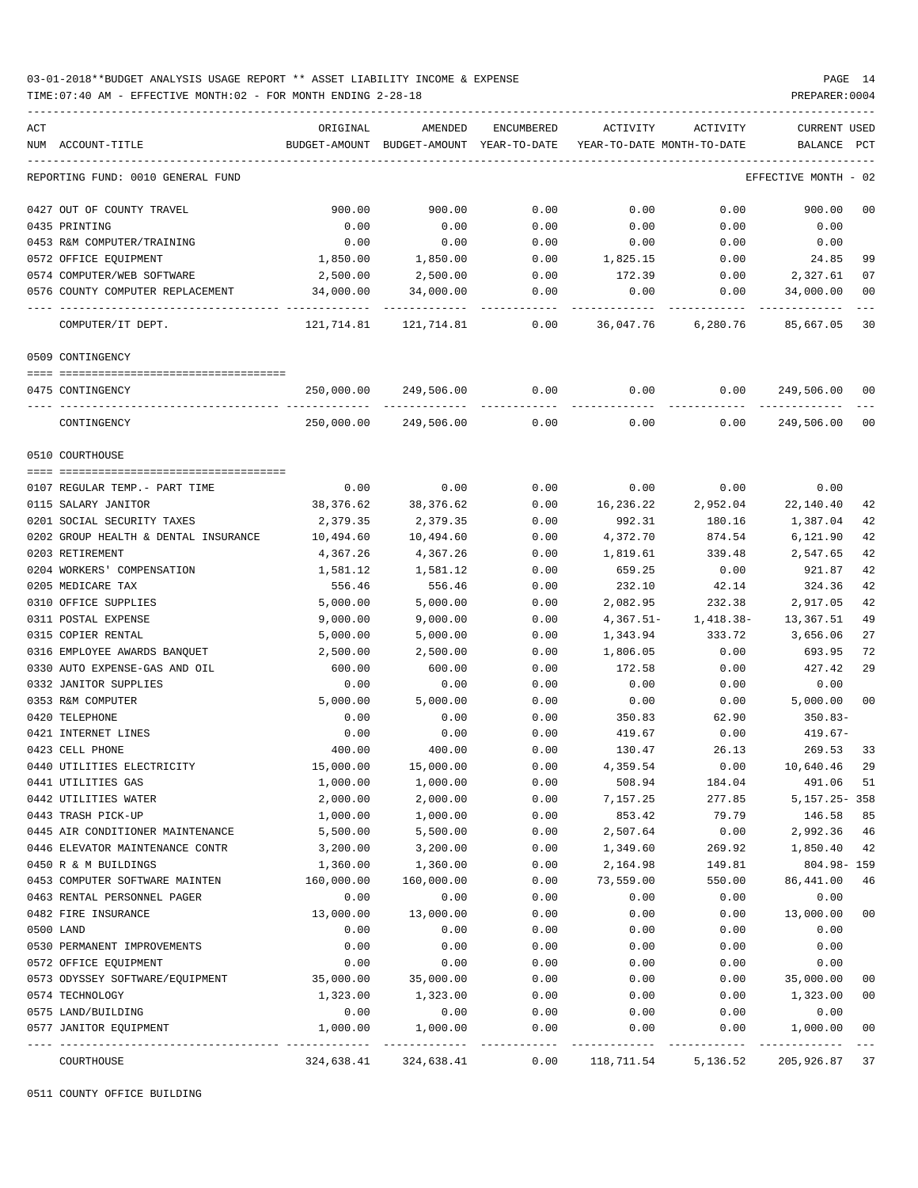03-01-2018**BUDGET ANALYSIS USAGE REPORT ** ASSET LIABILITY INCOME & EXPENSE

TIME:07:40 AM - EFFECTIVE MONTH:02 - FOR MONTH ENDING 2-28-18

PREPARER:0004

| ACT NUM | ACCOUNT-TITLE | ORIGINAL BUDGET-AMOUNT | AMENDED BUDGET-AMOUNT | ENCUMBERED YEAR-TO-DATE | ACTIVITY YEAR-TO-DATE | ACTIVITY MONTH-TO-DATE | CURRENT USED BALANCE | PCT |
|---|---|---|---|---|---|---|---|---|
| | REPORTING FUND: 0010 GENERAL FUND | | | | | | EFFECTIVE MONTH - 02 | |
| 0427 | OUT OF COUNTY TRAVEL | 900.00 | 900.00 | 0.00 | 0.00 | 0.00 | 900.00 | 00 |
| 0435 | PRINTING | 0.00 | 0.00 | 0.00 | 0.00 | 0.00 | 0.00 | |
| 0453 | R&M COMPUTER/TRAINING | 0.00 | 0.00 | 0.00 | 0.00 | 0.00 | 0.00 | |
| 0572 | OFFICE EQUIPMENT | 1,850.00 | 1,850.00 | 0.00 | 1,825.15 | 0.00 | 24.85 | 99 |
| 0574 | COMPUTER/WEB SOFTWARE | 2,500.00 | 2,500.00 | 0.00 | 172.39 | 0.00 | 2,327.61 | 07 |
| 0576 | COUNTY COMPUTER REPLACEMENT | 34,000.00 | 34,000.00 | 0.00 | 0.00 | 0.00 | 34,000.00 | 00 |
| | COMPUTER/IT DEPT. | 121,714.81 | 121,714.81 | 0.00 | 36,047.76 | 6,280.76 | 85,667.05 | 30 |
| | 0509 CONTINGENCY | | | | | | | |
| 0475 | CONTINGENCY | 250,000.00 | 249,506.00 | 0.00 | 0.00 | 0.00 | 249,506.00 | 00 |
| | CONTINGENCY | 250,000.00 | 249,506.00 | 0.00 | 0.00 | 0.00 | 249,506.00 | 00 |
| | 0510 COURTHOUSE | | | | | | | |
| 0107 | REGULAR TEMP.- PART TIME | 0.00 | 0.00 | 0.00 | 0.00 | 0.00 | 0.00 | |
| 0115 | SALARY JANITOR | 38,376.62 | 38,376.62 | 0.00 | 16,236.22 | 2,952.04 | 22,140.40 | 42 |
| 0201 | SOCIAL SECURITY TAXES | 2,379.35 | 2,379.35 | 0.00 | 992.31 | 180.16 | 1,387.04 | 42 |
| 0202 | GROUP HEALTH & DENTAL INSURANCE | 10,494.60 | 10,494.60 | 0.00 | 4,372.70 | 874.54 | 6,121.90 | 42 |
| 0203 | RETIREMENT | 4,367.26 | 4,367.26 | 0.00 | 1,819.61 | 339.48 | 2,547.65 | 42 |
| 0204 | WORKERS' COMPENSATION | 1,581.12 | 1,581.12 | 0.00 | 659.25 | 0.00 | 921.87 | 42 |
| 0205 | MEDICARE TAX | 556.46 | 556.46 | 0.00 | 232.10 | 42.14 | 324.36 | 42 |
| 0310 | OFFICE SUPPLIES | 5,000.00 | 5,000.00 | 0.00 | 2,082.95 | 232.38 | 2,917.05 | 42 |
| 0311 | POSTAL EXPENSE | 9,000.00 | 9,000.00 | 0.00 | 4,367.51- | 1,418.38- | 13,367.51 | 49 |
| 0315 | COPIER RENTAL | 5,000.00 | 5,000.00 | 0.00 | 1,343.94 | 333.72 | 3,656.06 | 27 |
| 0316 | EMPLOYEE AWARDS BANQUET | 2,500.00 | 2,500.00 | 0.00 | 1,806.05 | 0.00 | 693.95 | 72 |
| 0330 | AUTO EXPENSE-GAS AND OIL | 600.00 | 600.00 | 0.00 | 172.58 | 0.00 | 427.42 | 29 |
| 0332 | JANITOR SUPPLIES | 0.00 | 0.00 | 0.00 | 0.00 | 0.00 | 0.00 | |
| 0353 | R&M COMPUTER | 5,000.00 | 5,000.00 | 0.00 | 0.00 | 0.00 | 5,000.00 | 00 |
| 0420 | TELEPHONE | 0.00 | 0.00 | 0.00 | 350.83 | 62.90 | 350.83- | |
| 0421 | INTERNET LINES | 0.00 | 0.00 | 0.00 | 419.67 | 0.00 | 419.67- | |
| 0423 | CELL PHONE | 400.00 | 400.00 | 0.00 | 130.47 | 26.13 | 269.53 | 33 |
| 0440 | UTILITIES ELECTRICITY | 15,000.00 | 15,000.00 | 0.00 | 4,359.54 | 0.00 | 10,640.46 | 29 |
| 0441 | UTILITIES GAS | 1,000.00 | 1,000.00 | 0.00 | 508.94 | 184.04 | 491.06 | 51 |
| 0442 | UTILITIES WATER | 2,000.00 | 2,000.00 | 0.00 | 7,157.25 | 277.85 | 5,157.25- | 358 |
| 0443 | TRASH PICK-UP | 1,000.00 | 1,000.00 | 0.00 | 853.42 | 79.79 | 146.58 | 85 |
| 0445 | AIR CONDITIONER MAINTENANCE | 5,500.00 | 5,500.00 | 0.00 | 2,507.64 | 0.00 | 2,992.36 | 46 |
| 0446 | ELEVATOR MAINTENANCE CONTR | 3,200.00 | 3,200.00 | 0.00 | 1,349.60 | 269.92 | 1,850.40 | 42 |
| 0450 | R & M BUILDINGS | 1,360.00 | 1,360.00 | 0.00 | 2,164.98 | 149.81 | 804.98- | 159 |
| 0453 | COMPUTER SOFTWARE MAINTEN | 160,000.00 | 160,000.00 | 0.00 | 73,559.00 | 550.00 | 86,441.00 | 46 |
| 0463 | RENTAL PERSONNEL PAGER | 0.00 | 0.00 | 0.00 | 0.00 | 0.00 | 0.00 | |
| 0482 | FIRE INSURANCE | 13,000.00 | 13,000.00 | 0.00 | 0.00 | 0.00 | 13,000.00 | 00 |
| 0500 | LAND | 0.00 | 0.00 | 0.00 | 0.00 | 0.00 | 0.00 | |
| 0530 | PERMANENT IMPROVEMENTS | 0.00 | 0.00 | 0.00 | 0.00 | 0.00 | 0.00 | |
| 0572 | OFFICE EQUIPMENT | 0.00 | 0.00 | 0.00 | 0.00 | 0.00 | 0.00 | |
| 0573 | ODYSSEY SOFTWARE/EQUIPMENT | 35,000.00 | 35,000.00 | 0.00 | 0.00 | 0.00 | 35,000.00 | 00 |
| 0574 | TECHNOLOGY | 1,323.00 | 1,323.00 | 0.00 | 0.00 | 0.00 | 1,323.00 | 00 |
| 0575 | LAND/BUILDING | 0.00 | 0.00 | 0.00 | 0.00 | 0.00 | 0.00 | |
| 0577 | JANITOR EQUIPMENT | 1,000.00 | 1,000.00 | 0.00 | 0.00 | 0.00 | 1,000.00 | 00 |
| | COURTHOUSE | 324,638.41 | 324,638.41 | 0.00 | 118,711.54 | 5,136.52 | 205,926.87 | 37 |

0511 COUNTY OFFICE BUILDING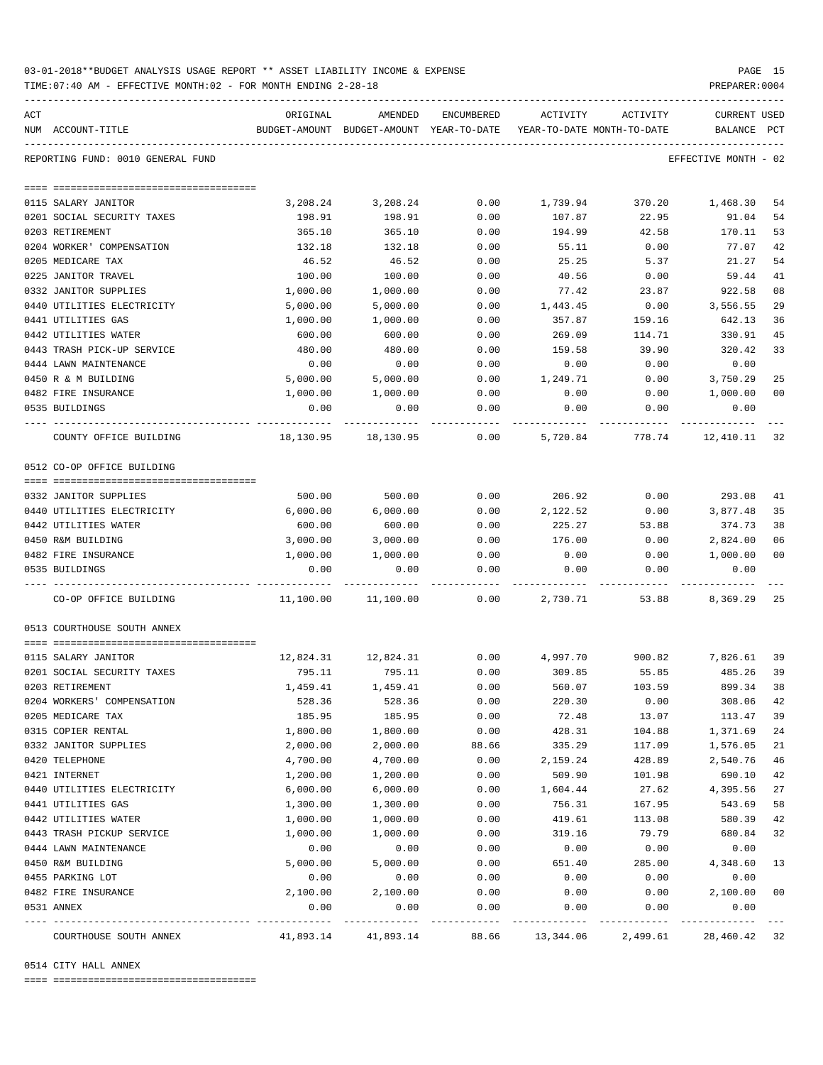03-01-2018**BUDGET ANALYSIS USAGE REPORT ** ASSET LIABILITY INCOME & EXPENSE

TIME:07:40 AM - EFFECTIVE MONTH:02 - FOR MONTH ENDING 2-28-18

REPORTING FUND: 0010 GENERAL FUND — EFFECTIVE MONTH - 02

| ACT NUM | ACCOUNT-TITLE | ORIGINAL BUDGET-AMOUNT | AMENDED BUDGET-AMOUNT | ENCUMBERED YEAR-TO-DATE | ACTIVITY YEAR-TO-DATE | ACTIVITY MONTH-TO-DATE | CURRENT BALANCE | USED PCT |
|---|---|---|---|---|---|---|---|---|
| 0115 | SALARY JANITOR | 3,208.24 | 3,208.24 | 0.00 | 1,739.94 | 370.20 | 1,468.30 | 54 |
| 0201 | SOCIAL SECURITY TAXES | 198.91 | 198.91 | 0.00 | 107.87 | 22.95 | 91.04 | 54 |
| 0203 | RETIREMENT | 365.10 | 365.10 | 0.00 | 194.99 | 42.58 | 170.11 | 53 |
| 0204 | WORKER' COMPENSATION | 132.18 | 132.18 | 0.00 | 55.11 | 0.00 | 77.07 | 42 |
| 0205 | MEDICARE TAX | 46.52 | 46.52 | 0.00 | 25.25 | 5.37 | 21.27 | 54 |
| 0225 | JANITOR TRAVEL | 100.00 | 100.00 | 0.00 | 40.56 | 0.00 | 59.44 | 41 |
| 0332 | JANITOR SUPPLIES | 1,000.00 | 1,000.00 | 0.00 | 77.42 | 23.87 | 922.58 | 08 |
| 0440 | UTILITIES ELECTRICITY | 5,000.00 | 5,000.00 | 0.00 | 1,443.45 | 0.00 | 3,556.55 | 29 |
| 0441 | UTILITIES GAS | 1,000.00 | 1,000.00 | 0.00 | 357.87 | 159.16 | 642.13 | 36 |
| 0442 | UTILITIES WATER | 600.00 | 600.00 | 0.00 | 269.09 | 114.71 | 330.91 | 45 |
| 0443 | TRASH PICK-UP SERVICE | 480.00 | 480.00 | 0.00 | 159.58 | 39.90 | 320.42 | 33 |
| 0444 | LAWN MAINTENANCE | 0.00 | 0.00 | 0.00 | 0.00 | 0.00 | 0.00 | |
| 0450 | R & M BUILDING | 5,000.00 | 5,000.00 | 0.00 | 1,249.71 | 0.00 | 3,750.29 | 25 |
| 0482 | FIRE INSURANCE | 1,000.00 | 1,000.00 | 0.00 | 0.00 | 0.00 | 1,000.00 | 00 |
| 0535 | BUILDINGS | 0.00 | 0.00 | 0.00 | 0.00 | 0.00 | 0.00 | |
| | COUNTY OFFICE BUILDING | 18,130.95 | 18,130.95 | 0.00 | 5,720.84 | 778.74 | 12,410.11 | 32 |
| | **0512 CO-OP OFFICE BUILDING** | | | | | | | |
| 0332 | JANITOR SUPPLIES | 500.00 | 500.00 | 0.00 | 206.92 | 0.00 | 293.08 | 41 |
| 0440 | UTILITIES ELECTRICITY | 6,000.00 | 6,000.00 | 0.00 | 2,122.52 | 0.00 | 3,877.48 | 35 |
| 0442 | UTILITIES WATER | 600.00 | 600.00 | 0.00 | 225.27 | 53.88 | 374.73 | 38 |
| 0450 | R&M BUILDING | 3,000.00 | 3,000.00 | 0.00 | 176.00 | 0.00 | 2,824.00 | 06 |
| 0482 | FIRE INSURANCE | 1,000.00 | 1,000.00 | 0.00 | 0.00 | 0.00 | 1,000.00 | 00 |
| 0535 | BUILDINGS | 0.00 | 0.00 | 0.00 | 0.00 | 0.00 | 0.00 | |
| | CO-OP OFFICE BUILDING | 11,100.00 | 11,100.00 | 0.00 | 2,730.71 | 53.88 | 8,369.29 | 25 |
| | **0513 COURTHOUSE SOUTH ANNEX** | | | | | | | |
| 0115 | SALARY JANITOR | 12,824.31 | 12,824.31 | 0.00 | 4,997.70 | 900.82 | 7,826.61 | 39 |
| 0201 | SOCIAL SECURITY TAXES | 795.11 | 795.11 | 0.00 | 309.85 | 55.85 | 485.26 | 39 |
| 0203 | RETIREMENT | 1,459.41 | 1,459.41 | 0.00 | 560.07 | 103.59 | 899.34 | 38 |
| 0204 | WORKERS' COMPENSATION | 528.36 | 528.36 | 0.00 | 220.30 | 0.00 | 308.06 | 42 |
| 0205 | MEDICARE TAX | 185.95 | 185.95 | 0.00 | 72.48 | 13.07 | 113.47 | 39 |
| 0315 | COPIER RENTAL | 1,800.00 | 1,800.00 | 0.00 | 428.31 | 104.88 | 1,371.69 | 24 |
| 0332 | JANITOR SUPPLIES | 2,000.00 | 2,000.00 | 88.66 | 335.29 | 117.09 | 1,576.05 | 21 |
| 0420 | TELEPHONE | 4,700.00 | 4,700.00 | 0.00 | 2,159.24 | 428.89 | 2,540.76 | 46 |
| 0421 | INTERNET | 1,200.00 | 1,200.00 | 0.00 | 509.90 | 101.98 | 690.10 | 42 |
| 0440 | UTILITIES ELECTRICITY | 6,000.00 | 6,000.00 | 0.00 | 1,604.44 | 27.62 | 4,395.56 | 27 |
| 0441 | UTILITIES GAS | 1,300.00 | 1,300.00 | 0.00 | 756.31 | 167.95 | 543.69 | 58 |
| 0442 | UTILITIES WATER | 1,000.00 | 1,000.00 | 0.00 | 419.61 | 113.08 | 580.39 | 42 |
| 0443 | TRASH PICKUP SERVICE | 1,000.00 | 1,000.00 | 0.00 | 319.16 | 79.79 | 680.84 | 32 |
| 0444 | LAWN MAINTENANCE | 0.00 | 0.00 | 0.00 | 0.00 | 0.00 | 0.00 | |
| 0450 | R&M BUILDING | 5,000.00 | 5,000.00 | 0.00 | 651.40 | 285.00 | 4,348.60 | 13 |
| 0455 | PARKING LOT | 0.00 | 0.00 | 0.00 | 0.00 | 0.00 | 0.00 | |
| 0482 | FIRE INSURANCE | 2,100.00 | 2,100.00 | 0.00 | 0.00 | 0.00 | 2,100.00 | 00 |
| 0531 | ANNEX | 0.00 | 0.00 | 0.00 | 0.00 | 0.00 | 0.00 | |
| | COURTHOUSE SOUTH ANNEX | 41,893.14 | 41,893.14 | 88.66 | 13,344.06 | 2,499.61 | 28,460.42 | 32 |

0514 CITY HALL ANNEX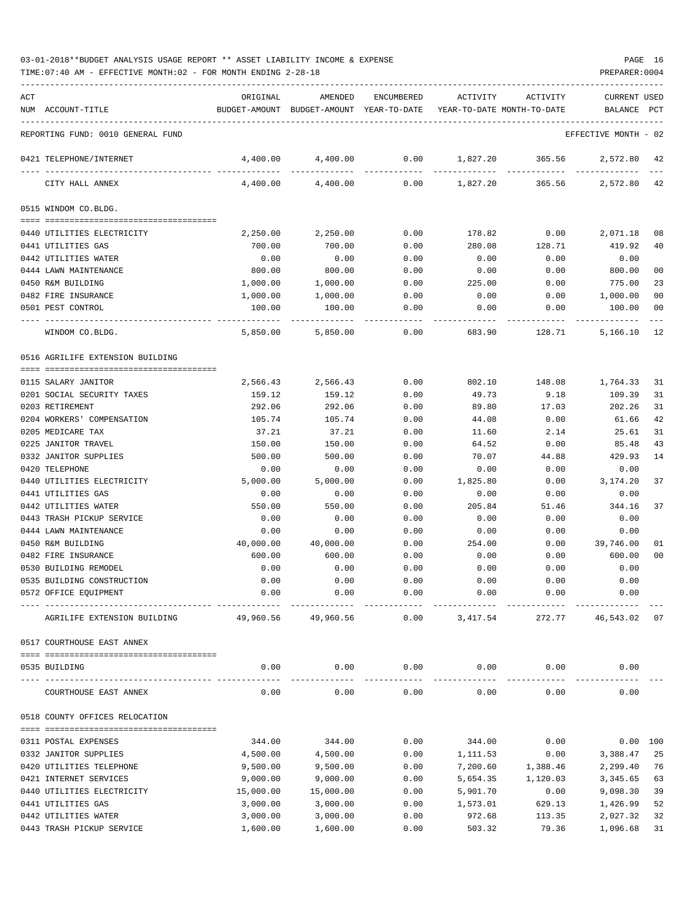03-01-2018**BUDGET ANALYSIS USAGE REPORT ** ASSET LIABILITY INCOME & EXPENSE

TIME:07:40 AM - EFFECTIVE MONTH:02 - FOR MONTH ENDING 2-28-18

| ACT NUM | ACCOUNT-TITLE | ORIGINAL BUDGET-AMOUNT | AMENDED BUDGET-AMOUNT | ENCUMBERED YEAR-TO-DATE | ACTIVITY YEAR-TO-DATE | ACTIVITY MONTH-TO-DATE | CURRENT BALANCE | USED PCT |
|---|---|---|---|---|---|---|---|---|
| | REPORTING FUND: 0010 GENERAL FUND | | | | | | EFFECTIVE MONTH - 02 | |
| 0421 | TELEPHONE/INTERNET | 4,400.00 | 4,400.00 | 0.00 | 1,827.20 | 365.56 | 2,572.80 | 42 |
| | CITY HALL ANNEX | 4,400.00 | 4,400.00 | 0.00 | 1,827.20 | 365.56 | 2,572.80 | 42 |
| | **0515 WINDOM CO.BLDG.** | | | | | | | |
| 0440 | UTILITIES ELECTRICITY | 2,250.00 | 2,250.00 | 0.00 | 178.82 | 0.00 | 2,071.18 | 08 |
| 0441 | UTILITIES GAS | 700.00 | 700.00 | 0.00 | 280.08 | 128.71 | 419.92 | 40 |
| 0442 | UTILITIES WATER | 0.00 | 0.00 | 0.00 | 0.00 | 0.00 | 0.00 | |
| 0444 | LAWN MAINTENANCE | 800.00 | 800.00 | 0.00 | 0.00 | 0.00 | 800.00 | 00 |
| 0450 | R&M BUILDING | 1,000.00 | 1,000.00 | 0.00 | 225.00 | 0.00 | 775.00 | 23 |
| 0482 | FIRE INSURANCE | 1,000.00 | 1,000.00 | 0.00 | 0.00 | 0.00 | 1,000.00 | 00 |
| 0501 | PEST CONTROL | 100.00 | 100.00 | 0.00 | 0.00 | 0.00 | 100.00 | 00 |
| | WINDOM CO.BLDG. | 5,850.00 | 5,850.00 | 0.00 | 683.90 | 128.71 | 5,166.10 | 12 |
| | **0516 AGRILIFE EXTENSION BUILDING** | | | | | | | |
| 0115 | SALARY JANITOR | 2,566.43 | 2,566.43 | 0.00 | 802.10 | 148.08 | 1,764.33 | 31 |
| 0201 | SOCIAL SECURITY TAXES | 159.12 | 159.12 | 0.00 | 49.73 | 9.18 | 109.39 | 31 |
| 0203 | RETIREMENT | 292.06 | 292.06 | 0.00 | 89.80 | 17.03 | 202.26 | 31 |
| 0204 | WORKERS' COMPENSATION | 105.74 | 105.74 | 0.00 | 44.08 | 0.00 | 61.66 | 42 |
| 0205 | MEDICARE TAX | 37.21 | 37.21 | 0.00 | 11.60 | 2.14 | 25.61 | 31 |
| 0225 | JANITOR TRAVEL | 150.00 | 150.00 | 0.00 | 64.52 | 0.00 | 85.48 | 43 |
| 0332 | JANITOR SUPPLIES | 500.00 | 500.00 | 0.00 | 70.07 | 44.88 | 429.93 | 14 |
| 0420 | TELEPHONE | 0.00 | 0.00 | 0.00 | 0.00 | 0.00 | 0.00 | |
| 0440 | UTILITIES ELECTRICITY | 5,000.00 | 5,000.00 | 0.00 | 1,825.80 | 0.00 | 3,174.20 | 37 |
| 0441 | UTILITIES GAS | 0.00 | 0.00 | 0.00 | 0.00 | 0.00 | 0.00 | |
| 0442 | UTILITIES WATER | 550.00 | 550.00 | 0.00 | 205.84 | 51.46 | 344.16 | 37 |
| 0443 | TRASH PICKUP SERVICE | 0.00 | 0.00 | 0.00 | 0.00 | 0.00 | 0.00 | |
| 0444 | LAWN MAINTENANCE | 0.00 | 0.00 | 0.00 | 0.00 | 0.00 | 0.00 | |
| 0450 | R&M BUILDING | 40,000.00 | 40,000.00 | 0.00 | 254.00 | 0.00 | 39,746.00 | 01 |
| 0482 | FIRE INSURANCE | 600.00 | 600.00 | 0.00 | 0.00 | 0.00 | 600.00 | 00 |
| 0530 | BUILDING REMODEL | 0.00 | 0.00 | 0.00 | 0.00 | 0.00 | 0.00 | |
| 0535 | BUILDING CONSTRUCTION | 0.00 | 0.00 | 0.00 | 0.00 | 0.00 | 0.00 | |
| 0572 | OFFICE EQUIPMENT | 0.00 | 0.00 | 0.00 | 0.00 | 0.00 | 0.00 | |
| | AGRILIFE EXTENSION BUILDING | 49,960.56 | 49,960.56 | 0.00 | 3,417.54 | 272.77 | 46,543.02 | 07 |
| | **0517 COURTHOUSE EAST ANNEX** | | | | | | | |
| 0535 | BUILDING | 0.00 | 0.00 | 0.00 | 0.00 | 0.00 | 0.00 | |
| | COURTHOUSE EAST ANNEX | 0.00 | 0.00 | 0.00 | 0.00 | 0.00 | 0.00 | |
| | **0518 COUNTY OFFICES RELOCATION** | | | | | | | |
| 0311 | POSTAL EXPENSES | 344.00 | 344.00 | 0.00 | 344.00 | 0.00 | 0.00 | 100 |
| 0332 | JANITOR SUPPLIES | 4,500.00 | 4,500.00 | 0.00 | 1,111.53 | 0.00 | 3,388.47 | 25 |
| 0420 | UTILITIES TELEPHONE | 9,500.00 | 9,500.00 | 0.00 | 7,200.60 | 1,388.46 | 2,299.40 | 76 |
| 0421 | INTERNET SERVICES | 9,000.00 | 9,000.00 | 0.00 | 5,654.35 | 1,120.03 | 3,345.65 | 63 |
| 0440 | UTILITIES ELECTRICITY | 15,000.00 | 15,000.00 | 0.00 | 5,901.70 | 0.00 | 9,098.30 | 39 |
| 0441 | UTILITIES GAS | 3,000.00 | 3,000.00 | 0.00 | 1,573.01 | 629.13 | 1,426.99 | 52 |
| 0442 | UTILITIES WATER | 3,000.00 | 3,000.00 | 0.00 | 972.68 | 113.35 | 2,027.32 | 32 |
| 0443 | TRASH PICKUP SERVICE | 1,600.00 | 1,600.00 | 0.00 | 503.32 | 79.36 | 1,096.68 | 31 |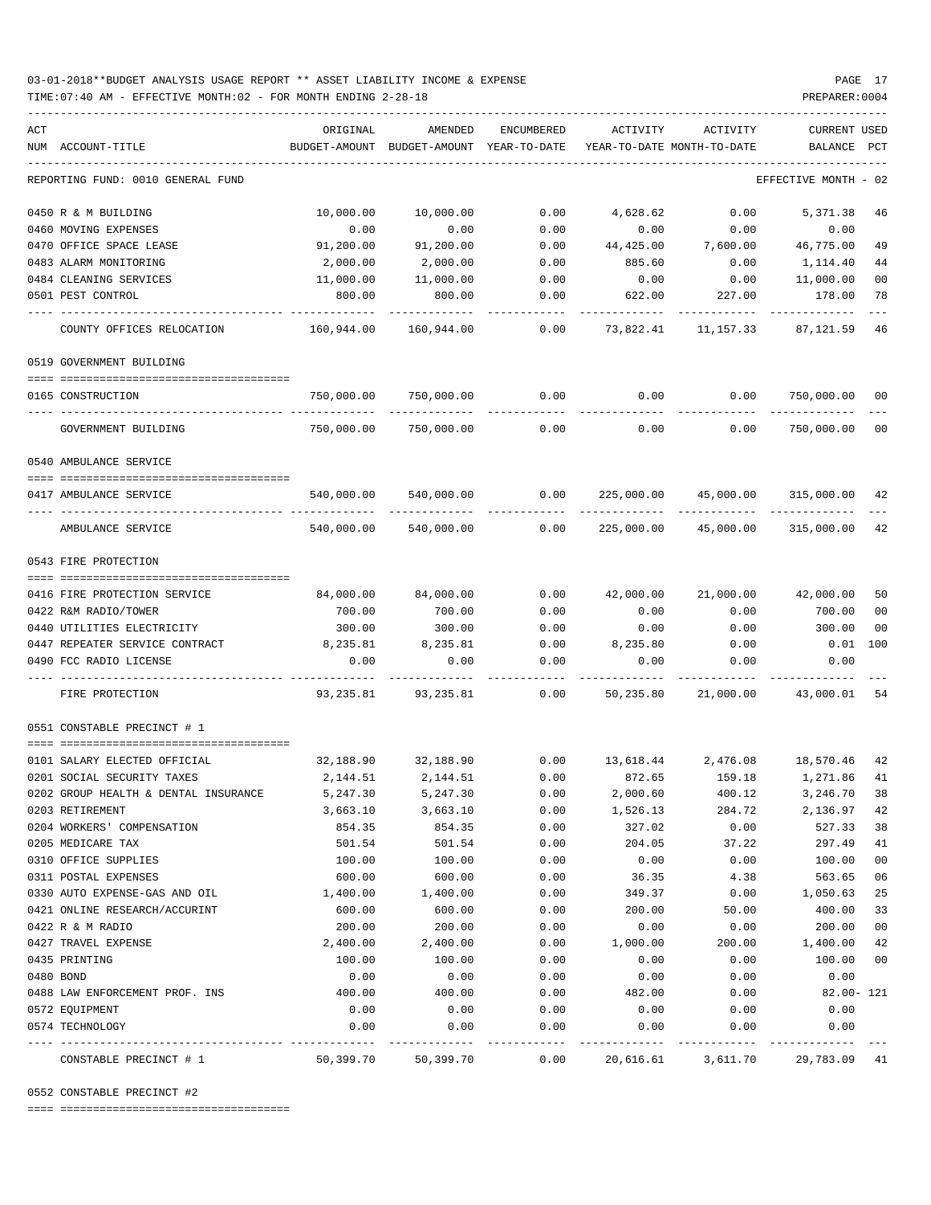03-01-2018**BUDGET ANALYSIS USAGE REPORT ** ASSET LIABILITY INCOME & EXPENSE

TIME:07:40 AM - EFFECTIVE MONTH:02 - FOR MONTH ENDING 2-28-18

PREPARER:0004

REPORTING FUND: 0010 GENERAL FUND — EFFECTIVE MONTH - 02

| ACT NUM | ACCOUNT-TITLE | ORIGINAL BUDGET-AMOUNT | AMENDED BUDGET-AMOUNT | ENCUMBERED YEAR-TO-DATE | ACTIVITY YEAR-TO-DATE | ACTIVITY MONTH-TO-DATE | CURRENT BALANCE | USED PCT |
|---|---|---|---|---|---|---|---|---|
| 0450 | R & M BUILDING | 10,000.00 | 10,000.00 | 0.00 | 4,628.62 | 0.00 | 5,371.38 | 46 |
| 0460 | MOVING EXPENSES | 0.00 | 0.00 | 0.00 | 0.00 | 0.00 | 0.00 | |
| 0470 | OFFICE SPACE LEASE | 91,200.00 | 91,200.00 | 0.00 | 44,425.00 | 7,600.00 | 46,775.00 | 49 |
| 0483 | ALARM MONITORING | 2,000.00 | 2,000.00 | 0.00 | 885.60 | 0.00 | 1,114.40 | 44 |
| 0484 | CLEANING SERVICES | 11,000.00 | 11,000.00 | 0.00 | 0.00 | 0.00 | 11,000.00 | 00 |
| 0501 | PEST CONTROL | 800.00 | 800.00 | 0.00 | 622.00 | 227.00 | 178.00 | 78 |
| | COUNTY OFFICES RELOCATION | 160,944.00 | 160,944.00 | 0.00 | 73,822.41 | 11,157.33 | 87,121.59 | 46 |
| | **0519 GOVERNMENT BUILDING** | | | | | | | |
| 0165 | CONSTRUCTION | 750,000.00 | 750,000.00 | 0.00 | 0.00 | 0.00 | 750,000.00 | 00 |
| | GOVERNMENT BUILDING | 750,000.00 | 750,000.00 | 0.00 | 0.00 | 0.00 | 750,000.00 | 00 |
| | **0540 AMBULANCE SERVICE** | | | | | | | |
| 0417 | AMBULANCE SERVICE | 540,000.00 | 540,000.00 | 0.00 | 225,000.00 | 45,000.00 | 315,000.00 | 42 |
| | AMBULANCE SERVICE | 540,000.00 | 540,000.00 | 0.00 | 225,000.00 | 45,000.00 | 315,000.00 | 42 |
| | **0543 FIRE PROTECTION** | | | | | | | |
| 0416 | FIRE PROTECTION SERVICE | 84,000.00 | 84,000.00 | 0.00 | 42,000.00 | 21,000.00 | 42,000.00 | 50 |
| 0422 | R&M RADIO/TOWER | 700.00 | 700.00 | 0.00 | 0.00 | 0.00 | 700.00 | 00 |
| 0440 | UTILITIES ELECTRICITY | 300.00 | 300.00 | 0.00 | 0.00 | 0.00 | 300.00 | 00 |
| 0447 | REPEATER SERVICE CONTRACT | 8,235.81 | 8,235.81 | 0.00 | 8,235.80 | 0.00 | 0.01 | 100 |
| 0490 | FCC RADIO LICENSE | 0.00 | 0.00 | 0.00 | 0.00 | 0.00 | 0.00 | |
| | FIRE PROTECTION | 93,235.81 | 93,235.81 | 0.00 | 50,235.80 | 21,000.00 | 43,000.01 | 54 |
| | **0551 CONSTABLE PRECINCT # 1** | | | | | | | |
| 0101 | SALARY ELECTED OFFICIAL | 32,188.90 | 32,188.90 | 0.00 | 13,618.44 | 2,476.08 | 18,570.46 | 42 |
| 0201 | SOCIAL SECURITY TAXES | 2,144.51 | 2,144.51 | 0.00 | 872.65 | 159.18 | 1,271.86 | 41 |
| 0202 | GROUP HEALTH & DENTAL INSURANCE | 5,247.30 | 5,247.30 | 0.00 | 2,000.60 | 400.12 | 3,246.70 | 38 |
| 0203 | RETIREMENT | 3,663.10 | 3,663.10 | 0.00 | 1,526.13 | 284.72 | 2,136.97 | 42 |
| 0204 | WORKERS' COMPENSATION | 854.35 | 854.35 | 0.00 | 327.02 | 0.00 | 527.33 | 38 |
| 0205 | MEDICARE TAX | 501.54 | 501.54 | 0.00 | 204.05 | 37.22 | 297.49 | 41 |
| 0310 | OFFICE SUPPLIES | 100.00 | 100.00 | 0.00 | 0.00 | 0.00 | 100.00 | 00 |
| 0311 | POSTAL EXPENSES | 600.00 | 600.00 | 0.00 | 36.35 | 4.38 | 563.65 | 06 |
| 0330 | AUTO EXPENSE-GAS AND OIL | 1,400.00 | 1,400.00 | 0.00 | 349.37 | 0.00 | 1,050.63 | 25 |
| 0421 | ONLINE RESEARCH/ACCURINT | 600.00 | 600.00 | 0.00 | 200.00 | 50.00 | 400.00 | 33 |
| 0422 | R & M RADIO | 200.00 | 200.00 | 0.00 | 0.00 | 0.00 | 200.00 | 00 |
| 0427 | TRAVEL EXPENSE | 2,400.00 | 2,400.00 | 0.00 | 1,000.00 | 200.00 | 1,400.00 | 42 |
| 0435 | PRINTING | 100.00 | 100.00 | 0.00 | 0.00 | 0.00 | 100.00 | 00 |
| 0480 | BOND | 0.00 | 0.00 | 0.00 | 0.00 | 0.00 | 0.00 | |
| 0488 | LAW ENFORCEMENT PROF. INS | 400.00 | 400.00 | 0.00 | 482.00 | 0.00 | 82.00- | 121 |
| 0572 | EQUIPMENT | 0.00 | 0.00 | 0.00 | 0.00 | 0.00 | 0.00 | |
| 0574 | TECHNOLOGY | 0.00 | 0.00 | 0.00 | 0.00 | 0.00 | 0.00 | |
| | CONSTABLE PRECINCT # 1 | 50,399.70 | 50,399.70 | 0.00 | 20,616.61 | 3,611.70 | 29,783.09 | 41 |

0552 CONSTABLE PRECINCT #2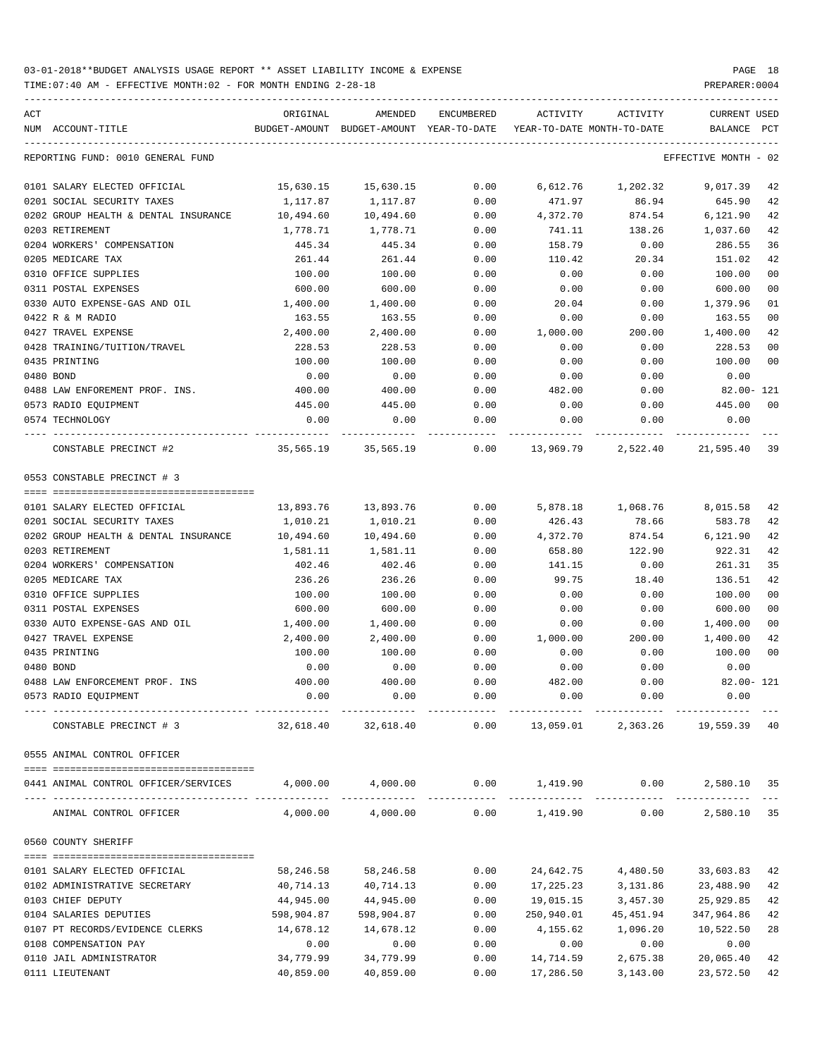03-01-2018**BUDGET ANALYSIS USAGE REPORT ** ASSET LIABILITY INCOME & EXPENSE

TIME:07:40 AM - EFFECTIVE MONTH:02 - FOR MONTH ENDING 2-28-18

PREPARER:0004

| ACT NUM | ACCOUNT-TITLE | ORIGINAL BUDGET-AMOUNT | AMENDED BUDGET-AMOUNT | ENCUMBERED YEAR-TO-DATE | ACTIVITY YEAR-TO-DATE | ACTIVITY MONTH-TO-DATE | CURRENT BALANCE | USED PCT |
|---|---|---|---|---|---|---|---|---|
| REPORTING FUND: 0010 GENERAL FUND | | | | | | | EFFECTIVE MONTH - 02 | |
| 0101 | SALARY ELECTED OFFICIAL | 15,630.15 | 15,630.15 | 0.00 | 6,612.76 | 1,202.32 | 9,017.39 | 42 |
| 0201 | SOCIAL SECURITY TAXES | 1,117.87 | 1,117.87 | 0.00 | 471.97 | 86.94 | 645.90 | 42 |
| 0202 | GROUP HEALTH & DENTAL INSURANCE | 10,494.60 | 10,494.60 | 0.00 | 4,372.70 | 874.54 | 6,121.90 | 42 |
| 0203 | RETIREMENT | 1,778.71 | 1,778.71 | 0.00 | 741.11 | 138.26 | 1,037.60 | 42 |
| 0204 | WORKERS' COMPENSATION | 445.34 | 445.34 | 0.00 | 158.79 | 0.00 | 286.55 | 36 |
| 0205 | MEDICARE TAX | 261.44 | 261.44 | 0.00 | 110.42 | 20.34 | 151.02 | 42 |
| 0310 | OFFICE SUPPLIES | 100.00 | 100.00 | 0.00 | 0.00 | 0.00 | 100.00 | 00 |
| 0311 | POSTAL EXPENSES | 600.00 | 600.00 | 0.00 | 0.00 | 0.00 | 600.00 | 00 |
| 0330 | AUTO EXPENSE-GAS AND OIL | 1,400.00 | 1,400.00 | 0.00 | 20.04 | 0.00 | 1,379.96 | 01 |
| 0422 | R & M RADIO | 163.55 | 163.55 | 0.00 | 0.00 | 0.00 | 163.55 | 00 |
| 0427 | TRAVEL EXPENSE | 2,400.00 | 2,400.00 | 0.00 | 1,000.00 | 200.00 | 1,400.00 | 42 |
| 0428 | TRAINING/TUITION/TRAVEL | 228.53 | 228.53 | 0.00 | 0.00 | 0.00 | 228.53 | 00 |
| 0435 | PRINTING | 100.00 | 100.00 | 0.00 | 0.00 | 0.00 | 100.00 | 00 |
| 0480 | BOND | 0.00 | 0.00 | 0.00 | 0.00 | 0.00 | 0.00 | |
| 0488 | LAW ENFOREMENT PROF. INS. | 400.00 | 400.00 | 0.00 | 482.00 | 0.00 | 82.00- | 121 |
| 0573 | RADIO EQUIPMENT | 445.00 | 445.00 | 0.00 | 0.00 | 0.00 | 445.00 | 00 |
| 0574 | TECHNOLOGY | 0.00 | 0.00 | 0.00 | 0.00 | 0.00 | 0.00 | |
| | CONSTABLE PRECINCT #2 | 35,565.19 | 35,565.19 | 0.00 | 13,969.79 | 2,522.40 | 21,595.40 | 39 |
| 0553 CONSTABLE PRECINCT # 3 | | | | | | | | |
| 0101 | SALARY ELECTED OFFICIAL | 13,893.76 | 13,893.76 | 0.00 | 5,878.18 | 1,068.76 | 8,015.58 | 42 |
| 0201 | SOCIAL SECURITY TAXES | 1,010.21 | 1,010.21 | 0.00 | 426.43 | 78.66 | 583.78 | 42 |
| 0202 | GROUP HEALTH & DENTAL INSURANCE | 10,494.60 | 10,494.60 | 0.00 | 4,372.70 | 874.54 | 6,121.90 | 42 |
| 0203 | RETIREMENT | 1,581.11 | 1,581.11 | 0.00 | 658.80 | 122.90 | 922.31 | 42 |
| 0204 | WORKERS' COMPENSATION | 402.46 | 402.46 | 0.00 | 141.15 | 0.00 | 261.31 | 35 |
| 0205 | MEDICARE TAX | 236.26 | 236.26 | 0.00 | 99.75 | 18.40 | 136.51 | 42 |
| 0310 | OFFICE SUPPLIES | 100.00 | 100.00 | 0.00 | 0.00 | 0.00 | 100.00 | 00 |
| 0311 | POSTAL EXPENSES | 600.00 | 600.00 | 0.00 | 0.00 | 0.00 | 600.00 | 00 |
| 0330 | AUTO EXPENSE-GAS AND OIL | 1,400.00 | 1,400.00 | 0.00 | 0.00 | 0.00 | 1,400.00 | 00 |
| 0427 | TRAVEL EXPENSE | 2,400.00 | 2,400.00 | 0.00 | 1,000.00 | 200.00 | 1,400.00 | 42 |
| 0435 | PRINTING | 100.00 | 100.00 | 0.00 | 0.00 | 0.00 | 100.00 | 00 |
| 0480 | BOND | 0.00 | 0.00 | 0.00 | 0.00 | 0.00 | 0.00 | |
| 0488 | LAW ENFORCEMENT PROF. INS | 400.00 | 400.00 | 0.00 | 482.00 | 0.00 | 82.00- | 121 |
| 0573 | RADIO EQUIPMENT | 0.00 | 0.00 | 0.00 | 0.00 | 0.00 | 0.00 | |
| | CONSTABLE PRECINCT # 3 | 32,618.40 | 32,618.40 | 0.00 | 13,059.01 | 2,363.26 | 19,559.39 | 40 |
| 0555 ANIMAL CONTROL OFFICER | | | | | | | | |
| 0441 | ANIMAL CONTROL OFFICER/SERVICES | 4,000.00 | 4,000.00 | 0.00 | 1,419.90 | 0.00 | 2,580.10 | 35 |
| | ANIMAL CONTROL OFFICER | 4,000.00 | 4,000.00 | 0.00 | 1,419.90 | 0.00 | 2,580.10 | 35 |
| 0560 COUNTY SHERIFF | | | | | | | | |
| 0101 | SALARY ELECTED OFFICIAL | 58,246.58 | 58,246.58 | 0.00 | 24,642.75 | 4,480.50 | 33,603.83 | 42 |
| 0102 | ADMINISTRATIVE SECRETARY | 40,714.13 | 40,714.13 | 0.00 | 17,225.23 | 3,131.86 | 23,488.90 | 42 |
| 0103 | CHIEF DEPUTY | 44,945.00 | 44,945.00 | 0.00 | 19,015.15 | 3,457.30 | 25,929.85 | 42 |
| 0104 | SALARIES DEPUTIES | 598,904.87 | 598,904.87 | 0.00 | 250,940.01 | 45,451.94 | 347,964.86 | 42 |
| 0107 | PT RECORDS/EVIDENCE CLERKS | 14,678.12 | 14,678.12 | 0.00 | 4,155.62 | 1,096.20 | 10,522.50 | 28 |
| 0108 | COMPENSATION PAY | 0.00 | 0.00 | 0.00 | 0.00 | 0.00 | 0.00 | |
| 0110 | JAIL ADMINISTRATOR | 34,779.99 | 34,779.99 | 0.00 | 14,714.59 | 2,675.38 | 20,065.40 | 42 |
| 0111 | LIEUTENANT | 40,859.00 | 40,859.00 | 0.00 | 17,286.50 | 3,143.00 | 23,572.50 | 42 |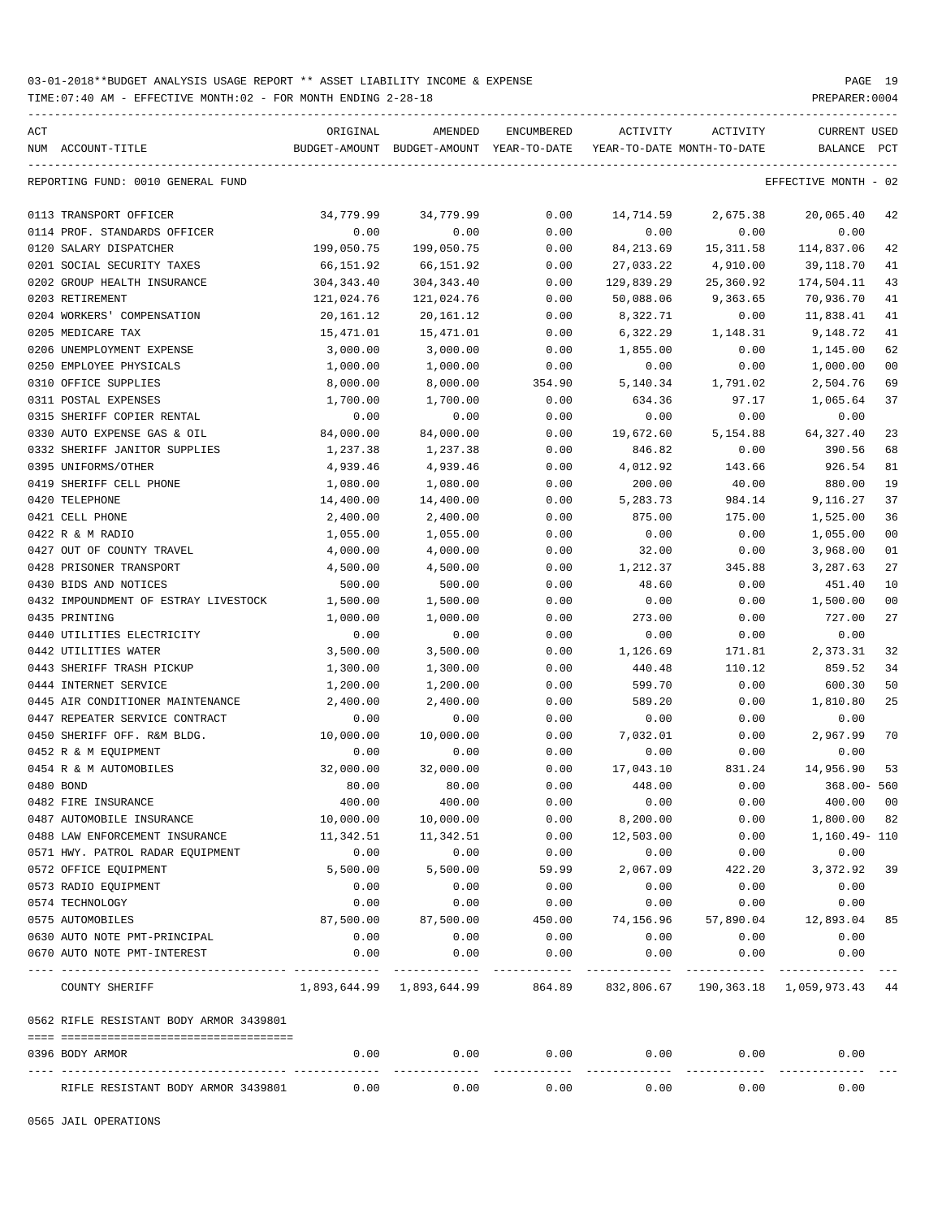03-01-2018**BUDGET ANALYSIS USAGE REPORT ** ASSET LIABILITY INCOME & EXPENSE

TIME:07:40 AM - EFFECTIVE MONTH:02 - FOR MONTH ENDING 2-28-18 PREPARER:0004

REPORTING FUND: 0010 GENERAL FUND EFFECTIVE MONTH - 02

| ACT NUM | ACCOUNT-TITLE | ORIGINAL BUDGET-AMOUNT | AMENDED BUDGET-AMOUNT | ENCUMBERED YEAR-TO-DATE | ACTIVITY YEAR-TO-DATE | ACTIVITY MONTH-TO-DATE | CURRENT BALANCE | USED PCT |
|---|---|---|---|---|---|---|---|---|
| 0113 | TRANSPORT OFFICER | 34,779.99 | 34,779.99 | 0.00 | 14,714.59 | 2,675.38 | 20,065.40 | 42 |
| 0114 | PROF. STANDARDS OFFICER | 0.00 | 0.00 | 0.00 | 0.00 | 0.00 | 0.00 | |
| 0120 | SALARY DISPATCHER | 199,050.75 | 199,050.75 | 0.00 | 84,213.69 | 15,311.58 | 114,837.06 | 42 |
| 0201 | SOCIAL SECURITY TAXES | 66,151.92 | 66,151.92 | 0.00 | 27,033.22 | 4,910.00 | 39,118.70 | 41 |
| 0202 | GROUP HEALTH INSURANCE | 304,343.40 | 304,343.40 | 0.00 | 129,839.29 | 25,360.92 | 174,504.11 | 43 |
| 0203 | RETIREMENT | 121,024.76 | 121,024.76 | 0.00 | 50,088.06 | 9,363.65 | 70,936.70 | 41 |
| 0204 | WORKERS' COMPENSATION | 20,161.12 | 20,161.12 | 0.00 | 8,322.71 | 0.00 | 11,838.41 | 41 |
| 0205 | MEDICARE TAX | 15,471.01 | 15,471.01 | 0.00 | 6,322.29 | 1,148.31 | 9,148.72 | 41 |
| 0206 | UNEMPLOYMENT EXPENSE | 3,000.00 | 3,000.00 | 0.00 | 1,855.00 | 0.00 | 1,145.00 | 62 |
| 0250 | EMPLOYEE PHYSICALS | 1,000.00 | 1,000.00 | 0.00 | 0.00 | 0.00 | 1,000.00 | 00 |
| 0310 | OFFICE SUPPLIES | 8,000.00 | 8,000.00 | 354.90 | 5,140.34 | 1,791.02 | 2,504.76 | 69 |
| 0311 | POSTAL EXPENSES | 1,700.00 | 1,700.00 | 0.00 | 634.36 | 97.17 | 1,065.64 | 37 |
| 0315 | SHERIFF COPIER RENTAL | 0.00 | 0.00 | 0.00 | 0.00 | 0.00 | 0.00 | |
| 0330 | AUTO EXPENSE GAS & OIL | 84,000.00 | 84,000.00 | 0.00 | 19,672.60 | 5,154.88 | 64,327.40 | 23 |
| 0332 | SHERIFF JANITOR SUPPLIES | 1,237.38 | 1,237.38 | 0.00 | 846.82 | 0.00 | 390.56 | 68 |
| 0395 | UNIFORMS/OTHER | 4,939.46 | 4,939.46 | 0.00 | 4,012.92 | 143.66 | 926.54 | 81 |
| 0419 | SHERIFF CELL PHONE | 1,080.00 | 1,080.00 | 0.00 | 200.00 | 40.00 | 880.00 | 19 |
| 0420 | TELEPHONE | 14,400.00 | 14,400.00 | 0.00 | 5,283.73 | 984.14 | 9,116.27 | 37 |
| 0421 | CELL PHONE | 2,400.00 | 2,400.00 | 0.00 | 875.00 | 175.00 | 1,525.00 | 36 |
| 0422 | R & M RADIO | 1,055.00 | 1,055.00 | 0.00 | 0.00 | 0.00 | 1,055.00 | 00 |
| 0427 | OUT OF COUNTY TRAVEL | 4,000.00 | 4,000.00 | 0.00 | 32.00 | 0.00 | 3,968.00 | 01 |
| 0428 | PRISONER TRANSPORT | 4,500.00 | 4,500.00 | 0.00 | 1,212.37 | 345.88 | 3,287.63 | 27 |
| 0430 | BIDS AND NOTICES | 500.00 | 500.00 | 0.00 | 48.60 | 0.00 | 451.40 | 10 |
| 0432 | IMPOUNDMENT OF ESTRAY LIVESTOCK | 1,500.00 | 1,500.00 | 0.00 | 0.00 | 0.00 | 1,500.00 | 00 |
| 0435 | PRINTING | 1,000.00 | 1,000.00 | 0.00 | 273.00 | 0.00 | 727.00 | 27 |
| 0440 | UTILITIES ELECTRICITY | 0.00 | 0.00 | 0.00 | 0.00 | 0.00 | 0.00 | |
| 0442 | UTILITIES WATER | 3,500.00 | 3,500.00 | 0.00 | 1,126.69 | 171.81 | 2,373.31 | 32 |
| 0443 | SHERIFF TRASH PICKUP | 1,300.00 | 1,300.00 | 0.00 | 440.48 | 110.12 | 859.52 | 34 |
| 0444 | INTERNET SERVICE | 1,200.00 | 1,200.00 | 0.00 | 599.70 | 0.00 | 600.30 | 50 |
| 0445 | AIR CONDITIONER MAINTENANCE | 2,400.00 | 2,400.00 | 0.00 | 589.20 | 0.00 | 1,810.80 | 25 |
| 0447 | REPEATER SERVICE CONTRACT | 0.00 | 0.00 | 0.00 | 0.00 | 0.00 | 0.00 | |
| 0450 | SHERIFF OFF. R&M BLDG. | 10,000.00 | 10,000.00 | 0.00 | 7,032.01 | 0.00 | 2,967.99 | 70 |
| 0452 | R & M EQUIPMENT | 0.00 | 0.00 | 0.00 | 0.00 | 0.00 | 0.00 | |
| 0454 | R & M AUTOMOBILES | 32,000.00 | 32,000.00 | 0.00 | 17,043.10 | 831.24 | 14,956.90 | 53 |
| 0480 | BOND | 80.00 | 80.00 | 0.00 | 448.00 | 0.00 | 368.00- | 560 |
| 0482 | FIRE INSURANCE | 400.00 | 400.00 | 0.00 | 0.00 | 0.00 | 400.00 | 00 |
| 0487 | AUTOMOBILE INSURANCE | 10,000.00 | 10,000.00 | 0.00 | 8,200.00 | 0.00 | 1,800.00 | 82 |
| 0488 | LAW ENFORCEMENT INSURANCE | 11,342.51 | 11,342.51 | 0.00 | 12,503.00 | 0.00 | 1,160.49- | 110 |
| 0571 | HWY. PATROL RADAR EQUIPMENT | 0.00 | 0.00 | 0.00 | 0.00 | 0.00 | 0.00 | |
| 0572 | OFFICE EQUIPMENT | 5,500.00 | 5,500.00 | 59.99 | 2,067.09 | 422.20 | 3,372.92 | 39 |
| 0573 | RADIO EQUIPMENT | 0.00 | 0.00 | 0.00 | 0.00 | 0.00 | 0.00 | |
| 0574 | TECHNOLOGY | 0.00 | 0.00 | 0.00 | 0.00 | 0.00 | 0.00 | |
| 0575 | AUTOMOBILES | 87,500.00 | 87,500.00 | 450.00 | 74,156.96 | 57,890.04 | 12,893.04 | 85 |
| 0630 | AUTO NOTE PMT-PRINCIPAL | 0.00 | 0.00 | 0.00 | 0.00 | 0.00 | 0.00 | |
| 0670 | AUTO NOTE PMT-INTEREST | 0.00 | 0.00 | 0.00 | 0.00 | 0.00 | 0.00 | |
| | COUNTY SHERIFF | 1,893,644.99 | 1,893,644.99 | 864.89 | 832,806.67 | 190,363.18 | 1,059,973.43 | 44 |

0562 RIFLE RESISTANT BODY ARMOR 3439801

| ACT NUM | ACCOUNT-TITLE | ORIGINAL BUDGET-AMOUNT | AMENDED BUDGET-AMOUNT | ENCUMBERED YEAR-TO-DATE | ACTIVITY YEAR-TO-DATE | ACTIVITY MONTH-TO-DATE | CURRENT BALANCE | USED PCT |
|---|---|---|---|---|---|---|---|---|
| 0396 | BODY ARMOR | 0.00 | 0.00 | 0.00 | 0.00 | 0.00 | 0.00 | |
| | RIFLE RESISTANT BODY ARMOR 3439801 | 0.00 | 0.00 | 0.00 | 0.00 | 0.00 | 0.00 | |

0565 JAIL OPERATIONS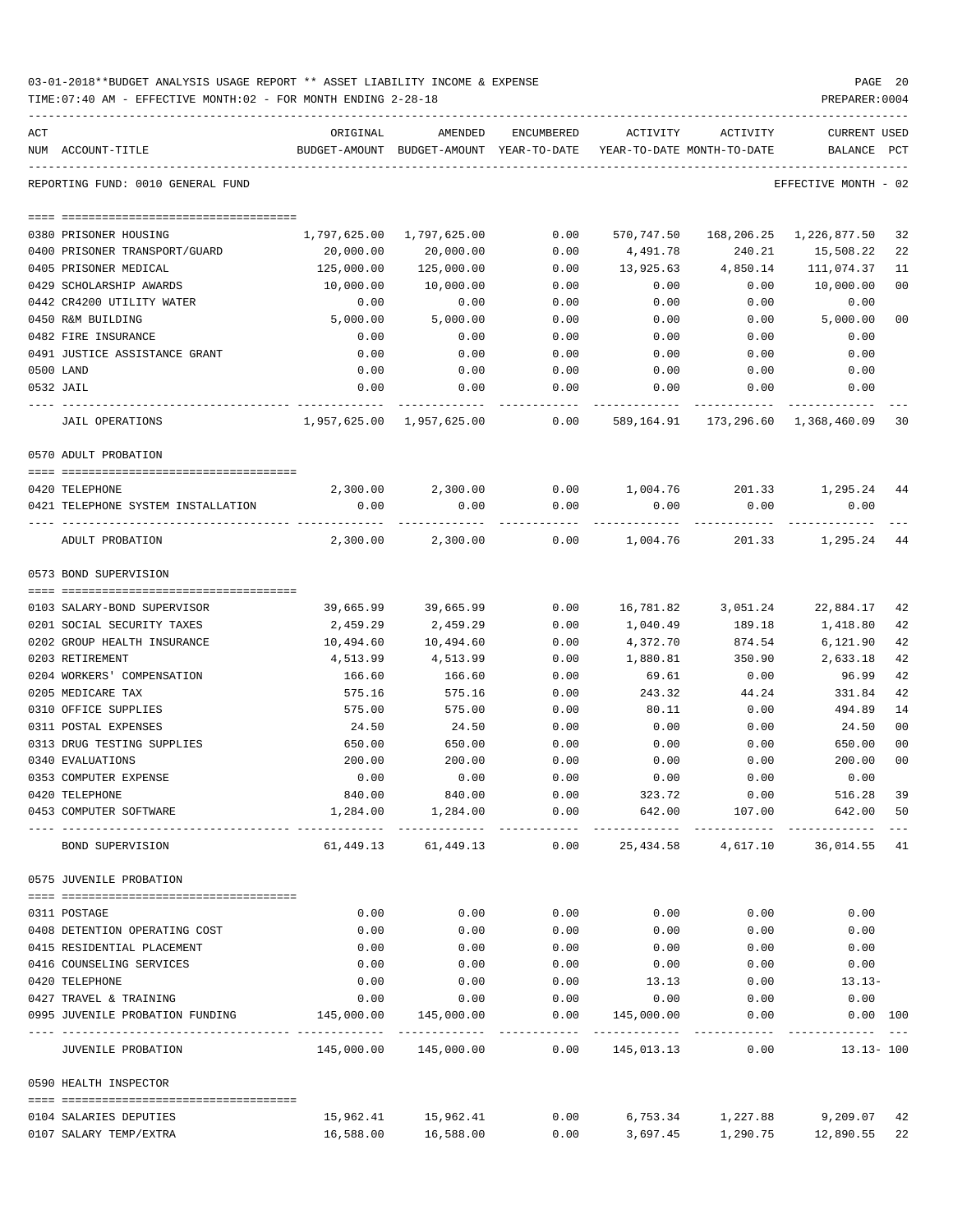03-01-2018**BUDGET ANALYSIS USAGE REPORT ** ASSET LIABILITY INCOME & EXPENSE

TIME:07:40 AM - EFFECTIVE MONTH:02 - FOR MONTH ENDING 2-28-18

PREPARER:0004

REPORTING FUND: 0010 GENERAL FUND — EFFECTIVE MONTH - 02

| ACT NUM | ACCOUNT-TITLE | ORIGINAL BUDGET-AMOUNT | AMENDED BUDGET-AMOUNT | ENCUMBERED YEAR-TO-DATE | ACTIVITY YEAR-TO-DATE | ACTIVITY MONTH-TO-DATE | CURRENT BALANCE | USED PCT |
|---|---|---|---|---|---|---|---|---|
| 0380 | PRISONER HOUSING | 1,797,625.00 | 1,797,625.00 | 0.00 | 570,747.50 | 168,206.25 | 1,226,877.50 | 32 |
| 0400 | PRISONER TRANSPORT/GUARD | 20,000.00 | 20,000.00 | 0.00 | 4,491.78 | 240.21 | 15,508.22 | 22 |
| 0405 | PRISONER MEDICAL | 125,000.00 | 125,000.00 | 0.00 | 13,925.63 | 4,850.14 | 111,074.37 | 11 |
| 0429 | SCHOLARSHIP AWARDS | 10,000.00 | 10,000.00 | 0.00 | 0.00 | 0.00 | 10,000.00 | 00 |
| 0442 | CR4200 UTILITY WATER | 0.00 | 0.00 | 0.00 | 0.00 | 0.00 | 0.00 | |
| 0450 | R&M BUILDING | 5,000.00 | 5,000.00 | 0.00 | 0.00 | 0.00 | 5,000.00 | 00 |
| 0482 | FIRE INSURANCE | 0.00 | 0.00 | 0.00 | 0.00 | 0.00 | 0.00 | |
| 0491 | JUSTICE ASSISTANCE GRANT | 0.00 | 0.00 | 0.00 | 0.00 | 0.00 | 0.00 | |
| 0500 | LAND | 0.00 | 0.00 | 0.00 | 0.00 | 0.00 | 0.00 | |
| 0532 | JAIL | 0.00 | 0.00 | 0.00 | 0.00 | 0.00 | 0.00 | |
| | JAIL OPERATIONS | 1,957,625.00 | 1,957,625.00 | 0.00 | 589,164.91 | 173,296.60 | 1,368,460.09 | 30 |
| | **0570 ADULT PROBATION** | | | | | | | |
| 0420 | TELEPHONE | 2,300.00 | 2,300.00 | 0.00 | 1,004.76 | 201.33 | 1,295.24 | 44 |
| 0421 | TELEPHONE SYSTEM INSTALLATION | 0.00 | 0.00 | 0.00 | 0.00 | 0.00 | 0.00 | |
| | ADULT PROBATION | 2,300.00 | 2,300.00 | 0.00 | 1,004.76 | 201.33 | 1,295.24 | 44 |
| | **0573 BOND SUPERVISION** | | | | | | | |
| 0103 | SALARY-BOND SUPERVISOR | 39,665.99 | 39,665.99 | 0.00 | 16,781.82 | 3,051.24 | 22,884.17 | 42 |
| 0201 | SOCIAL SECURITY TAXES | 2,459.29 | 2,459.29 | 0.00 | 1,040.49 | 189.18 | 1,418.80 | 42 |
| 0202 | GROUP HEALTH INSURANCE | 10,494.60 | 10,494.60 | 0.00 | 4,372.70 | 874.54 | 6,121.90 | 42 |
| 0203 | RETIREMENT | 4,513.99 | 4,513.99 | 0.00 | 1,880.81 | 350.90 | 2,633.18 | 42 |
| 0204 | WORKERS' COMPENSATION | 166.60 | 166.60 | 0.00 | 69.61 | 0.00 | 96.99 | 42 |
| 0205 | MEDICARE TAX | 575.16 | 575.16 | 0.00 | 243.32 | 44.24 | 331.84 | 42 |
| 0310 | OFFICE SUPPLIES | 575.00 | 575.00 | 0.00 | 80.11 | 0.00 | 494.89 | 14 |
| 0311 | POSTAL EXPENSES | 24.50 | 24.50 | 0.00 | 0.00 | 0.00 | 24.50 | 00 |
| 0313 | DRUG TESTING SUPPLIES | 650.00 | 650.00 | 0.00 | 0.00 | 0.00 | 650.00 | 00 |
| 0340 | EVALUATIONS | 200.00 | 200.00 | 0.00 | 0.00 | 0.00 | 200.00 | 00 |
| 0353 | COMPUTER EXPENSE | 0.00 | 0.00 | 0.00 | 0.00 | 0.00 | 0.00 | |
| 0420 | TELEPHONE | 840.00 | 840.00 | 0.00 | 323.72 | 0.00 | 516.28 | 39 |
| 0453 | COMPUTER SOFTWARE | 1,284.00 | 1,284.00 | 0.00 | 642.00 | 107.00 | 642.00 | 50 |
| | BOND SUPERVISION | 61,449.13 | 61,449.13 | 0.00 | 25,434.58 | 4,617.10 | 36,014.55 | 41 |
| | **0575 JUVENILE PROBATION** | | | | | | | |
| 0311 | POSTAGE | 0.00 | 0.00 | 0.00 | 0.00 | 0.00 | 0.00 | |
| 0408 | DETENTION OPERATING COST | 0.00 | 0.00 | 0.00 | 0.00 | 0.00 | 0.00 | |
| 0415 | RESIDENTIAL PLACEMENT | 0.00 | 0.00 | 0.00 | 0.00 | 0.00 | 0.00 | |
| 0416 | COUNSELING SERVICES | 0.00 | 0.00 | 0.00 | 0.00 | 0.00 | 0.00 | |
| 0420 | TELEPHONE | 0.00 | 0.00 | 0.00 | 13.13 | 0.00 | 13.13- | |
| 0427 | TRAVEL & TRAINING | 0.00 | 0.00 | 0.00 | 0.00 | 0.00 | 0.00 | |
| 0995 | JUVENILE PROBATION FUNDING | 145,000.00 | 145,000.00 | 0.00 | 145,000.00 | 0.00 | 0.00 | 100 |
| | JUVENILE PROBATION | 145,000.00 | 145,000.00 | 0.00 | 145,013.13 | 0.00 | 13.13- | 100 |
| | **0590 HEALTH INSPECTOR** | | | | | | | |
| 0104 | SALARIES DEPUTIES | 15,962.41 | 15,962.41 | 0.00 | 6,753.34 | 1,227.88 | 9,209.07 | 42 |
| 0107 | SALARY TEMP/EXTRA | 16,588.00 | 16,588.00 | 0.00 | 3,697.45 | 1,290.75 | 12,890.55 | 22 |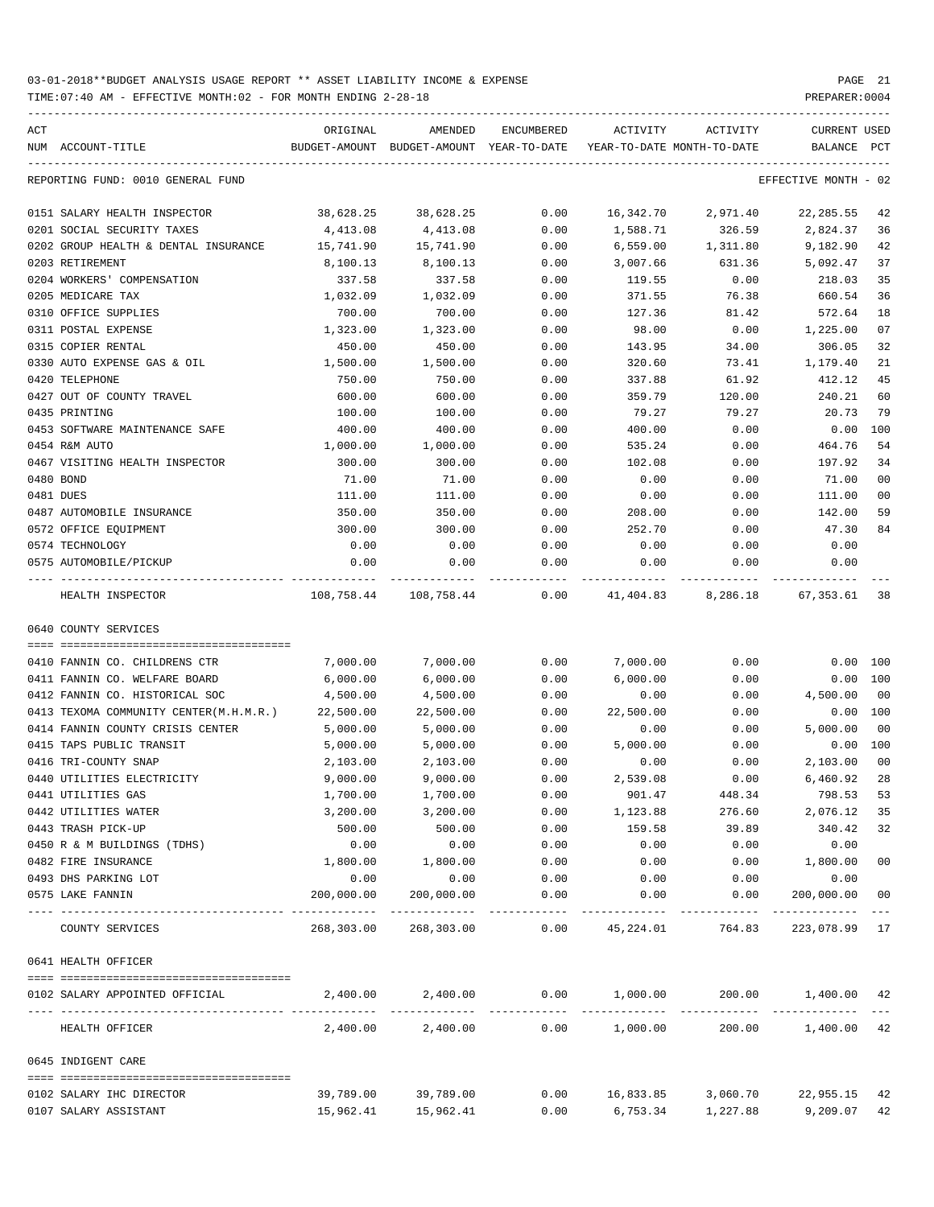03-01-2018**BUDGET ANALYSIS USAGE REPORT ** ASSET LIABILITY INCOME & EXPENSE

TIME:07:40 AM - EFFECTIVE MONTH:02 - FOR MONTH ENDING 2-28-18

PREPARER:0004

| ACT NUM | ACCOUNT-TITLE | ORIGINAL BUDGET-AMOUNT | AMENDED BUDGET-AMOUNT | ENCUMBERED YEAR-TO-DATE | ACTIVITY YEAR-TO-DATE | ACTIVITY MONTH-TO-DATE | CURRENT BALANCE | USED PCT |
|---|---|---|---|---|---|---|---|---|
| | REPORTING FUND: 0010 GENERAL FUND | | | | | | EFFECTIVE MONTH - 02 | |
| 0151 | SALARY HEALTH INSPECTOR | 38,628.25 | 38,628.25 | 0.00 | 16,342.70 | 2,971.40 | 22,285.55 | 42 |
| 0201 | SOCIAL SECURITY TAXES | 4,413.08 | 4,413.08 | 0.00 | 1,588.71 | 326.59 | 2,824.37 | 36 |
| 0202 | GROUP HEALTH & DENTAL INSURANCE | 15,741.90 | 15,741.90 | 0.00 | 6,559.00 | 1,311.80 | 9,182.90 | 42 |
| 0203 | RETIREMENT | 8,100.13 | 8,100.13 | 0.00 | 3,007.66 | 631.36 | 5,092.47 | 37 |
| 0204 | WORKERS' COMPENSATION | 337.58 | 337.58 | 0.00 | 119.55 | 0.00 | 218.03 | 35 |
| 0205 | MEDICARE TAX | 1,032.09 | 1,032.09 | 0.00 | 371.55 | 76.38 | 660.54 | 36 |
| 0310 | OFFICE SUPPLIES | 700.00 | 700.00 | 0.00 | 127.36 | 81.42 | 572.64 | 18 |
| 0311 | POSTAL EXPENSE | 1,323.00 | 1,323.00 | 0.00 | 98.00 | 0.00 | 1,225.00 | 07 |
| 0315 | COPIER RENTAL | 450.00 | 450.00 | 0.00 | 143.95 | 34.00 | 306.05 | 32 |
| 0330 | AUTO EXPENSE GAS & OIL | 1,500.00 | 1,500.00 | 0.00 | 320.60 | 73.41 | 1,179.40 | 21 |
| 0420 | TELEPHONE | 750.00 | 750.00 | 0.00 | 337.88 | 61.92 | 412.12 | 45 |
| 0427 | OUT OF COUNTY TRAVEL | 600.00 | 600.00 | 0.00 | 359.79 | 120.00 | 240.21 | 60 |
| 0435 | PRINTING | 100.00 | 100.00 | 0.00 | 79.27 | 79.27 | 20.73 | 79 |
| 0453 | SOFTWARE MAINTENANCE SAFE | 400.00 | 400.00 | 0.00 | 400.00 | 0.00 | 0.00 | 100 |
| 0454 | R&M AUTO | 1,000.00 | 1,000.00 | 0.00 | 535.24 | 0.00 | 464.76 | 54 |
| 0467 | VISITING HEALTH INSPECTOR | 300.00 | 300.00 | 0.00 | 102.08 | 0.00 | 197.92 | 34 |
| 0480 | BOND | 71.00 | 71.00 | 0.00 | 0.00 | 0.00 | 71.00 | 00 |
| 0481 | DUES | 111.00 | 111.00 | 0.00 | 0.00 | 0.00 | 111.00 | 00 |
| 0487 | AUTOMOBILE INSURANCE | 350.00 | 350.00 | 0.00 | 208.00 | 0.00 | 142.00 | 59 |
| 0572 | OFFICE EQUIPMENT | 300.00 | 300.00 | 0.00 | 252.70 | 0.00 | 47.30 | 84 |
| 0574 | TECHNOLOGY | 0.00 | 0.00 | 0.00 | 0.00 | 0.00 | 0.00 | |
| 0575 | AUTOMOBILE/PICKUP | 0.00 | 0.00 | 0.00 | 0.00 | 0.00 | 0.00 | |
| | HEALTH INSPECTOR | 108,758.44 | 108,758.44 | 0.00 | 41,404.83 | 8,286.18 | 67,353.61 | 38 |
| | **0640 COUNTY SERVICES** | | | | | | | |
| 0410 | FANNIN CO. CHILDRENS CTR | 7,000.00 | 7,000.00 | 0.00 | 7,000.00 | 0.00 | 0.00 | 100 |
| 0411 | FANNIN CO. WELFARE BOARD | 6,000.00 | 6,000.00 | 0.00 | 6,000.00 | 0.00 | 0.00 | 100 |
| 0412 | FANNIN CO. HISTORICAL SOC | 4,500.00 | 4,500.00 | 0.00 | 0.00 | 0.00 | 4,500.00 | 00 |
| 0413 | TEXOMA COMMUNITY CENTER(M.H.M.R.) | 22,500.00 | 22,500.00 | 0.00 | 22,500.00 | 0.00 | 0.00 | 100 |
| 0414 | FANNIN COUNTY CRISIS CENTER | 5,000.00 | 5,000.00 | 0.00 | 0.00 | 0.00 | 5,000.00 | 00 |
| 0415 | TAPS PUBLIC TRANSIT | 5,000.00 | 5,000.00 | 0.00 | 5,000.00 | 0.00 | 0.00 | 100 |
| 0416 | TRI-COUNTY SNAP | 2,103.00 | 2,103.00 | 0.00 | 0.00 | 0.00 | 2,103.00 | 00 |
| 0440 | UTILITIES ELECTRICITY | 9,000.00 | 9,000.00 | 0.00 | 2,539.08 | 0.00 | 6,460.92 | 28 |
| 0441 | UTILITIES GAS | 1,700.00 | 1,700.00 | 0.00 | 901.47 | 448.34 | 798.53 | 53 |
| 0442 | UTILITIES WATER | 3,200.00 | 3,200.00 | 0.00 | 1,123.88 | 276.60 | 2,076.12 | 35 |
| 0443 | TRASH PICK-UP | 500.00 | 500.00 | 0.00 | 159.58 | 39.89 | 340.42 | 32 |
| 0450 | R & M BUILDINGS (TDHS) | 0.00 | 0.00 | 0.00 | 0.00 | 0.00 | 0.00 | |
| 0482 | FIRE INSURANCE | 1,800.00 | 1,800.00 | 0.00 | 0.00 | 0.00 | 1,800.00 | 00 |
| 0493 | DHS PARKING LOT | 0.00 | 0.00 | 0.00 | 0.00 | 0.00 | 0.00 | |
| 0575 | LAKE FANNIN | 200,000.00 | 200,000.00 | 0.00 | 0.00 | 0.00 | 200,000.00 | 00 |
| | COUNTY SERVICES | 268,303.00 | 268,303.00 | 0.00 | 45,224.01 | 764.83 | 223,078.99 | 17 |
| | **0641 HEALTH OFFICER** | | | | | | | |
| 0102 | SALARY APPOINTED OFFICIAL | 2,400.00 | 2,400.00 | 0.00 | 1,000.00 | 200.00 | 1,400.00 | 42 |
| | HEALTH OFFICER | 2,400.00 | 2,400.00 | 0.00 | 1,000.00 | 200.00 | 1,400.00 | 42 |
| | **0645 INDIGENT CARE** | | | | | | | |
| 0102 | SALARY IHC DIRECTOR | 39,789.00 | 39,789.00 | 0.00 | 16,833.85 | 3,060.70 | 22,955.15 | 42 |
| 0107 | SALARY ASSISTANT | 15,962.41 | 15,962.41 | 0.00 | 6,753.34 | 1,227.88 | 9,209.07 | 42 |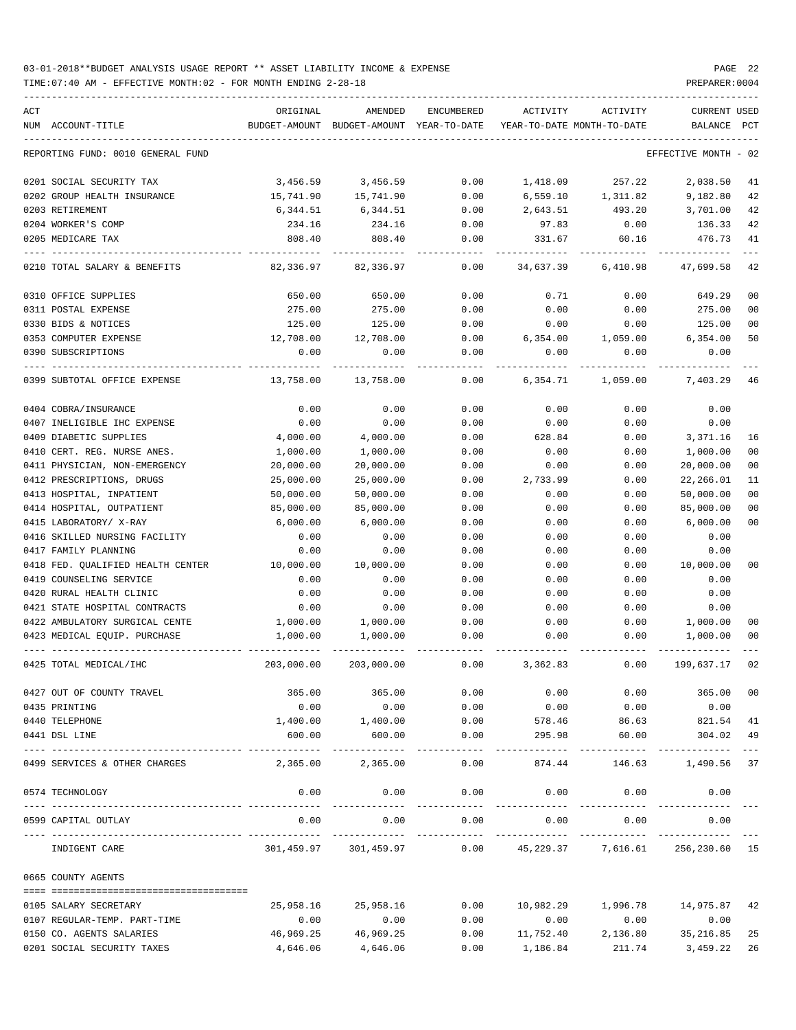03-01-2018**BUDGET ANALYSIS USAGE REPORT ** ASSET LIABILITY INCOME & EXPENSE

TIME:07:40 AM - EFFECTIVE MONTH:02 - FOR MONTH ENDING 2-28-18

PREPARER:0004

| ACT NUM | ACCOUNT-TITLE | ORIGINAL BUDGET-AMOUNT | AMENDED BUDGET-AMOUNT | ENCUMBERED YEAR-TO-DATE | ACTIVITY YEAR-TO-DATE | ACTIVITY MONTH-TO-DATE | CURRENT BALANCE | USED PCT |
|---|---|---|---|---|---|---|---|---|
| | REPORTING FUND: 0010 GENERAL FUND | | | | | | EFFECTIVE MONTH - 02 | |
| 0201 | SOCIAL SECURITY TAX | 3,456.59 | 3,456.59 | 0.00 | 1,418.09 | 257.22 | 2,038.50 | 41 |
| 0202 | GROUP HEALTH INSURANCE | 15,741.90 | 15,741.90 | 0.00 | 6,559.10 | 1,311.82 | 9,182.80 | 42 |
| 0203 | RETIREMENT | 6,344.51 | 6,344.51 | 0.00 | 2,643.51 | 493.20 | 3,701.00 | 42 |
| 0204 | WORKER'S COMP | 234.16 | 234.16 | 0.00 | 97.83 | 0.00 | 136.33 | 42 |
| 0205 | MEDICARE TAX | 808.40 | 808.40 | 0.00 | 331.67 | 60.16 | 476.73 | 41 |
| 0210 | TOTAL SALARY & BENEFITS | 82,336.97 | 82,336.97 | 0.00 | 34,637.39 | 6,410.98 | 47,699.58 | 42 |
| 0310 | OFFICE SUPPLIES | 650.00 | 650.00 | 0.00 | 0.71 | 0.00 | 649.29 | 00 |
| 0311 | POSTAL EXPENSE | 275.00 | 275.00 | 0.00 | 0.00 | 0.00 | 275.00 | 00 |
| 0330 | BIDS & NOTICES | 125.00 | 125.00 | 0.00 | 0.00 | 0.00 | 125.00 | 00 |
| 0353 | COMPUTER EXPENSE | 12,708.00 | 12,708.00 | 0.00 | 6,354.00 | 1,059.00 | 6,354.00 | 50 |
| 0390 | SUBSCRIPTIONS | 0.00 | 0.00 | 0.00 | 0.00 | 0.00 | 0.00 | |
| 0399 | SUBTOTAL OFFICE EXPENSE | 13,758.00 | 13,758.00 | 0.00 | 6,354.71 | 1,059.00 | 7,403.29 | 46 |
| 0404 | COBRA/INSURANCE | 0.00 | 0.00 | 0.00 | 0.00 | 0.00 | 0.00 | |
| 0407 | INELIGIBLE IHC EXPENSE | 0.00 | 0.00 | 0.00 | 0.00 | 0.00 | 0.00 | |
| 0409 | DIABETIC SUPPLIES | 4,000.00 | 4,000.00 | 0.00 | 628.84 | 0.00 | 3,371.16 | 16 |
| 0410 | CERT. REG. NURSE ANES. | 1,000.00 | 1,000.00 | 0.00 | 0.00 | 0.00 | 1,000.00 | 00 |
| 0411 | PHYSICIAN, NON-EMERGENCY | 20,000.00 | 20,000.00 | 0.00 | 0.00 | 0.00 | 20,000.00 | 00 |
| 0412 | PRESCRIPTIONS, DRUGS | 25,000.00 | 25,000.00 | 0.00 | 2,733.99 | 0.00 | 22,266.01 | 11 |
| 0413 | HOSPITAL, INPATIENT | 50,000.00 | 50,000.00 | 0.00 | 0.00 | 0.00 | 50,000.00 | 00 |
| 0414 | HOSPITAL, OUTPATIENT | 85,000.00 | 85,000.00 | 0.00 | 0.00 | 0.00 | 85,000.00 | 00 |
| 0415 | LABORATORY/ X-RAY | 6,000.00 | 6,000.00 | 0.00 | 0.00 | 0.00 | 6,000.00 | 00 |
| 0416 | SKILLED NURSING FACILITY | 0.00 | 0.00 | 0.00 | 0.00 | 0.00 | 0.00 | |
| 0417 | FAMILY PLANNING | 0.00 | 0.00 | 0.00 | 0.00 | 0.00 | 0.00 | |
| 0418 | FED. QUALIFIED HEALTH CENTER | 10,000.00 | 10,000.00 | 0.00 | 0.00 | 0.00 | 10,000.00 | 00 |
| 0419 | COUNSELING SERVICE | 0.00 | 0.00 | 0.00 | 0.00 | 0.00 | 0.00 | |
| 0420 | RURAL HEALTH CLINIC | 0.00 | 0.00 | 0.00 | 0.00 | 0.00 | 0.00 | |
| 0421 | STATE HOSPITAL CONTRACTS | 0.00 | 0.00 | 0.00 | 0.00 | 0.00 | 0.00 | |
| 0422 | AMBULATORY SURGICAL CENTE | 1,000.00 | 1,000.00 | 0.00 | 0.00 | 0.00 | 1,000.00 | 00 |
| 0423 | MEDICAL EQUIP. PURCHASE | 1,000.00 | 1,000.00 | 0.00 | 0.00 | 0.00 | 1,000.00 | 00 |
| 0425 | TOTAL MEDICAL/IHC | 203,000.00 | 203,000.00 | 0.00 | 3,362.83 | 0.00 | 199,637.17 | 02 |
| 0427 | OUT OF COUNTY TRAVEL | 365.00 | 365.00 | 0.00 | 0.00 | 0.00 | 365.00 | 00 |
| 0435 | PRINTING | 0.00 | 0.00 | 0.00 | 0.00 | 0.00 | 0.00 | |
| 0440 | TELEPHONE | 1,400.00 | 1,400.00 | 0.00 | 578.46 | 86.63 | 821.54 | 41 |
| 0441 | DSL LINE | 600.00 | 600.00 | 0.00 | 295.98 | 60.00 | 304.02 | 49 |
| 0499 | SERVICES & OTHER CHARGES | 2,365.00 | 2,365.00 | 0.00 | 874.44 | 146.63 | 1,490.56 | 37 |
| 0574 | TECHNOLOGY | 0.00 | 0.00 | 0.00 | 0.00 | 0.00 | 0.00 | |
| 0599 | CAPITAL OUTLAY | 0.00 | 0.00 | 0.00 | 0.00 | 0.00 | 0.00 | |
| | INDIGENT CARE | 301,459.97 | 301,459.97 | 0.00 | 45,229.37 | 7,616.61 | 256,230.60 | 15 |
| 0665 | COUNTY AGENTS | | | | | | | |
| 0105 | SALARY SECRETARY | 25,958.16 | 25,958.16 | 0.00 | 10,982.29 | 1,996.78 | 14,975.87 | 42 |
| 0107 | REGULAR-TEMP. PART-TIME | 0.00 | 0.00 | 0.00 | 0.00 | 0.00 | 0.00 | |
| 0150 | CO. AGENTS SALARIES | 46,969.25 | 46,969.25 | 0.00 | 11,752.40 | 2,136.80 | 35,216.85 | 25 |
| 0201 | SOCIAL SECURITY TAXES | 4,646.06 | 4,646.06 | 0.00 | 1,186.84 | 211.74 | 3,459.22 | 26 |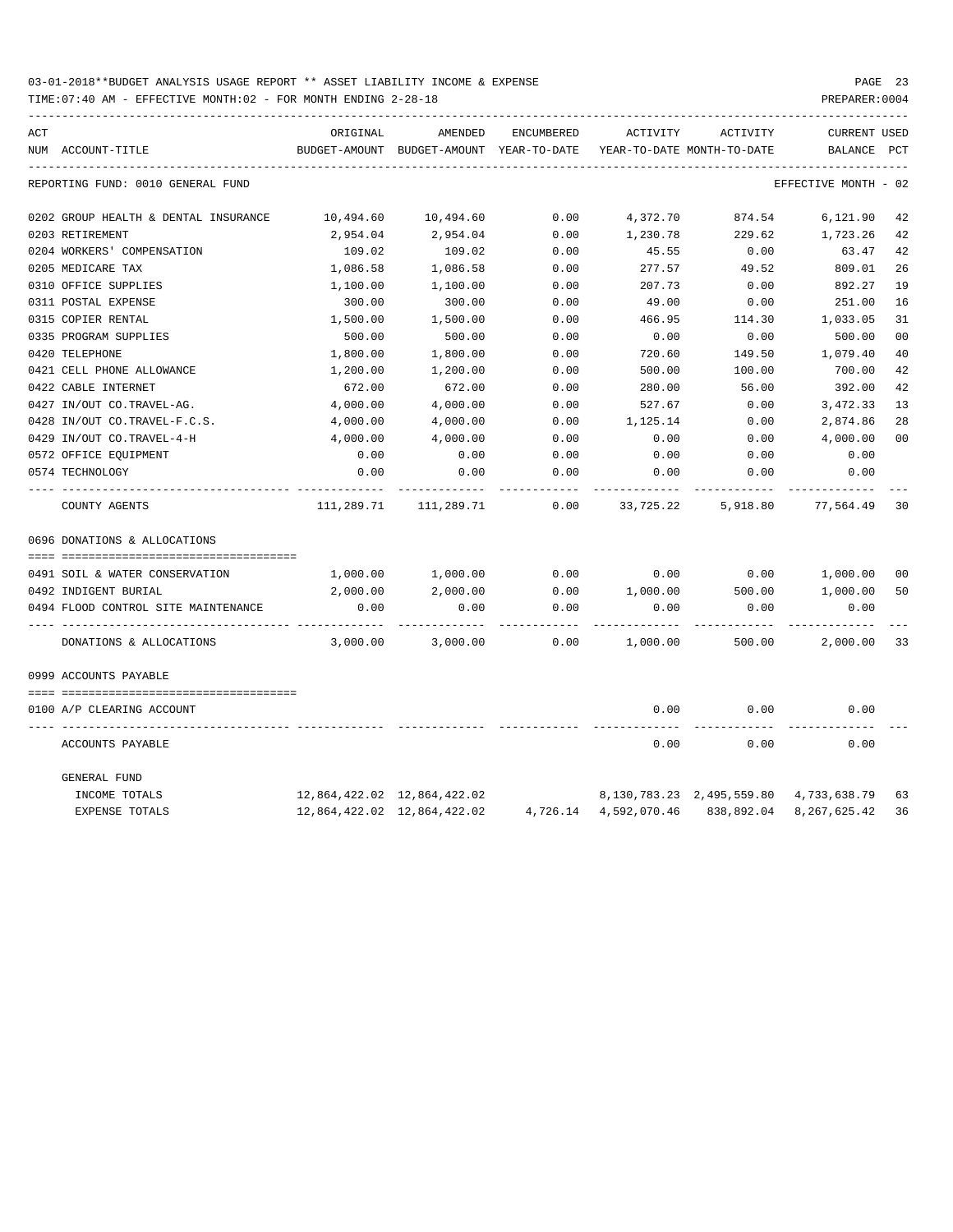03-01-2018**BUDGET ANALYSIS USAGE REPORT ** ASSET LIABILITY INCOME & EXPENSE

TIME:07:40 AM - EFFECTIVE MONTH:02 - FOR MONTH ENDING 2-28-18

PREPARER:0004

| ACT NUM | ACCOUNT-TITLE | ORIGINAL BUDGET-AMOUNT | AMENDED BUDGET-AMOUNT | ENCUMBERED YEAR-TO-DATE | ACTIVITY YEAR-TO-DATE | ACTIVITY MONTH-TO-DATE | CURRENT BALANCE | USED PCT |
|---|---|---|---|---|---|---|---|---|
| | REPORTING FUND: 0010 GENERAL FUND | | | | | | EFFECTIVE MONTH - 02 | |
| 0202 | GROUP HEALTH & DENTAL INSURANCE | 10,494.60 | 10,494.60 | 0.00 | 4,372.70 | 874.54 | 6,121.90 | 42 |
| 0203 | RETIREMENT | 2,954.04 | 2,954.04 | 0.00 | 1,230.78 | 229.62 | 1,723.26 | 42 |
| 0204 | WORKERS' COMPENSATION | 109.02 | 109.02 | 0.00 | 45.55 | 0.00 | 63.47 | 42 |
| 0205 | MEDICARE TAX | 1,086.58 | 1,086.58 | 0.00 | 277.57 | 49.52 | 809.01 | 26 |
| 0310 | OFFICE SUPPLIES | 1,100.00 | 1,100.00 | 0.00 | 207.73 | 0.00 | 892.27 | 19 |
| 0311 | POSTAL EXPENSE | 300.00 | 300.00 | 0.00 | 49.00 | 0.00 | 251.00 | 16 |
| 0315 | COPIER RENTAL | 1,500.00 | 1,500.00 | 0.00 | 466.95 | 114.30 | 1,033.05 | 31 |
| 0335 | PROGRAM SUPPLIES | 500.00 | 500.00 | 0.00 | 0.00 | 0.00 | 500.00 | 00 |
| 0420 | TELEPHONE | 1,800.00 | 1,800.00 | 0.00 | 720.60 | 149.50 | 1,079.40 | 40 |
| 0421 | CELL PHONE ALLOWANCE | 1,200.00 | 1,200.00 | 0.00 | 500.00 | 100.00 | 700.00 | 42 |
| 0422 | CABLE INTERNET | 672.00 | 672.00 | 0.00 | 280.00 | 56.00 | 392.00 | 42 |
| 0427 | IN/OUT CO.TRAVEL-AG. | 4,000.00 | 4,000.00 | 0.00 | 527.67 | 0.00 | 3,472.33 | 13 |
| 0428 | IN/OUT CO.TRAVEL-F.C.S. | 4,000.00 | 4,000.00 | 0.00 | 1,125.14 | 0.00 | 2,874.86 | 28 |
| 0429 | IN/OUT CO.TRAVEL-4-H | 4,000.00 | 4,000.00 | 0.00 | 0.00 | 0.00 | 4,000.00 | 00 |
| 0572 | OFFICE EQUIPMENT | 0.00 | 0.00 | 0.00 | 0.00 | 0.00 | 0.00 | |
| 0574 | TECHNOLOGY | 0.00 | 0.00 | 0.00 | 0.00 | 0.00 | 0.00 | |
| | COUNTY AGENTS | 111,289.71 | 111,289.71 | 0.00 | 33,725.22 | 5,918.80 | 77,564.49 | 30 |
| 0696 | DONATIONS & ALLOCATIONS | | | | | | | |
| 0491 | SOIL & WATER CONSERVATION | 1,000.00 | 1,000.00 | 0.00 | 0.00 | 0.00 | 1,000.00 | 00 |
| 0492 | INDIGENT BURIAL | 2,000.00 | 2,000.00 | 0.00 | 1,000.00 | 500.00 | 1,000.00 | 50 |
| 0494 | FLOOD CONTROL SITE MAINTENANCE | 0.00 | 0.00 | 0.00 | 0.00 | 0.00 | 0.00 | |
| | DONATIONS & ALLOCATIONS | 3,000.00 | 3,000.00 | 0.00 | 1,000.00 | 500.00 | 2,000.00 | 33 |
| 0999 | ACCOUNTS PAYABLE | | | | | | | |
| 0100 | A/P CLEARING ACCOUNT | | | | 0.00 | 0.00 | 0.00 | |
| | ACCOUNTS PAYABLE | | | | 0.00 | 0.00 | 0.00 | |
| | GENERAL FUND | | | | | | | |
| | INCOME TOTALS | 12,864,422.02 | 12,864,422.02 | | 8,130,783.23 | 2,495,559.80 | 4,733,638.79 | 63 |
| | EXPENSE TOTALS | 12,864,422.02 | 12,864,422.02 | 4,726.14 | 4,592,070.46 | 838,892.04 | 8,267,625.42 | 36 |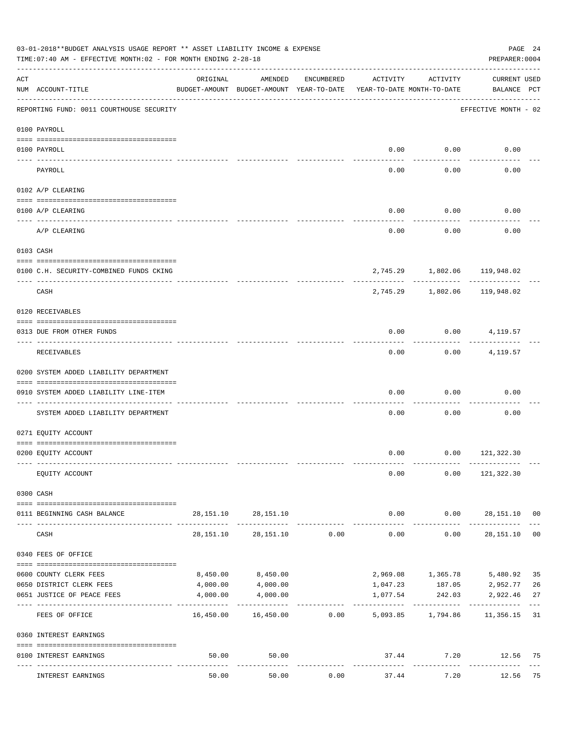03-01-2018**BUDGET ANALYSIS USAGE REPORT ** ASSET LIABILITY INCOME & EXPENSE

TIME:07:40 AM - EFFECTIVE MONTH:02 - FOR MONTH ENDING 2-28-18

PREPARER:0004

| ACT NUM | ACCOUNT-TITLE | ORIGINAL BUDGET-AMOUNT | AMENDED BUDGET-AMOUNT | ENCUMBERED YEAR-TO-DATE | ACTIVITY YEAR-TO-DATE | ACTIVITY MONTH-TO-DATE | CURRENT BALANCE | USED PCT |
|---|---|---|---|---|---|---|---|---|
| | REPORTING FUND: 0011 COURTHOUSE SECURITY | | | | | | EFFECTIVE MONTH - 02 | |
| | 0100 PAYROLL | | | | | | | |
| 0100 | PAYROLL | | | | 0.00 | 0.00 | 0.00 | |
| | PAYROLL | | | | 0.00 | 0.00 | 0.00 | |
| | 0102 A/P CLEARING | | | | | | | |
| 0100 | A/P CLEARING | | | | 0.00 | 0.00 | 0.00 | |
| | A/P CLEARING | | | | 0.00 | 0.00 | 0.00 | |
| | 0103 CASH | | | | | | | |
| 0100 | C.H. SECURITY-COMBINED FUNDS CKING | | | | 2,745.29 | 1,802.06 | 119,948.02 | |
| | CASH | | | | 2,745.29 | 1,802.06 | 119,948.02 | |
| | 0120 RECEIVABLES | | | | | | | |
| 0313 | DUE FROM OTHER FUNDS | | | | 0.00 | 0.00 | 4,119.57 | |
| | RECEIVABLES | | | | 0.00 | 0.00 | 4,119.57 | |
| | 0200 SYSTEM ADDED LIABILITY DEPARTMENT | | | | | | | |
| 0910 | SYSTEM ADDED LIABILITY LINE-ITEM | | | | 0.00 | 0.00 | 0.00 | |
| | SYSTEM ADDED LIABILITY DEPARTMENT | | | | 0.00 | 0.00 | 0.00 | |
| | 0271 EQUITY ACCOUNT | | | | | | | |
| 0200 | EQUITY ACCOUNT | | | | 0.00 | 0.00 | 121,322.30 | |
| | EQUITY ACCOUNT | | | | 0.00 | 0.00 | 121,322.30 | |
| | 0300 CASH | | | | | | | |
| 0111 | BEGINNING CASH BALANCE | 28,151.10 | 28,151.10 | | 0.00 | 0.00 | 28,151.10 | 00 |
| | CASH | 28,151.10 | 28,151.10 | 0.00 | 0.00 | 0.00 | 28,151.10 | 00 |
| | 0340 FEES OF OFFICE | | | | | | | |
| 0600 | COUNTY CLERK FEES | 8,450.00 | 8,450.00 | | 2,969.08 | 1,365.78 | 5,480.92 | 35 |
| 0650 | DISTRICT CLERK FEES | 4,000.00 | 4,000.00 | | 1,047.23 | 187.05 | 2,952.77 | 26 |
| 0651 | JUSTICE OF PEACE FEES | 4,000.00 | 4,000.00 | | 1,077.54 | 242.03 | 2,922.46 | 27 |
| | FEES OF OFFICE | 16,450.00 | 16,450.00 | 0.00 | 5,093.85 | 1,794.86 | 11,356.15 | 31 |
| | 0360 INTEREST EARNINGS | | | | | | | |
| 0100 | INTEREST EARNINGS | 50.00 | 50.00 | | 37.44 | 7.20 | 12.56 | 75 |
| | INTEREST EARNINGS | 50.00 | 50.00 | 0.00 | 37.44 | 7.20 | 12.56 | 75 |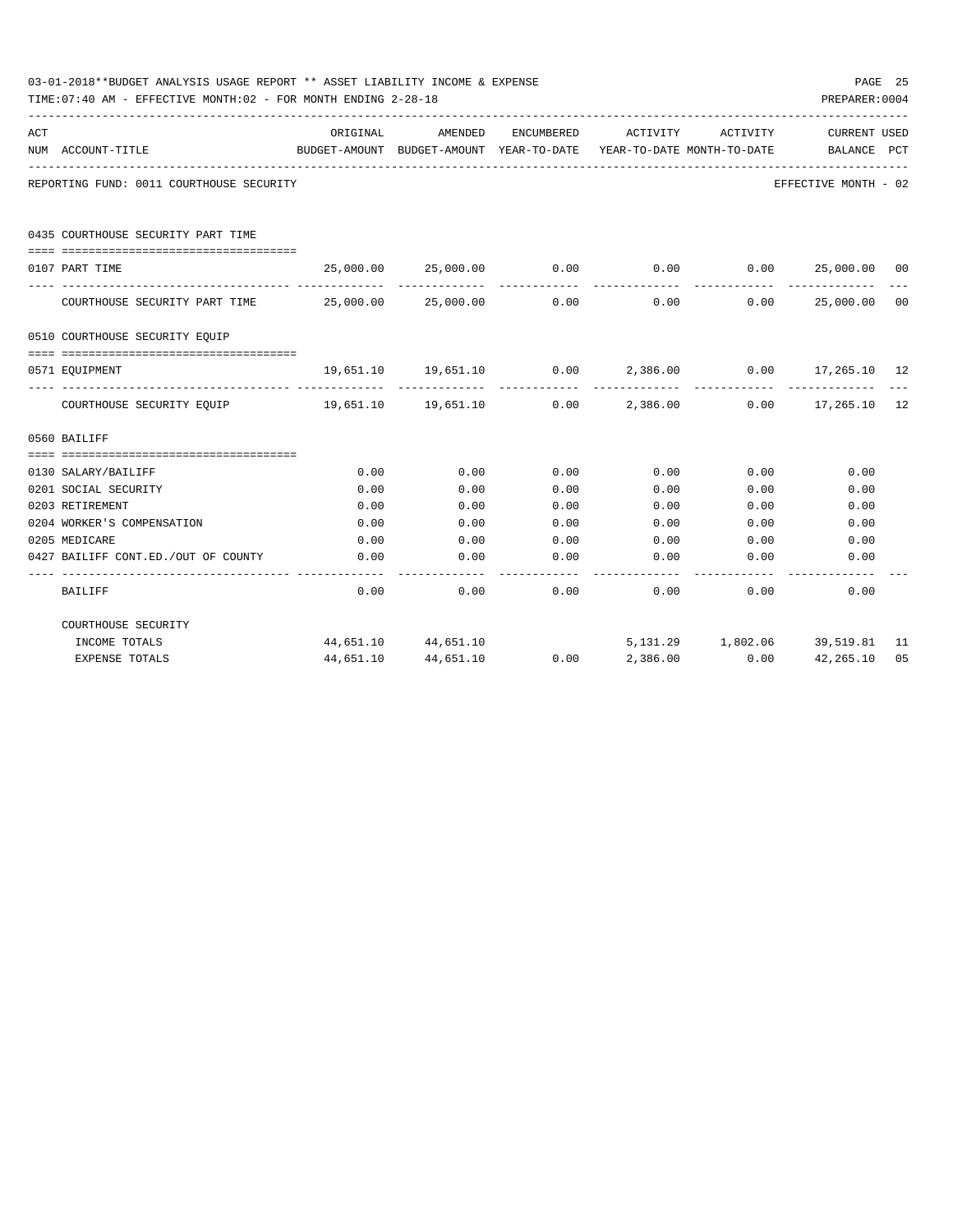03-01-2018**BUDGET ANALYSIS USAGE REPORT ** ASSET LIABILITY INCOME & EXPENSE

TIME:07:40 AM - EFFECTIVE MONTH:02 - FOR MONTH ENDING 2-28-18

PREPARER:0004

REPORTING FUND: 0011 COURTHOUSE SECURITY

EFFECTIVE MONTH - 02

| ACT NUM | ACCOUNT-TITLE | ORIGINAL BUDGET-AMOUNT | AMENDED BUDGET-AMOUNT | ENCUMBERED YEAR-TO-DATE | ACTIVITY YEAR-TO-DATE | ACTIVITY MONTH-TO-DATE | CURRENT BALANCE | USED PCT |
|---|---|---|---|---|---|---|---|---|
| | **0435 COURTHOUSE SECURITY PART TIME** | | | | | | | |
| 0107 | PART TIME | 25,000.00 | 25,000.00 | 0.00 | 0.00 | 0.00 | 25,000.00 | 00 |
| | COURTHOUSE SECURITY PART TIME | 25,000.00 | 25,000.00 | 0.00 | 0.00 | 0.00 | 25,000.00 | 00 |
| | **0510 COURTHOUSE SECURITY EQUIP** | | | | | | | |
| 0571 | EQUIPMENT | 19,651.10 | 19,651.10 | 0.00 | 2,386.00 | 0.00 | 17,265.10 | 12 |
| | COURTHOUSE SECURITY EQUIP | 19,651.10 | 19,651.10 | 0.00 | 2,386.00 | 0.00 | 17,265.10 | 12 |
| | **0560 BAILIFF** | | | | | | | |
| 0130 | SALARY/BAILIFF | 0.00 | 0.00 | 0.00 | 0.00 | 0.00 | 0.00 | |
| 0201 | SOCIAL SECURITY | 0.00 | 0.00 | 0.00 | 0.00 | 0.00 | 0.00 | |
| 0203 | RETIREMENT | 0.00 | 0.00 | 0.00 | 0.00 | 0.00 | 0.00 | |
| 0204 | WORKER'S COMPENSATION | 0.00 | 0.00 | 0.00 | 0.00 | 0.00 | 0.00 | |
| 0205 | MEDICARE | 0.00 | 0.00 | 0.00 | 0.00 | 0.00 | 0.00 | |
| 0427 | BAILIFF CONT.ED./OUT OF COUNTY | 0.00 | 0.00 | 0.00 | 0.00 | 0.00 | 0.00 | |
| | BAILIFF | 0.00 | 0.00 | 0.00 | 0.00 | 0.00 | 0.00 | |
| | COURTHOUSE SECURITY | | | | | | | |
| | INCOME TOTALS | 44,651.10 | 44,651.10 | | 5,131.29 | 1,802.06 | 39,519.81 | 11 |
| | EXPENSE TOTALS | 44,651.10 | 44,651.10 | 0.00 | 2,386.00 | 0.00 | 42,265.10 | 05 |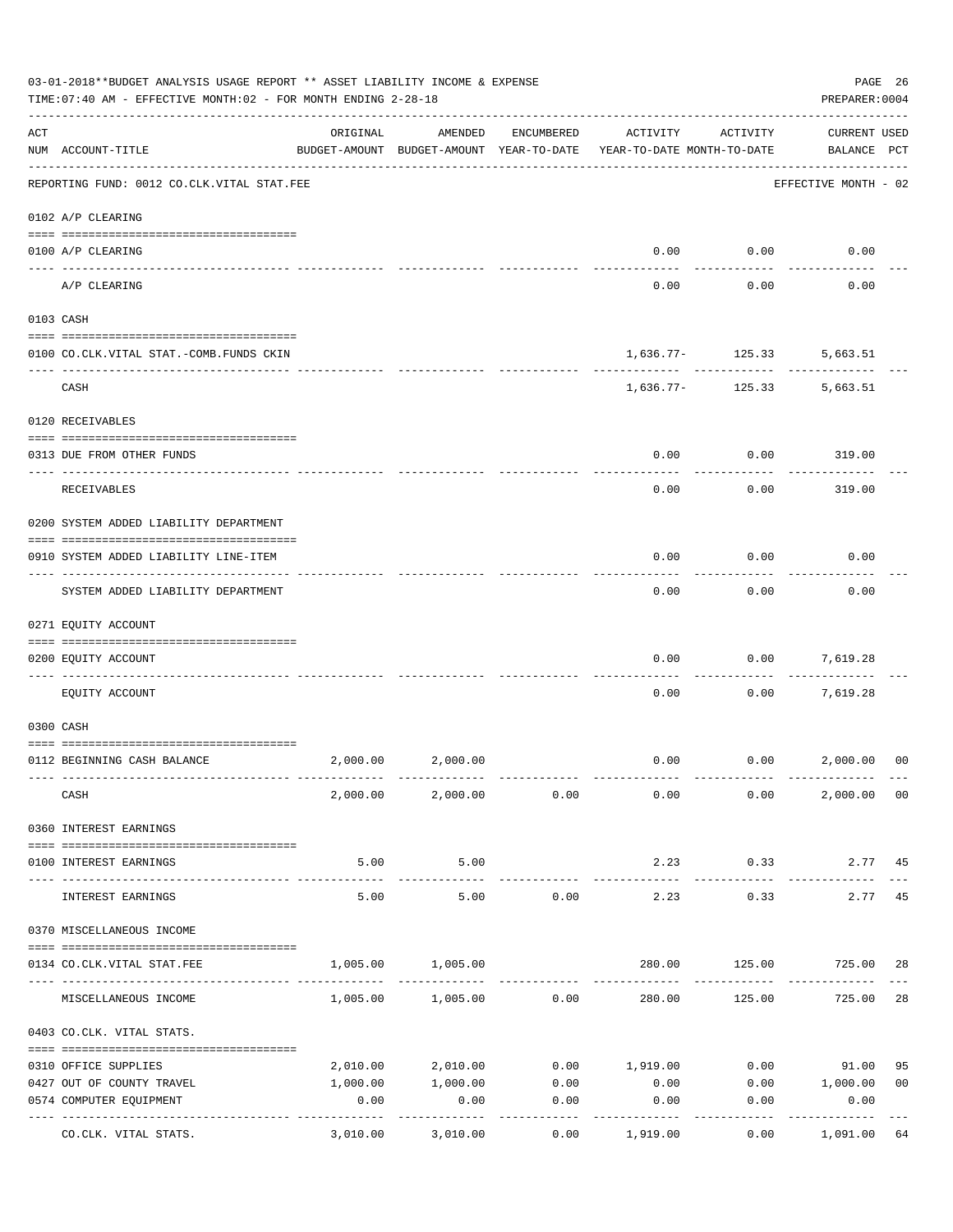03-01-2018**BUDGET ANALYSIS USAGE REPORT ** ASSET LIABILITY INCOME & EXPENSE

TIME:07:40 AM - EFFECTIVE MONTH:02 - FOR MONTH ENDING 2-28-18

PREPARER:0004

| ACT NUM | ACCOUNT-TITLE | ORIGINAL BUDGET-AMOUNT | AMENDED BUDGET-AMOUNT | ENCUMBERED YEAR-TO-DATE | ACTIVITY YEAR-TO-DATE | ACTIVITY MONTH-TO-DATE | CURRENT BALANCE | USED PCT |
|---|---|---|---|---|---|---|---|---|
| | REPORTING FUND: 0012 CO.CLK.VITAL STAT.FEE | | | | | | EFFECTIVE MONTH - 02 | |
| | 0102 A/P CLEARING | | | | | | | |
| 0100 | A/P CLEARING | | | | 0.00 | 0.00 | 0.00 | |
| | A/P CLEARING | | | | 0.00 | 0.00 | 0.00 | |
| | 0103 CASH | | | | | | | |
| 0100 | CO.CLK.VITAL STAT.-COMB.FUNDS CKIN | | | | 1,636.77- | 125.33 | 5,663.51 | |
| | CASH | | | | 1,636.77- | 125.33 | 5,663.51 | |
| | 0120 RECEIVABLES | | | | | | | |
| 0313 | DUE FROM OTHER FUNDS | | | | 0.00 | 0.00 | 319.00 | |
| | RECEIVABLES | | | | 0.00 | 0.00 | 319.00 | |
| | 0200 SYSTEM ADDED LIABILITY DEPARTMENT | | | | | | | |
| 0910 | SYSTEM ADDED LIABILITY LINE-ITEM | | | | 0.00 | 0.00 | 0.00 | |
| | SYSTEM ADDED LIABILITY DEPARTMENT | | | | 0.00 | 0.00 | 0.00 | |
| | 0271 EQUITY ACCOUNT | | | | | | | |
| 0200 | EQUITY ACCOUNT | | | | 0.00 | 0.00 | 7,619.28 | |
| | EQUITY ACCOUNT | | | | 0.00 | 0.00 | 7,619.28 | |
| | 0300 CASH | | | | | | | |
| 0112 | BEGINNING CASH BALANCE | 2,000.00 | 2,000.00 | | 0.00 | 0.00 | 2,000.00 | 00 |
| | CASH | 2,000.00 | 2,000.00 | 0.00 | 0.00 | 0.00 | 2,000.00 | 00 |
| | 0360 INTEREST EARNINGS | | | | | | | |
| 0100 | INTEREST EARNINGS | 5.00 | 5.00 | | 2.23 | 0.33 | 2.77 | 45 |
| | INTEREST EARNINGS | 5.00 | 5.00 | 0.00 | 2.23 | 0.33 | 2.77 | 45 |
| | 0370 MISCELLANEOUS INCOME | | | | | | | |
| 0134 | CO.CLK.VITAL STAT.FEE | 1,005.00 | 1,005.00 | | 280.00 | 125.00 | 725.00 | 28 |
| | MISCELLANEOUS INCOME | 1,005.00 | 1,005.00 | 0.00 | 280.00 | 125.00 | 725.00 | 28 |
| | 0403 CO.CLK. VITAL STATS. | | | | | | | |
| 0310 | OFFICE SUPPLIES | 2,010.00 | 2,010.00 | 0.00 | 1,919.00 | 0.00 | 91.00 | 95 |
| 0427 | OUT OF COUNTY TRAVEL | 1,000.00 | 1,000.00 | 0.00 | 0.00 | 0.00 | 1,000.00 | 00 |
| 0574 | COMPUTER EQUIPMENT | 0.00 | 0.00 | 0.00 | 0.00 | 0.00 | 0.00 | |
| | CO.CLK. VITAL STATS. | 3,010.00 | 3,010.00 | 0.00 | 1,919.00 | 0.00 | 1,091.00 | 64 |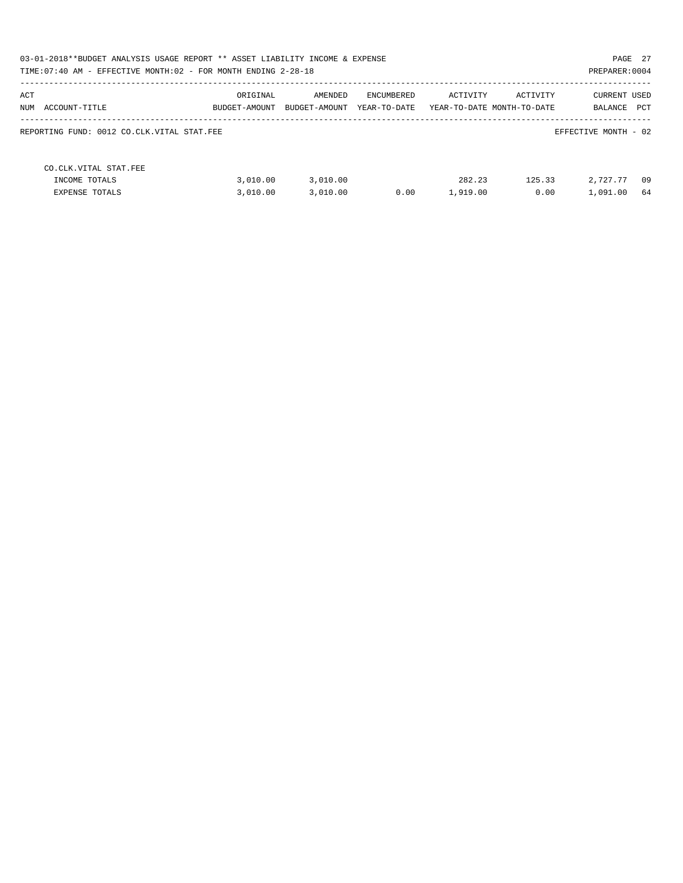REPORTING FUND: 0012 CO.CLK.VITAL STAT.FEE

EFFECTIVE MONTH - 02

| ACT NUM ACCOUNT-TITLE | ORIGINAL BUDGET-AMOUNT | AMENDED BUDGET-AMOUNT | ENCUMBERED YEAR-TO-DATE | ACTIVITY YEAR-TO-DATE | ACTIVITY MONTH-TO-DATE | CURRENT BALANCE | USED PCT |
|---|---|---|---|---|---|---|---|
| CO.CLK.VITAL STAT.FEE | | | | | | | |
| INCOME TOTALS | 3,010.00 | 3,010.00 | | 282.23 | 125.33 | 2,727.77 | 09 |
| EXPENSE TOTALS | 3,010.00 | 3,010.00 | 0.00 | 1,919.00 | 0.00 | 1,091.00 | 64 |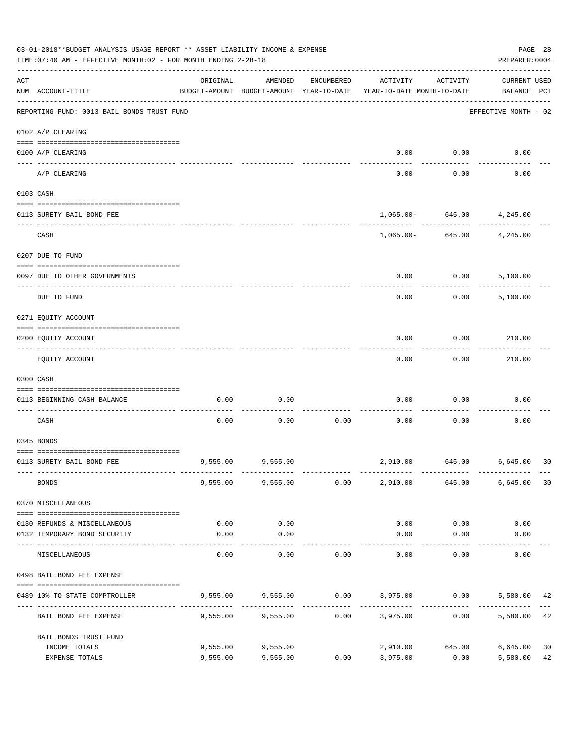03-01-2018**BUDGET ANALYSIS USAGE REPORT ** ASSET LIABILITY INCOME & EXPENSE

TIME:07:40 AM - EFFECTIVE MONTH:02 - FOR MONTH ENDING 2-28-18

PREPARER:0004

| ACT NUM | ACCOUNT-TITLE | ORIGINAL BUDGET-AMOUNT | AMENDED BUDGET-AMOUNT | ENCUMBERED YEAR-TO-DATE | ACTIVITY YEAR-TO-DATE | ACTIVITY MONTH-TO-DATE | CURRENT USED BALANCE | PCT |
|---|---|---|---|---|---|---|---|---|
| | REPORTING FUND: 0013 BAIL BONDS TRUST FUND | | | | | | EFFECTIVE MONTH - 02 | |
| | 0102 A/P CLEARING | | | | | | | |
| 0100 | A/P CLEARING | | | | 0.00 | 0.00 | 0.00 | |
| | A/P CLEARING | | | | 0.00 | 0.00 | 0.00 | |
| | 0103 CASH | | | | | | | |
| 0113 | SURETY BAIL BOND FEE | | | | 1,065.00- | 645.00 | 4,245.00 | |
| | CASH | | | | 1,065.00- | 645.00 | 4,245.00 | |
| | 0207 DUE TO FUND | | | | | | | |
| 0097 | DUE TO OTHER GOVERNMENTS | | | | 0.00 | 0.00 | 5,100.00 | |
| | DUE TO FUND | | | | 0.00 | 0.00 | 5,100.00 | |
| | 0271 EQUITY ACCOUNT | | | | | | | |
| 0200 | EQUITY ACCOUNT | | | | 0.00 | 0.00 | 210.00 | |
| | EQUITY ACCOUNT | | | | 0.00 | 0.00 | 210.00 | |
| | 0300 CASH | | | | | | | |
| 0113 | BEGINNING CASH BALANCE | 0.00 | 0.00 | | 0.00 | 0.00 | 0.00 | |
| | CASH | 0.00 | 0.00 | 0.00 | 0.00 | 0.00 | 0.00 | |
| | 0345 BONDS | | | | | | | |
| 0113 | SURETY BAIL BOND FEE | 9,555.00 | 9,555.00 | | 2,910.00 | 645.00 | 6,645.00 | 30 |
| | BONDS | 9,555.00 | 9,555.00 | 0.00 | 2,910.00 | 645.00 | 6,645.00 | 30 |
| | 0370 MISCELLANEOUS | | | | | | | |
| 0130 | REFUNDS & MISCELLANEOUS | 0.00 | 0.00 | | 0.00 | 0.00 | 0.00 | |
| 0132 | TEMPORARY BOND SECURITY | 0.00 | 0.00 | | 0.00 | 0.00 | 0.00 | |
| | MISCELLANEOUS | 0.00 | 0.00 | 0.00 | 0.00 | 0.00 | 0.00 | |
| | 0498 BAIL BOND FEE EXPENSE | | | | | | | |
| 0489 | 10% TO STATE COMPTROLLER | 9,555.00 | 9,555.00 | 0.00 | 3,975.00 | 0.00 | 5,580.00 | 42 |
| | BAIL BOND FEE EXPENSE | 9,555.00 | 9,555.00 | 0.00 | 3,975.00 | 0.00 | 5,580.00 | 42 |
| | BAIL BONDS TRUST FUND | | | | | | | |
| | INCOME TOTALS | 9,555.00 | 9,555.00 | | 2,910.00 | 645.00 | 6,645.00 | 30 |
| | EXPENSE TOTALS | 9,555.00 | 9,555.00 | 0.00 | 3,975.00 | 0.00 | 5,580.00 | 42 |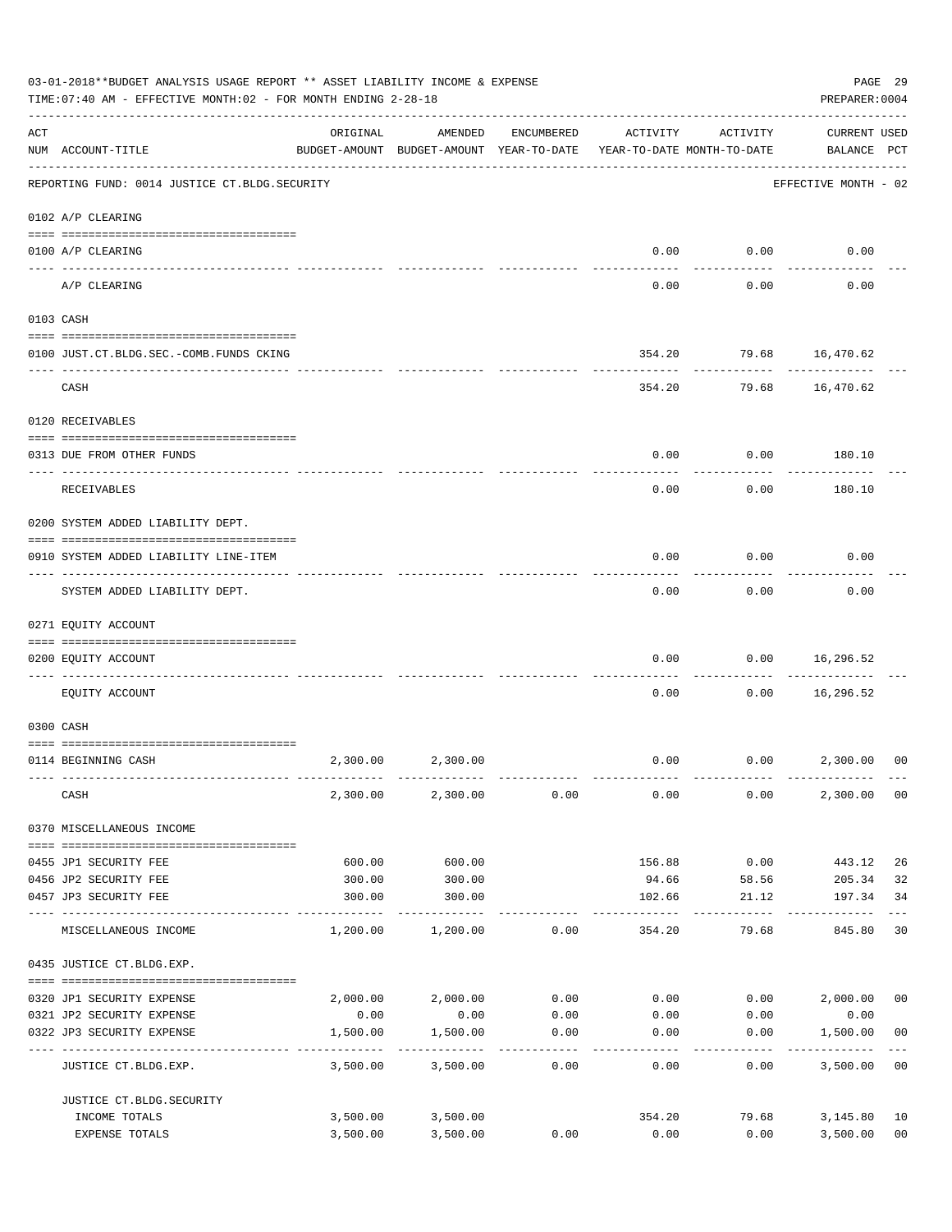03-01-2018**BUDGET ANALYSIS USAGE REPORT ** ASSET LIABILITY INCOME & EXPENSE

TIME:07:40 AM - EFFECTIVE MONTH:02 - FOR MONTH ENDING 2-28-18

PREPARER:0004

| ACT NUM | ACCOUNT-TITLE | ORIGINAL BUDGET-AMOUNT | AMENDED BUDGET-AMOUNT | ENCUMBERED YEAR-TO-DATE | ACTIVITY YEAR-TO-DATE | ACTIVITY MONTH-TO-DATE | CURRENT BALANCE | USED PCT |
|---|---|---|---|---|---|---|---|---|
| | REPORTING FUND: 0014 JUSTICE CT.BLDG.SECURITY | | | | | | EFFECTIVE MONTH - 02 | |
| | 0102 A/P CLEARING | | | | | | | |
| 0100 | A/P CLEARING | | | | 0.00 | 0.00 | 0.00 | |
| | A/P CLEARING | | | | 0.00 | 0.00 | 0.00 | |
| | 0103 CASH | | | | | | | |
| 0100 | JUST.CT.BLDG.SEC.-COMB.FUNDS CKING | | | | 354.20 | 79.68 | 16,470.62 | |
| | CASH | | | | 354.20 | 79.68 | 16,470.62 | |
| | 0120 RECEIVABLES | | | | | | | |
| 0313 | DUE FROM OTHER FUNDS | | | | 0.00 | 0.00 | 180.10 | |
| | RECEIVABLES | | | | 0.00 | 0.00 | 180.10 | |
| | 0200 SYSTEM ADDED LIABILITY DEPT. | | | | | | | |
| 0910 | SYSTEM ADDED LIABILITY LINE-ITEM | | | | 0.00 | 0.00 | 0.00 | |
| | SYSTEM ADDED LIABILITY DEPT. | | | | 0.00 | 0.00 | 0.00 | |
| | 0271 EQUITY ACCOUNT | | | | | | | |
| 0200 | EQUITY ACCOUNT | | | | 0.00 | 0.00 | 16,296.52 | |
| | EQUITY ACCOUNT | | | | 0.00 | 0.00 | 16,296.52 | |
| | 0300 CASH | | | | | | | |
| 0114 | BEGINNING CASH | 2,300.00 | 2,300.00 | | 0.00 | 0.00 | 2,300.00 | 00 |
| | CASH | 2,300.00 | 2,300.00 | 0.00 | 0.00 | 0.00 | 2,300.00 | 00 |
| | 0370 MISCELLANEOUS INCOME | | | | | | | |
| 0455 | JP1 SECURITY FEE | 600.00 | 600.00 | | 156.88 | 0.00 | 443.12 | 26 |
| 0456 | JP2 SECURITY FEE | 300.00 | 300.00 | | 94.66 | 58.56 | 205.34 | 32 |
| 0457 | JP3 SECURITY FEE | 300.00 | 300.00 | | 102.66 | 21.12 | 197.34 | 34 |
| | MISCELLANEOUS INCOME | 1,200.00 | 1,200.00 | 0.00 | 354.20 | 79.68 | 845.80 | 30 |
| | 0435 JUSTICE CT.BLDG.EXP. | | | | | | | |
| 0320 | JP1 SECURITY EXPENSE | 2,000.00 | 2,000.00 | 0.00 | 0.00 | 0.00 | 2,000.00 | 00 |
| 0321 | JP2 SECURITY EXPENSE | 0.00 | 0.00 | 0.00 | 0.00 | 0.00 | 0.00 | |
| 0322 | JP3 SECURITY EXPENSE | 1,500.00 | 1,500.00 | 0.00 | 0.00 | 0.00 | 1,500.00 | 00 |
| | JUSTICE CT.BLDG.EXP. | 3,500.00 | 3,500.00 | 0.00 | 0.00 | 0.00 | 3,500.00 | 00 |
| | JUSTICE CT.BLDG.SECURITY | | | | | | | |
| | INCOME TOTALS | 3,500.00 | 3,500.00 | | 354.20 | 79.68 | 3,145.80 | 10 |
| | EXPENSE TOTALS | 3,500.00 | 3,500.00 | 0.00 | 0.00 | 0.00 | 3,500.00 | 00 |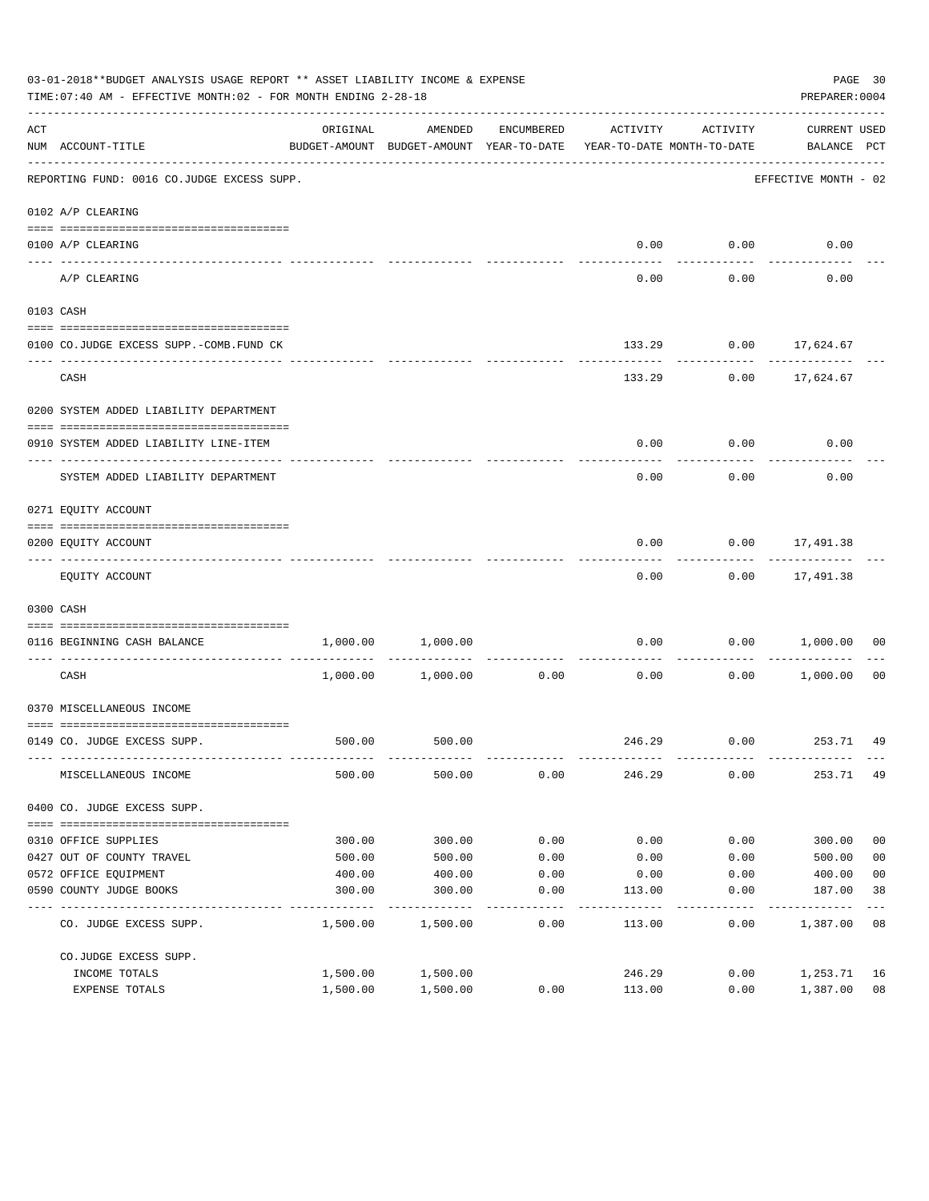03-01-2018**BUDGET ANALYSIS USAGE REPORT ** ASSET LIABILITY INCOME & EXPENSE

TIME:07:40 AM - EFFECTIVE MONTH:02 - FOR MONTH ENDING 2-28-18

PREPARER:0004

| ACT NUM | ACCOUNT-TITLE | ORIGINAL BUDGET-AMOUNT | AMENDED BUDGET-AMOUNT | ENCUMBERED YEAR-TO-DATE | ACTIVITY YEAR-TO-DATE | ACTIVITY MONTH-TO-DATE | CURRENT BALANCE | USED PCT |
|---|---|---|---|---|---|---|---|---|
| | REPORTING FUND: 0016 CO.JUDGE EXCESS SUPP. | | | | | | EFFECTIVE MONTH - 02 | |
| | 0102 A/P CLEARING | | | | | | | |
| 0100 | A/P CLEARING | | | | 0.00 | 0.00 | 0.00 | |
| | A/P CLEARING | | | | 0.00 | 0.00 | 0.00 | |
| | 0103 CASH | | | | | | | |
| 0100 | CO.JUDGE EXCESS SUPP.-COMB.FUND CK | | | | 133.29 | 0.00 | 17,624.67 | |
| | CASH | | | | 133.29 | 0.00 | 17,624.67 | |
| | 0200 SYSTEM ADDED LIABILITY DEPARTMENT | | | | | | | |
| 0910 | SYSTEM ADDED LIABILITY LINE-ITEM | | | | 0.00 | 0.00 | 0.00 | |
| | SYSTEM ADDED LIABILITY DEPARTMENT | | | | 0.00 | 0.00 | 0.00 | |
| | 0271 EQUITY ACCOUNT | | | | | | | |
| 0200 | EQUITY ACCOUNT | | | | 0.00 | 0.00 | 17,491.38 | |
| | EQUITY ACCOUNT | | | | 0.00 | 0.00 | 17,491.38 | |
| | 0300 CASH | | | | | | | |
| 0116 | BEGINNING CASH BALANCE | 1,000.00 | 1,000.00 | | 0.00 | 0.00 | 1,000.00 | 00 |
| | CASH | 1,000.00 | 1,000.00 | 0.00 | 0.00 | 0.00 | 1,000.00 | 00 |
| | 0370 MISCELLANEOUS INCOME | | | | | | | |
| 0149 | CO. JUDGE EXCESS SUPP. | 500.00 | 500.00 | | 246.29 | 0.00 | 253.71 | 49 |
| | MISCELLANEOUS INCOME | 500.00 | 500.00 | 0.00 | 246.29 | 0.00 | 253.71 | 49 |
| | 0400 CO. JUDGE EXCESS SUPP. | | | | | | | |
| 0310 | OFFICE SUPPLIES | 300.00 | 300.00 | 0.00 | 0.00 | 0.00 | 300.00 | 00 |
| 0427 | OUT OF COUNTY TRAVEL | 500.00 | 500.00 | 0.00 | 0.00 | 0.00 | 500.00 | 00 |
| 0572 | OFFICE EQUIPMENT | 400.00 | 400.00 | 0.00 | 0.00 | 0.00 | 400.00 | 00 |
| 0590 | COUNTY JUDGE BOOKS | 300.00 | 300.00 | 0.00 | 113.00 | 0.00 | 187.00 | 38 |
| | CO. JUDGE EXCESS SUPP. | 1,500.00 | 1,500.00 | 0.00 | 113.00 | 0.00 | 1,387.00 | 08 |
| | CO.JUDGE EXCESS SUPP. | | | | | | | |
| | INCOME TOTALS | 1,500.00 | 1,500.00 | | 246.29 | 0.00 | 1,253.71 | 16 |
| | EXPENSE TOTALS | 1,500.00 | 1,500.00 | 0.00 | 113.00 | 0.00 | 1,387.00 | 08 |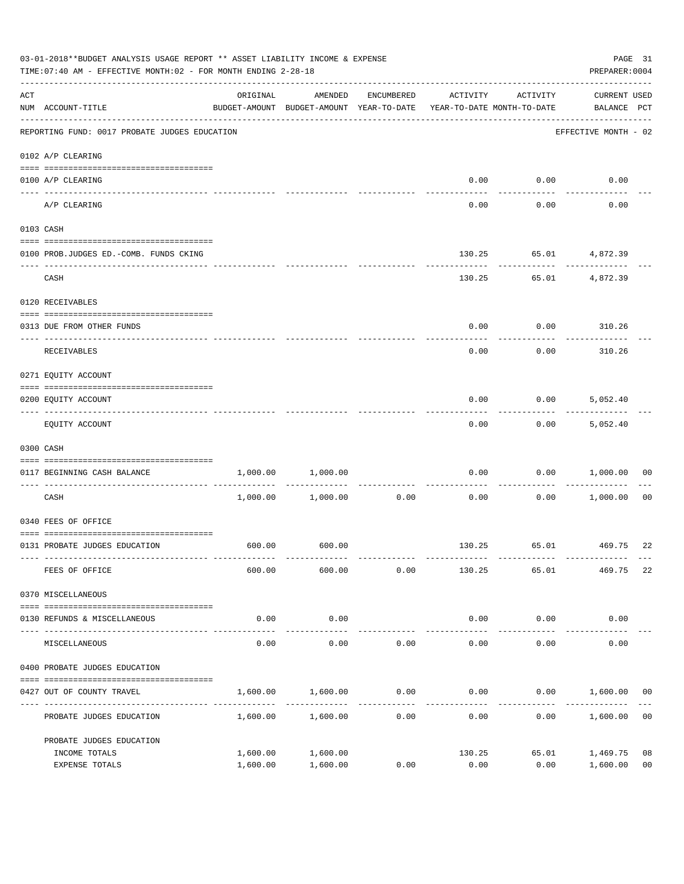03-01-2018**BUDGET ANALYSIS USAGE REPORT ** ASSET LIABILITY INCOME & EXPENSE

TIME:07:40 AM - EFFECTIVE MONTH:02 - FOR MONTH ENDING 2-28-18

PREPARER:0004

| ACT NUM | ACCOUNT-TITLE | ORIGINAL BUDGET-AMOUNT | AMENDED BUDGET-AMOUNT | ENCUMBERED YEAR-TO-DATE | ACTIVITY YEAR-TO-DATE | ACTIVITY MONTH-TO-DATE | CURRENT BALANCE | USED PCT |
|---|---|---|---|---|---|---|---|---|
| | REPORTING FUND: 0017 PROBATE JUDGES EDUCATION | | | | | | EFFECTIVE MONTH - 02 | |
| | 0102 A/P CLEARING | | | | | | | |
| 0100 | A/P CLEARING | | | | 0.00 | 0.00 | 0.00 | |
| | A/P CLEARING | | | | 0.00 | 0.00 | 0.00 | |
| | 0103 CASH | | | | | | | |
| 0100 | PROB.JUDGES ED.-COMB. FUNDS CKING | | | | 130.25 | 65.01 | 4,872.39 | |
| | CASH | | | | 130.25 | 65.01 | 4,872.39 | |
| | 0120 RECEIVABLES | | | | | | | |
| 0313 | DUE FROM OTHER FUNDS | | | | 0.00 | 0.00 | 310.26 | |
| | RECEIVABLES | | | | 0.00 | 0.00 | 310.26 | |
| | 0271 EQUITY ACCOUNT | | | | | | | |
| 0200 | EQUITY ACCOUNT | | | | 0.00 | 0.00 | 5,052.40 | |
| | EQUITY ACCOUNT | | | | 0.00 | 0.00 | 5,052.40 | |
| | 0300 CASH | | | | | | | |
| 0117 | BEGINNING CASH BALANCE | 1,000.00 | 1,000.00 | | 0.00 | 0.00 | 1,000.00 | 00 |
| | CASH | 1,000.00 | 1,000.00 | 0.00 | 0.00 | 0.00 | 1,000.00 | 00 |
| | 0340 FEES OF OFFICE | | | | | | | |
| 0131 | PROBATE JUDGES EDUCATION | 600.00 | 600.00 | | 130.25 | 65.01 | 469.75 | 22 |
| | FEES OF OFFICE | 600.00 | 600.00 | 0.00 | 130.25 | 65.01 | 469.75 | 22 |
| | 0370 MISCELLANEOUS | | | | | | | |
| 0130 | REFUNDS & MISCELLANEOUS | 0.00 | 0.00 | | 0.00 | 0.00 | 0.00 | |
| | MISCELLANEOUS | 0.00 | 0.00 | 0.00 | 0.00 | 0.00 | 0.00 | |
| | 0400 PROBATE JUDGES EDUCATION | | | | | | | |
| 0427 | OUT OF COUNTY TRAVEL | 1,600.00 | 1,600.00 | 0.00 | 0.00 | 0.00 | 1,600.00 | 00 |
| | PROBATE JUDGES EDUCATION | 1,600.00 | 1,600.00 | 0.00 | 0.00 | 0.00 | 1,600.00 | 00 |
| | PROBATE JUDGES EDUCATION | | | | | | | |
| | INCOME TOTALS | 1,600.00 | 1,600.00 | | 130.25 | 65.01 | 1,469.75 | 08 |
| | EXPENSE TOTALS | 1,600.00 | 1,600.00 | 0.00 | 0.00 | 0.00 | 1,600.00 | 00 |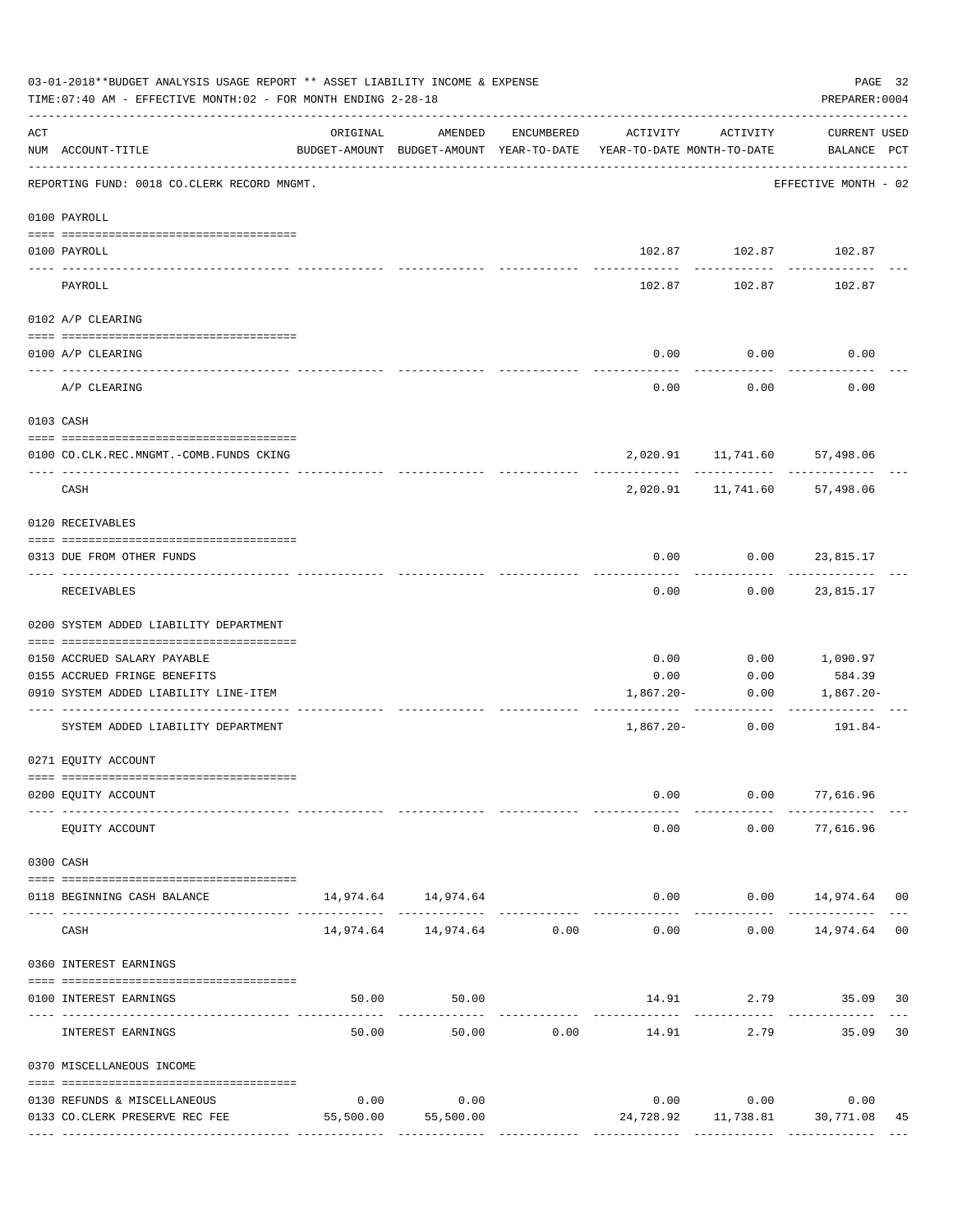03-01-2018**BUDGET ANALYSIS USAGE REPORT ** ASSET LIABILITY INCOME & EXPENSE

TIME:07:40 AM - EFFECTIVE MONTH:02 - FOR MONTH ENDING 2-28-18

PREPARER:0004

| ACT NUM | ACCOUNT-TITLE | ORIGINAL BUDGET-AMOUNT | AMENDED BUDGET-AMOUNT | ENCUMBERED YEAR-TO-DATE | ACTIVITY YEAR-TO-DATE | ACTIVITY MONTH-TO-DATE | CURRENT BALANCE | USED PCT |
|---|---|---|---|---|---|---|---|---|
| | REPORTING FUND: 0018 CO.CLERK RECORD MNGMT. | | | | | | EFFECTIVE MONTH - 02 | |
| | 0100 PAYROLL | | | | | | | |
| 0100 | PAYROLL | | | | 102.87 | 102.87 | 102.87 | |
| | PAYROLL | | | | 102.87 | 102.87 | 102.87 | |
| | 0102 A/P CLEARING | | | | | | | |
| 0100 | A/P CLEARING | | | | 0.00 | 0.00 | 0.00 | |
| | A/P CLEARING | | | | 0.00 | 0.00 | 0.00 | |
| | 0103 CASH | | | | | | | |
| 0100 | CO.CLK.REC.MNGMT.-COMB.FUNDS CKING | | | | 2,020.91 | 11,741.60 | 57,498.06 | |
| | CASH | | | | 2,020.91 | 11,741.60 | 57,498.06 | |
| | 0120 RECEIVABLES | | | | | | | |
| 0313 | DUE FROM OTHER FUNDS | | | | 0.00 | 0.00 | 23,815.17 | |
| | RECEIVABLES | | | | 0.00 | 0.00 | 23,815.17 | |
| | 0200 SYSTEM ADDED LIABILITY DEPARTMENT | | | | | | | |
| 0150 | ACCRUED SALARY PAYABLE | | | | 0.00 | 0.00 | 1,090.97 | |
| 0155 | ACCRUED FRINGE BENEFITS | | | | 0.00 | 0.00 | 584.39 | |
| 0910 | SYSTEM ADDED LIABILITY LINE-ITEM | | | | 1,867.20- | 0.00 | 1,867.20- | |
| | SYSTEM ADDED LIABILITY DEPARTMENT | | | | 1,867.20- | 0.00 | 191.84- | |
| | 0271 EQUITY ACCOUNT | | | | | | | |
| 0200 | EQUITY ACCOUNT | | | | 0.00 | 0.00 | 77,616.96 | |
| | EQUITY ACCOUNT | | | | 0.00 | 0.00 | 77,616.96 | |
| | 0300 CASH | | | | | | | |
| 0118 | BEGINNING CASH BALANCE | 14,974.64 | 14,974.64 | | 0.00 | 0.00 | 14,974.64 | 00 |
| | CASH | 14,974.64 | 14,974.64 | 0.00 | 0.00 | 0.00 | 14,974.64 | 00 |
| | 0360 INTEREST EARNINGS | | | | | | | |
| 0100 | INTEREST EARNINGS | 50.00 | 50.00 | | 14.91 | 2.79 | 35.09 | 30 |
| | INTEREST EARNINGS | 50.00 | 50.00 | 0.00 | 14.91 | 2.79 | 35.09 | 30 |
| | 0370 MISCELLANEOUS INCOME | | | | | | | |
| 0130 | REFUNDS & MISCELLANEOUS | 0.00 | 0.00 | | 0.00 | 0.00 | 0.00 | |
| 0133 | CO.CLERK PRESERVE REC FEE | 55,500.00 | 55,500.00 | | 24,728.92 | 11,738.81 | 30,771.08 | 45 |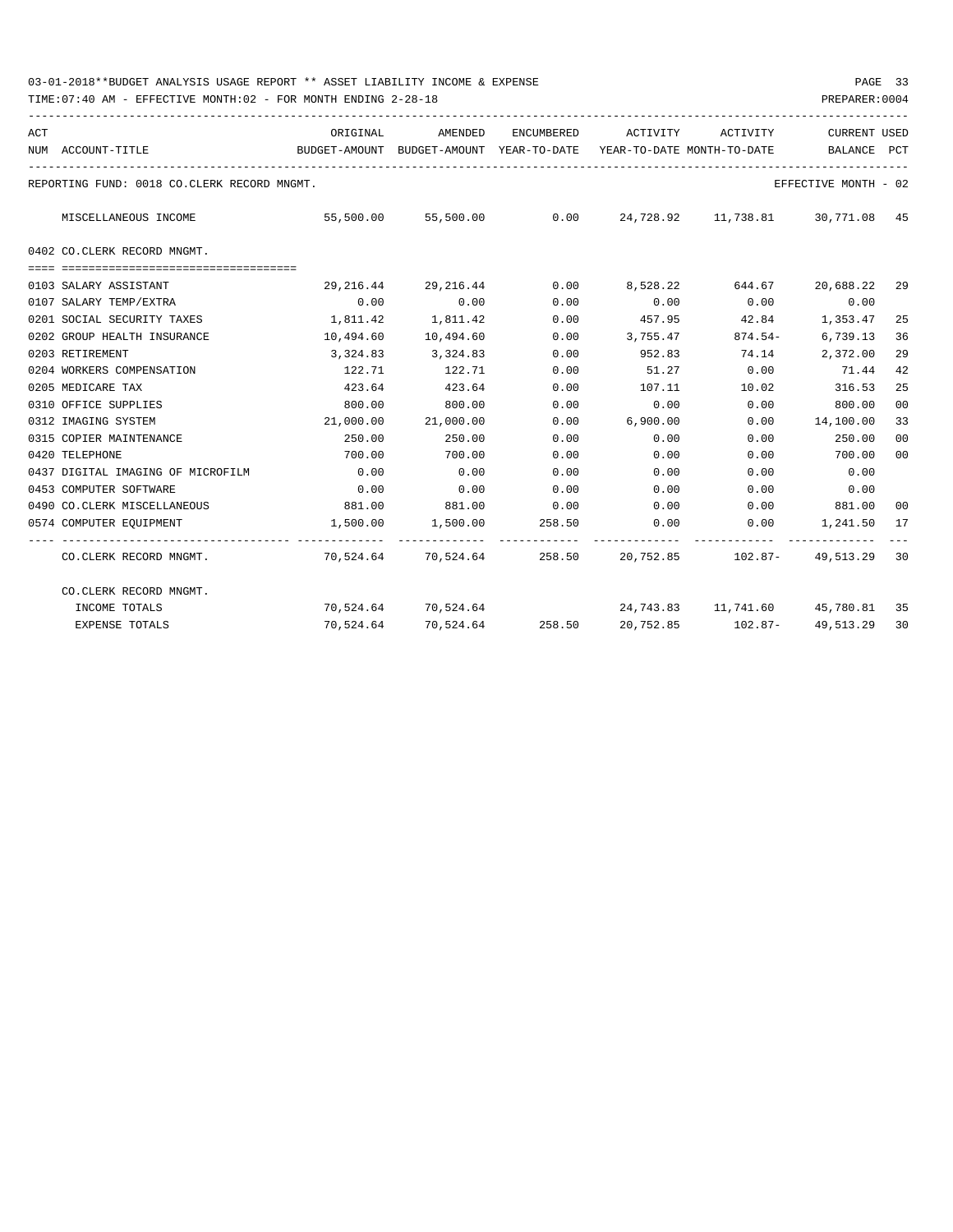03-01-2018**BUDGET ANALYSIS USAGE REPORT ** ASSET LIABILITY INCOME & EXPENSE

TIME:07:40 AM - EFFECTIVE MONTH:02 - FOR MONTH ENDING 2-28-18

PREPARER:0004

REPORTING FUND: 0018 CO.CLERK RECORD MNGMT. — EFFECTIVE MONTH - 02

| ACT NUM | ACCOUNT-TITLE | ORIGINAL BUDGET-AMOUNT | AMENDED BUDGET-AMOUNT | ENCUMBERED YEAR-TO-DATE | ACTIVITY YEAR-TO-DATE | ACTIVITY MONTH-TO-DATE | CURRENT BALANCE | USED PCT |
|---|---|---|---|---|---|---|---|---|
| | MISCELLANEOUS INCOME | 55,500.00 | 55,500.00 | 0.00 | 24,728.92 | 11,738.81 | 30,771.08 | 45 |
| | **0402 CO.CLERK RECORD MNGMT.** | | | | | | | |
| 0103 | SALARY ASSISTANT | 29,216.44 | 29,216.44 | 0.00 | 8,528.22 | 644.67 | 20,688.22 | 29 |
| 0107 | SALARY TEMP/EXTRA | 0.00 | 0.00 | 0.00 | 0.00 | 0.00 | 0.00 | |
| 0201 | SOCIAL SECURITY TAXES | 1,811.42 | 1,811.42 | 0.00 | 457.95 | 42.84 | 1,353.47 | 25 |
| 0202 | GROUP HEALTH INSURANCE | 10,494.60 | 10,494.60 | 0.00 | 3,755.47 | 874.54- | 6,739.13 | 36 |
| 0203 | RETIREMENT | 3,324.83 | 3,324.83 | 0.00 | 952.83 | 74.14 | 2,372.00 | 29 |
| 0204 | WORKERS COMPENSATION | 122.71 | 122.71 | 0.00 | 51.27 | 0.00 | 71.44 | 42 |
| 0205 | MEDICARE TAX | 423.64 | 423.64 | 0.00 | 107.11 | 10.02 | 316.53 | 25 |
| 0310 | OFFICE SUPPLIES | 800.00 | 800.00 | 0.00 | 0.00 | 0.00 | 800.00 | 00 |
| 0312 | IMAGING SYSTEM | 21,000.00 | 21,000.00 | 0.00 | 6,900.00 | 0.00 | 14,100.00 | 33 |
| 0315 | COPIER MAINTENANCE | 250.00 | 250.00 | 0.00 | 0.00 | 0.00 | 250.00 | 00 |
| 0420 | TELEPHONE | 700.00 | 700.00 | 0.00 | 0.00 | 0.00 | 700.00 | 00 |
| 0437 | DIGITAL IMAGING OF MICROFILM | 0.00 | 0.00 | 0.00 | 0.00 | 0.00 | 0.00 | |
| 0453 | COMPUTER SOFTWARE | 0.00 | 0.00 | 0.00 | 0.00 | 0.00 | 0.00 | |
| 0490 | CO.CLERK MISCELLANEOUS | 881.00 | 881.00 | 0.00 | 0.00 | 0.00 | 881.00 | 00 |
| 0574 | COMPUTER EQUIPMENT | 1,500.00 | 1,500.00 | 258.50 | 0.00 | 0.00 | 1,241.50 | 17 |
| | CO.CLERK RECORD MNGMT. | 70,524.64 | 70,524.64 | 258.50 | 20,752.85 | 102.87- | 49,513.29 | 30 |
| | **CO.CLERK RECORD MNGMT.** | | | | | | | |
| | INCOME TOTALS | 70,524.64 | 70,524.64 | | 24,743.83 | 11,741.60 | 45,780.81 | 35 |
| | EXPENSE TOTALS | 70,524.64 | 70,524.64 | 258.50 | 20,752.85 | 102.87- | 49,513.29 | 30 |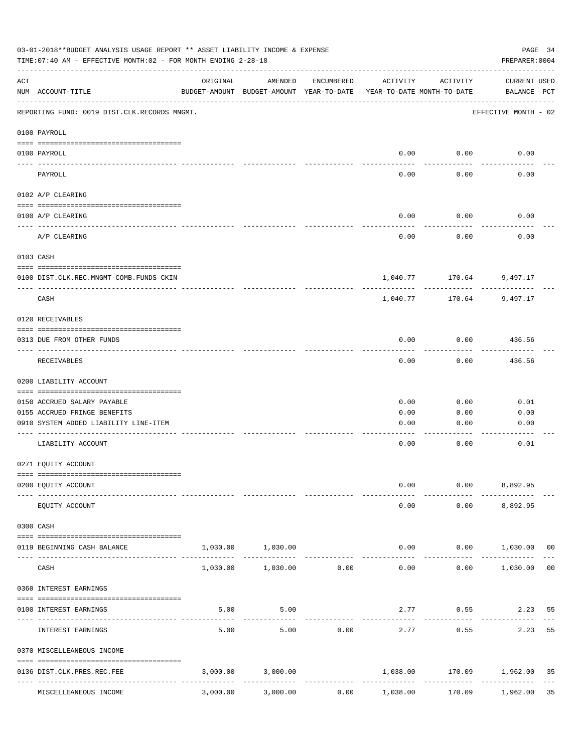03-01-2018**BUDGET ANALYSIS USAGE REPORT ** ASSET LIABILITY INCOME & EXPENSE

TIME:07:40 AM - EFFECTIVE MONTH:02 - FOR MONTH ENDING 2-28-18

PREPARER:0004

REPORTING FUND: 0019 DIST.CLK.RECORDS MNGMT. — EFFECTIVE MONTH - 02

| ACT NUM | ACCOUNT-TITLE | ORIGINAL BUDGET-AMOUNT | AMENDED BUDGET-AMOUNT | ENCUMBERED YEAR-TO-DATE | ACTIVITY YEAR-TO-DATE | ACTIVITY MONTH-TO-DATE | CURRENT BALANCE | USED PCT |
|---|---|---|---|---|---|---|---|---|
| **0100** | **PAYROLL** | | | | | | | |
| 0100 | PAYROLL | | | | 0.00 | 0.00 | 0.00 | |
| | PAYROLL | | | | 0.00 | 0.00 | 0.00 | |
| **0102** | **A/P CLEARING** | | | | | | | |
| 0100 | A/P CLEARING | | | | 0.00 | 0.00 | 0.00 | |
| | A/P CLEARING | | | | 0.00 | 0.00 | 0.00 | |
| **0103** | **CASH** | | | | | | | |
| 0100 | DIST.CLK.REC.MNGMT-COMB.FUNDS CKIN | | | | 1,040.77 | 170.64 | 9,497.17 | |
| | CASH | | | | 1,040.77 | 170.64 | 9,497.17 | |
| **0120** | **RECEIVABLES** | | | | | | | |
| 0313 | DUE FROM OTHER FUNDS | | | | 0.00 | 0.00 | 436.56 | |
| | RECEIVABLES | | | | 0.00 | 0.00 | 436.56 | |
| **0200** | **LIABILITY ACCOUNT** | | | | | | | |
| 0150 | ACCRUED SALARY PAYABLE | | | | 0.00 | 0.00 | 0.01 | |
| 0155 | ACCRUED FRINGE BENEFITS | | | | 0.00 | 0.00 | 0.00 | |
| 0910 | SYSTEM ADDED LIABILITY LINE-ITEM | | | | 0.00 | 0.00 | 0.00 | |
| | LIABILITY ACCOUNT | | | | 0.00 | 0.00 | 0.01 | |
| **0271** | **EQUITY ACCOUNT** | | | | | | | |
| 0200 | EQUITY ACCOUNT | | | | 0.00 | 0.00 | 8,892.95 | |
| | EQUITY ACCOUNT | | | | 0.00 | 0.00 | 8,892.95 | |
| **0300** | **CASH** | | | | | | | |
| 0119 | BEGINNING CASH BALANCE | 1,030.00 | 1,030.00 | | 0.00 | 0.00 | 1,030.00 | 00 |
| | CASH | 1,030.00 | 1,030.00 | 0.00 | 0.00 | 0.00 | 1,030.00 | 00 |
| **0360** | **INTEREST EARNINGS** | | | | | | | |
| 0100 | INTEREST EARNINGS | 5.00 | 5.00 | | 2.77 | 0.55 | 2.23 | 55 |
| | INTEREST EARNINGS | 5.00 | 5.00 | 0.00 | 2.77 | 0.55 | 2.23 | 55 |
| **0370** | **MISCELLANEOUS INCOME** | | | | | | | |
| 0136 | DIST.CLK.PRES.REC.FEE | 3,000.00 | 3,000.00 | | 1,038.00 | 170.09 | 1,962.00 | 35 |
| | MISCELLANEOUS INCOME | 3,000.00 | 3,000.00 | 0.00 | 1,038.00 | 170.09 | 1,962.00 | 35 |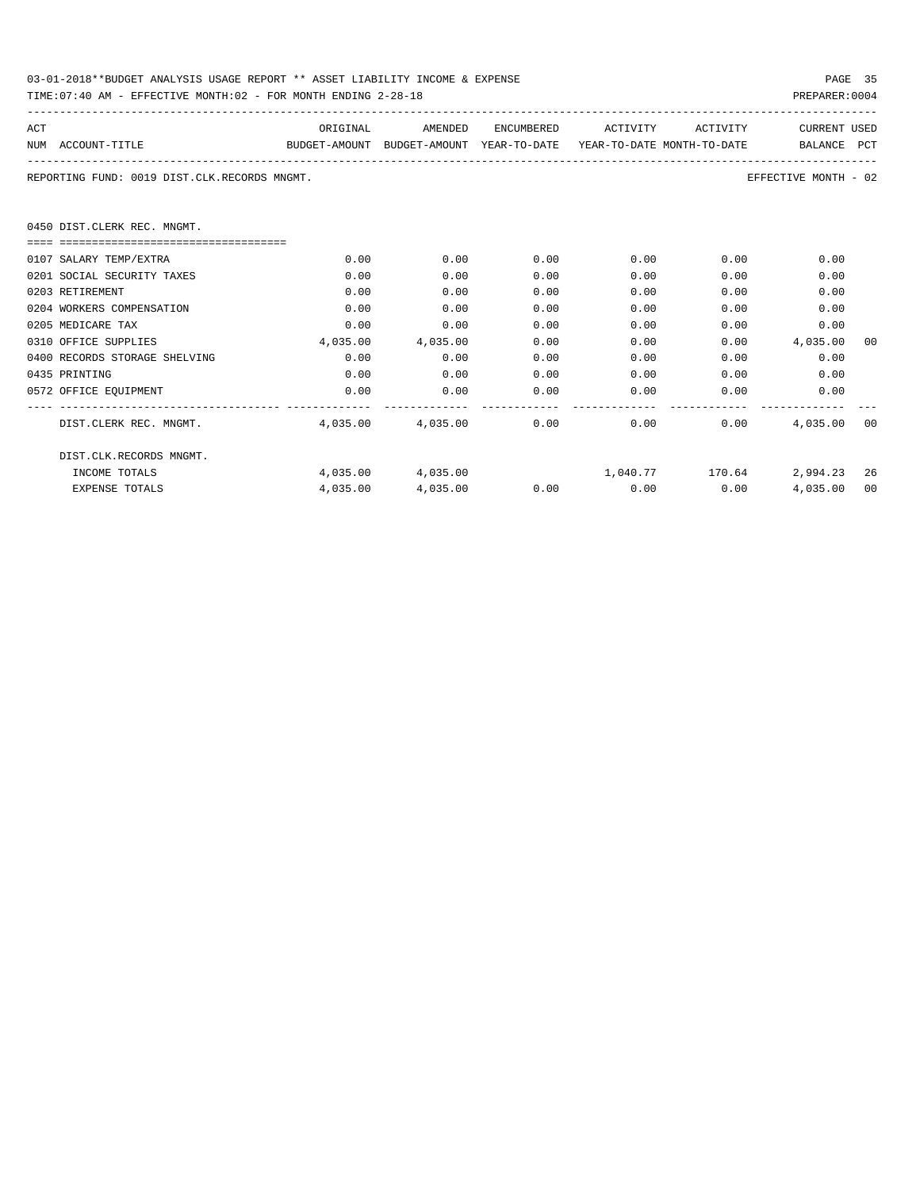03-01-2018**BUDGET ANALYSIS USAGE REPORT ** ASSET LIABILITY INCOME & EXPENSE

TIME:07:40 AM - EFFECTIVE MONTH:02 - FOR MONTH ENDING 2-28-18

PREPARER:0004

REPORTING FUND: 0019 DIST.CLK.RECORDS MNGMT.

EFFECTIVE MONTH - 02

## 0450 DIST.CLERK REC. MNGMT.

| ACT NUM | ACCOUNT-TITLE | ORIGINAL BUDGET-AMOUNT | AMENDED BUDGET-AMOUNT | ENCUMBERED YEAR-TO-DATE | ACTIVITY YEAR-TO-DATE | ACTIVITY MONTH-TO-DATE | CURRENT BALANCE | USED PCT |
|---|---|---|---|---|---|---|---|---|
| 0107 | SALARY TEMP/EXTRA | 0.00 | 0.00 | 0.00 | 0.00 | 0.00 | 0.00 | |
| 0201 | SOCIAL SECURITY TAXES | 0.00 | 0.00 | 0.00 | 0.00 | 0.00 | 0.00 | |
| 0203 | RETIREMENT | 0.00 | 0.00 | 0.00 | 0.00 | 0.00 | 0.00 | |
| 0204 | WORKERS COMPENSATION | 0.00 | 0.00 | 0.00 | 0.00 | 0.00 | 0.00 | |
| 0205 | MEDICARE TAX | 0.00 | 0.00 | 0.00 | 0.00 | 0.00 | 0.00 | |
| 0310 | OFFICE SUPPLIES | 4,035.00 | 4,035.00 | 0.00 | 0.00 | 0.00 | 4,035.00 | 00 |
| 0400 | RECORDS STORAGE SHELVING | 0.00 | 0.00 | 0.00 | 0.00 | 0.00 | 0.00 | |
| 0435 | PRINTING | 0.00 | 0.00 | 0.00 | 0.00 | 0.00 | 0.00 | |
| 0572 | OFFICE EQUIPMENT | 0.00 | 0.00 | 0.00 | 0.00 | 0.00 | 0.00 | |
| | DIST.CLERK REC. MNGMT. | 4,035.00 | 4,035.00 | 0.00 | 0.00 | 0.00 | 4,035.00 | 00 |
| | DIST.CLK.RECORDS MNGMT. | | | | | | | |
| | INCOME TOTALS | 4,035.00 | 4,035.00 | | 1,040.77 | 170.64 | 2,994.23 | 26 |
| | EXPENSE TOTALS | 4,035.00 | 4,035.00 | 0.00 | 0.00 | 0.00 | 4,035.00 | 00 |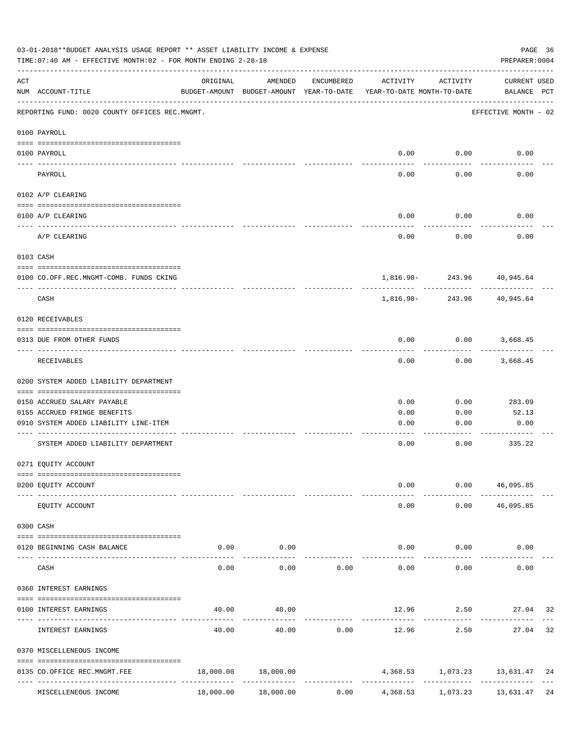03-01-2018**BUDGET ANALYSIS USAGE REPORT ** ASSET LIABILITY INCOME & EXPENSE

TIME:07:40 AM - EFFECTIVE MONTH:02 - FOR MONTH ENDING 2-28-18

PREPARER:0004

| ACT NUM | ACCOUNT-TITLE | ORIGINAL BUDGET-AMOUNT | AMENDED BUDGET-AMOUNT | ENCUMBERED YEAR-TO-DATE | ACTIVITY YEAR-TO-DATE | ACTIVITY MONTH-TO-DATE | CURRENT BALANCE | USED PCT |
|---|---|---|---|---|---|---|---|---|
| | REPORTING FUND: 0020 COUNTY OFFICES REC.MNGMT. | | | | | | EFFECTIVE MONTH - 02 | |
| | 0100 PAYROLL | | | | | | | |
| 0100 | PAYROLL | | | | 0.00 | 0.00 | 0.00 | |
| | PAYROLL | | | | 0.00 | 0.00 | 0.00 | |
| | 0102 A/P CLEARING | | | | | | | |
| 0100 | A/P CLEARING | | | | 0.00 | 0.00 | 0.00 | |
| | A/P CLEARING | | | | 0.00 | 0.00 | 0.00 | |
| | 0103 CASH | | | | | | | |
| 0100 | CO.OFF.REC.MNGMT-COMB. FUNDS CKING | | | | 1,816.98- | 243.96 | 40,945.64 | |
| | CASH | | | | 1,816.98- | 243.96 | 40,945.64 | |
| | 0120 RECEIVABLES | | | | | | | |
| 0313 | DUE FROM OTHER FUNDS | | | | 0.00 | 0.00 | 3,668.45 | |
| | RECEIVABLES | | | | 0.00 | 0.00 | 3,668.45 | |
| | 0200 SYSTEM ADDED LIABILITY DEPARTMENT | | | | | | | |
| 0150 | ACCRUED SALARY PAYABLE | | | | 0.00 | 0.00 | 283.09 | |
| 0155 | ACCRUED FRINGE BENEFITS | | | | 0.00 | 0.00 | 52.13 | |
| 0910 | SYSTEM ADDED LIABILITY LINE-ITEM | | | | 0.00 | 0.00 | 0.00 | |
| | SYSTEM ADDED LIABILITY DEPARTMENT | | | | 0.00 | 0.00 | 335.22 | |
| | 0271 EQUITY ACCOUNT | | | | | | | |
| 0200 | EQUITY ACCOUNT | | | | 0.00 | 0.00 | 46,095.85 | |
| | EQUITY ACCOUNT | | | | 0.00 | 0.00 | 46,095.85 | |
| | 0300 CASH | | | | | | | |
| 0120 | BEGINNING CASH BALANCE | 0.00 | 0.00 | | 0.00 | 0.00 | 0.00 | |
| | CASH | 0.00 | 0.00 | 0.00 | 0.00 | 0.00 | 0.00 | |
| | 0360 INTEREST EARNINGS | | | | | | | |
| 0100 | INTEREST EARNINGS | 40.00 | 40.00 | | 12.96 | 2.50 | 27.04 | 32 |
| | INTEREST EARNINGS | 40.00 | 40.00 | 0.00 | 12.96 | 2.50 | 27.04 | 32 |
| | 0370 MISCELLENEOUS INCOME | | | | | | | |
| 0135 | CO.OFFICE REC.MNGMT.FEE | 18,000.00 | 18,000.00 | | 4,368.53 | 1,073.23 | 13,631.47 | 24 |
| | MISCELLENEOUS INCOME | 18,000.00 | 18,000.00 | 0.00 | 4,368.53 | 1,073.23 | 13,631.47 | 24 |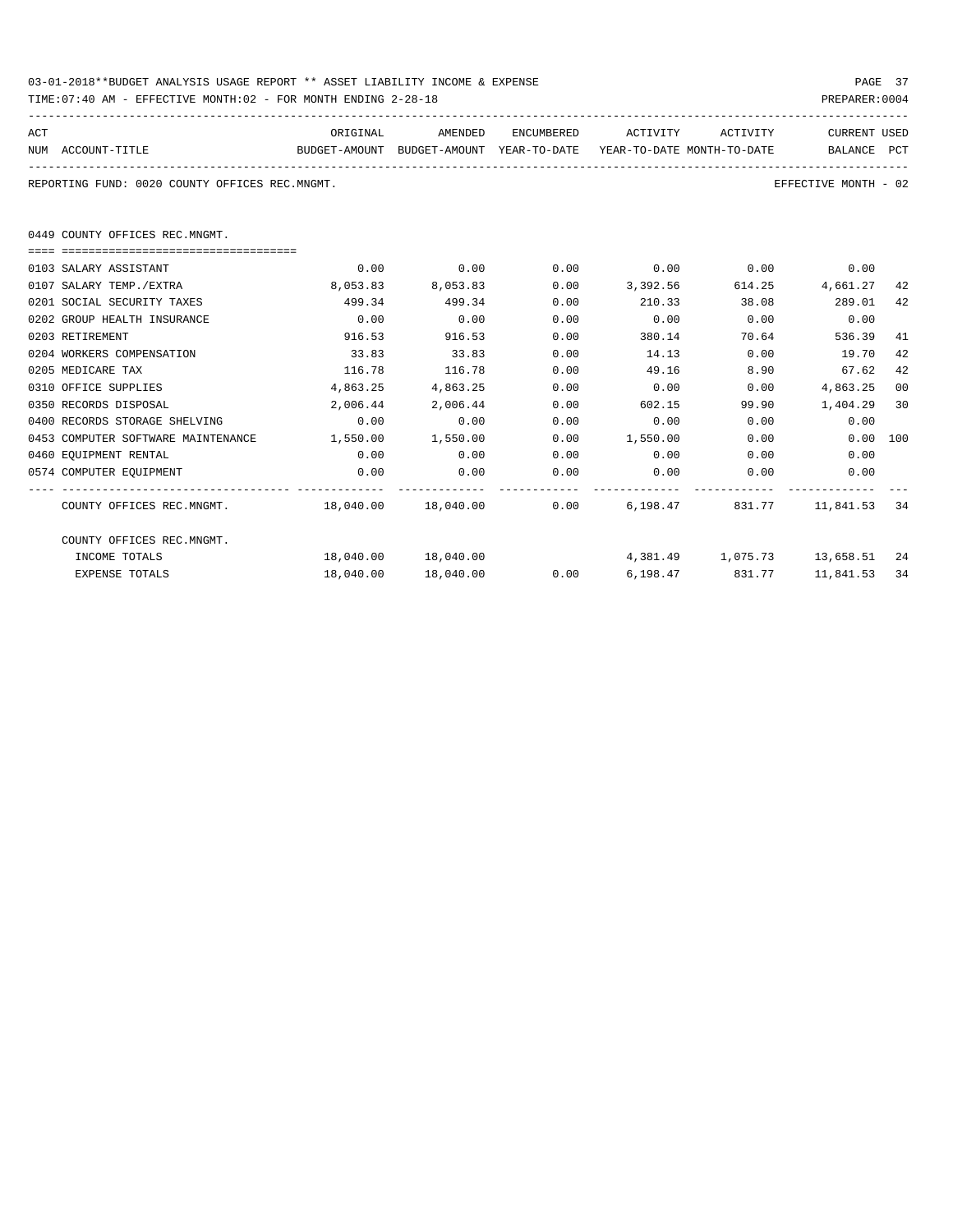03-01-2018**BUDGET ANALYSIS USAGE REPORT ** ASSET LIABILITY INCOME & EXPENSE

TIME:07:40 AM - EFFECTIVE MONTH:02 - FOR MONTH ENDING 2-28-18

PREPARER:0004

REPORTING FUND: 0020 COUNTY OFFICES REC.MNGMT. — EFFECTIVE MONTH - 02

0449 COUNTY OFFICES REC.MNGMT.

| ACT NUM | ACCOUNT-TITLE | ORIGINAL BUDGET-AMOUNT | AMENDED BUDGET-AMOUNT | ENCUMBERED YEAR-TO-DATE | ACTIVITY YEAR-TO-DATE | ACTIVITY MONTH-TO-DATE | CURRENT BALANCE | USED PCT |
|---|---|---|---|---|---|---|---|---|
| 0103 | SALARY ASSISTANT | 0.00 | 0.00 | 0.00 | 0.00 | 0.00 | 0.00 | |
| 0107 | SALARY TEMP./EXTRA | 8,053.83 | 8,053.83 | 0.00 | 3,392.56 | 614.25 | 4,661.27 | 42 |
| 0201 | SOCIAL SECURITY TAXES | 499.34 | 499.34 | 0.00 | 210.33 | 38.08 | 289.01 | 42 |
| 0202 | GROUP HEALTH INSURANCE | 0.00 | 0.00 | 0.00 | 0.00 | 0.00 | 0.00 | |
| 0203 | RETIREMENT | 916.53 | 916.53 | 0.00 | 380.14 | 70.64 | 536.39 | 41 |
| 0204 | WORKERS COMPENSATION | 33.83 | 33.83 | 0.00 | 14.13 | 0.00 | 19.70 | 42 |
| 0205 | MEDICARE TAX | 116.78 | 116.78 | 0.00 | 49.16 | 8.90 | 67.62 | 42 |
| 0310 | OFFICE SUPPLIES | 4,863.25 | 4,863.25 | 0.00 | 0.00 | 0.00 | 4,863.25 | 00 |
| 0350 | RECORDS DISPOSAL | 2,006.44 | 2,006.44 | 0.00 | 602.15 | 99.90 | 1,404.29 | 30 |
| 0400 | RECORDS STORAGE SHELVING | 0.00 | 0.00 | 0.00 | 0.00 | 0.00 | 0.00 | |
| 0453 | COMPUTER SOFTWARE MAINTENANCE | 1,550.00 | 1,550.00 | 0.00 | 1,550.00 | 0.00 | 0.00 | 100 |
| 0460 | EQUIPMENT RENTAL | 0.00 | 0.00 | 0.00 | 0.00 | 0.00 | 0.00 | |
| 0574 | COMPUTER EQUIPMENT | 0.00 | 0.00 | 0.00 | 0.00 | 0.00 | 0.00 | |
| | COUNTY OFFICES REC.MNGMT. | 18,040.00 | 18,040.00 | 0.00 | 6,198.47 | 831.77 | 11,841.53 | 34 |
| | COUNTY OFFICES REC.MNGMT. | | | | | | | |
| | INCOME TOTALS | 18,040.00 | 18,040.00 | | 4,381.49 | 1,075.73 | 13,658.51 | 24 |
| | EXPENSE TOTALS | 18,040.00 | 18,040.00 | 0.00 | 6,198.47 | 831.77 | 11,841.53 | 34 |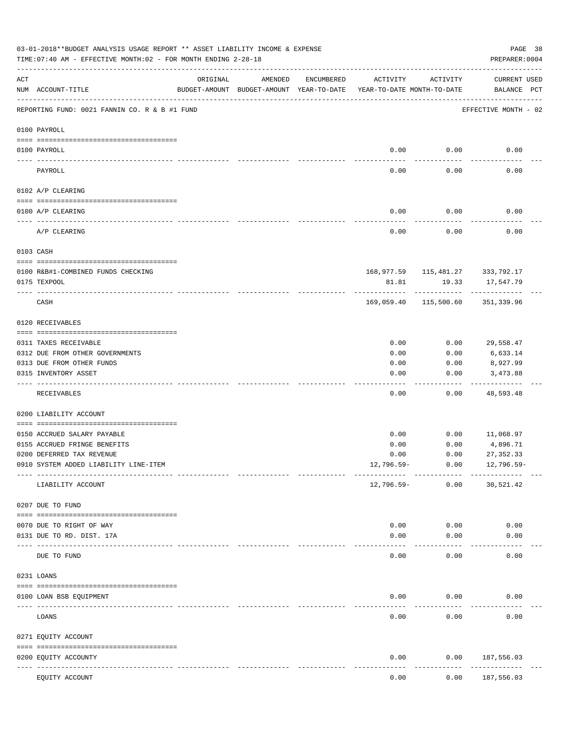03-01-2018**BUDGET ANALYSIS USAGE REPORT ** ASSET LIABILITY INCOME & EXPENSE

TIME:07:40 AM - EFFECTIVE MONTH:02 - FOR MONTH ENDING 2-28-18

PREPARER:0004

| ACT NUM | ACCOUNT-TITLE | ORIGINAL BUDGET-AMOUNT | AMENDED BUDGET-AMOUNT | ENCUMBERED YEAR-TO-DATE | ACTIVITY YEAR-TO-DATE | ACTIVITY MONTH-TO-DATE | CURRENT BALANCE | USED PCT |
|---|---|---|---|---|---|---|---|---|
| | REPORTING FUND: 0021 FANNIN CO. R & B #1 FUND | | | | | | EFFECTIVE MONTH - 02 | |
| | 0100 PAYROLL | | | | | | | |
| 0100 | PAYROLL | | | | 0.00 | 0.00 | 0.00 | |
| | PAYROLL | | | | 0.00 | 0.00 | 0.00 | |
| | 0102 A/P CLEARING | | | | | | | |
| 0100 | A/P CLEARING | | | | 0.00 | 0.00 | 0.00 | |
| | A/P CLEARING | | | | 0.00 | 0.00 | 0.00 | |
| | 0103 CASH | | | | | | | |
| 0100 | R&B#1-COMBINED FUNDS CHECKING | | | | 168,977.59 | 115,481.27 | 333,792.17 | |
| 0175 | TEXPOOL | | | | 81.81 | 19.33 | 17,547.79 | |
| | CASH | | | | 169,059.40 | 115,500.60 | 351,339.96 | |
| | 0120 RECEIVABLES | | | | | | | |
| 0311 | TAXES RECEIVABLE | | | | 0.00 | 0.00 | 29,558.47 | |
| 0312 | DUE FROM OTHER GOVERNMENTS | | | | 0.00 | 0.00 | 6,633.14 | |
| 0313 | DUE FROM OTHER FUNDS | | | | 0.00 | 0.00 | 8,927.99 | |
| 0315 | INVENTORY ASSET | | | | 0.00 | 0.00 | 3,473.88 | |
| | RECEIVABLES | | | | 0.00 | 0.00 | 48,593.48 | |
| | 0200 LIABILITY ACCOUNT | | | | | | | |
| 0150 | ACCRUED SALARY PAYABLE | | | | 0.00 | 0.00 | 11,068.97 | |
| 0155 | ACCRUED FRINGE BENEFITS | | | | 0.00 | 0.00 | 4,896.71 | |
| 0200 | DEFERRED TAX REVENUE | | | | 0.00 | 0.00 | 27,352.33 | |
| 0910 | SYSTEM ADDED LIABILITY LINE-ITEM | | | | 12,796.59- | 0.00 | 12,796.59- | |
| | LIABILITY ACCOUNT | | | | 12,796.59- | 0.00 | 30,521.42 | |
| | 0207 DUE TO FUND | | | | | | | |
| 0070 | DUE TO RIGHT OF WAY | | | | 0.00 | 0.00 | 0.00 | |
| 0131 | DUE TO RD. DIST. 17A | | | | 0.00 | 0.00 | 0.00 | |
| | DUE TO FUND | | | | 0.00 | 0.00 | 0.00 | |
| | 0231 LOANS | | | | | | | |
| 0100 | LOAN BSB EQUIPMENT | | | | 0.00 | 0.00 | 0.00 | |
| | LOANS | | | | 0.00 | 0.00 | 0.00 | |
| | 0271 EQUITY ACCOUNT | | | | | | | |
| 0200 | EQUITY ACCOUNTY | | | | 0.00 | 0.00 | 187,556.03 | |
| | EQUITY ACCOUNT | | | | 0.00 | 0.00 | 187,556.03 | |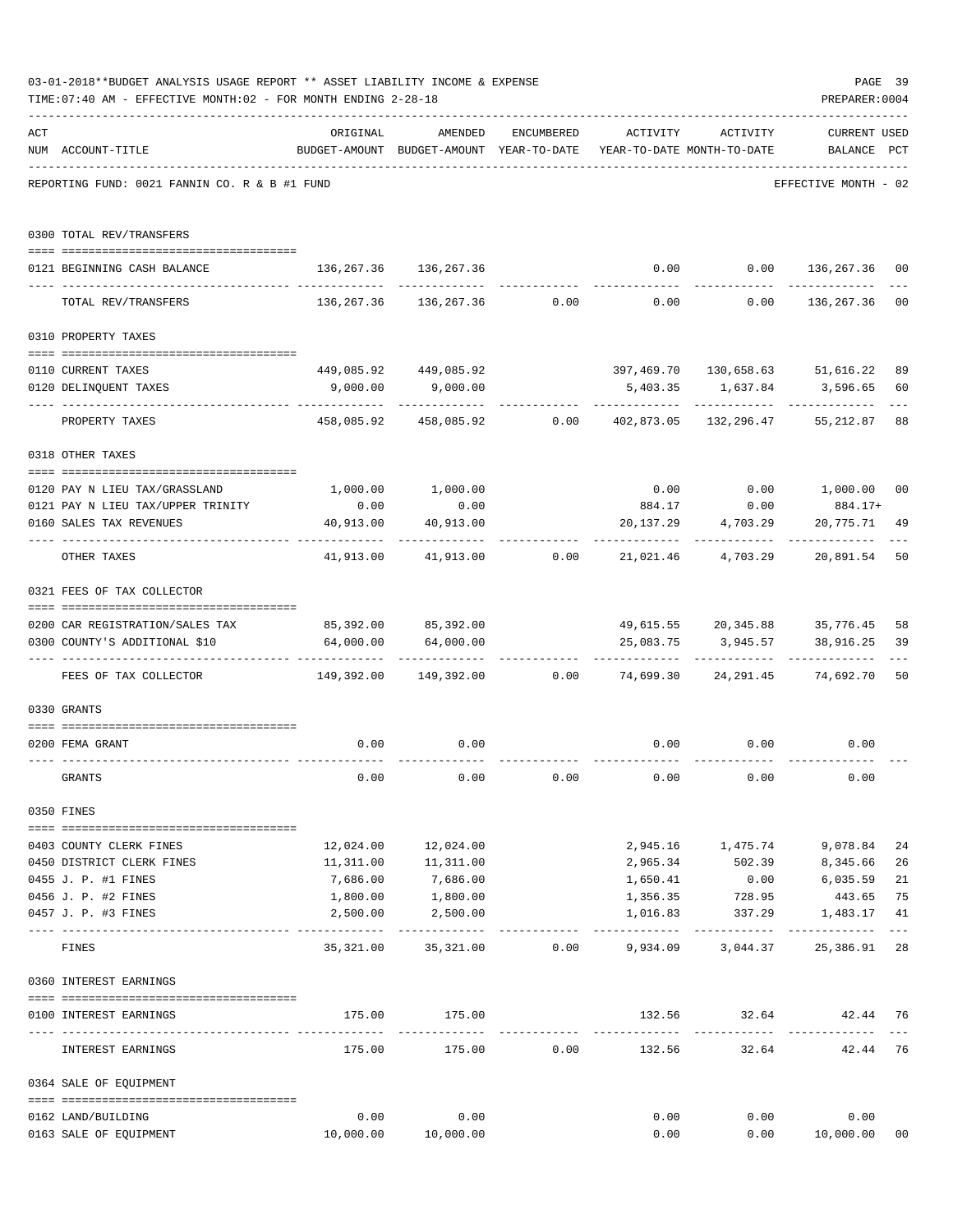03-01-2018**BUDGET ANALYSIS USAGE REPORT ** ASSET LIABILITY INCOME & EXPENSE

TIME:07:40 AM - EFFECTIVE MONTH:02 - FOR MONTH ENDING 2-28-18

PREPARER:0004

REPORTING FUND: 0021 FANNIN CO. R & B #1 FUND — EFFECTIVE MONTH - 02

| ACT NUM | ACCOUNT-TITLE | ORIGINAL BUDGET-AMOUNT | AMENDED BUDGET-AMOUNT | ENCUMBERED YEAR-TO-DATE | ACTIVITY YEAR-TO-DATE | ACTIVITY MONTH-TO-DATE | CURRENT BALANCE | USED PCT |
|---|---|---|---|---|---|---|---|---|
| **0300** | **TOTAL REV/TRANSFERS** | | | | | | | |
| 0121 | BEGINNING CASH BALANCE | 136,267.36 | 136,267.36 | | 0.00 | 0.00 | 136,267.36 | 00 |
| | TOTAL REV/TRANSFERS | 136,267.36 | 136,267.36 | 0.00 | 0.00 | 0.00 | 136,267.36 | 00 |
| **0310** | **PROPERTY TAXES** | | | | | | | |
| 0110 | CURRENT TAXES | 449,085.92 | 449,085.92 | | 397,469.70 | 130,658.63 | 51,616.22 | 89 |
| 0120 | DELINQUENT TAXES | 9,000.00 | 9,000.00 | | 5,403.35 | 1,637.84 | 3,596.65 | 60 |
| | PROPERTY TAXES | 458,085.92 | 458,085.92 | 0.00 | 402,873.05 | 132,296.47 | 55,212.87 | 88 |
| **0318** | **OTHER TAXES** | | | | | | | |
| 0120 | PAY N LIEU TAX/GRASSLAND | 1,000.00 | 1,000.00 | | 0.00 | 0.00 | 1,000.00 | 00 |
| 0121 | PAY N LIEU TAX/UPPER TRINITY | 0.00 | 0.00 | | 884.17 | 0.00 | 884.17+ | |
| 0160 | SALES TAX REVENUES | 40,913.00 | 40,913.00 | | 20,137.29 | 4,703.29 | 20,775.71 | 49 |
| | OTHER TAXES | 41,913.00 | 41,913.00 | 0.00 | 21,021.46 | 4,703.29 | 20,891.54 | 50 |
| **0321** | **FEES OF TAX COLLECTOR** | | | | | | | |
| 0200 | CAR REGISTRATION/SALES TAX | 85,392.00 | 85,392.00 | | 49,615.55 | 20,345.88 | 35,776.45 | 58 |
| 0300 | COUNTY'S ADDITIONAL $10 | 64,000.00 | 64,000.00 | | 25,083.75 | 3,945.57 | 38,916.25 | 39 |
| | FEES OF TAX COLLECTOR | 149,392.00 | 149,392.00 | 0.00 | 74,699.30 | 24,291.45 | 74,692.70 | 50 |
| **0330** | **GRANTS** | | | | | | | |
| 0200 | FEMA GRANT | 0.00 | 0.00 | | 0.00 | 0.00 | 0.00 | |
| | GRANTS | 0.00 | 0.00 | 0.00 | 0.00 | 0.00 | 0.00 | |
| **0350** | **FINES** | | | | | | | |
| 0403 | COUNTY CLERK FINES | 12,024.00 | 12,024.00 | | 2,945.16 | 1,475.74 | 9,078.84 | 24 |
| 0450 | DISTRICT CLERK FINES | 11,311.00 | 11,311.00 | | 2,965.34 | 502.39 | 8,345.66 | 26 |
| 0455 | J. P. #1 FINES | 7,686.00 | 7,686.00 | | 1,650.41 | 0.00 | 6,035.59 | 21 |
| 0456 | J. P. #2 FINES | 1,800.00 | 1,800.00 | | 1,356.35 | 728.95 | 443.65 | 75 |
| 0457 | J. P. #3 FINES | 2,500.00 | 2,500.00 | | 1,016.83 | 337.29 | 1,483.17 | 41 |
| | FINES | 35,321.00 | 35,321.00 | 0.00 | 9,934.09 | 3,044.37 | 25,386.91 | 28 |
| **0360** | **INTEREST EARNINGS** | | | | | | | |
| 0100 | INTEREST EARNINGS | 175.00 | 175.00 | | 132.56 | 32.64 | 42.44 | 76 |
| | INTEREST EARNINGS | 175.00 | 175.00 | 0.00 | 132.56 | 32.64 | 42.44 | 76 |
| **0364** | **SALE OF EQUIPMENT** | | | | | | | |
| 0162 | LAND/BUILDING | 0.00 | 0.00 | | 0.00 | 0.00 | 0.00 | |
| 0163 | SALE OF EQUIPMENT | 10,000.00 | 10,000.00 | | 0.00 | 0.00 | 10,000.00 | 00 |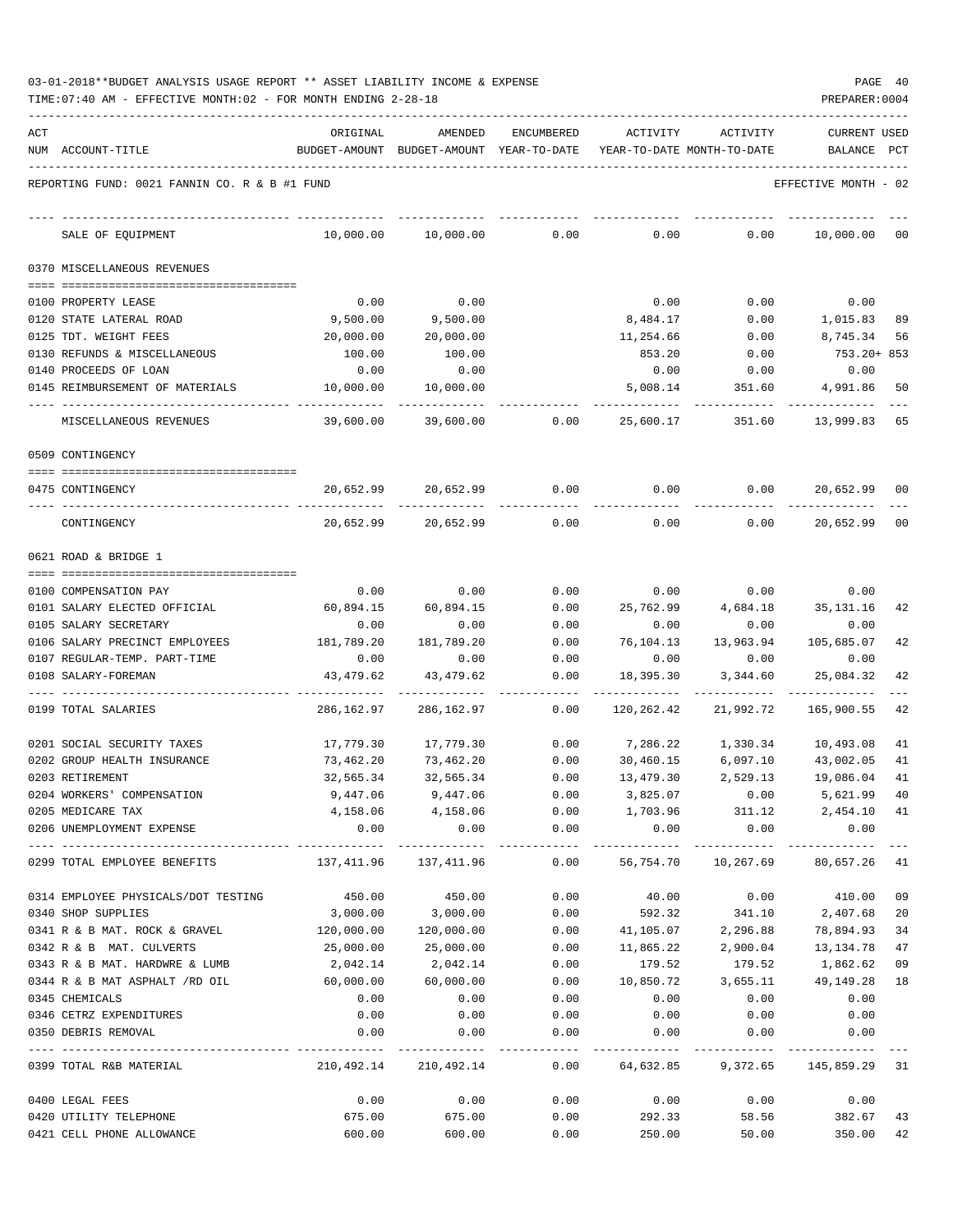03-01-2018**BUDGET ANALYSIS USAGE REPORT ** ASSET LIABILITY INCOME & EXPENSE

TIME:07:40 AM - EFFECTIVE MONTH:02 - FOR MONTH ENDING 2-28-18

PREPARER:0004

REPORTING FUND: 0021 FANNIN CO. R & B #1 FUND — EFFECTIVE MONTH - 02

| ACT NUM | ACCOUNT-TITLE | ORIGINAL BUDGET-AMOUNT | AMENDED BUDGET-AMOUNT | ENCUMBERED YEAR-TO-DATE | ACTIVITY YEAR-TO-DATE | ACTIVITY MONTH-TO-DATE | CURRENT BALANCE | USED PCT |
|---|---|---|---|---|---|---|---|---|
| | SALE OF EQUIPMENT | 10,000.00 | 10,000.00 | 0.00 | 0.00 | 0.00 | 10,000.00 | 00 |
| | **0370 MISCELLANEOUS REVENUES** | | | | | | | |
| 0100 | PROPERTY LEASE | 0.00 | 0.00 | | 0.00 | 0.00 | 0.00 | |
| 0120 | STATE LATERAL ROAD | 9,500.00 | 9,500.00 | | 8,484.17 | 0.00 | 1,015.83 | 89 |
| 0125 | TDT. WEIGHT FEES | 20,000.00 | 20,000.00 | | 11,254.66 | 0.00 | 8,745.34 | 56 |
| 0130 | REFUNDS & MISCELLANEOUS | 100.00 | 100.00 | | 853.20 | 0.00 | 753.20+ | 853 |
| 0140 | PROCEEDS OF LOAN | 0.00 | 0.00 | | 0.00 | 0.00 | 0.00 | |
| 0145 | REIMBURSEMENT OF MATERIALS | 10,000.00 | 10,000.00 | | 5,008.14 | 351.60 | 4,991.86 | 50 |
| | MISCELLANEOUS REVENUES | 39,600.00 | 39,600.00 | 0.00 | 25,600.17 | 351.60 | 13,999.83 | 65 |
| | **0509 CONTINGENCY** | | | | | | | |
| 0475 | CONTINGENCY | 20,652.99 | 20,652.99 | 0.00 | 0.00 | 0.00 | 20,652.99 | 00 |
| | CONTINGENCY | 20,652.99 | 20,652.99 | 0.00 | 0.00 | 0.00 | 20,652.99 | 00 |
| | **0621 ROAD & BRIDGE 1** | | | | | | | |
| 0100 | COMPENSATION PAY | 0.00 | 0.00 | 0.00 | 0.00 | 0.00 | 0.00 | |
| 0101 | SALARY ELECTED OFFICIAL | 60,894.15 | 60,894.15 | 0.00 | 25,762.99 | 4,684.18 | 35,131.16 | 42 |
| 0105 | SALARY SECRETARY | 0.00 | 0.00 | 0.00 | 0.00 | 0.00 | 0.00 | |
| 0106 | SALARY PRECINCT EMPLOYEES | 181,789.20 | 181,789.20 | 0.00 | 76,104.13 | 13,963.94 | 105,685.07 | 42 |
| 0107 | REGULAR-TEMP. PART-TIME | 0.00 | 0.00 | 0.00 | 0.00 | 0.00 | 0.00 | |
| 0108 | SALARY-FOREMAN | 43,479.62 | 43,479.62 | 0.00 | 18,395.30 | 3,344.60 | 25,084.32 | 42 |
| 0199 | TOTAL SALARIES | 286,162.97 | 286,162.97 | 0.00 | 120,262.42 | 21,992.72 | 165,900.55 | 42 |
| 0201 | SOCIAL SECURITY TAXES | 17,779.30 | 17,779.30 | 0.00 | 7,286.22 | 1,330.34 | 10,493.08 | 41 |
| 0202 | GROUP HEALTH INSURANCE | 73,462.20 | 73,462.20 | 0.00 | 30,460.15 | 6,097.10 | 43,002.05 | 41 |
| 0203 | RETIREMENT | 32,565.34 | 32,565.34 | 0.00 | 13,479.30 | 2,529.13 | 19,086.04 | 41 |
| 0204 | WORKERS' COMPENSATION | 9,447.06 | 9,447.06 | 0.00 | 3,825.07 | 0.00 | 5,621.99 | 40 |
| 0205 | MEDICARE TAX | 4,158.06 | 4,158.06 | 0.00 | 1,703.96 | 311.12 | 2,454.10 | 41 |
| 0206 | UNEMPLOYMENT EXPENSE | 0.00 | 0.00 | 0.00 | 0.00 | 0.00 | 0.00 | |
| 0299 | TOTAL EMPLOYEE BENEFITS | 137,411.96 | 137,411.96 | 0.00 | 56,754.70 | 10,267.69 | 80,657.26 | 41 |
| 0314 | EMPLOYEE PHYSICALS/DOT TESTING | 450.00 | 450.00 | 0.00 | 40.00 | 0.00 | 410.00 | 09 |
| 0340 | SHOP SUPPLIES | 3,000.00 | 3,000.00 | 0.00 | 592.32 | 341.10 | 2,407.68 | 20 |
| 0341 | R & B MAT. ROCK & GRAVEL | 120,000.00 | 120,000.00 | 0.00 | 41,105.07 | 2,296.88 | 78,894.93 | 34 |
| 0342 | R & B MAT. CULVERTS | 25,000.00 | 25,000.00 | 0.00 | 11,865.22 | 2,900.04 | 13,134.78 | 47 |
| 0343 | R & B MAT. HARDWRE & LUMB | 2,042.14 | 2,042.14 | 0.00 | 179.52 | 179.52 | 1,862.62 | 09 |
| 0344 | R & B MAT ASPHALT /RD OIL | 60,000.00 | 60,000.00 | 0.00 | 10,850.72 | 3,655.11 | 49,149.28 | 18 |
| 0345 | CHEMICALS | 0.00 | 0.00 | 0.00 | 0.00 | 0.00 | 0.00 | |
| 0346 | CETRZ EXPENDITURES | 0.00 | 0.00 | 0.00 | 0.00 | 0.00 | 0.00 | |
| 0350 | DEBRIS REMOVAL | 0.00 | 0.00 | 0.00 | 0.00 | 0.00 | 0.00 | |
| 0399 | TOTAL R&B MATERIAL | 210,492.14 | 210,492.14 | 0.00 | 64,632.85 | 9,372.65 | 145,859.29 | 31 |
| 0400 | LEGAL FEES | 0.00 | 0.00 | 0.00 | 0.00 | 0.00 | 0.00 | |
| 0420 | UTILITY TELEPHONE | 675.00 | 675.00 | 0.00 | 292.33 | 58.56 | 382.67 | 43 |
| 0421 | CELL PHONE ALLOWANCE | 600.00 | 600.00 | 0.00 | 250.00 | 50.00 | 350.00 | 42 |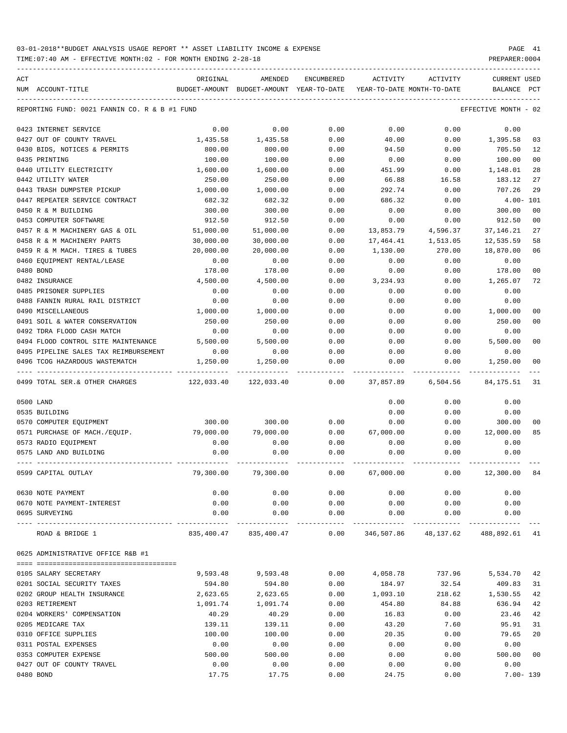03-01-2018**BUDGET ANALYSIS USAGE REPORT ** ASSET LIABILITY INCOME & EXPENSE

TIME:07:40 AM - EFFECTIVE MONTH:02 - FOR MONTH ENDING 2-28-18

PREPARER:0004

| ACT NUM | ACCOUNT-TITLE | ORIGINAL BUDGET-AMOUNT | AMENDED BUDGET-AMOUNT | ENCUMBERED YEAR-TO-DATE | ACTIVITY YEAR-TO-DATE | ACTIVITY MONTH-TO-DATE | CURRENT BALANCE | USED PCT |
|---|---|---|---|---|---|---|---|---|
| | REPORTING FUND: 0021 FANNIN CO. R & B #1 FUND | | | | | | EFFECTIVE MONTH - 02 | |
| 0423 | INTERNET SERVICE | 0.00 | 0.00 | 0.00 | 0.00 | 0.00 | 0.00 | |
| 0427 | OUT OF COUNTY TRAVEL | 1,435.58 | 1,435.58 | 0.00 | 40.00 | 0.00 | 1,395.58 | 03 |
| 0430 | BIDS, NOTICES & PERMITS | 800.00 | 800.00 | 0.00 | 94.50 | 0.00 | 705.50 | 12 |
| 0435 | PRINTING | 100.00 | 100.00 | 0.00 | 0.00 | 0.00 | 100.00 | 00 |
| 0440 | UTILITY ELECTRICITY | 1,600.00 | 1,600.00 | 0.00 | 451.99 | 0.00 | 1,148.01 | 28 |
| 0442 | UTILITY WATER | 250.00 | 250.00 | 0.00 | 66.88 | 16.58 | 183.12 | 27 |
| 0443 | TRASH DUMPSTER PICKUP | 1,000.00 | 1,000.00 | 0.00 | 292.74 | 0.00 | 707.26 | 29 |
| 0447 | REPEATER SERVICE CONTRACT | 682.32 | 682.32 | 0.00 | 686.32 | 0.00 | 4.00- | 101 |
| 0450 | R & M BUILDING | 300.00 | 300.00 | 0.00 | 0.00 | 0.00 | 300.00 | 00 |
| 0453 | COMPUTER SOFTWARE | 912.50 | 912.50 | 0.00 | 0.00 | 0.00 | 912.50 | 00 |
| 0457 | R & M MACHINERY GAS & OIL | 51,000.00 | 51,000.00 | 0.00 | 13,853.79 | 4,596.37 | 37,146.21 | 27 |
| 0458 | R & M MACHINERY PARTS | 30,000.00 | 30,000.00 | 0.00 | 17,464.41 | 1,513.05 | 12,535.59 | 58 |
| 0459 | R & M MACH. TIRES & TUBES | 20,000.00 | 20,000.00 | 0.00 | 1,130.00 | 270.00 | 18,870.00 | 06 |
| 0460 | EQUIPMENT RENTAL/LEASE | 0.00 | 0.00 | 0.00 | 0.00 | 0.00 | 0.00 | |
| 0480 | BOND | 178.00 | 178.00 | 0.00 | 0.00 | 0.00 | 178.00 | 00 |
| 0482 | INSURANCE | 4,500.00 | 4,500.00 | 0.00 | 3,234.93 | 0.00 | 1,265.07 | 72 |
| 0485 | PRISONER SUPPLIES | 0.00 | 0.00 | 0.00 | 0.00 | 0.00 | 0.00 | |
| 0488 | FANNIN RURAL RAIL DISTRICT | 0.00 | 0.00 | 0.00 | 0.00 | 0.00 | 0.00 | |
| 0490 | MISCELLANEOUS | 1,000.00 | 1,000.00 | 0.00 | 0.00 | 0.00 | 1,000.00 | 00 |
| 0491 | SOIL & WATER CONSERVATION | 250.00 | 250.00 | 0.00 | 0.00 | 0.00 | 250.00 | 00 |
| 0492 | TDRA FLOOD CASH MATCH | 0.00 | 0.00 | 0.00 | 0.00 | 0.00 | 0.00 | |
| 0494 | FLOOD CONTROL SITE MAINTENANCE | 5,500.00 | 5,500.00 | 0.00 | 0.00 | 0.00 | 5,500.00 | 00 |
| 0495 | PIPELINE SALES TAX REIMBURSEMENT | 0.00 | 0.00 | 0.00 | 0.00 | 0.00 | 0.00 | |
| 0496 | TCOG HAZARDOUS WASTEMATCH | 1,250.00 | 1,250.00 | 0.00 | 0.00 | 0.00 | 1,250.00 | 00 |
| 0499 | TOTAL SER.& OTHER CHARGES | 122,033.40 | 122,033.40 | 0.00 | 37,857.89 | 6,504.56 | 84,175.51 | 31 |
| 0500 | LAND | | | | 0.00 | 0.00 | 0.00 | |
| 0535 | BUILDING | | | | 0.00 | 0.00 | 0.00 | |
| 0570 | COMPUTER EQUIPMENT | 300.00 | 300.00 | 0.00 | 0.00 | 0.00 | 300.00 | 00 |
| 0571 | PURCHASE OF MACH./EQUIP. | 79,000.00 | 79,000.00 | 0.00 | 67,000.00 | 0.00 | 12,000.00 | 85 |
| 0573 | RADIO EQUIPMENT | 0.00 | 0.00 | 0.00 | 0.00 | 0.00 | 0.00 | |
| 0575 | LAND AND BUILDING | 0.00 | 0.00 | 0.00 | 0.00 | 0.00 | 0.00 | |
| 0599 | CAPITAL OUTLAY | 79,300.00 | 79,300.00 | 0.00 | 67,000.00 | 0.00 | 12,300.00 | 84 |
| 0630 | NOTE PAYMENT | 0.00 | 0.00 | 0.00 | 0.00 | 0.00 | 0.00 | |
| 0670 | NOTE PAYMENT-INTEREST | 0.00 | 0.00 | 0.00 | 0.00 | 0.00 | 0.00 | |
| 0695 | SURVEYING | 0.00 | 0.00 | 0.00 | 0.00 | 0.00 | 0.00 | |
| | ROAD & BRIDGE 1 | 835,400.47 | 835,400.47 | 0.00 | 346,507.86 | 48,137.62 | 488,892.61 | 41 |
| 0625 | ADMINISTRATIVE OFFICE R&B #1 | | | | | | | |
| 0105 | SALARY SECRETARY | 9,593.48 | 9,593.48 | 0.00 | 4,058.78 | 737.96 | 5,534.70 | 42 |
| 0201 | SOCIAL SECURITY TAXES | 594.80 | 594.80 | 0.00 | 184.97 | 32.54 | 409.83 | 31 |
| 0202 | GROUP HEALTH INSURANCE | 2,623.65 | 2,623.65 | 0.00 | 1,093.10 | 218.62 | 1,530.55 | 42 |
| 0203 | RETIREMENT | 1,091.74 | 1,091.74 | 0.00 | 454.80 | 84.88 | 636.94 | 42 |
| 0204 | WORKERS' COMPENSATION | 40.29 | 40.29 | 0.00 | 16.83 | 0.00 | 23.46 | 42 |
| 0205 | MEDICARE TAX | 139.11 | 139.11 | 0.00 | 43.20 | 7.60 | 95.91 | 31 |
| 0310 | OFFICE SUPPLIES | 100.00 | 100.00 | 0.00 | 20.35 | 0.00 | 79.65 | 20 |
| 0311 | POSTAL EXPENSES | 0.00 | 0.00 | 0.00 | 0.00 | 0.00 | 0.00 | |
| 0353 | COMPUTER EXPENSE | 500.00 | 500.00 | 0.00 | 0.00 | 0.00 | 500.00 | 00 |
| 0427 | OUT OF COUNTY TRAVEL | 0.00 | 0.00 | 0.00 | 0.00 | 0.00 | 0.00 | |
| 0480 | BOND | 17.75 | 17.75 | 0.00 | 24.75 | 0.00 | 7.00- | 139 |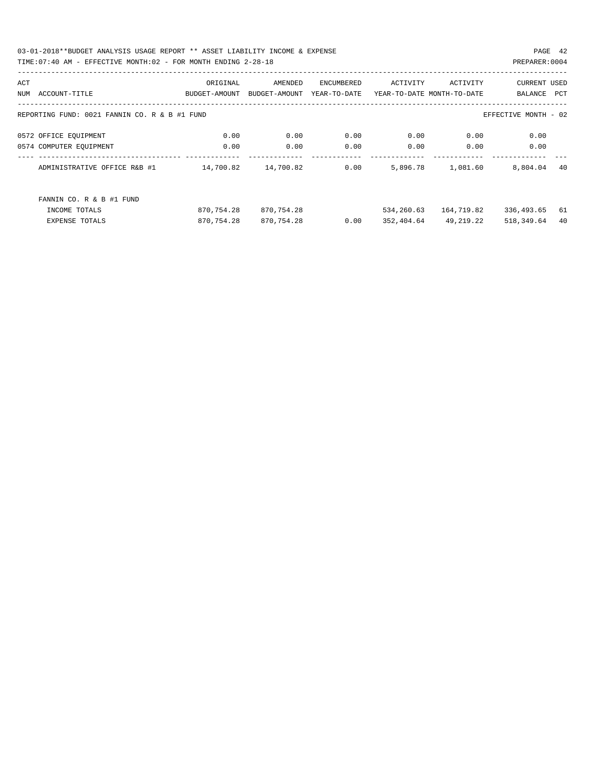03-01-2018**BUDGET ANALYSIS USAGE REPORT ** ASSET LIABILITY INCOME & EXPENSE

TIME:07:40 AM - EFFECTIVE MONTH:02 - FOR MONTH ENDING 2-28-18

PREPARER:0004

REPORTING FUND: 0021 FANNIN CO. R & B #1 FUND — EFFECTIVE MONTH - 02

| ACT NUM | ACCOUNT-TITLE | ORIGINAL BUDGET-AMOUNT | AMENDED BUDGET-AMOUNT | ENCUMBERED YEAR-TO-DATE | ACTIVITY YEAR-TO-DATE | ACTIVITY MONTH-TO-DATE | CURRENT BALANCE | USED PCT |
|---|---|---|---|---|---|---|---|---|
| 0572 | OFFICE EQUIPMENT | 0.00 | 0.00 | 0.00 | 0.00 | 0.00 | 0.00 | |
| 0574 | COMPUTER EQUIPMENT | 0.00 | 0.00 | 0.00 | 0.00 | 0.00 | 0.00 | |
| | ADMINISTRATIVE OFFICE R&B #1 | 14,700.82 | 14,700.82 | 0.00 | 5,896.78 | 1,081.60 | 8,804.04 | 40 |
| | FANNIN CO. R & B #1 FUND | | | | | | | |
| | INCOME TOTALS | 870,754.28 | 870,754.28 | | 534,260.63 | 164,719.82 | 336,493.65 | 61 |
| | EXPENSE TOTALS | 870,754.28 | 870,754.28 | 0.00 | 352,404.64 | 49,219.22 | 518,349.64 | 40 |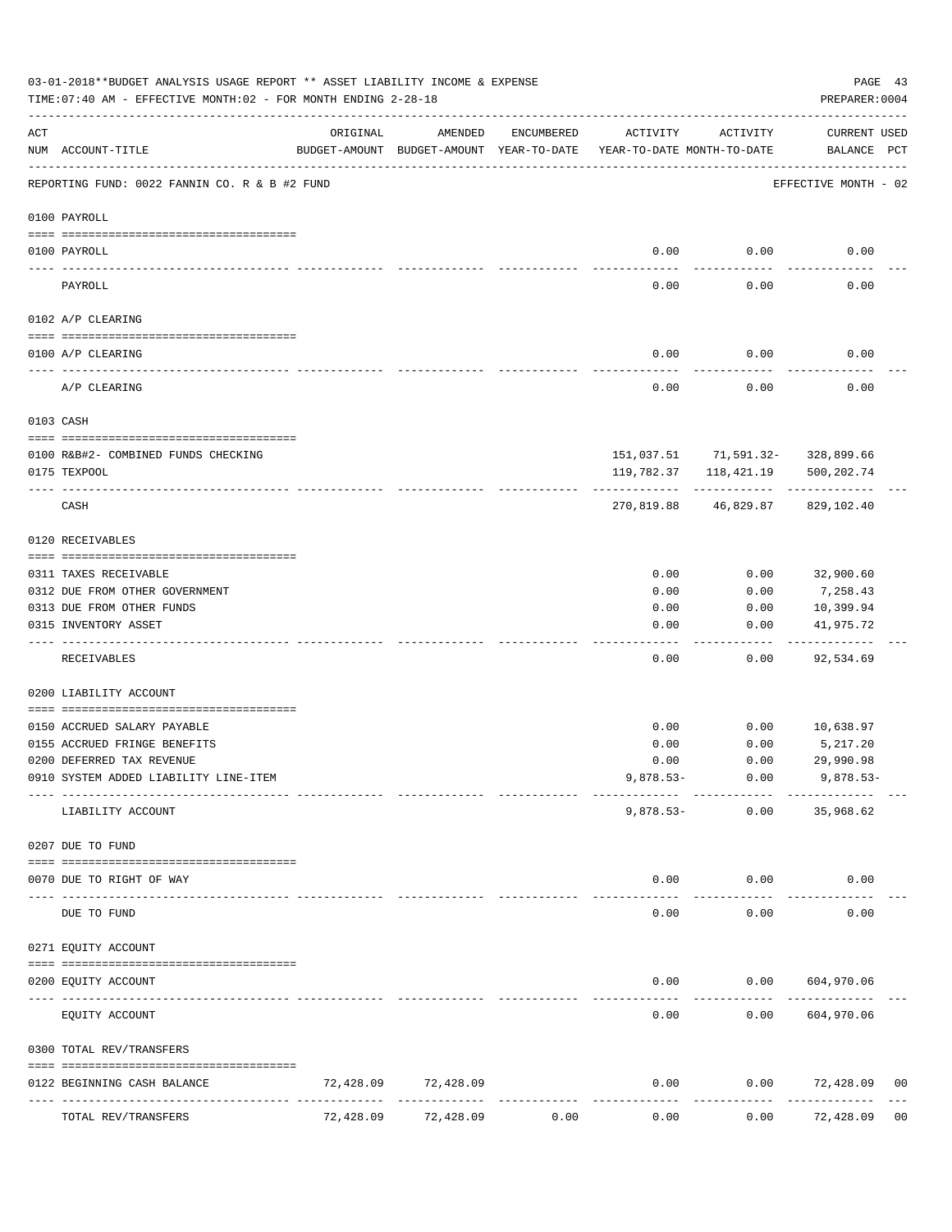03-01-2018**BUDGET ANALYSIS USAGE REPORT ** ASSET LIABILITY INCOME & EXPENSE

TIME:07:40 AM - EFFECTIVE MONTH:02 - FOR MONTH ENDING 2-28-18

PREPARER:0004

REPORTING FUND: 0022 FANNIN CO. R & B #2 FUND — EFFECTIVE MONTH - 02

| ACT NUM | ACCOUNT-TITLE | ORIGINAL BUDGET-AMOUNT | AMENDED BUDGET-AMOUNT | ENCUMBERED YEAR-TO-DATE | ACTIVITY YEAR-TO-DATE | ACTIVITY MONTH-TO-DATE | CURRENT USED BALANCE | PCT |
|---|---|---|---|---|---|---|---|---|
| **0100 PAYROLL** | | | | | | | | |
| 0100 | PAYROLL | | | | 0.00 | 0.00 | 0.00 | |
| | PAYROLL | | | | 0.00 | 0.00 | 0.00 | |
| **0102 A/P CLEARING** | | | | | | | | |
| 0100 | A/P CLEARING | | | | 0.00 | 0.00 | 0.00 | |
| | A/P CLEARING | | | | 0.00 | 0.00 | 0.00 | |
| **0103 CASH** | | | | | | | | |
| 0100 | R&B#2- COMBINED FUNDS CHECKING | | | | 151,037.51 | 71,591.32- | 328,899.66 | |
| 0175 | TEXPOOL | | | | 119,782.37 | 118,421.19 | 500,202.74 | |
| | CASH | | | | 270,819.88 | 46,829.87 | 829,102.40 | |
| **0120 RECEIVABLES** | | | | | | | | |
| 0311 | TAXES RECEIVABLE | | | | 0.00 | 0.00 | 32,900.60 | |
| 0312 | DUE FROM OTHER GOVERNMENT | | | | 0.00 | 0.00 | 7,258.43 | |
| 0313 | DUE FROM OTHER FUNDS | | | | 0.00 | 0.00 | 10,399.94 | |
| 0315 | INVENTORY ASSET | | | | 0.00 | 0.00 | 41,975.72 | |
| | RECEIVABLES | | | | 0.00 | 0.00 | 92,534.69 | |
| **0200 LIABILITY ACCOUNT** | | | | | | | | |
| 0150 | ACCRUED SALARY PAYABLE | | | | 0.00 | 0.00 | 10,638.97 | |
| 0155 | ACCRUED FRINGE BENEFITS | | | | 0.00 | 0.00 | 5,217.20 | |
| 0200 | DEFERRED TAX REVENUE | | | | 0.00 | 0.00 | 29,990.98 | |
| 0910 | SYSTEM ADDED LIABILITY LINE-ITEM | | | | 9,878.53- | 0.00 | 9,878.53- | |
| | LIABILITY ACCOUNT | | | | 9,878.53- | 0.00 | 35,968.62 | |
| **0207 DUE TO FUND** | | | | | | | | |
| 0070 | DUE TO RIGHT OF WAY | | | | 0.00 | 0.00 | 0.00 | |
| | DUE TO FUND | | | | 0.00 | 0.00 | 0.00 | |
| **0271 EQUITY ACCOUNT** | | | | | | | | |
| 0200 | EQUITY ACCOUNT | | | | 0.00 | 0.00 | 604,970.06 | |
| | EQUITY ACCOUNT | | | | 0.00 | 0.00 | 604,970.06 | |
| **0300 TOTAL REV/TRANSFERS** | | | | | | | | |
| 0122 | BEGINNING CASH BALANCE | 72,428.09 | 72,428.09 | | 0.00 | 0.00 | 72,428.09 | 00 |
| | TOTAL REV/TRANSFERS | 72,428.09 | 72,428.09 | 0.00 | 0.00 | 0.00 | 72,428.09 | 00 |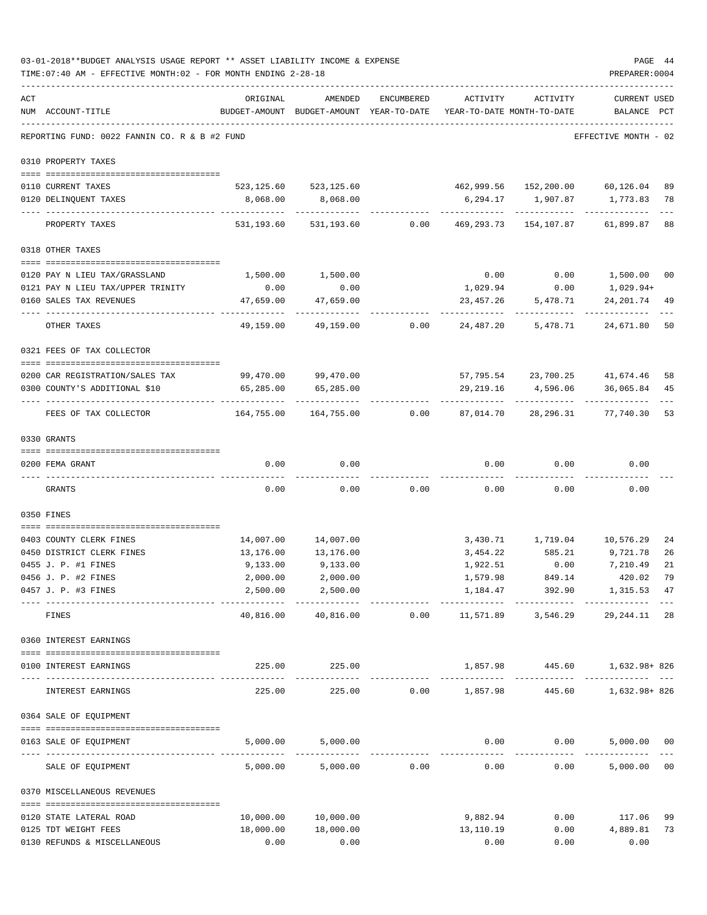03-01-2018**BUDGET ANALYSIS USAGE REPORT ** ASSET LIABILITY INCOME & EXPENSE

TIME:07:40 AM - EFFECTIVE MONTH:02 - FOR MONTH ENDING 2-28-18

PREPARER:0004

REPORTING FUND: 0022 FANNIN CO. R & B #2 FUND — EFFECTIVE MONTH - 02

| ACT NUM | ACCOUNT-TITLE | ORIGINAL BUDGET-AMOUNT | AMENDED BUDGET-AMOUNT | ENCUMBERED YEAR-TO-DATE | ACTIVITY YEAR-TO-DATE | ACTIVITY MONTH-TO-DATE | CURRENT BALANCE | USED PCT |
|---|---|---|---|---|---|---|---|---|
| | **0310 PROPERTY TAXES** | | | | | | | |
| 0110 | CURRENT TAXES | 523,125.60 | 523,125.60 | | 462,999.56 | 152,200.00 | 60,126.04 | 89 |
| 0120 | DELINQUENT TAXES | 8,068.00 | 8,068.00 | | 6,294.17 | 1,907.87 | 1,773.83 | 78 |
| | PROPERTY TAXES | 531,193.60 | 531,193.60 | 0.00 | 469,293.73 | 154,107.87 | 61,899.87 | 88 |
| | **0318 OTHER TAXES** | | | | | | | |
| 0120 | PAY N LIEU TAX/GRASSLAND | 1,500.00 | 1,500.00 | | 0.00 | 0.00 | 1,500.00 | 00 |
| 0121 | PAY N LIEU TAX/UPPER TRINITY | 0.00 | 0.00 | | 1,029.94 | 0.00 | 1,029.94+ | |
| 0160 | SALES TAX REVENUES | 47,659.00 | 47,659.00 | | 23,457.26 | 5,478.71 | 24,201.74 | 49 |
| | OTHER TAXES | 49,159.00 | 49,159.00 | 0.00 | 24,487.20 | 5,478.71 | 24,671.80 | 50 |
| | **0321 FEES OF TAX COLLECTOR** | | | | | | | |
| 0200 | CAR REGISTRATION/SALES TAX | 99,470.00 | 99,470.00 | | 57,795.54 | 23,700.25 | 41,674.46 | 58 |
| 0300 | COUNTY'S ADDITIONAL $10 | 65,285.00 | 65,285.00 | | 29,219.16 | 4,596.06 | 36,065.84 | 45 |
| | FEES OF TAX COLLECTOR | 164,755.00 | 164,755.00 | 0.00 | 87,014.70 | 28,296.31 | 77,740.30 | 53 |
| | **0330 GRANTS** | | | | | | | |
| 0200 | FEMA GRANT | 0.00 | 0.00 | | 0.00 | 0.00 | 0.00 | |
| | GRANTS | 0.00 | 0.00 | 0.00 | 0.00 | 0.00 | 0.00 | |
| | **0350 FINES** | | | | | | | |
| 0403 | COUNTY CLERK FINES | 14,007.00 | 14,007.00 | | 3,430.71 | 1,719.04 | 10,576.29 | 24 |
| 0450 | DISTRICT CLERK FINES | 13,176.00 | 13,176.00 | | 3,454.22 | 585.21 | 9,721.78 | 26 |
| 0455 | J. P. #1 FINES | 9,133.00 | 9,133.00 | | 1,922.51 | 0.00 | 7,210.49 | 21 |
| 0456 | J. P. #2 FINES | 2,000.00 | 2,000.00 | | 1,579.98 | 849.14 | 420.02 | 79 |
| 0457 | J. P. #3 FINES | 2,500.00 | 2,500.00 | | 1,184.47 | 392.90 | 1,315.53 | 47 |
| | FINES | 40,816.00 | 40,816.00 | 0.00 | 11,571.89 | 3,546.29 | 29,244.11 | 28 |
| | **0360 INTEREST EARNINGS** | | | | | | | |
| 0100 | INTEREST EARNINGS | 225.00 | 225.00 | | 1,857.98 | 445.60 | 1,632.98+ | 826 |
| | INTEREST EARNINGS | 225.00 | 225.00 | 0.00 | 1,857.98 | 445.60 | 1,632.98+ | 826 |
| | **0364 SALE OF EQUIPMENT** | | | | | | | |
| 0163 | SALE OF EQUIPMENT | 5,000.00 | 5,000.00 | | 0.00 | 0.00 | 5,000.00 | 00 |
| | SALE OF EQUIPMENT | 5,000.00 | 5,000.00 | 0.00 | 0.00 | 0.00 | 5,000.00 | 00 |
| | **0370 MISCELLANEOUS REVENUES** | | | | | | | |
| 0120 | STATE LATERAL ROAD | 10,000.00 | 10,000.00 | | 9,882.94 | 0.00 | 117.06 | 99 |
| 0125 | TDT WEIGHT FEES | 18,000.00 | 18,000.00 | | 13,110.19 | 0.00 | 4,889.81 | 73 |
| 0130 | REFUNDS & MISCELLANEOUS | 0.00 | 0.00 | | 0.00 | 0.00 | 0.00 | |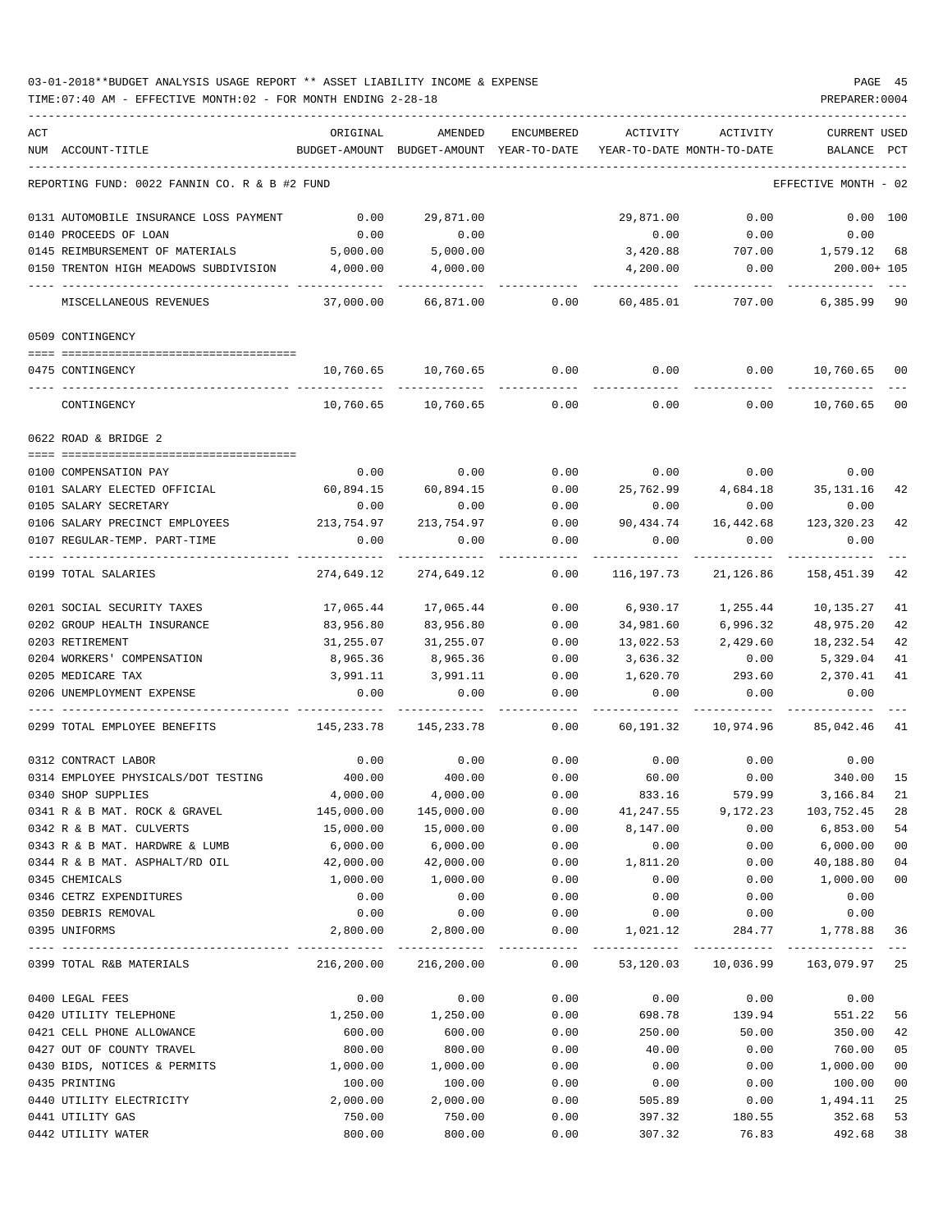03-01-2018**BUDGET ANALYSIS USAGE REPORT ** ASSET LIABILITY INCOME & EXPENSE

TIME:07:40 AM - EFFECTIVE MONTH:02 - FOR MONTH ENDING 2-28-18

PREPARER:0004

| ACT NUM | ACCOUNT-TITLE | ORIGINAL BUDGET-AMOUNT | AMENDED BUDGET-AMOUNT | ENCUMBERED YEAR-TO-DATE | ACTIVITY YEAR-TO-DATE | ACTIVITY MONTH-TO-DATE | CURRENT USED BALANCE | PCT |
|---|---|---|---|---|---|---|---|---|
| | REPORTING FUND: 0022 FANNIN CO. R & B #2 FUND | | | | | | EFFECTIVE MONTH - 02 | |
| 0131 | AUTOMOBILE INSURANCE LOSS PAYMENT | 0.00 | 29,871.00 | | 29,871.00 | 0.00 | 0.00 | 100 |
| 0140 | PROCEEDS OF LOAN | 0.00 | 0.00 | | 0.00 | 0.00 | 0.00 | |
| 0145 | REIMBURSEMENT OF MATERIALS | 5,000.00 | 5,000.00 | | 3,420.88 | 707.00 | 1,579.12 | 68 |
| 0150 | TRENTON HIGH MEADOWS SUBDIVISION | 4,000.00 | 4,000.00 | | 4,200.00 | 0.00 | 200.00+ | 105 |
| | MISCELLANEOUS REVENUES | 37,000.00 | 66,871.00 | 0.00 | 60,485.01 | 707.00 | 6,385.99 | 90 |
| | 0509 CONTINGENCY | | | | | | | |
| 0475 | CONTINGENCY | 10,760.65 | 10,760.65 | 0.00 | 0.00 | 0.00 | 10,760.65 | 00 |
| | CONTINGENCY | 10,760.65 | 10,760.65 | 0.00 | 0.00 | 0.00 | 10,760.65 | 00 |
| | 0622 ROAD & BRIDGE 2 | | | | | | | |
| 0100 | COMPENSATION PAY | 0.00 | 0.00 | 0.00 | 0.00 | 0.00 | 0.00 | |
| 0101 | SALARY ELECTED OFFICIAL | 60,894.15 | 60,894.15 | 0.00 | 25,762.99 | 4,684.18 | 35,131.16 | 42 |
| 0105 | SALARY SECRETARY | 0.00 | 0.00 | 0.00 | 0.00 | 0.00 | 0.00 | |
| 0106 | SALARY PRECINCT EMPLOYEES | 213,754.97 | 213,754.97 | 0.00 | 90,434.74 | 16,442.68 | 123,320.23 | 42 |
| 0107 | REGULAR-TEMP. PART-TIME | 0.00 | 0.00 | 0.00 | 0.00 | 0.00 | 0.00 | |
| 0199 | TOTAL SALARIES | 274,649.12 | 274,649.12 | 0.00 | 116,197.73 | 21,126.86 | 158,451.39 | 42 |
| 0201 | SOCIAL SECURITY TAXES | 17,065.44 | 17,065.44 | 0.00 | 6,930.17 | 1,255.44 | 10,135.27 | 41 |
| 0202 | GROUP HEALTH INSURANCE | 83,956.80 | 83,956.80 | 0.00 | 34,981.60 | 6,996.32 | 48,975.20 | 42 |
| 0203 | RETIREMENT | 31,255.07 | 31,255.07 | 0.00 | 13,022.53 | 2,429.60 | 18,232.54 | 42 |
| 0204 | WORKERS' COMPENSATION | 8,965.36 | 8,965.36 | 0.00 | 3,636.32 | 0.00 | 5,329.04 | 41 |
| 0205 | MEDICARE TAX | 3,991.11 | 3,991.11 | 0.00 | 1,620.70 | 293.60 | 2,370.41 | 41 |
| 0206 | UNEMPLOYMENT EXPENSE | 0.00 | 0.00 | 0.00 | 0.00 | 0.00 | 0.00 | |
| 0299 | TOTAL EMPLOYEE BENEFITS | 145,233.78 | 145,233.78 | 0.00 | 60,191.32 | 10,974.96 | 85,042.46 | 41 |
| 0312 | CONTRACT LABOR | 0.00 | 0.00 | 0.00 | 0.00 | 0.00 | 0.00 | |
| 0314 | EMPLOYEE PHYSICALS/DOT TESTING | 400.00 | 400.00 | 0.00 | 60.00 | 0.00 | 340.00 | 15 |
| 0340 | SHOP SUPPLIES | 4,000.00 | 4,000.00 | 0.00 | 833.16 | 579.99 | 3,166.84 | 21 |
| 0341 | R & B MAT. ROCK & GRAVEL | 145,000.00 | 145,000.00 | 0.00 | 41,247.55 | 9,172.23 | 103,752.45 | 28 |
| 0342 | R & B MAT. CULVERTS | 15,000.00 | 15,000.00 | 0.00 | 8,147.00 | 0.00 | 6,853.00 | 54 |
| 0343 | R & B MAT. HARDWRE & LUMB | 6,000.00 | 6,000.00 | 0.00 | 0.00 | 0.00 | 6,000.00 | 00 |
| 0344 | R & B MAT. ASPHALT/RD OIL | 42,000.00 | 42,000.00 | 0.00 | 1,811.20 | 0.00 | 40,188.80 | 04 |
| 0345 | CHEMICALS | 1,000.00 | 1,000.00 | 0.00 | 0.00 | 0.00 | 1,000.00 | 00 |
| 0346 | CETRZ EXPENDITURES | 0.00 | 0.00 | 0.00 | 0.00 | 0.00 | 0.00 | |
| 0350 | DEBRIS REMOVAL | 0.00 | 0.00 | 0.00 | 0.00 | 0.00 | 0.00 | |
| 0395 | UNIFORMS | 2,800.00 | 2,800.00 | 0.00 | 1,021.12 | 284.77 | 1,778.88 | 36 |
| 0399 | TOTAL R&B MATERIALS | 216,200.00 | 216,200.00 | 0.00 | 53,120.03 | 10,036.99 | 163,079.97 | 25 |
| 0400 | LEGAL FEES | 0.00 | 0.00 | 0.00 | 0.00 | 0.00 | 0.00 | |
| 0420 | UTILITY TELEPHONE | 1,250.00 | 1,250.00 | 0.00 | 698.78 | 139.94 | 551.22 | 56 |
| 0421 | CELL PHONE ALLOWANCE | 600.00 | 600.00 | 0.00 | 250.00 | 50.00 | 350.00 | 42 |
| 0427 | OUT OF COUNTY TRAVEL | 800.00 | 800.00 | 0.00 | 40.00 | 0.00 | 760.00 | 05 |
| 0430 | BIDS, NOTICES & PERMITS | 1,000.00 | 1,000.00 | 0.00 | 0.00 | 0.00 | 1,000.00 | 00 |
| 0435 | PRINTING | 100.00 | 100.00 | 0.00 | 0.00 | 0.00 | 100.00 | 00 |
| 0440 | UTILITY ELECTRICITY | 2,000.00 | 2,000.00 | 0.00 | 505.89 | 0.00 | 1,494.11 | 25 |
| 0441 | UTILITY GAS | 750.00 | 750.00 | 0.00 | 397.32 | 180.55 | 352.68 | 53 |
| 0442 | UTILITY WATER | 800.00 | 800.00 | 0.00 | 307.32 | 76.83 | 492.68 | 38 |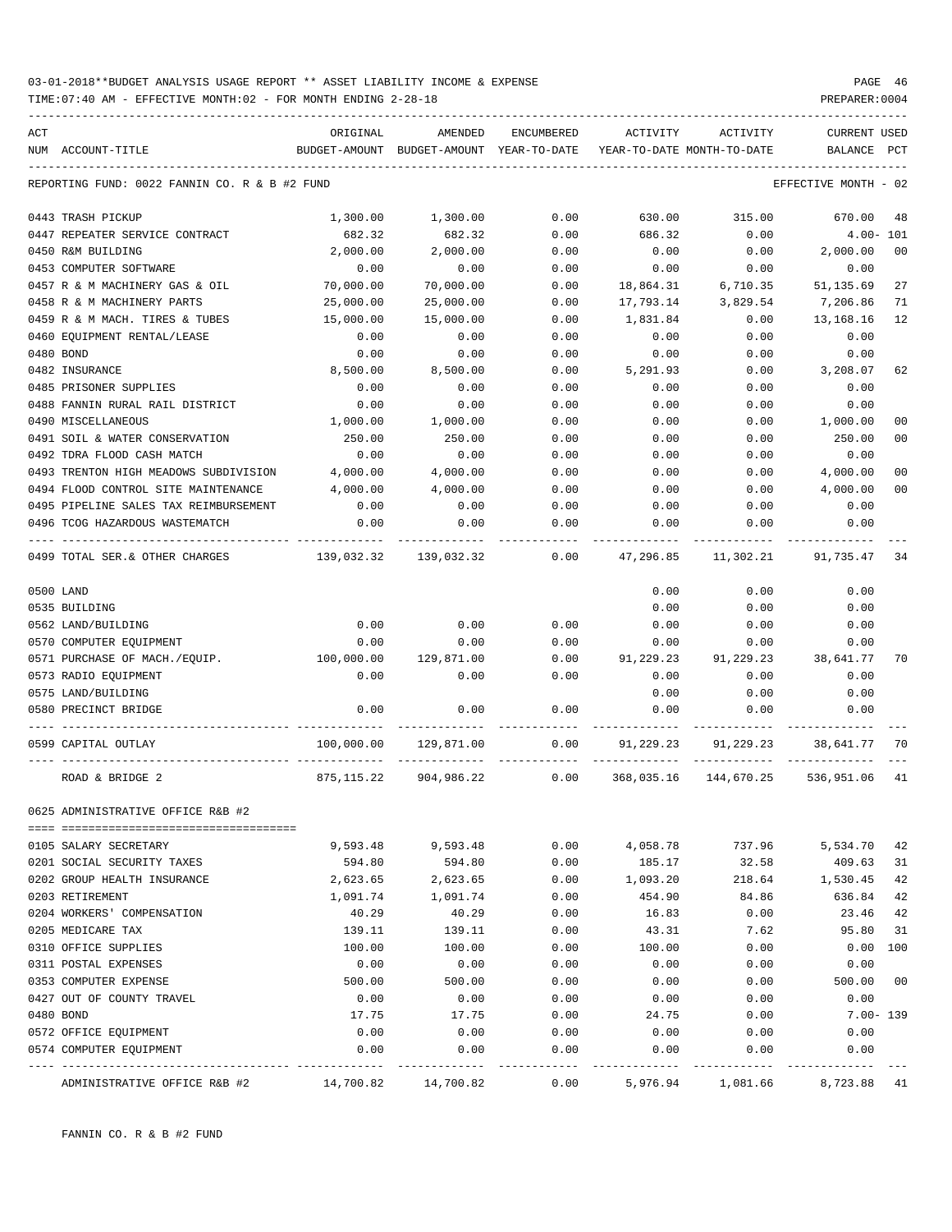03-01-2018**BUDGET ANALYSIS USAGE REPORT ** ASSET LIABILITY INCOME & EXPENSE

TIME:07:40 AM - EFFECTIVE MONTH:02 - FOR MONTH ENDING 2-28-18

REPORTING FUND: 0022 FANNIN CO. R & B #2 FUND — EFFECTIVE MONTH - 02

| ACT NUM | ACCOUNT-TITLE | ORIGINAL BUDGET-AMOUNT | AMENDED BUDGET-AMOUNT | ENCUMBERED YEAR-TO-DATE | ACTIVITY YEAR-TO-DATE | ACTIVITY MONTH-TO-DATE | CURRENT BALANCE | USED PCT |
|---|---|---|---|---|---|---|---|---|
| 0443 | TRASH PICKUP | 1,300.00 | 1,300.00 | 0.00 | 630.00 | 315.00 | 670.00 | 48 |
| 0447 | REPEATER SERVICE CONTRACT | 682.32 | 682.32 | 0.00 | 686.32 | 0.00 | 4.00- | 101 |
| 0450 | R&M BUILDING | 2,000.00 | 2,000.00 | 0.00 | 0.00 | 0.00 | 2,000.00 | 00 |
| 0453 | COMPUTER SOFTWARE | 0.00 | 0.00 | 0.00 | 0.00 | 0.00 | 0.00 | |
| 0457 | R & M MACHINERY GAS & OIL | 70,000.00 | 70,000.00 | 0.00 | 18,864.31 | 6,710.35 | 51,135.69 | 27 |
| 0458 | R & M MACHINERY PARTS | 25,000.00 | 25,000.00 | 0.00 | 17,793.14 | 3,829.54 | 7,206.86 | 71 |
| 0459 | R & M MACH. TIRES & TUBES | 15,000.00 | 15,000.00 | 0.00 | 1,831.84 | 0.00 | 13,168.16 | 12 |
| 0460 | EQUIPMENT RENTAL/LEASE | 0.00 | 0.00 | 0.00 | 0.00 | 0.00 | 0.00 | |
| 0480 | BOND | 0.00 | 0.00 | 0.00 | 0.00 | 0.00 | 0.00 | |
| 0482 | INSURANCE | 8,500.00 | 8,500.00 | 0.00 | 5,291.93 | 0.00 | 3,208.07 | 62 |
| 0485 | PRISONER SUPPLIES | 0.00 | 0.00 | 0.00 | 0.00 | 0.00 | 0.00 | |
| 0488 | FANNIN RURAL RAIL DISTRICT | 0.00 | 0.00 | 0.00 | 0.00 | 0.00 | 0.00 | |
| 0490 | MISCELLANEOUS | 1,000.00 | 1,000.00 | 0.00 | 0.00 | 0.00 | 1,000.00 | 00 |
| 0491 | SOIL & WATER CONSERVATION | 250.00 | 250.00 | 0.00 | 0.00 | 0.00 | 250.00 | 00 |
| 0492 | TDRA FLOOD CASH MATCH | 0.00 | 0.00 | 0.00 | 0.00 | 0.00 | 0.00 | |
| 0493 | TRENTON HIGH MEADOWS SUBDIVISION | 4,000.00 | 4,000.00 | 0.00 | 0.00 | 0.00 | 4,000.00 | 00 |
| 0494 | FLOOD CONTROL SITE MAINTENANCE | 4,000.00 | 4,000.00 | 0.00 | 0.00 | 0.00 | 4,000.00 | 00 |
| 0495 | PIPELINE SALES TAX REIMBURSEMENT | 0.00 | 0.00 | 0.00 | 0.00 | 0.00 | 0.00 | |
| 0496 | TCOG HAZARDOUS WASTEMATCH | 0.00 | 0.00 | 0.00 | 0.00 | 0.00 | 0.00 | |
| 0499 | TOTAL SER.& OTHER CHARGES | 139,032.32 | 139,032.32 | 0.00 | 47,296.85 | 11,302.21 | 91,735.47 | 34 |
| 0500 | LAND | | | | 0.00 | 0.00 | 0.00 | |
| 0535 | BUILDING | | | | 0.00 | 0.00 | 0.00 | |
| 0562 | LAND/BUILDING | 0.00 | 0.00 | 0.00 | 0.00 | 0.00 | 0.00 | |
| 0570 | COMPUTER EQUIPMENT | 0.00 | 0.00 | 0.00 | 0.00 | 0.00 | 0.00 | |
| 0571 | PURCHASE OF MACH./EQUIP. | 100,000.00 | 129,871.00 | 0.00 | 91,229.23 | 91,229.23 | 38,641.77 | 70 |
| 0573 | RADIO EQUIPMENT | 0.00 | 0.00 | 0.00 | 0.00 | 0.00 | 0.00 | |
| 0575 | LAND/BUILDING | | | | 0.00 | 0.00 | 0.00 | |
| 0580 | PRECINCT BRIDGE | 0.00 | 0.00 | 0.00 | 0.00 | 0.00 | 0.00 | |
| 0599 | CAPITAL OUTLAY | 100,000.00 | 129,871.00 | 0.00 | 91,229.23 | 91,229.23 | 38,641.77 | 70 |
| | ROAD & BRIDGE 2 | 875,115.22 | 904,986.22 | 0.00 | 368,035.16 | 144,670.25 | 536,951.06 | 41 |

0625 ADMINISTRATIVE OFFICE R&B #2

| ACT NUM | ACCOUNT-TITLE | ORIGINAL BUDGET-AMOUNT | AMENDED BUDGET-AMOUNT | ENCUMBERED YEAR-TO-DATE | ACTIVITY YEAR-TO-DATE | ACTIVITY MONTH-TO-DATE | CURRENT BALANCE | USED PCT |
|---|---|---|---|---|---|---|---|---|
| 0105 | SALARY SECRETARY | 9,593.48 | 9,593.48 | 0.00 | 4,058.78 | 737.96 | 5,534.70 | 42 |
| 0201 | SOCIAL SECURITY TAXES | 594.80 | 594.80 | 0.00 | 185.17 | 32.58 | 409.63 | 31 |
| 0202 | GROUP HEALTH INSURANCE | 2,623.65 | 2,623.65 | 0.00 | 1,093.20 | 218.64 | 1,530.45 | 42 |
| 0203 | RETIREMENT | 1,091.74 | 1,091.74 | 0.00 | 454.90 | 84.86 | 636.84 | 42 |
| 0204 | WORKERS' COMPENSATION | 40.29 | 40.29 | 0.00 | 16.83 | 0.00 | 23.46 | 42 |
| 0205 | MEDICARE TAX | 139.11 | 139.11 | 0.00 | 43.31 | 7.62 | 95.80 | 31 |
| 0310 | OFFICE SUPPLIES | 100.00 | 100.00 | 0.00 | 100.00 | 0.00 | 0.00 | 100 |
| 0311 | POSTAL EXPENSES | 0.00 | 0.00 | 0.00 | 0.00 | 0.00 | 0.00 | |
| 0353 | COMPUTER EXPENSE | 500.00 | 500.00 | 0.00 | 0.00 | 0.00 | 500.00 | 00 |
| 0427 | OUT OF COUNTY TRAVEL | 0.00 | 0.00 | 0.00 | 0.00 | 0.00 | 0.00 | |
| 0480 | BOND | 17.75 | 17.75 | 0.00 | 24.75 | 0.00 | 7.00- | 139 |
| 0572 | OFFICE EQUIPMENT | 0.00 | 0.00 | 0.00 | 0.00 | 0.00 | 0.00 | |
| 0574 | COMPUTER EQUIPMENT | 0.00 | 0.00 | 0.00 | 0.00 | 0.00 | 0.00 | |
| | ADMINISTRATIVE OFFICE R&B #2 | 14,700.82 | 14,700.82 | 0.00 | 5,976.94 | 1,081.66 | 8,723.88 | 41 |

FANNIN CO. R & B #2 FUND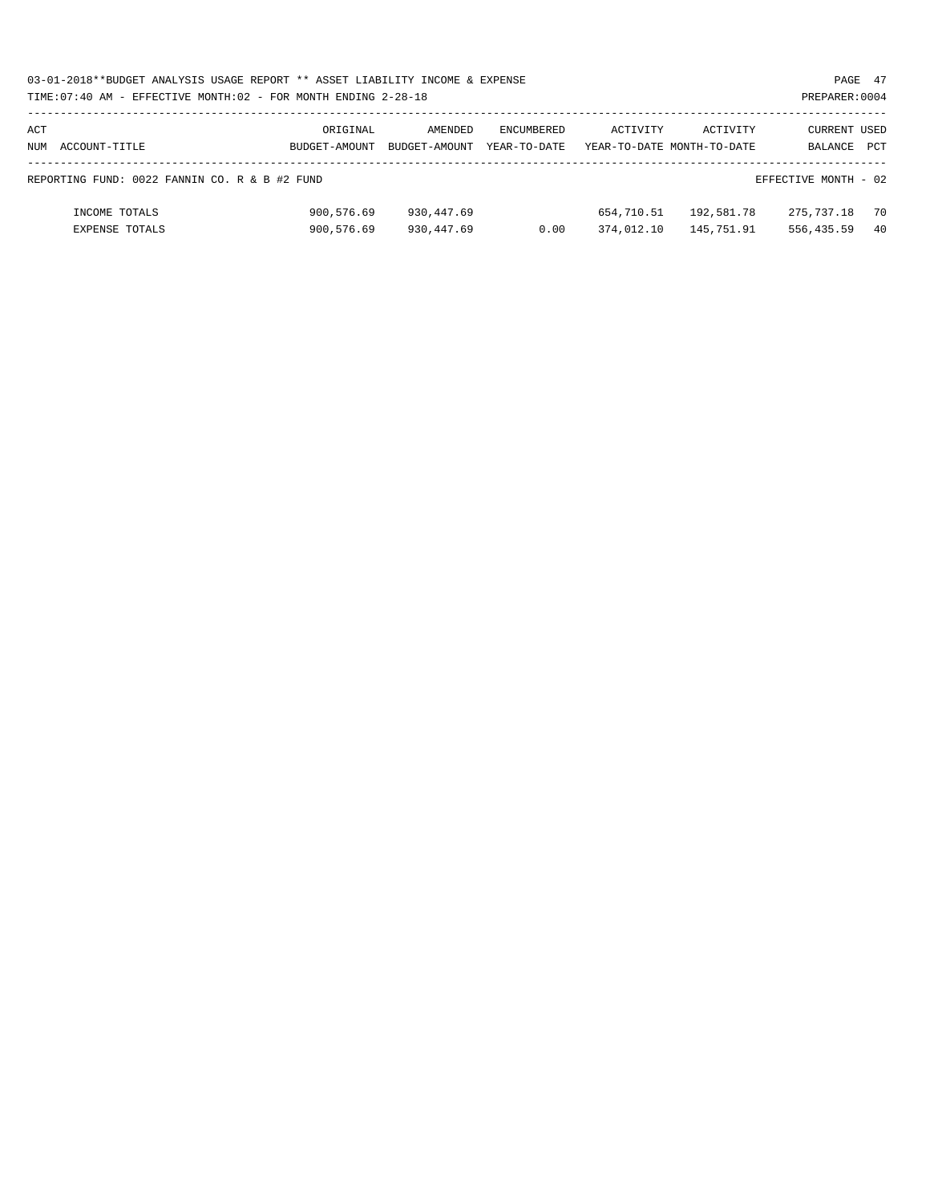03-01-2018**BUDGET ANALYSIS USAGE REPORT ** ASSET LIABILITY INCOME & EXPENSE

TIME:07:40 AM - EFFECTIVE MONTH:02 - FOR MONTH ENDING 2-28-18

PREPARER:0004

| ACT NUM | ACCOUNT-TITLE | ORIGINAL BUDGET-AMOUNT | AMENDED BUDGET-AMOUNT | ENCUMBERED YEAR-TO-DATE | ACTIVITY YEAR-TO-DATE | ACTIVITY MONTH-TO-DATE | CURRENT BALANCE | USED PCT |
|---|---|---|---|---|---|---|---|---|

REPORTING FUND: 0022 FANNIN CO. R & B #2 FUND — EFFECTIVE MONTH - 02

| ACT NUM | ACCOUNT-TITLE | ORIGINAL BUDGET-AMOUNT | AMENDED BUDGET-AMOUNT | ENCUMBERED YEAR-TO-DATE | ACTIVITY YEAR-TO-DATE | ACTIVITY MONTH-TO-DATE | CURRENT BALANCE | USED PCT |
|---|---|---|---|---|---|---|---|---|
| | INCOME TOTALS | 900,576.69 | 930,447.69 | | 654,710.51 | 192,581.78 | 275,737.18 | 70 |
| | EXPENSE TOTALS | 900,576.69 | 930,447.69 | 0.00 | 374,012.10 | 145,751.91 | 556,435.59 | 40 |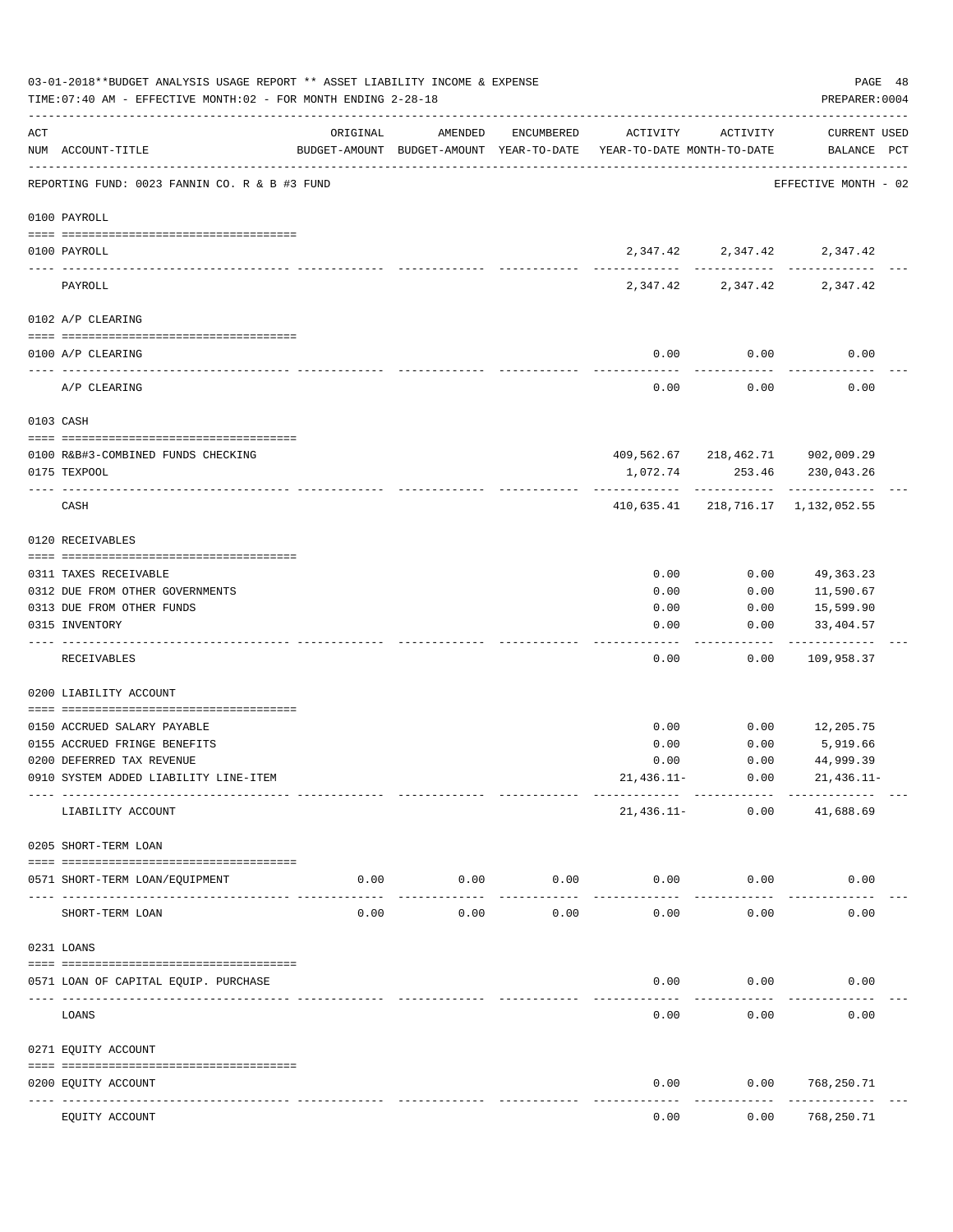03-01-2018**BUDGET ANALYSIS USAGE REPORT ** ASSET LIABILITY INCOME & EXPENSE

TIME:07:40 AM - EFFECTIVE MONTH:02 - FOR MONTH ENDING 2-28-18

PREPARER:0004

| ACT NUM | ACCOUNT-TITLE | ORIGINAL BUDGET-AMOUNT | AMENDED BUDGET-AMOUNT | ENCUMBERED YEAR-TO-DATE | ACTIVITY YEAR-TO-DATE | ACTIVITY MONTH-TO-DATE | CURRENT USED BALANCE | PCT |
|---|---|---|---|---|---|---|---|---|
| | REPORTING FUND: 0023 FANNIN CO. R & B #3 FUND | | | | | | EFFECTIVE MONTH - 02 | |
| | 0100 PAYROLL | | | | | | | |
| 0100 | PAYROLL | | | | 2,347.42 | 2,347.42 | 2,347.42 | |
| | PAYROLL | | | | 2,347.42 | 2,347.42 | 2,347.42 | |
| | 0102 A/P CLEARING | | | | | | | |
| 0100 | A/P CLEARING | | | | 0.00 | 0.00 | 0.00 | |
| | A/P CLEARING | | | | 0.00 | 0.00 | 0.00 | |
| | 0103 CASH | | | | | | | |
| 0100 | R&B#3-COMBINED FUNDS CHECKING | | | | 409,562.67 | 218,462.71 | 902,009.29 | |
| 0175 | TEXPOOL | | | | 1,072.74 | 253.46 | 230,043.26 | |
| | CASH | | | | 410,635.41 | 218,716.17 | 1,132,052.55 | |
| | 0120 RECEIVABLES | | | | | | | |
| 0311 | TAXES RECEIVABLE | | | | 0.00 | 0.00 | 49,363.23 | |
| 0312 | DUE FROM OTHER GOVERNMENTS | | | | 0.00 | 0.00 | 11,590.67 | |
| 0313 | DUE FROM OTHER FUNDS | | | | 0.00 | 0.00 | 15,599.90 | |
| 0315 | INVENTORY | | | | 0.00 | 0.00 | 33,404.57 | |
| | RECEIVABLES | | | | 0.00 | 0.00 | 109,958.37 | |
| | 0200 LIABILITY ACCOUNT | | | | | | | |
| 0150 | ACCRUED SALARY PAYABLE | | | | 0.00 | 0.00 | 12,205.75 | |
| 0155 | ACCRUED FRINGE BENEFITS | | | | 0.00 | 0.00 | 5,919.66 | |
| 0200 | DEFERRED TAX REVENUE | | | | 0.00 | 0.00 | 44,999.39 | |
| 0910 | SYSTEM ADDED LIABILITY LINE-ITEM | | | | 21,436.11- | 0.00 | 21,436.11- | |
| | LIABILITY ACCOUNT | | | | 21,436.11- | 0.00 | 41,688.69 | |
| | 0205 SHORT-TERM LOAN | | | | | | | |
| 0571 | SHORT-TERM LOAN/EQUIPMENT | 0.00 | 0.00 | 0.00 | 0.00 | 0.00 | 0.00 | |
| | SHORT-TERM LOAN | 0.00 | 0.00 | 0.00 | 0.00 | 0.00 | 0.00 | |
| | 0231 LOANS | | | | | | | |
| 0571 | LOAN OF CAPITAL EQUIP. PURCHASE | | | | 0.00 | 0.00 | 0.00 | |
| | LOANS | | | | 0.00 | 0.00 | 0.00 | |
| | 0271 EQUITY ACCOUNT | | | | | | | |
| 0200 | EQUITY ACCOUNT | | | | 0.00 | 0.00 | 768,250.71 | |
| | EQUITY ACCOUNT | | | | 0.00 | 0.00 | 768,250.71 | |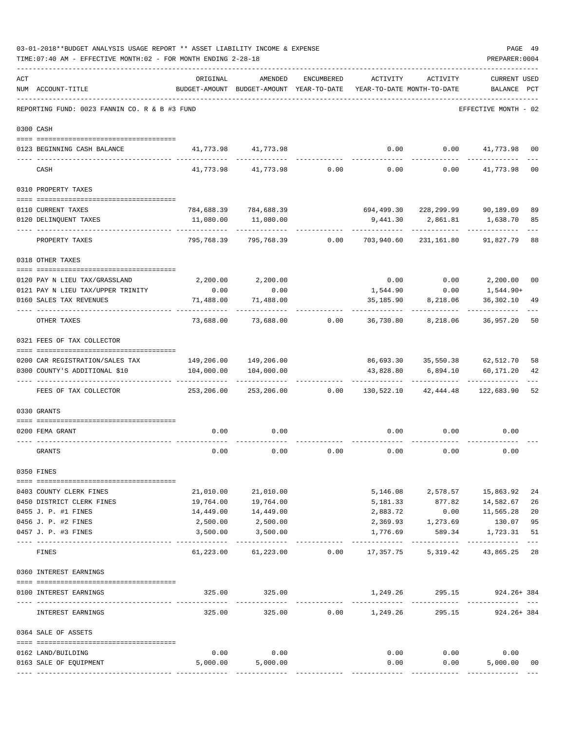03-01-2018**BUDGET ANALYSIS USAGE REPORT ** ASSET LIABILITY INCOME & EXPENSE

TIME:07:40 AM - EFFECTIVE MONTH:02 - FOR MONTH ENDING 2-28-18

PREPARER:0004

| ACT NUM | ACCOUNT-TITLE | ORIGINAL BUDGET-AMOUNT | AMENDED BUDGET-AMOUNT | ENCUMBERED YEAR-TO-DATE | ACTIVITY YEAR-TO-DATE | ACTIVITY MONTH-TO-DATE | CURRENT BALANCE | USED PCT |
|---|---|---|---|---|---|---|---|---|
| | REPORTING FUND: 0023 FANNIN CO. R & B #3 FUND | | | | | | EFFECTIVE MONTH - 02 | |
| 0300 | CASH | | | | | | | |
| 0123 | BEGINNING CASH BALANCE | 41,773.98 | 41,773.98 | | 0.00 | 0.00 | 41,773.98 | 00 |
| | CASH | 41,773.98 | 41,773.98 | 0.00 | 0.00 | 0.00 | 41,773.98 | 00 |
| 0310 | PROPERTY TAXES | | | | | | | |
| 0110 | CURRENT TAXES | 784,688.39 | 784,688.39 | | 694,499.30 | 228,299.99 | 90,189.09 | 89 |
| 0120 | DELINQUENT TAXES | 11,080.00 | 11,080.00 | | 9,441.30 | 2,861.81 | 1,638.70 | 85 |
| | PROPERTY TAXES | 795,768.39 | 795,768.39 | 0.00 | 703,940.60 | 231,161.80 | 91,827.79 | 88 |
| 0318 | OTHER TAXES | | | | | | | |
| 0120 | PAY N LIEU TAX/GRASSLAND | 2,200.00 | 2,200.00 | | 0.00 | 0.00 | 2,200.00 | 00 |
| 0121 | PAY N LIEU TAX/UPPER TRINITY | 0.00 | 0.00 | | 1,544.90 | 0.00 | 1,544.90+ | |
| 0160 | SALES TAX REVENUES | 71,488.00 | 71,488.00 | | 35,185.90 | 8,218.06 | 36,302.10 | 49 |
| | OTHER TAXES | 73,688.00 | 73,688.00 | 0.00 | 36,730.80 | 8,218.06 | 36,957.20 | 50 |
| 0321 | FEES OF TAX COLLECTOR | | | | | | | |
| 0200 | CAR REGISTRATION/SALES TAX | 149,206.00 | 149,206.00 | | 86,693.30 | 35,550.38 | 62,512.70 | 58 |
| 0300 | COUNTY'S ADDITIONAL $10 | 104,000.00 | 104,000.00 | | 43,828.80 | 6,894.10 | 60,171.20 | 42 |
| | FEES OF TAX COLLECTOR | 253,206.00 | 253,206.00 | 0.00 | 130,522.10 | 42,444.48 | 122,683.90 | 52 |
| 0330 | GRANTS | | | | | | | |
| 0200 | FEMA GRANT | 0.00 | 0.00 | | 0.00 | 0.00 | 0.00 | |
| | GRANTS | 0.00 | 0.00 | 0.00 | 0.00 | 0.00 | 0.00 | |
| 0350 | FINES | | | | | | | |
| 0403 | COUNTY CLERK FINES | 21,010.00 | 21,010.00 | | 5,146.08 | 2,578.57 | 15,863.92 | 24 |
| 0450 | DISTRICT CLERK FINES | 19,764.00 | 19,764.00 | | 5,181.33 | 877.82 | 14,582.67 | 26 |
| 0455 | J. P. #1 FINES | 14,449.00 | 14,449.00 | | 2,883.72 | 0.00 | 11,565.28 | 20 |
| 0456 | J. P. #2 FINES | 2,500.00 | 2,500.00 | | 2,369.93 | 1,273.69 | 130.07 | 95 |
| 0457 | J. P. #3 FINES | 3,500.00 | 3,500.00 | | 1,776.69 | 589.34 | 1,723.31 | 51 |
| | FINES | 61,223.00 | 61,223.00 | 0.00 | 17,357.75 | 5,319.42 | 43,865.25 | 28 |
| 0360 | INTEREST EARNINGS | | | | | | | |
| 0100 | INTEREST EARNINGS | 325.00 | 325.00 | | 1,249.26 | 295.15 | 924.26+ | 384 |
| | INTEREST EARNINGS | 325.00 | 325.00 | 0.00 | 1,249.26 | 295.15 | 924.26+ | 384 |
| 0364 | SALE OF ASSETS | | | | | | | |
| 0162 | LAND/BUILDING | 0.00 | 0.00 | | 0.00 | 0.00 | 0.00 | |
| 0163 | SALE OF EQUIPMENT | 5,000.00 | 5,000.00 | | 0.00 | 0.00 | 5,000.00 | 00 |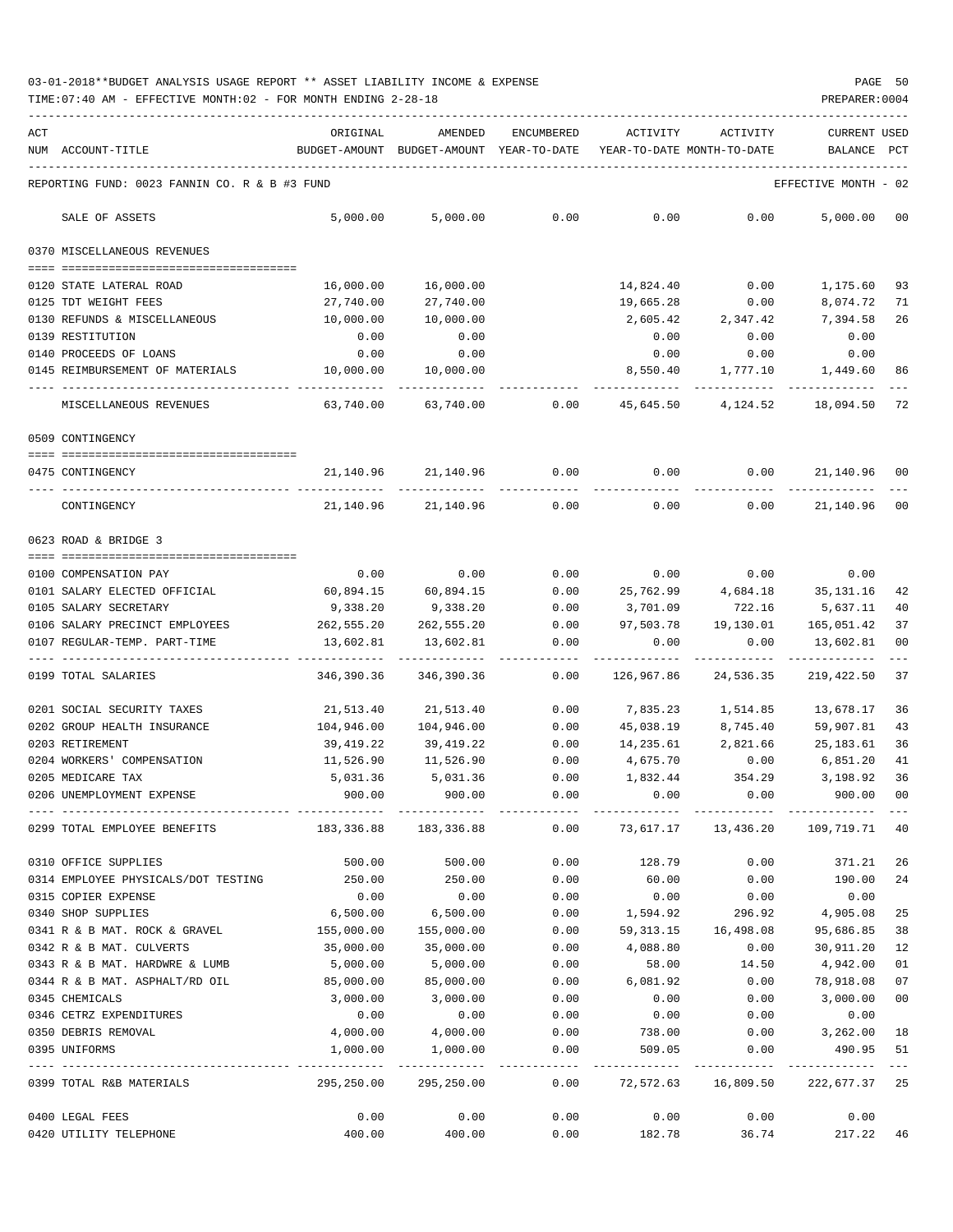03-01-2018**BUDGET ANALYSIS USAGE REPORT ** ASSET LIABILITY INCOME & EXPENSE

TIME:07:40 AM - EFFECTIVE MONTH:02 - FOR MONTH ENDING 2-28-18

PREPARER:0004

| ACT NUM | ACCOUNT-TITLE | ORIGINAL BUDGET-AMOUNT | AMENDED BUDGET-AMOUNT | ENCUMBERED YEAR-TO-DATE | ACTIVITY YEAR-TO-DATE | ACTIVITY MONTH-TO-DATE | CURRENT BALANCE | USED PCT |
|---|---|---|---|---|---|---|---|---|
| | REPORTING FUND: 0023 FANNIN CO. R & B #3 FUND | | | | | | EFFECTIVE MONTH - 02 | |
| | SALE OF ASSETS | 5,000.00 | 5,000.00 | 0.00 | 0.00 | 0.00 | 5,000.00 | 00 |
| | 0370 MISCELLANEOUS REVENUES | | | | | | | |
| 0120 | STATE LATERAL ROAD | 16,000.00 | 16,000.00 | | 14,824.40 | 0.00 | 1,175.60 | 93 |
| 0125 | TDT WEIGHT FEES | 27,740.00 | 27,740.00 | | 19,665.28 | 0.00 | 8,074.72 | 71 |
| 0130 | REFUNDS & MISCELLANEOUS | 10,000.00 | 10,000.00 | | 2,605.42 | 2,347.42 | 7,394.58 | 26 |
| 0139 | RESTITUTION | 0.00 | 0.00 | | 0.00 | 0.00 | 0.00 | |
| 0140 | PROCEEDS OF LOANS | 0.00 | 0.00 | | 0.00 | 0.00 | 0.00 | |
| 0145 | REIMBURSEMENT OF MATERIALS | 10,000.00 | 10,000.00 | | 8,550.40 | 1,777.10 | 1,449.60 | 86 |
| | MISCELLANEOUS REVENUES | 63,740.00 | 63,740.00 | 0.00 | 45,645.50 | 4,124.52 | 18,094.50 | 72 |
| | 0509 CONTINGENCY | | | | | | | |
| 0475 | CONTINGENCY | 21,140.96 | 21,140.96 | 0.00 | 0.00 | 0.00 | 21,140.96 | 00 |
| | CONTINGENCY | 21,140.96 | 21,140.96 | 0.00 | 0.00 | 0.00 | 21,140.96 | 00 |
| | 0623 ROAD & BRIDGE 3 | | | | | | | |
| 0100 | COMPENSATION PAY | 0.00 | 0.00 | 0.00 | 0.00 | 0.00 | 0.00 | |
| 0101 | SALARY ELECTED OFFICIAL | 60,894.15 | 60,894.15 | 0.00 | 25,762.99 | 4,684.18 | 35,131.16 | 42 |
| 0105 | SALARY SECRETARY | 9,338.20 | 9,338.20 | 0.00 | 3,701.09 | 722.16 | 5,637.11 | 40 |
| 0106 | SALARY PRECINCT EMPLOYEES | 262,555.20 | 262,555.20 | 0.00 | 97,503.78 | 19,130.01 | 165,051.42 | 37 |
| 0107 | REGULAR-TEMP. PART-TIME | 13,602.81 | 13,602.81 | 0.00 | 0.00 | 0.00 | 13,602.81 | 00 |
| 0199 | TOTAL SALARIES | 346,390.36 | 346,390.36 | 0.00 | 126,967.86 | 24,536.35 | 219,422.50 | 37 |
| 0201 | SOCIAL SECURITY TAXES | 21,513.40 | 21,513.40 | 0.00 | 7,835.23 | 1,514.85 | 13,678.17 | 36 |
| 0202 | GROUP HEALTH INSURANCE | 104,946.00 | 104,946.00 | 0.00 | 45,038.19 | 8,745.40 | 59,907.81 | 43 |
| 0203 | RETIREMENT | 39,419.22 | 39,419.22 | 0.00 | 14,235.61 | 2,821.66 | 25,183.61 | 36 |
| 0204 | WORKERS' COMPENSATION | 11,526.90 | 11,526.90 | 0.00 | 4,675.70 | 0.00 | 6,851.20 | 41 |
| 0205 | MEDICARE TAX | 5,031.36 | 5,031.36 | 0.00 | 1,832.44 | 354.29 | 3,198.92 | 36 |
| 0206 | UNEMPLOYMENT EXPENSE | 900.00 | 900.00 | 0.00 | 0.00 | 0.00 | 900.00 | 00 |
| 0299 | TOTAL EMPLOYEE BENEFITS | 183,336.88 | 183,336.88 | 0.00 | 73,617.17 | 13,436.20 | 109,719.71 | 40 |
| 0310 | OFFICE SUPPLIES | 500.00 | 500.00 | 0.00 | 128.79 | 0.00 | 371.21 | 26 |
| 0314 | EMPLOYEE PHYSICALS/DOT TESTING | 250.00 | 250.00 | 0.00 | 60.00 | 0.00 | 190.00 | 24 |
| 0315 | COPIER EXPENSE | 0.00 | 0.00 | 0.00 | 0.00 | 0.00 | 0.00 | |
| 0340 | SHOP SUPPLIES | 6,500.00 | 6,500.00 | 0.00 | 1,594.92 | 296.92 | 4,905.08 | 25 |
| 0341 | R & B MAT. ROCK & GRAVEL | 155,000.00 | 155,000.00 | 0.00 | 59,313.15 | 16,498.08 | 95,686.85 | 38 |
| 0342 | R & B MAT. CULVERTS | 35,000.00 | 35,000.00 | 0.00 | 4,088.80 | 0.00 | 30,911.20 | 12 |
| 0343 | R & B MAT. HARDWRE & LUMB | 5,000.00 | 5,000.00 | 0.00 | 58.00 | 14.50 | 4,942.00 | 01 |
| 0344 | R & B MAT. ASPHALT/RD OIL | 85,000.00 | 85,000.00 | 0.00 | 6,081.92 | 0.00 | 78,918.08 | 07 |
| 0345 | CHEMICALS | 3,000.00 | 3,000.00 | 0.00 | 0.00 | 0.00 | 3,000.00 | 00 |
| 0346 | CETRZ EXPENDITURES | 0.00 | 0.00 | 0.00 | 0.00 | 0.00 | 0.00 | |
| 0350 | DEBRIS REMOVAL | 4,000.00 | 4,000.00 | 0.00 | 738.00 | 0.00 | 3,262.00 | 18 |
| 0395 | UNIFORMS | 1,000.00 | 1,000.00 | 0.00 | 509.05 | 0.00 | 490.95 | 51 |
| 0399 | TOTAL R&B MATERIALS | 295,250.00 | 295,250.00 | 0.00 | 72,572.63 | 16,809.50 | 222,677.37 | 25 |
| 0400 | LEGAL FEES | 0.00 | 0.00 | 0.00 | 0.00 | 0.00 | 0.00 | |
| 0420 | UTILITY TELEPHONE | 400.00 | 400.00 | 0.00 | 182.78 | 36.74 | 217.22 | 46 |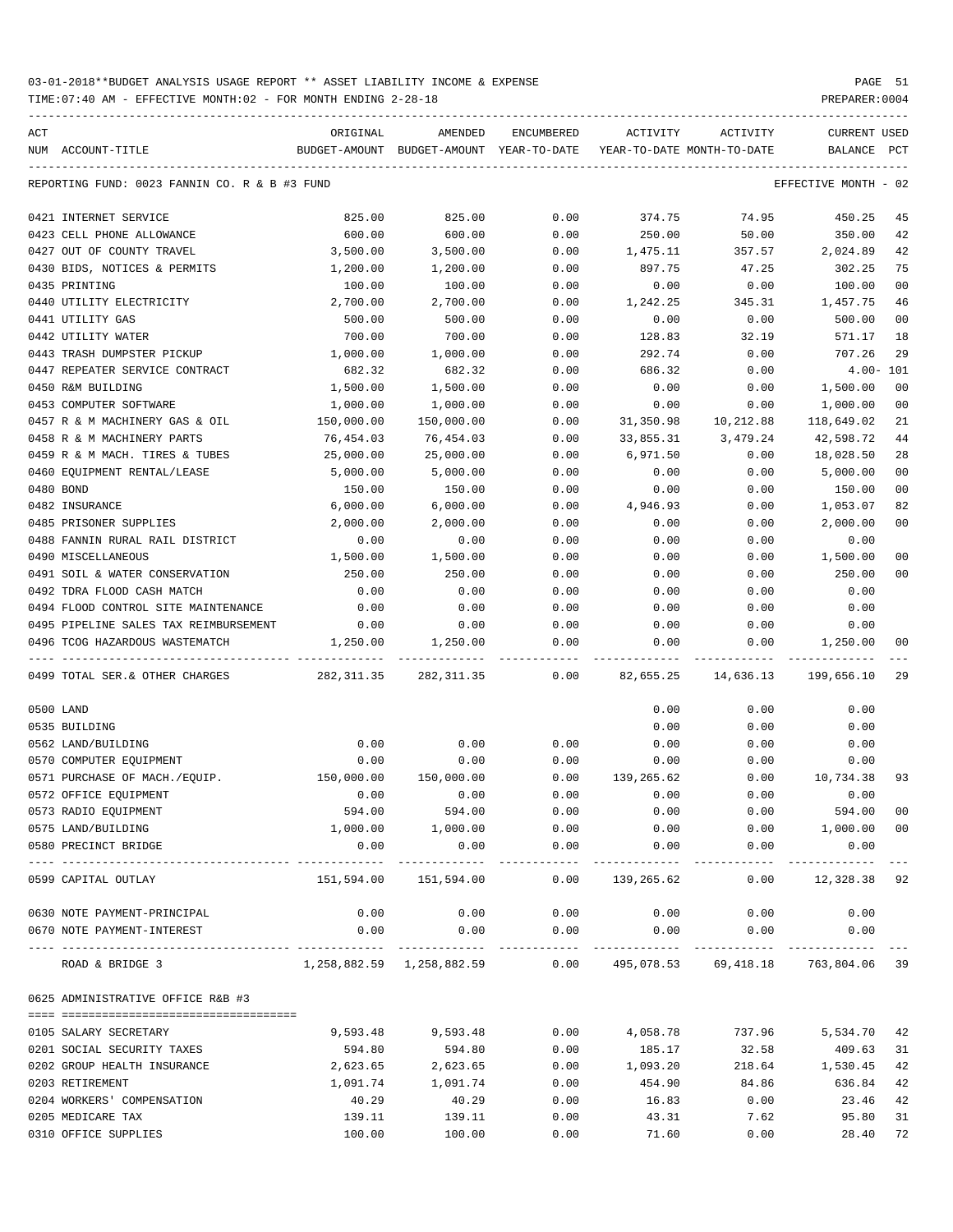03-01-2018**BUDGET ANALYSIS USAGE REPORT ** ASSET LIABILITY INCOME & EXPENSE

TIME:07:40 AM - EFFECTIVE MONTH:02 - FOR MONTH ENDING 2-28-18

REPORTING FUND: 0023 FANNIN CO. R & B #3 FUND — EFFECTIVE MONTH - 02

| ACT NUM | ACCOUNT-TITLE | ORIGINAL BUDGET-AMOUNT | AMENDED BUDGET-AMOUNT | ENCUMBERED YEAR-TO-DATE | ACTIVITY YEAR-TO-DATE | ACTIVITY MONTH-TO-DATE | CURRENT BALANCE | USED PCT |
|---|---|---|---|---|---|---|---|---|
| 0421 | INTERNET SERVICE | 825.00 | 825.00 | 0.00 | 374.75 | 74.95 | 450.25 | 45 |
| 0423 | CELL PHONE ALLOWANCE | 600.00 | 600.00 | 0.00 | 250.00 | 50.00 | 350.00 | 42 |
| 0427 | OUT OF COUNTY TRAVEL | 3,500.00 | 3,500.00 | 0.00 | 1,475.11 | 357.57 | 2,024.89 | 42 |
| 0430 | BIDS, NOTICES & PERMITS | 1,200.00 | 1,200.00 | 0.00 | 897.75 | 47.25 | 302.25 | 75 |
| 0435 | PRINTING | 100.00 | 100.00 | 0.00 | 0.00 | 0.00 | 100.00 | 00 |
| 0440 | UTILITY ELECTRICITY | 2,700.00 | 2,700.00 | 0.00 | 1,242.25 | 345.31 | 1,457.75 | 46 |
| 0441 | UTILITY GAS | 500.00 | 500.00 | 0.00 | 0.00 | 0.00 | 500.00 | 00 |
| 0442 | UTILITY WATER | 700.00 | 700.00 | 0.00 | 128.83 | 32.19 | 571.17 | 18 |
| 0443 | TRASH DUMPSTER PICKUP | 1,000.00 | 1,000.00 | 0.00 | 292.74 | 0.00 | 707.26 | 29 |
| 0447 | REPEATER SERVICE CONTRACT | 682.32 | 682.32 | 0.00 | 686.32 | 0.00 | 4.00- | 101 |
| 0450 | R&M BUILDING | 1,500.00 | 1,500.00 | 0.00 | 0.00 | 0.00 | 1,500.00 | 00 |
| 0453 | COMPUTER SOFTWARE | 1,000.00 | 1,000.00 | 0.00 | 0.00 | 0.00 | 1,000.00 | 00 |
| 0457 | R & M MACHINERY GAS & OIL | 150,000.00 | 150,000.00 | 0.00 | 31,350.98 | 10,212.88 | 118,649.02 | 21 |
| 0458 | R & M MACHINERY PARTS | 76,454.03 | 76,454.03 | 0.00 | 33,855.31 | 3,479.24 | 42,598.72 | 44 |
| 0459 | R & M MACH. TIRES & TUBES | 25,000.00 | 25,000.00 | 0.00 | 6,971.50 | 0.00 | 18,028.50 | 28 |
| 0460 | EQUIPMENT RENTAL/LEASE | 5,000.00 | 5,000.00 | 0.00 | 0.00 | 0.00 | 5,000.00 | 00 |
| 0480 | BOND | 150.00 | 150.00 | 0.00 | 0.00 | 0.00 | 150.00 | 00 |
| 0482 | INSURANCE | 6,000.00 | 6,000.00 | 0.00 | 4,946.93 | 0.00 | 1,053.07 | 82 |
| 0485 | PRISONER SUPPLIES | 2,000.00 | 2,000.00 | 0.00 | 0.00 | 0.00 | 2,000.00 | 00 |
| 0488 | FANNIN RURAL RAIL DISTRICT | 0.00 | 0.00 | 0.00 | 0.00 | 0.00 | 0.00 | |
| 0490 | MISCELLANEOUS | 1,500.00 | 1,500.00 | 0.00 | 0.00 | 0.00 | 1,500.00 | 00 |
| 0491 | SOIL & WATER CONSERVATION | 250.00 | 250.00 | 0.00 | 0.00 | 0.00 | 250.00 | 00 |
| 0492 | TDRA FLOOD CASH MATCH | 0.00 | 0.00 | 0.00 | 0.00 | 0.00 | 0.00 | |
| 0494 | FLOOD CONTROL SITE MAINTENANCE | 0.00 | 0.00 | 0.00 | 0.00 | 0.00 | 0.00 | |
| 0495 | PIPELINE SALES TAX REIMBURSEMENT | 0.00 | 0.00 | 0.00 | 0.00 | 0.00 | 0.00 | |
| 0496 | TCOG HAZARDOUS WASTEMATCH | 1,250.00 | 1,250.00 | 0.00 | 0.00 | 0.00 | 1,250.00 | 00 |
| 0499 | TOTAL SER.& OTHER CHARGES | 282,311.35 | 282,311.35 | 0.00 | 82,655.25 | 14,636.13 | 199,656.10 | 29 |
| 0500 | LAND | | | | 0.00 | 0.00 | 0.00 | |
| 0535 | BUILDING | | | | 0.00 | 0.00 | 0.00 | |
| 0562 | LAND/BUILDING | 0.00 | 0.00 | 0.00 | 0.00 | 0.00 | 0.00 | |
| 0570 | COMPUTER EQUIPMENT | 0.00 | 0.00 | 0.00 | 0.00 | 0.00 | 0.00 | |
| 0571 | PURCHASE OF MACH./EQUIP. | 150,000.00 | 150,000.00 | 0.00 | 139,265.62 | 0.00 | 10,734.38 | 93 |
| 0572 | OFFICE EQUIPMENT | 0.00 | 0.00 | 0.00 | 0.00 | 0.00 | 0.00 | |
| 0573 | RADIO EQUIPMENT | 594.00 | 594.00 | 0.00 | 0.00 | 0.00 | 594.00 | 00 |
| 0575 | LAND/BUILDING | 1,000.00 | 1,000.00 | 0.00 | 0.00 | 0.00 | 1,000.00 | 00 |
| 0580 | PRECINCT BRIDGE | 0.00 | 0.00 | 0.00 | 0.00 | 0.00 | 0.00 | |
| 0599 | CAPITAL OUTLAY | 151,594.00 | 151,594.00 | 0.00 | 139,265.62 | 0.00 | 12,328.38 | 92 |
| 0630 | NOTE PAYMENT-PRINCIPAL | 0.00 | 0.00 | 0.00 | 0.00 | 0.00 | 0.00 | |
| 0670 | NOTE PAYMENT-INTEREST | 0.00 | 0.00 | 0.00 | 0.00 | 0.00 | 0.00 | |
| | ROAD & BRIDGE 3 | 1,258,882.59 | 1,258,882.59 | 0.00 | 495,078.53 | 69,418.18 | 763,804.06 | 39 |

0625 ADMINISTRATIVE OFFICE R&B #3

| ACT NUM | ACCOUNT-TITLE | ORIGINAL BUDGET-AMOUNT | AMENDED BUDGET-AMOUNT | ENCUMBERED YEAR-TO-DATE | ACTIVITY YEAR-TO-DATE | ACTIVITY MONTH-TO-DATE | CURRENT BALANCE | USED PCT |
|---|---|---|---|---|---|---|---|---|
| 0105 | SALARY SECRETARY | 9,593.48 | 9,593.48 | 0.00 | 4,058.78 | 737.96 | 5,534.70 | 42 |
| 0201 | SOCIAL SECURITY TAXES | 594.80 | 594.80 | 0.00 | 185.17 | 32.58 | 409.63 | 31 |
| 0202 | GROUP HEALTH INSURANCE | 2,623.65 | 2,623.65 | 0.00 | 1,093.20 | 218.64 | 1,530.45 | 42 |
| 0203 | RETIREMENT | 1,091.74 | 1,091.74 | 0.00 | 454.90 | 84.86 | 636.84 | 42 |
| 0204 | WORKERS' COMPENSATION | 40.29 | 40.29 | 0.00 | 16.83 | 0.00 | 23.46 | 42 |
| 0205 | MEDICARE TAX | 139.11 | 139.11 | 0.00 | 43.31 | 7.62 | 95.80 | 31 |
| 0310 | OFFICE SUPPLIES | 100.00 | 100.00 | 0.00 | 71.60 | 0.00 | 28.40 | 72 |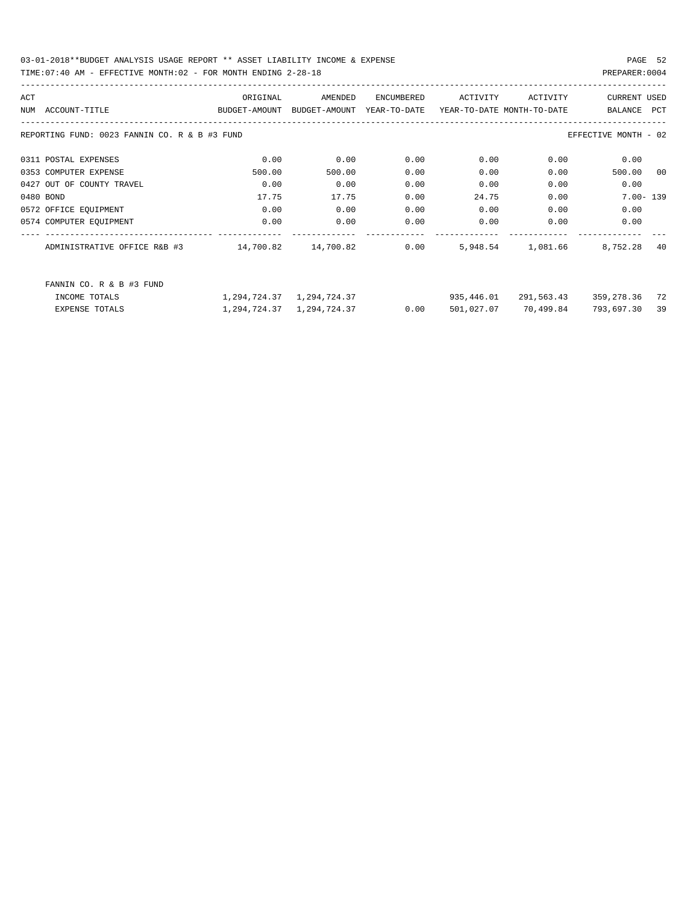REPORTING FUND: 0023 FANNIN CO. R & B #3 FUND — EFFECTIVE MONTH - 02

| ACT NUM | ACCOUNT-TITLE | ORIGINAL BUDGET-AMOUNT | AMENDED BUDGET-AMOUNT | ENCUMBERED YEAR-TO-DATE | ACTIVITY YEAR-TO-DATE | ACTIVITY MONTH-TO-DATE | CURRENT BALANCE | USED PCT |
|---|---|---|---|---|---|---|---|---|
| 0311 | POSTAL EXPENSES | 0.00 | 0.00 | 0.00 | 0.00 | 0.00 | 0.00 | |
| 0353 | COMPUTER EXPENSE | 500.00 | 500.00 | 0.00 | 0.00 | 0.00 | 500.00 | 00 |
| 0427 | OUT OF COUNTY TRAVEL | 0.00 | 0.00 | 0.00 | 0.00 | 0.00 | 0.00 | |
| 0480 | BOND | 17.75 | 17.75 | 0.00 | 24.75 | 0.00 | 7.00- | 139 |
| 0572 | OFFICE EQUIPMENT | 0.00 | 0.00 | 0.00 | 0.00 | 0.00 | 0.00 | |
| 0574 | COMPUTER EQUIPMENT | 0.00 | 0.00 | 0.00 | 0.00 | 0.00 | 0.00 | |
| | ADMINISTRATIVE OFFICE R&B #3 | 14,700.82 | 14,700.82 | 0.00 | 5,948.54 | 1,081.66 | 8,752.28 | 40 |

| FANNIN CO. R & B #3 FUND | ORIGINAL BUDGET-AMOUNT | AMENDED BUDGET-AMOUNT | ENCUMBERED YEAR-TO-DATE | ACTIVITY YEAR-TO-DATE | ACTIVITY MONTH-TO-DATE | CURRENT BALANCE | USED PCT |
|---|---|---|---|---|---|---|---|
| INCOME TOTALS | 1,294,724.37 | 1,294,724.37 | | 935,446.01 | 291,563.43 | 359,278.36 | 72 |
| EXPENSE TOTALS | 1,294,724.37 | 1,294,724.37 | 0.00 | 501,027.07 | 70,499.84 | 793,697.30 | 39 |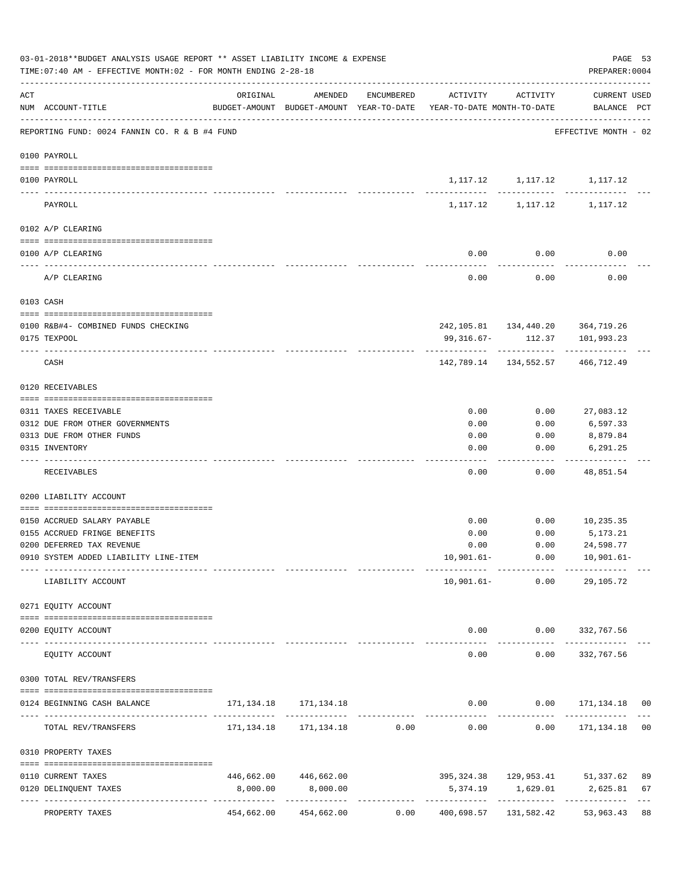03-01-2018**BUDGET ANALYSIS USAGE REPORT ** ASSET LIABILITY INCOME & EXPENSE

TIME:07:40 AM - EFFECTIVE MONTH:02 - FOR MONTH ENDING 2-28-18

PREPARER:0004

| ACT NUM | ACCOUNT-TITLE | ORIGINAL BUDGET-AMOUNT | AMENDED BUDGET-AMOUNT | ENCUMBERED YEAR-TO-DATE | ACTIVITY YEAR-TO-DATE | ACTIVITY MONTH-TO-DATE | CURRENT USED BALANCE | PCT |
|---|---|---|---|---|---|---|---|---|
| | REPORTING FUND: 0024 FANNIN CO. R & B #4 FUND | | | | | | EFFECTIVE MONTH - 02 | |
| | 0100 PAYROLL | | | | | | | |
| 0100 | PAYROLL | | | | 1,117.12 | 1,117.12 | 1,117.12 | |
| | PAYROLL | | | | 1,117.12 | 1,117.12 | 1,117.12 | |
| | 0102 A/P CLEARING | | | | | | | |
| 0100 | A/P CLEARING | | | | 0.00 | 0.00 | 0.00 | |
| | A/P CLEARING | | | | 0.00 | 0.00 | 0.00 | |
| | 0103 CASH | | | | | | | |
| 0100 | R&B#4- COMBINED FUNDS CHECKING | | | | 242,105.81 | 134,440.20 | 364,719.26 | |
| 0175 | TEXPOOL | | | | 99,316.67- | 112.37 | 101,993.23 | |
| | CASH | | | | 142,789.14 | 134,552.57 | 466,712.49 | |
| | 0120 RECEIVABLES | | | | | | | |
| 0311 | TAXES RECEIVABLE | | | | 0.00 | 0.00 | 27,083.12 | |
| 0312 | DUE FROM OTHER GOVERNMENTS | | | | 0.00 | 0.00 | 6,597.33 | |
| 0313 | DUE FROM OTHER FUNDS | | | | 0.00 | 0.00 | 8,879.84 | |
| 0315 | INVENTORY | | | | 0.00 | 0.00 | 6,291.25 | |
| | RECEIVABLES | | | | 0.00 | 0.00 | 48,851.54 | |
| | 0200 LIABILITY ACCOUNT | | | | | | | |
| 0150 | ACCRUED SALARY PAYABLE | | | | 0.00 | 0.00 | 10,235.35 | |
| 0155 | ACCRUED FRINGE BENEFITS | | | | 0.00 | 0.00 | 5,173.21 | |
| 0200 | DEFERRED TAX REVENUE | | | | 0.00 | 0.00 | 24,598.77 | |
| 0910 | SYSTEM ADDED LIABILITY LINE-ITEM | | | | 10,901.61- | 0.00 | 10,901.61- | |
| | LIABILITY ACCOUNT | | | | 10,901.61- | 0.00 | 29,105.72 | |
| | 0271 EQUITY ACCOUNT | | | | | | | |
| 0200 | EQUITY ACCOUNT | | | | 0.00 | 0.00 | 332,767.56 | |
| | EQUITY ACCOUNT | | | | 0.00 | 0.00 | 332,767.56 | |
| | 0300 TOTAL REV/TRANSFERS | | | | | | | |
| 0124 | BEGINNING CASH BALANCE | 171,134.18 | 171,134.18 | | 0.00 | 0.00 | 171,134.18 | 00 |
| | TOTAL REV/TRANSFERS | 171,134.18 | 171,134.18 | 0.00 | 0.00 | 0.00 | 171,134.18 | 00 |
| | 0310 PROPERTY TAXES | | | | | | | |
| 0110 | CURRENT TAXES | 446,662.00 | 446,662.00 | | 395,324.38 | 129,953.41 | 51,337.62 | 89 |
| 0120 | DELINQUENT TAXES | 8,000.00 | 8,000.00 | | 5,374.19 | 1,629.01 | 2,625.81 | 67 |
| | PROPERTY TAXES | 454,662.00 | 454,662.00 | 0.00 | 400,698.57 | 131,582.42 | 53,963.43 | 88 |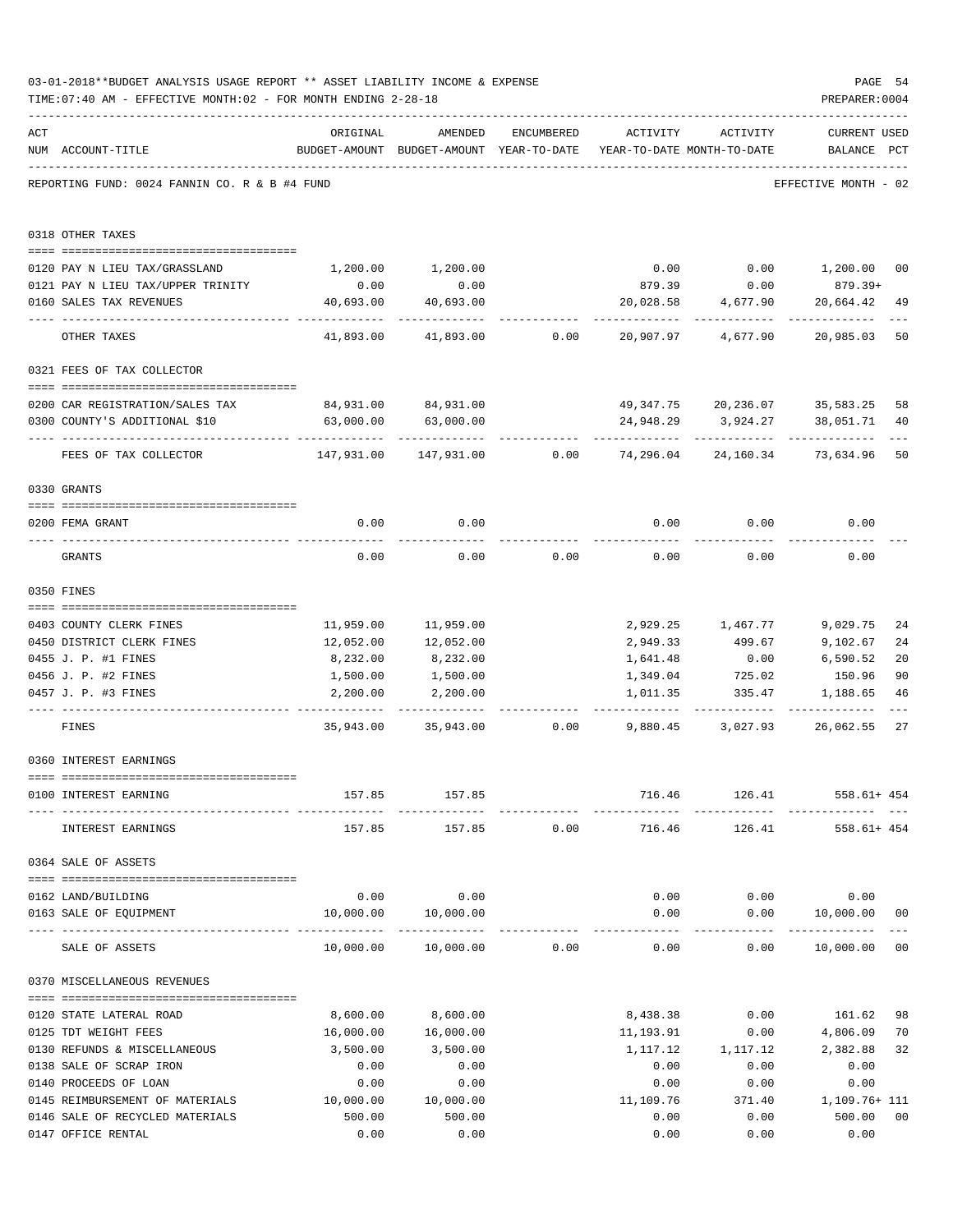03-01-2018**BUDGET ANALYSIS USAGE REPORT ** ASSET LIABILITY INCOME & EXPENSE

TIME:07:40 AM - EFFECTIVE MONTH:02 - FOR MONTH ENDING 2-28-18

PREPARER:0004

REPORTING FUND: 0024 FANNIN CO. R & B #4 FUND — EFFECTIVE MONTH - 02

| ACT NUM | ACCOUNT-TITLE | ORIGINAL BUDGET-AMOUNT | AMENDED BUDGET-AMOUNT | ENCUMBERED YEAR-TO-DATE | ACTIVITY YEAR-TO-DATE | ACTIVITY MONTH-TO-DATE | CURRENT USED BALANCE | PCT |
|---|---|---|---|---|---|---|---|---|
| | **0318 OTHER TAXES** | | | | | | | |
| 0120 | PAY N LIEU TAX/GRASSLAND | 1,200.00 | 1,200.00 | | 0.00 | 0.00 | 1,200.00 | 00 |
| 0121 | PAY N LIEU TAX/UPPER TRINITY | 0.00 | 0.00 | | 879.39 | 0.00 | 879.39+ | |
| 0160 | SALES TAX REVENUES | 40,693.00 | 40,693.00 | | 20,028.58 | 4,677.90 | 20,664.42 | 49 |
| | OTHER TAXES | 41,893.00 | 41,893.00 | 0.00 | 20,907.97 | 4,677.90 | 20,985.03 | 50 |
| | **0321 FEES OF TAX COLLECTOR** | | | | | | | |
| 0200 | CAR REGISTRATION/SALES TAX | 84,931.00 | 84,931.00 | | 49,347.75 | 20,236.07 | 35,583.25 | 58 |
| 0300 | COUNTY'S ADDITIONAL $10 | 63,000.00 | 63,000.00 | | 24,948.29 | 3,924.27 | 38,051.71 | 40 |
| | FEES OF TAX COLLECTOR | 147,931.00 | 147,931.00 | 0.00 | 74,296.04 | 24,160.34 | 73,634.96 | 50 |
| | **0330 GRANTS** | | | | | | | |
| 0200 | FEMA GRANT | 0.00 | 0.00 | | 0.00 | 0.00 | 0.00 | |
| | GRANTS | 0.00 | 0.00 | 0.00 | 0.00 | 0.00 | 0.00 | |
| | **0350 FINES** | | | | | | | |
| 0403 | COUNTY CLERK FINES | 11,959.00 | 11,959.00 | | 2,929.25 | 1,467.77 | 9,029.75 | 24 |
| 0450 | DISTRICT CLERK FINES | 12,052.00 | 12,052.00 | | 2,949.33 | 499.67 | 9,102.67 | 24 |
| 0455 | J. P. #1 FINES | 8,232.00 | 8,232.00 | | 1,641.48 | 0.00 | 6,590.52 | 20 |
| 0456 | J. P. #2 FINES | 1,500.00 | 1,500.00 | | 1,349.04 | 725.02 | 150.96 | 90 |
| 0457 | J. P. #3 FINES | 2,200.00 | 2,200.00 | | 1,011.35 | 335.47 | 1,188.65 | 46 |
| | FINES | 35,943.00 | 35,943.00 | 0.00 | 9,880.45 | 3,027.93 | 26,062.55 | 27 |
| | **0360 INTEREST EARNINGS** | | | | | | | |
| 0100 | INTEREST EARNING | 157.85 | 157.85 | | 716.46 | 126.41 | 558.61+ | 454 |
| | INTEREST EARNINGS | 157.85 | 157.85 | 0.00 | 716.46 | 126.41 | 558.61+ | 454 |
| | **0364 SALE OF ASSETS** | | | | | | | |
| 0162 | LAND/BUILDING | 0.00 | 0.00 | | 0.00 | 0.00 | 0.00 | |
| 0163 | SALE OF EQUIPMENT | 10,000.00 | 10,000.00 | | 0.00 | 0.00 | 10,000.00 | 00 |
| | SALE OF ASSETS | 10,000.00 | 10,000.00 | 0.00 | 0.00 | 0.00 | 10,000.00 | 00 |
| | **0370 MISCELLANEOUS REVENUES** | | | | | | | |
| 0120 | STATE LATERAL ROAD | 8,600.00 | 8,600.00 | | 8,438.38 | 0.00 | 161.62 | 98 |
| 0125 | TDT WEIGHT FEES | 16,000.00 | 16,000.00 | | 11,193.91 | 0.00 | 4,806.09 | 70 |
| 0130 | REFUNDS & MISCELLANEOUS | 3,500.00 | 3,500.00 | | 1,117.12 | 1,117.12 | 2,382.88 | 32 |
| 0138 | SALE OF SCRAP IRON | 0.00 | 0.00 | | 0.00 | 0.00 | 0.00 | |
| 0140 | PROCEEDS OF LOAN | 0.00 | 0.00 | | 0.00 | 0.00 | 0.00 | |
| 0145 | REIMBURSEMENT OF MATERIALS | 10,000.00 | 10,000.00 | | 11,109.76 | 371.40 | 1,109.76+ | 111 |
| 0146 | SALE OF RECYCLED MATERIALS | 500.00 | 500.00 | | 0.00 | 0.00 | 500.00 | 00 |
| 0147 | OFFICE RENTAL | 0.00 | 0.00 | | 0.00 | 0.00 | 0.00 | |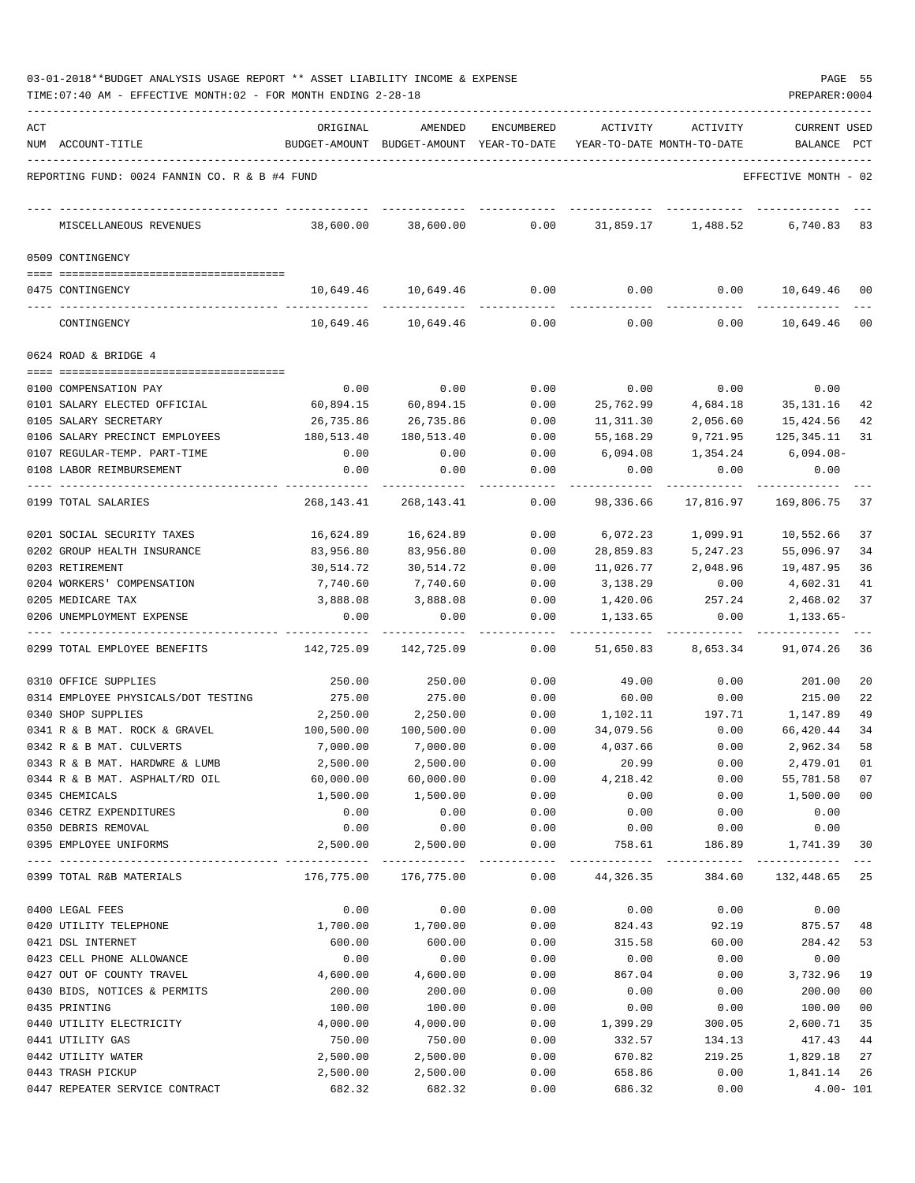03-01-2018**BUDGET ANALYSIS USAGE REPORT ** ASSET LIABILITY INCOME & EXPENSE

TIME:07:40 AM - EFFECTIVE MONTH:02 - FOR MONTH ENDING 2-28-18

PREPARER:0004

REPORTING FUND: 0024 FANNIN CO. R & B #4 FUND — EFFECTIVE MONTH - 02

| ACT NUM | ACCOUNT-TITLE | ORIGINAL BUDGET-AMOUNT | AMENDED BUDGET-AMOUNT | ENCUMBERED YEAR-TO-DATE | ACTIVITY YEAR-TO-DATE | ACTIVITY MONTH-TO-DATE | CURRENT BALANCE | USED PCT |
|---|---|---|---|---|---|---|---|---|
| | MISCELLANEOUS REVENUES | 38,600.00 | 38,600.00 | 0.00 | 31,859.17 | 1,488.52 | 6,740.83 | 83 |
| | **0509 CONTINGENCY** | | | | | | | |
| 0475 | CONTINGENCY | 10,649.46 | 10,649.46 | 0.00 | 0.00 | 0.00 | 10,649.46 | 00 |
| | CONTINGENCY | 10,649.46 | 10,649.46 | 0.00 | 0.00 | 0.00 | 10,649.46 | 00 |
| | **0624 ROAD & BRIDGE 4** | | | | | | | |
| 0100 | COMPENSATION PAY | 0.00 | 0.00 | 0.00 | 0.00 | 0.00 | 0.00 | |
| 0101 | SALARY ELECTED OFFICIAL | 60,894.15 | 60,894.15 | 0.00 | 25,762.99 | 4,684.18 | 35,131.16 | 42 |
| 0105 | SALARY SECRETARY | 26,735.86 | 26,735.86 | 0.00 | 11,311.30 | 2,056.60 | 15,424.56 | 42 |
| 0106 | SALARY PRECINCT EMPLOYEES | 180,513.40 | 180,513.40 | 0.00 | 55,168.29 | 9,721.95 | 125,345.11 | 31 |
| 0107 | REGULAR-TEMP. PART-TIME | 0.00 | 0.00 | 0.00 | 6,094.08 | 1,354.24 | 6,094.08- | |
| 0108 | LABOR REIMBURSEMENT | 0.00 | 0.00 | 0.00 | 0.00 | 0.00 | 0.00 | |
| 0199 | TOTAL SALARIES | 268,143.41 | 268,143.41 | 0.00 | 98,336.66 | 17,816.97 | 169,806.75 | 37 |
| 0201 | SOCIAL SECURITY TAXES | 16,624.89 | 16,624.89 | 0.00 | 6,072.23 | 1,099.91 | 10,552.66 | 37 |
| 0202 | GROUP HEALTH INSURANCE | 83,956.80 | 83,956.80 | 0.00 | 28,859.83 | 5,247.23 | 55,096.97 | 34 |
| 0203 | RETIREMENT | 30,514.72 | 30,514.72 | 0.00 | 11,026.77 | 2,048.96 | 19,487.95 | 36 |
| 0204 | WORKERS' COMPENSATION | 7,740.60 | 7,740.60 | 0.00 | 3,138.29 | 0.00 | 4,602.31 | 41 |
| 0205 | MEDICARE TAX | 3,888.08 | 3,888.08 | 0.00 | 1,420.06 | 257.24 | 2,468.02 | 37 |
| 0206 | UNEMPLOYMENT EXPENSE | 0.00 | 0.00 | 0.00 | 1,133.65 | 0.00 | 1,133.65- | |
| 0299 | TOTAL EMPLOYEE BENEFITS | 142,725.09 | 142,725.09 | 0.00 | 51,650.83 | 8,653.34 | 91,074.26 | 36 |
| 0310 | OFFICE SUPPLIES | 250.00 | 250.00 | 0.00 | 49.00 | 0.00 | 201.00 | 20 |
| 0314 | EMPLOYEE PHYSICALS/DOT TESTING | 275.00 | 275.00 | 0.00 | 60.00 | 0.00 | 215.00 | 22 |
| 0340 | SHOP SUPPLIES | 2,250.00 | 2,250.00 | 0.00 | 1,102.11 | 197.71 | 1,147.89 | 49 |
| 0341 | R & B MAT. ROCK & GRAVEL | 100,500.00 | 100,500.00 | 0.00 | 34,079.56 | 0.00 | 66,420.44 | 34 |
| 0342 | R & B MAT. CULVERTS | 7,000.00 | 7,000.00 | 0.00 | 4,037.66 | 0.00 | 2,962.34 | 58 |
| 0343 | R & B MAT. HARDWRE & LUMB | 2,500.00 | 2,500.00 | 0.00 | 20.99 | 0.00 | 2,479.01 | 01 |
| 0344 | R & B MAT. ASPHALT/RD OIL | 60,000.00 | 60,000.00 | 0.00 | 4,218.42 | 0.00 | 55,781.58 | 07 |
| 0345 | CHEMICALS | 1,500.00 | 1,500.00 | 0.00 | 0.00 | 0.00 | 1,500.00 | 00 |
| 0346 | CETRZ EXPENDITURES | 0.00 | 0.00 | 0.00 | 0.00 | 0.00 | 0.00 | |
| 0350 | DEBRIS REMOVAL | 0.00 | 0.00 | 0.00 | 0.00 | 0.00 | 0.00 | |
| 0395 | EMPLOYEE UNIFORMS | 2,500.00 | 2,500.00 | 0.00 | 758.61 | 186.89 | 1,741.39 | 30 |
| 0399 | TOTAL R&B MATERIALS | 176,775.00 | 176,775.00 | 0.00 | 44,326.35 | 384.60 | 132,448.65 | 25 |
| 0400 | LEGAL FEES | 0.00 | 0.00 | 0.00 | 0.00 | 0.00 | 0.00 | |
| 0420 | UTILITY TELEPHONE | 1,700.00 | 1,700.00 | 0.00 | 824.43 | 92.19 | 875.57 | 48 |
| 0421 | DSL INTERNET | 600.00 | 600.00 | 0.00 | 315.58 | 60.00 | 284.42 | 53 |
| 0423 | CELL PHONE ALLOWANCE | 0.00 | 0.00 | 0.00 | 0.00 | 0.00 | 0.00 | |
| 0427 | OUT OF COUNTY TRAVEL | 4,600.00 | 4,600.00 | 0.00 | 867.04 | 0.00 | 3,732.96 | 19 |
| 0430 | BIDS, NOTICES & PERMITS | 200.00 | 200.00 | 0.00 | 0.00 | 0.00 | 200.00 | 00 |
| 0435 | PRINTING | 100.00 | 100.00 | 0.00 | 0.00 | 0.00 | 100.00 | 00 |
| 0440 | UTILITY ELECTRICITY | 4,000.00 | 4,000.00 | 0.00 | 1,399.29 | 300.05 | 2,600.71 | 35 |
| 0441 | UTILITY GAS | 750.00 | 750.00 | 0.00 | 332.57 | 134.13 | 417.43 | 44 |
| 0442 | UTILITY WATER | 2,500.00 | 2,500.00 | 0.00 | 670.82 | 219.25 | 1,829.18 | 27 |
| 0443 | TRASH PICKUP | 2,500.00 | 2,500.00 | 0.00 | 658.86 | 0.00 | 1,841.14 | 26 |
| 0447 | REPEATER SERVICE CONTRACT | 682.32 | 682.32 | 0.00 | 686.32 | 0.00 | 4.00- | 101 |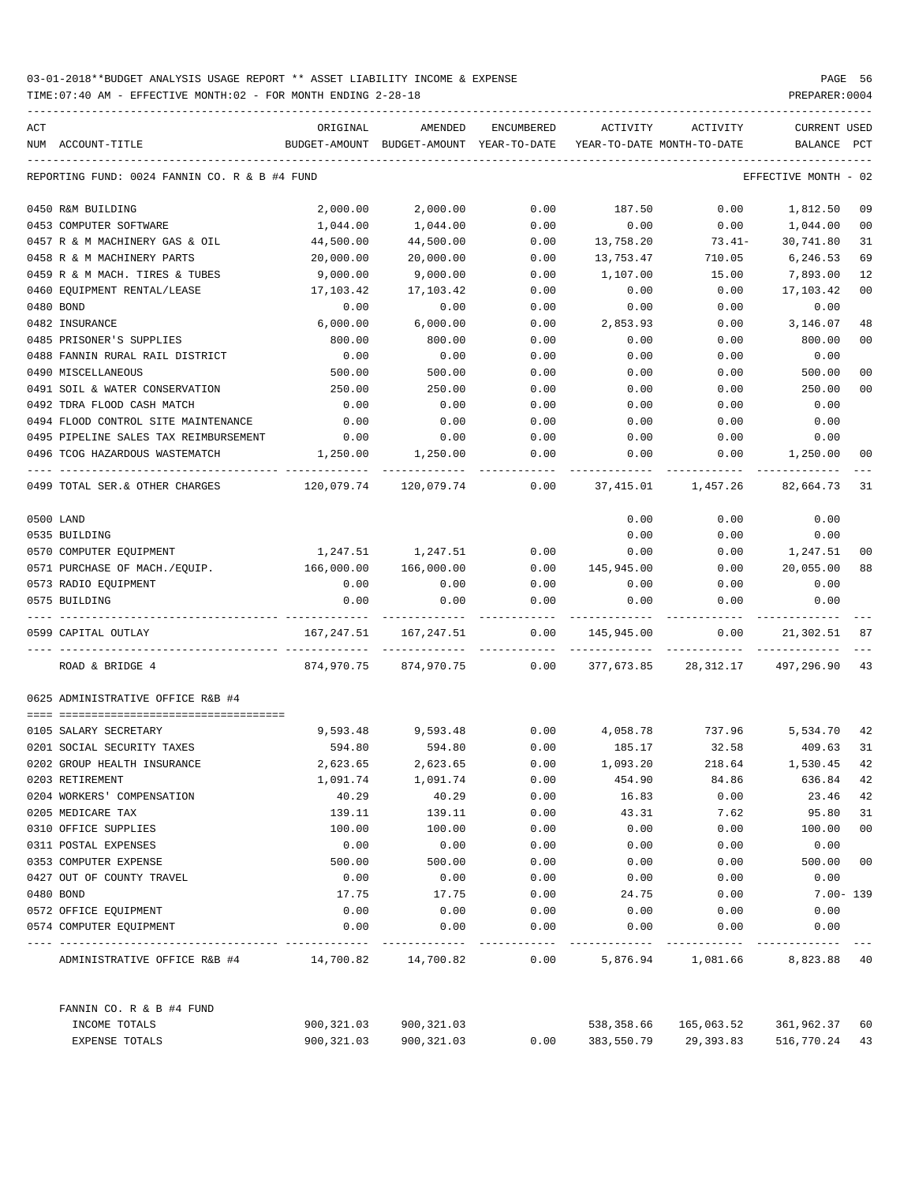03-01-2018**BUDGET ANALYSIS USAGE REPORT ** ASSET LIABILITY INCOME & EXPENSE

TIME:07:40 AM - EFFECTIVE MONTH:02 - FOR MONTH ENDING 2-28-18

PREPARER:0004

REPORTING FUND: 0024 FANNIN CO. R & B #4 FUND — EFFECTIVE MONTH - 02

| ACT NUM | ACCOUNT-TITLE | ORIGINAL BUDGET-AMOUNT | AMENDED BUDGET-AMOUNT | ENCUMBERED YEAR-TO-DATE | ACTIVITY YEAR-TO-DATE | ACTIVITY MONTH-TO-DATE | CURRENT BALANCE | USED PCT |
|---|---|---|---|---|---|---|---|---|
| 0450 | R&M BUILDING | 2,000.00 | 2,000.00 | 0.00 | 187.50 | 0.00 | 1,812.50 | 09 |
| 0453 | COMPUTER SOFTWARE | 1,044.00 | 1,044.00 | 0.00 | 0.00 | 0.00 | 1,044.00 | 00 |
| 0457 | R & M MACHINERY GAS & OIL | 44,500.00 | 44,500.00 | 0.00 | 13,758.20 | 73.41- | 30,741.80 | 31 |
| 0458 | R & M MACHINERY PARTS | 20,000.00 | 20,000.00 | 0.00 | 13,753.47 | 710.05 | 6,246.53 | 69 |
| 0459 | R & M MACH. TIRES & TUBES | 9,000.00 | 9,000.00 | 0.00 | 1,107.00 | 15.00 | 7,893.00 | 12 |
| 0460 | EQUIPMENT RENTAL/LEASE | 17,103.42 | 17,103.42 | 0.00 | 0.00 | 0.00 | 17,103.42 | 00 |
| 0480 | BOND | 0.00 | 0.00 | 0.00 | 0.00 | 0.00 | 0.00 | |
| 0482 | INSURANCE | 6,000.00 | 6,000.00 | 0.00 | 2,853.93 | 0.00 | 3,146.07 | 48 |
| 0485 | PRISONER'S SUPPLIES | 800.00 | 800.00 | 0.00 | 0.00 | 0.00 | 800.00 | 00 |
| 0488 | FANNIN RURAL RAIL DISTRICT | 0.00 | 0.00 | 0.00 | 0.00 | 0.00 | 0.00 | |
| 0490 | MISCELLANEOUS | 500.00 | 500.00 | 0.00 | 0.00 | 0.00 | 500.00 | 00 |
| 0491 | SOIL & WATER CONSERVATION | 250.00 | 250.00 | 0.00 | 0.00 | 0.00 | 250.00 | 00 |
| 0492 | TDRA FLOOD CASH MATCH | 0.00 | 0.00 | 0.00 | 0.00 | 0.00 | 0.00 | |
| 0494 | FLOOD CONTROL SITE MAINTENANCE | 0.00 | 0.00 | 0.00 | 0.00 | 0.00 | 0.00 | |
| 0495 | PIPELINE SALES TAX REIMBURSEMENT | 0.00 | 0.00 | 0.00 | 0.00 | 0.00 | 0.00 | |
| 0496 | TCOG HAZARDOUS WASTEMATCH | 1,250.00 | 1,250.00 | 0.00 | 0.00 | 0.00 | 1,250.00 | 00 |
| 0499 | TOTAL SER.& OTHER CHARGES | 120,079.74 | 120,079.74 | 0.00 | 37,415.01 | 1,457.26 | 82,664.73 | 31 |
| 0500 | LAND | | | | 0.00 | 0.00 | 0.00 | |
| 0535 | BUILDING | | | | 0.00 | 0.00 | 0.00 | |
| 0570 | COMPUTER EQUIPMENT | 1,247.51 | 1,247.51 | 0.00 | 0.00 | 0.00 | 1,247.51 | 00 |
| 0571 | PURCHASE OF MACH./EQUIP. | 166,000.00 | 166,000.00 | 0.00 | 145,945.00 | 0.00 | 20,055.00 | 88 |
| 0573 | RADIO EQUIPMENT | 0.00 | 0.00 | 0.00 | 0.00 | 0.00 | 0.00 | |
| 0575 | BUILDING | 0.00 | 0.00 | 0.00 | 0.00 | 0.00 | 0.00 | |
| 0599 | CAPITAL OUTLAY | 167,247.51 | 167,247.51 | 0.00 | 145,945.00 | 0.00 | 21,302.51 | 87 |
| | ROAD & BRIDGE 4 | 874,970.75 | 874,970.75 | 0.00 | 377,673.85 | 28,312.17 | 497,296.90 | 43 |

0625 ADMINISTRATIVE OFFICE R&B #4

| ACT NUM | ACCOUNT-TITLE | ORIGINAL BUDGET-AMOUNT | AMENDED BUDGET-AMOUNT | ENCUMBERED YEAR-TO-DATE | ACTIVITY YEAR-TO-DATE | ACTIVITY MONTH-TO-DATE | CURRENT BALANCE | USED PCT |
|---|---|---|---|---|---|---|---|---|
| 0105 | SALARY SECRETARY | 9,593.48 | 9,593.48 | 0.00 | 4,058.78 | 737.96 | 5,534.70 | 42 |
| 0201 | SOCIAL SECURITY TAXES | 594.80 | 594.80 | 0.00 | 185.17 | 32.58 | 409.63 | 31 |
| 0202 | GROUP HEALTH INSURANCE | 2,623.65 | 2,623.65 | 0.00 | 1,093.20 | 218.64 | 1,530.45 | 42 |
| 0203 | RETIREMENT | 1,091.74 | 1,091.74 | 0.00 | 454.90 | 84.86 | 636.84 | 42 |
| 0204 | WORKERS' COMPENSATION | 40.29 | 40.29 | 0.00 | 16.83 | 0.00 | 23.46 | 42 |
| 0205 | MEDICARE TAX | 139.11 | 139.11 | 0.00 | 43.31 | 7.62 | 95.80 | 31 |
| 0310 | OFFICE SUPPLIES | 100.00 | 100.00 | 0.00 | 0.00 | 0.00 | 100.00 | 00 |
| 0311 | POSTAL EXPENSES | 0.00 | 0.00 | 0.00 | 0.00 | 0.00 | 0.00 | |
| 0353 | COMPUTER EXPENSE | 500.00 | 500.00 | 0.00 | 0.00 | 0.00 | 500.00 | 00 |
| 0427 | OUT OF COUNTY TRAVEL | 0.00 | 0.00 | 0.00 | 0.00 | 0.00 | 0.00 | |
| 0480 | BOND | 17.75 | 17.75 | 0.00 | 24.75 | 0.00 | 7.00- | 139 |
| 0572 | OFFICE EQUIPMENT | 0.00 | 0.00 | 0.00 | 0.00 | 0.00 | 0.00 | |
| 0574 | COMPUTER EQUIPMENT | 0.00 | 0.00 | 0.00 | 0.00 | 0.00 | 0.00 | |
| | ADMINISTRATIVE OFFICE R&B #4 | 14,700.82 | 14,700.82 | 0.00 | 5,876.94 | 1,081.66 | 8,823.88 | 40 |

FANNIN CO. R & B #4 FUND

| | ORIGINAL BUDGET-AMOUNT | AMENDED BUDGET-AMOUNT | ENCUMBERED YEAR-TO-DATE | ACTIVITY YEAR-TO-DATE | ACTIVITY MONTH-TO-DATE | CURRENT BALANCE | USED PCT |
|---|---|---|---|---|---|---|---|
| INCOME TOTALS | 900,321.03 | 900,321.03 | | 538,358.66 | 165,063.52 | 361,962.37 | 60 |
| EXPENSE TOTALS | 900,321.03 | 900,321.03 | 0.00 | 383,550.79 | 29,393.83 | 516,770.24 | 43 |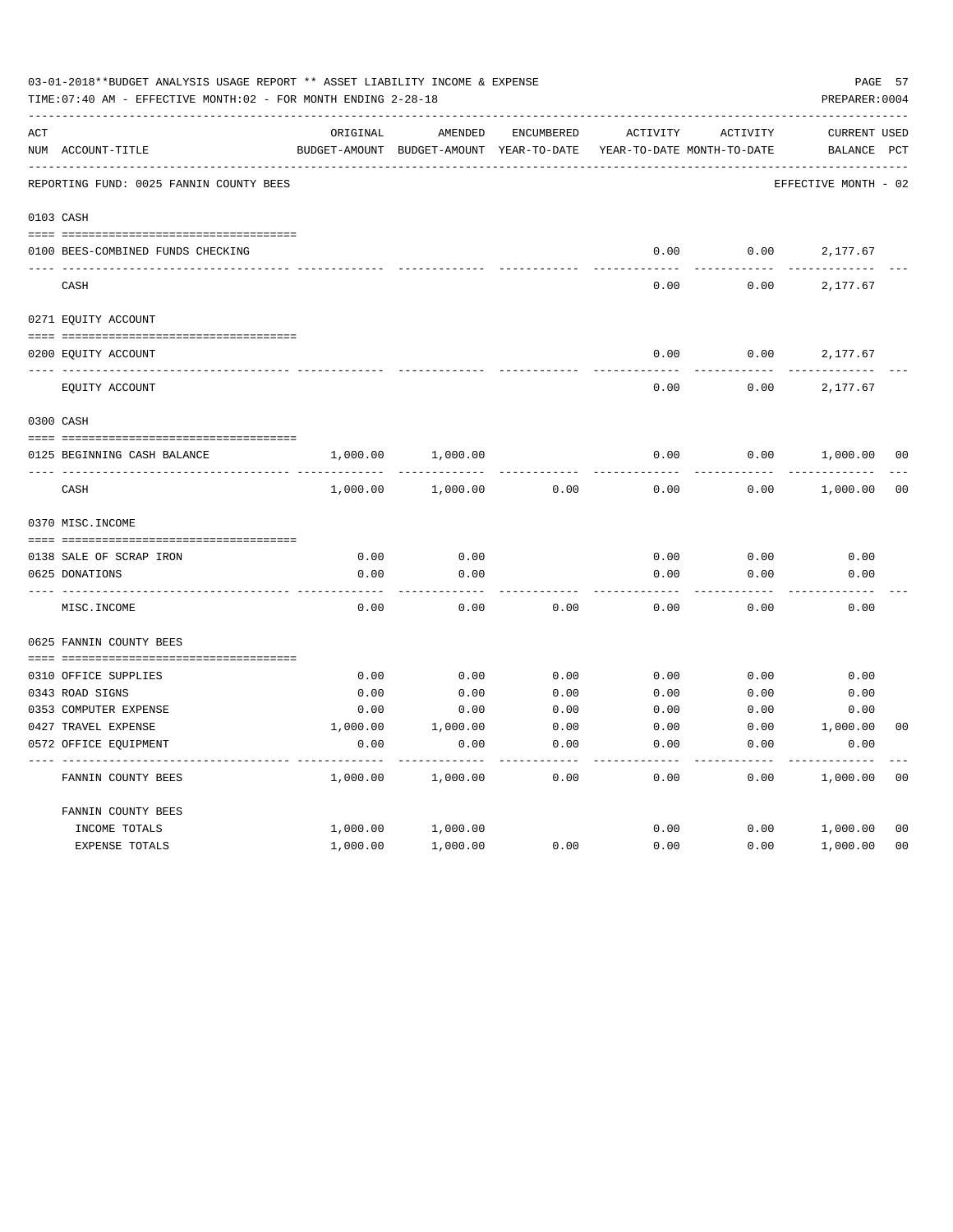03-01-2018**BUDGET ANALYSIS USAGE REPORT ** ASSET LIABILITY INCOME & EXPENSE

TIME:07:40 AM - EFFECTIVE MONTH:02 - FOR MONTH ENDING 2-28-18

PREPARER:0004

REPORTING FUND: 0025 FANNIN COUNTY BEES — EFFECTIVE MONTH - 02

| ACT NUM | ACCOUNT-TITLE | ORIGINAL BUDGET-AMOUNT | AMENDED BUDGET-AMOUNT | ENCUMBERED YEAR-TO-DATE | ACTIVITY YEAR-TO-DATE | ACTIVITY MONTH-TO-DATE | CURRENT BALANCE | USED PCT |
|---|---|---|---|---|---|---|---|---|
| **0103** | **CASH** | | | | | | | |
| 0100 | BEES-COMBINED FUNDS CHECKING | | | | 0.00 | 0.00 | 2,177.67 | |
| | CASH | | | | 0.00 | 0.00 | 2,177.67 | |
| **0271** | **EQUITY ACCOUNT** | | | | | | | |
| 0200 | EQUITY ACCOUNT | | | | 0.00 | 0.00 | 2,177.67 | |
| | EQUITY ACCOUNT | | | | 0.00 | 0.00 | 2,177.67 | |
| **0300** | **CASH** | | | | | | | |
| 0125 | BEGINNING CASH BALANCE | 1,000.00 | 1,000.00 | | 0.00 | 0.00 | 1,000.00 | 00 |
| | CASH | 1,000.00 | 1,000.00 | 0.00 | 0.00 | 0.00 | 1,000.00 | 00 |
| **0370** | **MISC.INCOME** | | | | | | | |
| 0138 | SALE OF SCRAP IRON | 0.00 | 0.00 | | 0.00 | 0.00 | 0.00 | |
| 0625 | DONATIONS | 0.00 | 0.00 | | 0.00 | 0.00 | 0.00 | |
| | MISC.INCOME | 0.00 | 0.00 | 0.00 | 0.00 | 0.00 | 0.00 | |
| **0625** | **FANNIN COUNTY BEES** | | | | | | | |
| 0310 | OFFICE SUPPLIES | 0.00 | 0.00 | 0.00 | 0.00 | 0.00 | 0.00 | |
| 0343 | ROAD SIGNS | 0.00 | 0.00 | 0.00 | 0.00 | 0.00 | 0.00 | |
| 0353 | COMPUTER EXPENSE | 0.00 | 0.00 | 0.00 | 0.00 | 0.00 | 0.00 | |
| 0427 | TRAVEL EXPENSE | 1,000.00 | 1,000.00 | 0.00 | 0.00 | 0.00 | 1,000.00 | 00 |
| 0572 | OFFICE EQUIPMENT | 0.00 | 0.00 | 0.00 | 0.00 | 0.00 | 0.00 | |
| | FANNIN COUNTY BEES | 1,000.00 | 1,000.00 | 0.00 | 0.00 | 0.00 | 1,000.00 | 00 |
| | FANNIN COUNTY BEES | | | | | | | |
| | INCOME TOTALS | 1,000.00 | 1,000.00 | | 0.00 | 0.00 | 1,000.00 | 00 |
| | EXPENSE TOTALS | 1,000.00 | 1,000.00 | 0.00 | 0.00 | 0.00 | 1,000.00 | 00 |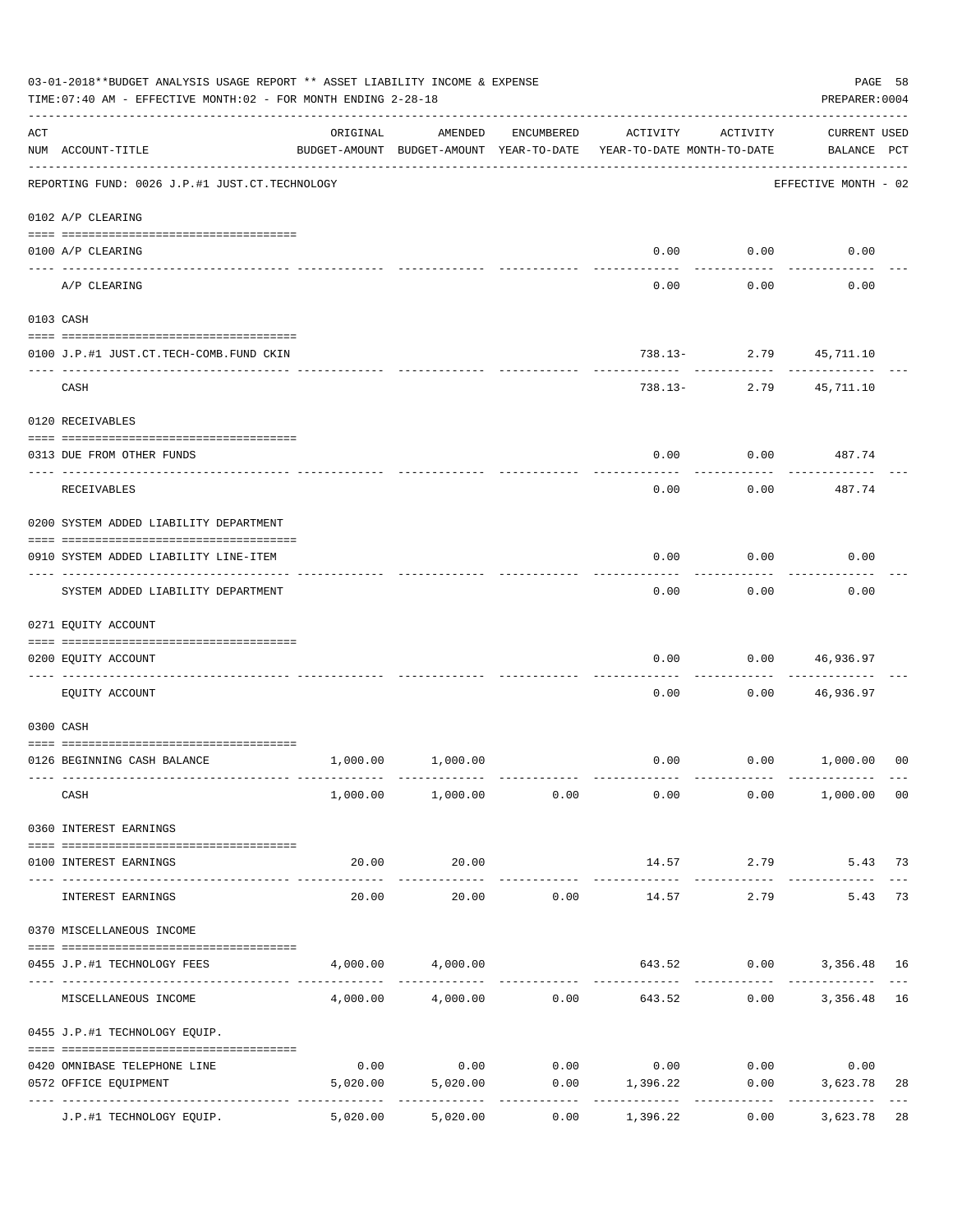03-01-2018**BUDGET ANALYSIS USAGE REPORT ** ASSET LIABILITY INCOME & EXPENSE

TIME:07:40 AM - EFFECTIVE MONTH:02 - FOR MONTH ENDING 2-28-18

PREPARER:0004

| ACT NUM | ACCOUNT-TITLE | ORIGINAL BUDGET-AMOUNT | AMENDED BUDGET-AMOUNT | ENCUMBERED YEAR-TO-DATE | ACTIVITY YEAR-TO-DATE | ACTIVITY MONTH-TO-DATE | CURRENT USED BALANCE | PCT |
|---|---|---|---|---|---|---|---|---|
| | REPORTING FUND: 0026 J.P.#1 JUST.CT.TECHNOLOGY | | | | | | EFFECTIVE MONTH - 02 | |
| | 0102 A/P CLEARING | | | | | | | |
| 0100 | A/P CLEARING | | | | 0.00 | 0.00 | 0.00 | |
| | A/P CLEARING | | | | 0.00 | 0.00 | 0.00 | |
| | 0103 CASH | | | | | | | |
| 0100 | J.P.#1 JUST.CT.TECH-COMB.FUND CKIN | | | | 738.13- | 2.79 | 45,711.10 | |
| | CASH | | | | 738.13- | 2.79 | 45,711.10 | |
| | 0120 RECEIVABLES | | | | | | | |
| 0313 | DUE FROM OTHER FUNDS | | | | 0.00 | 0.00 | 487.74 | |
| | RECEIVABLES | | | | 0.00 | 0.00 | 487.74 | |
| | 0200 SYSTEM ADDED LIABILITY DEPARTMENT | | | | | | | |
| 0910 | SYSTEM ADDED LIABILITY LINE-ITEM | | | | 0.00 | 0.00 | 0.00 | |
| | SYSTEM ADDED LIABILITY DEPARTMENT | | | | 0.00 | 0.00 | 0.00 | |
| | 0271 EQUITY ACCOUNT | | | | | | | |
| 0200 | EQUITY ACCOUNT | | | | 0.00 | 0.00 | 46,936.97 | |
| | EQUITY ACCOUNT | | | | 0.00 | 0.00 | 46,936.97 | |
| | 0300 CASH | | | | | | | |
| 0126 | BEGINNING CASH BALANCE | 1,000.00 | 1,000.00 | | 0.00 | 0.00 | 1,000.00 | 00 |
| | CASH | 1,000.00 | 1,000.00 | 0.00 | 0.00 | 0.00 | 1,000.00 | 00 |
| | 0360 INTEREST EARNINGS | | | | | | | |
| 0100 | INTEREST EARNINGS | 20.00 | 20.00 | | 14.57 | 2.79 | 5.43 | 73 |
| | INTEREST EARNINGS | 20.00 | 20.00 | 0.00 | 14.57 | 2.79 | 5.43 | 73 |
| | 0370 MISCELLANEOUS INCOME | | | | | | | |
| 0455 | J.P.#1 TECHNOLOGY FEES | 4,000.00 | 4,000.00 | | 643.52 | 0.00 | 3,356.48 | 16 |
| | MISCELLANEOUS INCOME | 4,000.00 | 4,000.00 | 0.00 | 643.52 | 0.00 | 3,356.48 | 16 |
| | 0455 J.P.#1 TECHNOLOGY EQUIP. | | | | | | | |
| 0420 | OMNIBASE TELEPHONE LINE | 0.00 | 0.00 | 0.00 | 0.00 | 0.00 | 0.00 | |
| 0572 | OFFICE EQUIPMENT | 5,020.00 | 5,020.00 | 0.00 | 1,396.22 | 0.00 | 3,623.78 | 28 |
| | J.P.#1 TECHNOLOGY EQUIP. | 5,020.00 | 5,020.00 | 0.00 | 1,396.22 | 0.00 | 3,623.78 | 28 |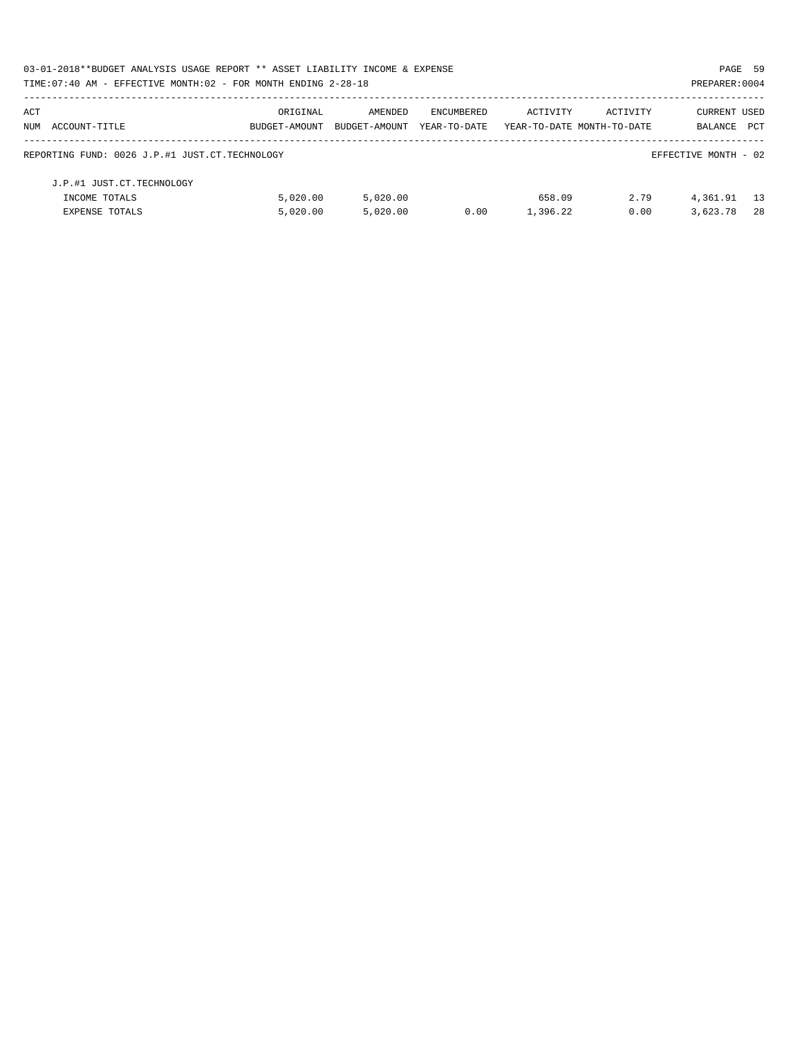03-01-2018**BUDGET ANALYSIS USAGE REPORT ** ASSET LIABILITY INCOME & EXPENSE

TIME:07:40 AM - EFFECTIVE MONTH:02 - FOR MONTH ENDING 2-28-18

PREPARER:0004

| ACT NUM | ACCOUNT-TITLE | ORIGINAL BUDGET-AMOUNT | AMENDED BUDGET-AMOUNT | ENCUMBERED YEAR-TO-DATE | ACTIVITY YEAR-TO-DATE | ACTIVITY MONTH-TO-DATE | CURRENT BALANCE | USED PCT |
|---|---|---|---|---|---|---|---|---|
| | REPORTING FUND: 0026 J.P.#1 JUST.CT.TECHNOLOGY | | | | | | EFFECTIVE MONTH - 02 | |
| | J.P.#1 JUST.CT.TECHNOLOGY | | | | | | | |
| | INCOME TOTALS | 5,020.00 | 5,020.00 | | 658.09 | 2.79 | 4,361.91 | 13 |
| | EXPENSE TOTALS | 5,020.00 | 5,020.00 | 0.00 | 1,396.22 | 0.00 | 3,623.78 | 28 |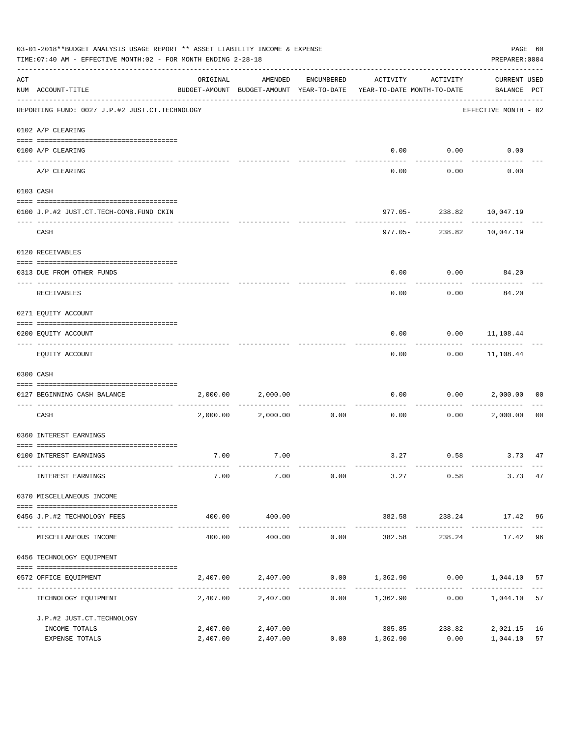03-01-2018**BUDGET ANALYSIS USAGE REPORT ** ASSET LIABILITY INCOME & EXPENSE

TIME:07:40 AM - EFFECTIVE MONTH:02 - FOR MONTH ENDING 2-28-18

PREPARER:0004

| ACT NUM | ACCOUNT-TITLE | ORIGINAL BUDGET-AMOUNT | AMENDED BUDGET-AMOUNT | ENCUMBERED YEAR-TO-DATE | ACTIVITY YEAR-TO-DATE | ACTIVITY MONTH-TO-DATE | CURRENT BALANCE | USED PCT |
|---|---|---|---|---|---|---|---|---|
| | REPORTING FUND: 0027 J.P.#2 JUST.CT.TECHNOLOGY | | | | | | EFFECTIVE MONTH - 02 | |
| | 0102 A/P CLEARING | | | | | | | |
| 0100 | A/P CLEARING | | | | 0.00 | 0.00 | 0.00 | |
| | A/P CLEARING | | | | 0.00 | 0.00 | 0.00 | |
| | 0103 CASH | | | | | | | |
| 0100 | J.P.#2 JUST.CT.TECH-COMB.FUND CKIN | | | | 977.05- | 238.82 | 10,047.19 | |
| | CASH | | | | 977.05- | 238.82 | 10,047.19 | |
| | 0120 RECEIVABLES | | | | | | | |
| 0313 | DUE FROM OTHER FUNDS | | | | 0.00 | 0.00 | 84.20 | |
| | RECEIVABLES | | | | 0.00 | 0.00 | 84.20 | |
| | 0271 EQUITY ACCOUNT | | | | | | | |
| 0200 | EQUITY ACCOUNT | | | | 0.00 | 0.00 | 11,108.44 | |
| | EQUITY ACCOUNT | | | | 0.00 | 0.00 | 11,108.44 | |
| | 0300 CASH | | | | | | | |
| 0127 | BEGINNING CASH BALANCE | 2,000.00 | 2,000.00 | | 0.00 | 0.00 | 2,000.00 | 00 |
| | CASH | 2,000.00 | 2,000.00 | 0.00 | 0.00 | 0.00 | 2,000.00 | 00 |
| | 0360 INTEREST EARNINGS | | | | | | | |
| 0100 | INTEREST EARNINGS | 7.00 | 7.00 | | 3.27 | 0.58 | 3.73 | 47 |
| | INTEREST EARNINGS | 7.00 | 7.00 | 0.00 | 3.27 | 0.58 | 3.73 | 47 |
| | 0370 MISCELLANEOUS INCOME | | | | | | | |
| 0456 | J.P.#2 TECHNOLOGY FEES | 400.00 | 400.00 | | 382.58 | 238.24 | 17.42 | 96 |
| | MISCELLANEOUS INCOME | 400.00 | 400.00 | 0.00 | 382.58 | 238.24 | 17.42 | 96 |
| | 0456 TECHNOLOGY EQUIPMENT | | | | | | | |
| 0572 | OFFICE EQUIPMENT | 2,407.00 | 2,407.00 | 0.00 | 1,362.90 | 0.00 | 1,044.10 | 57 |
| | TECHNOLOGY EQUIPMENT | 2,407.00 | 2,407.00 | 0.00 | 1,362.90 | 0.00 | 1,044.10 | 57 |
| | J.P.#2 JUST.CT.TECHNOLOGY | | | | | | | |
| | INCOME TOTALS | 2,407.00 | 2,407.00 | | 385.85 | 238.82 | 2,021.15 | 16 |
| | EXPENSE TOTALS | 2,407.00 | 2,407.00 | 0.00 | 1,362.90 | 0.00 | 1,044.10 | 57 |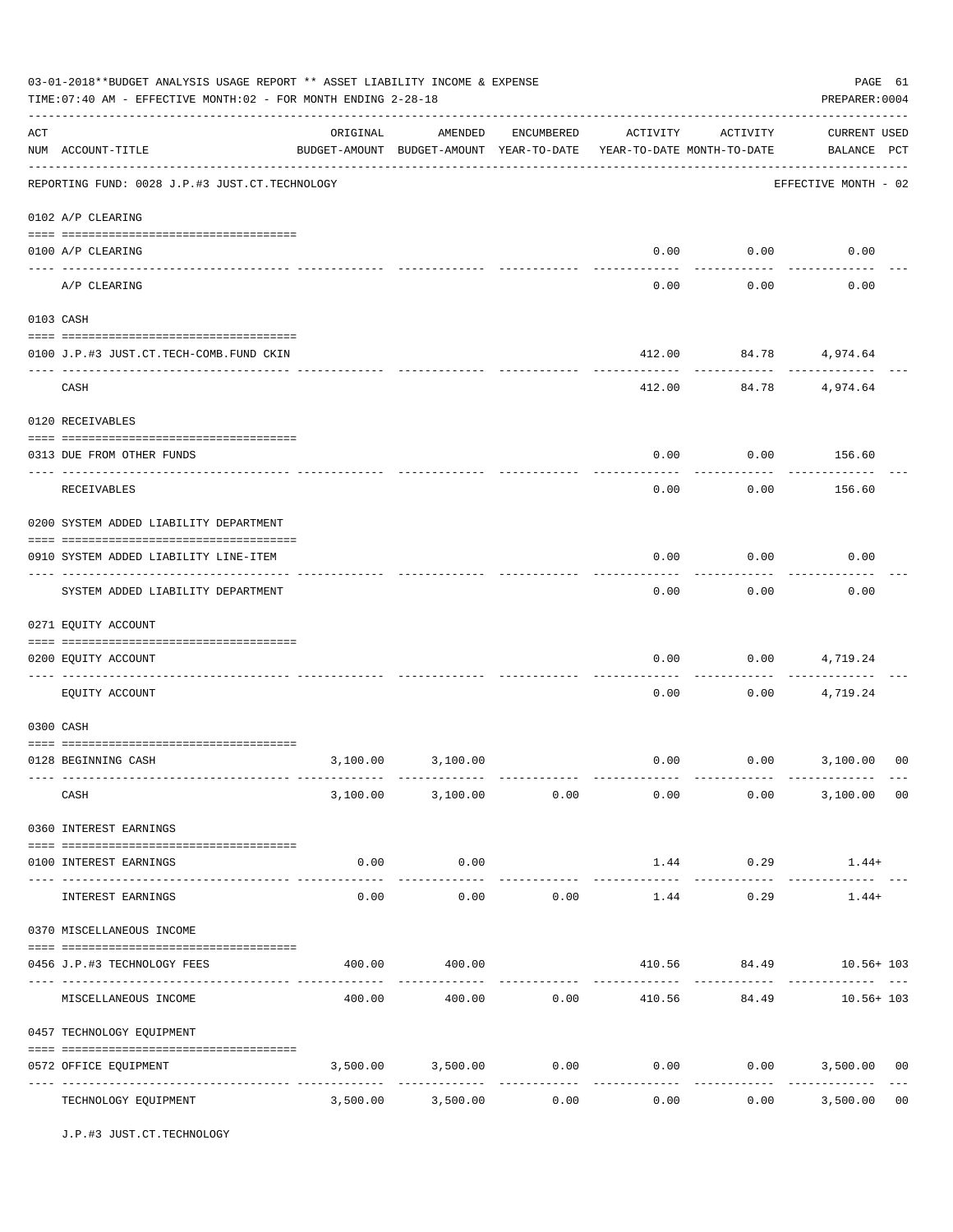03-01-2018**BUDGET ANALYSIS USAGE REPORT ** ASSET LIABILITY INCOME & EXPENSE

TIME:07:40 AM - EFFECTIVE MONTH:02 - FOR MONTH ENDING 2-28-18

PREPARER:0004

| ACT NUM | ACCOUNT-TITLE | ORIGINAL BUDGET-AMOUNT | AMENDED BUDGET-AMOUNT | ENCUMBERED YEAR-TO-DATE | ACTIVITY YEAR-TO-DATE | ACTIVITY MONTH-TO-DATE | CURRENT BALANCE | USED PCT |
|---|---|---|---|---|---|---|---|---|
| | REPORTING FUND: 0028 J.P.#3 JUST.CT.TECHNOLOGY | | | | | | EFFECTIVE MONTH - 02 | |
| | 0102 A/P CLEARING | | | | | | | |
| 0100 | A/P CLEARING | | | | 0.00 | 0.00 | 0.00 | |
| | A/P CLEARING | | | | 0.00 | 0.00 | 0.00 | |
| | 0103 CASH | | | | | | | |
| 0100 | J.P.#3 JUST.CT.TECH-COMB.FUND CKIN | | | | 412.00 | 84.78 | 4,974.64 | |
| | CASH | | | | 412.00 | 84.78 | 4,974.64 | |
| | 0120 RECEIVABLES | | | | | | | |
| 0313 | DUE FROM OTHER FUNDS | | | | 0.00 | 0.00 | 156.60 | |
| | RECEIVABLES | | | | 0.00 | 0.00 | 156.60 | |
| | 0200 SYSTEM ADDED LIABILITY DEPARTMENT | | | | | | | |
| 0910 | SYSTEM ADDED LIABILITY LINE-ITEM | | | | 0.00 | 0.00 | 0.00 | |
| | SYSTEM ADDED LIABILITY DEPARTMENT | | | | 0.00 | 0.00 | 0.00 | |
| | 0271 EQUITY ACCOUNT | | | | | | | |
| 0200 | EQUITY ACCOUNT | | | | 0.00 | 0.00 | 4,719.24 | |
| | EQUITY ACCOUNT | | | | 0.00 | 0.00 | 4,719.24 | |
| | 0300 CASH | | | | | | | |
| 0128 | BEGINNING CASH | 3,100.00 | 3,100.00 | | 0.00 | 0.00 | 3,100.00 | 00 |
| | CASH | 3,100.00 | 3,100.00 | 0.00 | 0.00 | 0.00 | 3,100.00 | 00 |
| | 0360 INTEREST EARNINGS | | | | | | | |
| 0100 | INTEREST EARNINGS | 0.00 | 0.00 | | 1.44 | 0.29 | 1.44+ | |
| | INTEREST EARNINGS | 0.00 | 0.00 | 0.00 | 1.44 | 0.29 | 1.44+ | |
| | 0370 MISCELLANEOUS INCOME | | | | | | | |
| 0456 | J.P.#3 TECHNOLOGY FEES | 400.00 | 400.00 | | 410.56 | 84.49 | 10.56+ | 103 |
| | MISCELLANEOUS INCOME | 400.00 | 400.00 | 0.00 | 410.56 | 84.49 | 10.56+ | 103 |
| | 0457 TECHNOLOGY EQUIPMENT | | | | | | | |
| 0572 | OFFICE EQUIPMENT | 3,500.00 | 3,500.00 | 0.00 | 0.00 | 0.00 | 3,500.00 | 00 |
| | TECHNOLOGY EQUIPMENT | 3,500.00 | 3,500.00 | 0.00 | 0.00 | 0.00 | 3,500.00 | 00 |

J.P.#3 JUST.CT.TECHNOLOGY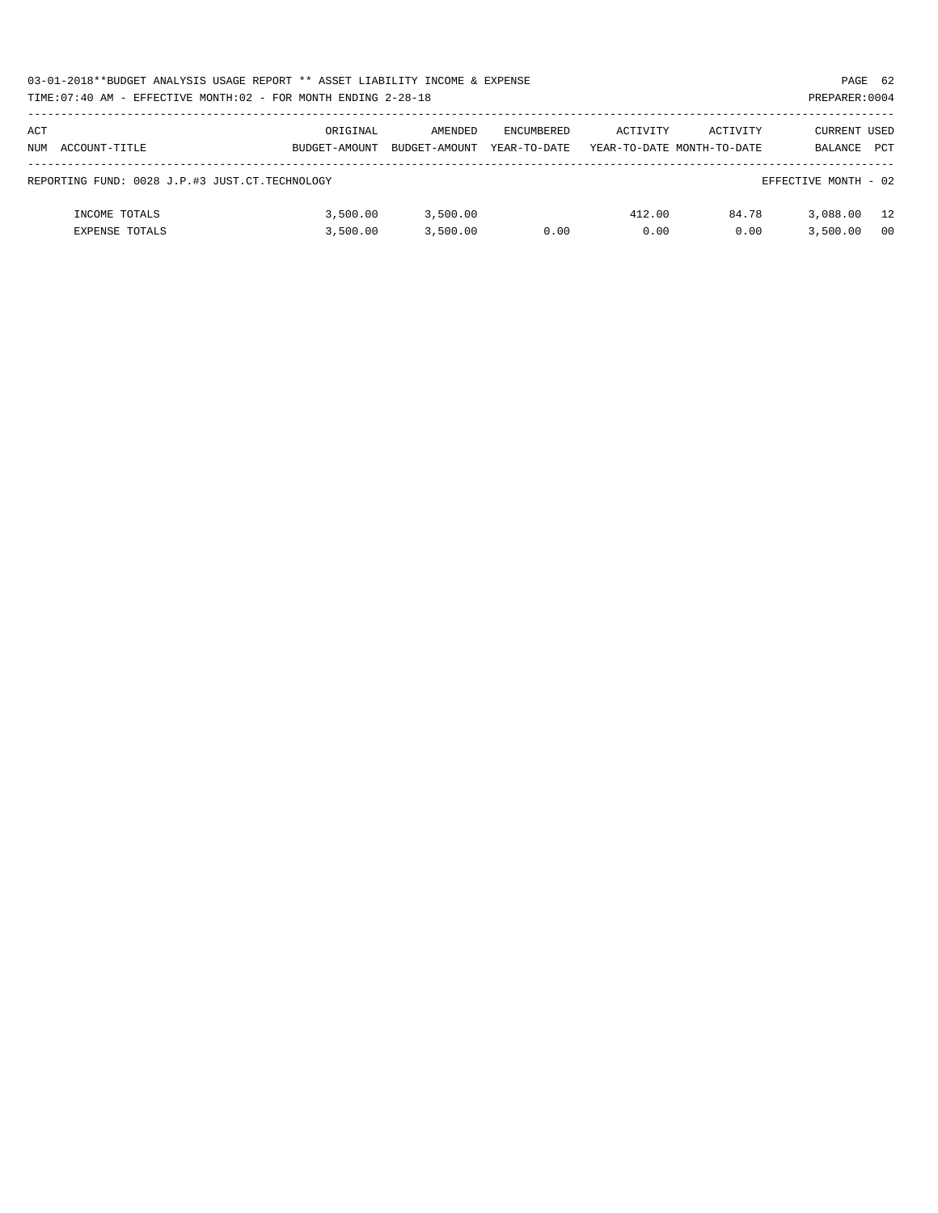03-01-2018**BUDGET ANALYSIS USAGE REPORT ** ASSET LIABILITY INCOME & EXPENSE

TIME:07:40 AM - EFFECTIVE MONTH:02 - FOR MONTH ENDING 2-28-18

PREPARER:0004

| ACT NUM ACCOUNT-TITLE | ORIGINAL BUDGET-AMOUNT | AMENDED BUDGET-AMOUNT | ENCUMBERED YEAR-TO-DATE | ACTIVITY YEAR-TO-DATE | ACTIVITY MONTH-TO-DATE | CURRENT BALANCE | USED PCT |
|---|---|---|---|---|---|---|---|
| REPORTING FUND: 0028 J.P.#3 JUST.CT.TECHNOLOGY | | | | | | EFFECTIVE MONTH - 02 | |
| INCOME TOTALS | 3,500.00 | 3,500.00 | | 412.00 | 84.78 | 3,088.00 | 12 |
| EXPENSE TOTALS | 3,500.00 | 3,500.00 | 0.00 | 0.00 | 0.00 | 3,500.00 | 00 |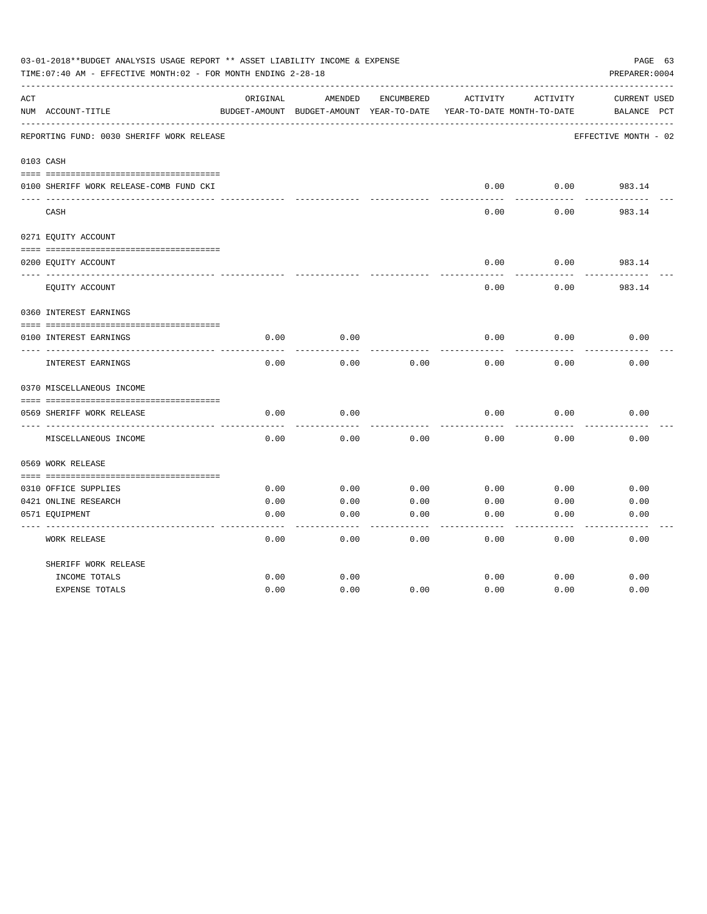03-01-2018**BUDGET ANALYSIS USAGE REPORT ** ASSET LIABILITY INCOME & EXPENSE

TIME:07:40 AM - EFFECTIVE MONTH:02 - FOR MONTH ENDING 2-28-18

PREPARER:0004

REPORTING FUND: 0030 SHERIFF WORK RELEASE — EFFECTIVE MONTH - 02

| ACT NUM | ACCOUNT-TITLE | ORIGINAL BUDGET-AMOUNT | AMENDED BUDGET-AMOUNT | ENCUMBERED YEAR-TO-DATE | ACTIVITY YEAR-TO-DATE | ACTIVITY MONTH-TO-DATE | CURRENT BALANCE | USED PCT |
|---|---|---|---|---|---|---|---|---|
| 0103 | CASH | | | | | | | |
| 0100 | SHERIFF WORK RELEASE-COMB FUND CKI | | | | 0.00 | 0.00 | 983.14 | |
| | CASH | | | | 0.00 | 0.00 | 983.14 | |
| 0271 | EQUITY ACCOUNT | | | | | | | |
| 0200 | EQUITY ACCOUNT | | | | 0.00 | 0.00 | 983.14 | |
| | EQUITY ACCOUNT | | | | 0.00 | 0.00 | 983.14 | |
| 0360 | INTEREST EARNINGS | | | | | | | |
| 0100 | INTEREST EARNINGS | 0.00 | 0.00 | | 0.00 | 0.00 | 0.00 | |
| | INTEREST EARNINGS | 0.00 | 0.00 | 0.00 | 0.00 | 0.00 | 0.00 | |
| 0370 | MISCELLANEOUS INCOME | | | | | | | |
| 0569 | SHERIFF WORK RELEASE | 0.00 | 0.00 | | 0.00 | 0.00 | 0.00 | |
| | MISCELLANEOUS INCOME | 0.00 | 0.00 | 0.00 | 0.00 | 0.00 | 0.00 | |
| 0569 | WORK RELEASE | | | | | | | |
| 0310 | OFFICE SUPPLIES | 0.00 | 0.00 | 0.00 | 0.00 | 0.00 | 0.00 | |
| 0421 | ONLINE RESEARCH | 0.00 | 0.00 | 0.00 | 0.00 | 0.00 | 0.00 | |
| 0571 | EQUIPMENT | 0.00 | 0.00 | 0.00 | 0.00 | 0.00 | 0.00 | |
| | WORK RELEASE | 0.00 | 0.00 | 0.00 | 0.00 | 0.00 | 0.00 | |
| | SHERIFF WORK RELEASE | | | | | | | |
| | INCOME TOTALS | 0.00 | 0.00 | | 0.00 | 0.00 | 0.00 | |
| | EXPENSE TOTALS | 0.00 | 0.00 | 0.00 | 0.00 | 0.00 | 0.00 | |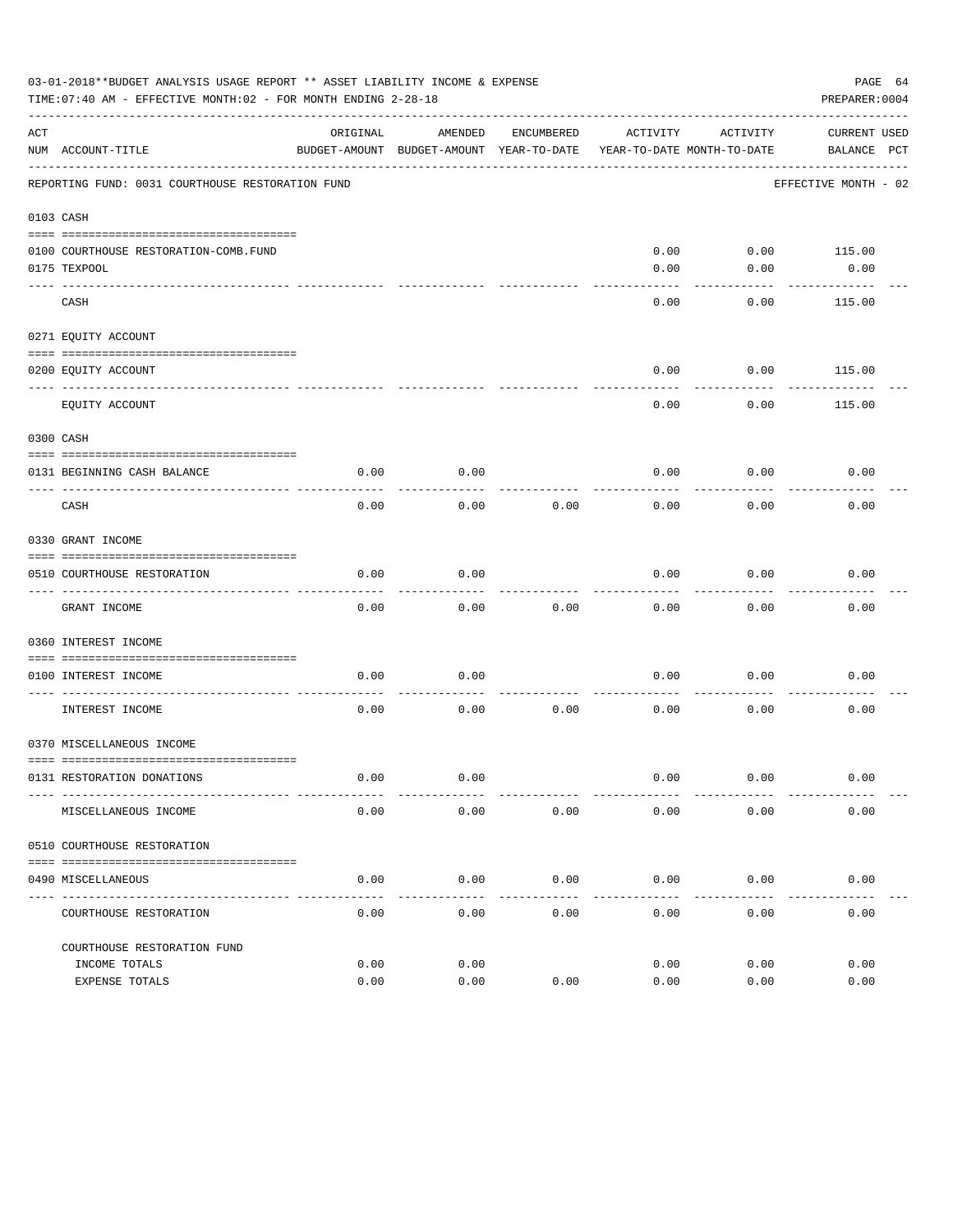03-01-2018**BUDGET ANALYSIS USAGE REPORT ** ASSET LIABILITY INCOME & EXPENSE

TIME:07:40 AM - EFFECTIVE MONTH:02 - FOR MONTH ENDING 2-28-18

PREPARER:0004

| ACT NUM | ACCOUNT-TITLE | ORIGINAL BUDGET-AMOUNT | AMENDED BUDGET-AMOUNT | ENCUMBERED YEAR-TO-DATE | ACTIVITY YEAR-TO-DATE | ACTIVITY MONTH-TO-DATE | CURRENT BALANCE | USED PCT |
|---|---|---|---|---|---|---|---|---|
| | REPORTING FUND: 0031 COURTHOUSE RESTORATION FUND | | | | | | EFFECTIVE MONTH - 02 | |
| 0103 | CASH | | | | | | | |
| 0100 | COURTHOUSE RESTORATION-COMB.FUND | | | | 0.00 | 0.00 | 115.00 | |
| 0175 | TEXPOOL | | | | 0.00 | 0.00 | 0.00 | |
| | CASH | | | | 0.00 | 0.00 | 115.00 | |
| 0271 | EQUITY ACCOUNT | | | | | | | |
| 0200 | EQUITY ACCOUNT | | | | 0.00 | 0.00 | 115.00 | |
| | EQUITY ACCOUNT | | | | 0.00 | 0.00 | 115.00 | |
| 0300 | CASH | | | | | | | |
| 0131 | BEGINNING CASH BALANCE | 0.00 | 0.00 | | 0.00 | 0.00 | 0.00 | |
| | CASH | 0.00 | 0.00 | 0.00 | 0.00 | 0.00 | 0.00 | |
| 0330 | GRANT INCOME | | | | | | | |
| 0510 | COURTHOUSE RESTORATION | 0.00 | 0.00 | | 0.00 | 0.00 | 0.00 | |
| | GRANT INCOME | 0.00 | 0.00 | 0.00 | 0.00 | 0.00 | 0.00 | |
| 0360 | INTEREST INCOME | | | | | | | |
| 0100 | INTEREST INCOME | 0.00 | 0.00 | | 0.00 | 0.00 | 0.00 | |
| | INTEREST INCOME | 0.00 | 0.00 | 0.00 | 0.00 | 0.00 | 0.00 | |
| 0370 | MISCELLANEOUS INCOME | | | | | | | |
| 0131 | RESTORATION DONATIONS | 0.00 | 0.00 | | 0.00 | 0.00 | 0.00 | |
| | MISCELLANEOUS INCOME | 0.00 | 0.00 | 0.00 | 0.00 | 0.00 | 0.00 | |
| 0510 | COURTHOUSE RESTORATION | | | | | | | |
| 0490 | MISCELLANEOUS | 0.00 | 0.00 | 0.00 | 0.00 | 0.00 | 0.00 | |
| | COURTHOUSE RESTORATION | 0.00 | 0.00 | 0.00 | 0.00 | 0.00 | 0.00 | |
| | COURTHOUSE RESTORATION FUND | | | | | | | |
| | INCOME TOTALS | 0.00 | 0.00 | | 0.00 | 0.00 | 0.00 | |
| | EXPENSE TOTALS | 0.00 | 0.00 | 0.00 | 0.00 | 0.00 | 0.00 | |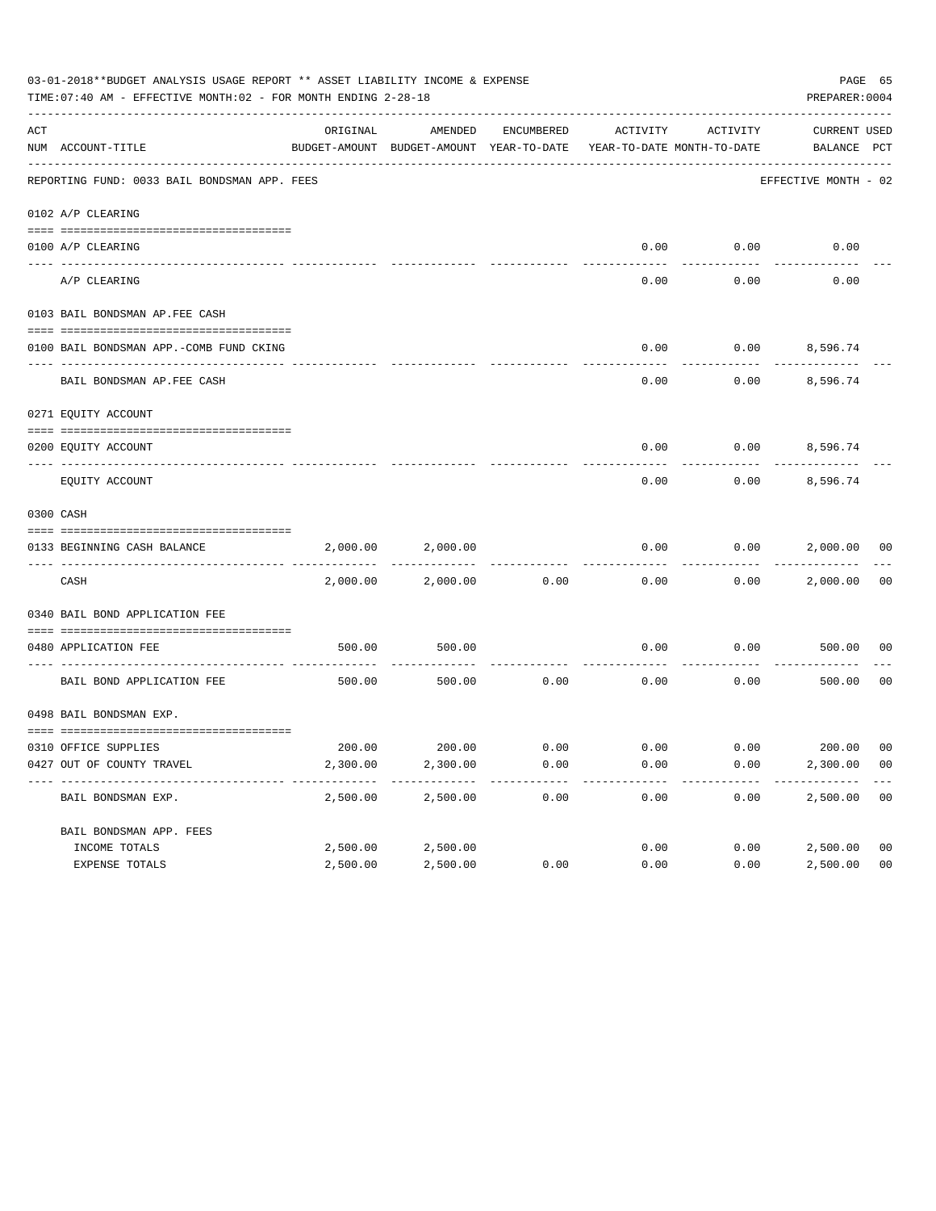03-01-2018**BUDGET ANALYSIS USAGE REPORT ** ASSET LIABILITY INCOME & EXPENSE

TIME:07:40 AM - EFFECTIVE MONTH:02 - FOR MONTH ENDING 2-28-18

PREPARER:0004

| ACT NUM | ACCOUNT-TITLE | ORIGINAL BUDGET-AMOUNT | AMENDED BUDGET-AMOUNT | ENCUMBERED YEAR-TO-DATE | ACTIVITY YEAR-TO-DATE | ACTIVITY MONTH-TO-DATE | CURRENT BALANCE | USED PCT |
|---|---|---|---|---|---|---|---|---|
| | REPORTING FUND: 0033 BAIL BONDSMAN APP. FEES | | | | | | EFFECTIVE MONTH - 02 | |
| | 0102 A/P CLEARING | | | | | | | |
| 0100 | A/P CLEARING | | | | 0.00 | 0.00 | 0.00 | |
| | A/P CLEARING | | | | 0.00 | 0.00 | 0.00 | |
| | 0103 BAIL BONDSMAN AP.FEE CASH | | | | | | | |
| 0100 | BAIL BONDSMAN APP.-COMB FUND CKING | | | | 0.00 | 0.00 | 8,596.74 | |
| | BAIL BONDSMAN AP.FEE CASH | | | | 0.00 | 0.00 | 8,596.74 | |
| | 0271 EQUITY ACCOUNT | | | | | | | |
| 0200 | EQUITY ACCOUNT | | | | 0.00 | 0.00 | 8,596.74 | |
| | EQUITY ACCOUNT | | | | 0.00 | 0.00 | 8,596.74 | |
| | 0300 CASH | | | | | | | |
| 0133 | BEGINNING CASH BALANCE | 2,000.00 | 2,000.00 | | 0.00 | 0.00 | 2,000.00 | 00 |
| | CASH | 2,000.00 | 2,000.00 | 0.00 | 0.00 | 0.00 | 2,000.00 | 00 |
| | 0340 BAIL BOND APPLICATION FEE | | | | | | | |
| 0480 | APPLICATION FEE | 500.00 | 500.00 | | 0.00 | 0.00 | 500.00 | 00 |
| | BAIL BOND APPLICATION FEE | 500.00 | 500.00 | 0.00 | 0.00 | 0.00 | 500.00 | 00 |
| | 0498 BAIL BONDSMAN EXP. | | | | | | | |
| 0310 | OFFICE SUPPLIES | 200.00 | 200.00 | 0.00 | 0.00 | 0.00 | 200.00 | 00 |
| 0427 | OUT OF COUNTY TRAVEL | 2,300.00 | 2,300.00 | 0.00 | 0.00 | 0.00 | 2,300.00 | 00 |
| | BAIL BONDSMAN EXP. | 2,500.00 | 2,500.00 | 0.00 | 0.00 | 0.00 | 2,500.00 | 00 |
| | BAIL BONDSMAN APP. FEES | | | | | | | |
| | INCOME TOTALS | 2,500.00 | 2,500.00 | | 0.00 | 0.00 | 2,500.00 | 00 |
| | EXPENSE TOTALS | 2,500.00 | 2,500.00 | 0.00 | 0.00 | 0.00 | 2,500.00 | 00 |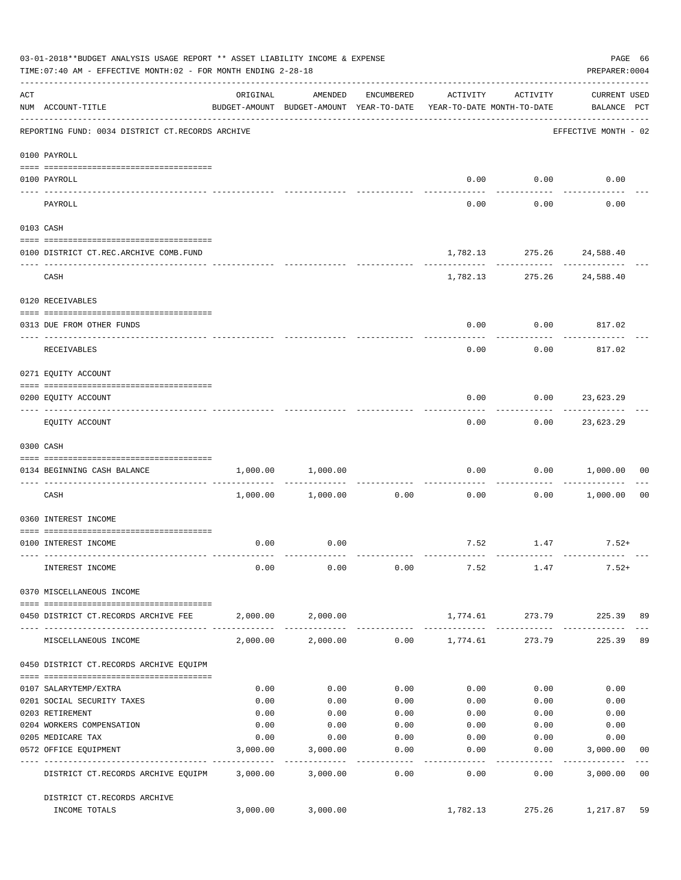03-01-2018**BUDGET ANALYSIS USAGE REPORT ** ASSET LIABILITY INCOME & EXPENSE
TIME:07:40 AM - EFFECTIVE MONTH:02 - FOR MONTH ENDING 2-28-18
PREPARER:0004

| ACT NUM | ACCOUNT-TITLE | ORIGINAL BUDGET-AMOUNT | AMENDED BUDGET-AMOUNT | ENCUMBERED YEAR-TO-DATE | ACTIVITY YEAR-TO-DATE | ACTIVITY MONTH-TO-DATE | CURRENT USED BALANCE | PCT |
|---|---|---|---|---|---|---|---|---|
| | REPORTING FUND: 0034 DISTRICT CT.RECORDS ARCHIVE | | | | | | EFFECTIVE MONTH - 02 | |
| | 0100 PAYROLL | | | | | | | |
| 0100 | PAYROLL | | | | 0.00 | 0.00 | 0.00 | |
| | PAYROLL | | | | 0.00 | 0.00 | 0.00 | |
| | 0103 CASH | | | | | | | |
| 0100 | DISTRICT CT.REC.ARCHIVE COMB.FUND | | | | 1,782.13 | 275.26 | 24,588.40 | |
| | CASH | | | | 1,782.13 | 275.26 | 24,588.40 | |
| | 0120 RECEIVABLES | | | | | | | |
| 0313 | DUE FROM OTHER FUNDS | | | | 0.00 | 0.00 | 817.02 | |
| | RECEIVABLES | | | | 0.00 | 0.00 | 817.02 | |
| | 0271 EQUITY ACCOUNT | | | | | | | |
| 0200 | EQUITY ACCOUNT | | | | 0.00 | 0.00 | 23,623.29 | |
| | EQUITY ACCOUNT | | | | 0.00 | 0.00 | 23,623.29 | |
| | 0300 CASH | | | | | | | |
| 0134 | BEGINNING CASH BALANCE | 1,000.00 | 1,000.00 | | 0.00 | 0.00 | 1,000.00 | 00 |
| | CASH | 1,000.00 | 1,000.00 | 0.00 | 0.00 | 0.00 | 1,000.00 | 00 |
| | 0360 INTEREST INCOME | | | | | | | |
| 0100 | INTEREST INCOME | 0.00 | 0.00 | | 7.52 | 1.47 | 7.52+ | |
| | INTEREST INCOME | 0.00 | 0.00 | 0.00 | 7.52 | 1.47 | 7.52+ | |
| | 0370 MISCELLANEOUS INCOME | | | | | | | |
| 0450 | DISTRICT CT.RECORDS ARCHIVE FEE | 2,000.00 | 2,000.00 | | 1,774.61 | 273.79 | 225.39 | 89 |
| | MISCELLANEOUS INCOME | 2,000.00 | 2,000.00 | 0.00 | 1,774.61 | 273.79 | 225.39 | 89 |
| | 0450 DISTRICT CT.RECORDS ARCHIVE EQUIPM | | | | | | | |
| 0107 | SALARYTEMP/EXTRA | 0.00 | 0.00 | 0.00 | 0.00 | 0.00 | 0.00 | |
| 0201 | SOCIAL SECURITY TAXES | 0.00 | 0.00 | 0.00 | 0.00 | 0.00 | 0.00 | |
| 0203 | RETIREMENT | 0.00 | 0.00 | 0.00 | 0.00 | 0.00 | 0.00 | |
| 0204 | WORKERS COMPENSATION | 0.00 | 0.00 | 0.00 | 0.00 | 0.00 | 0.00 | |
| 0205 | MEDICARE TAX | 0.00 | 0.00 | 0.00 | 0.00 | 0.00 | 0.00 | |
| 0572 | OFFICE EQUIPMENT | 3,000.00 | 3,000.00 | 0.00 | 0.00 | 0.00 | 3,000.00 | 00 |
| | DISTRICT CT.RECORDS ARCHIVE EQUIPM | 3,000.00 | 3,000.00 | 0.00 | 0.00 | 0.00 | 3,000.00 | 00 |
| | DISTRICT CT.RECORDS ARCHIVE INCOME TOTALS | 3,000.00 | 3,000.00 | | 1,782.13 | 275.26 | 1,217.87 | 59 |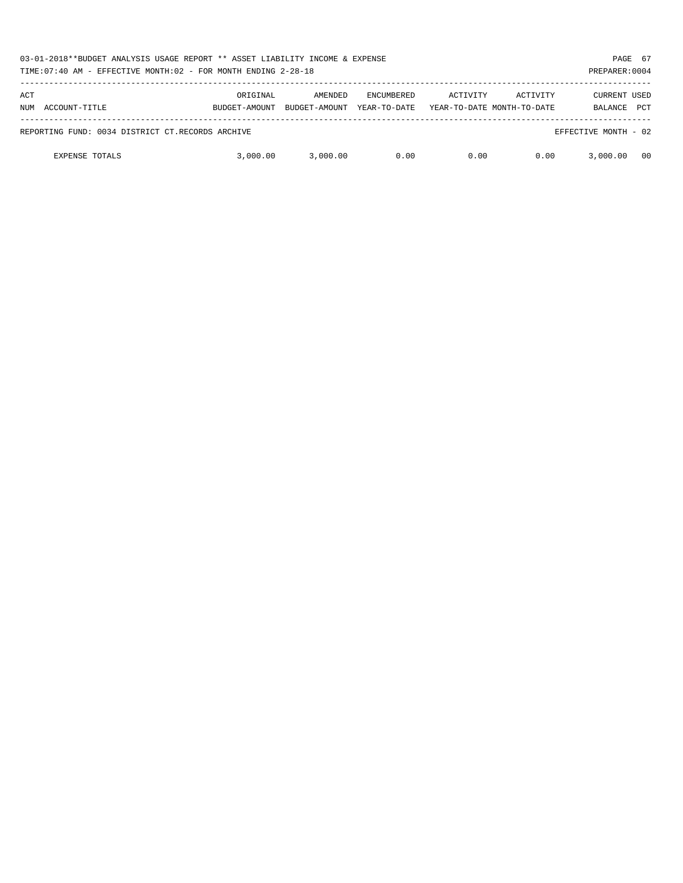| ACT NUM | ACCOUNT-TITLE | ORIGINAL BUDGET-AMOUNT | AMENDED BUDGET-AMOUNT | ENCUMBERED YEAR-TO-DATE | ACTIVITY YEAR-TO-DATE | ACTIVITY MONTH-TO-DATE | CURRENT BALANCE | USED PCT |
|---|---|---|---|---|---|---|---|---|
| REPORTING FUND: 0034 DISTRICT CT.RECORDS ARCHIVE | | | | | | | EFFECTIVE MONTH - 02 | |
| | EXPENSE TOTALS | 3,000.00 | 3,000.00 | 0.00 | 0.00 | 0.00 | 3,000.00 | 00 |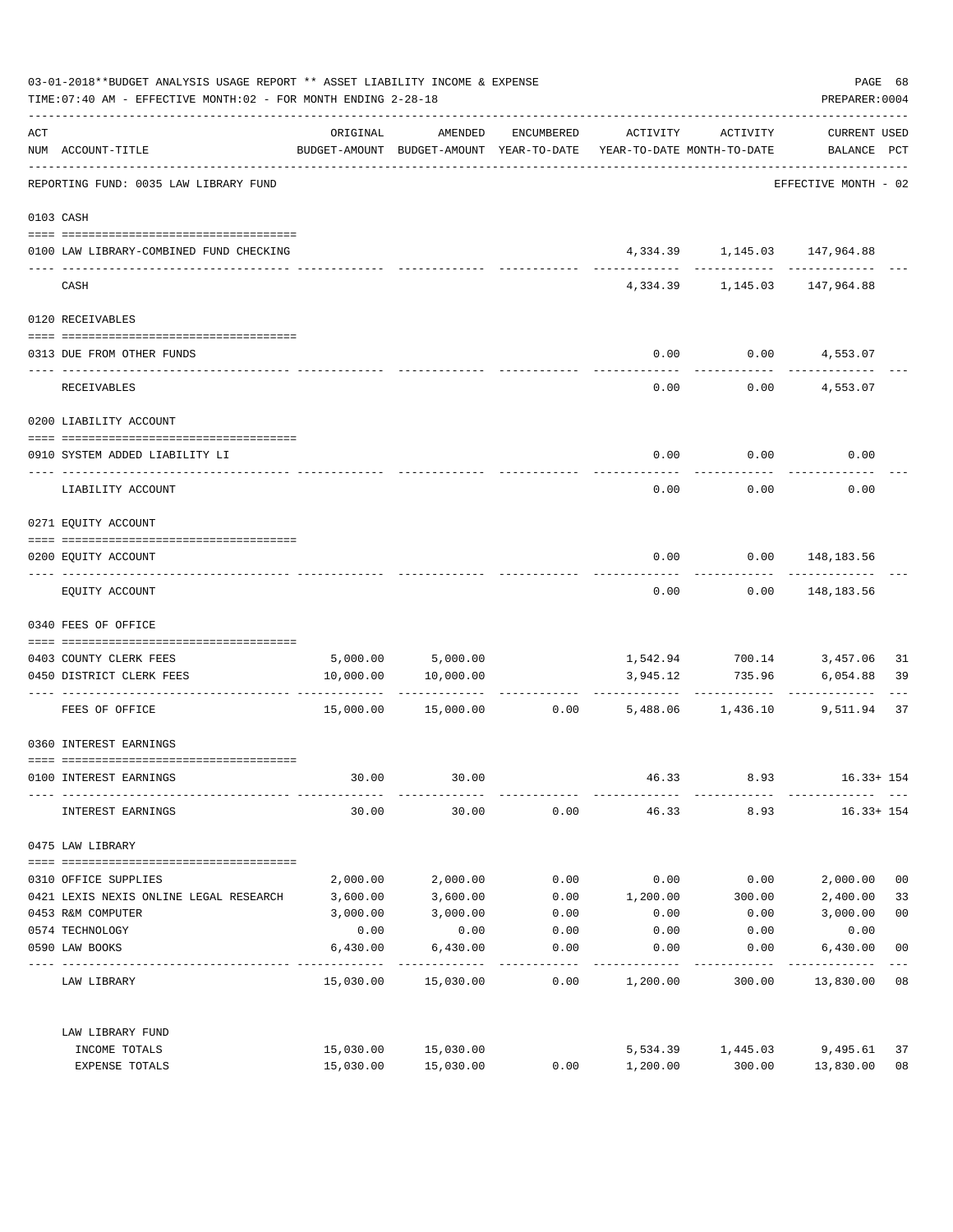03-01-2018**BUDGET ANALYSIS USAGE REPORT ** ASSET LIABILITY INCOME & EXPENSE

TIME:07:40 AM - EFFECTIVE MONTH:02 - FOR MONTH ENDING 2-28-18

PREPARER:0004

| ACT NUM | ACCOUNT-TITLE | ORIGINAL BUDGET-AMOUNT | AMENDED BUDGET-AMOUNT | ENCUMBERED YEAR-TO-DATE | ACTIVITY YEAR-TO-DATE | ACTIVITY MONTH-TO-DATE | CURRENT USED BALANCE | PCT |
|---|---|---|---|---|---|---|---|---|
| | REPORTING FUND: 0035 LAW LIBRARY FUND | | | | | | EFFECTIVE MONTH - 02 | |
| 0103 | CASH | | | | | | | |
| 0100 | LAW LIBRARY-COMBINED FUND CHECKING | | | | 4,334.39 | 1,145.03 | 147,964.88 | |
| | CASH | | | | 4,334.39 | 1,145.03 | 147,964.88 | |
| 0120 | RECEIVABLES | | | | | | | |
| 0313 | DUE FROM OTHER FUNDS | | | | 0.00 | 0.00 | 4,553.07 | |
| | RECEIVABLES | | | | 0.00 | 0.00 | 4,553.07 | |
| 0200 | LIABILITY ACCOUNT | | | | | | | |
| 0910 | SYSTEM ADDED LIABILITY LI | | | | 0.00 | 0.00 | 0.00 | |
| | LIABILITY ACCOUNT | | | | 0.00 | 0.00 | 0.00 | |
| 0271 | EQUITY ACCOUNT | | | | | | | |
| 0200 | EQUITY ACCOUNT | | | | 0.00 | 0.00 | 148,183.56 | |
| | EQUITY ACCOUNT | | | | 0.00 | 0.00 | 148,183.56 | |
| 0340 | FEES OF OFFICE | | | | | | | |
| 0403 | COUNTY CLERK FEES | 5,000.00 | 5,000.00 | | 1,542.94 | 700.14 | 3,457.06 | 31 |
| 0450 | DISTRICT CLERK FEES | 10,000.00 | 10,000.00 | | 3,945.12 | 735.96 | 6,054.88 | 39 |
| | FEES OF OFFICE | 15,000.00 | 15,000.00 | 0.00 | 5,488.06 | 1,436.10 | 9,511.94 | 37 |
| 0360 | INTEREST EARNINGS | | | | | | | |
| 0100 | INTEREST EARNINGS | 30.00 | 30.00 | | 46.33 | 8.93 | 16.33+ | 154 |
| | INTEREST EARNINGS | 30.00 | 30.00 | 0.00 | 46.33 | 8.93 | 16.33+ | 154 |
| 0475 | LAW LIBRARY | | | | | | | |
| 0310 | OFFICE SUPPLIES | 2,000.00 | 2,000.00 | 0.00 | 0.00 | 0.00 | 2,000.00 | 00 |
| 0421 | LEXIS NEXIS ONLINE LEGAL RESEARCH | 3,600.00 | 3,600.00 | 0.00 | 1,200.00 | 300.00 | 2,400.00 | 33 |
| 0453 | R&M COMPUTER | 3,000.00 | 3,000.00 | 0.00 | 0.00 | 0.00 | 3,000.00 | 00 |
| 0574 | TECHNOLOGY | 0.00 | 0.00 | 0.00 | 0.00 | 0.00 | 0.00 | |
| 0590 | LAW BOOKS | 6,430.00 | 6,430.00 | 0.00 | 0.00 | 0.00 | 6,430.00 | 00 |
| | LAW LIBRARY | 15,030.00 | 15,030.00 | 0.00 | 1,200.00 | 300.00 | 13,830.00 | 08 |
| | LAW LIBRARY FUND | | | | | | | |
| | INCOME TOTALS | 15,030.00 | 15,030.00 | | 5,534.39 | 1,445.03 | 9,495.61 | 37 |
| | EXPENSE TOTALS | 15,030.00 | 15,030.00 | 0.00 | 1,200.00 | 300.00 | 13,830.00 | 08 |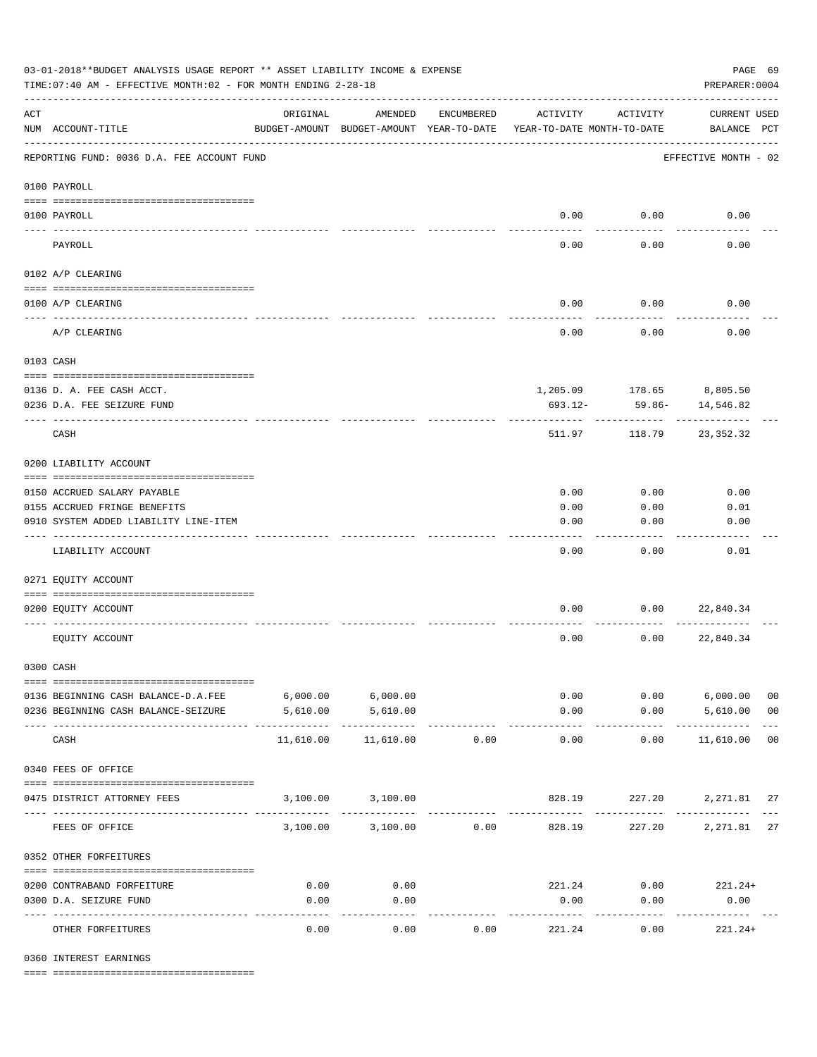03-01-2018**BUDGET ANALYSIS USAGE REPORT ** ASSET LIABILITY INCOME & EXPENSE

TIME:07:40 AM - EFFECTIVE MONTH:02 - FOR MONTH ENDING 2-28-18

PREPARER:0004

REPORTING FUND: 0036 D.A. FEE ACCOUNT FUND — EFFECTIVE MONTH - 02

| ACT NUM | ACCOUNT-TITLE | ORIGINAL BUDGET-AMOUNT | AMENDED BUDGET-AMOUNT | ENCUMBERED YEAR-TO-DATE | ACTIVITY YEAR-TO-DATE | ACTIVITY MONTH-TO-DATE | CURRENT USED BALANCE | PCT |
|---|---|---|---|---|---|---|---|---|
| **0100** | **PAYROLL** | | | | | | | |
| 0100 | PAYROLL | | | | 0.00 | 0.00 | 0.00 | |
| | PAYROLL | | | | 0.00 | 0.00 | 0.00 | |
| **0102** | **A/P CLEARING** | | | | | | | |
| 0100 | A/P CLEARING | | | | 0.00 | 0.00 | 0.00 | |
| | A/P CLEARING | | | | 0.00 | 0.00 | 0.00 | |
| **0103** | **CASH** | | | | | | | |
| 0136 | D. A. FEE CASH ACCT. | | | | 1,205.09 | 178.65 | 8,805.50 | |
| 0236 | D.A. FEE SEIZURE FUND | | | | 693.12- | 59.86- | 14,546.82 | |
| | CASH | | | | 511.97 | 118.79 | 23,352.32 | |
| **0200** | **LIABILITY ACCOUNT** | | | | | | | |
| 0150 | ACCRUED SALARY PAYABLE | | | | 0.00 | 0.00 | 0.00 | |
| 0155 | ACCRUED FRINGE BENEFITS | | | | 0.00 | 0.00 | 0.01 | |
| 0910 | SYSTEM ADDED LIABILITY LINE-ITEM | | | | 0.00 | 0.00 | 0.00 | |
| | LIABILITY ACCOUNT | | | | 0.00 | 0.00 | 0.01 | |
| **0271** | **EQUITY ACCOUNT** | | | | | | | |
| 0200 | EQUITY ACCOUNT | | | | 0.00 | 0.00 | 22,840.34 | |
| | EQUITY ACCOUNT | | | | 0.00 | 0.00 | 22,840.34 | |
| **0300** | **CASH** | | | | | | | |
| 0136 | BEGINNING CASH BALANCE-D.A.FEE | 6,000.00 | 6,000.00 | | 0.00 | 0.00 | 6,000.00 | 00 |
| 0236 | BEGINNING CASH BALANCE-SEIZURE | 5,610.00 | 5,610.00 | | 0.00 | 0.00 | 5,610.00 | 00 |
| | CASH | 11,610.00 | 11,610.00 | 0.00 | 0.00 | 0.00 | 11,610.00 | 00 |
| **0340** | **FEES OF OFFICE** | | | | | | | |
| 0475 | DISTRICT ATTORNEY FEES | 3,100.00 | 3,100.00 | | 828.19 | 227.20 | 2,271.81 | 27 |
| | FEES OF OFFICE | 3,100.00 | 3,100.00 | 0.00 | 828.19 | 227.20 | 2,271.81 | 27 |
| **0352** | **OTHER FORFEITURES** | | | | | | | |
| 0200 | CONTRABAND FORFEITURE | 0.00 | 0.00 | | 221.24 | 0.00 | 221.24+ | |
| 0300 | D.A. SEIZURE FUND | 0.00 | 0.00 | | 0.00 | 0.00 | 0.00 | |
| | OTHER FORFEITURES | 0.00 | 0.00 | 0.00 | 221.24 | 0.00 | 221.24+ | |
| **0360** | **INTEREST EARNINGS** | | | | | | | |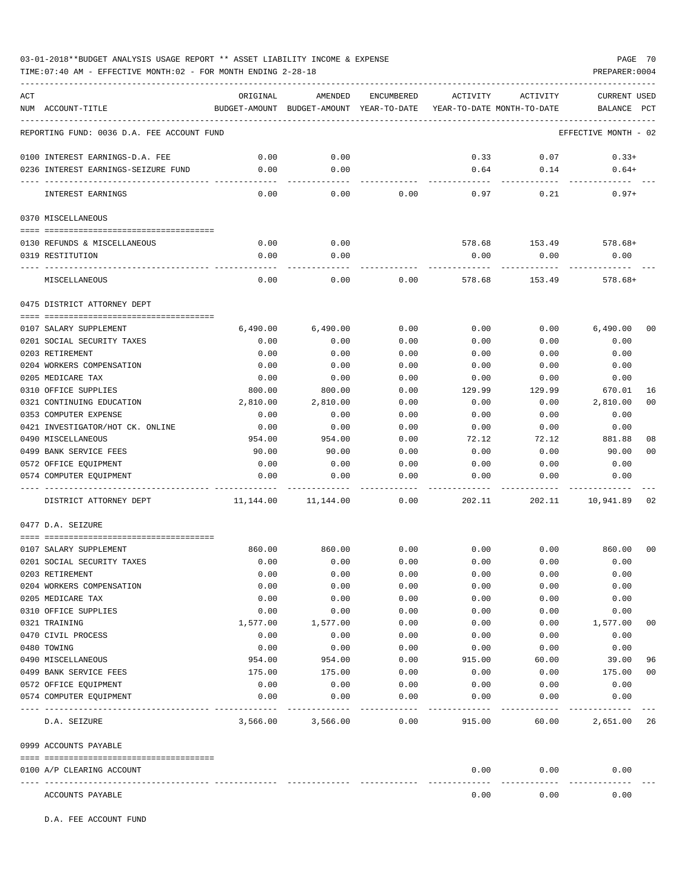03-01-2018**BUDGET ANALYSIS USAGE REPORT ** ASSET LIABILITY INCOME & EXPENSE

TIME:07:40 AM - EFFECTIVE MONTH:02 - FOR MONTH ENDING 2-28-18

PREPARER:0004

| ACT NUM | ACCOUNT-TITLE | ORIGINAL BUDGET-AMOUNT | AMENDED BUDGET-AMOUNT | ENCUMBERED YEAR-TO-DATE | ACTIVITY YEAR-TO-DATE | ACTIVITY MONTH-TO-DATE | CURRENT USED BALANCE | PCT |
|---|---|---|---|---|---|---|---|---|
| | REPORTING FUND: 0036 D.A. FEE ACCOUNT FUND | | | | | | EFFECTIVE MONTH - 02 | |
| 0100 | INTEREST EARNINGS-D.A. FEE | 0.00 | 0.00 | | 0.33 | 0.07 | 0.33+ | |
| 0236 | INTEREST EARNINGS-SEIZURE FUND | 0.00 | 0.00 | | 0.64 | 0.14 | 0.64+ | |
| | INTEREST EARNINGS | 0.00 | 0.00 | 0.00 | 0.97 | 0.21 | 0.97+ | |
| | 0370 MISCELLANEOUS | | | | | | | |
| 0130 | REFUNDS & MISCELLANEOUS | 0.00 | 0.00 | | 578.68 | 153.49 | 578.68+ | |
| 0319 | RESTITUTION | 0.00 | 0.00 | | 0.00 | 0.00 | 0.00 | |
| | MISCELLANEOUS | 0.00 | 0.00 | 0.00 | 578.68 | 153.49 | 578.68+ | |
| | 0475 DISTRICT ATTORNEY DEPT | | | | | | | |
| 0107 | SALARY SUPPLEMENT | 6,490.00 | 6,490.00 | 0.00 | 0.00 | 0.00 | 6,490.00 | 00 |
| 0201 | SOCIAL SECURITY TAXES | 0.00 | 0.00 | 0.00 | 0.00 | 0.00 | 0.00 | |
| 0203 | RETIREMENT | 0.00 | 0.00 | 0.00 | 0.00 | 0.00 | 0.00 | |
| 0204 | WORKERS COMPENSATION | 0.00 | 0.00 | 0.00 | 0.00 | 0.00 | 0.00 | |
| 0205 | MEDICARE TAX | 0.00 | 0.00 | 0.00 | 0.00 | 0.00 | 0.00 | |
| 0310 | OFFICE SUPPLIES | 800.00 | 800.00 | 0.00 | 129.99 | 129.99 | 670.01 | 16 |
| 0321 | CONTINUING EDUCATION | 2,810.00 | 2,810.00 | 0.00 | 0.00 | 0.00 | 2,810.00 | 00 |
| 0353 | COMPUTER EXPENSE | 0.00 | 0.00 | 0.00 | 0.00 | 0.00 | 0.00 | |
| 0421 | INVESTIGATOR/HOT CK. ONLINE | 0.00 | 0.00 | 0.00 | 0.00 | 0.00 | 0.00 | |
| 0490 | MISCELLANEOUS | 954.00 | 954.00 | 0.00 | 72.12 | 72.12 | 881.88 | 08 |
| 0499 | BANK SERVICE FEES | 90.00 | 90.00 | 0.00 | 0.00 | 0.00 | 90.00 | 00 |
| 0572 | OFFICE EQUIPMENT | 0.00 | 0.00 | 0.00 | 0.00 | 0.00 | 0.00 | |
| 0574 | COMPUTER EQUIPMENT | 0.00 | 0.00 | 0.00 | 0.00 | 0.00 | 0.00 | |
| | DISTRICT ATTORNEY DEPT | 11,144.00 | 11,144.00 | 0.00 | 202.11 | 202.11 | 10,941.89 | 02 |
| | 0477 D.A. SEIZURE | | | | | | | |
| 0107 | SALARY SUPPLEMENT | 860.00 | 860.00 | 0.00 | 0.00 | 0.00 | 860.00 | 00 |
| 0201 | SOCIAL SECURITY TAXES | 0.00 | 0.00 | 0.00 | 0.00 | 0.00 | 0.00 | |
| 0203 | RETIREMENT | 0.00 | 0.00 | 0.00 | 0.00 | 0.00 | 0.00 | |
| 0204 | WORKERS COMPENSATION | 0.00 | 0.00 | 0.00 | 0.00 | 0.00 | 0.00 | |
| 0205 | MEDICARE TAX | 0.00 | 0.00 | 0.00 | 0.00 | 0.00 | 0.00 | |
| 0310 | OFFICE SUPPLIES | 0.00 | 0.00 | 0.00 | 0.00 | 0.00 | 0.00 | |
| 0321 | TRAINING | 1,577.00 | 1,577.00 | 0.00 | 0.00 | 0.00 | 1,577.00 | 00 |
| 0470 | CIVIL PROCESS | 0.00 | 0.00 | 0.00 | 0.00 | 0.00 | 0.00 | |
| 0480 | TOWING | 0.00 | 0.00 | 0.00 | 0.00 | 0.00 | 0.00 | |
| 0490 | MISCELLANEOUS | 954.00 | 954.00 | 0.00 | 915.00 | 60.00 | 39.00 | 96 |
| 0499 | BANK SERVICE FEES | 175.00 | 175.00 | 0.00 | 0.00 | 0.00 | 175.00 | 00 |
| 0572 | OFFICE EQUIPMENT | 0.00 | 0.00 | 0.00 | 0.00 | 0.00 | 0.00 | |
| 0574 | COMPUTER EQUIPMENT | 0.00 | 0.00 | 0.00 | 0.00 | 0.00 | 0.00 | |
| | D.A. SEIZURE | 3,566.00 | 3,566.00 | 0.00 | 915.00 | 60.00 | 2,651.00 | 26 |
| | 0999 ACCOUNTS PAYABLE | | | | | | | |
| 0100 | A/P CLEARING ACCOUNT | | | | 0.00 | 0.00 | 0.00 | |
| | ACCOUNTS PAYABLE | | | | 0.00 | 0.00 | 0.00 | |

D.A. FEE ACCOUNT FUND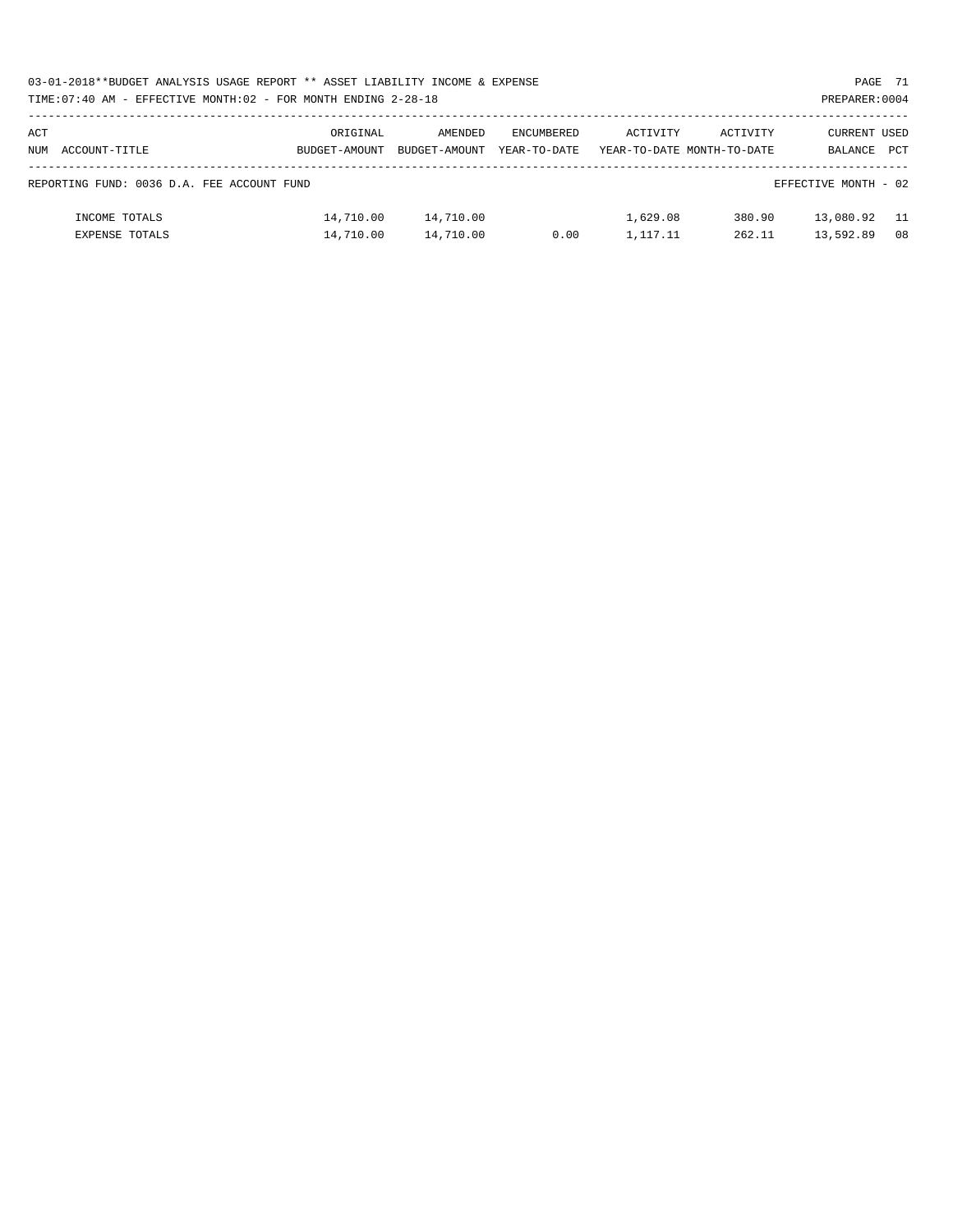03-01-2018**BUDGET ANALYSIS USAGE REPORT ** ASSET LIABILITY INCOME & EXPENSE

TIME:07:40 AM - EFFECTIVE MONTH:02 - FOR MONTH ENDING 2-28-18

PREPARER:0004

| ACT NUM ACCOUNT-TITLE | ORIGINAL BUDGET-AMOUNT | AMENDED BUDGET-AMOUNT | ENCUMBERED YEAR-TO-DATE | ACTIVITY YEAR-TO-DATE | ACTIVITY MONTH-TO-DATE | CURRENT BALANCE | USED PCT |
|---|---|---|---|---|---|---|---|
| REPORTING FUND: 0036 D.A. FEE ACCOUNT FUND | | | | | | EFFECTIVE MONTH - 02 | |
| INCOME TOTALS | 14,710.00 | 14,710.00 | | 1,629.08 | 380.90 | 13,080.92 | 11 |
| EXPENSE TOTALS | 14,710.00 | 14,710.00 | 0.00 | 1,117.11 | 262.11 | 13,592.89 | 08 |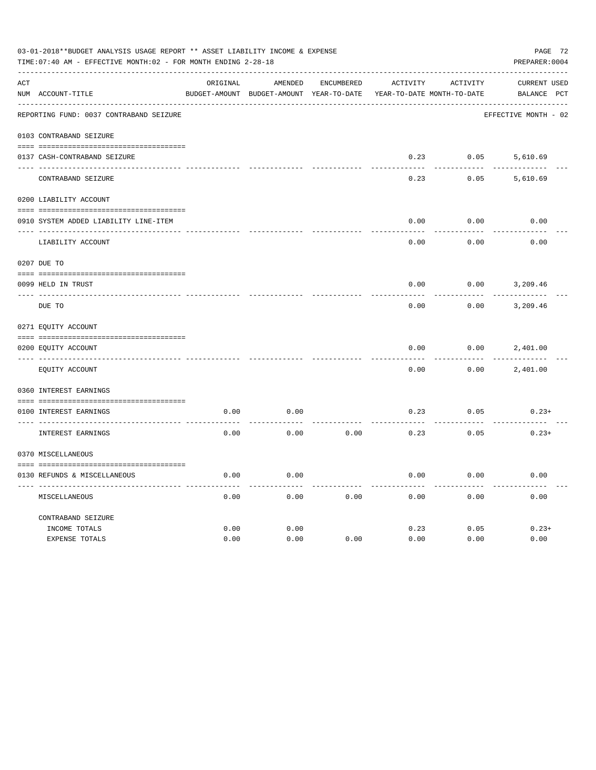03-01-2018**BUDGET ANALYSIS USAGE REPORT ** ASSET LIABILITY INCOME & EXPENSE

TIME:07:40 AM - EFFECTIVE MONTH:02 - FOR MONTH ENDING 2-28-18

PREPARER:0004

| ACT NUM | ACCOUNT-TITLE | ORIGINAL BUDGET-AMOUNT | AMENDED BUDGET-AMOUNT | ENCUMBERED YEAR-TO-DATE | ACTIVITY YEAR-TO-DATE | ACTIVITY MONTH-TO-DATE | CURRENT BALANCE | USED PCT |
|---|---|---|---|---|---|---|---|---|
| | REPORTING FUND: 0037 CONTRABAND SEIZURE | | | | | | EFFECTIVE MONTH - 02 | |
| | 0103 CONTRABAND SEIZURE | | | | | | | |
| 0137 | CASH-CONTRABAND SEIZURE | | | | 0.23 | 0.05 | 5,610.69 | |
| | CONTRABAND SEIZURE | | | | 0.23 | 0.05 | 5,610.69 | |
| | 0200 LIABILITY ACCOUNT | | | | | | | |
| 0910 | SYSTEM ADDED LIABILITY LINE-ITEM | | | | 0.00 | 0.00 | 0.00 | |
| | LIABILITY ACCOUNT | | | | 0.00 | 0.00 | 0.00 | |
| | 0207 DUE TO | | | | | | | |
| 0099 | HELD IN TRUST | | | | 0.00 | 0.00 | 3,209.46 | |
| | DUE TO | | | | 0.00 | 0.00 | 3,209.46 | |
| | 0271 EQUITY ACCOUNT | | | | | | | |
| 0200 | EQUITY ACCOUNT | | | | 0.00 | 0.00 | 2,401.00 | |
| | EQUITY ACCOUNT | | | | 0.00 | 0.00 | 2,401.00 | |
| | 0360 INTEREST EARNINGS | | | | | | | |
| 0100 | INTEREST EARNINGS | 0.00 | 0.00 | | 0.23 | 0.05 | 0.23+ | |
| | INTEREST EARNINGS | 0.00 | 0.00 | 0.00 | 0.23 | 0.05 | 0.23+ | |
| | 0370 MISCELLANEOUS | | | | | | | |
| 0130 | REFUNDS & MISCELLANEOUS | 0.00 | 0.00 | | 0.00 | 0.00 | 0.00 | |
| | MISCELLANEOUS | 0.00 | 0.00 | 0.00 | 0.00 | 0.00 | 0.00 | |
| | CONTRABAND SEIZURE | | | | | | | |
| | INCOME TOTALS | 0.00 | 0.00 | | 0.23 | 0.05 | 0.23+ | |
| | EXPENSE TOTALS | 0.00 | 0.00 | 0.00 | 0.00 | 0.00 | 0.00 | |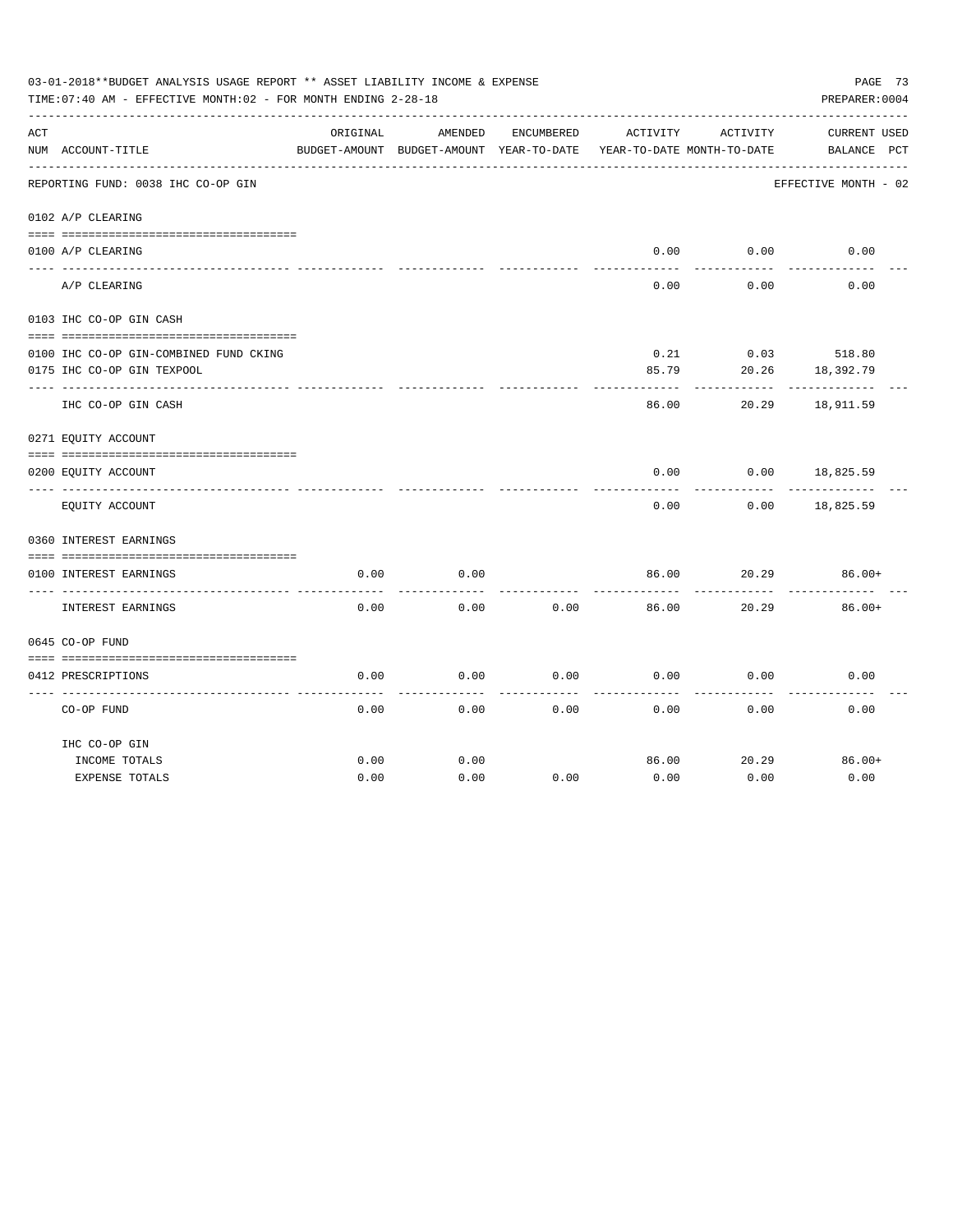03-01-2018**BUDGET ANALYSIS USAGE REPORT ** ASSET LIABILITY INCOME & EXPENSE

TIME:07:40 AM - EFFECTIVE MONTH:02 - FOR MONTH ENDING 2-28-18

PREPARER:0004

REPORTING FUND: 0038 IHC CO-OP GIN — EFFECTIVE MONTH - 02

| ACT NUM | ACCOUNT-TITLE | ORIGINAL BUDGET-AMOUNT | AMENDED BUDGET-AMOUNT | ENCUMBERED YEAR-TO-DATE | ACTIVITY YEAR-TO-DATE | ACTIVITY MONTH-TO-DATE | CURRENT BALANCE | USED PCT |
|---|---|---|---|---|---|---|---|---|
| 0102 | A/P CLEARING | | | | | | | |
| 0100 | A/P CLEARING | | | | 0.00 | 0.00 | 0.00 | |
| | A/P CLEARING | | | | 0.00 | 0.00 | 0.00 | |
| 0103 | IHC CO-OP GIN CASH | | | | | | | |
| 0100 | IHC CO-OP GIN-COMBINED FUND CKING | | | | 0.21 | 0.03 | 518.80 | |
| 0175 | IHC CO-OP GIN TEXPOOL | | | | 85.79 | 20.26 | 18,392.79 | |
| | IHC CO-OP GIN CASH | | | | 86.00 | 20.29 | 18,911.59 | |
| 0271 | EQUITY ACCOUNT | | | | | | | |
| 0200 | EQUITY ACCOUNT | | | | 0.00 | 0.00 | 18,825.59 | |
| | EQUITY ACCOUNT | | | | 0.00 | 0.00 | 18,825.59 | |
| 0360 | INTEREST EARNINGS | | | | | | | |
| 0100 | INTEREST EARNINGS | 0.00 | 0.00 | | 86.00 | 20.29 | 86.00+ | |
| | INTEREST EARNINGS | 0.00 | 0.00 | 0.00 | 86.00 | 20.29 | 86.00+ | |
| 0645 | CO-OP FUND | | | | | | | |
| 0412 | PRESCRIPTIONS | 0.00 | 0.00 | 0.00 | 0.00 | 0.00 | 0.00 | |
| | CO-OP FUND | 0.00 | 0.00 | 0.00 | 0.00 | 0.00 | 0.00 | |
| | IHC CO-OP GIN | | | | | | | |
| | INCOME TOTALS | 0.00 | 0.00 | | 86.00 | 20.29 | 86.00+ | |
| | EXPENSE TOTALS | 0.00 | 0.00 | 0.00 | 0.00 | 0.00 | 0.00 | |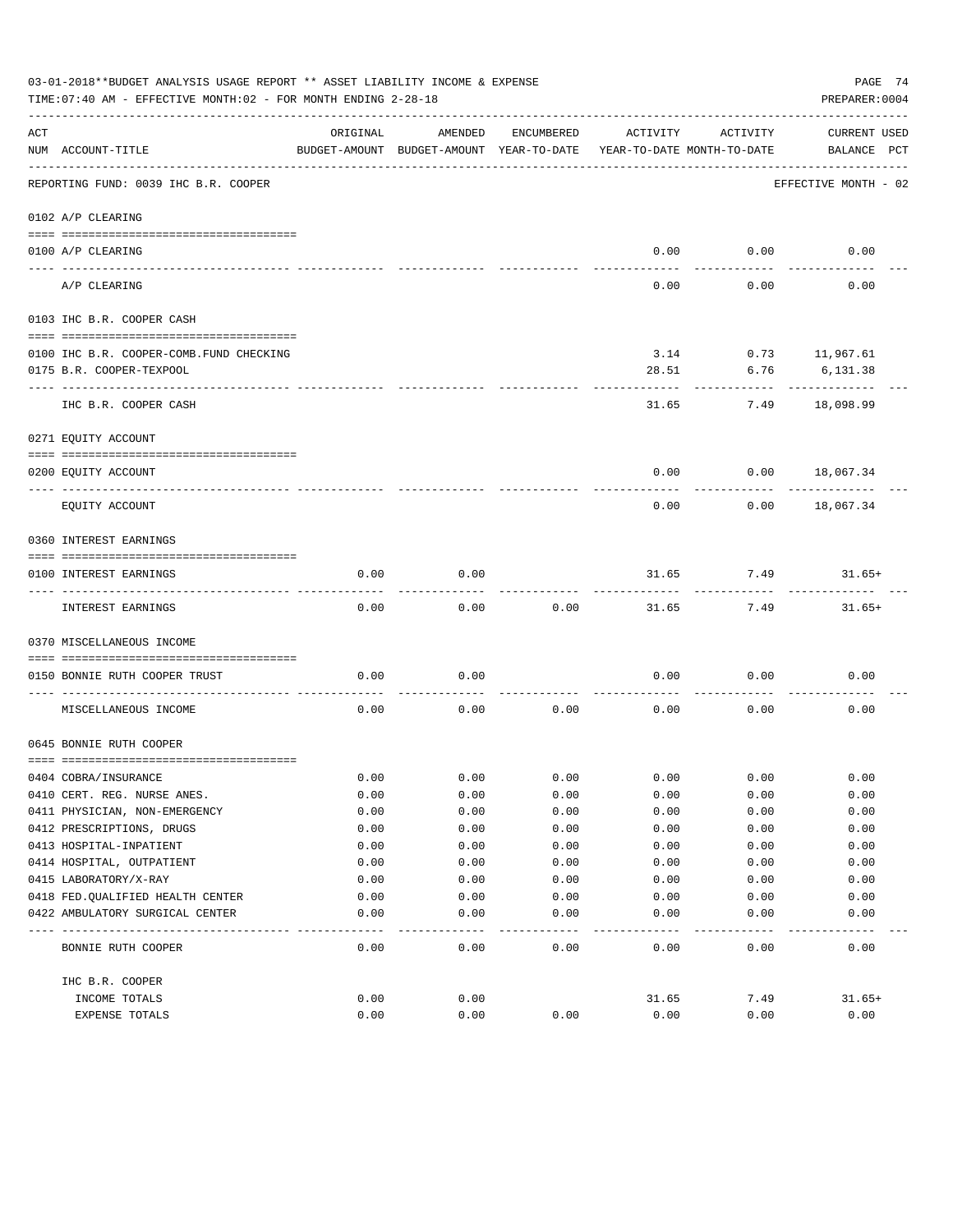03-01-2018**BUDGET ANALYSIS USAGE REPORT ** ASSET LIABILITY INCOME & EXPENSE

TIME:07:40 AM - EFFECTIVE MONTH:02 - FOR MONTH ENDING 2-28-18

PREPARER:0004

REPORTING FUND: 0039 IHC B.R. COOPER — EFFECTIVE MONTH - 02

| ACT NUM | ACCOUNT-TITLE | ORIGINAL BUDGET-AMOUNT | AMENDED BUDGET-AMOUNT | ENCUMBERED YEAR-TO-DATE | ACTIVITY YEAR-TO-DATE | ACTIVITY MONTH-TO-DATE | CURRENT BALANCE | USED PCT |
|---|---|---|---|---|---|---|---|---|
| 0102 | A/P CLEARING | | | | | | | |
| 0100 | A/P CLEARING | | | | 0.00 | 0.00 | 0.00 | |
| | A/P CLEARING | | | | 0.00 | 0.00 | 0.00 | |
| 0103 | IHC B.R. COOPER CASH | | | | | | | |
| 0100 | IHC B.R. COOPER-COMB.FUND CHECKING | | | | 3.14 | 0.73 | 11,967.61 | |
| 0175 | B.R. COOPER-TEXPOOL | | | | 28.51 | 6.76 | 6,131.38 | |
| | IHC B.R. COOPER CASH | | | | 31.65 | 7.49 | 18,098.99 | |
| 0271 | EQUITY ACCOUNT | | | | | | | |
| 0200 | EQUITY ACCOUNT | | | | 0.00 | 0.00 | 18,067.34 | |
| | EQUITY ACCOUNT | | | | 0.00 | 0.00 | 18,067.34 | |
| 0360 | INTEREST EARNINGS | | | | | | | |
| 0100 | INTEREST EARNINGS | 0.00 | 0.00 | | 31.65 | 7.49 | 31.65+ | |
| | INTEREST EARNINGS | 0.00 | 0.00 | 0.00 | 31.65 | 7.49 | 31.65+ | |
| 0370 | MISCELLANEOUS INCOME | | | | | | | |
| 0150 | BONNIE RUTH COOPER TRUST | 0.00 | 0.00 | | 0.00 | 0.00 | 0.00 | |
| | MISCELLANEOUS INCOME | 0.00 | 0.00 | 0.00 | 0.00 | 0.00 | 0.00 | |
| 0645 | BONNIE RUTH COOPER | | | | | | | |
| 0404 | COBRA/INSURANCE | 0.00 | 0.00 | 0.00 | 0.00 | 0.00 | 0.00 | |
| 0410 | CERT. REG. NURSE ANES. | 0.00 | 0.00 | 0.00 | 0.00 | 0.00 | 0.00 | |
| 0411 | PHYSICIAN, NON-EMERGENCY | 0.00 | 0.00 | 0.00 | 0.00 | 0.00 | 0.00 | |
| 0412 | PRESCRIPTIONS, DRUGS | 0.00 | 0.00 | 0.00 | 0.00 | 0.00 | 0.00 | |
| 0413 | HOSPITAL-INPATIENT | 0.00 | 0.00 | 0.00 | 0.00 | 0.00 | 0.00 | |
| 0414 | HOSPITAL, OUTPATIENT | 0.00 | 0.00 | 0.00 | 0.00 | 0.00 | 0.00 | |
| 0415 | LABORATORY/X-RAY | 0.00 | 0.00 | 0.00 | 0.00 | 0.00 | 0.00 | |
| 0418 | FED.QUALIFIED HEALTH CENTER | 0.00 | 0.00 | 0.00 | 0.00 | 0.00 | 0.00 | |
| 0422 | AMBULATORY SURGICAL CENTER | 0.00 | 0.00 | 0.00 | 0.00 | 0.00 | 0.00 | |
| | BONNIE RUTH COOPER | 0.00 | 0.00 | 0.00 | 0.00 | 0.00 | 0.00 | |
| | IHC B.R. COOPER | | | | | | | |
| | INCOME TOTALS | 0.00 | 0.00 | | 31.65 | 7.49 | 31.65+ | |
| | EXPENSE TOTALS | 0.00 | 0.00 | 0.00 | 0.00 | 0.00 | 0.00 | |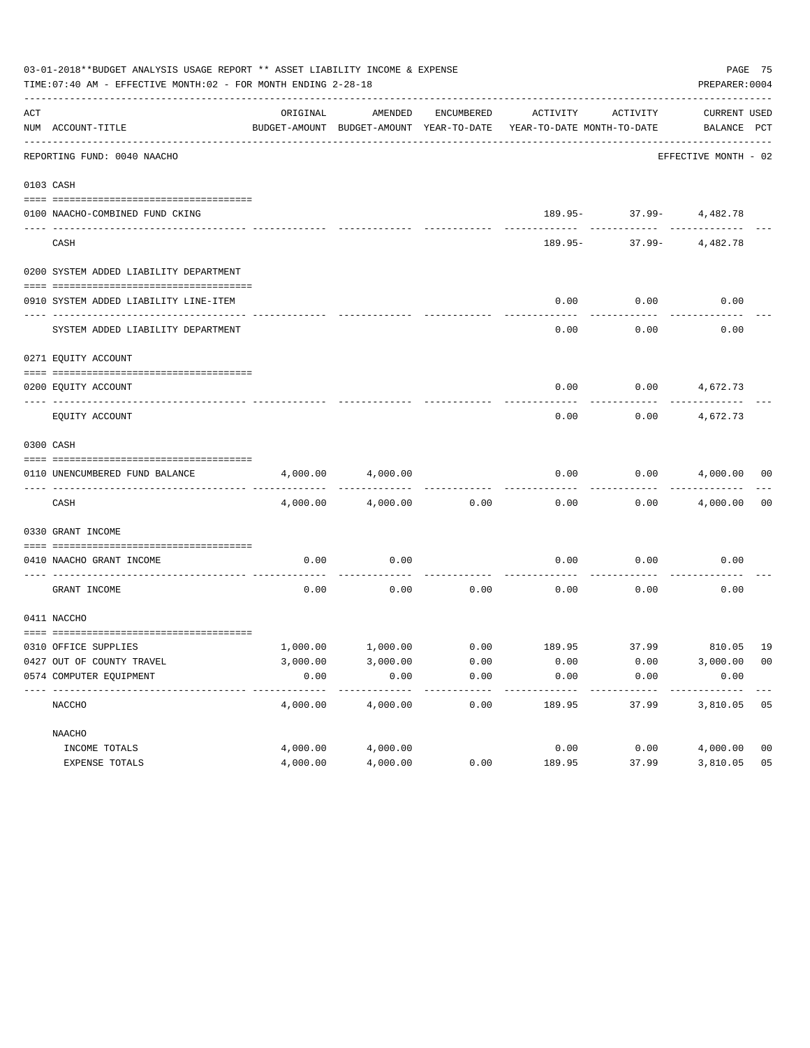03-01-2018**BUDGET ANALYSIS USAGE REPORT ** ASSET LIABILITY INCOME & EXPENSE

TIME:07:40 AM - EFFECTIVE MONTH:02 - FOR MONTH ENDING 2-28-18

PREPARER:0004

| ACT NUM | ACCOUNT-TITLE | ORIGINAL BUDGET-AMOUNT | AMENDED BUDGET-AMOUNT | ENCUMBERED YEAR-TO-DATE | ACTIVITY YEAR-TO-DATE | ACTIVITY MONTH-TO-DATE | CURRENT BALANCE | USED PCT |
|---|---|---|---|---|---|---|---|---|
| | REPORTING FUND: 0040 NAACHO | | | | | | EFFECTIVE MONTH - 02 | |
| 0103 | CASH | | | | | | | |
| 0100 | NAACHO-COMBINED FUND CKING | | | | 189.95- | 37.99- | 4,482.78 | |
| | CASH | | | | 189.95- | 37.99- | 4,482.78 | |
| 0200 | SYSTEM ADDED LIABILITY DEPARTMENT | | | | | | | |
| 0910 | SYSTEM ADDED LIABILITY LINE-ITEM | | | | 0.00 | 0.00 | 0.00 | |
| | SYSTEM ADDED LIABILITY DEPARTMENT | | | | 0.00 | 0.00 | 0.00 | |
| 0271 | EQUITY ACCOUNT | | | | | | | |
| 0200 | EQUITY ACCOUNT | | | | 0.00 | 0.00 | 4,672.73 | |
| | EQUITY ACCOUNT | | | | 0.00 | 0.00 | 4,672.73 | |
| 0300 | CASH | | | | | | | |
| 0110 | UNENCUMBERED FUND BALANCE | 4,000.00 | 4,000.00 | | 0.00 | 0.00 | 4,000.00 | 00 |
| | CASH | 4,000.00 | 4,000.00 | 0.00 | 0.00 | 0.00 | 4,000.00 | 00 |
| 0330 | GRANT INCOME | | | | | | | |
| 0410 | NAACHO GRANT INCOME | 0.00 | 0.00 | | 0.00 | 0.00 | 0.00 | |
| | GRANT INCOME | 0.00 | 0.00 | 0.00 | 0.00 | 0.00 | 0.00 | |
| 0411 | NACCHO | | | | | | | |
| 0310 | OFFICE SUPPLIES | 1,000.00 | 1,000.00 | 0.00 | 189.95 | 37.99 | 810.05 | 19 |
| 0427 | OUT OF COUNTY TRAVEL | 3,000.00 | 3,000.00 | 0.00 | 0.00 | 0.00 | 3,000.00 | 00 |
| 0574 | COMPUTER EQUIPMENT | 0.00 | 0.00 | 0.00 | 0.00 | 0.00 | 0.00 | |
| | NACCHO | 4,000.00 | 4,000.00 | 0.00 | 189.95 | 37.99 | 3,810.05 | 05 |
| | NAACHO | | | | | | | |
| | INCOME TOTALS | 4,000.00 | 4,000.00 | | 0.00 | 0.00 | 4,000.00 | 00 |
| | EXPENSE TOTALS | 4,000.00 | 4,000.00 | 0.00 | 189.95 | 37.99 | 3,810.05 | 05 |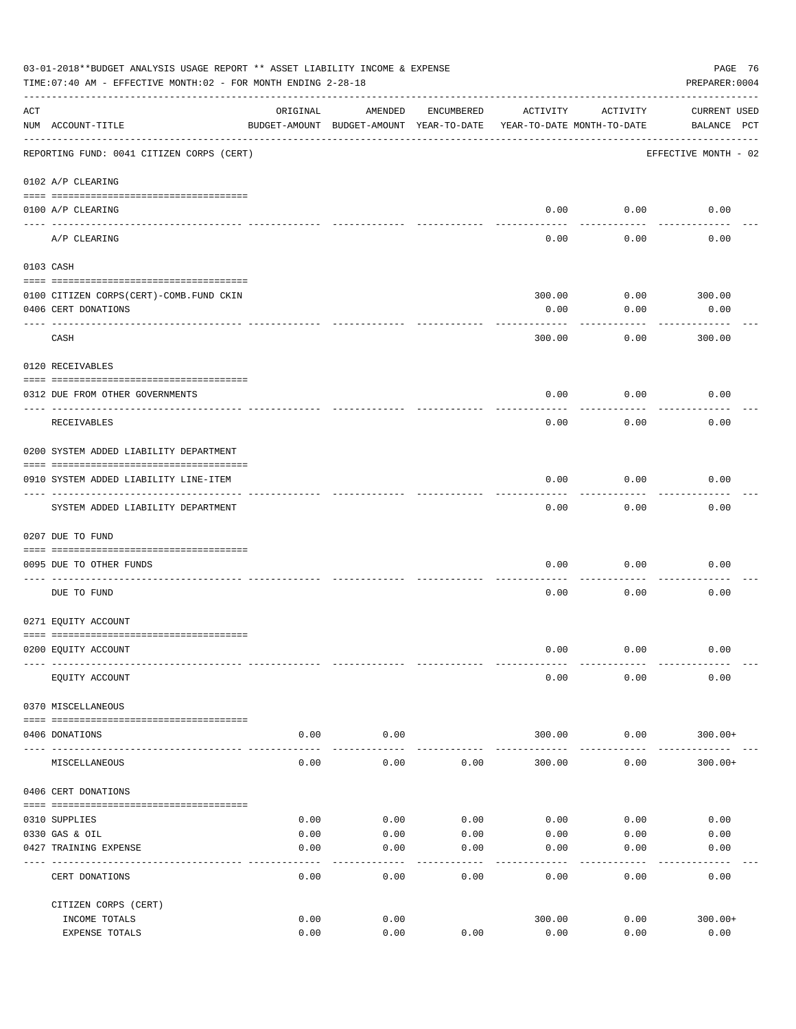03-01-2018**BUDGET ANALYSIS USAGE REPORT ** ASSET LIABILITY INCOME & EXPENSE

TIME:07:40 AM - EFFECTIVE MONTH:02 - FOR MONTH ENDING 2-28-18

PREPARER:0004

| ACT NUM | ACCOUNT-TITLE | ORIGINAL BUDGET-AMOUNT | AMENDED BUDGET-AMOUNT | ENCUMBERED YEAR-TO-DATE | ACTIVITY YEAR-TO-DATE | ACTIVITY MONTH-TO-DATE | CURRENT USED BALANCE | PCT |
|---|---|---|---|---|---|---|---|---|
| | REPORTING FUND: 0041 CITIZEN CORPS (CERT) | | | | | | EFFECTIVE MONTH - 02 | |
| | 0102 A/P CLEARING | | | | | | | |
| 0100 | A/P CLEARING | | | | 0.00 | 0.00 | 0.00 | |
| | A/P CLEARING | | | | 0.00 | 0.00 | 0.00 | |
| | 0103 CASH | | | | | | | |
| 0100 | CITIZEN CORPS(CERT)-COMB.FUND CKIN | | | | 300.00 | 0.00 | 300.00 | |
| 0406 | CERT DONATIONS | | | | 0.00 | 0.00 | 0.00 | |
| | CASH | | | | 300.00 | 0.00 | 300.00 | |
| | 0120 RECEIVABLES | | | | | | | |
| 0312 | DUE FROM OTHER GOVERNMENTS | | | | 0.00 | 0.00 | 0.00 | |
| | RECEIVABLES | | | | 0.00 | 0.00 | 0.00 | |
| | 0200 SYSTEM ADDED LIABILITY DEPARTMENT | | | | | | | |
| 0910 | SYSTEM ADDED LIABILITY LINE-ITEM | | | | 0.00 | 0.00 | 0.00 | |
| | SYSTEM ADDED LIABILITY DEPARTMENT | | | | 0.00 | 0.00 | 0.00 | |
| | 0207 DUE TO FUND | | | | | | | |
| 0095 | DUE TO OTHER FUNDS | | | | 0.00 | 0.00 | 0.00 | |
| | DUE TO FUND | | | | 0.00 | 0.00 | 0.00 | |
| | 0271 EQUITY ACCOUNT | | | | | | | |
| 0200 | EQUITY ACCOUNT | | | | 0.00 | 0.00 | 0.00 | |
| | EQUITY ACCOUNT | | | | 0.00 | 0.00 | 0.00 | |
| | 0370 MISCELLANEOUS | | | | | | | |
| 0406 | DONATIONS | 0.00 | 0.00 | | 300.00 | 0.00 | 300.00+ | |
| | MISCELLANEOUS | 0.00 | 0.00 | 0.00 | 300.00 | 0.00 | 300.00+ | |
| | 0406 CERT DONATIONS | | | | | | | |
| 0310 | SUPPLIES | 0.00 | 0.00 | 0.00 | 0.00 | 0.00 | 0.00 | |
| 0330 | GAS & OIL | 0.00 | 0.00 | 0.00 | 0.00 | 0.00 | 0.00 | |
| 0427 | TRAINING EXPENSE | 0.00 | 0.00 | 0.00 | 0.00 | 0.00 | 0.00 | |
| | CERT DONATIONS | 0.00 | 0.00 | 0.00 | 0.00 | 0.00 | 0.00 | |
| | CITIZEN CORPS (CERT) | | | | | | | |
| | INCOME TOTALS | 0.00 | 0.00 | | 300.00 | 0.00 | 300.00+ | |
| | EXPENSE TOTALS | 0.00 | 0.00 | 0.00 | 0.00 | 0.00 | 0.00 | |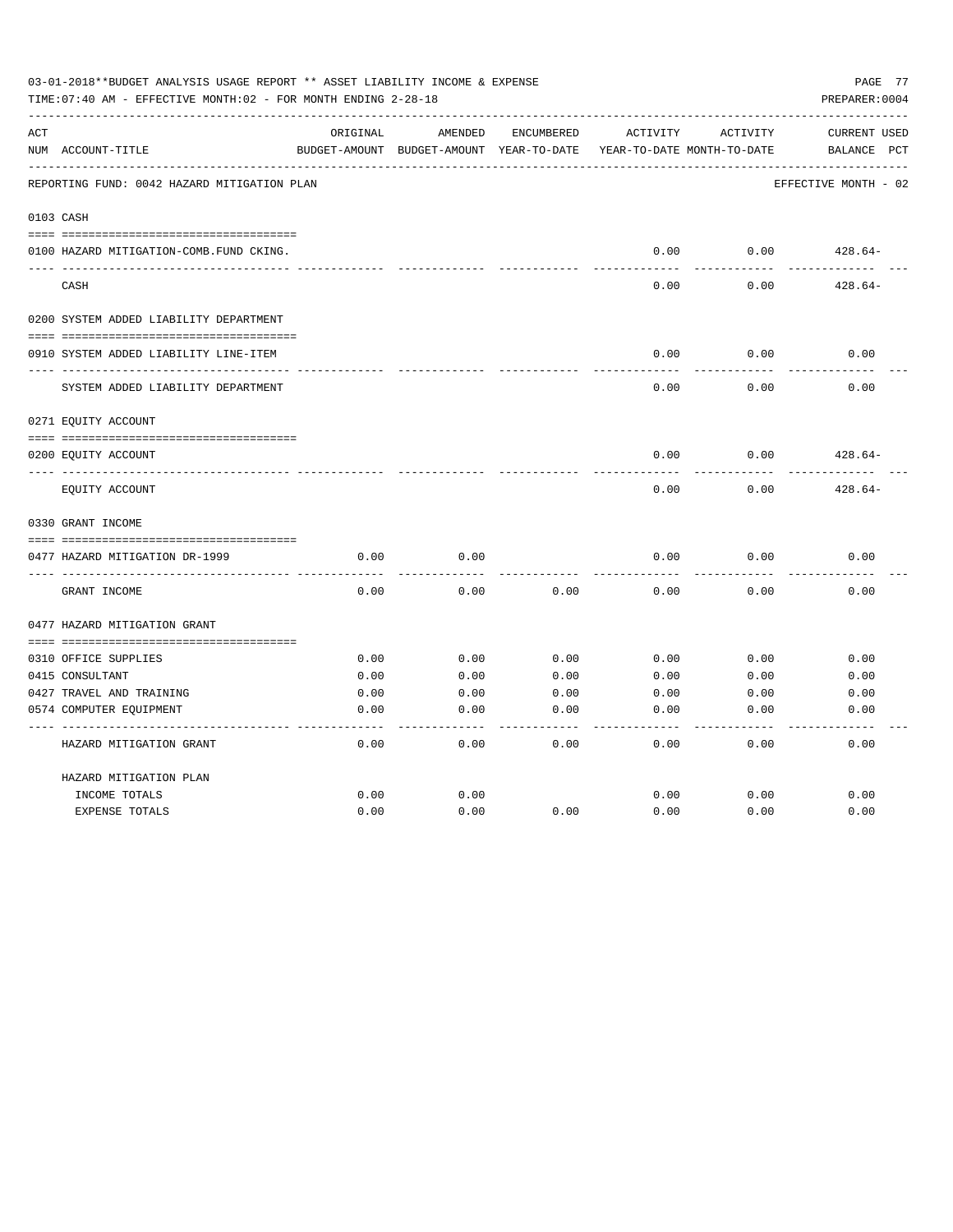03-01-2018**BUDGET ANALYSIS USAGE REPORT ** ASSET LIABILITY INCOME & EXPENSE

TIME:07:40 AM - EFFECTIVE MONTH:02 - FOR MONTH ENDING 2-28-18

PREPARER:0004

| ACT NUM | ACCOUNT-TITLE | ORIGINAL BUDGET-AMOUNT | AMENDED BUDGET-AMOUNT | ENCUMBERED YEAR-TO-DATE | ACTIVITY YEAR-TO-DATE | ACTIVITY MONTH-TO-DATE | CURRENT BALANCE | USED PCT |
|---|---|---|---|---|---|---|---|---|
| | REPORTING FUND: 0042 HAZARD MITIGATION PLAN | | | | | | EFFECTIVE MONTH - 02 | |
| 0103 | CASH | | | | | | | |
| 0100 | HAZARD MITIGATION-COMB.FUND CKING. | | | | 0.00 | 0.00 | 428.64- | |
| | CASH | | | | 0.00 | 0.00 | 428.64- | |
| 0200 | SYSTEM ADDED LIABILITY DEPARTMENT | | | | | | | |
| 0910 | SYSTEM ADDED LIABILITY LINE-ITEM | | | | 0.00 | 0.00 | 0.00 | |
| | SYSTEM ADDED LIABILITY DEPARTMENT | | | | 0.00 | 0.00 | 0.00 | |
| 0271 | EQUITY ACCOUNT | | | | | | | |
| 0200 | EQUITY ACCOUNT | | | | 0.00 | 0.00 | 428.64- | |
| | EQUITY ACCOUNT | | | | 0.00 | 0.00 | 428.64- | |
| 0330 | GRANT INCOME | | | | | | | |
| 0477 | HAZARD MITIGATION DR-1999 | 0.00 | 0.00 | | 0.00 | 0.00 | 0.00 | |
| | GRANT INCOME | 0.00 | 0.00 | 0.00 | 0.00 | 0.00 | 0.00 | |
| 0477 | HAZARD MITIGATION GRANT | | | | | | | |
| 0310 | OFFICE SUPPLIES | 0.00 | 0.00 | 0.00 | 0.00 | 0.00 | 0.00 | |
| 0415 | CONSULTANT | 0.00 | 0.00 | 0.00 | 0.00 | 0.00 | 0.00 | |
| 0427 | TRAVEL AND TRAINING | 0.00 | 0.00 | 0.00 | 0.00 | 0.00 | 0.00 | |
| 0574 | COMPUTER EQUIPMENT | 0.00 | 0.00 | 0.00 | 0.00 | 0.00 | 0.00 | |
| | HAZARD MITIGATION GRANT | 0.00 | 0.00 | 0.00 | 0.00 | 0.00 | 0.00 | |
| | HAZARD MITIGATION PLAN | | | | | | | |
| | INCOME TOTALS | 0.00 | 0.00 | | 0.00 | 0.00 | 0.00 | |
| | EXPENSE TOTALS | 0.00 | 0.00 | 0.00 | 0.00 | 0.00 | 0.00 | |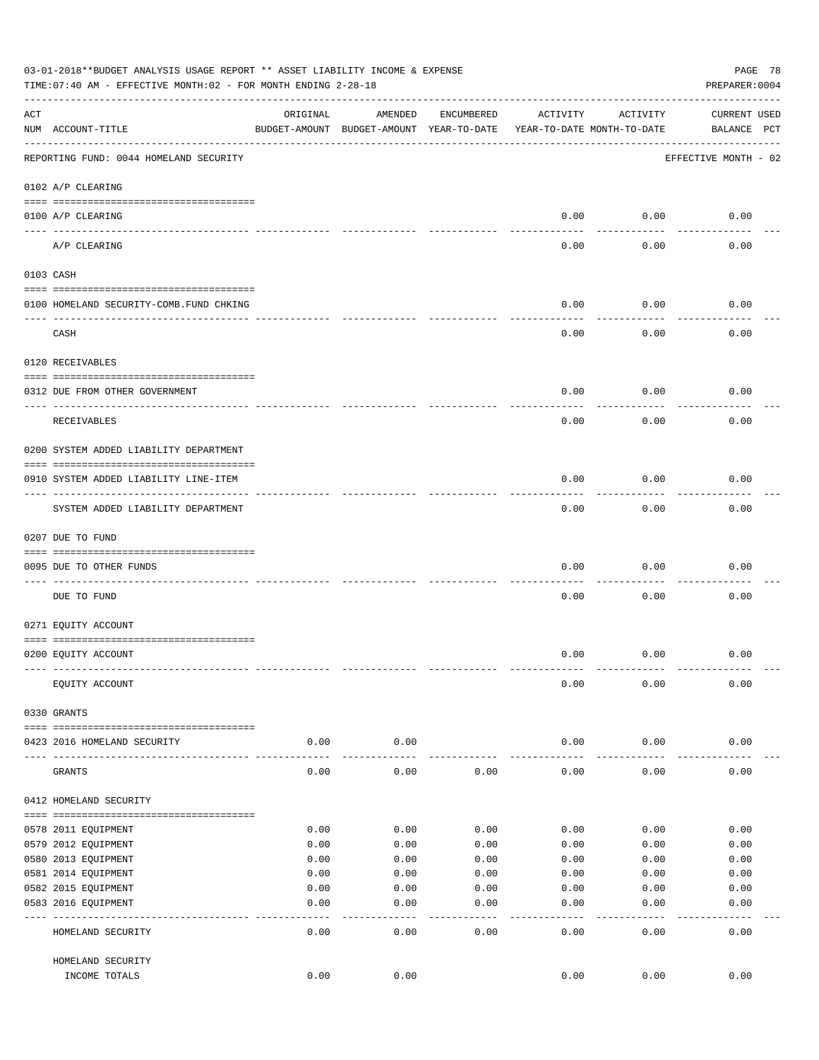03-01-2018**BUDGET ANALYSIS USAGE REPORT ** ASSET LIABILITY INCOME & EXPENSE

TIME:07:40 AM - EFFECTIVE MONTH:02 - FOR MONTH ENDING 2-28-18

PREPARER:0004

| ACT NUM | ACCOUNT-TITLE | ORIGINAL BUDGET-AMOUNT | AMENDED BUDGET-AMOUNT | ENCUMBERED YEAR-TO-DATE | ACTIVITY YEAR-TO-DATE | ACTIVITY MONTH-TO-DATE | CURRENT BALANCE | USED PCT |
|---|---|---|---|---|---|---|---|---|
| | REPORTING FUND: 0044 HOMELAND SECURITY | | | | | | EFFECTIVE MONTH - 02 | |
| | 0102 A/P CLEARING | | | | | | | |
| 0100 | A/P CLEARING | | | | 0.00 | 0.00 | 0.00 | |
| | A/P CLEARING | | | | 0.00 | 0.00 | 0.00 | |
| | 0103 CASH | | | | | | | |
| 0100 | HOMELAND SECURITY-COMB.FUND CHKING | | | | 0.00 | 0.00 | 0.00 | |
| | CASH | | | | 0.00 | 0.00 | 0.00 | |
| | 0120 RECEIVABLES | | | | | | | |
| 0312 | DUE FROM OTHER GOVERNMENT | | | | 0.00 | 0.00 | 0.00 | |
| | RECEIVABLES | | | | 0.00 | 0.00 | 0.00 | |
| | 0200 SYSTEM ADDED LIABILITY DEPARTMENT | | | | | | | |
| 0910 | SYSTEM ADDED LIABILITY LINE-ITEM | | | | 0.00 | 0.00 | 0.00 | |
| | SYSTEM ADDED LIABILITY DEPARTMENT | | | | 0.00 | 0.00 | 0.00 | |
| | 0207 DUE TO FUND | | | | | | | |
| 0095 | DUE TO OTHER FUNDS | | | | 0.00 | 0.00 | 0.00 | |
| | DUE TO FUND | | | | 0.00 | 0.00 | 0.00 | |
| | 0271 EQUITY ACCOUNT | | | | | | | |
| 0200 | EQUITY ACCOUNT | | | | 0.00 | 0.00 | 0.00 | |
| | EQUITY ACCOUNT | | | | 0.00 | 0.00 | 0.00 | |
| | 0330 GRANTS | | | | | | | |
| 0423 | 2016 HOMELAND SECURITY | 0.00 | 0.00 | | 0.00 | 0.00 | 0.00 | |
| | GRANTS | 0.00 | 0.00 | 0.00 | 0.00 | 0.00 | 0.00 | |
| | 0412 HOMELAND SECURITY | | | | | | | |
| 0578 | 2011 EQUIPMENT | 0.00 | 0.00 | 0.00 | 0.00 | 0.00 | 0.00 | |
| 0579 | 2012 EQUIPMENT | 0.00 | 0.00 | 0.00 | 0.00 | 0.00 | 0.00 | |
| 0580 | 2013 EQUIPMENT | 0.00 | 0.00 | 0.00 | 0.00 | 0.00 | 0.00 | |
| 0581 | 2014 EQUIPMENT | 0.00 | 0.00 | 0.00 | 0.00 | 0.00 | 0.00 | |
| 0582 | 2015 EQUIPMENT | 0.00 | 0.00 | 0.00 | 0.00 | 0.00 | 0.00 | |
| 0583 | 2016 EQUIPMENT | 0.00 | 0.00 | 0.00 | 0.00 | 0.00 | 0.00 | |
| | HOMELAND SECURITY | 0.00 | 0.00 | 0.00 | 0.00 | 0.00 | 0.00 | |
| | HOMELAND SECURITY INCOME TOTALS | 0.00 | 0.00 | | 0.00 | 0.00 | 0.00 | |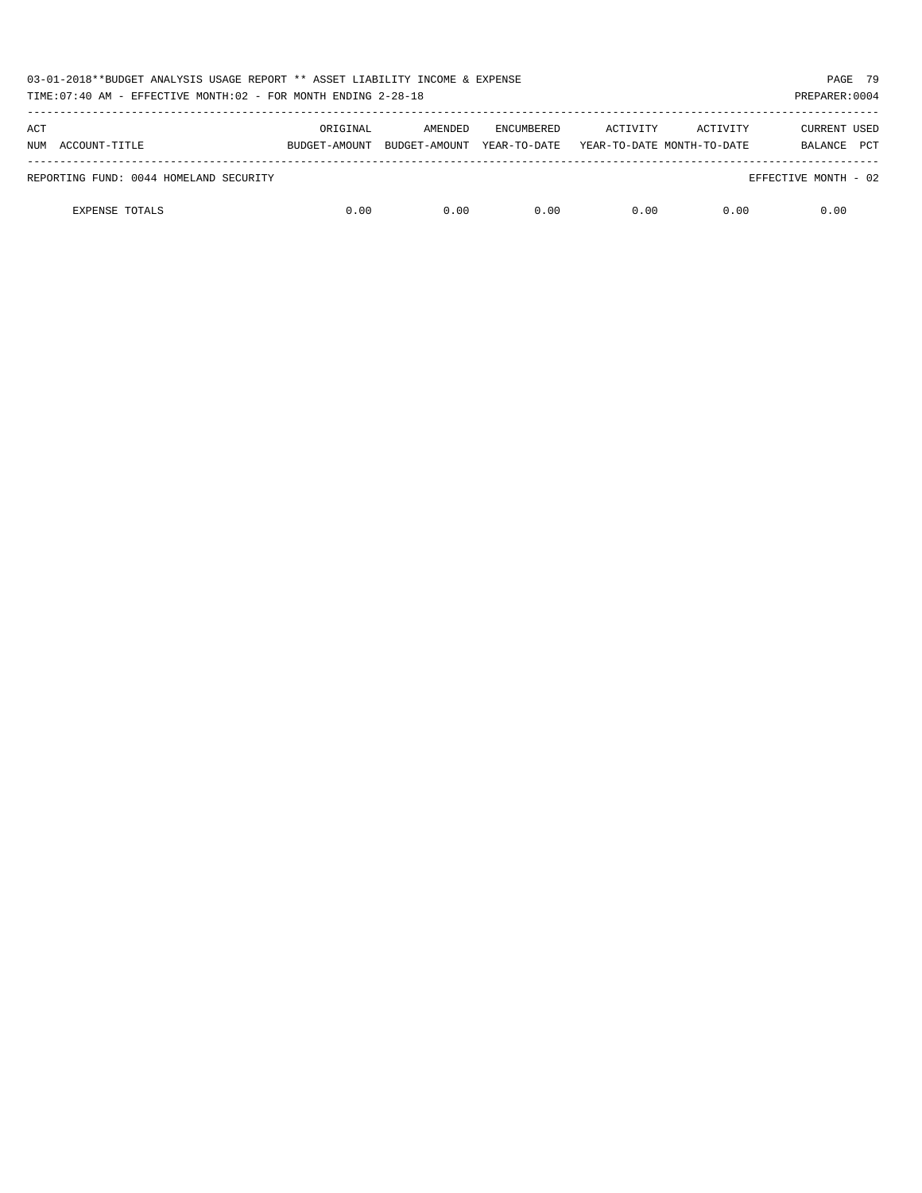| ACT NUM | ACCOUNT-TITLE | ORIGINAL BUDGET-AMOUNT | AMENDED BUDGET-AMOUNT | ENCUMBERED YEAR-TO-DATE | ACTIVITY YEAR-TO-DATE | ACTIVITY MONTH-TO-DATE | CURRENT BALANCE | USED PCT |
|---|---|---|---|---|---|---|---|---|
| REPORTING FUND: 0044 HOMELAND SECURITY | | | | | | | EFFECTIVE MONTH - 02 | |
| | EXPENSE TOTALS | 0.00 | 0.00 | 0.00 | 0.00 | 0.00 | 0.00 | |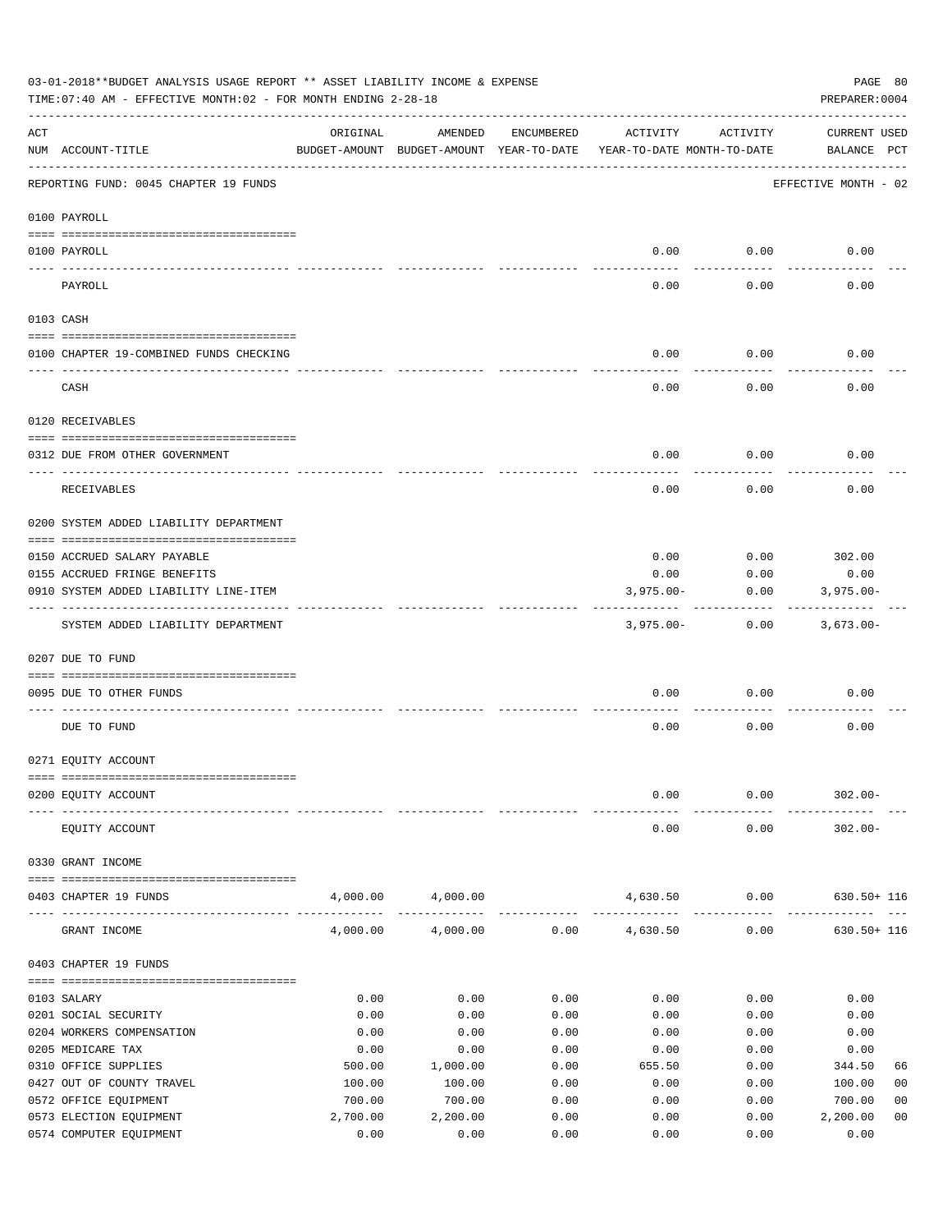03-01-2018**BUDGET ANALYSIS USAGE REPORT ** ASSET LIABILITY INCOME & EXPENSE

TIME:07:40 AM - EFFECTIVE MONTH:02 - FOR MONTH ENDING 2-28-18

PREPARER:0004

| ACT NUM | ACCOUNT-TITLE | ORIGINAL BUDGET-AMOUNT | AMENDED BUDGET-AMOUNT | ENCUMBERED YEAR-TO-DATE | ACTIVITY YEAR-TO-DATE | ACTIVITY MONTH-TO-DATE | CURRENT USED BALANCE | PCT |
|---|---|---|---|---|---|---|---|---|
| | REPORTING FUND: 0045 CHAPTER 19 FUNDS | | | | | | EFFECTIVE MONTH - 02 | |
| | **0100 PAYROLL** | | | | | | | |
| 0100 | PAYROLL | | | | 0.00 | 0.00 | 0.00 | |
| | PAYROLL | | | | 0.00 | 0.00 | 0.00 | |
| | **0103 CASH** | | | | | | | |
| 0100 | CHAPTER 19-COMBINED FUNDS CHECKING | | | | 0.00 | 0.00 | 0.00 | |
| | CASH | | | | 0.00 | 0.00 | 0.00 | |
| | **0120 RECEIVABLES** | | | | | | | |
| 0312 | DUE FROM OTHER GOVERNMENT | | | | 0.00 | 0.00 | 0.00 | |
| | RECEIVABLES | | | | 0.00 | 0.00 | 0.00 | |
| | **0200 SYSTEM ADDED LIABILITY DEPARTMENT** | | | | | | | |
| 0150 | ACCRUED SALARY PAYABLE | | | | 0.00 | 0.00 | 302.00 | |
| 0155 | ACCRUED FRINGE BENEFITS | | | | 0.00 | 0.00 | 0.00 | |
| 0910 | SYSTEM ADDED LIABILITY LINE-ITEM | | | | 3,975.00- | 0.00 | 3,975.00- | |
| | SYSTEM ADDED LIABILITY DEPARTMENT | | | | 3,975.00- | 0.00 | 3,673.00- | |
| | **0207 DUE TO FUND** | | | | | | | |
| 0095 | DUE TO OTHER FUNDS | | | | 0.00 | 0.00 | 0.00 | |
| | DUE TO FUND | | | | 0.00 | 0.00 | 0.00 | |
| | **0271 EQUITY ACCOUNT** | | | | | | | |
| 0200 | EQUITY ACCOUNT | | | | 0.00 | 0.00 | 302.00- | |
| | EQUITY ACCOUNT | | | | 0.00 | 0.00 | 302.00- | |
| | **0330 GRANT INCOME** | | | | | | | |
| 0403 | CHAPTER 19 FUNDS | 4,000.00 | 4,000.00 | | 4,630.50 | 0.00 | 630.50+ | 116 |
| | GRANT INCOME | 4,000.00 | 4,000.00 | 0.00 | 4,630.50 | 0.00 | 630.50+ | 116 |
| | **0403 CHAPTER 19 FUNDS** | | | | | | | |
| 0103 | SALARY | 0.00 | 0.00 | 0.00 | 0.00 | 0.00 | 0.00 | |
| 0201 | SOCIAL SECURITY | 0.00 | 0.00 | 0.00 | 0.00 | 0.00 | 0.00 | |
| 0204 | WORKERS COMPENSATION | 0.00 | 0.00 | 0.00 | 0.00 | 0.00 | 0.00 | |
| 0205 | MEDICARE TAX | 0.00 | 0.00 | 0.00 | 0.00 | 0.00 | 0.00 | |
| 0310 | OFFICE SUPPLIES | 500.00 | 1,000.00 | 0.00 | 655.50 | 0.00 | 344.50 | 66 |
| 0427 | OUT OF COUNTY TRAVEL | 100.00 | 100.00 | 0.00 | 0.00 | 0.00 | 100.00 | 00 |
| 0572 | OFFICE EQUIPMENT | 700.00 | 700.00 | 0.00 | 0.00 | 0.00 | 700.00 | 00 |
| 0573 | ELECTION EQUIPMENT | 2,700.00 | 2,200.00 | 0.00 | 0.00 | 0.00 | 2,200.00 | 00 |
| 0574 | COMPUTER EQUIPMENT | 0.00 | 0.00 | 0.00 | 0.00 | 0.00 | 0.00 | |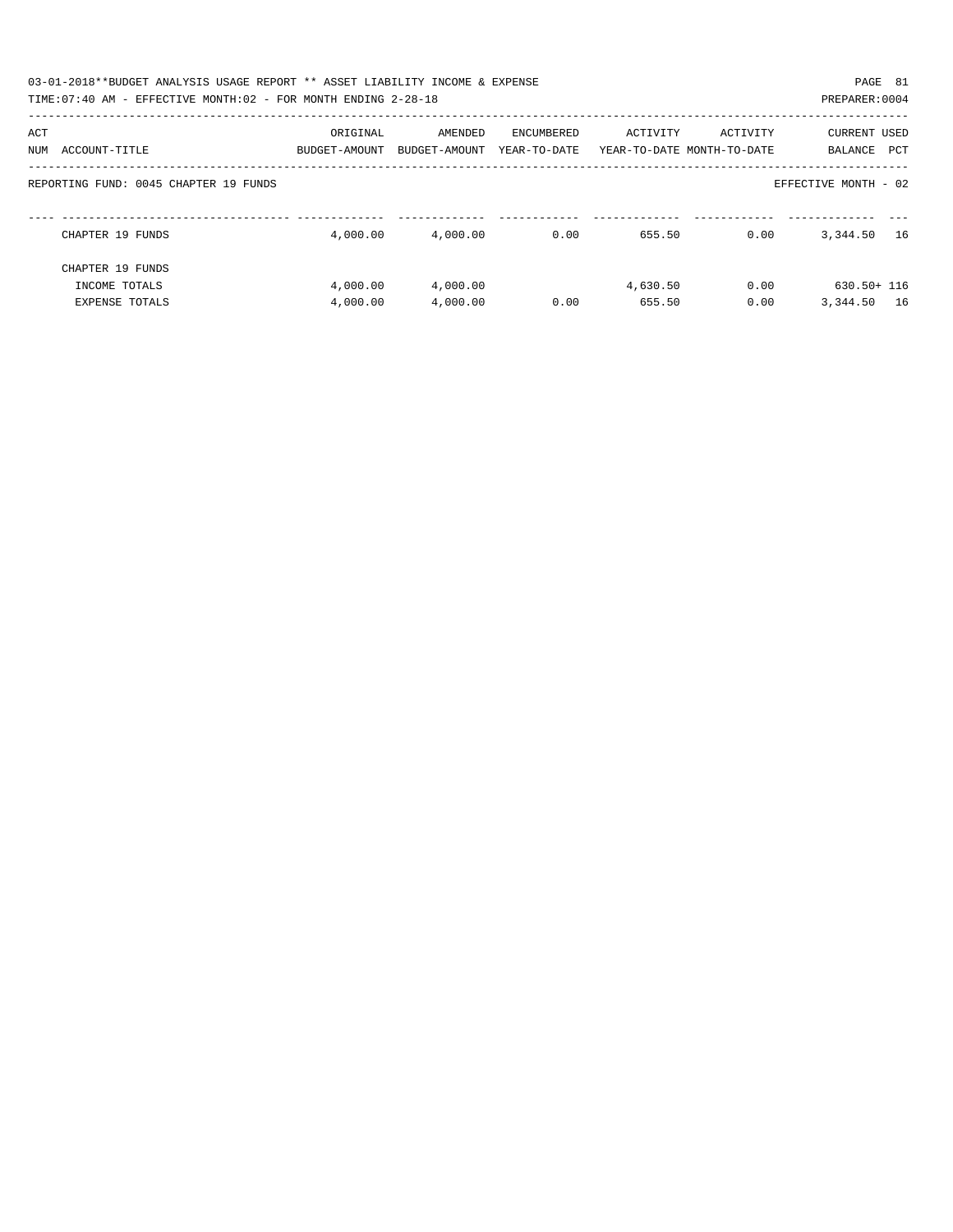03-01-2018**BUDGET ANALYSIS USAGE REPORT ** ASSET LIABILITY INCOME & EXPENSE

TIME:07:40 AM - EFFECTIVE MONTH:02 - FOR MONTH ENDING 2-28-18

PREPARER:0004

REPORTING FUND: 0045 CHAPTER 19 FUNDS — EFFECTIVE MONTH - 02

| ACT NUM | ACCOUNT-TITLE | ORIGINAL BUDGET-AMOUNT | AMENDED BUDGET-AMOUNT | ENCUMBERED YEAR-TO-DATE | ACTIVITY YEAR-TO-DATE | ACTIVITY MONTH-TO-DATE | CURRENT BALANCE | USED PCT |
|---|---|---|---|---|---|---|---|---|
| | CHAPTER 19 FUNDS | 4,000.00 | 4,000.00 | 0.00 | 655.50 | 0.00 | 3,344.50 | 16 |
| | CHAPTER 19 FUNDS | | | | | | | |
| | INCOME TOTALS | 4,000.00 | 4,000.00 | | 4,630.50 | 0.00 | 630.50+ | 116 |
| | EXPENSE TOTALS | 4,000.00 | 4,000.00 | 0.00 | 655.50 | 0.00 | 3,344.50 | 16 |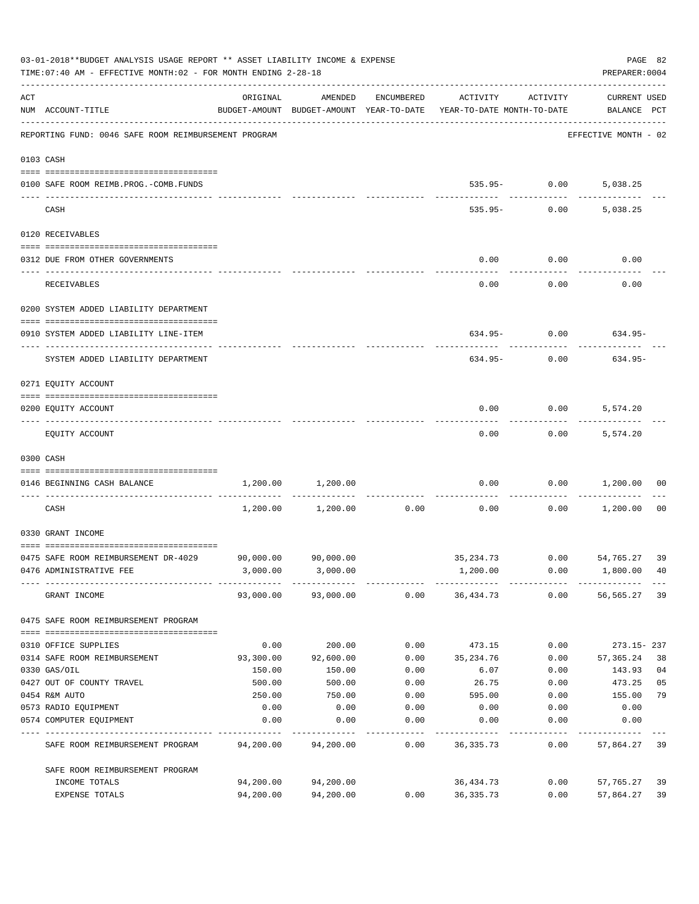03-01-2018**BUDGET ANALYSIS USAGE REPORT ** ASSET LIABILITY INCOME & EXPENSE

TIME:07:40 AM - EFFECTIVE MONTH:02 - FOR MONTH ENDING 2-28-18

PREPARER:0004

| ACT NUM | ACCOUNT-TITLE | ORIGINAL BUDGET-AMOUNT | AMENDED BUDGET-AMOUNT | ENCUMBERED YEAR-TO-DATE | ACTIVITY YEAR-TO-DATE | ACTIVITY MONTH-TO-DATE | CURRENT USED BALANCE | PCT |
|---|---|---|---|---|---|---|---|---|
| | REPORTING FUND: 0046 SAFE ROOM REIMBURSEMENT PROGRAM | | | | | | EFFECTIVE MONTH - 02 | |
| | 0103 CASH | | | | | | | |
| 0100 | SAFE ROOM REIMB.PROG.-COMB.FUNDS | | | | 535.95- | 0.00 | 5,038.25 | |
| | CASH | | | | 535.95- | 0.00 | 5,038.25 | |
| | 0120 RECEIVABLES | | | | | | | |
| 0312 | DUE FROM OTHER GOVERNMENTS | | | | 0.00 | 0.00 | 0.00 | |
| | RECEIVABLES | | | | 0.00 | 0.00 | 0.00 | |
| | 0200 SYSTEM ADDED LIABILITY DEPARTMENT | | | | | | | |
| 0910 | SYSTEM ADDED LIABILITY LINE-ITEM | | | | 634.95- | 0.00 | 634.95- | |
| | SYSTEM ADDED LIABILITY DEPARTMENT | | | | 634.95- | 0.00 | 634.95- | |
| | 0271 EQUITY ACCOUNT | | | | | | | |
| 0200 | EQUITY ACCOUNT | | | | 0.00 | 0.00 | 5,574.20 | |
| | EQUITY ACCOUNT | | | | 0.00 | 0.00 | 5,574.20 | |
| | 0300 CASH | | | | | | | |
| 0146 | BEGINNING CASH BALANCE | 1,200.00 | 1,200.00 | | 0.00 | 0.00 | 1,200.00 | 00 |
| | CASH | 1,200.00 | 1,200.00 | 0.00 | 0.00 | 0.00 | 1,200.00 | 00 |
| | 0330 GRANT INCOME | | | | | | | |
| 0475 | SAFE ROOM REIMBURSEMENT DR-4029 | 90,000.00 | 90,000.00 | | 35,234.73 | 0.00 | 54,765.27 | 39 |
| 0476 | ADMINISTRATIVE FEE | 3,000.00 | 3,000.00 | | 1,200.00 | 0.00 | 1,800.00 | 40 |
| | GRANT INCOME | 93,000.00 | 93,000.00 | 0.00 | 36,434.73 | 0.00 | 56,565.27 | 39 |
| | 0475 SAFE ROOM REIMBURSEMENT PROGRAM | | | | | | | |
| 0310 | OFFICE SUPPLIES | 0.00 | 200.00 | 0.00 | 473.15 | 0.00 | 273.15- | 237 |
| 0314 | SAFE ROOM REIMBURSEMENT | 93,300.00 | 92,600.00 | 0.00 | 35,234.76 | 0.00 | 57,365.24 | 38 |
| 0330 | GAS/OIL | 150.00 | 150.00 | 0.00 | 6.07 | 0.00 | 143.93 | 04 |
| 0427 | OUT OF COUNTY TRAVEL | 500.00 | 500.00 | 0.00 | 26.75 | 0.00 | 473.25 | 05 |
| 0454 | R&M AUTO | 250.00 | 750.00 | 0.00 | 595.00 | 0.00 | 155.00 | 79 |
| 0573 | RADIO EQUIPMENT | 0.00 | 0.00 | 0.00 | 0.00 | 0.00 | 0.00 | |
| 0574 | COMPUTER EQUIPMENT | 0.00 | 0.00 | 0.00 | 0.00 | 0.00 | 0.00 | |
| | SAFE ROOM REIMBURSEMENT PROGRAM | 94,200.00 | 94,200.00 | 0.00 | 36,335.73 | 0.00 | 57,864.27 | 39 |
| | SAFE ROOM REIMBURSEMENT PROGRAM | | | | | | | |
| | INCOME TOTALS | 94,200.00 | 94,200.00 | | 36,434.73 | 0.00 | 57,765.27 | 39 |
| | EXPENSE TOTALS | 94,200.00 | 94,200.00 | 0.00 | 36,335.73 | 0.00 | 57,864.27 | 39 |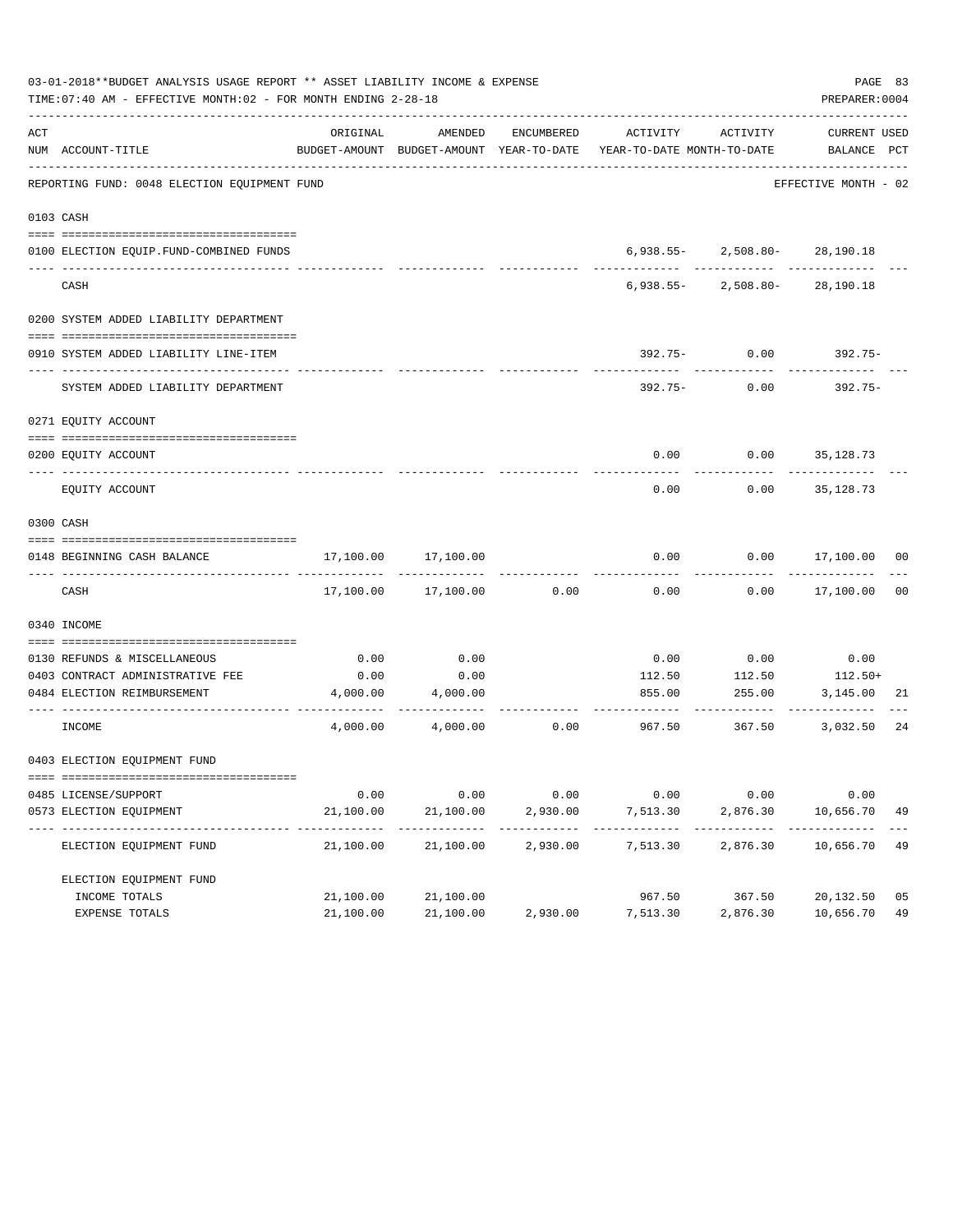03-01-2018**BUDGET ANALYSIS USAGE REPORT ** ASSET LIABILITY INCOME & EXPENSE

TIME:07:40 AM - EFFECTIVE MONTH:02 - FOR MONTH ENDING 2-28-18

PREPARER:0004

| ACT NUM | ACCOUNT-TITLE | ORIGINAL BUDGET-AMOUNT | AMENDED BUDGET-AMOUNT | ENCUMBERED YEAR-TO-DATE | ACTIVITY YEAR-TO-DATE | ACTIVITY MONTH-TO-DATE | CURRENT BALANCE | USED PCT |
|---|---|---|---|---|---|---|---|---|
| | REPORTING FUND: 0048 ELECTION EQUIPMENT FUND | | | | | | EFFECTIVE MONTH - 02 | |
| 0103 | CASH | | | | | | | |
| 0100 | ELECTION EQUIP.FUND-COMBINED FUNDS | | | | 6,938.55- | 2,508.80- | 28,190.18 | |
| | CASH | | | | 6,938.55- | 2,508.80- | 28,190.18 | |
| 0200 | SYSTEM ADDED LIABILITY DEPARTMENT | | | | | | | |
| 0910 | SYSTEM ADDED LIABILITY LINE-ITEM | | | | 392.75- | 0.00 | 392.75- | |
| | SYSTEM ADDED LIABILITY DEPARTMENT | | | | 392.75- | 0.00 | 392.75- | |
| 0271 | EQUITY ACCOUNT | | | | | | | |
| 0200 | EQUITY ACCOUNT | | | | 0.00 | 0.00 | 35,128.73 | |
| | EQUITY ACCOUNT | | | | 0.00 | 0.00 | 35,128.73 | |
| 0300 | CASH | | | | | | | |
| 0148 | BEGINNING CASH BALANCE | 17,100.00 | 17,100.00 | | 0.00 | 0.00 | 17,100.00 | 00 |
| | CASH | 17,100.00 | 17,100.00 | 0.00 | 0.00 | 0.00 | 17,100.00 | 00 |
| 0340 | INCOME | | | | | | | |
| 0130 | REFUNDS & MISCELLANEOUS | 0.00 | 0.00 | | 0.00 | 0.00 | 0.00 | |
| 0403 | CONTRACT ADMINISTRATIVE FEE | 0.00 | 0.00 | | 112.50 | 112.50 | 112.50+ | |
| 0484 | ELECTION REIMBURSEMENT | 4,000.00 | 4,000.00 | | 855.00 | 255.00 | 3,145.00 | 21 |
| | INCOME | 4,000.00 | 4,000.00 | 0.00 | 967.50 | 367.50 | 3,032.50 | 24 |
| 0403 | ELECTION EQUIPMENT FUND | | | | | | | |
| 0485 | LICENSE/SUPPORT | 0.00 | 0.00 | 0.00 | 0.00 | 0.00 | 0.00 | |
| 0573 | ELECTION EQUIPMENT | 21,100.00 | 21,100.00 | 2,930.00 | 7,513.30 | 2,876.30 | 10,656.70 | 49 |
| | ELECTION EQUIPMENT FUND | 21,100.00 | 21,100.00 | 2,930.00 | 7,513.30 | 2,876.30 | 10,656.70 | 49 |
| | ELECTION EQUIPMENT FUND | | | | | | | |
| | INCOME TOTALS | 21,100.00 | 21,100.00 | | 967.50 | 367.50 | 20,132.50 | 05 |
| | EXPENSE TOTALS | 21,100.00 | 21,100.00 | 2,930.00 | 7,513.30 | 2,876.30 | 10,656.70 | 49 |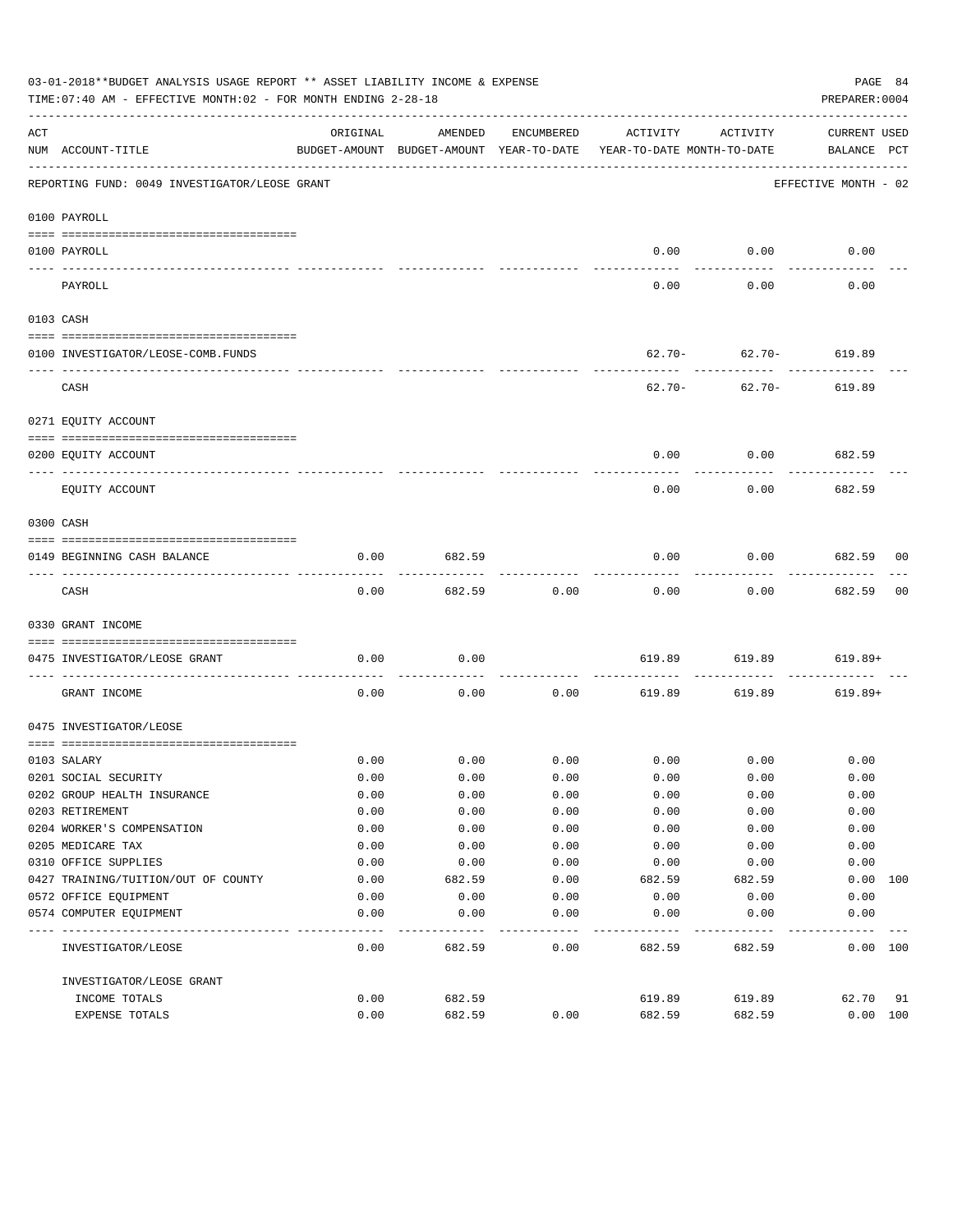03-01-2018**BUDGET ANALYSIS USAGE REPORT ** ASSET LIABILITY INCOME & EXPENSE

TIME:07:40 AM - EFFECTIVE MONTH:02 - FOR MONTH ENDING 2-28-18

PREPARER:0004

| ACT NUM | ACCOUNT-TITLE | ORIGINAL BUDGET-AMOUNT | AMENDED BUDGET-AMOUNT | ENCUMBERED YEAR-TO-DATE | ACTIVITY YEAR-TO-DATE | ACTIVITY MONTH-TO-DATE | CURRENT BALANCE | USED PCT |
|---|---|---|---|---|---|---|---|---|
| | REPORTING FUND: 0049 INVESTIGATOR/LEOSE GRANT | | | | | | EFFECTIVE MONTH - 02 | |
| | 0100 PAYROLL | | | | | | | |
| 0100 | PAYROLL | | | | 0.00 | 0.00 | 0.00 | |
| | PAYROLL | | | | 0.00 | 0.00 | 0.00 | |
| | 0103 CASH | | | | | | | |
| 0100 | INVESTIGATOR/LEOSE-COMB.FUNDS | | | | 62.70- | 62.70- | 619.89 | |
| | CASH | | | | 62.70- | 62.70- | 619.89 | |
| | 0271 EQUITY ACCOUNT | | | | | | | |
| 0200 | EQUITY ACCOUNT | | | | 0.00 | 0.00 | 682.59 | |
| | EQUITY ACCOUNT | | | | 0.00 | 0.00 | 682.59 | |
| | 0300 CASH | | | | | | | |
| 0149 | BEGINNING CASH BALANCE | 0.00 | 682.59 | | 0.00 | 0.00 | 682.59 | 00 |
| | CASH | 0.00 | 682.59 | 0.00 | 0.00 | 0.00 | 682.59 | 00 |
| | 0330 GRANT INCOME | | | | | | | |
| 0475 | INVESTIGATOR/LEOSE GRANT | 0.00 | 0.00 | | 619.89 | 619.89 | 619.89+ | |
| | GRANT INCOME | 0.00 | 0.00 | 0.00 | 619.89 | 619.89 | 619.89+ | |
| | 0475 INVESTIGATOR/LEOSE | | | | | | | |
| 0103 | SALARY | 0.00 | 0.00 | 0.00 | 0.00 | 0.00 | 0.00 | |
| 0201 | SOCIAL SECURITY | 0.00 | 0.00 | 0.00 | 0.00 | 0.00 | 0.00 | |
| 0202 | GROUP HEALTH INSURANCE | 0.00 | 0.00 | 0.00 | 0.00 | 0.00 | 0.00 | |
| 0203 | RETIREMENT | 0.00 | 0.00 | 0.00 | 0.00 | 0.00 | 0.00 | |
| 0204 | WORKER'S COMPENSATION | 0.00 | 0.00 | 0.00 | 0.00 | 0.00 | 0.00 | |
| 0205 | MEDICARE TAX | 0.00 | 0.00 | 0.00 | 0.00 | 0.00 | 0.00 | |
| 0310 | OFFICE SUPPLIES | 0.00 | 0.00 | 0.00 | 0.00 | 0.00 | 0.00 | |
| 0427 | TRAINING/TUITION/OUT OF COUNTY | 0.00 | 682.59 | 0.00 | 682.59 | 682.59 | 0.00 | 100 |
| 0572 | OFFICE EQUIPMENT | 0.00 | 0.00 | 0.00 | 0.00 | 0.00 | 0.00 | |
| 0574 | COMPUTER EQUIPMENT | 0.00 | 0.00 | 0.00 | 0.00 | 0.00 | 0.00 | |
| | INVESTIGATOR/LEOSE | 0.00 | 682.59 | 0.00 | 682.59 | 682.59 | 0.00 | 100 |
| | INVESTIGATOR/LEOSE GRANT | | | | | | | |
| | INCOME TOTALS | 0.00 | 682.59 | | 619.89 | 619.89 | 62.70 | 91 |
| | EXPENSE TOTALS | 0.00 | 682.59 | 0.00 | 682.59 | 682.59 | 0.00 | 100 |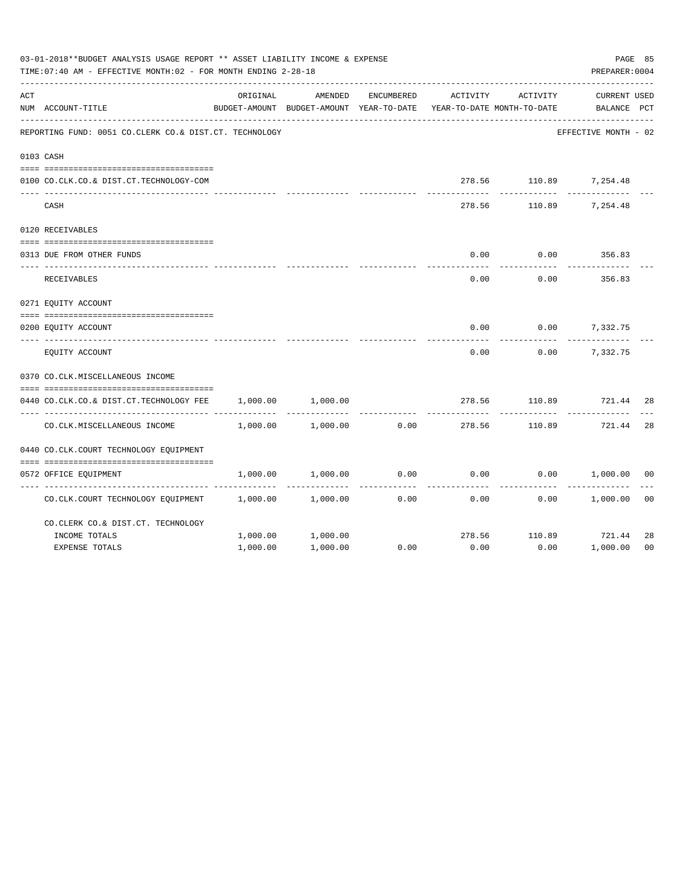03-01-2018**BUDGET ANALYSIS USAGE REPORT ** ASSET LIABILITY INCOME & EXPENSE

TIME:07:40 AM - EFFECTIVE MONTH:02 - FOR MONTH ENDING 2-28-18

PREPARER:0004

REPORTING FUND: 0051 CO.CLERK CO.& DIST.CT. TECHNOLOGY — EFFECTIVE MONTH - 02

| ACT NUM | ACCOUNT-TITLE | ORIGINAL BUDGET-AMOUNT | AMENDED BUDGET-AMOUNT | ENCUMBERED YEAR-TO-DATE | ACTIVITY YEAR-TO-DATE | ACTIVITY MONTH-TO-DATE | CURRENT BALANCE | USED PCT |
|---|---|---|---|---|---|---|---|---|
| 0103 | CASH | | | | | | | |
| 0100 | CO.CLK.CO.& DIST.CT.TECHNOLOGY-COM | | | | 278.56 | 110.89 | 7,254.48 | |
| | CASH | | | | 278.56 | 110.89 | 7,254.48 | |
| 0120 | RECEIVABLES | | | | | | | |
| 0313 | DUE FROM OTHER FUNDS | | | | 0.00 | 0.00 | 356.83 | |
| | RECEIVABLES | | | | 0.00 | 0.00 | 356.83 | |
| 0271 | EQUITY ACCOUNT | | | | | | | |
| 0200 | EQUITY ACCOUNT | | | | 0.00 | 0.00 | 7,332.75 | |
| | EQUITY ACCOUNT | | | | 0.00 | 0.00 | 7,332.75 | |
| 0370 | CO.CLK.MISCELLANEOUS INCOME | | | | | | | |
| 0440 | CO.CLK.CO.& DIST.CT.TECHNOLOGY FEE | 1,000.00 | 1,000.00 | | 278.56 | 110.89 | 721.44 | 28 |
| | CO.CLK.MISCELLANEOUS INCOME | 1,000.00 | 1,000.00 | 0.00 | 278.56 | 110.89 | 721.44 | 28 |
| 0440 | CO.CLK.COURT TECHNOLOGY EQUIPMENT | | | | | | | |
| 0572 | OFFICE EQUIPMENT | 1,000.00 | 1,000.00 | 0.00 | 0.00 | 0.00 | 1,000.00 | 00 |
| | CO.CLK.COURT TECHNOLOGY EQUIPMENT | 1,000.00 | 1,000.00 | 0.00 | 0.00 | 0.00 | 1,000.00 | 00 |
| | CO.CLERK CO.& DIST.CT. TECHNOLOGY | | | | | | | |
| | INCOME TOTALS | 1,000.00 | 1,000.00 | | 278.56 | 110.89 | 721.44 | 28 |
| | EXPENSE TOTALS | 1,000.00 | 1,000.00 | 0.00 | 0.00 | 0.00 | 1,000.00 | 00 |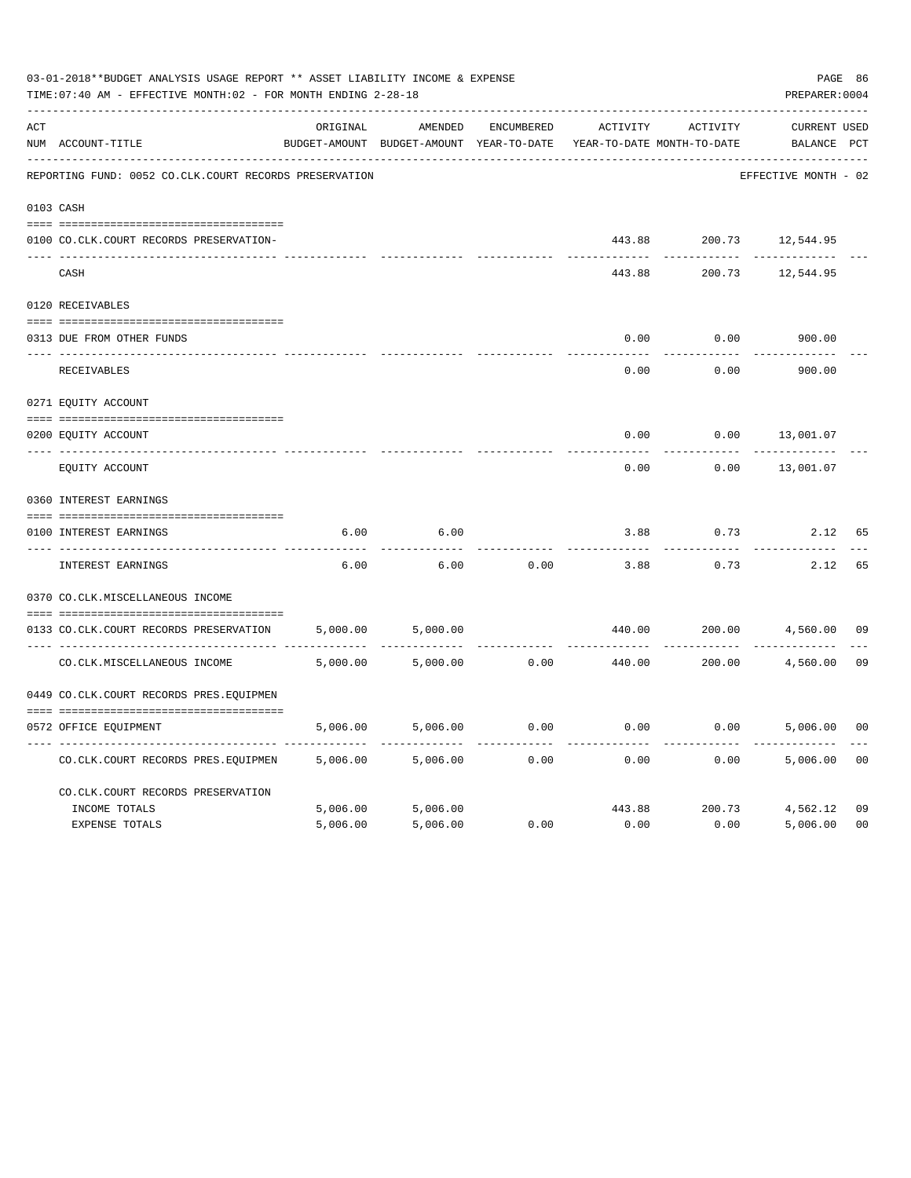03-01-2018**BUDGET ANALYSIS USAGE REPORT ** ASSET LIABILITY INCOME & EXPENSE

TIME:07:40 AM - EFFECTIVE MONTH:02 - FOR MONTH ENDING 2-28-18

PREPARER:0004

REPORTING FUND: 0052 CO.CLK.COURT RECORDS PRESERVATION — EFFECTIVE MONTH - 02

| ACT NUM | ACCOUNT-TITLE | ORIGINAL BUDGET-AMOUNT | AMENDED BUDGET-AMOUNT | ENCUMBERED YEAR-TO-DATE | ACTIVITY YEAR-TO-DATE | ACTIVITY MONTH-TO-DATE | CURRENT BALANCE | USED PCT |
|---|---|---|---|---|---|---|---|---|
| 0103 | CASH | | | | | | | |
| 0100 | CO.CLK.COURT RECORDS PRESERVATION- | | | | 443.88 | 200.73 | 12,544.95 | |
| | CASH | | | | 443.88 | 200.73 | 12,544.95 | |
| 0120 | RECEIVABLES | | | | | | | |
| 0313 | DUE FROM OTHER FUNDS | | | | 0.00 | 0.00 | 900.00 | |
| | RECEIVABLES | | | | 0.00 | 0.00 | 900.00 | |
| 0271 | EQUITY ACCOUNT | | | | | | | |
| 0200 | EQUITY ACCOUNT | | | | 0.00 | 0.00 | 13,001.07 | |
| | EQUITY ACCOUNT | | | | 0.00 | 0.00 | 13,001.07 | |
| 0360 | INTEREST EARNINGS | | | | | | | |
| 0100 | INTEREST EARNINGS | 6.00 | 6.00 | | 3.88 | 0.73 | 2.12 | 65 |
| | INTEREST EARNINGS | 6.00 | 6.00 | 0.00 | 3.88 | 0.73 | 2.12 | 65 |
| 0370 | CO.CLK.MISCELLANEOUS INCOME | | | | | | | |
| 0133 | CO.CLK.COURT RECORDS PRESERVATION | 5,000.00 | 5,000.00 | | 440.00 | 200.00 | 4,560.00 | 09 |
| | CO.CLK.MISCELLANEOUS INCOME | 5,000.00 | 5,000.00 | 0.00 | 440.00 | 200.00 | 4,560.00 | 09 |
| 0449 | CO.CLK.COURT RECORDS PRES.EQUIPMEN | | | | | | | |
| 0572 | OFFICE EQUIPMENT | 5,006.00 | 5,006.00 | 0.00 | 0.00 | 0.00 | 5,006.00 | 00 |
| | CO.CLK.COURT RECORDS PRES.EQUIPMEN | 5,006.00 | 5,006.00 | 0.00 | 0.00 | 0.00 | 5,006.00 | 00 |
| | CO.CLK.COURT RECORDS PRESERVATION | | | | | | | |
| | INCOME TOTALS | 5,006.00 | 5,006.00 | | 443.88 | 200.73 | 4,562.12 | 09 |
| | EXPENSE TOTALS | 5,006.00 | 5,006.00 | 0.00 | 0.00 | 0.00 | 5,006.00 | 00 |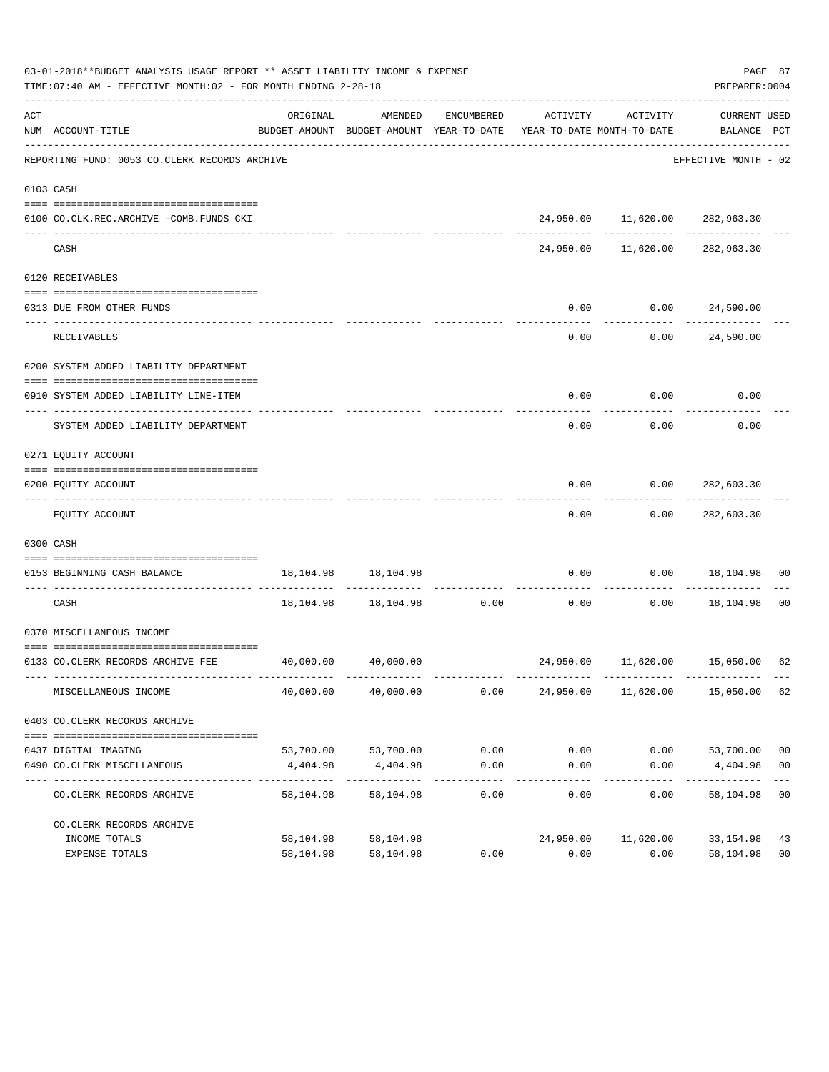03-01-2018**BUDGET ANALYSIS USAGE REPORT ** ASSET LIABILITY INCOME & EXPENSE

TIME:07:40 AM - EFFECTIVE MONTH:02 - FOR MONTH ENDING 2-28-18

PREPARER:0004

| ACT NUM | ACCOUNT-TITLE | ORIGINAL BUDGET-AMOUNT | AMENDED BUDGET-AMOUNT | ENCUMBERED YEAR-TO-DATE | ACTIVITY YEAR-TO-DATE | ACTIVITY MONTH-TO-DATE | CURRENT BALANCE | USED PCT |
|---|---|---|---|---|---|---|---|---|
| | REPORTING FUND: 0053 CO.CLERK RECORDS ARCHIVE | | | | | | EFFECTIVE MONTH - 02 | |
| 0103 | CASH | | | | | | | |
| 0100 | CO.CLK.REC.ARCHIVE -COMB.FUNDS CKI | | | | 24,950.00 | 11,620.00 | 282,963.30 | |
| | CASH | | | | 24,950.00 | 11,620.00 | 282,963.30 | |
| 0120 | RECEIVABLES | | | | | | | |
| 0313 | DUE FROM OTHER FUNDS | | | | 0.00 | 0.00 | 24,590.00 | |
| | RECEIVABLES | | | | 0.00 | 0.00 | 24,590.00 | |
| 0200 | SYSTEM ADDED LIABILITY DEPARTMENT | | | | | | | |
| 0910 | SYSTEM ADDED LIABILITY LINE-ITEM | | | | 0.00 | 0.00 | 0.00 | |
| | SYSTEM ADDED LIABILITY DEPARTMENT | | | | 0.00 | 0.00 | 0.00 | |
| 0271 | EQUITY ACCOUNT | | | | | | | |
| 0200 | EQUITY ACCOUNT | | | | 0.00 | 0.00 | 282,603.30 | |
| | EQUITY ACCOUNT | | | | 0.00 | 0.00 | 282,603.30 | |
| 0300 | CASH | | | | | | | |
| 0153 | BEGINNING CASH BALANCE | 18,104.98 | 18,104.98 | | 0.00 | 0.00 | 18,104.98 | 00 |
| | CASH | 18,104.98 | 18,104.98 | 0.00 | 0.00 | 0.00 | 18,104.98 | 00 |
| 0370 | MISCELLANEOUS INCOME | | | | | | | |
| 0133 | CO.CLERK RECORDS ARCHIVE FEE | 40,000.00 | 40,000.00 | | 24,950.00 | 11,620.00 | 15,050.00 | 62 |
| | MISCELLANEOUS INCOME | 40,000.00 | 40,000.00 | 0.00 | 24,950.00 | 11,620.00 | 15,050.00 | 62 |
| 0403 | CO.CLERK RECORDS ARCHIVE | | | | | | | |
| 0437 | DIGITAL IMAGING | 53,700.00 | 53,700.00 | 0.00 | 0.00 | 0.00 | 53,700.00 | 00 |
| 0490 | CO.CLERK MISCELLANEOUS | 4,404.98 | 4,404.98 | 0.00 | 0.00 | 0.00 | 4,404.98 | 00 |
| | CO.CLERK RECORDS ARCHIVE | 58,104.98 | 58,104.98 | 0.00 | 0.00 | 0.00 | 58,104.98 | 00 |
| | CO.CLERK RECORDS ARCHIVE | | | | | | | |
| | INCOME TOTALS | 58,104.98 | 58,104.98 | | 24,950.00 | 11,620.00 | 33,154.98 | 43 |
| | EXPENSE TOTALS | 58,104.98 | 58,104.98 | 0.00 | 0.00 | 0.00 | 58,104.98 | 00 |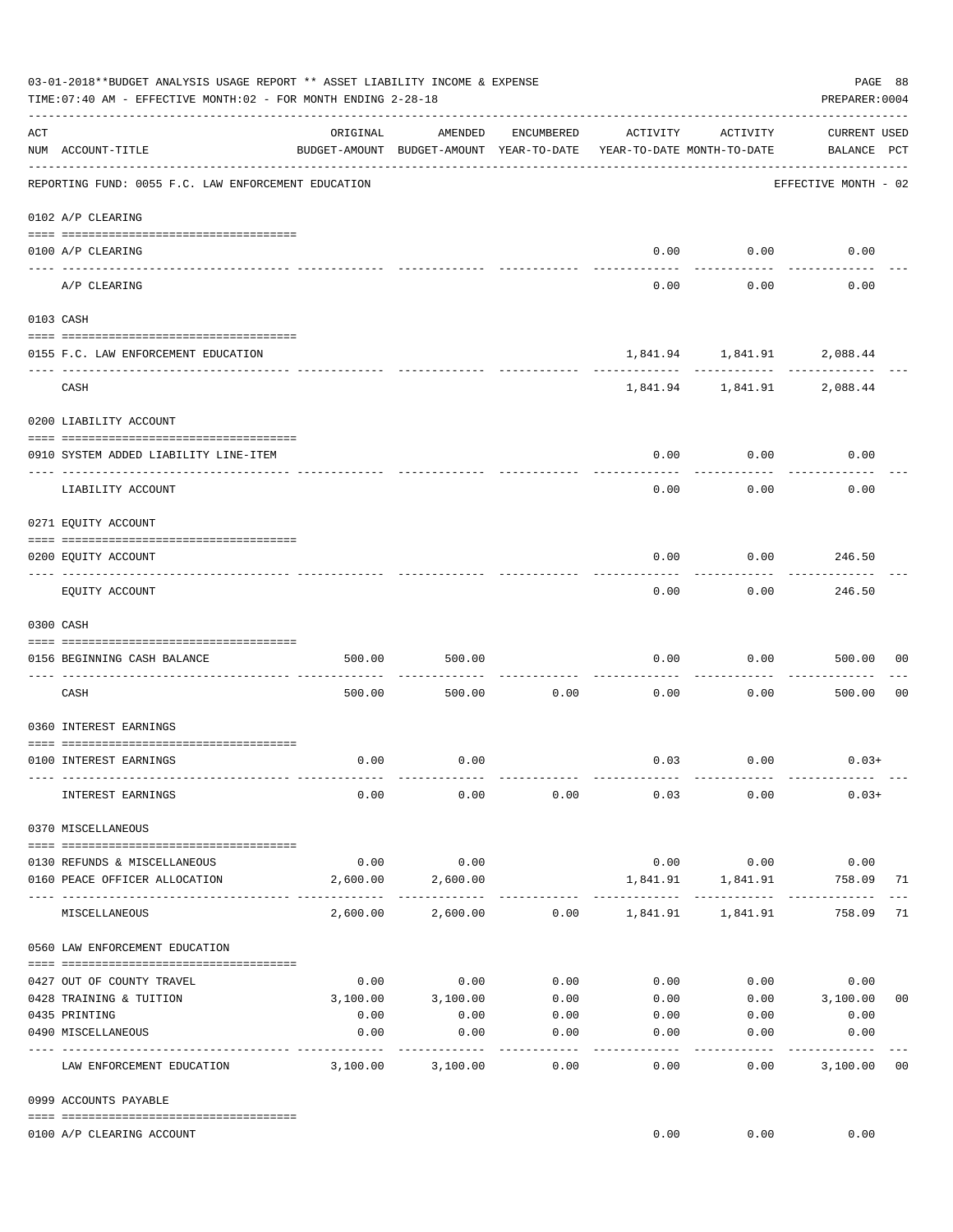03-01-2018**BUDGET ANALYSIS USAGE REPORT ** ASSET LIABILITY INCOME & EXPENSE

TIME:07:40 AM - EFFECTIVE MONTH:02 - FOR MONTH ENDING 2-28-18

PREPARER:0004

| ACT NUM | ACCOUNT-TITLE | ORIGINAL BUDGET-AMOUNT | AMENDED BUDGET-AMOUNT | ENCUMBERED YEAR-TO-DATE | ACTIVITY YEAR-TO-DATE | ACTIVITY MONTH-TO-DATE | CURRENT USED BALANCE | PCT |
|---|---|---|---|---|---|---|---|---|
| | REPORTING FUND: 0055 F.C. LAW ENFORCEMENT EDUCATION | | | | | | EFFECTIVE MONTH - 02 | |
| | 0102 A/P CLEARING | | | | | | | |
| 0100 | A/P CLEARING | | | | 0.00 | 0.00 | 0.00 | |
| | A/P CLEARING | | | | 0.00 | 0.00 | 0.00 | |
| | 0103 CASH | | | | | | | |
| 0155 | F.C. LAW ENFORCEMENT EDUCATION | | | | 1,841.94 | 1,841.91 | 2,088.44 | |
| | CASH | | | | 1,841.94 | 1,841.91 | 2,088.44 | |
| | 0200 LIABILITY ACCOUNT | | | | | | | |
| 0910 | SYSTEM ADDED LIABILITY LINE-ITEM | | | | 0.00 | 0.00 | 0.00 | |
| | LIABILITY ACCOUNT | | | | 0.00 | 0.00 | 0.00 | |
| | 0271 EQUITY ACCOUNT | | | | | | | |
| 0200 | EQUITY ACCOUNT | | | | 0.00 | 0.00 | 246.50 | |
| | EQUITY ACCOUNT | | | | 0.00 | 0.00 | 246.50 | |
| | 0300 CASH | | | | | | | |
| 0156 | BEGINNING CASH BALANCE | 500.00 | 500.00 | | 0.00 | 0.00 | 500.00 | 00 |
| | CASH | 500.00 | 500.00 | 0.00 | 0.00 | 0.00 | 500.00 | 00 |
| | 0360 INTEREST EARNINGS | | | | | | | |
| 0100 | INTEREST EARNINGS | 0.00 | 0.00 | | 0.03 | 0.00 | 0.03+ | |
| | INTEREST EARNINGS | 0.00 | 0.00 | 0.00 | 0.03 | 0.00 | 0.03+ | |
| | 0370 MISCELLANEOUS | | | | | | | |
| 0130 | REFUNDS & MISCELLANEOUS | 0.00 | 0.00 | | 0.00 | 0.00 | 0.00 | |
| 0160 | PEACE OFFICER ALLOCATION | 2,600.00 | 2,600.00 | | 1,841.91 | 1,841.91 | 758.09 | 71 |
| | MISCELLANEOUS | 2,600.00 | 2,600.00 | 0.00 | 1,841.91 | 1,841.91 | 758.09 | 71 |
| | 0560 LAW ENFORCEMENT EDUCATION | | | | | | | |
| 0427 | OUT OF COUNTY TRAVEL | 0.00 | 0.00 | 0.00 | 0.00 | 0.00 | 0.00 | |
| 0428 | TRAINING & TUITION | 3,100.00 | 3,100.00 | 0.00 | 0.00 | 0.00 | 3,100.00 | 00 |
| 0435 | PRINTING | 0.00 | 0.00 | 0.00 | 0.00 | 0.00 | 0.00 | |
| 0490 | MISCELLANEOUS | 0.00 | 0.00 | 0.00 | 0.00 | 0.00 | 0.00 | |
| | LAW ENFORCEMENT EDUCATION | 3,100.00 | 3,100.00 | 0.00 | 0.00 | 0.00 | 3,100.00 | 00 |
| | 0999 ACCOUNTS PAYABLE | | | | | | | |
| 0100 | A/P CLEARING ACCOUNT | | | | 0.00 | 0.00 | 0.00 | |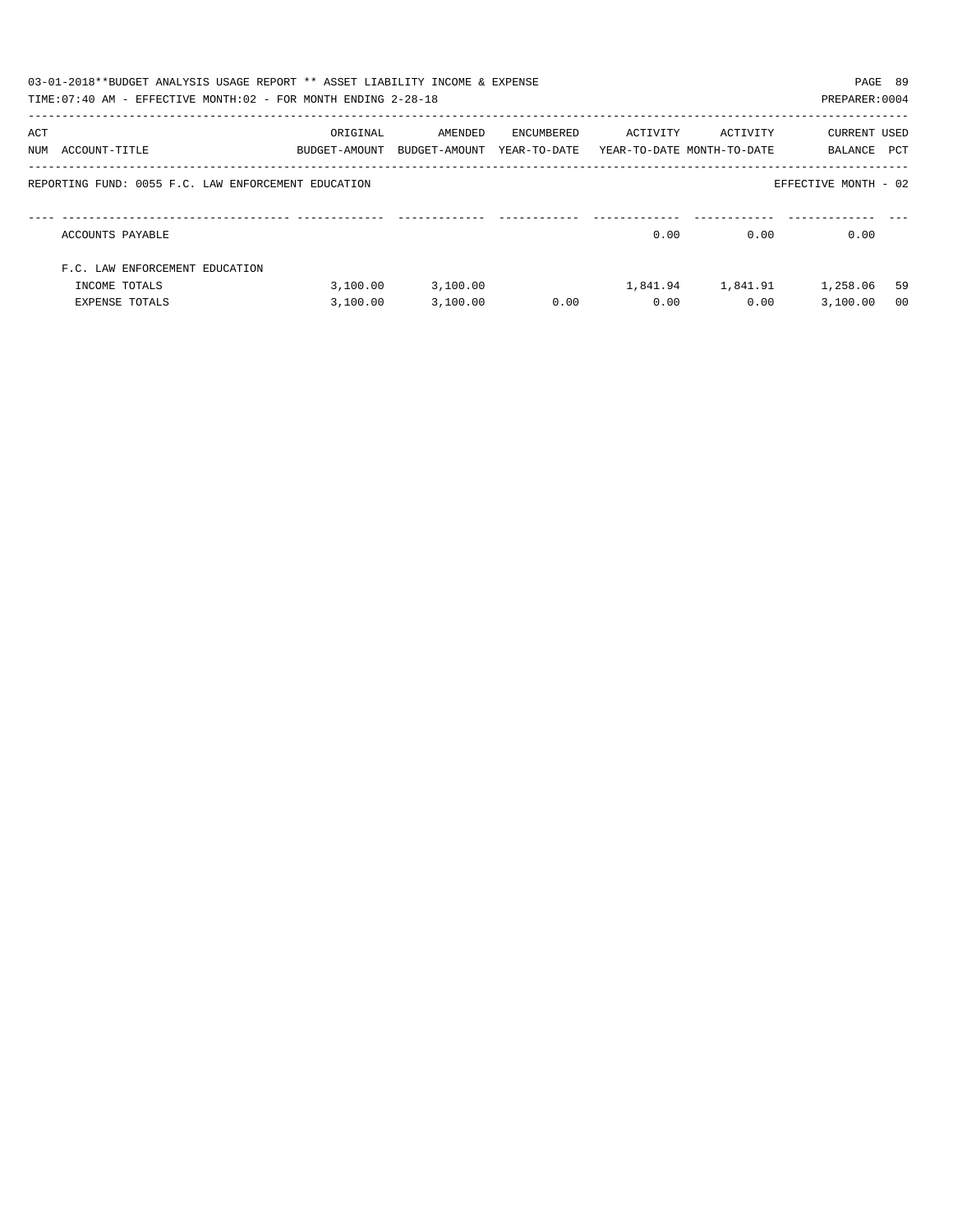03-01-2018**BUDGET ANALYSIS USAGE REPORT ** ASSET LIABILITY INCOME & EXPENSE

TIME:07:40 AM - EFFECTIVE MONTH:02 - FOR MONTH ENDING 2-28-18

PREPARER:0004

REPORTING FUND: 0055 F.C. LAW ENFORCEMENT EDUCATION

EFFECTIVE MONTH - 02

| ACT NUM | ACCOUNT-TITLE | ORIGINAL BUDGET-AMOUNT | AMENDED BUDGET-AMOUNT | ENCUMBERED YEAR-TO-DATE | ACTIVITY YEAR-TO-DATE | ACTIVITY MONTH-TO-DATE | CURRENT BALANCE | USED PCT |
|---|---|---|---|---|---|---|---|---|
| | ACCOUNTS PAYABLE | | | | 0.00 | 0.00 | 0.00 | |
| | F.C. LAW ENFORCEMENT EDUCATION | | | | | | | |
| | INCOME TOTALS | 3,100.00 | 3,100.00 | | 1,841.94 | 1,841.91 | 1,258.06 | 59 |
| | EXPENSE TOTALS | 3,100.00 | 3,100.00 | 0.00 | 0.00 | 0.00 | 3,100.00 | 00 |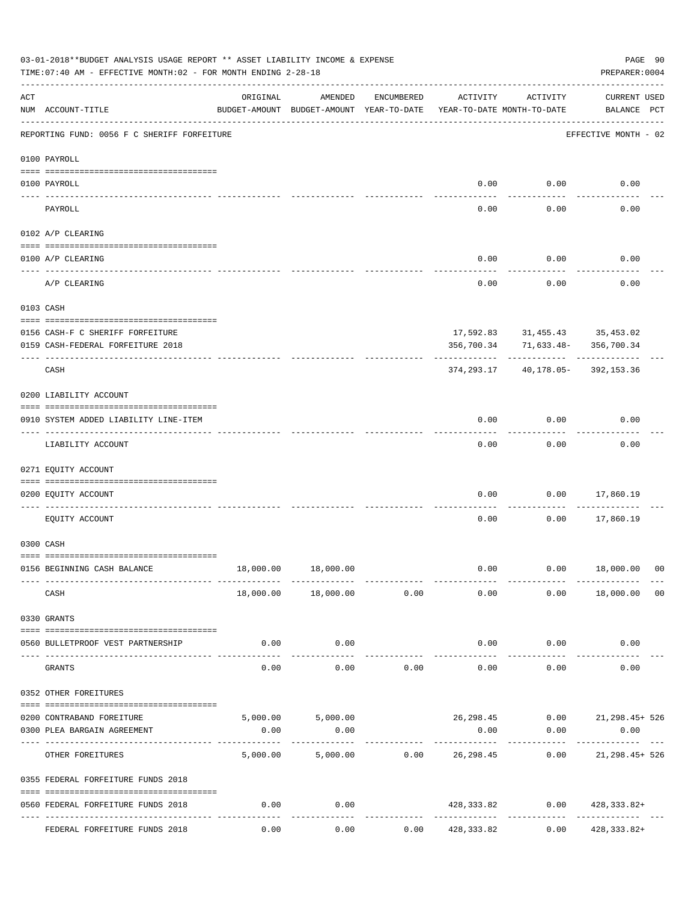03-01-2018**BUDGET ANALYSIS USAGE REPORT ** ASSET LIABILITY INCOME & EXPENSE

TIME:07:40 AM - EFFECTIVE MONTH:02 - FOR MONTH ENDING 2-28-18

PREPARER:0004

| ACT NUM | ACCOUNT-TITLE | ORIGINAL BUDGET-AMOUNT | AMENDED BUDGET-AMOUNT | ENCUMBERED YEAR-TO-DATE | ACTIVITY YEAR-TO-DATE | ACTIVITY MONTH-TO-DATE | CURRENT USED BALANCE | PCT |
|---|---|---|---|---|---|---|---|---|
| | REPORTING FUND: 0056 F C SHERIFF FORFEITURE | | | | | | EFFECTIVE MONTH - 02 | |
| | 0100 PAYROLL | | | | | | | |
| 0100 | PAYROLL | | | | 0.00 | 0.00 | 0.00 | |
| | PAYROLL | | | | 0.00 | 0.00 | 0.00 | |
| | 0102 A/P CLEARING | | | | | | | |
| 0100 | A/P CLEARING | | | | 0.00 | 0.00 | 0.00 | |
| | A/P CLEARING | | | | 0.00 | 0.00 | 0.00 | |
| | 0103 CASH | | | | | | | |
| 0156 | CASH-F C SHERIFF FORFEITURE | | | | 17,592.83 | 31,455.43 | 35,453.02 | |
| 0159 | CASH-FEDERAL FORFEITURE 2018 | | | | 356,700.34 | 71,633.48- | 356,700.34 | |
| | CASH | | | | 374,293.17 | 40,178.05- | 392,153.36 | |
| | 0200 LIABILITY ACCOUNT | | | | | | | |
| 0910 | SYSTEM ADDED LIABILITY LINE-ITEM | | | | 0.00 | 0.00 | 0.00 | |
| | LIABILITY ACCOUNT | | | | 0.00 | 0.00 | 0.00 | |
| | 0271 EQUITY ACCOUNT | | | | | | | |
| 0200 | EQUITY ACCOUNT | | | | 0.00 | 0.00 | 17,860.19 | |
| | EQUITY ACCOUNT | | | | 0.00 | 0.00 | 17,860.19 | |
| | 0300 CASH | | | | | | | |
| 0156 | BEGINNING CASH BALANCE | 18,000.00 | 18,000.00 | | 0.00 | 0.00 | 18,000.00 | 00 |
| | CASH | 18,000.00 | 18,000.00 | 0.00 | 0.00 | 0.00 | 18,000.00 | 00 |
| | 0330 GRANTS | | | | | | | |
| 0560 | BULLETPROOF VEST PARTNERSHIP | 0.00 | 0.00 | | 0.00 | 0.00 | 0.00 | |
| | GRANTS | 0.00 | 0.00 | 0.00 | 0.00 | 0.00 | 0.00 | |
| | 0352 OTHER FOREITURES | | | | | | | |
| 0200 | CONTRABAND FOREITURE | 5,000.00 | 5,000.00 | | 26,298.45 | 0.00 | 21,298.45+ | 526 |
| 0300 | PLEA BARGAIN AGREEMENT | 0.00 | 0.00 | | 0.00 | 0.00 | 0.00 | |
| | OTHER FOREITURES | 5,000.00 | 5,000.00 | 0.00 | 26,298.45 | 0.00 | 21,298.45+ | 526 |
| | 0355 FEDERAL FORFEITURE FUNDS 2018 | | | | | | | |
| 0560 | FEDERAL FORFEITURE FUNDS 2018 | 0.00 | 0.00 | | 428,333.82 | 0.00 | 428,333.82+ | |
| | FEDERAL FORFEITURE FUNDS 2018 | 0.00 | 0.00 | 0.00 | 428,333.82 | 0.00 | 428,333.82+ | |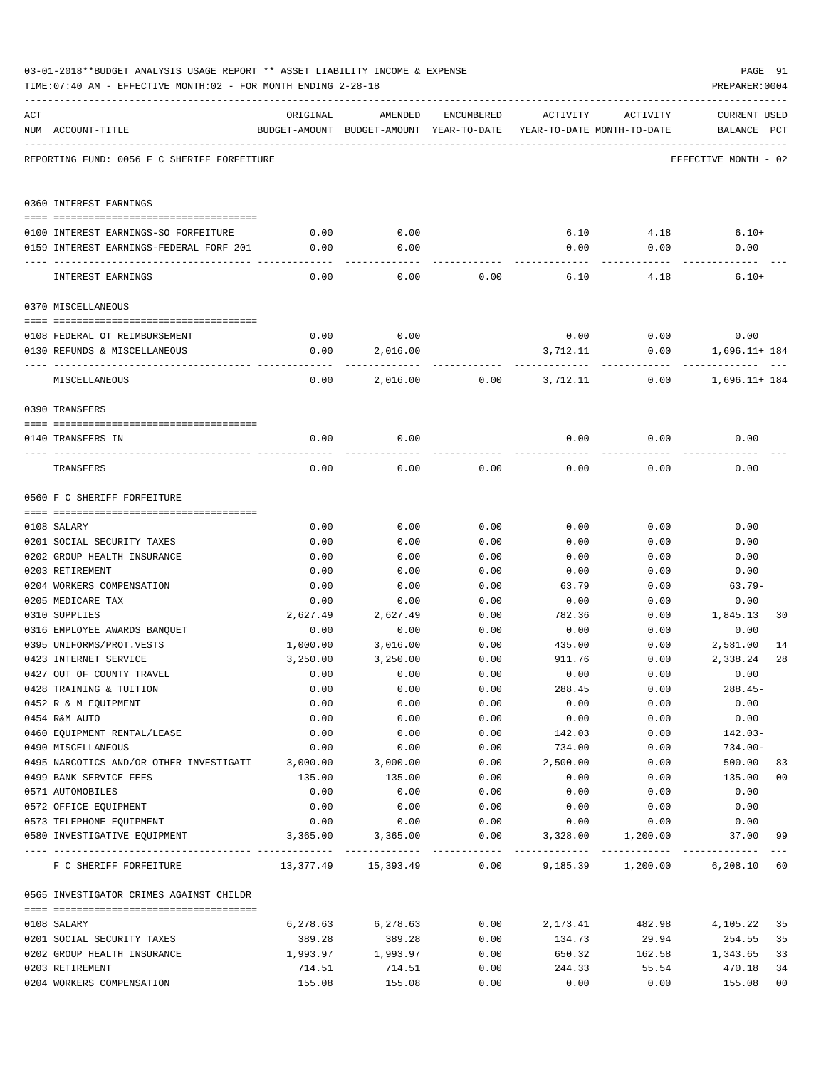03-01-2018**BUDGET ANALYSIS USAGE REPORT ** ASSET LIABILITY INCOME & EXPENSE

TIME:07:40 AM - EFFECTIVE MONTH:02 - FOR MONTH ENDING 2-28-18

PREPARER:0004

REPORTING FUND: 0056 F C SHERIFF FORFEITURE — EFFECTIVE MONTH - 02

| ACT NUM | ACCOUNT-TITLE | ORIGINAL BUDGET-AMOUNT | AMENDED BUDGET-AMOUNT | ENCUMBERED YEAR-TO-DATE | ACTIVITY YEAR-TO-DATE | ACTIVITY MONTH-TO-DATE | CURRENT BALANCE | USED PCT |
|---|---|---|---|---|---|---|---|---|
| **0360** | **INTEREST EARNINGS** | | | | | | | |
| 0100 | INTEREST EARNINGS-SO FORFEITURE | 0.00 | 0.00 | | 6.10 | 4.18 | 6.10+ | |
| 0159 | INTEREST EARNINGS-FEDERAL FORF 201 | 0.00 | 0.00 | | 0.00 | 0.00 | 0.00 | |
| | INTEREST EARNINGS | 0.00 | 0.00 | 0.00 | 6.10 | 4.18 | 6.10+ | |
| **0370** | **MISCELLANEOUS** | | | | | | | |
| 0108 | FEDERAL OT REIMBURSEMENT | 0.00 | 0.00 | | 0.00 | 0.00 | 0.00 | |
| 0130 | REFUNDS & MISCELLANEOUS | 0.00 | 2,016.00 | | 3,712.11 | 0.00 | 1,696.11+ | 184 |
| | MISCELLANEOUS | 0.00 | 2,016.00 | 0.00 | 3,712.11 | 0.00 | 1,696.11+ | 184 |
| **0390** | **TRANSFERS** | | | | | | | |
| 0140 | TRANSFERS IN | 0.00 | 0.00 | | 0.00 | 0.00 | 0.00 | |
| | TRANSFERS | 0.00 | 0.00 | 0.00 | 0.00 | 0.00 | 0.00 | |
| **0560** | **F C SHERIFF FORFEITURE** | | | | | | | |
| 0108 | SALARY | 0.00 | 0.00 | 0.00 | 0.00 | 0.00 | 0.00 | |
| 0201 | SOCIAL SECURITY TAXES | 0.00 | 0.00 | 0.00 | 0.00 | 0.00 | 0.00 | |
| 0202 | GROUP HEALTH INSURANCE | 0.00 | 0.00 | 0.00 | 0.00 | 0.00 | 0.00 | |
| 0203 | RETIREMENT | 0.00 | 0.00 | 0.00 | 0.00 | 0.00 | 0.00 | |
| 0204 | WORKERS COMPENSATION | 0.00 | 0.00 | 0.00 | 63.79 | 0.00 | 63.79- | |
| 0205 | MEDICARE TAX | 0.00 | 0.00 | 0.00 | 0.00 | 0.00 | 0.00 | |
| 0310 | SUPPLIES | 2,627.49 | 2,627.49 | 0.00 | 782.36 | 0.00 | 1,845.13 | 30 |
| 0316 | EMPLOYEE AWARDS BANQUET | 0.00 | 0.00 | 0.00 | 0.00 | 0.00 | 0.00 | |
| 0395 | UNIFORMS/PROT.VESTS | 1,000.00 | 3,016.00 | 0.00 | 435.00 | 0.00 | 2,581.00 | 14 |
| 0423 | INTERNET SERVICE | 3,250.00 | 3,250.00 | 0.00 | 911.76 | 0.00 | 2,338.24 | 28 |
| 0427 | OUT OF COUNTY TRAVEL | 0.00 | 0.00 | 0.00 | 0.00 | 0.00 | 0.00 | |
| 0428 | TRAINING & TUITION | 0.00 | 0.00 | 0.00 | 288.45 | 0.00 | 288.45- | |
| 0452 | R & M EQUIPMENT | 0.00 | 0.00 | 0.00 | 0.00 | 0.00 | 0.00 | |
| 0454 | R&M AUTO | 0.00 | 0.00 | 0.00 | 0.00 | 0.00 | 0.00 | |
| 0460 | EQUIPMENT RENTAL/LEASE | 0.00 | 0.00 | 0.00 | 142.03 | 0.00 | 142.03- | |
| 0490 | MISCELLANEOUS | 0.00 | 0.00 | 0.00 | 734.00 | 0.00 | 734.00- | |
| 0495 | NARCOTICS AND/OR OTHER INVESTIGATI | 3,000.00 | 3,000.00 | 0.00 | 2,500.00 | 0.00 | 500.00 | 83 |
| 0499 | BANK SERVICE FEES | 135.00 | 135.00 | 0.00 | 0.00 | 0.00 | 135.00 | 00 |
| 0571 | AUTOMOBILES | 0.00 | 0.00 | 0.00 | 0.00 | 0.00 | 0.00 | |
| 0572 | OFFICE EQUIPMENT | 0.00 | 0.00 | 0.00 | 0.00 | 0.00 | 0.00 | |
| 0573 | TELEPHONE EQUIPMENT | 0.00 | 0.00 | 0.00 | 0.00 | 0.00 | 0.00 | |
| 0580 | INVESTIGATIVE EQUIPMENT | 3,365.00 | 3,365.00 | 0.00 | 3,328.00 | 1,200.00 | 37.00 | 99 |
| | F C SHERIFF FORFEITURE | 13,377.49 | 15,393.49 | 0.00 | 9,185.39 | 1,200.00 | 6,208.10 | 60 |
| **0565** | **INVESTIGATOR CRIMES AGAINST CHILDR** | | | | | | | |
| 0108 | SALARY | 6,278.63 | 6,278.63 | 0.00 | 2,173.41 | 482.98 | 4,105.22 | 35 |
| 0201 | SOCIAL SECURITY TAXES | 389.28 | 389.28 | 0.00 | 134.73 | 29.94 | 254.55 | 35 |
| 0202 | GROUP HEALTH INSURANCE | 1,993.97 | 1,993.97 | 0.00 | 650.32 | 162.58 | 1,343.65 | 33 |
| 0203 | RETIREMENT | 714.51 | 714.51 | 0.00 | 244.33 | 55.54 | 470.18 | 34 |
| 0204 | WORKERS COMPENSATION | 155.08 | 155.08 | 0.00 | 0.00 | 0.00 | 155.08 | 00 |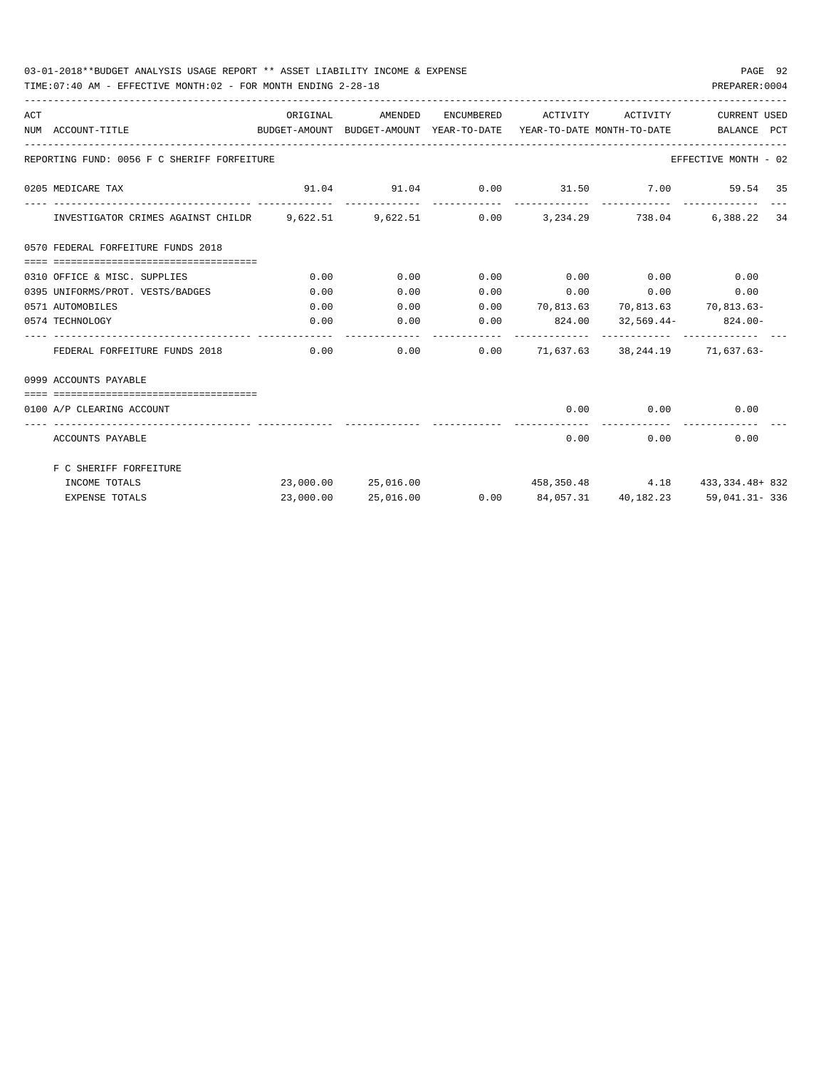03-01-2018**BUDGET ANALYSIS USAGE REPORT ** ASSET LIABILITY INCOME & EXPENSE

TIME:07:40 AM - EFFECTIVE MONTH:02 - FOR MONTH ENDING 2-28-18

PREPARER:0004

| ACT NUM | ACCOUNT-TITLE | ORIGINAL BUDGET-AMOUNT | AMENDED BUDGET-AMOUNT | ENCUMBERED YEAR-TO-DATE | ACTIVITY YEAR-TO-DATE | ACTIVITY MONTH-TO-DATE | CURRENT BALANCE | USED PCT |
|---|---|---|---|---|---|---|---|---|
| REPORTING FUND: 0056 F C SHERIFF FORFEITURE | | | | | | | EFFECTIVE MONTH - 02 | |
| 0205 | MEDICARE TAX | 91.04 | 91.04 | 0.00 | 31.50 | 7.00 | 59.54 | 35 |
| | INVESTIGATOR CRIMES AGAINST CHILDR | 9,622.51 | 9,622.51 | 0.00 | 3,234.29 | 738.04 | 6,388.22 | 34 |
| 0570 | FEDERAL FORFEITURE FUNDS 2018 | | | | | | | |
| 0310 | OFFICE & MISC. SUPPLIES | 0.00 | 0.00 | 0.00 | 0.00 | 0.00 | 0.00 | |
| 0395 | UNIFORMS/PROT. VESTS/BADGES | 0.00 | 0.00 | 0.00 | 0.00 | 0.00 | 0.00 | |
| 0571 | AUTOMOBILES | 0.00 | 0.00 | 0.00 | 70,813.63 | 70,813.63 | 70,813.63- | |
| 0574 | TECHNOLOGY | 0.00 | 0.00 | 0.00 | 824.00 | 32,569.44- | 824.00- | |
| | FEDERAL FORFEITURE FUNDS 2018 | 0.00 | 0.00 | 0.00 | 71,637.63 | 38,244.19 | 71,637.63- | |
| 0999 | ACCOUNTS PAYABLE | | | | | | | |
| 0100 | A/P CLEARING ACCOUNT | | | | 0.00 | 0.00 | 0.00 | |
| | ACCOUNTS PAYABLE | | | | 0.00 | 0.00 | 0.00 | |
| | F C SHERIFF FORFEITURE | | | | | | | |
| | INCOME TOTALS | 23,000.00 | 25,016.00 | | 458,350.48 | 4.18 | 433,334.48+ | 832 |
| | EXPENSE TOTALS | 23,000.00 | 25,016.00 | 0.00 | 84,057.31 | 40,182.23 | 59,041.31- | 336 |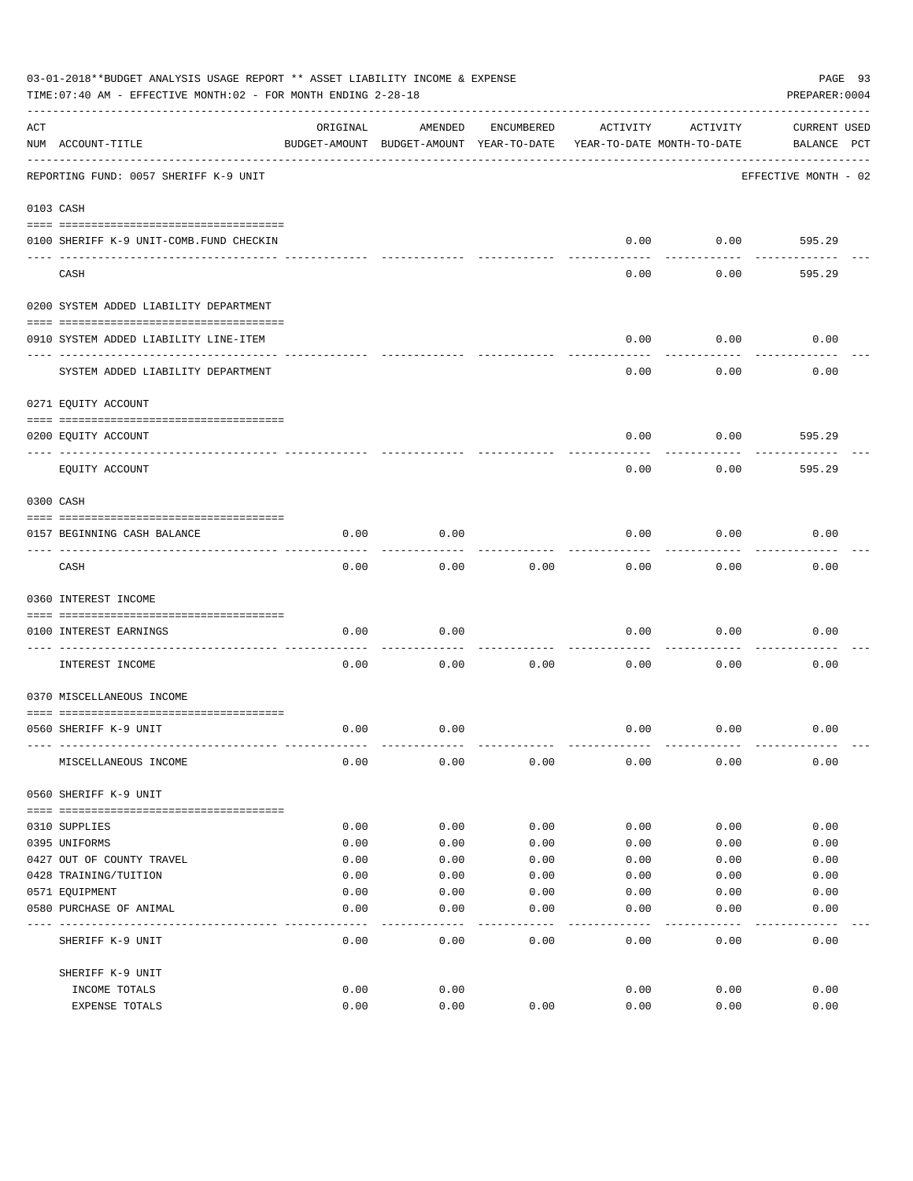03-01-2018**BUDGET ANALYSIS USAGE REPORT ** ASSET LIABILITY INCOME & EXPENSE

TIME:07:40 AM - EFFECTIVE MONTH:02 - FOR MONTH ENDING 2-28-18

PREPARER:0004

REPORTING FUND: 0057 SHERIFF K-9 UNIT — EFFECTIVE MONTH - 02

| ACT NUM | ACCOUNT-TITLE | ORIGINAL BUDGET-AMOUNT | AMENDED BUDGET-AMOUNT | ENCUMBERED YEAR-TO-DATE | ACTIVITY YEAR-TO-DATE | ACTIVITY MONTH-TO-DATE | CURRENT BALANCE | USED PCT |
|---|---|---|---|---|---|---|---|---|
| **0103** | **CASH** | | | | | | | |
| 0100 | SHERIFF K-9 UNIT-COMB.FUND CHECKIN | | | | 0.00 | 0.00 | 595.29 | |
| | CASH | | | | 0.00 | 0.00 | 595.29 | |
| **0200** | **SYSTEM ADDED LIABILITY DEPARTMENT** | | | | | | | |
| 0910 | SYSTEM ADDED LIABILITY LINE-ITEM | | | | 0.00 | 0.00 | 0.00 | |
| | SYSTEM ADDED LIABILITY DEPARTMENT | | | | 0.00 | 0.00 | 0.00 | |
| **0271** | **EQUITY ACCOUNT** | | | | | | | |
| 0200 | EQUITY ACCOUNT | | | | 0.00 | 0.00 | 595.29 | |
| | EQUITY ACCOUNT | | | | 0.00 | 0.00 | 595.29 | |
| **0300** | **CASH** | | | | | | | |
| 0157 | BEGINNING CASH BALANCE | 0.00 | 0.00 | | 0.00 | 0.00 | 0.00 | |
| | CASH | 0.00 | 0.00 | 0.00 | 0.00 | 0.00 | 0.00 | |
| **0360** | **INTEREST INCOME** | | | | | | | |
| 0100 | INTEREST EARNINGS | 0.00 | 0.00 | | 0.00 | 0.00 | 0.00 | |
| | INTEREST INCOME | 0.00 | 0.00 | 0.00 | 0.00 | 0.00 | 0.00 | |
| **0370** | **MISCELLANEOUS INCOME** | | | | | | | |
| 0560 | SHERIFF K-9 UNIT | 0.00 | 0.00 | | 0.00 | 0.00 | 0.00 | |
| | MISCELLANEOUS INCOME | 0.00 | 0.00 | 0.00 | 0.00 | 0.00 | 0.00 | |
| **0560** | **SHERIFF K-9 UNIT** | | | | | | | |
| 0310 | SUPPLIES | 0.00 | 0.00 | 0.00 | 0.00 | 0.00 | 0.00 | |
| 0395 | UNIFORMS | 0.00 | 0.00 | 0.00 | 0.00 | 0.00 | 0.00 | |
| 0427 | OUT OF COUNTY TRAVEL | 0.00 | 0.00 | 0.00 | 0.00 | 0.00 | 0.00 | |
| 0428 | TRAINING/TUITION | 0.00 | 0.00 | 0.00 | 0.00 | 0.00 | 0.00 | |
| 0571 | EQUIPMENT | 0.00 | 0.00 | 0.00 | 0.00 | 0.00 | 0.00 | |
| 0580 | PURCHASE OF ANIMAL | 0.00 | 0.00 | 0.00 | 0.00 | 0.00 | 0.00 | |
| | SHERIFF K-9 UNIT | 0.00 | 0.00 | 0.00 | 0.00 | 0.00 | 0.00 | |
| | SHERIFF K-9 UNIT | | | | | | | |
| | INCOME TOTALS | 0.00 | 0.00 | | 0.00 | 0.00 | 0.00 | |
| | EXPENSE TOTALS | 0.00 | 0.00 | 0.00 | 0.00 | 0.00 | 0.00 | |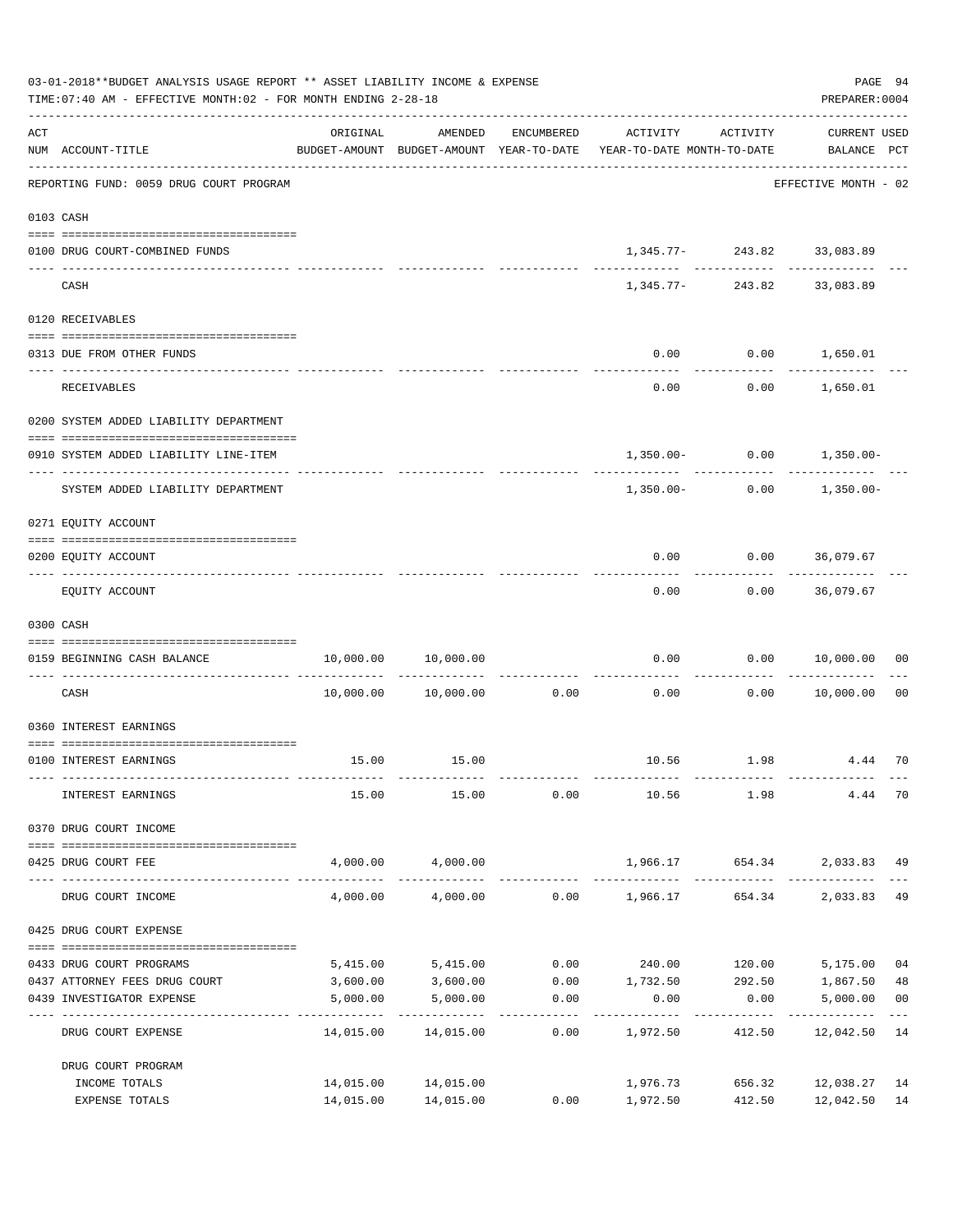03-01-2018**BUDGET ANALYSIS USAGE REPORT ** ASSET LIABILITY INCOME & EXPENSE

TIME:07:40 AM - EFFECTIVE MONTH:02 - FOR MONTH ENDING 2-28-18

PREPARER:0004

| ACT NUM | ACCOUNT-TITLE | ORIGINAL BUDGET-AMOUNT | AMENDED BUDGET-AMOUNT | ENCUMBERED YEAR-TO-DATE | ACTIVITY YEAR-TO-DATE | ACTIVITY MONTH-TO-DATE | CURRENT USED BALANCE | PCT |
|---|---|---|---|---|---|---|---|---|
| | REPORTING FUND: 0059 DRUG COURT PROGRAM | | | | | | EFFECTIVE MONTH - 02 | |
| 0103 | CASH | | | | | | | |
| 0100 | DRUG COURT-COMBINED FUNDS | | | | 1,345.77- | 243.82 | 33,083.89 | |
| | CASH | | | | 1,345.77- | 243.82 | 33,083.89 | |
| 0120 | RECEIVABLES | | | | | | | |
| 0313 | DUE FROM OTHER FUNDS | | | | 0.00 | 0.00 | 1,650.01 | |
| | RECEIVABLES | | | | 0.00 | 0.00 | 1,650.01 | |
| 0200 | SYSTEM ADDED LIABILITY DEPARTMENT | | | | | | | |
| 0910 | SYSTEM ADDED LIABILITY LINE-ITEM | | | | 1,350.00- | 0.00 | 1,350.00- | |
| | SYSTEM ADDED LIABILITY DEPARTMENT | | | | 1,350.00- | 0.00 | 1,350.00- | |
| 0271 | EQUITY ACCOUNT | | | | | | | |
| 0200 | EQUITY ACCOUNT | | | | 0.00 | 0.00 | 36,079.67 | |
| | EQUITY ACCOUNT | | | | 0.00 | 0.00 | 36,079.67 | |
| 0300 | CASH | | | | | | | |
| 0159 | BEGINNING CASH BALANCE | 10,000.00 | 10,000.00 | | 0.00 | 0.00 | 10,000.00 | 00 |
| | CASH | 10,000.00 | 10,000.00 | 0.00 | 0.00 | 0.00 | 10,000.00 | 00 |
| 0360 | INTEREST EARNINGS | | | | | | | |
| 0100 | INTEREST EARNINGS | 15.00 | 15.00 | | 10.56 | 1.98 | 4.44 | 70 |
| | INTEREST EARNINGS | 15.00 | 15.00 | 0.00 | 10.56 | 1.98 | 4.44 | 70 |
| 0370 | DRUG COURT INCOME | | | | | | | |
| 0425 | DRUG COURT FEE | 4,000.00 | 4,000.00 | | 1,966.17 | 654.34 | 2,033.83 | 49 |
| | DRUG COURT INCOME | 4,000.00 | 4,000.00 | 0.00 | 1,966.17 | 654.34 | 2,033.83 | 49 |
| 0425 | DRUG COURT EXPENSE | | | | | | | |
| 0433 | DRUG COURT PROGRAMS | 5,415.00 | 5,415.00 | 0.00 | 240.00 | 120.00 | 5,175.00 | 04 |
| 0437 | ATTORNEY FEES DRUG COURT | 3,600.00 | 3,600.00 | 0.00 | 1,732.50 | 292.50 | 1,867.50 | 48 |
| 0439 | INVESTIGATOR EXPENSE | 5,000.00 | 5,000.00 | 0.00 | 0.00 | 0.00 | 5,000.00 | 00 |
| | DRUG COURT EXPENSE | 14,015.00 | 14,015.00 | 0.00 | 1,972.50 | 412.50 | 12,042.50 | 14 |
| | DRUG COURT PROGRAM | | | | | | | |
| | INCOME TOTALS | 14,015.00 | 14,015.00 | | 1,976.73 | 656.32 | 12,038.27 | 14 |
| | EXPENSE TOTALS | 14,015.00 | 14,015.00 | 0.00 | 1,972.50 | 412.50 | 12,042.50 | 14 |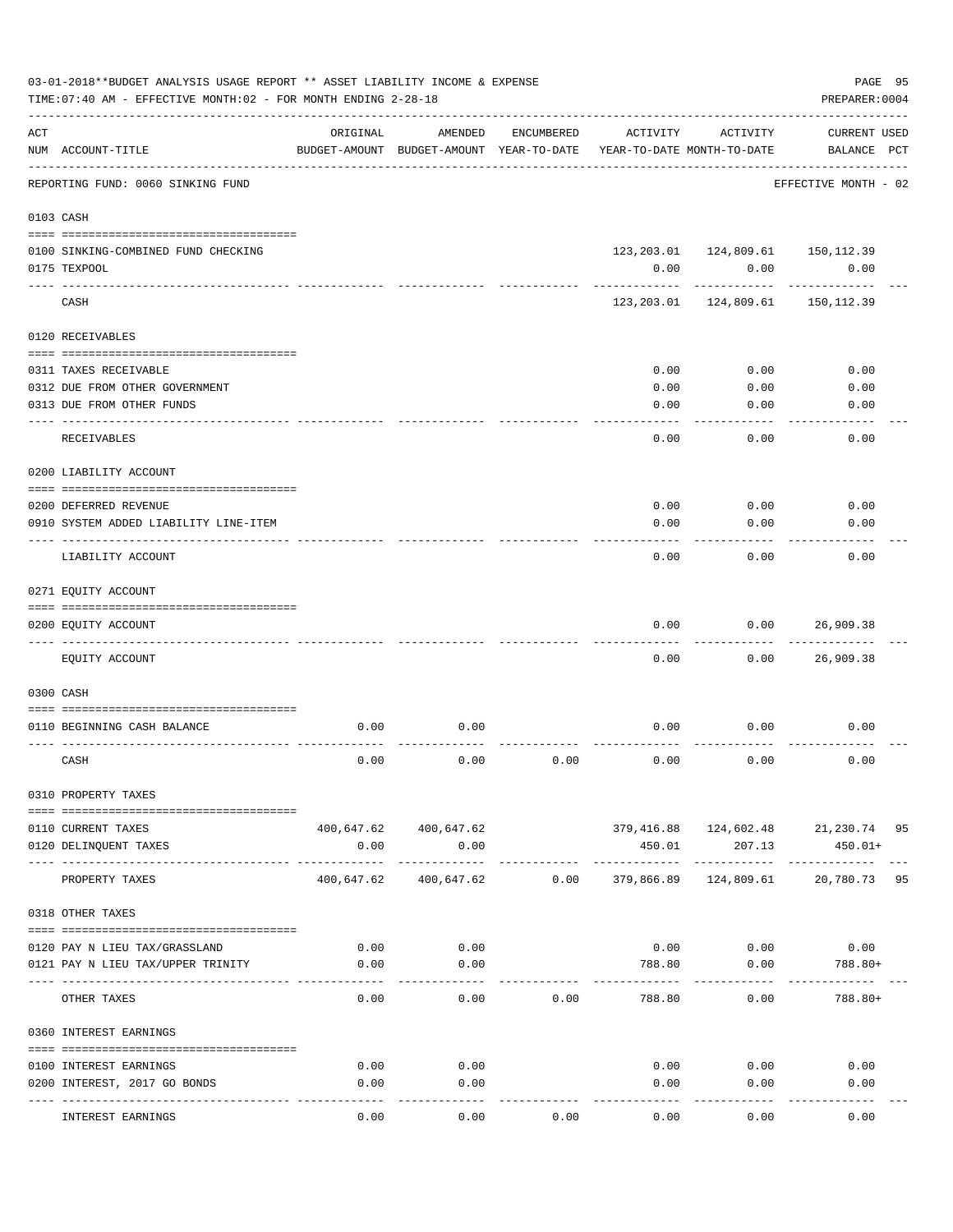03-01-2018**BUDGET ANALYSIS USAGE REPORT ** ASSET LIABILITY INCOME & EXPENSE

TIME:07:40 AM - EFFECTIVE MONTH:02 - FOR MONTH ENDING 2-28-18

PREPARER:0004

| ACT NUM | ACCOUNT-TITLE | ORIGINAL BUDGET-AMOUNT | AMENDED BUDGET-AMOUNT | ENCUMBERED YEAR-TO-DATE | ACTIVITY YEAR-TO-DATE | ACTIVITY MONTH-TO-DATE | CURRENT USED BALANCE | PCT |
|---|---|---|---|---|---|---|---|---|
| | REPORTING FUND: 0060 SINKING FUND | | | | | | EFFECTIVE MONTH - 02 | |
| 0103 | CASH | | | | | | | |
| 0100 | SINKING-COMBINED FUND CHECKING | | | | 123,203.01 | 124,809.61 | 150,112.39 | |
| 0175 | TEXPOOL | | | | 0.00 | 0.00 | 0.00 | |
| | CASH | | | | 123,203.01 | 124,809.61 | 150,112.39 | |
| 0120 | RECEIVABLES | | | | | | | |
| 0311 | TAXES RECEIVABLE | | | | 0.00 | 0.00 | 0.00 | |
| 0312 | DUE FROM OTHER GOVERNMENT | | | | 0.00 | 0.00 | 0.00 | |
| 0313 | DUE FROM OTHER FUNDS | | | | 0.00 | 0.00 | 0.00 | |
| | RECEIVABLES | | | | 0.00 | 0.00 | 0.00 | |
| 0200 | LIABILITY ACCOUNT | | | | | | | |
| 0200 | DEFERRED REVENUE | | | | 0.00 | 0.00 | 0.00 | |
| 0910 | SYSTEM ADDED LIABILITY LINE-ITEM | | | | 0.00 | 0.00 | 0.00 | |
| | LIABILITY ACCOUNT | | | | 0.00 | 0.00 | 0.00 | |
| 0271 | EQUITY ACCOUNT | | | | | | | |
| 0200 | EQUITY ACCOUNT | | | | 0.00 | 0.00 | 26,909.38 | |
| | EQUITY ACCOUNT | | | | 0.00 | 0.00 | 26,909.38 | |
| 0300 | CASH | | | | | | | |
| 0110 | BEGINNING CASH BALANCE | 0.00 | 0.00 | | 0.00 | 0.00 | 0.00 | |
| | CASH | 0.00 | 0.00 | 0.00 | 0.00 | 0.00 | 0.00 | |
| 0310 | PROPERTY TAXES | | | | | | | |
| 0110 | CURRENT TAXES | 400,647.62 | 400,647.62 | | 379,416.88 | 124,602.48 | 21,230.74 | 95 |
| 0120 | DELINQUENT TAXES | 0.00 | 0.00 | | 450.01 | 207.13 | 450.01+ | |
| | PROPERTY TAXES | 400,647.62 | 400,647.62 | 0.00 | 379,866.89 | 124,809.61 | 20,780.73 | 95 |
| 0318 | OTHER TAXES | | | | | | | |
| 0120 | PAY N LIEU TAX/GRASSLAND | 0.00 | 0.00 | | 0.00 | 0.00 | 0.00 | |
| 0121 | PAY N LIEU TAX/UPPER TRINITY | 0.00 | 0.00 | | 788.80 | 0.00 | 788.80+ | |
| | OTHER TAXES | 0.00 | 0.00 | 0.00 | 788.80 | 0.00 | 788.80+ | |
| 0360 | INTEREST EARNINGS | | | | | | | |
| 0100 | INTEREST EARNINGS | 0.00 | 0.00 | | 0.00 | 0.00 | 0.00 | |
| 0200 | INTEREST, 2017 GO BONDS | 0.00 | 0.00 | | 0.00 | 0.00 | 0.00 | |
| | INTEREST EARNINGS | 0.00 | 0.00 | 0.00 | 0.00 | 0.00 | 0.00 | |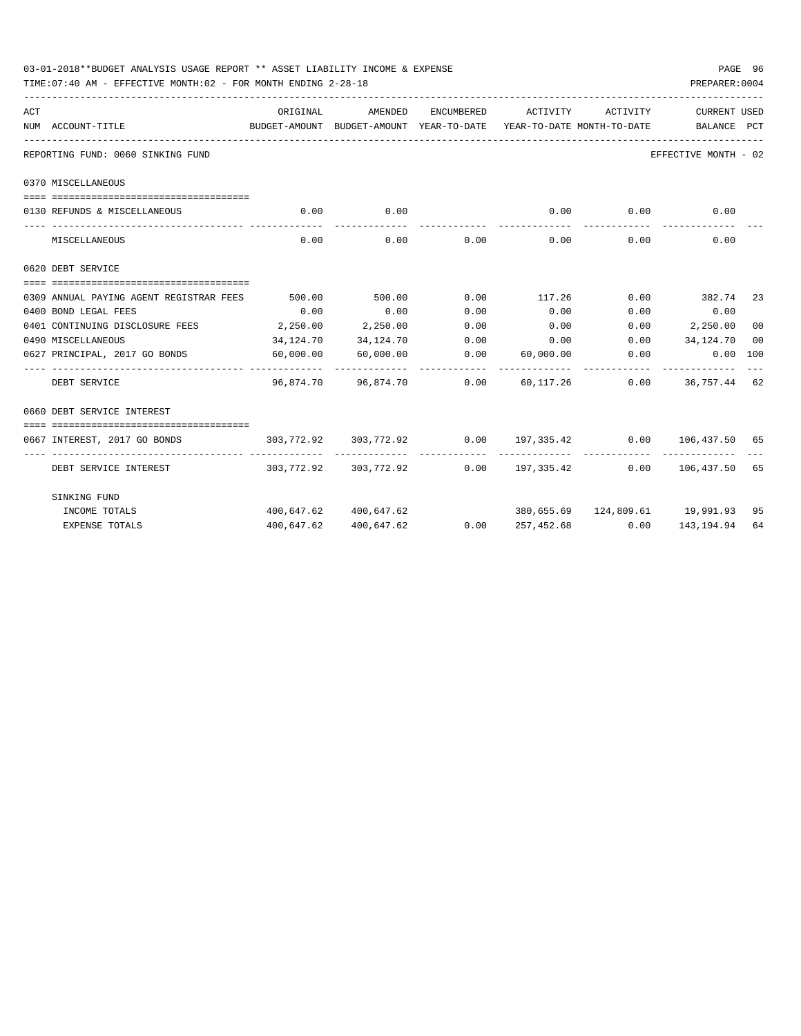03-01-2018**BUDGET ANALYSIS USAGE REPORT ** ASSET LIABILITY INCOME & EXPENSE

TIME:07:40 AM - EFFECTIVE MONTH:02 - FOR MONTH ENDING 2-28-18

PREPARER:0004

| ACT NUM | ACCOUNT-TITLE | ORIGINAL BUDGET-AMOUNT | AMENDED BUDGET-AMOUNT | ENCUMBERED YEAR-TO-DATE | ACTIVITY YEAR-TO-DATE | ACTIVITY MONTH-TO-DATE | CURRENT BALANCE | USED PCT |
|---|---|---|---|---|---|---|---|---|
| | REPORTING FUND: 0060 SINKING FUND | | | | | | EFFECTIVE MONTH - 02 | |
| | 0370 MISCELLANEOUS | | | | | | | |
| 0130 | REFUNDS & MISCELLANEOUS | 0.00 | 0.00 | | 0.00 | 0.00 | 0.00 | |
| | MISCELLANEOUS | 0.00 | 0.00 | 0.00 | 0.00 | 0.00 | 0.00 | |
| | 0620 DEBT SERVICE | | | | | | | |
| 0309 | ANNUAL PAYING AGENT REGISTRAR FEES | 500.00 | 500.00 | 0.00 | 117.26 | 0.00 | 382.74 | 23 |
| 0400 | BOND LEGAL FEES | 0.00 | 0.00 | 0.00 | 0.00 | 0.00 | 0.00 | |
| 0401 | CONTINUING DISCLOSURE FEES | 2,250.00 | 2,250.00 | 0.00 | 0.00 | 0.00 | 2,250.00 | 00 |
| 0490 | MISCELLANEOUS | 34,124.70 | 34,124.70 | 0.00 | 0.00 | 0.00 | 34,124.70 | 00 |
| 0627 | PRINCIPAL, 2017 GO BONDS | 60,000.00 | 60,000.00 | 0.00 | 60,000.00 | 0.00 | 0.00 | 100 |
| | DEBT SERVICE | 96,874.70 | 96,874.70 | 0.00 | 60,117.26 | 0.00 | 36,757.44 | 62 |
| | 0660 DEBT SERVICE INTEREST | | | | | | | |
| 0667 | INTEREST, 2017 GO BONDS | 303,772.92 | 303,772.92 | 0.00 | 197,335.42 | 0.00 | 106,437.50 | 65 |
| | DEBT SERVICE INTEREST | 303,772.92 | 303,772.92 | 0.00 | 197,335.42 | 0.00 | 106,437.50 | 65 |
| | SINKING FUND | | | | | | | |
| | INCOME TOTALS | 400,647.62 | 400,647.62 | | 380,655.69 | 124,809.61 | 19,991.93 | 95 |
| | EXPENSE TOTALS | 400,647.62 | 400,647.62 | 0.00 | 257,452.68 | 0.00 | 143,194.94 | 64 |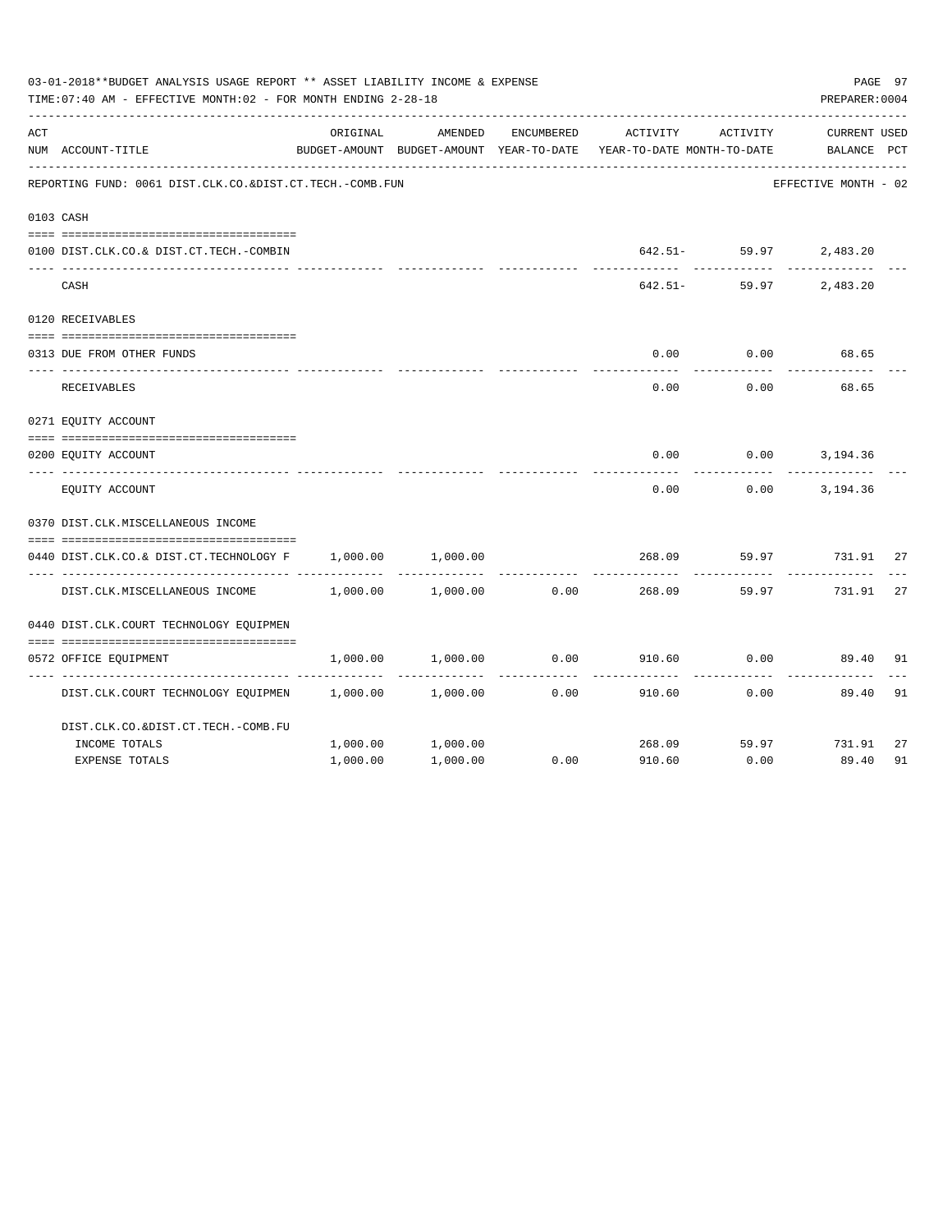03-01-2018**BUDGET ANALYSIS USAGE REPORT ** ASSET LIABILITY INCOME & EXPENSE

TIME:07:40 AM - EFFECTIVE MONTH:02 - FOR MONTH ENDING 2-28-18

PREPARER:0004

| ACT NUM | ACCOUNT-TITLE | ORIGINAL BUDGET-AMOUNT | AMENDED BUDGET-AMOUNT | ENCUMBERED YEAR-TO-DATE | ACTIVITY YEAR-TO-DATE | ACTIVITY MONTH-TO-DATE | CURRENT BALANCE | USED PCT |
|---|---|---|---|---|---|---|---|---|

REPORTING FUND: 0061 DIST.CLK.CO.&DIST.CT.TECH.-COMB.FUN — EFFECTIVE MONTH - 02

| ACT NUM | ACCOUNT-TITLE | ORIGINAL BUDGET-AMOUNT | AMENDED BUDGET-AMOUNT | ENCUMBERED YEAR-TO-DATE | ACTIVITY YEAR-TO-DATE | ACTIVITY MONTH-TO-DATE | CURRENT BALANCE | USED PCT |
|---|---|---|---|---|---|---|---|---|
| 0103 | CASH | | | | | | | |
| 0100 | DIST.CLK.CO.& DIST.CT.TECH.-COMBIN | | | | 642.51- | 59.97 | 2,483.20 | |
| | CASH | | | | 642.51- | 59.97 | 2,483.20 | |
| 0120 | RECEIVABLES | | | | | | | |
| 0313 | DUE FROM OTHER FUNDS | | | | 0.00 | 0.00 | 68.65 | |
| | RECEIVABLES | | | | 0.00 | 0.00 | 68.65 | |
| 0271 | EQUITY ACCOUNT | | | | | | | |
| 0200 | EQUITY ACCOUNT | | | | 0.00 | 0.00 | 3,194.36 | |
| | EQUITY ACCOUNT | | | | 0.00 | 0.00 | 3,194.36 | |
| 0370 | DIST.CLK.MISCELLANEOUS INCOME | | | | | | | |
| 0440 | DIST.CLK.CO.& DIST.CT.TECHNOLOGY F | 1,000.00 | 1,000.00 | | 268.09 | 59.97 | 731.91 | 27 |
| | DIST.CLK.MISCELLANEOUS INCOME | 1,000.00 | 1,000.00 | 0.00 | 268.09 | 59.97 | 731.91 | 27 |
| 0440 | DIST.CLK.COURT TECHNOLOGY EQUIPMEN | | | | | | | |
| 0572 | OFFICE EQUIPMENT | 1,000.00 | 1,000.00 | 0.00 | 910.60 | 0.00 | 89.40 | 91 |
| | DIST.CLK.COURT TECHNOLOGY EQUIPMEN | 1,000.00 | 1,000.00 | 0.00 | 910.60 | 0.00 | 89.40 | 91 |
| | DIST.CLK.CO.&DIST.CT.TECH.-COMB.FU | | | | | | | |
| | INCOME TOTALS | 1,000.00 | 1,000.00 | | 268.09 | 59.97 | 731.91 | 27 |
| | EXPENSE TOTALS | 1,000.00 | 1,000.00 | 0.00 | 910.60 | 0.00 | 89.40 | 91 |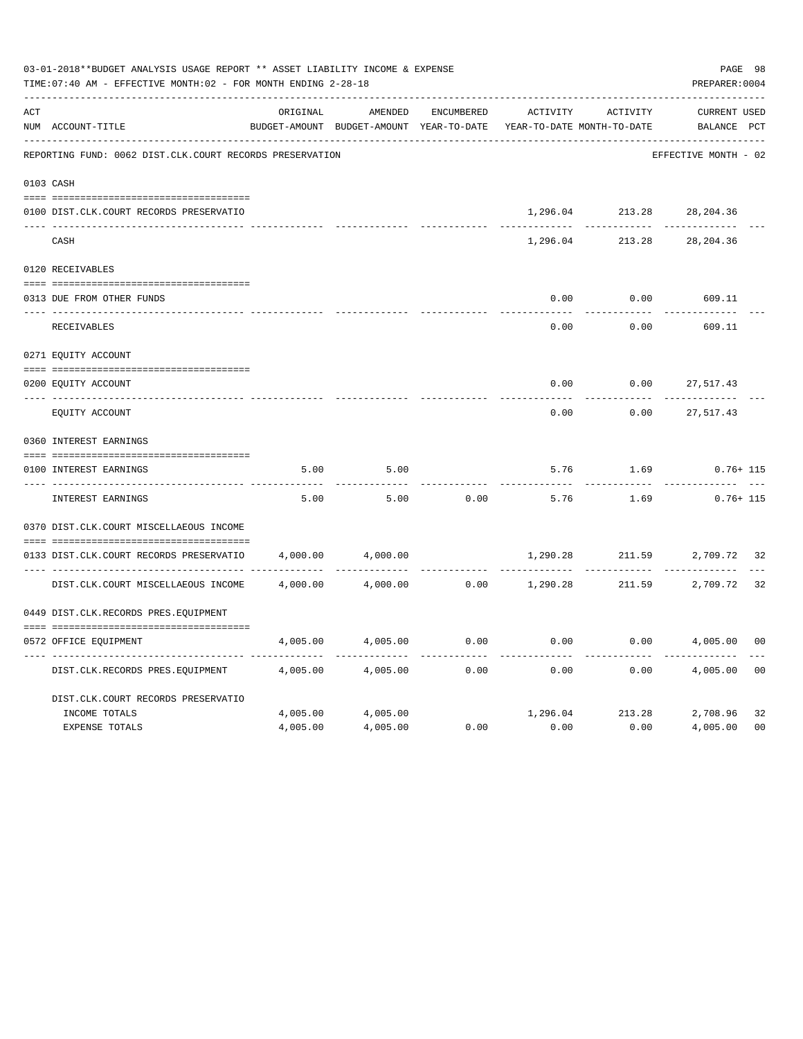03-01-2018**BUDGET ANALYSIS USAGE REPORT ** ASSET LIABILITY INCOME & EXPENSE

TIME:07:40 AM - EFFECTIVE MONTH:02 - FOR MONTH ENDING 2-28-18

PREPARER:0004

| ACT NUM | ACCOUNT-TITLE | ORIGINAL BUDGET-AMOUNT | AMENDED BUDGET-AMOUNT | ENCUMBERED YEAR-TO-DATE | ACTIVITY YEAR-TO-DATE | ACTIVITY MONTH-TO-DATE | CURRENT BALANCE | USED PCT |
|---|---|---|---|---|---|---|---|---|
| | REPORTING FUND: 0062 DIST.CLK.COURT RECORDS PRESERVATION | | | | | | EFFECTIVE MONTH - 02 | |
| 0103 | CASH | | | | | | | |
| 0100 | DIST.CLK.COURT RECORDS PRESERVATIO | | | | 1,296.04 | 213.28 | 28,204.36 | |
| | CASH | | | | 1,296.04 | 213.28 | 28,204.36 | |
| 0120 | RECEIVABLES | | | | | | | |
| 0313 | DUE FROM OTHER FUNDS | | | | 0.00 | 0.00 | 609.11 | |
| | RECEIVABLES | | | | 0.00 | 0.00 | 609.11 | |
| 0271 | EQUITY ACCOUNT | | | | | | | |
| 0200 | EQUITY ACCOUNT | | | | 0.00 | 0.00 | 27,517.43 | |
| | EQUITY ACCOUNT | | | | 0.00 | 0.00 | 27,517.43 | |
| 0360 | INTEREST EARNINGS | | | | | | | |
| 0100 | INTEREST EARNINGS | 5.00 | 5.00 | | 5.76 | 1.69 | 0.76+ | 115 |
| | INTEREST EARNINGS | 5.00 | 5.00 | 0.00 | 5.76 | 1.69 | 0.76+ | 115 |
| 0370 | DIST.CLK.COURT MISCELLAEOUS INCOME | | | | | | | |
| 0133 | DIST.CLK.COURT RECORDS PRESERVATIO | 4,000.00 | 4,000.00 | | 1,290.28 | 211.59 | 2,709.72 | 32 |
| | DIST.CLK.COURT MISCELLAEOUS INCOME | 4,000.00 | 4,000.00 | 0.00 | 1,290.28 | 211.59 | 2,709.72 | 32 |
| 0449 | DIST.CLK.RECORDS PRES.EQUIPMENT | | | | | | | |
| 0572 | OFFICE EQUIPMENT | 4,005.00 | 4,005.00 | 0.00 | 0.00 | 0.00 | 4,005.00 | 00 |
| | DIST.CLK.RECORDS PRES.EQUIPMENT | 4,005.00 | 4,005.00 | 0.00 | 0.00 | 0.00 | 4,005.00 | 00 |
| | DIST.CLK.COURT RECORDS PRESERVATIO | | | | | | | |
| | INCOME TOTALS | 4,005.00 | 4,005.00 | | 1,296.04 | 213.28 | 2,708.96 | 32 |
| | EXPENSE TOTALS | 4,005.00 | 4,005.00 | 0.00 | 0.00 | 0.00 | 4,005.00 | 00 |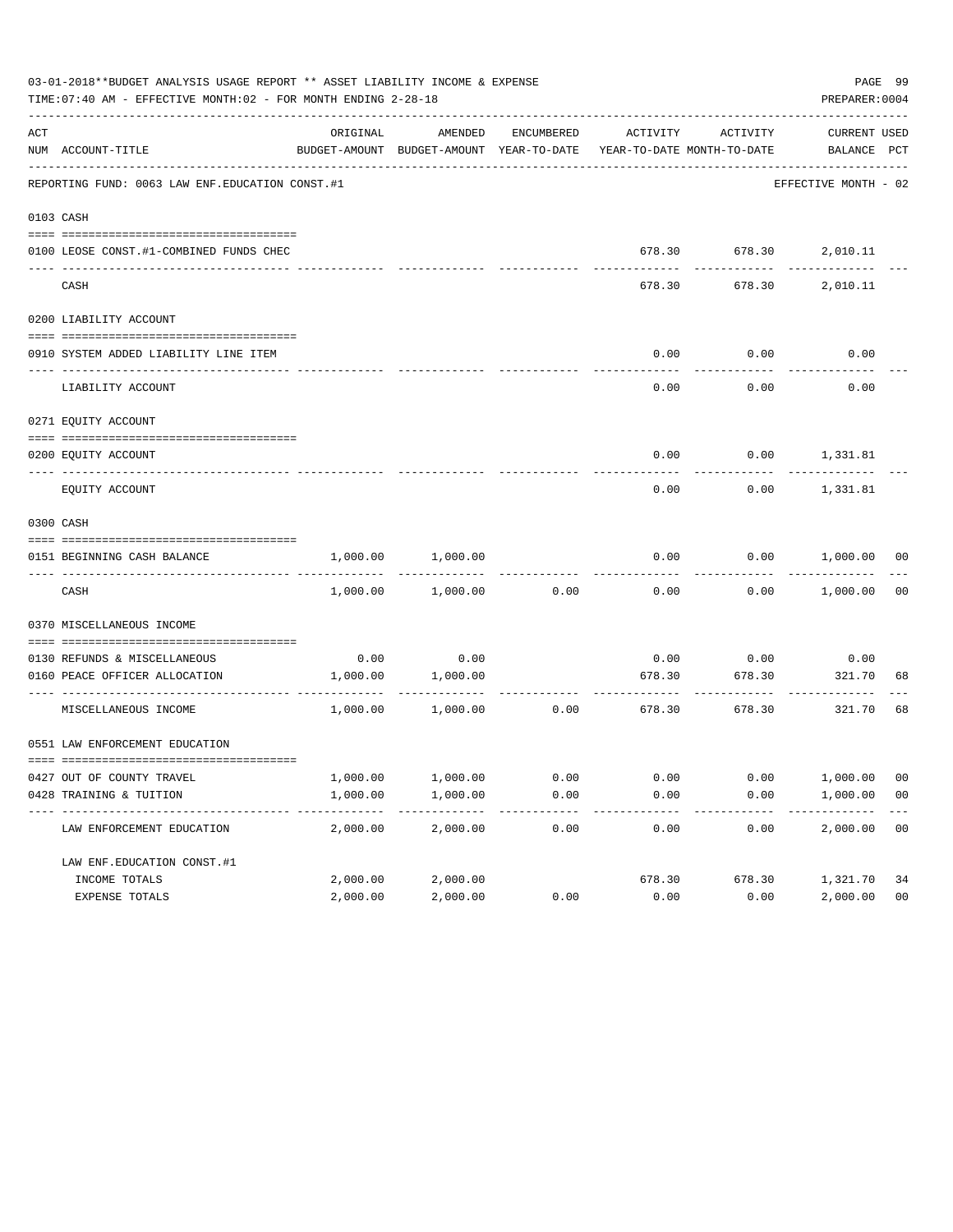03-01-2018**BUDGET ANALYSIS USAGE REPORT ** ASSET LIABILITY INCOME & EXPENSE

TIME:07:40 AM - EFFECTIVE MONTH:02 - FOR MONTH ENDING 2-28-18

PREPARER:0004

| ACT NUM | ACCOUNT-TITLE | ORIGINAL BUDGET-AMOUNT | AMENDED BUDGET-AMOUNT | ENCUMBERED YEAR-TO-DATE | ACTIVITY YEAR-TO-DATE | ACTIVITY MONTH-TO-DATE | CURRENT BALANCE | USED PCT |
|---|---|---|---|---|---|---|---|---|
| | REPORTING FUND: 0063 LAW ENF.EDUCATION CONST.#1 | | | | | | EFFECTIVE MONTH - 02 | |
| 0103 | CASH | | | | | | | |
| 0100 | LEOSE CONST.#1-COMBINED FUNDS CHEC | | | | 678.30 | 678.30 | 2,010.11 | |
| | CASH | | | | 678.30 | 678.30 | 2,010.11 | |
| 0200 | LIABILITY ACCOUNT | | | | | | | |
| 0910 | SYSTEM ADDED LIABILITY LINE ITEM | | | | 0.00 | 0.00 | 0.00 | |
| | LIABILITY ACCOUNT | | | | 0.00 | 0.00 | 0.00 | |
| 0271 | EQUITY ACCOUNT | | | | | | | |
| 0200 | EQUITY ACCOUNT | | | | 0.00 | 0.00 | 1,331.81 | |
| | EQUITY ACCOUNT | | | | 0.00 | 0.00 | 1,331.81 | |
| 0300 | CASH | | | | | | | |
| 0151 | BEGINNING CASH BALANCE | 1,000.00 | 1,000.00 | | 0.00 | 0.00 | 1,000.00 | 00 |
| | CASH | 1,000.00 | 1,000.00 | 0.00 | 0.00 | 0.00 | 1,000.00 | 00 |
| 0370 | MISCELLANEOUS INCOME | | | | | | | |
| 0130 | REFUNDS & MISCELLANEOUS | 0.00 | 0.00 | | 0.00 | 0.00 | 0.00 | |
| 0160 | PEACE OFFICER ALLOCATION | 1,000.00 | 1,000.00 | | 678.30 | 678.30 | 321.70 | 68 |
| | MISCELLANEOUS INCOME | 1,000.00 | 1,000.00 | 0.00 | 678.30 | 678.30 | 321.70 | 68 |
| 0551 | LAW ENFORCEMENT EDUCATION | | | | | | | |
| 0427 | OUT OF COUNTY TRAVEL | 1,000.00 | 1,000.00 | 0.00 | 0.00 | 0.00 | 1,000.00 | 00 |
| 0428 | TRAINING & TUITION | 1,000.00 | 1,000.00 | 0.00 | 0.00 | 0.00 | 1,000.00 | 00 |
| | LAW ENFORCEMENT EDUCATION | 2,000.00 | 2,000.00 | 0.00 | 0.00 | 0.00 | 2,000.00 | 00 |
| | LAW ENF.EDUCATION CONST.#1 | | | | | | | |
| | INCOME TOTALS | 2,000.00 | 2,000.00 | | 678.30 | 678.30 | 1,321.70 | 34 |
| | EXPENSE TOTALS | 2,000.00 | 2,000.00 | 0.00 | 0.00 | 0.00 | 2,000.00 | 00 |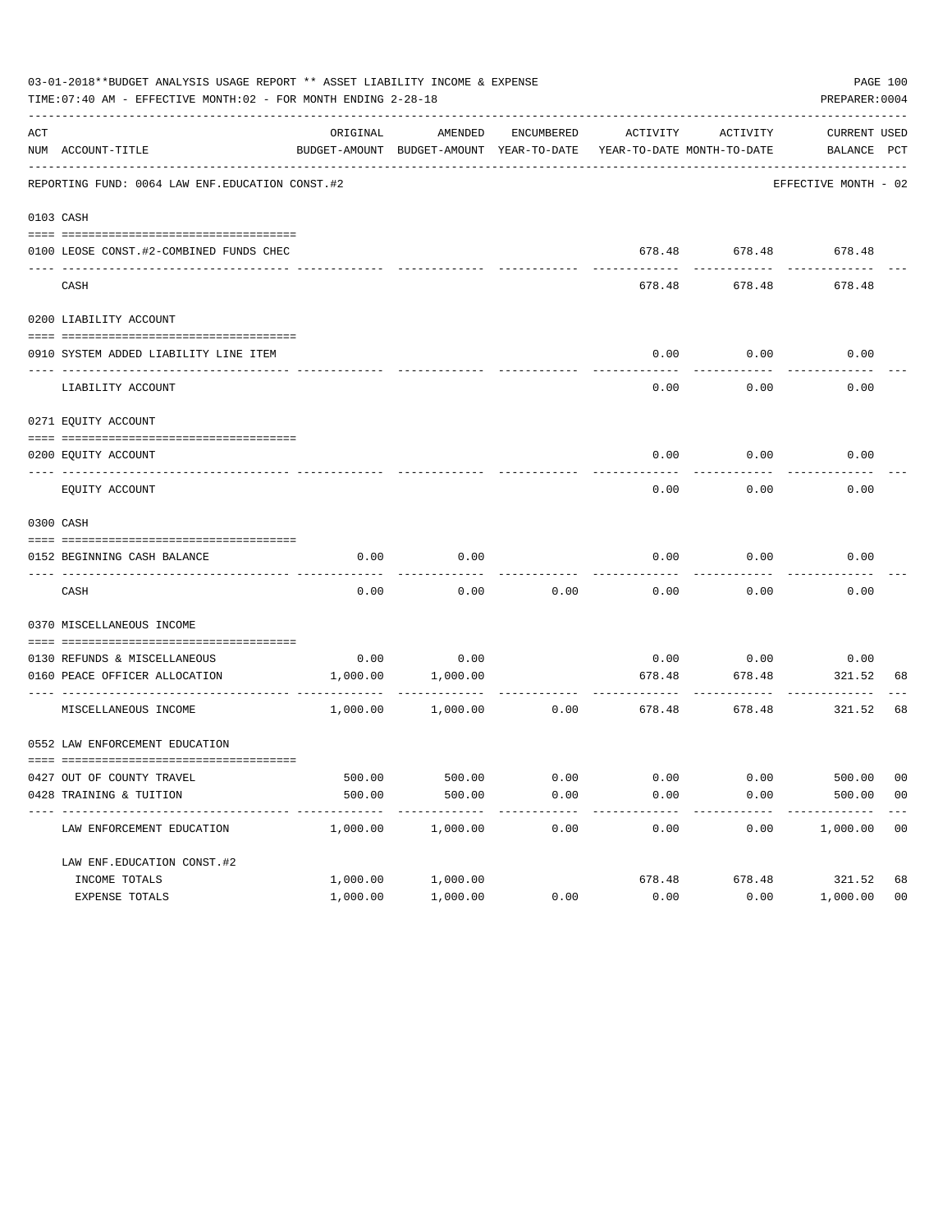03-01-2018**BUDGET ANALYSIS USAGE REPORT ** ASSET LIABILITY INCOME & EXPENSE

TIME:07:40 AM - EFFECTIVE MONTH:02 - FOR MONTH ENDING 2-28-18

PREPARER:0004

| ACT NUM | ACCOUNT-TITLE | ORIGINAL BUDGET-AMOUNT | AMENDED BUDGET-AMOUNT | ENCUMBERED YEAR-TO-DATE | ACTIVITY YEAR-TO-DATE | ACTIVITY MONTH-TO-DATE | CURRENT BALANCE | USED PCT |
|---|---|---|---|---|---|---|---|---|
| | REPORTING FUND: 0064 LAW ENF.EDUCATION CONST.#2 | | | | | | EFFECTIVE MONTH - 02 | |
| 0103 | CASH | | | | | | | |
| 0100 | LEOSE CONST.#2-COMBINED FUNDS CHEC | | | | 678.48 | 678.48 | 678.48 | |
| | CASH | | | | 678.48 | 678.48 | 678.48 | |
| 0200 | LIABILITY ACCOUNT | | | | | | | |
| 0910 | SYSTEM ADDED LIABILITY LINE ITEM | | | | 0.00 | 0.00 | 0.00 | |
| | LIABILITY ACCOUNT | | | | 0.00 | 0.00 | 0.00 | |
| 0271 | EQUITY ACCOUNT | | | | | | | |
| 0200 | EQUITY ACCOUNT | | | | 0.00 | 0.00 | 0.00 | |
| | EQUITY ACCOUNT | | | | 0.00 | 0.00 | 0.00 | |
| 0300 | CASH | | | | | | | |
| 0152 | BEGINNING CASH BALANCE | 0.00 | 0.00 | | 0.00 | 0.00 | 0.00 | |
| | CASH | 0.00 | 0.00 | 0.00 | 0.00 | 0.00 | 0.00 | |
| 0370 | MISCELLANEOUS INCOME | | | | | | | |
| 0130 | REFUNDS & MISCELLANEOUS | 0.00 | 0.00 | | 0.00 | 0.00 | 0.00 | |
| 0160 | PEACE OFFICER ALLOCATION | 1,000.00 | 1,000.00 | | 678.48 | 678.48 | 321.52 | 68 |
| | MISCELLANEOUS INCOME | 1,000.00 | 1,000.00 | 0.00 | 678.48 | 678.48 | 321.52 | 68 |
| 0552 | LAW ENFORCEMENT EDUCATION | | | | | | | |
| 0427 | OUT OF COUNTY TRAVEL | 500.00 | 500.00 | 0.00 | 0.00 | 0.00 | 500.00 | 00 |
| 0428 | TRAINING & TUITION | 500.00 | 500.00 | 0.00 | 0.00 | 0.00 | 500.00 | 00 |
| | LAW ENFORCEMENT EDUCATION | 1,000.00 | 1,000.00 | 0.00 | 0.00 | 0.00 | 1,000.00 | 00 |
| | LAW ENF.EDUCATION CONST.#2 | | | | | | | |
| | INCOME TOTALS | 1,000.00 | 1,000.00 | | 678.48 | 678.48 | 321.52 | 68 |
| | EXPENSE TOTALS | 1,000.00 | 1,000.00 | 0.00 | 0.00 | 0.00 | 1,000.00 | 00 |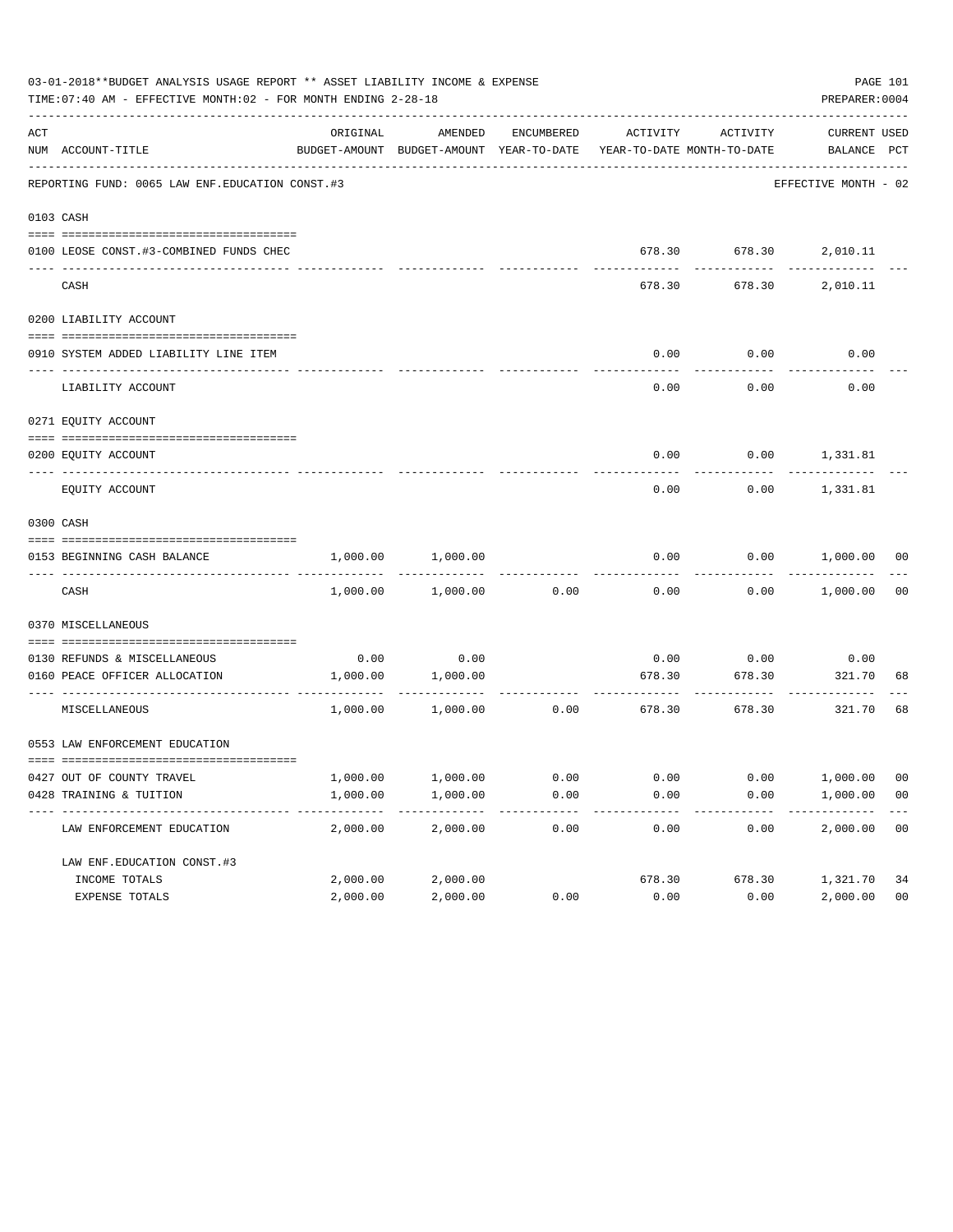03-01-2018**BUDGET ANALYSIS USAGE REPORT ** ASSET LIABILITY INCOME & EXPENSE

TIME:07:40 AM - EFFECTIVE MONTH:02 - FOR MONTH ENDING 2-28-18

PREPARER:0004

REPORTING FUND: 0065 LAW ENF.EDUCATION CONST.#3 — EFFECTIVE MONTH - 02

| ACT NUM | ACCOUNT-TITLE | ORIGINAL BUDGET-AMOUNT | AMENDED BUDGET-AMOUNT | ENCUMBERED YEAR-TO-DATE | ACTIVITY YEAR-TO-DATE | ACTIVITY MONTH-TO-DATE | CURRENT BALANCE | USED PCT |
|---|---|---|---|---|---|---|---|---|
| 0103 | CASH | | | | | | | |
| 0100 | LEOSE CONST.#3-COMBINED FUNDS CHEC | | | | 678.30 | 678.30 | 2,010.11 | |
| | CASH | | | | 678.30 | 678.30 | 2,010.11 | |
| 0200 | LIABILITY ACCOUNT | | | | | | | |
| 0910 | SYSTEM ADDED LIABILITY LINE ITEM | | | | 0.00 | 0.00 | 0.00 | |
| | LIABILITY ACCOUNT | | | | 0.00 | 0.00 | 0.00 | |
| 0271 | EQUITY ACCOUNT | | | | | | | |
| 0200 | EQUITY ACCOUNT | | | | 0.00 | 0.00 | 1,331.81 | |
| | EQUITY ACCOUNT | | | | 0.00 | 0.00 | 1,331.81 | |
| 0300 | CASH | | | | | | | |
| 0153 | BEGINNING CASH BALANCE | 1,000.00 | 1,000.00 | | 0.00 | 0.00 | 1,000.00 | 00 |
| | CASH | 1,000.00 | 1,000.00 | 0.00 | 0.00 | 0.00 | 1,000.00 | 00 |
| 0370 | MISCELLANEOUS | | | | | | | |
| 0130 | REFUNDS & MISCELLANEOUS | 0.00 | 0.00 | | 0.00 | 0.00 | 0.00 | |
| 0160 | PEACE OFFICER ALLOCATION | 1,000.00 | 1,000.00 | | 678.30 | 678.30 | 321.70 | 68 |
| | MISCELLANEOUS | 1,000.00 | 1,000.00 | 0.00 | 678.30 | 678.30 | 321.70 | 68 |
| 0553 | LAW ENFORCEMENT EDUCATION | | | | | | | |
| 0427 | OUT OF COUNTY TRAVEL | 1,000.00 | 1,000.00 | 0.00 | 0.00 | 0.00 | 1,000.00 | 00 |
| 0428 | TRAINING & TUITION | 1,000.00 | 1,000.00 | 0.00 | 0.00 | 0.00 | 1,000.00 | 00 |
| | LAW ENFORCEMENT EDUCATION | 2,000.00 | 2,000.00 | 0.00 | 0.00 | 0.00 | 2,000.00 | 00 |
| | LAW ENF.EDUCATION CONST.#3 | | | | | | | |
| | INCOME TOTALS | 2,000.00 | 2,000.00 | | 678.30 | 678.30 | 1,321.70 | 34 |
| | EXPENSE TOTALS | 2,000.00 | 2,000.00 | 0.00 | 0.00 | 0.00 | 2,000.00 | 00 |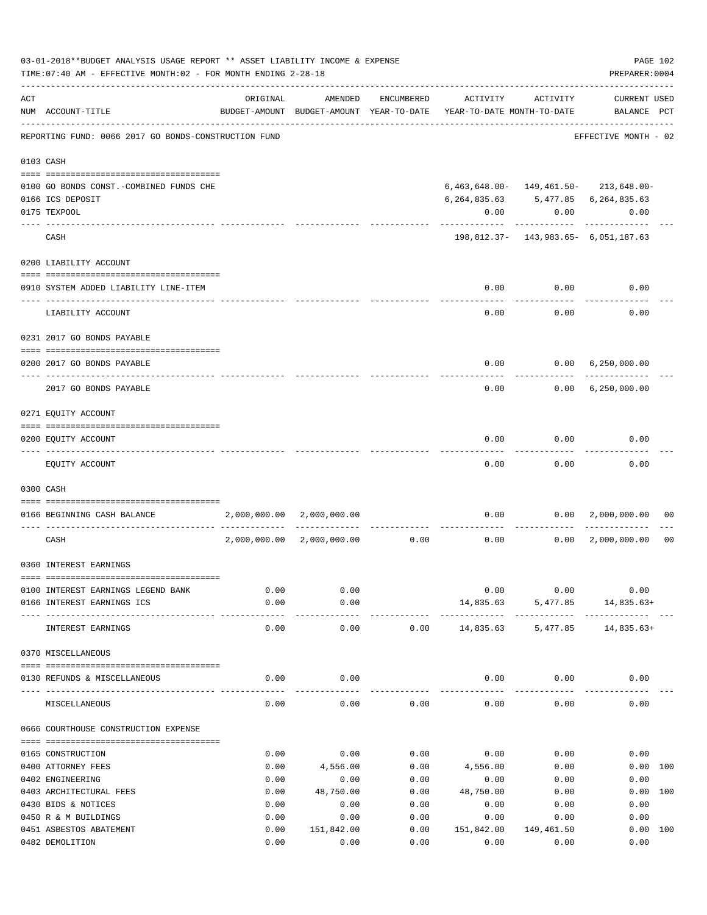03-01-2018**BUDGET ANALYSIS USAGE REPORT ** ASSET LIABILITY INCOME & EXPENSE

TIME:07:40 AM - EFFECTIVE MONTH:02 - FOR MONTH ENDING 2-28-18

PREPARER:0004

REPORTING FUND: 0066 2017 GO BONDS-CONSTRUCTION FUND — EFFECTIVE MONTH - 02

| ACT NUM | ACCOUNT-TITLE | ORIGINAL BUDGET-AMOUNT | AMENDED BUDGET-AMOUNT | ENCUMBERED YEAR-TO-DATE | ACTIVITY YEAR-TO-DATE | ACTIVITY MONTH-TO-DATE | CURRENT BALANCE | USED PCT |
|---|---|---|---|---|---|---|---|---|
| **0103** | **CASH** | | | | | | | |
| 0100 | GO BONDS CONST.-COMBINED FUNDS CHE | | | | 6,463,648.00- | 149,461.50- | 213,648.00- | |
| 0166 | ICS DEPOSIT | | | | 6,264,835.63 | 5,477.85 | 6,264,835.63 | |
| 0175 | TEXPOOL | | | | 0.00 | 0.00 | 0.00 | |
| | CASH | | | | 198,812.37- | 143,983.65- | 6,051,187.63 | |
| **0200** | **LIABILITY ACCOUNT** | | | | | | | |
| 0910 | SYSTEM ADDED LIABILITY LINE-ITEM | | | | 0.00 | 0.00 | 0.00 | |
| | LIABILITY ACCOUNT | | | | 0.00 | 0.00 | 0.00 | |
| **0231** | **2017 GO BONDS PAYABLE** | | | | | | | |
| 0200 | 2017 GO BONDS PAYABLE | | | | 0.00 | 0.00 | 6,250,000.00 | |
| | 2017 GO BONDS PAYABLE | | | | 0.00 | 0.00 | 6,250,000.00 | |
| **0271** | **EQUITY ACCOUNT** | | | | | | | |
| 0200 | EQUITY ACCOUNT | | | | 0.00 | 0.00 | 0.00 | |
| | EQUITY ACCOUNT | | | | 0.00 | 0.00 | 0.00 | |
| **0300** | **CASH** | | | | | | | |
| 0166 | BEGINNING CASH BALANCE | 2,000,000.00 | 2,000,000.00 | | 0.00 | 0.00 | 2,000,000.00 | 00 |
| | CASH | 2,000,000.00 | 2,000,000.00 | 0.00 | 0.00 | 0.00 | 2,000,000.00 | 00 |
| **0360** | **INTEREST EARNINGS** | | | | | | | |
| 0100 | INTEREST EARNINGS LEGEND BANK | 0.00 | 0.00 | | 0.00 | 0.00 | 0.00 | |
| 0166 | INTEREST EARNINGS ICS | 0.00 | 0.00 | | 14,835.63 | 5,477.85 | 14,835.63+ | |
| | INTEREST EARNINGS | 0.00 | 0.00 | 0.00 | 14,835.63 | 5,477.85 | 14,835.63+ | |
| **0370** | **MISCELLANEOUS** | | | | | | | |
| 0130 | REFUNDS & MISCELLANEOUS | 0.00 | 0.00 | | 0.00 | 0.00 | 0.00 | |
| | MISCELLANEOUS | 0.00 | 0.00 | 0.00 | 0.00 | 0.00 | 0.00 | |
| **0666** | **COURTHOUSE CONSTRUCTION EXPENSE** | | | | | | | |
| 0165 | CONSTRUCTION | 0.00 | 0.00 | 0.00 | 0.00 | 0.00 | 0.00 | |
| 0400 | ATTORNEY FEES | 0.00 | 4,556.00 | 0.00 | 4,556.00 | 0.00 | 0.00 | 100 |
| 0402 | ENGINEERING | 0.00 | 0.00 | 0.00 | 0.00 | 0.00 | 0.00 | |
| 0403 | ARCHITECTURAL FEES | 0.00 | 48,750.00 | 0.00 | 48,750.00 | 0.00 | 0.00 | 100 |
| 0430 | BIDS & NOTICES | 0.00 | 0.00 | 0.00 | 0.00 | 0.00 | 0.00 | |
| 0450 | R & M BUILDINGS | 0.00 | 0.00 | 0.00 | 0.00 | 0.00 | 0.00 | |
| 0451 | ASBESTOS ABATEMENT | 0.00 | 151,842.00 | 0.00 | 151,842.00 | 149,461.50 | 0.00 | 100 |
| 0482 | DEMOLITION | 0.00 | 0.00 | 0.00 | 0.00 | 0.00 | 0.00 | |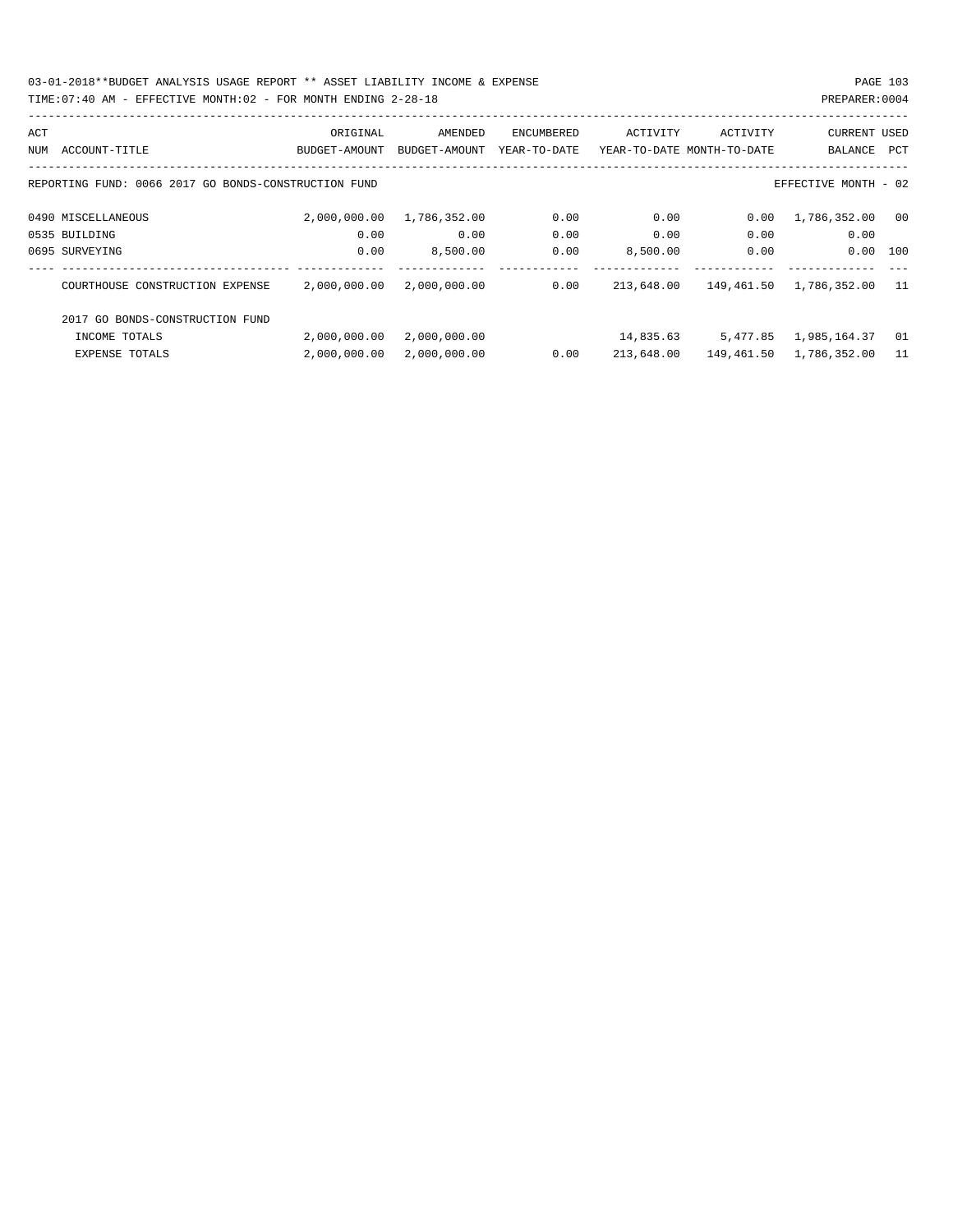03-01-2018**BUDGET ANALYSIS USAGE REPORT ** ASSET LIABILITY INCOME & EXPENSE

TIME:07:40 AM - EFFECTIVE MONTH:02 - FOR MONTH ENDING 2-28-18

PREPARER:0004

| ACT NUM | ACCOUNT-TITLE | ORIGINAL BUDGET-AMOUNT | AMENDED BUDGET-AMOUNT | ENCUMBERED YEAR-TO-DATE | ACTIVITY YEAR-TO-DATE | ACTIVITY MONTH-TO-DATE | CURRENT BALANCE | USED PCT |
|---|---|---|---|---|---|---|---|---|
| | REPORTING FUND: 0066 2017 GO BONDS-CONSTRUCTION FUND | | | | | | EFFECTIVE MONTH - 02 | |
| 0490 | MISCELLANEOUS | 2,000,000.00 | 1,786,352.00 | 0.00 | 0.00 | 0.00 | 1,786,352.00 | 00 |
| 0535 | BUILDING | 0.00 | 0.00 | 0.00 | 0.00 | 0.00 | 0.00 | |
| 0695 | SURVEYING | 0.00 | 8,500.00 | 0.00 | 8,500.00 | 0.00 | 0.00 | 100 |
| | COURTHOUSE CONSTRUCTION EXPENSE | 2,000,000.00 | 2,000,000.00 | 0.00 | 213,648.00 | 149,461.50 | 1,786,352.00 | 11 |
| | 2017 GO BONDS-CONSTRUCTION FUND | | | | | | | |
| | INCOME TOTALS | 2,000,000.00 | 2,000,000.00 | | 14,835.63 | 5,477.85 | 1,985,164.37 | 01 |
| | EXPENSE TOTALS | 2,000,000.00 | 2,000,000.00 | 0.00 | 213,648.00 | 149,461.50 | 1,786,352.00 | 11 |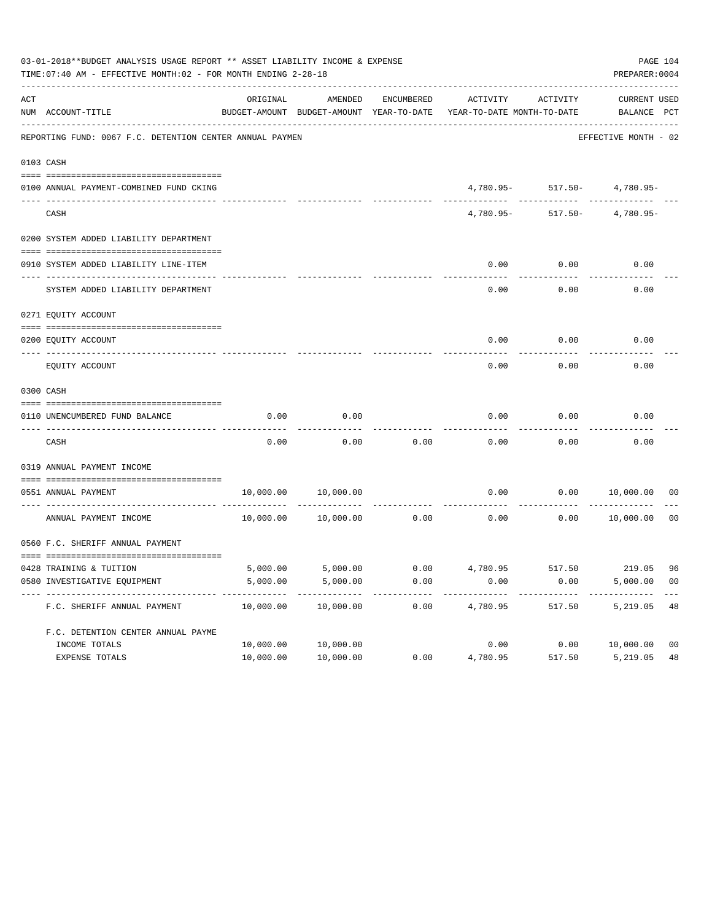03-01-2018**BUDGET ANALYSIS USAGE REPORT ** ASSET LIABILITY INCOME & EXPENSE

TIME:07:40 AM - EFFECTIVE MONTH:02 - FOR MONTH ENDING 2-28-18

PREPARER:0004

| ACT NUM | ACCOUNT-TITLE | ORIGINAL BUDGET-AMOUNT | AMENDED BUDGET-AMOUNT | ENCUMBERED YEAR-TO-DATE | ACTIVITY YEAR-TO-DATE | ACTIVITY MONTH-TO-DATE | CURRENT BALANCE | USED PCT |
|---|---|---|---|---|---|---|---|---|
| | REPORTING FUND: 0067 F.C. DETENTION CENTER ANNUAL PAYMEN | | | | | | EFFECTIVE MONTH - 02 | |
| 0103 | CASH | | | | | | | |
| 0100 | ANNUAL PAYMENT-COMBINED FUND CKING | | | | 4,780.95- | 517.50- | 4,780.95- | |
| | CASH | | | | 4,780.95- | 517.50- | 4,780.95- | |
| 0200 | SYSTEM ADDED LIABILITY DEPARTMENT | | | | | | | |
| 0910 | SYSTEM ADDED LIABILITY LINE-ITEM | | | | 0.00 | 0.00 | 0.00 | |
| | SYSTEM ADDED LIABILITY DEPARTMENT | | | | 0.00 | 0.00 | 0.00 | |
| 0271 | EQUITY ACCOUNT | | | | | | | |
| 0200 | EQUITY ACCOUNT | | | | 0.00 | 0.00 | 0.00 | |
| | EQUITY ACCOUNT | | | | 0.00 | 0.00 | 0.00 | |
| 0300 | CASH | | | | | | | |
| 0110 | UNENCUMBERED FUND BALANCE | 0.00 | 0.00 | | 0.00 | 0.00 | 0.00 | |
| | CASH | 0.00 | 0.00 | 0.00 | 0.00 | 0.00 | 0.00 | |
| 0319 | ANNUAL PAYMENT INCOME | | | | | | | |
| 0551 | ANNUAL PAYMENT | 10,000.00 | 10,000.00 | | 0.00 | 0.00 | 10,000.00 | 00 |
| | ANNUAL PAYMENT INCOME | 10,000.00 | 10,000.00 | 0.00 | 0.00 | 0.00 | 10,000.00 | 00 |
| 0560 | F.C. SHERIFF ANNUAL PAYMENT | | | | | | | |
| 0428 | TRAINING & TUITION | 5,000.00 | 5,000.00 | 0.00 | 4,780.95 | 517.50 | 219.05 | 96 |
| 0580 | INVESTIGATIVE EQUIPMENT | 5,000.00 | 5,000.00 | 0.00 | 0.00 | 0.00 | 5,000.00 | 00 |
| | F.C. SHERIFF ANNUAL PAYMENT | 10,000.00 | 10,000.00 | 0.00 | 4,780.95 | 517.50 | 5,219.05 | 48 |
| | F.C. DETENTION CENTER ANNUAL PAYME | | | | | | | |
| | INCOME TOTALS | 10,000.00 | 10,000.00 | | 0.00 | 0.00 | 10,000.00 | 00 |
| | EXPENSE TOTALS | 10,000.00 | 10,000.00 | 0.00 | 4,780.95 | 517.50 | 5,219.05 | 48 |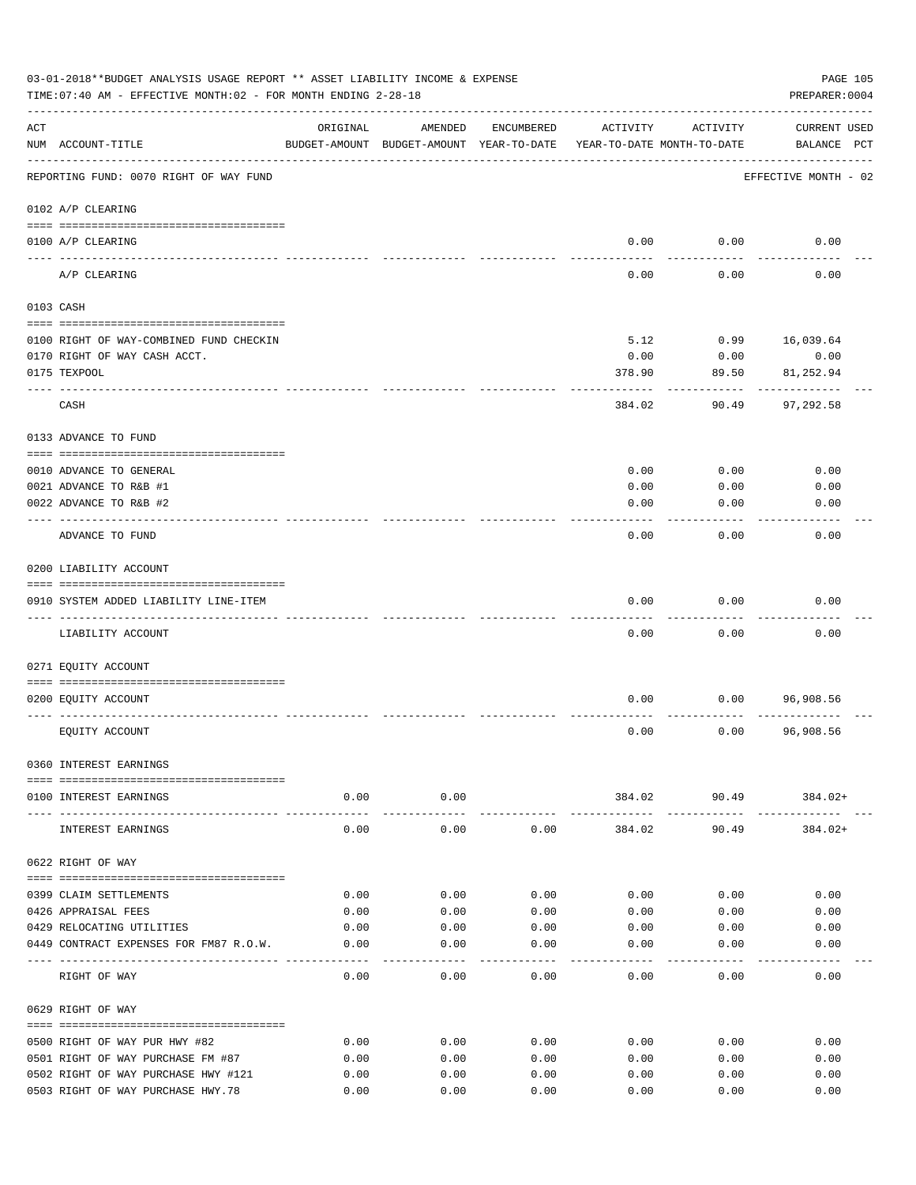03-01-2018**BUDGET ANALYSIS USAGE REPORT ** ASSET LIABILITY INCOME & EXPENSE

TIME:07:40 AM - EFFECTIVE MONTH:02 - FOR MONTH ENDING 2-28-18

PREPARER:0004

| ACT NUM | ACCOUNT-TITLE | ORIGINAL BUDGET-AMOUNT | AMENDED BUDGET-AMOUNT | ENCUMBERED YEAR-TO-DATE | ACTIVITY YEAR-TO-DATE | ACTIVITY MONTH-TO-DATE | CURRENT USED BALANCE | PCT |
|---|---|---|---|---|---|---|---|---|
| | REPORTING FUND: 0070 RIGHT OF WAY FUND | | | | | | EFFECTIVE MONTH - 02 | |
| | 0102 A/P CLEARING | | | | | | | |
| 0100 | A/P CLEARING | | | | 0.00 | 0.00 | 0.00 | |
| | A/P CLEARING | | | | 0.00 | 0.00 | 0.00 | |
| | 0103 CASH | | | | | | | |
| 0100 | RIGHT OF WAY-COMBINED FUND CHECKIN | | | | 5.12 | 0.99 | 16,039.64 | |
| 0170 | RIGHT OF WAY CASH ACCT. | | | | 0.00 | 0.00 | 0.00 | |
| 0175 | TEXPOOL | | | | 378.90 | 89.50 | 81,252.94 | |
| | CASH | | | | 384.02 | 90.49 | 97,292.58 | |
| | 0133 ADVANCE TO FUND | | | | | | | |
| 0010 | ADVANCE TO GENERAL | | | | 0.00 | 0.00 | 0.00 | |
| 0021 | ADVANCE TO R&B #1 | | | | 0.00 | 0.00 | 0.00 | |
| 0022 | ADVANCE TO R&B #2 | | | | 0.00 | 0.00 | 0.00 | |
| | ADVANCE TO FUND | | | | 0.00 | 0.00 | 0.00 | |
| | 0200 LIABILITY ACCOUNT | | | | | | | |
| 0910 | SYSTEM ADDED LIABILITY LINE-ITEM | | | | 0.00 | 0.00 | 0.00 | |
| | LIABILITY ACCOUNT | | | | 0.00 | 0.00 | 0.00 | |
| | 0271 EQUITY ACCOUNT | | | | | | | |
| 0200 | EQUITY ACCOUNT | | | | 0.00 | 0.00 | 96,908.56 | |
| | EQUITY ACCOUNT | | | | 0.00 | 0.00 | 96,908.56 | |
| | 0360 INTEREST EARNINGS | | | | | | | |
| 0100 | INTEREST EARNINGS | 0.00 | 0.00 | | 384.02 | 90.49 | 384.02+ | |
| | INTEREST EARNINGS | 0.00 | 0.00 | 0.00 | 384.02 | 90.49 | 384.02+ | |
| | 0622 RIGHT OF WAY | | | | | | | |
| 0399 | CLAIM SETTLEMENTS | 0.00 | 0.00 | 0.00 | 0.00 | 0.00 | 0.00 | |
| 0426 | APPRAISAL FEES | 0.00 | 0.00 | 0.00 | 0.00 | 0.00 | 0.00 | |
| 0429 | RELOCATING UTILITIES | 0.00 | 0.00 | 0.00 | 0.00 | 0.00 | 0.00 | |
| 0449 | CONTRACT EXPENSES FOR FM87 R.O.W. | 0.00 | 0.00 | 0.00 | 0.00 | 0.00 | 0.00 | |
| | RIGHT OF WAY | 0.00 | 0.00 | 0.00 | 0.00 | 0.00 | 0.00 | |
| | 0629 RIGHT OF WAY | | | | | | | |
| 0500 | RIGHT OF WAY PUR HWY #82 | 0.00 | 0.00 | 0.00 | 0.00 | 0.00 | 0.00 | |
| 0501 | RIGHT OF WAY PURCHASE FM #87 | 0.00 | 0.00 | 0.00 | 0.00 | 0.00 | 0.00 | |
| 0502 | RIGHT OF WAY PURCHASE HWY #121 | 0.00 | 0.00 | 0.00 | 0.00 | 0.00 | 0.00 | |
| 0503 | RIGHT OF WAY PURCHASE HWY.78 | 0.00 | 0.00 | 0.00 | 0.00 | 0.00 | 0.00 | |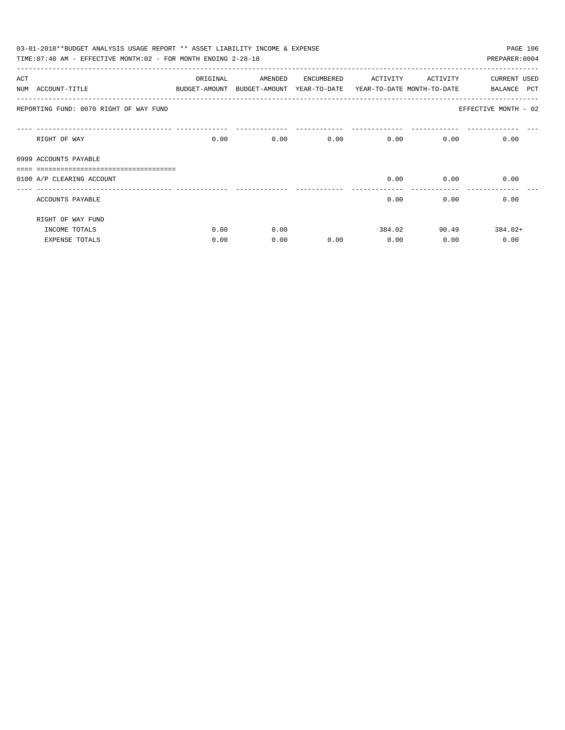03-01-2018**BUDGET ANALYSIS USAGE REPORT ** ASSET LIABILITY INCOME & EXPENSE

TIME:07:40 AM - EFFECTIVE MONTH:02 - FOR MONTH ENDING 2-28-18

PREPARER:0004

| ACT NUM | ACCOUNT-TITLE | ORIGINAL BUDGET-AMOUNT | AMENDED BUDGET-AMOUNT | ENCUMBERED YEAR-TO-DATE | ACTIVITY YEAR-TO-DATE | ACTIVITY MONTH-TO-DATE | CURRENT BALANCE | USED PCT |
|---|---|---|---|---|---|---|---|---|
| | REPORTING FUND: 0070 RIGHT OF WAY FUND | | | | | | EFFECTIVE MONTH - 02 | |
| | RIGHT OF WAY | 0.00 | 0.00 | 0.00 | 0.00 | 0.00 | 0.00 | |
| 0999 | ACCOUNTS PAYABLE | | | | | | | |
| 0100 | A/P CLEARING ACCOUNT | | | | 0.00 | 0.00 | 0.00 | |
| | ACCOUNTS PAYABLE | | | | 0.00 | 0.00 | 0.00 | |
| | RIGHT OF WAY FUND | | | | | | | |
| | INCOME TOTALS | 0.00 | 0.00 | | 384.02 | 90.49 | 384.02+ | |
| | EXPENSE TOTALS | 0.00 | 0.00 | 0.00 | 0.00 | 0.00 | 0.00 | |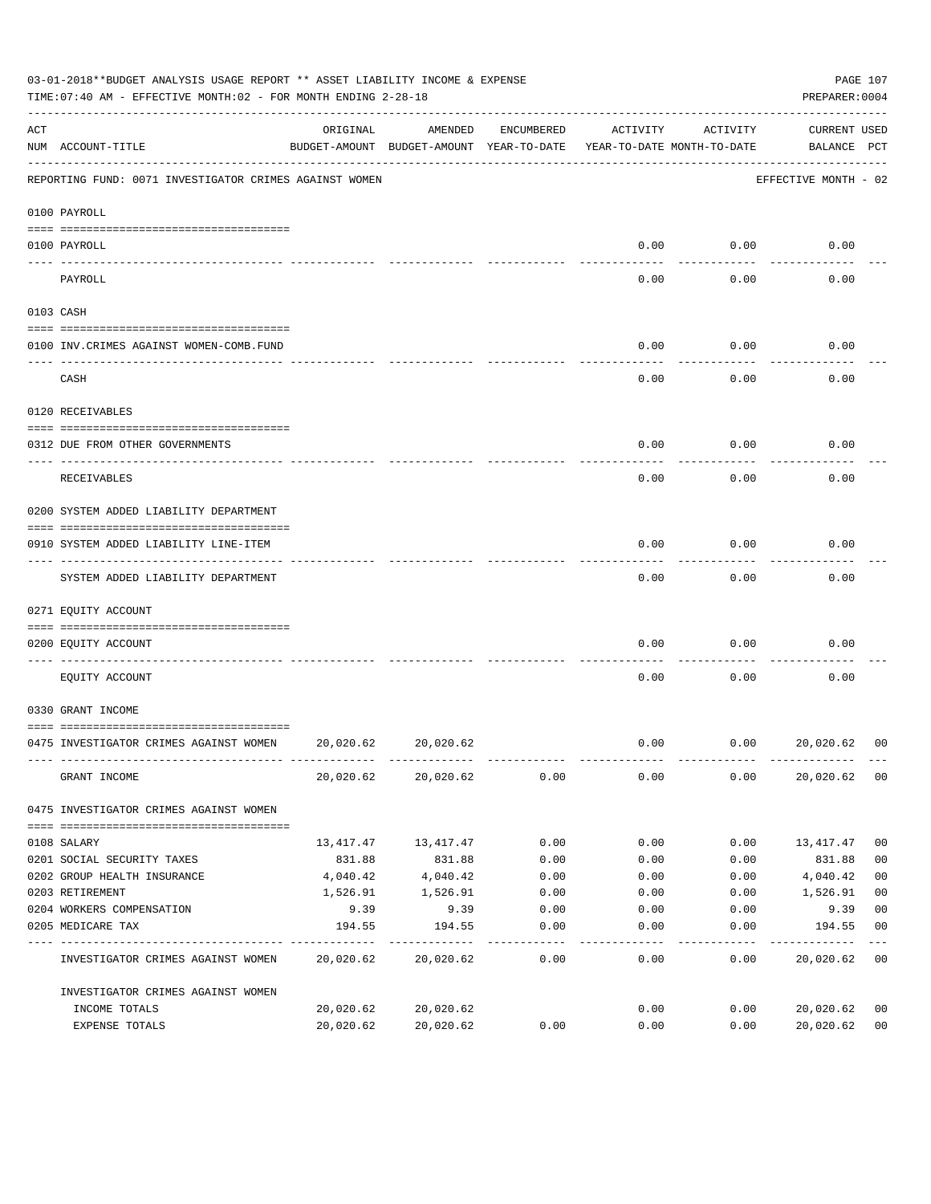03-01-2018**BUDGET ANALYSIS USAGE REPORT ** ASSET LIABILITY INCOME & EXPENSE

TIME:07:40 AM - EFFECTIVE MONTH:02 - FOR MONTH ENDING 2-28-18

PREPARER:0004

| ACT NUM | ACCOUNT-TITLE | ORIGINAL BUDGET-AMOUNT | AMENDED BUDGET-AMOUNT | ENCUMBERED YEAR-TO-DATE | ACTIVITY YEAR-TO-DATE | ACTIVITY MONTH-TO-DATE | CURRENT BALANCE | USED PCT |
|---|---|---|---|---|---|---|---|---|
| | REPORTING FUND: 0071 INVESTIGATOR CRIMES AGAINST WOMEN | | | | | | EFFECTIVE MONTH - 02 | |
| | 0100 PAYROLL | | | | | | | |
| 0100 | PAYROLL | | | | 0.00 | 0.00 | 0.00 | |
| | PAYROLL | | | | 0.00 | 0.00 | 0.00 | |
| | 0103 CASH | | | | | | | |
| 0100 | INV.CRIMES AGAINST WOMEN-COMB.FUND | | | | 0.00 | 0.00 | 0.00 | |
| | CASH | | | | 0.00 | 0.00 | 0.00 | |
| | 0120 RECEIVABLES | | | | | | | |
| 0312 | DUE FROM OTHER GOVERNMENTS | | | | 0.00 | 0.00 | 0.00 | |
| | RECEIVABLES | | | | 0.00 | 0.00 | 0.00 | |
| | 0200 SYSTEM ADDED LIABILITY DEPARTMENT | | | | | | | |
| 0910 | SYSTEM ADDED LIABILITY LINE-ITEM | | | | 0.00 | 0.00 | 0.00 | |
| | SYSTEM ADDED LIABILITY DEPARTMENT | | | | 0.00 | 0.00 | 0.00 | |
| | 0271 EQUITY ACCOUNT | | | | | | | |
| 0200 | EQUITY ACCOUNT | | | | 0.00 | 0.00 | 0.00 | |
| | EQUITY ACCOUNT | | | | 0.00 | 0.00 | 0.00 | |
| | 0330 GRANT INCOME | | | | | | | |
| 0475 | INVESTIGATOR CRIMES AGAINST WOMEN | 20,020.62 | 20,020.62 | | 0.00 | 0.00 | 20,020.62 | 00 |
| | GRANT INCOME | 20,020.62 | 20,020.62 | 0.00 | 0.00 | 0.00 | 20,020.62 | 00 |
| | 0475 INVESTIGATOR CRIMES AGAINST WOMEN | | | | | | | |
| 0108 | SALARY | 13,417.47 | 13,417.47 | 0.00 | 0.00 | 0.00 | 13,417.47 | 00 |
| 0201 | SOCIAL SECURITY TAXES | 831.88 | 831.88 | 0.00 | 0.00 | 0.00 | 831.88 | 00 |
| 0202 | GROUP HEALTH INSURANCE | 4,040.42 | 4,040.42 | 0.00 | 0.00 | 0.00 | 4,040.42 | 00 |
| 0203 | RETIREMENT | 1,526.91 | 1,526.91 | 0.00 | 0.00 | 0.00 | 1,526.91 | 00 |
| 0204 | WORKERS COMPENSATION | 9.39 | 9.39 | 0.00 | 0.00 | 0.00 | 9.39 | 00 |
| 0205 | MEDICARE TAX | 194.55 | 194.55 | 0.00 | 0.00 | 0.00 | 194.55 | 00 |
| | INVESTIGATOR CRIMES AGAINST WOMEN | 20,020.62 | 20,020.62 | 0.00 | 0.00 | 0.00 | 20,020.62 | 00 |
| | INVESTIGATOR CRIMES AGAINST WOMEN | | | | | | | |
| | INCOME TOTALS | 20,020.62 | 20,020.62 | | 0.00 | 0.00 | 20,020.62 | 00 |
| | EXPENSE TOTALS | 20,020.62 | 20,020.62 | 0.00 | 0.00 | 0.00 | 20,020.62 | 00 |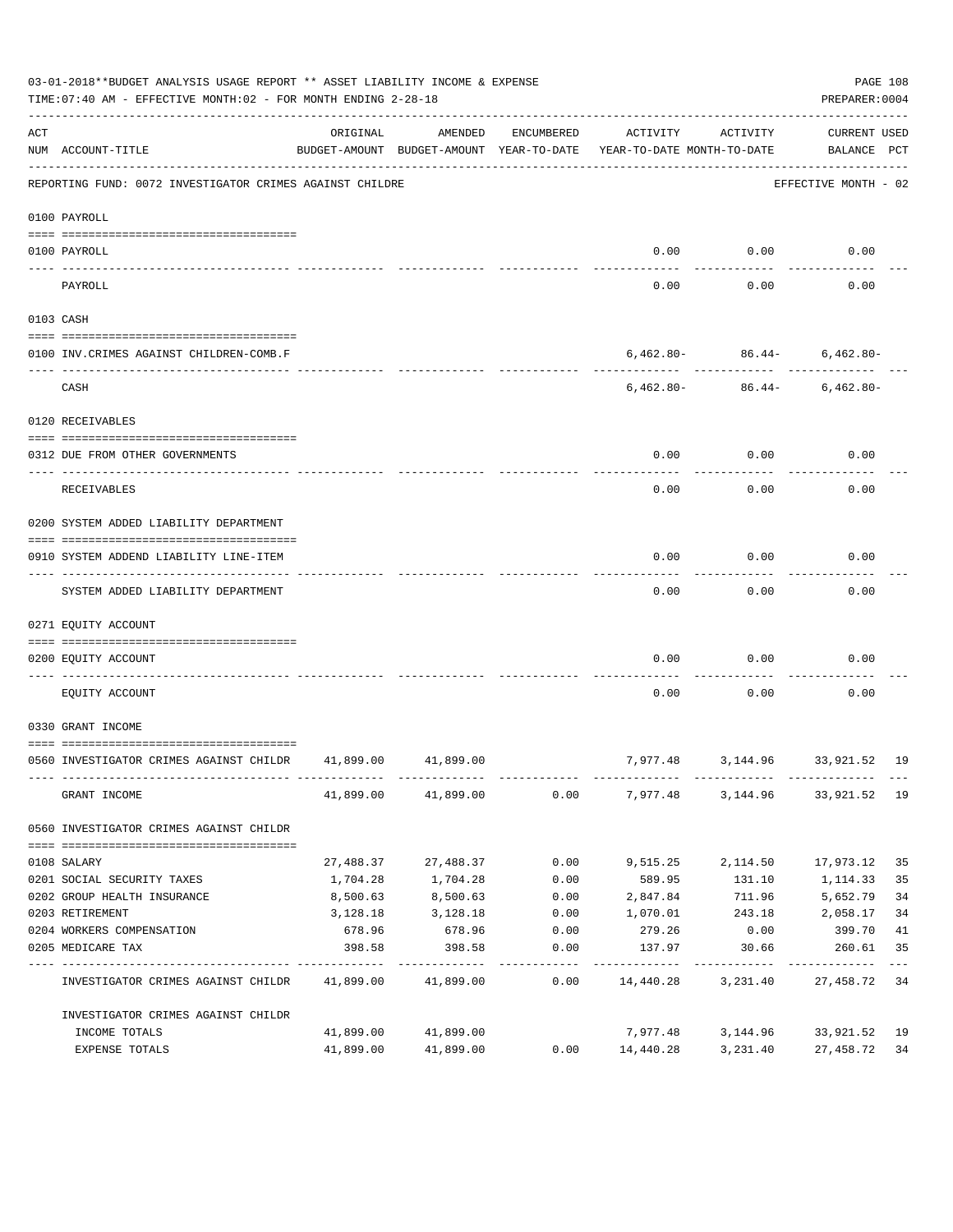03-01-2018**BUDGET ANALYSIS USAGE REPORT ** ASSET LIABILITY INCOME & EXPENSE

TIME:07:40 AM - EFFECTIVE MONTH:02 - FOR MONTH ENDING 2-28-18

PREPARER:0004

| ACT NUM | ACCOUNT-TITLE | ORIGINAL BUDGET-AMOUNT | AMENDED BUDGET-AMOUNT | ENCUMBERED YEAR-TO-DATE | ACTIVITY YEAR-TO-DATE | ACTIVITY MONTH-TO-DATE | CURRENT USED BALANCE | PCT |
|---|---|---|---|---|---|---|---|---|

REPORTING FUND: 0072 INVESTIGATOR CRIMES AGAINST CHILDRE — EFFECTIVE MONTH - 02

| ACT NUM | ACCOUNT-TITLE | ORIGINAL BUDGET-AMOUNT | AMENDED BUDGET-AMOUNT | ENCUMBERED YEAR-TO-DATE | ACTIVITY YEAR-TO-DATE | ACTIVITY MONTH-TO-DATE | CURRENT USED BALANCE | PCT |
|---|---|---|---|---|---|---|---|---|
| | **0100 PAYROLL** | | | | | | | |
| 0100 | PAYROLL | | | | 0.00 | 0.00 | 0.00 | |
| | PAYROLL | | | | 0.00 | 0.00 | 0.00 | |
| | **0103 CASH** | | | | | | | |
| 0100 | INV.CRIMES AGAINST CHILDREN-COMB.F | | | | 6,462.80- | 86.44- | 6,462.80- | |
| | CASH | | | | 6,462.80- | 86.44- | 6,462.80- | |
| | **0120 RECEIVABLES** | | | | | | | |
| 0312 | DUE FROM OTHER GOVERNMENTS | | | | 0.00 | 0.00 | 0.00 | |
| | RECEIVABLES | | | | 0.00 | 0.00 | 0.00 | |
| | **0200 SYSTEM ADDED LIABILITY DEPARTMENT** | | | | | | | |
| 0910 | SYSTEM ADDEND LIABILITY LINE-ITEM | | | | 0.00 | 0.00 | 0.00 | |
| | SYSTEM ADDED LIABILITY DEPARTMENT | | | | 0.00 | 0.00 | 0.00 | |
| | **0271 EQUITY ACCOUNT** | | | | | | | |
| 0200 | EQUITY ACCOUNT | | | | 0.00 | 0.00 | 0.00 | |
| | EQUITY ACCOUNT | | | | 0.00 | 0.00 | 0.00 | |
| | **0330 GRANT INCOME** | | | | | | | |
| 0560 | INVESTIGATOR CRIMES AGAINST CHILDR | 41,899.00 | 41,899.00 | | 7,977.48 | 3,144.96 | 33,921.52 | 19 |
| | GRANT INCOME | 41,899.00 | 41,899.00 | 0.00 | 7,977.48 | 3,144.96 | 33,921.52 | 19 |
| | **0560 INVESTIGATOR CRIMES AGAINST CHILDR** | | | | | | | |
| 0108 | SALARY | 27,488.37 | 27,488.37 | 0.00 | 9,515.25 | 2,114.50 | 17,973.12 | 35 |
| 0201 | SOCIAL SECURITY TAXES | 1,704.28 | 1,704.28 | 0.00 | 589.95 | 131.10 | 1,114.33 | 35 |
| 0202 | GROUP HEALTH INSURANCE | 8,500.63 | 8,500.63 | 0.00 | 2,847.84 | 711.96 | 5,652.79 | 34 |
| 0203 | RETIREMENT | 3,128.18 | 3,128.18 | 0.00 | 1,070.01 | 243.18 | 2,058.17 | 34 |
| 0204 | WORKERS COMPENSATION | 678.96 | 678.96 | 0.00 | 279.26 | 0.00 | 399.70 | 41 |
| 0205 | MEDICARE TAX | 398.58 | 398.58 | 0.00 | 137.97 | 30.66 | 260.61 | 35 |
| | INVESTIGATOR CRIMES AGAINST CHILDR | 41,899.00 | 41,899.00 | 0.00 | 14,440.28 | 3,231.40 | 27,458.72 | 34 |
| | INVESTIGATOR CRIMES AGAINST CHILDR | | | | | | | |
| | INCOME TOTALS | 41,899.00 | 41,899.00 | | 7,977.48 | 3,144.96 | 33,921.52 | 19 |
| | EXPENSE TOTALS | 41,899.00 | 41,899.00 | 0.00 | 14,440.28 | 3,231.40 | 27,458.72 | 34 |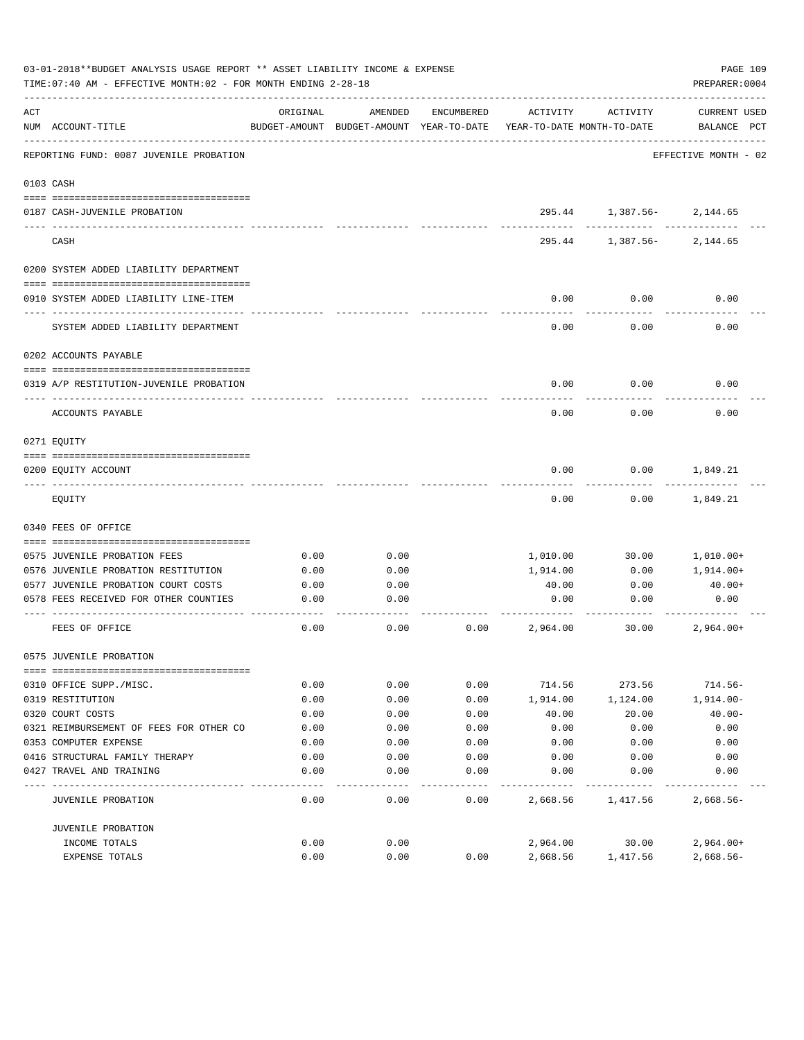03-01-2018**BUDGET ANALYSIS USAGE REPORT ** ASSET LIABILITY INCOME & EXPENSE

TIME:07:40 AM - EFFECTIVE MONTH:02 - FOR MONTH ENDING 2-28-18

PREPARER:0004

REPORTING FUND: 0087 JUVENILE PROBATION — EFFECTIVE MONTH - 02

| ACT NUM | ACCOUNT-TITLE | ORIGINAL BUDGET-AMOUNT | AMENDED BUDGET-AMOUNT | ENCUMBERED YEAR-TO-DATE | ACTIVITY YEAR-TO-DATE | ACTIVITY MONTH-TO-DATE | CURRENT USED BALANCE | PCT |
|---|---|---|---|---|---|---|---|---|
| | **0103 CASH** | | | | | | | |
| 0187 | CASH-JUVENILE PROBATION | | | | 295.44 | 1,387.56- | 2,144.65 | |
| | CASH | | | | 295.44 | 1,387.56- | 2,144.65 | |
| | **0200 SYSTEM ADDED LIABILITY DEPARTMENT** | | | | | | | |
| 0910 | SYSTEM ADDED LIABILITY LINE-ITEM | | | | 0.00 | 0.00 | 0.00 | |
| | SYSTEM ADDED LIABILITY DEPARTMENT | | | | 0.00 | 0.00 | 0.00 | |
| | **0202 ACCOUNTS PAYABLE** | | | | | | | |
| 0319 | A/P RESTITUTION-JUVENILE PROBATION | | | | 0.00 | 0.00 | 0.00 | |
| | ACCOUNTS PAYABLE | | | | 0.00 | 0.00 | 0.00 | |
| | **0271 EQUITY** | | | | | | | |
| 0200 | EQUITY ACCOUNT | | | | 0.00 | 0.00 | 1,849.21 | |
| | EQUITY | | | | 0.00 | 0.00 | 1,849.21 | |
| | **0340 FEES OF OFFICE** | | | | | | | |
| 0575 | JUVENILE PROBATION FEES | 0.00 | 0.00 | | 1,010.00 | 30.00 | 1,010.00+ | |
| 0576 | JUVENILE PROBATION RESTITUTION | 0.00 | 0.00 | | 1,914.00 | 0.00 | 1,914.00+ | |
| 0577 | JUVENILE PROBATION COURT COSTS | 0.00 | 0.00 | | 40.00 | 0.00 | 40.00+ | |
| 0578 | FEES RECEIVED FOR OTHER COUNTIES | 0.00 | 0.00 | | 0.00 | 0.00 | 0.00 | |
| | FEES OF OFFICE | 0.00 | 0.00 | 0.00 | 2,964.00 | 30.00 | 2,964.00+ | |
| | **0575 JUVENILE PROBATION** | | | | | | | |
| 0310 | OFFICE SUPP./MISC. | 0.00 | 0.00 | 0.00 | 714.56 | 273.56 | 714.56- | |
| 0319 | RESTITUTION | 0.00 | 0.00 | 0.00 | 1,914.00 | 1,124.00 | 1,914.00- | |
| 0320 | COURT COSTS | 0.00 | 0.00 | 0.00 | 40.00 | 20.00 | 40.00- | |
| 0321 | REIMBURSEMENT OF FEES FOR OTHER CO | 0.00 | 0.00 | 0.00 | 0.00 | 0.00 | 0.00 | |
| 0353 | COMPUTER EXPENSE | 0.00 | 0.00 | 0.00 | 0.00 | 0.00 | 0.00 | |
| 0416 | STRUCTURAL FAMILY THERAPY | 0.00 | 0.00 | 0.00 | 0.00 | 0.00 | 0.00 | |
| 0427 | TRAVEL AND TRAINING | 0.00 | 0.00 | 0.00 | 0.00 | 0.00 | 0.00 | |
| | JUVENILE PROBATION | 0.00 | 0.00 | 0.00 | 2,668.56 | 1,417.56 | 2,668.56- | |
| | **JUVENILE PROBATION** | | | | | | | |
| | INCOME TOTALS | 0.00 | 0.00 | | 2,964.00 | 30.00 | 2,964.00+ | |
| | EXPENSE TOTALS | 0.00 | 0.00 | 0.00 | 2,668.56 | 1,417.56 | 2,668.56- | |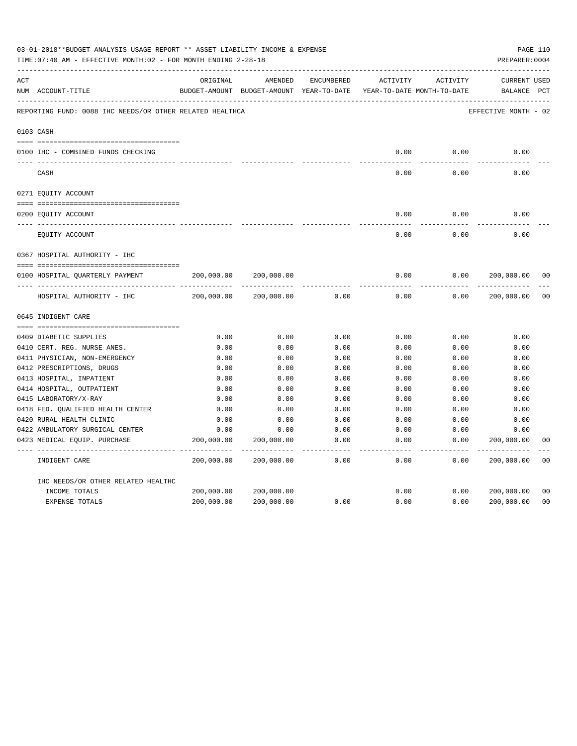03-01-2018**BUDGET ANALYSIS USAGE REPORT ** ASSET LIABILITY INCOME & EXPENSE

TIME:07:40 AM - EFFECTIVE MONTH:02 - FOR MONTH ENDING 2-28-18

PREPARER:0004

REPORTING FUND: 0088 IHC NEEDS/OR OTHER RELATED HEALTHCA — EFFECTIVE MONTH - 02

| ACT NUM | ACCOUNT-TITLE | ORIGINAL BUDGET-AMOUNT | AMENDED BUDGET-AMOUNT | ENCUMBERED YEAR-TO-DATE | ACTIVITY YEAR-TO-DATE | ACTIVITY MONTH-TO-DATE | CURRENT BALANCE | USED PCT |
|---|---|---|---|---|---|---|---|---|
| | **0103 CASH** | | | | | | | |
| 0100 | IHC - COMBINED FUNDS CHECKING | | | | 0.00 | 0.00 | 0.00 | |
| | CASH | | | | 0.00 | 0.00 | 0.00 | |
| | **0271 EQUITY ACCOUNT** | | | | | | | |
| 0200 | EQUITY ACCOUNT | | | | 0.00 | 0.00 | 0.00 | |
| | EQUITY ACCOUNT | | | | 0.00 | 0.00 | 0.00 | |
| | **0367 HOSPITAL AUTHORITY - IHC** | | | | | | | |
| 0100 | HOSPITAL QUARTERLY PAYMENT | 200,000.00 | 200,000.00 | | 0.00 | 0.00 | 200,000.00 | 00 |
| | HOSPITAL AUTHORITY - IHC | 200,000.00 | 200,000.00 | 0.00 | 0.00 | 0.00 | 200,000.00 | 00 |
| | **0645 INDIGENT CARE** | | | | | | | |
| 0409 | DIABETIC SUPPLIES | 0.00 | 0.00 | 0.00 | 0.00 | 0.00 | 0.00 | |
| 0410 | CERT. REG. NURSE ANES. | 0.00 | 0.00 | 0.00 | 0.00 | 0.00 | 0.00 | |
| 0411 | PHYSICIAN, NON-EMERGENCY | 0.00 | 0.00 | 0.00 | 0.00 | 0.00 | 0.00 | |
| 0412 | PRESCRIPTIONS, DRUGS | 0.00 | 0.00 | 0.00 | 0.00 | 0.00 | 0.00 | |
| 0413 | HOSPITAL, INPATIENT | 0.00 | 0.00 | 0.00 | 0.00 | 0.00 | 0.00 | |
| 0414 | HOSPITAL, OUTPATIENT | 0.00 | 0.00 | 0.00 | 0.00 | 0.00 | 0.00 | |
| 0415 | LABORATORY/X-RAY | 0.00 | 0.00 | 0.00 | 0.00 | 0.00 | 0.00 | |
| 0418 | FED. QUALIFIED HEALTH CENTER | 0.00 | 0.00 | 0.00 | 0.00 | 0.00 | 0.00 | |
| 0420 | RURAL HEALTH CLINIC | 0.00 | 0.00 | 0.00 | 0.00 | 0.00 | 0.00 | |
| 0422 | AMBULATORY SURGICAL CENTER | 0.00 | 0.00 | 0.00 | 0.00 | 0.00 | 0.00 | |
| 0423 | MEDICAL EQUIP. PURCHASE | 200,000.00 | 200,000.00 | 0.00 | 0.00 | 0.00 | 200,000.00 | 00 |
| | INDIGENT CARE | 200,000.00 | 200,000.00 | 0.00 | 0.00 | 0.00 | 200,000.00 | 00 |
| | **IHC NEEDS/OR OTHER RELATED HEALTHC** | | | | | | | |
| | INCOME TOTALS | 200,000.00 | 200,000.00 | | 0.00 | 0.00 | 200,000.00 | 00 |
| | EXPENSE TOTALS | 200,000.00 | 200,000.00 | 0.00 | 0.00 | 0.00 | 200,000.00 | 00 |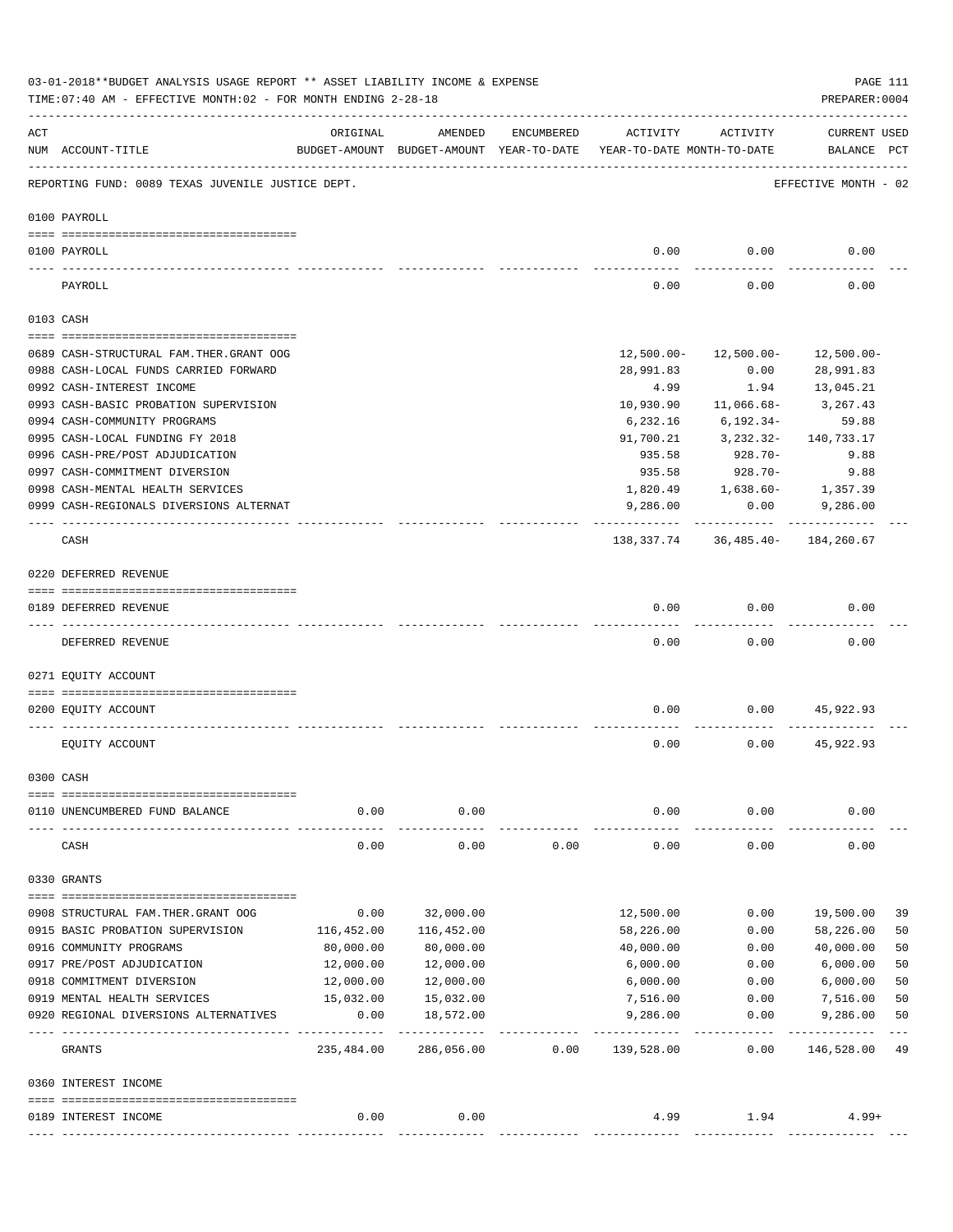03-01-2018**BUDGET ANALYSIS USAGE REPORT ** ASSET LIABILITY INCOME & EXPENSE

TIME:07:40 AM - EFFECTIVE MONTH:02 - FOR MONTH ENDING 2-28-18

PREPARER:0004

| ACT NUM | ACCOUNT-TITLE | ORIGINAL BUDGET-AMOUNT | AMENDED BUDGET-AMOUNT | ENCUMBERED YEAR-TO-DATE | ACTIVITY YEAR-TO-DATE | ACTIVITY MONTH-TO-DATE | CURRENT BALANCE | USED PCT |
|---|---|---|---|---|---|---|---|---|
| | REPORTING FUND: 0089 TEXAS JUVENILE JUSTICE DEPT. | | | | | | EFFECTIVE MONTH - 02 | |
| | **0100 PAYROLL** | | | | | | | |
| 0100 | PAYROLL | | | | 0.00 | 0.00 | 0.00 | |
| | PAYROLL | | | | 0.00 | 0.00 | 0.00 | |
| | **0103 CASH** | | | | | | | |
| 0689 | CASH-STRUCTURAL FAM.THER.GRANT OOG | | | | 12,500.00- | 12,500.00- | 12,500.00- | |
| 0988 | CASH-LOCAL FUNDS CARRIED FORWARD | | | | 28,991.83 | 0.00 | 28,991.83 | |
| 0992 | CASH-INTEREST INCOME | | | | 4.99 | 1.94 | 13,045.21 | |
| 0993 | CASH-BASIC PROBATION SUPERVISION | | | | 10,930.90 | 11,066.68- | 3,267.43 | |
| 0994 | CASH-COMMUNITY PROGRAMS | | | | 6,232.16 | 6,192.34- | 59.88 | |
| 0995 | CASH-LOCAL FUNDING FY 2018 | | | | 91,700.21 | 3,232.32- | 140,733.17 | |
| 0996 | CASH-PRE/POST ADJUDICATION | | | | 935.58 | 928.70- | 9.88 | |
| 0997 | CASH-COMMITMENT DIVERSION | | | | 935.58 | 928.70- | 9.88 | |
| 0998 | CASH-MENTAL HEALTH SERVICES | | | | 1,820.49 | 1,638.60- | 1,357.39 | |
| 0999 | CASH-REGIONALS DIVERSIONS ALTERNAT | | | | 9,286.00 | 0.00 | 9,286.00 | |
| | CASH | | | | 138,337.74 | 36,485.40- | 184,260.67 | |
| | **0220 DEFERRED REVENUE** | | | | | | | |
| 0189 | DEFERRED REVENUE | | | | 0.00 | 0.00 | 0.00 | |
| | DEFERRED REVENUE | | | | 0.00 | 0.00 | 0.00 | |
| | **0271 EQUITY ACCOUNT** | | | | | | | |
| 0200 | EQUITY ACCOUNT | | | | 0.00 | 0.00 | 45,922.93 | |
| | EQUITY ACCOUNT | | | | 0.00 | 0.00 | 45,922.93 | |
| | **0300 CASH** | | | | | | | |
| 0110 | UNENCUMBERED FUND BALANCE | 0.00 | 0.00 | | 0.00 | 0.00 | 0.00 | |
| | CASH | 0.00 | 0.00 | 0.00 | 0.00 | 0.00 | 0.00 | |
| | **0330 GRANTS** | | | | | | | |
| 0908 | STRUCTURAL FAM.THER.GRANT OOG | 0.00 | 32,000.00 | | 12,500.00 | 0.00 | 19,500.00 | 39 |
| 0915 | BASIC PROBATION SUPERVISION | 116,452.00 | 116,452.00 | | 58,226.00 | 0.00 | 58,226.00 | 50 |
| 0916 | COMMUNITY PROGRAMS | 80,000.00 | 80,000.00 | | 40,000.00 | 0.00 | 40,000.00 | 50 |
| 0917 | PRE/POST ADJUDICATION | 12,000.00 | 12,000.00 | | 6,000.00 | 0.00 | 6,000.00 | 50 |
| 0918 | COMMITMENT DIVERSION | 12,000.00 | 12,000.00 | | 6,000.00 | 0.00 | 6,000.00 | 50 |
| 0919 | MENTAL HEALTH SERVICES | 15,032.00 | 15,032.00 | | 7,516.00 | 0.00 | 7,516.00 | 50 |
| 0920 | REGIONAL DIVERSIONS ALTERNATIVES | 0.00 | 18,572.00 | | 9,286.00 | 0.00 | 9,286.00 | 50 |
| | GRANTS | 235,484.00 | 286,056.00 | 0.00 | 139,528.00 | 0.00 | 146,528.00 | 49 |
| | **0360 INTEREST INCOME** | | | | | | | |
| 0189 | INTEREST INCOME | 0.00 | 0.00 | | 4.99 | 1.94 | 4.99+ | |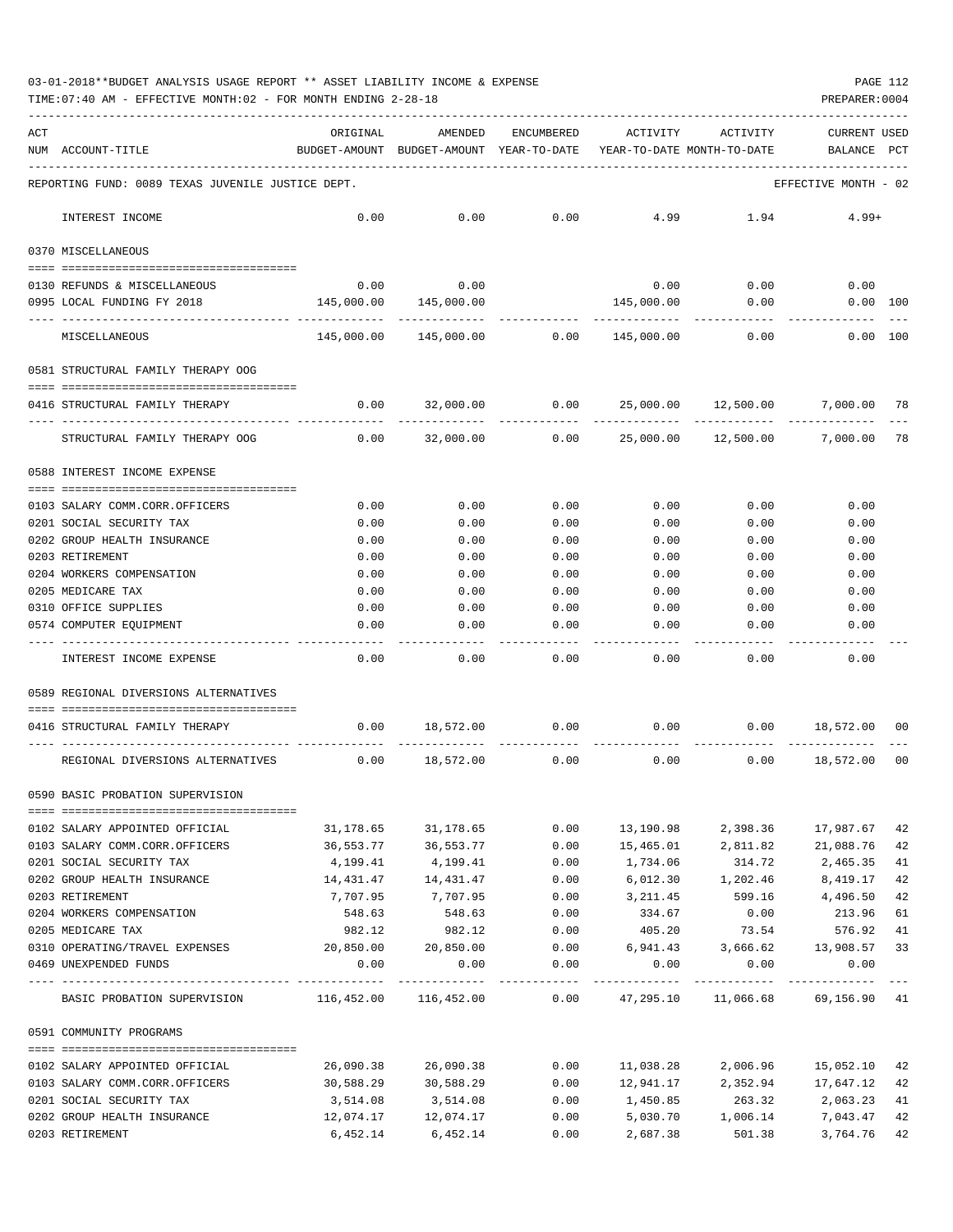03-01-2018**BUDGET ANALYSIS USAGE REPORT ** ASSET LIABILITY INCOME & EXPENSE

TIME:07:40 AM - EFFECTIVE MONTH:02 - FOR MONTH ENDING 2-28-18

PREPARER:0004

| ACT NUM | ACCOUNT-TITLE | ORIGINAL BUDGET-AMOUNT | AMENDED BUDGET-AMOUNT | ENCUMBERED YEAR-TO-DATE | ACTIVITY YEAR-TO-DATE | ACTIVITY MONTH-TO-DATE | CURRENT USED BALANCE | PCT |
|---|---|---|---|---|---|---|---|---|
| | REPORTING FUND: 0089 TEXAS JUVENILE JUSTICE DEPT. | | | | | | EFFECTIVE MONTH - 02 | |
| | INTEREST INCOME | 0.00 | 0.00 | 0.00 | 4.99 | 1.94 | 4.99+ | |
| | 0370 MISCELLANEOUS | | | | | | | |
| 0130 | REFUNDS & MISCELLANEOUS | 0.00 | 0.00 | | 0.00 | 0.00 | 0.00 | |
| 0995 | LOCAL FUNDING FY 2018 | 145,000.00 | 145,000.00 | | 145,000.00 | 0.00 | 0.00 | 100 |
| | MISCELLANEOUS | 145,000.00 | 145,000.00 | 0.00 | 145,000.00 | 0.00 | 0.00 | 100 |
| | 0581 STRUCTURAL FAMILY THERAPY OOG | | | | | | | |
| 0416 | STRUCTURAL FAMILY THERAPY | 0.00 | 32,000.00 | 0.00 | 25,000.00 | 12,500.00 | 7,000.00 | 78 |
| | STRUCTURAL FAMILY THERAPY OOG | 0.00 | 32,000.00 | 0.00 | 25,000.00 | 12,500.00 | 7,000.00 | 78 |
| | 0588 INTEREST INCOME EXPENSE | | | | | | | |
| 0103 | SALARY COMM.CORR.OFFICERS | 0.00 | 0.00 | 0.00 | 0.00 | 0.00 | 0.00 | |
| 0201 | SOCIAL SECURITY TAX | 0.00 | 0.00 | 0.00 | 0.00 | 0.00 | 0.00 | |
| 0202 | GROUP HEALTH INSURANCE | 0.00 | 0.00 | 0.00 | 0.00 | 0.00 | 0.00 | |
| 0203 | RETIREMENT | 0.00 | 0.00 | 0.00 | 0.00 | 0.00 | 0.00 | |
| 0204 | WORKERS COMPENSATION | 0.00 | 0.00 | 0.00 | 0.00 | 0.00 | 0.00 | |
| 0205 | MEDICARE TAX | 0.00 | 0.00 | 0.00 | 0.00 | 0.00 | 0.00 | |
| 0310 | OFFICE SUPPLIES | 0.00 | 0.00 | 0.00 | 0.00 | 0.00 | 0.00 | |
| 0574 | COMPUTER EQUIPMENT | 0.00 | 0.00 | 0.00 | 0.00 | 0.00 | 0.00 | |
| | INTEREST INCOME EXPENSE | 0.00 | 0.00 | 0.00 | 0.00 | 0.00 | 0.00 | |
| | 0589 REGIONAL DIVERSIONS ALTERNATIVES | | | | | | | |
| 0416 | STRUCTURAL FAMILY THERAPY | 0.00 | 18,572.00 | 0.00 | 0.00 | 0.00 | 18,572.00 | 00 |
| | REGIONAL DIVERSIONS ALTERNATIVES | 0.00 | 18,572.00 | 0.00 | 0.00 | 0.00 | 18,572.00 | 00 |
| | 0590 BASIC PROBATION SUPERVISION | | | | | | | |
| 0102 | SALARY APPOINTED OFFICIAL | 31,178.65 | 31,178.65 | 0.00 | 13,190.98 | 2,398.36 | 17,987.67 | 42 |
| 0103 | SALARY COMM.CORR.OFFICERS | 36,553.77 | 36,553.77 | 0.00 | 15,465.01 | 2,811.82 | 21,088.76 | 42 |
| 0201 | SOCIAL SECURITY TAX | 4,199.41 | 4,199.41 | 0.00 | 1,734.06 | 314.72 | 2,465.35 | 41 |
| 0202 | GROUP HEALTH INSURANCE | 14,431.47 | 14,431.47 | 0.00 | 6,012.30 | 1,202.46 | 8,419.17 | 42 |
| 0203 | RETIREMENT | 7,707.95 | 7,707.95 | 0.00 | 3,211.45 | 599.16 | 4,496.50 | 42 |
| 0204 | WORKERS COMPENSATION | 548.63 | 548.63 | 0.00 | 334.67 | 0.00 | 213.96 | 61 |
| 0205 | MEDICARE TAX | 982.12 | 982.12 | 0.00 | 405.20 | 73.54 | 576.92 | 41 |
| 0310 | OPERATING/TRAVEL EXPENSES | 20,850.00 | 20,850.00 | 0.00 | 6,941.43 | 3,666.62 | 13,908.57 | 33 |
| 0469 | UNEXPENDED FUNDS | 0.00 | 0.00 | 0.00 | 0.00 | 0.00 | 0.00 | |
| | BASIC PROBATION SUPERVISION | 116,452.00 | 116,452.00 | 0.00 | 47,295.10 | 11,066.68 | 69,156.90 | 41 |
| | 0591 COMMUNITY PROGRAMS | | | | | | | |
| 0102 | SALARY APPOINTED OFFICIAL | 26,090.38 | 26,090.38 | 0.00 | 11,038.28 | 2,006.96 | 15,052.10 | 42 |
| 0103 | SALARY COMM.CORR.OFFICERS | 30,588.29 | 30,588.29 | 0.00 | 12,941.17 | 2,352.94 | 17,647.12 | 42 |
| 0201 | SOCIAL SECURITY TAX | 3,514.08 | 3,514.08 | 0.00 | 1,450.85 | 263.32 | 2,063.23 | 41 |
| 0202 | GROUP HEALTH INSURANCE | 12,074.17 | 12,074.17 | 0.00 | 5,030.70 | 1,006.14 | 7,043.47 | 42 |
| 0203 | RETIREMENT | 6,452.14 | 6,452.14 | 0.00 | 2,687.38 | 501.38 | 3,764.76 | 42 |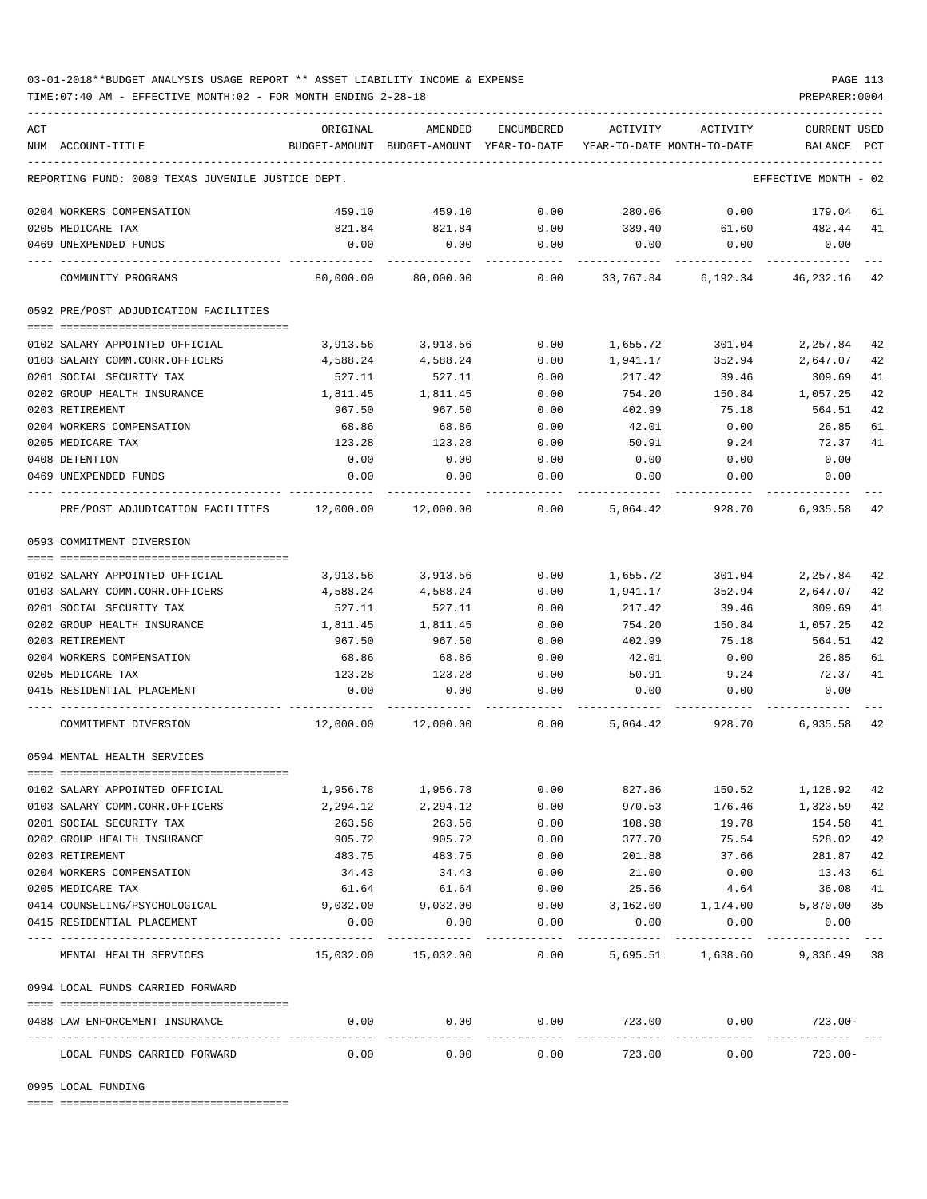03-01-2018**BUDGET ANALYSIS USAGE REPORT ** ASSET LIABILITY INCOME & EXPENSE

TIME:07:40 AM - EFFECTIVE MONTH:02 - FOR MONTH ENDING 2-28-18

PREPARER:0004

| ACT NUM | ACCOUNT-TITLE | ORIGINAL BUDGET-AMOUNT | AMENDED BUDGET-AMOUNT | ENCUMBERED YEAR-TO-DATE | ACTIVITY YEAR-TO-DATE | ACTIVITY MONTH-TO-DATE | CURRENT USED BALANCE | PCT |
|---|---|---|---|---|---|---|---|---|
| | REPORTING FUND: 0089 TEXAS JUVENILE JUSTICE DEPT. | | | | | | EFFECTIVE MONTH - 02 | |
| 0204 | WORKERS COMPENSATION | 459.10 | 459.10 | 0.00 | 280.06 | 0.00 | 179.04 | 61 |
| 0205 | MEDICARE TAX | 821.84 | 821.84 | 0.00 | 339.40 | 61.60 | 482.44 | 41 |
| 0469 | UNEXPENDED FUNDS | 0.00 | 0.00 | 0.00 | 0.00 | 0.00 | 0.00 | |
| | COMMUNITY PROGRAMS | 80,000.00 | 80,000.00 | 0.00 | 33,767.84 | 6,192.34 | 46,232.16 | 42 |
| | 0592 PRE/POST ADJUDICATION FACILITIES | | | | | | | |
| 0102 | SALARY APPOINTED OFFICIAL | 3,913.56 | 3,913.56 | 0.00 | 1,655.72 | 301.04 | 2,257.84 | 42 |
| 0103 | SALARY COMM.CORR.OFFICERS | 4,588.24 | 4,588.24 | 0.00 | 1,941.17 | 352.94 | 2,647.07 | 42 |
| 0201 | SOCIAL SECURITY TAX | 527.11 | 527.11 | 0.00 | 217.42 | 39.46 | 309.69 | 41 |
| 0202 | GROUP HEALTH INSURANCE | 1,811.45 | 1,811.45 | 0.00 | 754.20 | 150.84 | 1,057.25 | 42 |
| 0203 | RETIREMENT | 967.50 | 967.50 | 0.00 | 402.99 | 75.18 | 564.51 | 42 |
| 0204 | WORKERS COMPENSATION | 68.86 | 68.86 | 0.00 | 42.01 | 0.00 | 26.85 | 61 |
| 0205 | MEDICARE TAX | 123.28 | 123.28 | 0.00 | 50.91 | 9.24 | 72.37 | 41 |
| 0408 | DETENTION | 0.00 | 0.00 | 0.00 | 0.00 | 0.00 | 0.00 | |
| 0469 | UNEXPENDED FUNDS | 0.00 | 0.00 | 0.00 | 0.00 | 0.00 | 0.00 | |
| | PRE/POST ADJUDICATION FACILITIES | 12,000.00 | 12,000.00 | 0.00 | 5,064.42 | 928.70 | 6,935.58 | 42 |
| | 0593 COMMITMENT DIVERSION | | | | | | | |
| 0102 | SALARY APPOINTED OFFICIAL | 3,913.56 | 3,913.56 | 0.00 | 1,655.72 | 301.04 | 2,257.84 | 42 |
| 0103 | SALARY COMM.CORR.OFFICERS | 4,588.24 | 4,588.24 | 0.00 | 1,941.17 | 352.94 | 2,647.07 | 42 |
| 0201 | SOCIAL SECURITY TAX | 527.11 | 527.11 | 0.00 | 217.42 | 39.46 | 309.69 | 41 |
| 0202 | GROUP HEALTH INSURANCE | 1,811.45 | 1,811.45 | 0.00 | 754.20 | 150.84 | 1,057.25 | 42 |
| 0203 | RETIREMENT | 967.50 | 967.50 | 0.00 | 402.99 | 75.18 | 564.51 | 42 |
| 0204 | WORKERS COMPENSATION | 68.86 | 68.86 | 0.00 | 42.01 | 0.00 | 26.85 | 61 |
| 0205 | MEDICARE TAX | 123.28 | 123.28 | 0.00 | 50.91 | 9.24 | 72.37 | 41 |
| 0415 | RESIDENTIAL PLACEMENT | 0.00 | 0.00 | 0.00 | 0.00 | 0.00 | 0.00 | |
| | COMMITMENT DIVERSION | 12,000.00 | 12,000.00 | 0.00 | 5,064.42 | 928.70 | 6,935.58 | 42 |
| | 0594 MENTAL HEALTH SERVICES | | | | | | | |
| 0102 | SALARY APPOINTED OFFICIAL | 1,956.78 | 1,956.78 | 0.00 | 827.86 | 150.52 | 1,128.92 | 42 |
| 0103 | SALARY COMM.CORR.OFFICERS | 2,294.12 | 2,294.12 | 0.00 | 970.53 | 176.46 | 1,323.59 | 42 |
| 0201 | SOCIAL SECURITY TAX | 263.56 | 263.56 | 0.00 | 108.98 | 19.78 | 154.58 | 41 |
| 0202 | GROUP HEALTH INSURANCE | 905.72 | 905.72 | 0.00 | 377.70 | 75.54 | 528.02 | 42 |
| 0203 | RETIREMENT | 483.75 | 483.75 | 0.00 | 201.88 | 37.66 | 281.87 | 42 |
| 0204 | WORKERS COMPENSATION | 34.43 | 34.43 | 0.00 | 21.00 | 0.00 | 13.43 | 61 |
| 0205 | MEDICARE TAX | 61.64 | 61.64 | 0.00 | 25.56 | 4.64 | 36.08 | 41 |
| 0414 | COUNSELING/PSYCHOLOGICAL | 9,032.00 | 9,032.00 | 0.00 | 3,162.00 | 1,174.00 | 5,870.00 | 35 |
| 0415 | RESIDENTIAL PLACEMENT | 0.00 | 0.00 | 0.00 | 0.00 | 0.00 | 0.00 | |
| | MENTAL HEALTH SERVICES | 15,032.00 | 15,032.00 | 0.00 | 5,695.51 | 1,638.60 | 9,336.49 | 38 |
| | 0994 LOCAL FUNDS CARRIED FORWARD | | | | | | | |
| 0488 | LAW ENFORCEMENT INSURANCE | 0.00 | 0.00 | 0.00 | 723.00 | 0.00 | 723.00- | |
| | LOCAL FUNDS CARRIED FORWARD | 0.00 | 0.00 | 0.00 | 723.00 | 0.00 | 723.00- | |
| | 0995 LOCAL FUNDING | | | | | | | |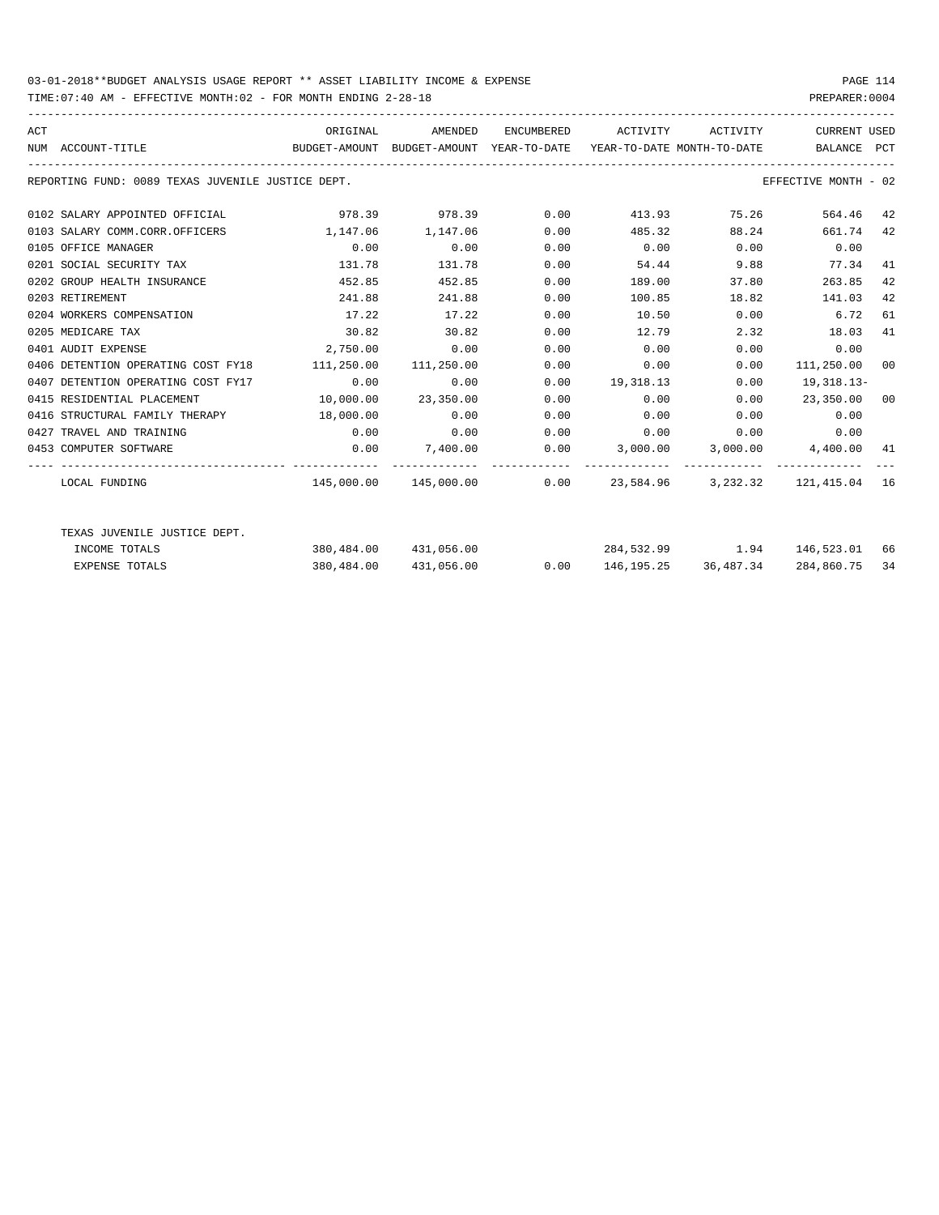03-01-2018**BUDGET ANALYSIS USAGE REPORT ** ASSET LIABILITY INCOME & EXPENSE

TIME:07:40 AM - EFFECTIVE MONTH:02 - FOR MONTH ENDING 2-28-18

PREPARER:0004

REPORTING FUND: 0089 TEXAS JUVENILE JUSTICE DEPT. — EFFECTIVE MONTH - 02

| ACT NUM | ACCOUNT-TITLE | ORIGINAL BUDGET-AMOUNT | AMENDED BUDGET-AMOUNT | ENCUMBERED YEAR-TO-DATE | ACTIVITY YEAR-TO-DATE | ACTIVITY MONTH-TO-DATE | CURRENT BALANCE | USED PCT |
|---|---|---|---|---|---|---|---|---|
| 0102 | SALARY APPOINTED OFFICIAL | 978.39 | 978.39 | 0.00 | 413.93 | 75.26 | 564.46 | 42 |
| 0103 | SALARY COMM.CORR.OFFICERS | 1,147.06 | 1,147.06 | 0.00 | 485.32 | 88.24 | 661.74 | 42 |
| 0105 | OFFICE MANAGER | 0.00 | 0.00 | 0.00 | 0.00 | 0.00 | 0.00 | |
| 0201 | SOCIAL SECURITY TAX | 131.78 | 131.78 | 0.00 | 54.44 | 9.88 | 77.34 | 41 |
| 0202 | GROUP HEALTH INSURANCE | 452.85 | 452.85 | 0.00 | 189.00 | 37.80 | 263.85 | 42 |
| 0203 | RETIREMENT | 241.88 | 241.88 | 0.00 | 100.85 | 18.82 | 141.03 | 42 |
| 0204 | WORKERS COMPENSATION | 17.22 | 17.22 | 0.00 | 10.50 | 0.00 | 6.72 | 61 |
| 0205 | MEDICARE TAX | 30.82 | 30.82 | 0.00 | 12.79 | 2.32 | 18.03 | 41 |
| 0401 | AUDIT EXPENSE | 2,750.00 | 0.00 | 0.00 | 0.00 | 0.00 | 0.00 | |
| 0406 | DETENTION OPERATING COST FY18 | 111,250.00 | 111,250.00 | 0.00 | 0.00 | 0.00 | 111,250.00 | 00 |
| 0407 | DETENTION OPERATING COST FY17 | 0.00 | 0.00 | 0.00 | 19,318.13 | 0.00 | 19,318.13- | |
| 0415 | RESIDENTIAL PLACEMENT | 10,000.00 | 23,350.00 | 0.00 | 0.00 | 0.00 | 23,350.00 | 00 |
| 0416 | STRUCTURAL FAMILY THERAPY | 18,000.00 | 0.00 | 0.00 | 0.00 | 0.00 | 0.00 | |
| 0427 | TRAVEL AND TRAINING | 0.00 | 0.00 | 0.00 | 0.00 | 0.00 | 0.00 | |
| 0453 | COMPUTER SOFTWARE | 0.00 | 7,400.00 | 0.00 | 3,000.00 | 3,000.00 | 4,400.00 | 41 |
| | LOCAL FUNDING | 145,000.00 | 145,000.00 | 0.00 | 23,584.96 | 3,232.32 | 121,415.04 | 16 |
| | TEXAS JUVENILE JUSTICE DEPT. | | | | | | | |
| | INCOME TOTALS | 380,484.00 | 431,056.00 | | 284,532.99 | 1.94 | 146,523.01 | 66 |
| | EXPENSE TOTALS | 380,484.00 | 431,056.00 | 0.00 | 146,195.25 | 36,487.34 | 284,860.75 | 34 |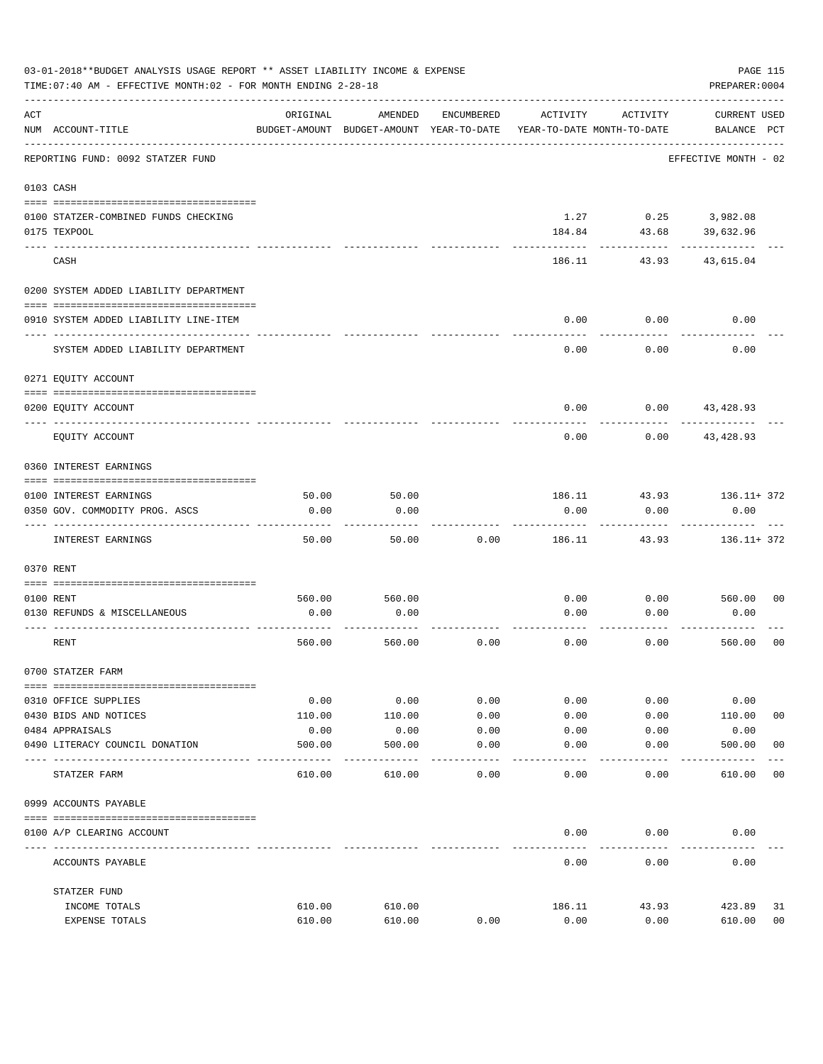03-01-2018**BUDGET ANALYSIS USAGE REPORT ** ASSET LIABILITY INCOME & EXPENSE

TIME:07:40 AM - EFFECTIVE MONTH:02 - FOR MONTH ENDING 2-28-18

PREPARER:0004

| ACT NUM | ACCOUNT-TITLE | ORIGINAL BUDGET-AMOUNT | AMENDED BUDGET-AMOUNT | ENCUMBERED YEAR-TO-DATE | ACTIVITY YEAR-TO-DATE | ACTIVITY MONTH-TO-DATE | CURRENT BALANCE | USED PCT |
|---|---|---|---|---|---|---|---|---|
| | REPORTING FUND: 0092 STATZER FUND | | | | | | EFFECTIVE MONTH - 02 | |
| | 0103 CASH | | | | | | | |
| 0100 | STATZER-COMBINED FUNDS CHECKING | | | | 1.27 | 0.25 | 3,982.08 | |
| 0175 | TEXPOOL | | | | 184.84 | 43.68 | 39,632.96 | |
| | CASH | | | | 186.11 | 43.93 | 43,615.04 | |
| | 0200 SYSTEM ADDED LIABILITY DEPARTMENT | | | | | | | |
| 0910 | SYSTEM ADDED LIABILITY LINE-ITEM | | | | 0.00 | 0.00 | 0.00 | |
| | SYSTEM ADDED LIABILITY DEPARTMENT | | | | 0.00 | 0.00 | 0.00 | |
| | 0271 EQUITY ACCOUNT | | | | | | | |
| 0200 | EQUITY ACCOUNT | | | | 0.00 | 0.00 | 43,428.93 | |
| | EQUITY ACCOUNT | | | | 0.00 | 0.00 | 43,428.93 | |
| | 0360 INTEREST EARNINGS | | | | | | | |
| 0100 | INTEREST EARNINGS | 50.00 | 50.00 | | 186.11 | 43.93 | 136.11+ | 372 |
| 0350 | GOV. COMMODITY PROG. ASCS | 0.00 | 0.00 | | 0.00 | 0.00 | 0.00 | |
| | INTEREST EARNINGS | 50.00 | 50.00 | 0.00 | 186.11 | 43.93 | 136.11+ | 372 |
| | 0370 RENT | | | | | | | |
| 0100 | RENT | 560.00 | 560.00 | | 0.00 | 0.00 | 560.00 | 00 |
| 0130 | REFUNDS & MISCELLANEOUS | 0.00 | 0.00 | | 0.00 | 0.00 | 0.00 | |
| | RENT | 560.00 | 560.00 | 0.00 | 0.00 | 0.00 | 560.00 | 00 |
| | 0700 STATZER FARM | | | | | | | |
| 0310 | OFFICE SUPPLIES | 0.00 | 0.00 | 0.00 | 0.00 | 0.00 | 0.00 | |
| 0430 | BIDS AND NOTICES | 110.00 | 110.00 | 0.00 | 0.00 | 0.00 | 110.00 | 00 |
| 0484 | APPRAISALS | 0.00 | 0.00 | 0.00 | 0.00 | 0.00 | 0.00 | |
| 0490 | LITERACY COUNCIL DONATION | 500.00 | 500.00 | 0.00 | 0.00 | 0.00 | 500.00 | 00 |
| | STATZER FARM | 610.00 | 610.00 | 0.00 | 0.00 | 0.00 | 610.00 | 00 |
| | 0999 ACCOUNTS PAYABLE | | | | | | | |
| 0100 | A/P CLEARING ACCOUNT | | | | 0.00 | 0.00 | 0.00 | |
| | ACCOUNTS PAYABLE | | | | 0.00 | 0.00 | 0.00 | |
| | STATZER FUND | | | | | | | |
| | INCOME TOTALS | 610.00 | 610.00 | | 186.11 | 43.93 | 423.89 | 31 |
| | EXPENSE TOTALS | 610.00 | 610.00 | 0.00 | 0.00 | 0.00 | 610.00 | 00 |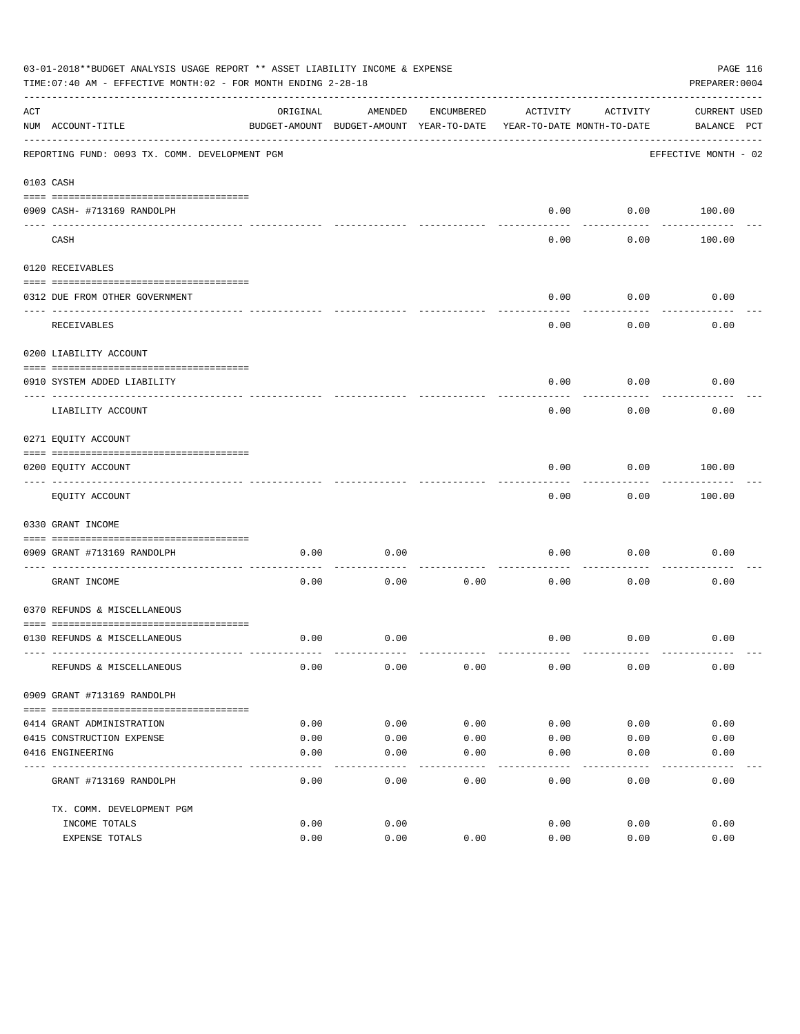03-01-2018**BUDGET ANALYSIS USAGE REPORT ** ASSET LIABILITY INCOME & EXPENSE

TIME:07:40 AM - EFFECTIVE MONTH:02 - FOR MONTH ENDING 2-28-18

PREPARER:0004

REPORTING FUND: 0093 TX. COMM. DEVELOPMENT PGM — EFFECTIVE MONTH - 02

| ACT NUM | ACCOUNT-TITLE | ORIGINAL BUDGET-AMOUNT | AMENDED BUDGET-AMOUNT | ENCUMBERED YEAR-TO-DATE | ACTIVITY YEAR-TO-DATE | ACTIVITY MONTH-TO-DATE | CURRENT BALANCE | USED PCT |
|---|---|---|---|---|---|---|---|---|
| 0103 | CASH | | | | | | | |
| 0909 | CASH- #713169 RANDOLPH | | | | 0.00 | 0.00 | 100.00 | |
| | CASH | | | | 0.00 | 0.00 | 100.00 | |
| 0120 | RECEIVABLES | | | | | | | |
| 0312 | DUE FROM OTHER GOVERNMENT | | | | 0.00 | 0.00 | 0.00 | |
| | RECEIVABLES | | | | 0.00 | 0.00 | 0.00 | |
| 0200 | LIABILITY ACCOUNT | | | | | | | |
| 0910 | SYSTEM ADDED LIABILITY | | | | 0.00 | 0.00 | 0.00 | |
| | LIABILITY ACCOUNT | | | | 0.00 | 0.00 | 0.00 | |
| 0271 | EQUITY ACCOUNT | | | | | | | |
| 0200 | EQUITY ACCOUNT | | | | 0.00 | 0.00 | 100.00 | |
| | EQUITY ACCOUNT | | | | 0.00 | 0.00 | 100.00 | |
| 0330 | GRANT INCOME | | | | | | | |
| 0909 | GRANT #713169 RANDOLPH | 0.00 | 0.00 | | 0.00 | 0.00 | 0.00 | |
| | GRANT INCOME | 0.00 | 0.00 | 0.00 | 0.00 | 0.00 | 0.00 | |
| 0370 | REFUNDS & MISCELLANEOUS | | | | | | | |
| 0130 | REFUNDS & MISCELLANEOUS | 0.00 | 0.00 | | 0.00 | 0.00 | 0.00 | |
| | REFUNDS & MISCELLANEOUS | 0.00 | 0.00 | 0.00 | 0.00 | 0.00 | 0.00 | |
| 0909 | GRANT #713169 RANDOLPH | | | | | | | |
| 0414 | GRANT ADMINISTRATION | 0.00 | 0.00 | 0.00 | 0.00 | 0.00 | 0.00 | |
| 0415 | CONSTRUCTION EXPENSE | 0.00 | 0.00 | 0.00 | 0.00 | 0.00 | 0.00 | |
| 0416 | ENGINEERING | 0.00 | 0.00 | 0.00 | 0.00 | 0.00 | 0.00 | |
| | GRANT #713169 RANDOLPH | 0.00 | 0.00 | 0.00 | 0.00 | 0.00 | 0.00 | |
| | TX. COMM. DEVELOPMENT PGM | | | | | | | |
| | INCOME TOTALS | 0.00 | 0.00 | | 0.00 | 0.00 | 0.00 | |
| | EXPENSE TOTALS | 0.00 | 0.00 | 0.00 | 0.00 | 0.00 | 0.00 | |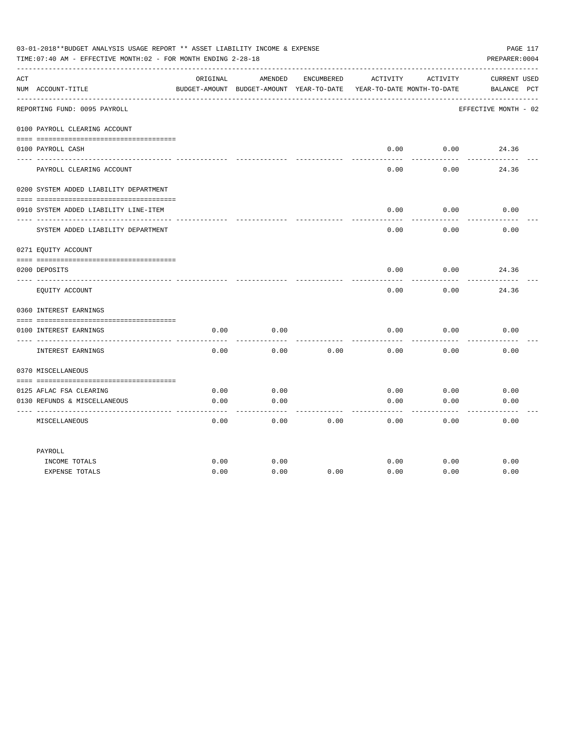03-01-2018**BUDGET ANALYSIS USAGE REPORT ** ASSET LIABILITY INCOME & EXPENSE

TIME:07:40 AM - EFFECTIVE MONTH:02 - FOR MONTH ENDING 2-28-18

PREPARER:0004

| ACT NUM | ACCOUNT-TITLE | ORIGINAL BUDGET-AMOUNT | AMENDED BUDGET-AMOUNT | ENCUMBERED YEAR-TO-DATE | ACTIVITY YEAR-TO-DATE | ACTIVITY MONTH-TO-DATE | CURRENT BALANCE | USED PCT |
|---|---|---|---|---|---|---|---|---|
| | REPORTING FUND: 0095 PAYROLL | | | | | | EFFECTIVE MONTH - 02 | |
| | 0100 PAYROLL CLEARING ACCOUNT | | | | | | | |
| 0100 | PAYROLL CASH | | | | 0.00 | 0.00 | 24.36 | |
| | PAYROLL CLEARING ACCOUNT | | | | 0.00 | 0.00 | 24.36 | |
| | 0200 SYSTEM ADDED LIABILITY DEPARTMENT | | | | | | | |
| 0910 | SYSTEM ADDED LIABILITY LINE-ITEM | | | | 0.00 | 0.00 | 0.00 | |
| | SYSTEM ADDED LIABILITY DEPARTMENT | | | | 0.00 | 0.00 | 0.00 | |
| | 0271 EQUITY ACCOUNT | | | | | | | |
| 0200 | DEPOSITS | | | | 0.00 | 0.00 | 24.36 | |
| | EQUITY ACCOUNT | | | | 0.00 | 0.00 | 24.36 | |
| | 0360 INTEREST EARNINGS | | | | | | | |
| 0100 | INTEREST EARNINGS | 0.00 | 0.00 | | 0.00 | 0.00 | 0.00 | |
| | INTEREST EARNINGS | 0.00 | 0.00 | 0.00 | 0.00 | 0.00 | 0.00 | |
| | 0370 MISCELLANEOUS | | | | | | | |
| 0125 | AFLAC FSA CLEARING | 0.00 | 0.00 | | 0.00 | 0.00 | 0.00 | |
| 0130 | REFUNDS & MISCELLANEOUS | 0.00 | 0.00 | | 0.00 | 0.00 | 0.00 | |
| | MISCELLANEOUS | 0.00 | 0.00 | 0.00 | 0.00 | 0.00 | 0.00 | |
| | PAYROLL | | | | | | | |
| | INCOME TOTALS | 0.00 | 0.00 | | 0.00 | 0.00 | 0.00 | |
| | EXPENSE TOTALS | 0.00 | 0.00 | 0.00 | 0.00 | 0.00 | 0.00 | |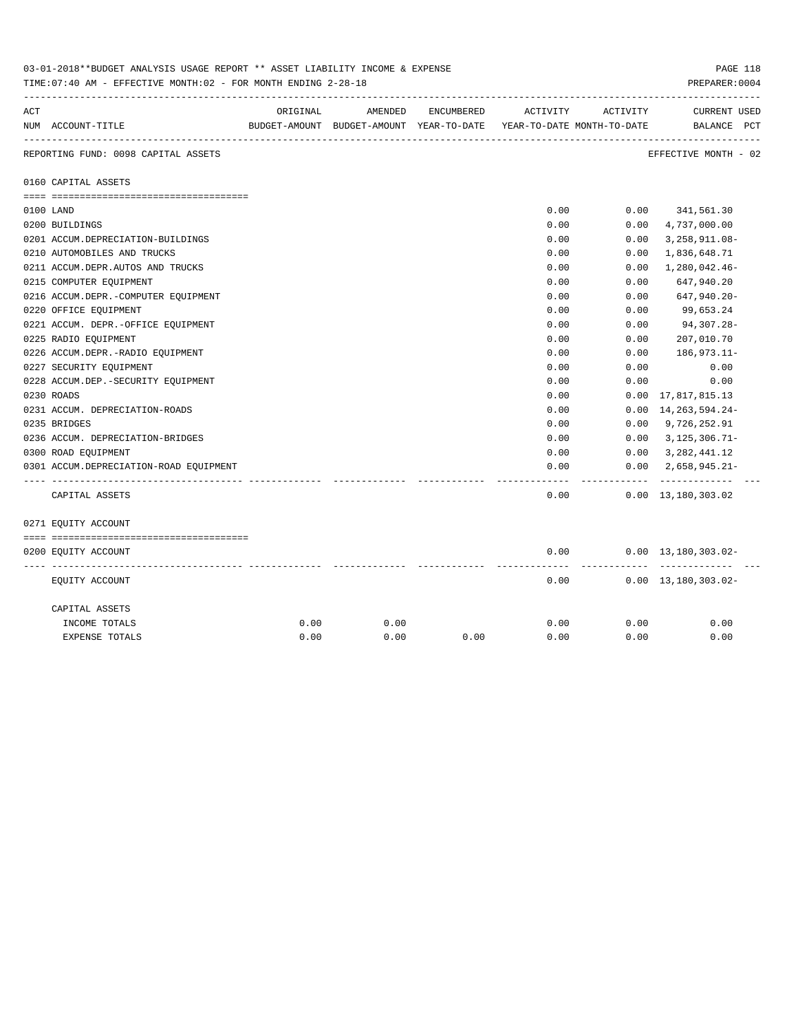03-01-2018**BUDGET ANALYSIS USAGE REPORT ** ASSET LIABILITY INCOME & EXPENSE

TIME:07:40 AM - EFFECTIVE MONTH:02 - FOR MONTH ENDING 2-28-18

PREPARER:0004

| ACT NUM | ACCOUNT-TITLE | ORIGINAL BUDGET-AMOUNT | AMENDED BUDGET-AMOUNT | ENCUMBERED YEAR-TO-DATE | ACTIVITY YEAR-TO-DATE | ACTIVITY MONTH-TO-DATE | CURRENT BALANCE | USED PCT |
|---|---|---|---|---|---|---|---|---|

REPORTING FUND: 0098 CAPITAL ASSETS — EFFECTIVE MONTH - 02

### 0160 CAPITAL ASSETS

| ACT NUM | ACCOUNT-TITLE | ORIGINAL BUDGET-AMOUNT | AMENDED BUDGET-AMOUNT | ENCUMBERED YEAR-TO-DATE | ACTIVITY YEAR-TO-DATE | ACTIVITY MONTH-TO-DATE | CURRENT BALANCE | USED PCT |
|---|---|---|---|---|---|---|---|---|
| 0100 | LAND | | | | 0.00 | 0.00 | 341,561.30 | |
| 0200 | BUILDINGS | | | | 0.00 | 0.00 | 4,737,000.00 | |
| 0201 | ACCUM.DEPRECIATION-BUILDINGS | | | | 0.00 | 0.00 | 3,258,911.08- | |
| 0210 | AUTOMOBILES AND TRUCKS | | | | 0.00 | 0.00 | 1,836,648.71 | |
| 0211 | ACCUM.DEPR.AUTOS AND TRUCKS | | | | 0.00 | 0.00 | 1,280,042.46- | |
| 0215 | COMPUTER EQUIPMENT | | | | 0.00 | 0.00 | 647,940.20 | |
| 0216 | ACCUM.DEPR.-COMPUTER EQUIPMENT | | | | 0.00 | 0.00 | 647,940.20- | |
| 0220 | OFFICE EQUIPMENT | | | | 0.00 | 0.00 | 99,653.24 | |
| 0221 | ACCUM. DEPR.-OFFICE EQUIPMENT | | | | 0.00 | 0.00 | 94,307.28- | |
| 0225 | RADIO EQUIPMENT | | | | 0.00 | 0.00 | 207,010.70 | |
| 0226 | ACCUM.DEPR.-RADIO EQUIPMENT | | | | 0.00 | 0.00 | 186,973.11- | |
| 0227 | SECURITY EQUIPMENT | | | | 0.00 | 0.00 | 0.00 | |
| 0228 | ACCUM.DEP.-SECURITY EQUIPMENT | | | | 0.00 | 0.00 | 0.00 | |
| 0230 | ROADS | | | | 0.00 | 0.00 | 17,817,815.13 | |
| 0231 | ACCUM. DEPRECIATION-ROADS | | | | 0.00 | 0.00 | 14,263,594.24- | |
| 0235 | BRIDGES | | | | 0.00 | 0.00 | 9,726,252.91 | |
| 0236 | ACCUM. DEPRECIATION-BRIDGES | | | | 0.00 | 0.00 | 3,125,306.71- | |
| 0300 | ROAD EQUIPMENT | | | | 0.00 | 0.00 | 3,282,441.12 | |
| 0301 | ACCUM.DEPRECIATION-ROAD EQUIPMENT | | | | 0.00 | 0.00 | 2,658,945.21- | |
| | CAPITAL ASSETS | | | | 0.00 | 0.00 | 13,180,303.02 | |

### 0271 EQUITY ACCOUNT

| ACT NUM | ACCOUNT-TITLE | ORIGINAL BUDGET-AMOUNT | AMENDED BUDGET-AMOUNT | ENCUMBERED YEAR-TO-DATE | ACTIVITY YEAR-TO-DATE | ACTIVITY MONTH-TO-DATE | CURRENT BALANCE | USED PCT |
|---|---|---|---|---|---|---|---|---|
| 0200 | EQUITY ACCOUNT | | | | 0.00 | 0.00 | 13,180,303.02- | |
| | EQUITY ACCOUNT | | | | 0.00 | 0.00 | 13,180,303.02- | |

### CAPITAL ASSETS

| | ORIGINAL BUDGET-AMOUNT | AMENDED BUDGET-AMOUNT | ENCUMBERED YEAR-TO-DATE | ACTIVITY YEAR-TO-DATE | ACTIVITY MONTH-TO-DATE | CURRENT BALANCE |
|---|---|---|---|---|---|---|
| INCOME TOTALS | 0.00 | 0.00 | | 0.00 | 0.00 | 0.00 |
| EXPENSE TOTALS | 0.00 | 0.00 | 0.00 | 0.00 | 0.00 | 0.00 |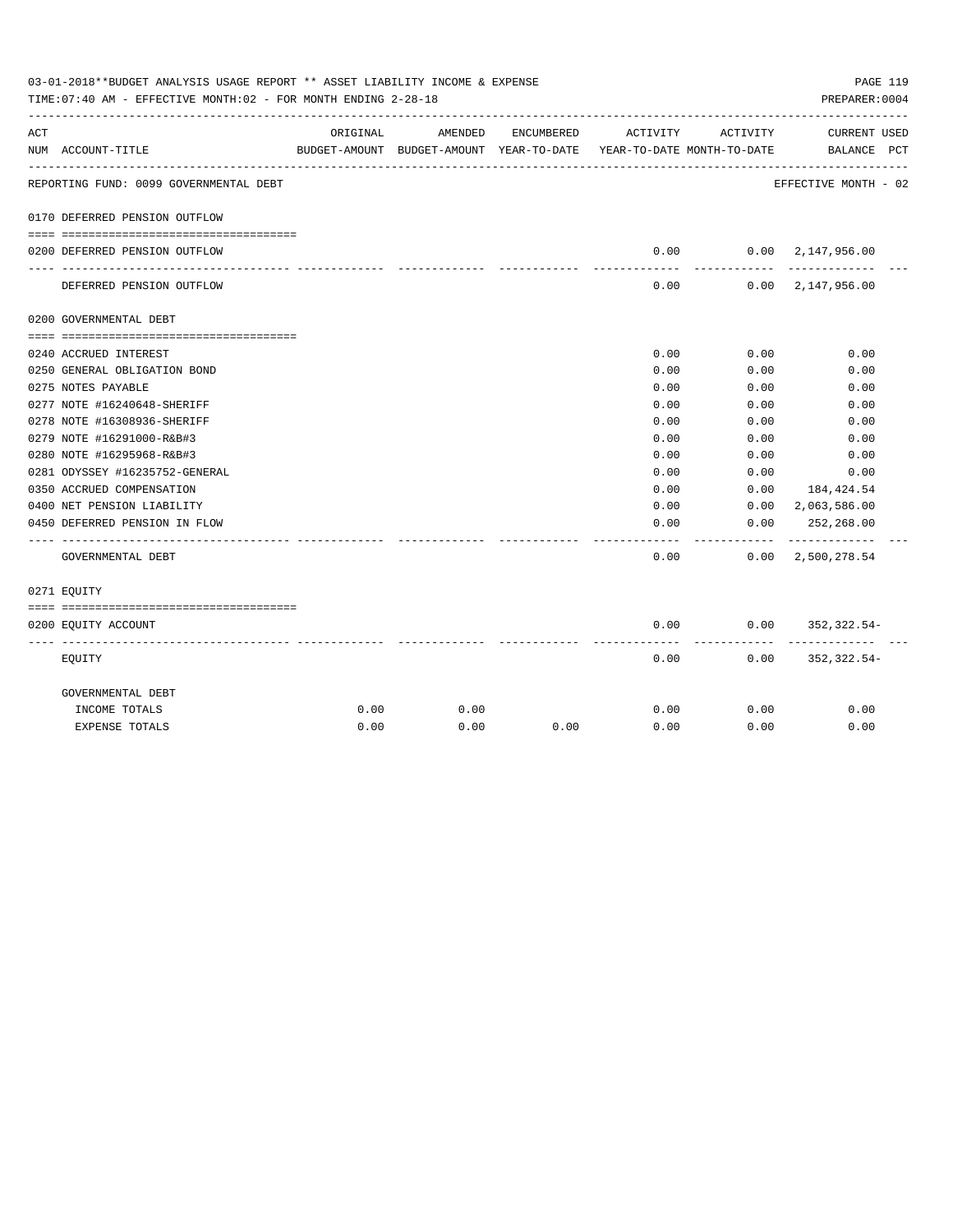03-01-2018**BUDGET ANALYSIS USAGE REPORT ** ASSET LIABILITY INCOME & EXPENSE

TIME:07:40 AM - EFFECTIVE MONTH:02 - FOR MONTH ENDING 2-28-18

PREPARER:0004

| ACT NUM | ACCOUNT-TITLE | ORIGINAL BUDGET-AMOUNT | AMENDED BUDGET-AMOUNT | ENCUMBERED YEAR-TO-DATE | ACTIVITY YEAR-TO-DATE | ACTIVITY MONTH-TO-DATE | CURRENT BALANCE | USED PCT |
|---|---|---|---|---|---|---|---|---|
| | REPORTING FUND: 0099 GOVERNMENTAL DEBT | | | | | | EFFECTIVE MONTH - 02 | |
| | 0170 DEFERRED PENSION OUTFLOW | | | | | | | |
| 0200 | DEFERRED PENSION OUTFLOW | | | | 0.00 | 0.00 | 2,147,956.00 | |
| | DEFERRED PENSION OUTFLOW | | | | 0.00 | 0.00 | 2,147,956.00 | |
| | 0200 GOVERNMENTAL DEBT | | | | | | | |
| 0240 | ACCRUED INTEREST | | | | 0.00 | 0.00 | 0.00 | |
| 0250 | GENERAL OBLIGATION BOND | | | | 0.00 | 0.00 | 0.00 | |
| 0275 | NOTES PAYABLE | | | | 0.00 | 0.00 | 0.00 | |
| 0277 | NOTE #16240648-SHERIFF | | | | 0.00 | 0.00 | 0.00 | |
| 0278 | NOTE #16308936-SHERIFF | | | | 0.00 | 0.00 | 0.00 | |
| 0279 | NOTE #16291000-R&B#3 | | | | 0.00 | 0.00 | 0.00 | |
| 0280 | NOTE #16295968-R&B#3 | | | | 0.00 | 0.00 | 0.00 | |
| 0281 | ODYSSEY #16235752-GENERAL | | | | 0.00 | 0.00 | 0.00 | |
| 0350 | ACCRUED COMPENSATION | | | | 0.00 | 0.00 | 184,424.54 | |
| 0400 | NET PENSION LIABILITY | | | | 0.00 | 0.00 | 2,063,586.00 | |
| 0450 | DEFERRED PENSION IN FLOW | | | | 0.00 | 0.00 | 252,268.00 | |
| | GOVERNMENTAL DEBT | | | | 0.00 | 0.00 | 2,500,278.54 | |
| | 0271 EQUITY | | | | | | | |
| 0200 | EQUITY ACCOUNT | | | | 0.00 | 0.00 | 352,322.54- | |
| | EQUITY | | | | 0.00 | 0.00 | 352,322.54- | |
| | GOVERNMENTAL DEBT | | | | | | | |
| | INCOME TOTALS | 0.00 | 0.00 | | 0.00 | 0.00 | 0.00 | |
| | EXPENSE TOTALS | 0.00 | 0.00 | 0.00 | 0.00 | 0.00 | 0.00 | |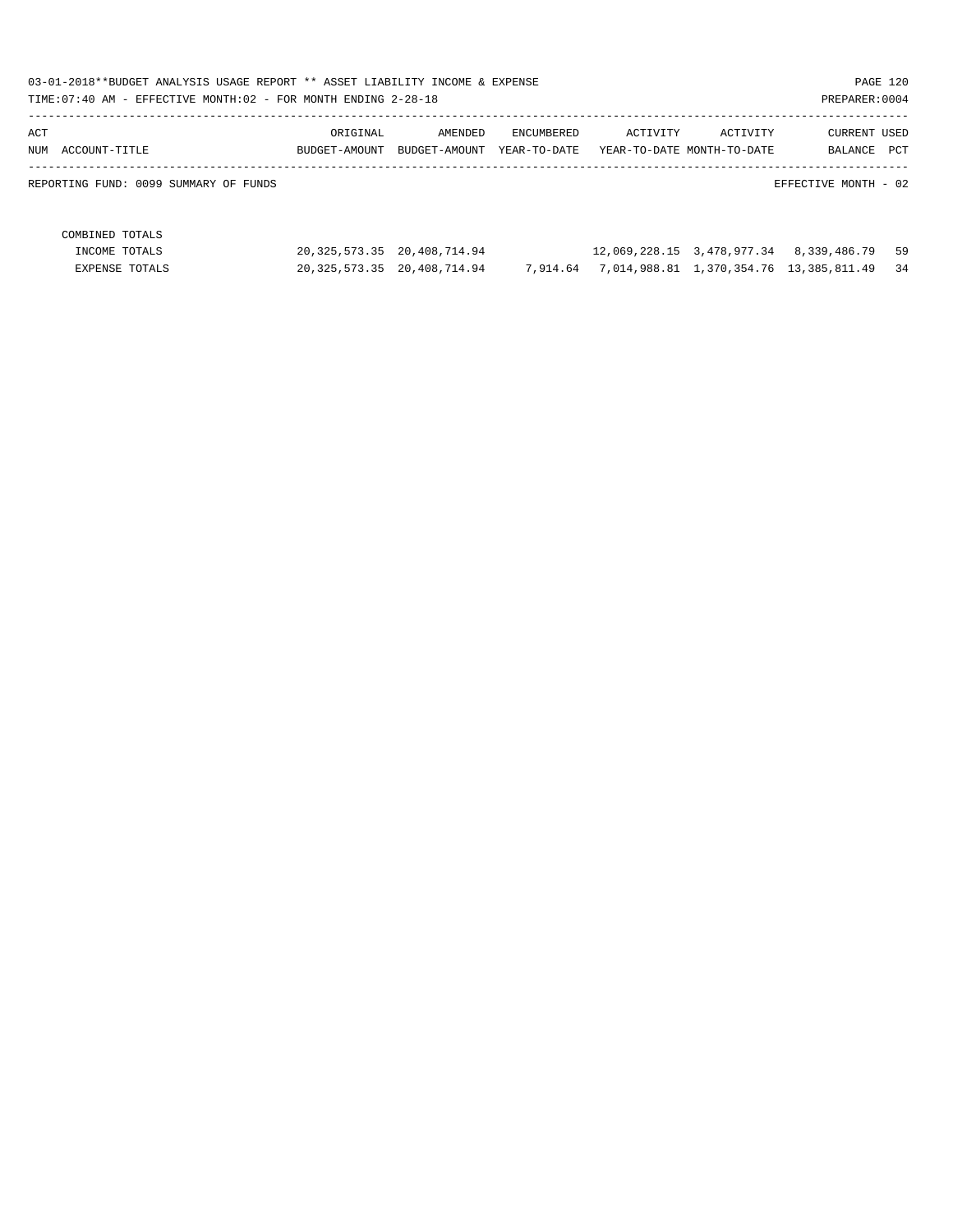03-01-2018**BUDGET ANALYSIS USAGE REPORT ** ASSET LIABILITY INCOME & EXPENSE

TIME:07:40 AM - EFFECTIVE MONTH:02 - FOR MONTH ENDING 2-28-18

PREPARER:0004

| ACT NUM ACCOUNT-TITLE | ORIGINAL BUDGET-AMOUNT | AMENDED BUDGET-AMOUNT | ENCUMBERED YEAR-TO-DATE | ACTIVITY YEAR-TO-DATE | ACTIVITY MONTH-TO-DATE | CURRENT BALANCE | USED PCT |
|---|---|---|---|---|---|---|---|
| REPORTING FUND: 0099 SUMMARY OF FUNDS | | | | | | EFFECTIVE MONTH - 02 | |
| COMBINED TOTALS | | | | | | | |
| INCOME TOTALS | 20,325,573.35 | 20,408,714.94 | | 12,069,228.15 | 3,478,977.34 | 8,339,486.79 | 59 |
| EXPENSE TOTALS | 20,325,573.35 | 20,408,714.94 | 7,914.64 | 7,014,988.81 | 1,370,354.76 | 13,385,811.49 | 34 |